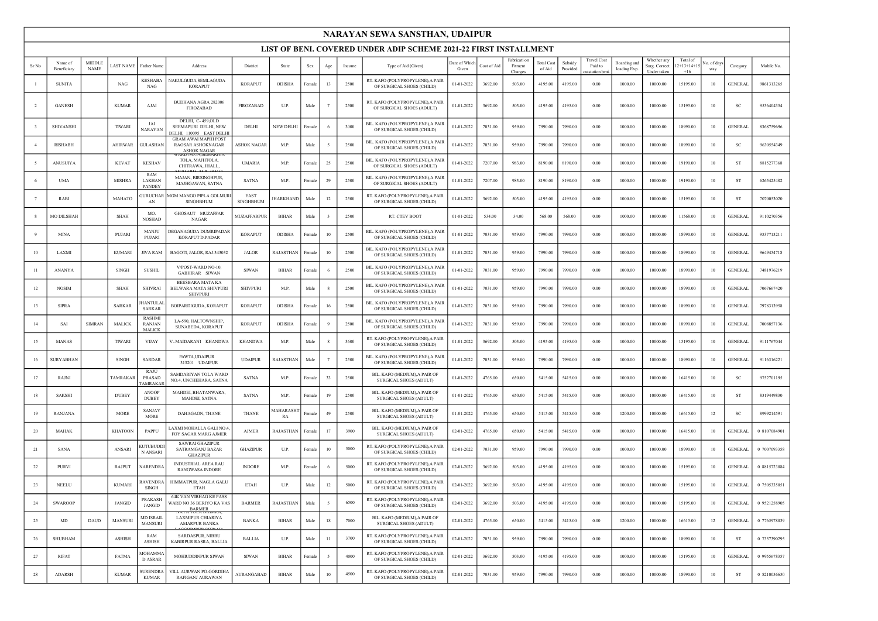# NARAYAN SEWA SANSTHAN, UDAIPUR

## LIST OF BENI. COVERED UNDER ADIP SCHEME 2021-22 FIRST INSTALLMENT

| Sr No | Name of Beneficiary | MIDDLE NAME | LAST NAME | Father Name | Address | District | State | Sex | Age | Income | Type of Aid (Given) | Date of Which Given | Cost of Aid | Fabrication Fitment Charges | Total Cost of Aid | Subsidy Provided | Travel Cost Paid to outstation beni. | Boarding and loading Exp. | Whether any Surg. Correct. Under taken | Total of 12+13+14+15+16 | No. of days stay | Category | Mobile No. |
|---|---|---|---|---|---|---|---|---|---|---|---|---|---|---|---|---|---|---|---|---|---|---|---|
| 1 | SUNITA | | NAG | KESHABA NAG | NAKULGUDA,SEMLAGUDA KORAPUT | KORAPUT | ODISHA | Female | 13 | 2500 | RT. KAFO (POLYPROPYLENE),A PAIR OF SURGICAL SHOES (CHILD) | 01-01-2022 | 3692.00 | 503.00 | 4195.00 | 4195.00 | 0.00 | 1000.00 | 10000.00 | 15195.00 | 10 | GENERAL | 9861313265 |
| 2 | GANESH | | KUMAR | AJAI | BUDHANA AGRA 282006 FIROZABAD | FIROZABAD | U.P. | Male | 7 | 2500 | RT. KAFO (POLYPROPYLENE),A PAIR OF SURGICAL SHOES (ADULT) | 01-01-2022 | 3692.00 | 503.00 | 4195.00 | 4195.00 | 0.00 | 1000.00 | 10000.00 | 15195.00 | 10 | SC | 9536404354 |
| 3 | SHIVANSHI | | TIWARI | JAI NARAYAN | DELHI, C- 459,OLD SEEMAPURI DELHI, NEW DELHI, 110095 EAST DELHI | DELHI | NEW DELHI | Female | 6 | 3000 | BIL. KAFO (POLYPROPYLENE),A PAIR OF SURGICAL SHOES (CHILD) | 01-01-2022 | 7031.00 | 959.00 | 7990.00 | 7990.00 | 0.00 | 1000.00 | 10000.00 | 18990.00 | 10 | GENERAL | 8368759696 |
| 4 | RISHABH | | AHIRWAR | GULASHAN | GRAM AWAI MAPHI POST RAOSAR ASHOKNAGAR ASHOK NAGAR | ASHOK NAGAR | M.P. | Male | 5 | 2500 | BIL. KAFO (POLYPROPYLENE),A PAIR OF SURGICAL SHOES (CHILD) | 01-01-2022 | 7031.00 | 959.00 | 7990.00 | 7990.00 | 0.00 | 1000.00 | 10000.00 | 18990.00 | 10 | SC | 9630554349 |
| 5 | ANUSUIYA | | KEVAT | KESHAV | WARD NO.14,SEMARIYA TOLA, MAJHTOLA, CHITRAWA, JHALL, | UMARIA | M.P. | Female | 25 | 2500 | BIL. KAFO (POLYPROPYLENE),A PAIR OF SURGICAL SHOES (ADULT) | 01-01-2022 | 7207.00 | 983.00 | 8190.00 | 8190.00 | 0.00 | 1000.00 | 10000.00 | 19190.00 | 10 | ST | 8815277368 |
| 6 | UMA | | MISHRA | RAM LAKHAN PANDEY | MAJAN, BIRSINGHPUR, MAJHGAWAN, SATNA | SATNA | M.P. | Female | 29 | 2500 | BIL. KAFO (POLYPROPYLENE),A PAIR OF SURGICAL SHOES (ADULT) | 01-01-2022 | 7207.00 | 983.00 | 8190.00 | 8190.00 | 0.00 | 1000.00 | 10000.00 | 19190.00 | 10 | ST | 6265425482 |
| 7 | RABI | | MAHATO | GURUCHARAN | MGM MANGO PIPLA GOLMURI SINGHBHUM | EAST SINGHBHUM | JHARKHAND | Male | 12 | 2500 | RT. KAFO (POLYPROPYLENE),A PAIR OF SURGICAL SHOES (CHILD) | 01-01-2022 | 3692.00 | 503.00 | 4195.00 | 4195.00 | 0.00 | 1000.00 | 10000.00 | 15195.00 | 10 | ST | 7070053020 |
| 8 | MO DILSHAH | | SHAH | MO. NOSHAD | GHOSAUT MUZAFFAR NAGAR | MUZAFFARPUR | BIHAR | Male | 3 | 2500 | RT. CTEV BOOT | 01-01-2022 | 534.00 | 34.00 | 568.00 | 568.00 | 0.00 | 1000.00 | 10000.00 | 11568.00 | 10 | GENERAL | 9110270356 |
| 9 | MINA | | PUJARI | MANJU PUJARI | DEGANAGUDA DUMRIPADAR KORAPUT D.PADAR | KORAPUT | ODISHA | Female | 10 | 2500 | BIL. KAFO (POLYPROPYLENE),A PAIR OF SURGICAL SHOES (CHILD) | 01-01-2022 | 7031.00 | 959.00 | 7990.00 | 7990.00 | 0.00 | 1000.00 | 10000.00 | 18990.00 | 10 | GENERAL | 9337713211 |
| 10 | LAXMI | | KUMARI | JIVA RAM | BAGOTI, JALOR, RAJ.343032 | JALOR | RAJASTHAN | Female | 10 | 2500 | BIL. KAFO (POLYPROPYLENE),A PAIR OF SURGICAL SHOES (CHILD) | 01-01-2022 | 7031.00 | 959.00 | 7990.00 | 7990.00 | 0.00 | 1000.00 | 10000.00 | 18990.00 | 10 | GENERAL | 9649454718 |
| 11 | ANANYA | | SINGH | SUSHIL | V/POST-WARD NO-10, GABHIRAR SIWAN | SIWAN | BIHAR | Female | 6 | 2500 | BIL. KAFO (POLYPROPYLENE),A PAIR OF SURGICAL SHOES (CHILD) | 01-01-2022 | 7031.00 | 959.00 | 7990.00 | 7990.00 | 0.00 | 1000.00 | 10000.00 | 18990.00 | 10 | GENERAL | 7481976219 |
| 12 | NOSIM | | SHAH | SHIVRAI | BEESBARA MATA KA BELWARA MATA SHIVPURI SHIVPURI | SHIVPURI | M.P. | Male | 8 | 2500 | BIL. KAFO (POLYPROPYLENE),A PAIR OF SURGICAL SHOES (CHILD) | 01-01-2022 | 7031.00 | 959.00 | 7990.00 | 7990.00 | 0.00 | 1000.00 | 10000.00 | 18990.00 | 10 | GENERAL | 7067667420 |
| 13 | SIPRA | | SARKAR | JHANTULAL SARKAR | BOIPARDIGUDA, KORAPUT | KORAPUT | ODISHA | Female | 16 | 2500 | BIL. KAFO (POLYPROPYLENE),A PAIR OF SURGICAL SHOES (CHILD) | 01-01-2022 | 7031.00 | 959.00 | 7990.00 | 7990.00 | 0.00 | 1000.00 | 10000.00 | 18990.00 | 10 | GENERAL | 7978313958 |
| 14 | SAI | SIMRAN | MALICK | RASHMI RANJAN MALICK | LA-590, HALTOWNSHIP, SUNABEDA, KORAPUT | KORAPUT | ODISHA | Female | 9 | 2500 | BIL. KAFO (POLYPROPYLENE),A PAIR OF SURGICAL SHOES (CHILD) | 01-01-2022 | 7031.00 | 959.00 | 7990.00 | 7990.00 | 0.00 | 1000.00 | 10000.00 | 18990.00 | 10 | GENERAL | 7008857136 |
| 15 | MANAS | | TIWARI | VIJAY | V.-MAIDARANI KHANDWA | KHANDWA | M.P. | Male | 8 | 3600 | RT. KAFO (POLYPROPYLENE),A PAIR OF SURGICAL SHOES (CHILD) | 01-01-2022 | 3692.00 | 503.00 | 4195.00 | 4195.00 | 0.00 | 1000.00 | 10000.00 | 15195.00 | 10 | GENERAL | 9111767044 |
| 16 | SURYABHAN | | SINGH | SARDAR | PAWTA,UDAIPUR 313201 UDAIPUR | UDAIPUR | RAJASTHAN | Male | 7 | 2500 | BIL. KAFO (POLYPROPYLENE),A PAIR OF SURGICAL SHOES (CHILD) | 01-01-2022 | 7031.00 | 959.00 | 7990.00 | 7990.00 | 0.00 | 1000.00 | 10000.00 | 18990.00 | 10 | GENERAL | 9116316221 |
| 17 | RAJNI | | TAMRAKAR | RAJU PRASAD TAMRAKAR | SAMDARIYAN TOLA WARD NO.4, UNCHEHARA, SATNA | SATNA | M.P. | Female | 33 | 2500 | BIL. KAFO (MEDIUM),A PAIR OF SURGICAL SHOES (ADULT) | 01-01-2022 | 4765.00 | 650.00 | 5415.00 | 5415.00 | 0.00 | 1000.00 | 10000.00 | 16415.00 | 10 | SC | 9752701195 |
| 18 | SAKSHI | | DUBEY | ANOOP DUBEY | MAHDEI, BHATANWARA, MAHDEI, SATNA | SATNA | M.P. | Female | 19 | 2500 | BIL. KAFO (MEDIUM),A PAIR OF SURGICAL SHOES (ADULT) | 01-01-2022 | 4765.00 | 650.00 | 5415.00 | 5415.00 | 0.00 | 1000.00 | 10000.00 | 16415.00 | 10 | ST | 8319449830 |
| 19 | RANJANA | | MORE | SANJAY MORE | DAHAGAON, THANE | THANE | MAHARASHTRA | Female | 49 | 2500 | BIL. KAFO (MEDIUM),A PAIR OF SURGICAL SHOES (ADULT) | 01-01-2022 | 4765.00 | 650.00 | 5415.00 | 5415.00 | 0.00 | 1200.00 | 10000.00 | 16615.00 | 12 | SC | 8999214591 |
| 20 | MAHAK | | KHATOON | PAPPU | LAXMI MOHALLA GALI NO.4, FOY SAGAR MARG AJMER | AJMER | RAJASTHAN | Female | 17 | 3900 | BIL. KAFO (MEDIUM),A PAIR OF SURGICAL SHOES (ADULT) | 02-01-2022 | 4765.00 | 650.00 | 5415.00 | 5415.00 | 0.00 | 1000.00 | 10000.00 | 16415.00 | 10 | GENERAL | 0 8107084901 |
| 21 | SANA | | ANSARI | KUTUBUDDIN ANSARI | SAWRAI GHAZIPUR SATRAMGANJ BAZAR GHAZIPUR | GHAZIPUR | U.P. | Female | 10 | 5000 | RT. KAFO (POLYPROPYLENE),A PAIR OF SURGICAL SHOES (CHILD) | 02-01-2022 | 7031.00 | 959.00 | 7990.00 | 7990.00 | 0.00 | 1000.00 | 10000.00 | 18990.00 | 10 | GENERAL | 0 7007093358 |
| 22 | PURVI | | RAJPUT | NARENDRA | INDUSTRIAL AREA RAU RANGWASA INDORE | INDORE | M.P. | Female | 6 | 5000 | RT. KAFO (POLYPROPYLENE),A PAIR OF SURGICAL SHOES (CHILD) | 02-01-2022 | 3692.00 | 503.00 | 4195.00 | 4195.00 | 0.00 | 1000.00 | 10000.00 | 15195.00 | 10 | GENERAL | 0 8815723084 |
| 23 | NEELU | | KUMARI | RAVENDRA SINGH | HIMMATPUR, NAGLA GALU ETAH | ETAH | U.P. | Male | 12 | 5000 | RT. KAFO (POLYPROPYLENE),A PAIR OF SURGICAL SHOES (CHILD) | 02-01-2022 | 3692.00 | 503.00 | 4195.00 | 4195.00 | 0.00 | 1000.00 | 10000.00 | 15195.00 | 10 | GENERAL | 0 7505335051 |
| 24 | SWAROOP | | JANGID | PRAKASH JANGID | 64K VAN VIBHAG KE PASS WARD NO 36 BERIYO KA VAS BARMER | BARMER | RAJASTHAN | Male | 5 | 6500 | RT. KAFO (POLYPROPYLENE),A PAIR OF SURGICAL SHOES (CHILD) | 02-01-2022 | 3692.00 | 503.00 | 4195.00 | 4195.00 | 0.00 | 1000.00 | 10000.00 | 15195.00 | 10 | GENERAL | 0 9521258905 |
| 25 | MD | DAUD | MANSURI | MD ISRAIL MANSURI | LAXMIPUR CHIARIYA AMARPUR BANKA | BANKA | BIHAR | Male | 18 | 7000 | BIL. KAFO (MEDIUM),A PAIR OF SURGICAL SHOES (ADULT) | 02-01-2022 | 4765.00 | 650.00 | 5415.00 | 5415.00 | 0.00 | 1200.00 | 10000.00 | 16615.00 | 12 | GENERAL | 0 7765978039 |
| 26 | SHUBHAM | | ASHISH | RAM ASHISH | SARDASPUR, NIBBU KABIRPUR RASRA, BALLIA | BALLIA | U.P. | Male | 11 | 3700 | RT. KAFO (POLYPROPYLENE),A PAIR OF SURGICAL SHOES (CHILD) | 02-01-2022 | 7031.00 | 959.00 | 7990.00 | 7990.00 | 0.00 | 1000.00 | 10000.00 | 18990.00 | 10 | ST | 0 7357390295 |
| 27 | RIFAT | | FATMA | MOHAMMAD ASRAR | MOHIUDDINPUR SIWAN | SIWAN | BIHAR | Female | 5 | 4000 | RT. KAFO (POLYPROPYLENE),A PAIR OF SURGICAL SHOES (CHILD) | 02-01-2022 | 3692.00 | 503.00 | 4195.00 | 4195.00 | 0.00 | 1000.00 | 10000.00 | 15195.00 | 10 | GENERAL | 0 9955678357 |
| 28 | ADARSH | | KUMAR | SURENDRA KUMAR | VILL AURWAN PO-GORDIHA RAFIGANJ AURAWAN | AURANGABAD | BIHAR | Male | 10 | 4500 | RT. KAFO (POLYPROPYLENE),A PAIR OF SURGICAL SHOES (CHILD) | 02-01-2022 | 7031.00 | 959.00 | 7990.00 | 7990.00 | 0.00 | 1000.00 | 10000.00 | 18990.00 | 10 | ST | 0 8210056650 |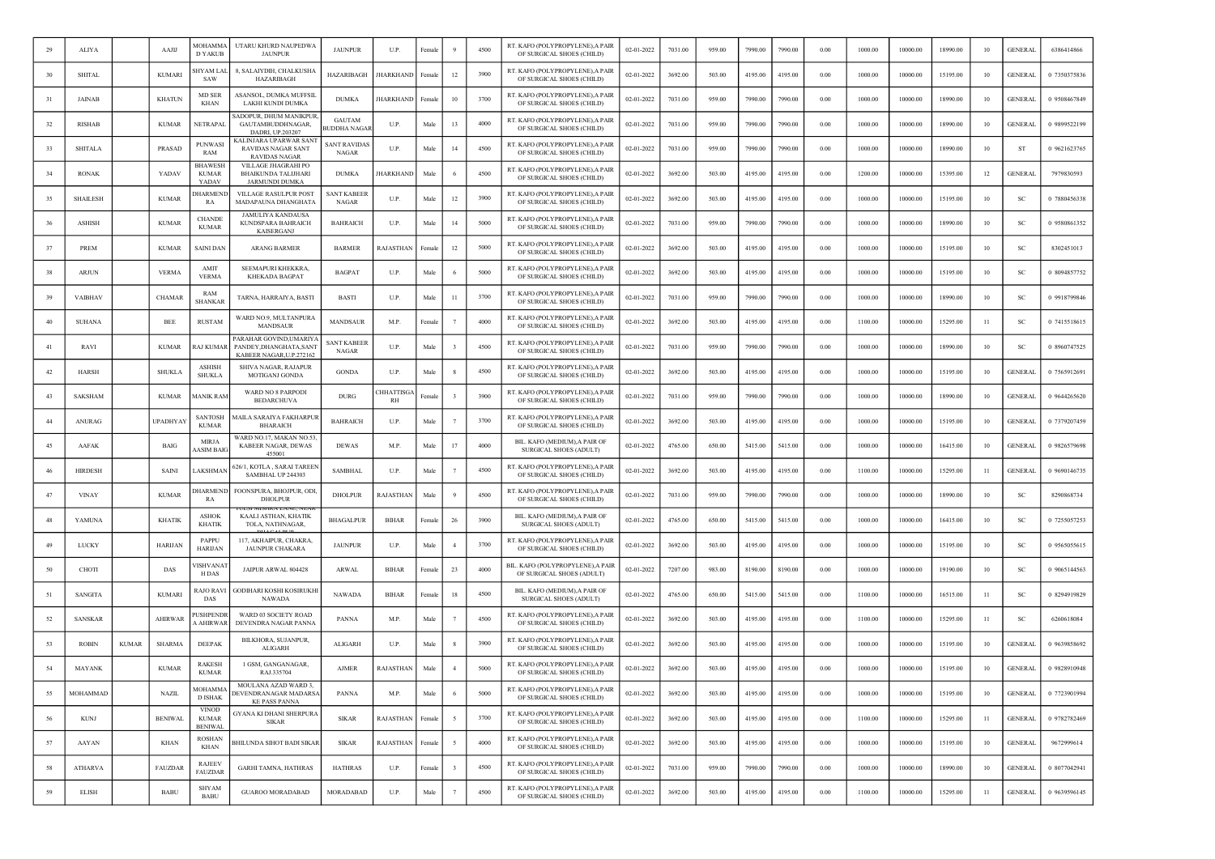| 29 | ALIYA | | AAJIJ | MOHAMMA D YAKUB | UTARU KHURD NAUPEDWA JAUNPUR | JAUNPUR | U.P. | Female | 9 | 4500 | RT. KAFO (POLYPROPYLENE),A PAIR OF SURGICAL SHOES (CHILD) | 02-01-2022 | 7031.00 | 959.00 | 7990.00 | 7990.00 | 0.00 | 1000.00 | 10000.00 | 18990.00 | 10 | GENERAL | 6386414866 |
|---|---|---|---|---|---|---|---|---|---|---|---|---|---|---|---|---|---|---|---|---|---|---|---|
| 30 | SHITAL | | KUMARI | SHYAM LAL SAW | 8, SALAIYDIH, CHALKUSHA HAZARIBAGH | HAZARIBAGH | JHARKHAND | Female | 12 | 3900 | RT. KAFO (POLYPROPYLENE),A PAIR OF SURGICAL SHOES (CHILD) | 02-01-2022 | 3692.00 | 503.00 | 4195.00 | 4195.00 | 0.00 | 1000.00 | 10000.00 | 15195.00 | 10 | GENERAL | 0 7350375836 |
| 31 | JAINAB | | KHATUN | MD SER KHAN | ASANSOL, DUMKA MUFFSIL LAKHI KUNDI DUMKA | DUMKA | JHARKHAND | Female | 10 | 3700 | RT. KAFO (POLYPROPYLENE),A PAIR OF SURGICAL SHOES (CHILD) | 02-01-2022 | 7031.00 | 959.00 | 7990.00 | 7990.00 | 0.00 | 1000.00 | 10000.00 | 18990.00 | 10 | GENERAL | 0 9508467849 |
| 32 | RISHAB | | KUMAR | NETRAPAL | SADOPUR, DHUM MANIKPUR, GAUTAMBUDDHNAGAR, DADRI, UP.203207 | GAUTAM BUDDHA NAGAR | U.P. | Male | 13 | 4000 | RT. KAFO (POLYPROPYLENE),A PAIR OF SURGICAL SHOES (CHILD) | 02-01-2022 | 7031.00 | 959.00 | 7990.00 | 7990.00 | 0.00 | 1000.00 | 10000.00 | 18990.00 | 10 | GENERAL | 0 9899522199 |
| 33 | SHITALA | | PRASAD | PUNWASI RAM | KALINJARA UPARWAR SANT RAVIDAS NAGAR SANT RAVIDAS NAGAR | SANT RAVIDAS NAGAR | U.P. | Male | 14 | 4500 | RT. KAFO (POLYPROPYLENE),A PAIR OF SURGICAL SHOES (CHILD) | 02-01-2022 | 7031.00 | 959.00 | 7990.00 | 7990.00 | 0.00 | 1000.00 | 10000.00 | 18990.00 | 10 | ST | 0 9621623765 |
| 34 | RONAK | | YADAV | BHAWESH KUMAR YADAV | VILLAGE JHAGRAHI PO BHAIKUNDA TALJHARI JARMUNDI DUMKA | DUMKA | JHARKHAND | Male | 6 | 4500 | RT. KAFO (POLYPROPYLENE),A PAIR OF SURGICAL SHOES (CHILD) | 02-01-2022 | 3692.00 | 503.00 | 4195.00 | 4195.00 | 0.00 | 1200.00 | 10000.00 | 15395.00 | 12 | GENERAL | 7979830593 |
| 35 | SHAILESH | | KUMAR | DHARMEND RA | VILLAGE RASULPUR POST MADAPAUNA DHANGHATA | SANT KABEER NAGAR | U.P. | Male | 12 | 3900 | RT. KAFO (POLYPROPYLENE),A PAIR OF SURGICAL SHOES (CHILD) | 02-01-2022 | 3692.00 | 503.00 | 4195.00 | 4195.00 | 0.00 | 1000.00 | 10000.00 | 15195.00 | 10 | SC | 0 7880456338 |
| 36 | ASHISH | | KUMAR | CHANDE KUMAR | JAMULIYA KANDAUSA KUNDSPARA BAHRAICH KAISERGANJ | BAHRAICH | U.P. | Male | 14 | 5000 | RT. KAFO (POLYPROPYLENE),A PAIR OF SURGICAL SHOES (CHILD) | 02-01-2022 | 7031.00 | 959.00 | 7990.00 | 7990.00 | 0.00 | 1000.00 | 10000.00 | 18990.00 | 10 | SC | 0 9580861352 |
| 37 | PREM | | KUMAR | SAINI DAN | ARANG BARMER | BARMER | RAJASTHAN | Female | 12 | 5000 | RT. KAFO (POLYPROPYLENE),A PAIR OF SURGICAL SHOES (CHILD) | 02-01-2022 | 3692.00 | 503.00 | 4195.00 | 4195.00 | 0.00 | 1000.00 | 10000.00 | 15195.00 | 10 | SC | 8302451013 |
| 38 | ARJUN | | VERMA | AMIT VERMA | SEEMAPURI KHEKKRA, KHEKADA BAGPAT | BAGPAT | U.P. | Male | 6 | 5000 | RT. KAFO (POLYPROPYLENE),A PAIR OF SURGICAL SHOES (CHILD) | 02-01-2022 | 3692.00 | 503.00 | 4195.00 | 4195.00 | 0.00 | 1000.00 | 10000.00 | 15195.00 | 10 | SC | 0 8094857752 |
| 39 | VAIBHAV | | CHAMAR | RAM SHANKAR | TARNA, HARRAIYA, BASTI | BASTI | U.P. | Male | 11 | 3700 | RT. KAFO (POLYPROPYLENE),A PAIR OF SURGICAL SHOES (CHILD) | 02-01-2022 | 7031.00 | 959.00 | 7990.00 | 7990.00 | 0.00 | 1000.00 | 10000.00 | 18990.00 | 10 | SC | 0 9918799846 |
| 40 | SUHANA | | BEE | RUSTAM | WARD NO.9, MULTANPURA MANDSAUR | MANDSAUR | M.P. | Female | 7 | 4000 | RT. KAFO (POLYPROPYLENE),A PAIR OF SURGICAL SHOES (CHILD) | 02-01-2022 | 3692.00 | 503.00 | 4195.00 | 4195.00 | 0.00 | 1100.00 | 10000.00 | 15295.00 | 11 | SC | 0 7415518615 |
| 41 | RAVI | | KUMAR | RAJ KUMAR | PARAHAR GOVIND,UMARIYA PANDEY,DHANGHATA,SANT KABEER NAGAR,U.P.272162 | SANT KABEER NAGAR | U.P. | Male | 3 | 4500 | RT. KAFO (POLYPROPYLENE),A PAIR OF SURGICAL SHOES (CHILD) | 02-01-2022 | 7031.00 | 959.00 | 7990.00 | 7990.00 | 0.00 | 1000.00 | 10000.00 | 18990.00 | 10 | SC | 0 8960747525 |
| 42 | HARSH | | SHUKLA | ASHISH SHUKLA | SHIVA NAGAR, RAJAPUR MOTIGANJ GONDA | GONDA | U.P. | Male | 8 | 4500 | RT. KAFO (POLYPROPYLENE),A PAIR OF SURGICAL SHOES (CHILD) | 02-01-2022 | 3692.00 | 503.00 | 4195.00 | 4195.00 | 0.00 | 1000.00 | 10000.00 | 15195.00 | 10 | GENERAL | 0 7565912691 |
| 43 | SAKSHAM | | KUMAR | MANIK RAM | WARD NO 8 PARPODI BEDARCHUVA | DURG | CHHATTISGARH | Female | 3 | 3900 | RT. KAFO (POLYPROPYLENE),A PAIR OF SURGICAL SHOES (CHILD) | 02-01-2022 | 7031.00 | 959.00 | 7990.00 | 7990.00 | 0.00 | 1000.00 | 10000.00 | 18990.00 | 10 | GENERAL | 0 9644265620 |
| 44 | ANURAG | | UPADHYAY | SANTOSH KUMAR | MAILA SARAIYA FAKHARPUR BHARAICH | BAHRAICH | U.P. | Male | 7 | 3700 | RT. KAFO (POLYPROPYLENE),A PAIR OF SURGICAL SHOES (CHILD) | 02-01-2022 | 3692.00 | 503.00 | 4195.00 | 4195.00 | 0.00 | 1000.00 | 10000.00 | 15195.00 | 10 | GENERAL | 0 7379207459 |
| 45 | AAFAK | | BAIG | MIRJA AASIM BAIG | WARD NO.17, MAKAN NO.53, KABEER NAGAR, DEWAS 455001 | DEWAS | M.P. | Male | 17 | 4000 | BIL. KAFO (MEDIUM),A PAIR OF SURGICAL SHOES (ADULT) | 02-01-2022 | 4765.00 | 650.00 | 5415.00 | 5415.00 | 0.00 | 1000.00 | 10000.00 | 16415.00 | 10 | GENERAL | 0 9826579698 |
| 46 | HIRDESH | | SAINI | LAKSHMAN | 626/1, KOTLA , SARAI TAREEN SAMBHAL UP 244303 | SAMBHAL | U.P. | Male | 7 | 4500 | RT. KAFO (POLYPROPYLENE),A PAIR OF SURGICAL SHOES (CHILD) | 02-01-2022 | 3692.00 | 503.00 | 4195.00 | 4195.00 | 0.00 | 1100.00 | 10000.00 | 15295.00 | 11 | GENERAL | 0 9690146735 |
| 47 | VINAY | | KUMAR | DHARMEND RA | FOONSPURA, BHOJPUR, ODI, DHOLPUR | DHOLPUR | RAJASTHAN | Male | 9 | 4500 | RT. KAFO (POLYPROPYLENE),A PAIR OF SURGICAL SHOES (CHILD) | 02-01-2022 | 7031.00 | 959.00 | 7990.00 | 7990.00 | 0.00 | 1000.00 | 10000.00 | 18990.00 | 10 | SC | 8290868734 |
| 48 | YAMUNA | | KHATIK | ASHOK KHATIK | TULSI MISHRA LANE, NEAR KAALI ASTHAN, KHATIK TOLA, NATHNAGAR, BHAGALPUR | BHAGALPUR | BIHAR | Female | 26 | 3900 | BIL. KAFO (MEDIUM),A PAIR OF SURGICAL SHOES (ADULT) | 02-01-2022 | 4765.00 | 650.00 | 5415.00 | 5415.00 | 0.00 | 1000.00 | 10000.00 | 16415.00 | 10 | SC | 0 7255057253 |
| 49 | LUCKY | | HARIJAN | PAPPU HARIJAN | 117, AKHAIPUR, CHAKRA, JAUNPUR CHAKARA | JAUNPUR | U.P. | Male | 4 | 3700 | RT. KAFO (POLYPROPYLENE),A PAIR OF SURGICAL SHOES (CHILD) | 02-01-2022 | 3692.00 | 503.00 | 4195.00 | 4195.00 | 0.00 | 1000.00 | 10000.00 | 15195.00 | 10 | SC | 0 9565055615 |
| 50 | CHOTI | | DAS | VISHVANAT H DAS | JAIPUR ARWAL 804428 | ARWAL | BIHAR | Female | 23 | 4000 | BIL. KAFO (POLYPROPYLENE),A PAIR OF SURGICAL SHOES (ADULT) | 02-01-2022 | 7207.00 | 983.00 | 8190.00 | 8190.00 | 0.00 | 1000.00 | 10000.00 | 19190.00 | 10 | SC | 0 9065144563 |
| 51 | SANGITA | | KUMARI | RAJO RAVI DAS | GODIHARI KOSHI KOSIRUKHI NAWADA | NAWADA | BIHAR | Female | 18 | 4500 | BIL. KAFO (MEDIUM),A PAIR OF SURGICAL SHOES (ADULT) | 02-01-2022 | 4765.00 | 650.00 | 5415.00 | 5415.00 | 0.00 | 1100.00 | 10000.00 | 16515.00 | 11 | SC | 0 8294919829 |
| 52 | SANSKAR | | AHIRWAR | PUSHPENDR A AHIRWAR | WARD 03 SOCIETY ROAD DEVENDRA NAGAR PANNA | PANNA | M.P. | Male | 7 | 4500 | RT. KAFO (POLYPROPYLENE),A PAIR OF SURGICAL SHOES (CHILD) | 02-01-2022 | 3692.00 | 503.00 | 4195.00 | 4195.00 | 0.00 | 1100.00 | 10000.00 | 15295.00 | 11 | SC | 6260618084 |
| 53 | ROBIN | KUMAR | SHARMA | DEEPAK | BILKHORA, SUJANPUR, ALIGARH | ALIGARH | U.P. | Male | 8 | 3900 | RT. KAFO (POLYPROPYLENE),A PAIR OF SURGICAL SHOES (CHILD) | 02-01-2022 | 3692.00 | 503.00 | 4195.00 | 4195.00 | 0.00 | 1000.00 | 10000.00 | 15195.00 | 10 | GENERAL | 0 9639858692 |
| 54 | MAYANK | | KUMAR | RAKESH KUMAR | 1 GSM, GANGANAGAR, RAJ.335704 | AJMER | RAJASTHAN | Male | 4 | 5000 | RT. KAFO (POLYPROPYLENE),A PAIR OF SURGICAL SHOES (CHILD) | 02-01-2022 | 3692.00 | 503.00 | 4195.00 | 4195.00 | 0.00 | 1000.00 | 10000.00 | 15195.00 | 10 | GENERAL | 0 9828910948 |
| 55 | MOHAMMAD | | NAZIL | MOHAMMA D ISHAK | MOULANA AZAD WARD 3, DEVENDRANAGAR MADARSA KE PASS PANNA | PANNA | M.P. | Male | 6 | 5000 | RT. KAFO (POLYPROPYLENE),A PAIR OF SURGICAL SHOES (CHILD) | 02-01-2022 | 3692.00 | 503.00 | 4195.00 | 4195.00 | 0.00 | 1000.00 | 10000.00 | 15195.00 | 10 | GENERAL | 0 7723901994 |
| 56 | KUNJ | | BENIWAL | VINOD KUMAR BENIWAL | GYANA KI DHANI SHERPURA SIKAR | SIKAR | RAJASTHAN | Female | 5 | 3700 | RT. KAFO (POLYPROPYLENE),A PAIR OF SURGICAL SHOES (CHILD) | 02-01-2022 | 3692.00 | 503.00 | 4195.00 | 4195.00 | 0.00 | 1100.00 | 10000.00 | 15295.00 | 11 | GENERAL | 0 9782782469 |
| 57 | AAYAN | | KHAN | ROSHAN KHAN | BHILUNDA SIHOT BADI SIKAR | SIKAR | RAJASTHAN | Female | 5 | 4000 | RT. KAFO (POLYPROPYLENE),A PAIR OF SURGICAL SHOES (CHILD) | 02-01-2022 | 3692.00 | 503.00 | 4195.00 | 4195.00 | 0.00 | 1000.00 | 10000.00 | 15195.00 | 10 | GENERAL | 9672999614 |
| 58 | ATHARVA | | FAUZDAR | RAJEEV FAUZDAR | GARHI TAMNA, HATHRAS | HATHRAS | U.P. | Female | 3 | 4500 | RT. KAFO (POLYPROPYLENE),A PAIR OF SURGICAL SHOES (CHILD) | 02-01-2022 | 7031.00 | 959.00 | 7990.00 | 7990.00 | 0.00 | 1000.00 | 10000.00 | 18990.00 | 10 | GENERAL | 0 8077042941 |
| 59 | ELISH | | BABU | SHYAM BABU | GUAROO MORADABAD | MORADABAD | U.P. | Male | 7 | 4500 | RT. KAFO (POLYPROPYLENE),A PAIR OF SURGICAL SHOES (CHILD) | 02-01-2022 | 3692.00 | 503.00 | 4195.00 | 4195.00 | 0.00 | 1100.00 | 10000.00 | 15295.00 | 11 | GENERAL | 0 9639596145 |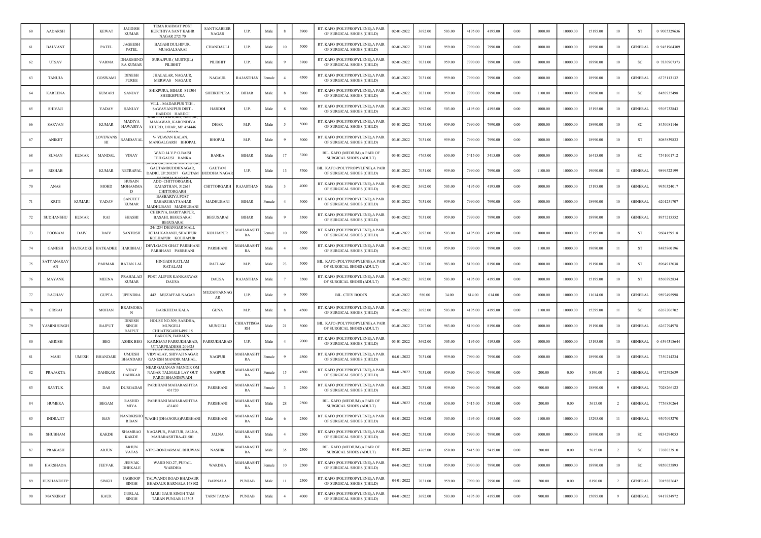| 60 | AADARSH | | KEWAT | JAGDISH KUMAR | TEMA RAHMAT POST KURTHIYA SANT KABIR NAGAR 272170 | SANT KABEER NAGAR | U.P. | Male | 8 | 3900 | RT. KAFO (POLYPROPYLENE),A PAIR OF SURGICAL SHOES (CHILD) | 02-01-2022 | 3692.00 | 503.00 | 4195.00 | 4195.00 | 0.00 | 1000.00 | 10000.00 | 15195.00 | 10 | ST | 0 9005329636 |
|---|---|---|---|---|---|---|---|---|---|---|---|---|---|---|---|---|---|---|---|---|---|---|---|
| 61 | BALVANT | | PATEL | JAGEESH PATEL | BAGAHI DULHIPUR, MUAGALSARAI | CHANDAULI | U.P. | Male | 10 | 5000 | RT. KAFO (POLYPROPYLENE),A PAIR OF SURGICAL SHOES (CHILD) | 02-01-2022 | 7031.00 | 959.00 | 7990.00 | 7990.00 | 0.00 | 1000.00 | 10000.00 | 18990.00 | 10 | GENERAL | 0 9451964309 |
| 62 | UTSAV | | VARMA | DHARMEND RA KUMAR | SURAJPUR ( MUSTQIL) PILIBHIT | PILIBHIT | U.P. | Male | 9 | 3700 | RT. KAFO (POLYPROPYLENE),A PAIR OF SURGICAL SHOES (CHILD) | 02-01-2022 | 7031.00 | 959.00 | 7990.00 | 7990.00 | 0.00 | 1000.00 | 10000.00 | 18990.00 | 10 | SC | 0 7830907373 |
| 63 | TANUJA | | GOSWAMI | DINESH PUREE | JHALALAR, NAGAUR, MERWAS NAGAUR | NAGAUR | RAJASTHAN | Female | 4 | 4500 | RT. KAFO (POLYPROPYLENE),A PAIR OF SURGICAL SHOES (CHILD) | 03-01-2022 | 7031.00 | 959.00 | 7990.00 | 7990.00 | 0.00 | 1000.00 | 10000.00 | 18990.00 | 10 | GENERAL | 6375113132 |
| 64 | KAREENA | | KUMARI | SANJAY | SHIKPURA, BIHAR -811304 SHEIKHPURA | SHEIKHPURA | BIHAR | Male | 8 | 3900 | RT. KAFO (POLYPROPYLENE),A PAIR OF SURGICAL SHOES (CHILD) | 03-01-2022 | 7031.00 | 959.00 | 7990.00 | 7990.00 | 0.00 | 1100.00 | 10000.00 | 19090.00 | 11 | SC | 8450935498 |
| 65 | SHIVAJI | | YADAV | SANJAY | VILL - MADARPUR TEH - SAWAYANJPUR DIST - HARDOI HARDOI | HARDOI | U.P. | Male | 8 | 5000 | RT. KAFO (POLYPROPYLENE),A PAIR OF SURGICAL SHOES (CHILD) | 03-01-2022 | 3692.00 | 503.00 | 4195.00 | 4195.00 | 0.00 | 1000.00 | 10000.00 | 15195.00 | 10 | GENERAL | 9305732843 |
| 66 | SARVAN | | KUMAR | MADIYA HAWASIYA | KAROLI NAHUKD, NAGAR, MANAWAR, KARONDIYA KHURD, DHAR, MP 454446 | DHAR | M.P. | Male | 5 | 5000 | RT. KAFO (POLYPROPYLENE),A PAIR OF SURGICAL SHOES (CHILD) | 03-01-2022 | 7031.00 | 959.00 | 7990.00 | 7990.00 | 0.00 | 1000.00 | 10000.00 | 18990.00 | 10 | SC | 8450081146 |
| 67 | ANIKET | | LOVEWANS HI | RAMDAYAL | V- VIJAVAN KALAN, MANGALGARH BHOPAL | BHOPAL | M.P. | Male | 9 | 5000 | RT. KAFO (POLYPROPYLENE),A PAIR OF SURGICAL SHOES (CHILD) | 03-01-2022 | 7031.00 | 959.00 | 7990.00 | 7990.00 | 0.00 | 1000.00 | 10000.00 | 18990.00 | 10 | ST | 8085839833 |
| 68 | SUMAN | KUMAR | MANDAL | VINAY | W.NO.14 V.P.O.BAISI TEH.GAUSI BANKA | BANKA | BIHAR | Male | 17 | 3700 | BIL. KAFO (MEDIUM),A PAIR OF SURGICAL SHOES (ADULT) | 03-01-2022 | 4765.00 | 650.00 | 5415.00 | 5415.00 | 0.00 | 1000.00 | 10000.00 | 16415.00 | 10 | SC | 7541001712 |
| 69 | RISHAB | | KUMAR | NETRAPAL | GAUTAMBUDDHNAGAR, DADRI, UP.203207 GAUTAM BUDDHA NAGAR | GAUTAM BUDDHA NAGAR | U.P. | Male | 13 | 3700 | BIL. KAFO (POLYPROPYLENE),A PAIR OF SURGICAL SHOES (CHILD) | 03-01-2022 | 7031.00 | 959.00 | 7990.00 | 7990.00 | 0.00 | 1100.00 | 10000.00 | 19090.00 | 11 | GENERAL | 9899522199 |
| 70 | ANAS | | MOHD | HUSAIN MOHAMMA D | ADD- CHITTORGARH, RAJASTHAN, 312613 CHITTORGARH | CHITTORGARH | RAJASTHAN | Male | 3 | 4000 | RT. KAFO (POLYPROPYLENE),A PAIR OF SURGICAL SHOES (CHILD) | 03-01-2022 | 3692.00 | 503.00 | 4195.00 | 4195.00 | 0.00 | 1000.00 | 10000.00 | 15195.00 | 10 | GENERAL | 9950324017 |
| 71 | KRITI | KUMARI | YADAV | SANJEET KUMAR | BASBARIYA POST SAHARGHAT SAHAR MADHUBANI MADHUBANI | MADHUBANI | BIHAR | Female | 4 | 5000 | RT. KAFO (POLYPROPYLENE),A PAIR OF SURGICAL SHOES (CHILD) | 03-01-2022 | 7031.00 | 959.00 | 7990.00 | 7990.00 | 0.00 | 1000.00 | 10000.00 | 18990.00 | 10 | GENERAL | 6201251707 |
| 72 | SUDHANSHU | KUMAR | RAI | SHASHI | CHERIYA, BARIYARPUR, BASAHI, BEGUSARAI BEGUSARAI | BEGUSARAI | BIHAR | Male | 9 | 3500 | RT. KAFO (POLYPROPYLENE),A PAIR OF SURGICAL SHOES (CHILD) | 03-01-2022 | 7031.00 | 959.00 | 7990.00 | 7990.00 | 0.00 | 1000.00 | 10000.00 | 18990.00 | 10 | GENERAL | 8957215552 |
| 73 | POONAM | DAIV | DAIV | SANTOSH | 24/1234 DHANGAR MALL ICHALKARANJI, SHAHPUR KOLHAPUR KOLHAPUR | KOLHAPUR | MAHARASHT RA | Female | 10 | 5000 | RT. KAFO (POLYPROPYLENE),A PAIR OF SURGICAL SHOES (CHILD) | 03-01-2022 | 3692.00 | 503.00 | 4195.00 | 4195.00 | 0.00 | 1000.00 | 10000.00 | 15195.00 | 10 | ST | 9604159518 |
| 74 | GANESH | HATKADKE | HATKADKE | HARIBHAU | DEVLGAON GHAT PARBHANI PARBHANI PARBHANI | PARBHANI | MAHARASHT RA | Male | 4 | 6500 | RT. KAFO (POLYPROPYLENE),A PAIR OF SURGICAL SHOES (CHILD) | 03-01-2022 | 7031.00 | 959.00 | 7990.00 | 7990.00 | 0.00 | 1100.00 | 10000.00 | 19090.00 | 11 | ST | 8485860196 |
| 75 | SATYANARAY AN | | PARMAR | RATAN LAL | HINGADI RATLAM RATALAM | RATLAM | M.P. | Male | 23 | 5000 | BIL. KAFO (POLYPROPYLENE),A PAIR OF SURGICAL SHOES (ADULT) | 03-01-2022 | 7207.00 | 983.00 | 8190.00 | 8190.00 | 0.00 | 1000.00 | 10000.00 | 19190.00 | 10 | ST | 8964912038 |
| 76 | MAYANK | | MEENA | PRAHALAD KUMAR | POST ALIPUR KANKARWAS DAUSA | DAUSA | RAJASTHAN | Male | 7 | 3500 | RT. KAFO (POLYPROPYLENE),A PAIR OF SURGICAL SHOES (ADULT) | 03-01-2022 | 3692.00 | 503.00 | 4195.00 | 4195.00 | 0.00 | 1000.00 | 10000.00 | 15195.00 | 10 | ST | 8560892834 |
| 77 | RAGHAV | | GUPTA | UPENDRA | 442 MUZAFFAR NAGAR | MUZAFFARNAG AR | U.P. | Male | 9 | 5000 | BIL. CTEV BOOTS | 03-01-2022 | 580.00 | 34.00 | 614.00 | 614.00 | 0.00 | 1000.00 | 10000.00 | 11614.00 | 10 | GENERAL | 9897495998 |
| 78 | GIRRAJ | | MOHAN | BRAJMOHA N | BARKHEDA KALA | GUNA | M.P. | Male | 8 | 4500 | RT. KAFO (POLYPROPYLENE),A PAIR OF SURGICAL SHOES (CHILD) | 03-01-2022 | 3692.00 | 503.00 | 4195.00 | 4195.00 | 0.00 | 1100.00 | 10000.00 | 15295.00 | 11 | SC | 6267206702 |
| 79 | YAMINI SINGH | | RAJPUT | DINESH SINGH RAJPUT | HOUSE NO.309, SARDHA, MUNGELI CHHATISGARH-495115 | MUNGELI | CHHATTISGA RH | Male | 21 | 5000 | BIL. KAFO (POLYPROPYLENE),A PAIR OF SURGICAL SHOES (ADULT) | 03-01-2022 | 7207.00 | 983.00 | 8190.00 | 8190.00 | 0.00 | 1000.00 | 10000.00 | 19190.00 | 10 | GENERAL | 6267794978 |
| 80 | ABRISH | | BEG | ASHIK BEG | BAROUN, BARAUN, KAIMGANJ FARRUKHABAD, UTTARPRADESH-209625 | FARRUKHABAD | U.P. | Male | 4 | 7000 | RT. KAFO (POLYPROPYLENE),A PAIR OF SURGICAL SHOES (CHILD) | 03-01-2022 | 3692.00 | 503.00 | 4195.00 | 4195.00 | 0.00 | 1000.00 | 10000.00 | 15195.00 | 10 | GENERAL | 0 6394318644 |
| 81 | MAHI | UMESH | BHANDARI | UMESH BHANDARI | PLOT NO.300, KENDRIYA VIDYALAY, SHIVAJI NAGAR GANESH MANDIR MAHAL, NAGPUR | NAGPUR | MAHARASHT RA | Female | 9 | 4500 | RT. KAFO (POLYPROPYLENE),A PAIR OF SURGICAL SHOES (CHILD) | 04-01-2022 | 7031.00 | 959.00 | 7990.00 | 7990.00 | 0.00 | 1000.00 | 10000.00 | 18990.00 | 10 | GENERAL | 7350214234 |
| 82 | PRAJAKTA | | DAHIKAR | VIJAY DAHIKAR | NEAR GAJANAN MANDIR OM NAGAR TALMALE LAY OUT PARDI BHANDEWADI | NAGPUR | MAHARASHT RA | Female | 15 | 4500 | RT. KAFO (POLYPROPYLENE),A PAIR OF SURGICAL SHOES (CHILD) | 04-01-2022 | 7031.00 | 959.00 | 7990.00 | 7990.00 | 0.00 | 200.00 | 0.00 | 8190.00 | 2 | GENERAL | 9372592639 |
| 83 | SANTUK | | DAS | DURGADAS | PARBHANI MAHARASHTRA 431720 | PARBHANI | MAHARASHT RA | Female | 3 | 2500 | RT. KAFO (POLYPROPYLENE),A PAIR OF SURGICAL SHOES (CHILD) | 04-01-2022 | 7031.00 | 959.00 | 7990.00 | 7990.00 | 0.00 | 900.00 | 10000.00 | 18890.00 | 9 | GENERAL | 7028266123 |
| 84 | HUMERA | | BEGAM | RASHID MIYA | PARBHANI MAHARASHTRA 431402 | PARBHANI | MAHARASHT RA | Male | 28 | 2500 | BIL. KAFO (MEDIUM),A PAIR OF SURGICAL SHOES (ADULT) | 04-01-2022 | 4765.00 | 650.00 | 5415.00 | 5415.00 | 0.00 | 200.00 | 0.00 | 5615.00 | 2 | GENERAL | 7756850264 |
| 85 | INDRAJIT | | BAN | NANDKISHO R BAN | WAGHI (DHANORA)PARBHANI | PARBHANI | MAHARASHT RA | Male | 6 | 2500 | RT. KAFO (POLYPROPYLENE),A PAIR OF SURGICAL SHOES (CHILD) | 04-01-2022 | 3692.00 | 503.00 | 4195.00 | 4195.00 | 0.00 | 1100.00 | 10000.00 | 15295.00 | 11 | GENERAL | 9307093270 |
| 86 | SHUBHAM | | KAKDE | SHAMRAO KAKDE | NAGAPUR,, PARTUR, JALNA, MAHARASHTRA-431501 | JALNA | MAHARASHT RA | Male | 4 | 2500 | RT. KAFO (POLYPROPYLENE),A PAIR OF SURGICAL SHOES (CHILD) | 04-01-2022 | 7031.00 | 959.00 | 7990.00 | 7990.00 | 0.00 | 1000.00 | 10000.00 | 18990.00 | 10 | SC | 9834294053 |
| 87 | PRAKASH | | ARJUN | ARJUN VATAS | ATPO-BONDARMAL BHUWAN | NASHIK | MAHARASHT RA | Male | 35 | 2500 | BIL. KAFO (MEDIUM),A PAIR OF SURGICAL SHOES (ADULT) | 04-01-2022 | 4765.00 | 650.00 | 5415.00 | 5415.00 | 0.00 | 200.00 | 0.00 | 5615.00 | 2 | SC | 7768023910 |
| 88 | HARSHADA | | JEEVAK | JEEVAK DHEKALE | WARD NO.27, PUFAIL WARDHA | WARDHA | MAHARASHT RA | Female | 10 | 2500 | RT. KAFO (POLYPROPYLENE),A PAIR OF SURGICAL SHOES (CHILD) | 04-01-2022 | 7031.00 | 959.00 | 7990.00 | 7990.00 | 0.00 | 1000.00 | 10000.00 | 18990.00 | 10 | SC | 9850055893 |
| 89 | HUSHANDEEP | | SINGH | JAGROOP SINGH | TALWANDI ROAD BHADAUR BHADAUR BARNALA 148102 | BARNALA | PUNJAB | Male | 11 | 2500 | RT. KAFO (POLYPROPYLENE),A PAIR OF SURGICAL SHOES (CHILD) | 04-01-2022 | 7031.00 | 959.00 | 7990.00 | 7990.00 | 0.00 | 200.00 | 0.00 | 8190.00 | 2 | GENERAL | 7015882642 |
| 90 | MANKIRAT | | KAUR | GURLAL SINGH | MARI GAUR SINGH TAM TARAN PUNJAB 143303 | TARN TARAN | PUNJAB | Male | 4 | 4000 | RT. KAFO (POLYPROPYLENE),A PAIR OF SURGICAL SHOES (CHILD) | 04-01-2022 | 3692.00 | 503.00 | 4195.00 | 4195.00 | 0.00 | 900.00 | 10000.00 | 15095.00 | 9 | GENERAL | 9417834972 |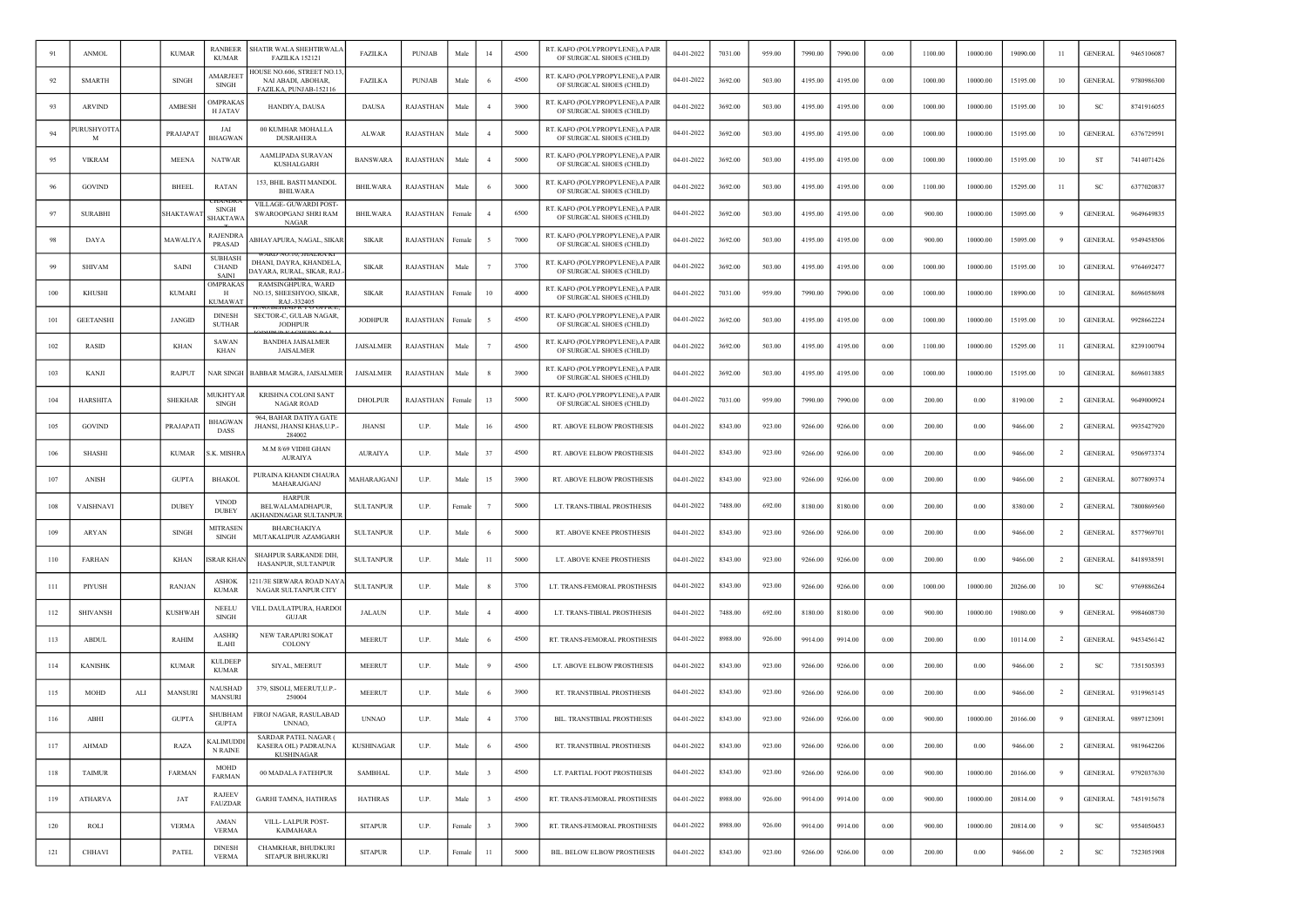| 91 | ANMOL | | KUMAR | RANBEER KUMAR | SHATIR WALA SHEHTIRWALA FAZILKA 152121 | FAZILKA | PUNJAB | Male | 14 | 4500 | RT. KAFO (POLYPROPYLENE),A PAIR OF SURGICAL SHOES (CHILD) | 04-01-2022 | 7031.00 | 959.00 | 7990.00 | 7990.00 | 0.00 | 1100.00 | 10000.00 | 19090.00 | 11 | GENERAL | 9465106087 |
|---|---|---|---|---|---|---|---|---|---|---|---|---|---|---|---|---|---|---|---|---|---|---|---|
| 92 | SMARTH | | SINGH | AMARJEET SINGH | HOUSE NO.606, STREET NO.13, NAI ABADI, ABOHAR, FAZILKA, PUNJAB-152116 | FAZILKA | PUNJAB | Male | 6 | 4500 | RT. KAFO (POLYPROPYLENE),A PAIR OF SURGICAL SHOES (CHILD) | 04-01-2022 | 3692.00 | 503.00 | 4195.00 | 4195.00 | 0.00 | 1000.00 | 10000.00 | 15195.00 | 10 | GENERAL | 9780986300 |
| 93 | ARVIND | | AMBESH | OMPRAKAS H JATAV | HANDIYA, DAUSA | DAUSA | RAJASTHAN | Male | 4 | 3900 | RT. KAFO (POLYPROPYLENE),A PAIR OF SURGICAL SHOES (CHILD) | 04-01-2022 | 3692.00 | 503.00 | 4195.00 | 4195.00 | 0.00 | 1000.00 | 10000.00 | 15195.00 | 10 | SC | 8741916055 |
| 94 | PURUSHYOTTA M | | PRAJAPAT | JAI BHAGWAN | 00 KUMHAR MOHALLA DUSRAHERA | ALWAR | RAJASTHAN | Male | 4 | 5000 | RT. KAFO (POLYPROPYLENE),A PAIR OF SURGICAL SHOES (CHILD) | 04-01-2022 | 3692.00 | 503.00 | 4195.00 | 4195.00 | 0.00 | 1000.00 | 10000.00 | 15195.00 | 10 | GENERAL | 6376729591 |
| 95 | VIKRAM | | MEENA | NATWAR | AAMLIPADA SURAVAN KUSHALGARH | BANSWARA | RAJASTHAN | Male | 4 | 5000 | RT. KAFO (POLYPROPYLENE),A PAIR OF SURGICAL SHOES (CHILD) | 04-01-2022 | 3692.00 | 503.00 | 4195.00 | 4195.00 | 0.00 | 1000.00 | 10000.00 | 15195.00 | 10 | ST | 7414071426 |
| 96 | GOVIND | | BHEEL | RATAN | 153, BHIL BASTI MANDOL BHILWARA | BHILWARA | RAJASTHAN | Male | 6 | 3000 | RT. KAFO (POLYPROPYLENE),A PAIR OF SURGICAL SHOES (CHILD) | 04-01-2022 | 3692.00 | 503.00 | 4195.00 | 4195.00 | 0.00 | 1100.00 | 10000.00 | 15295.00 | 11 | SC | 6377020837 |
| 97 | SURABHI | | SHAKTAWAT | CHANDRA SINGH SHAKTAWA T | VILLAGE- GUWARDI POST- SWAROOPGANJ SHRI RAM NAGAR | BHILWARA | RAJASTHAN | Female | 4 | 6500 | RT. KAFO (POLYPROPYLENE),A PAIR OF SURGICAL SHOES (CHILD) | 04-01-2022 | 3692.00 | 503.00 | 4195.00 | 4195.00 | 0.00 | 900.00 | 10000.00 | 15095.00 | 9 | GENERAL | 9649649835 |
| 98 | DAYA | | MAWALIYA | RAJENDRA PRASAD | ABHAYAPURA, NAGAL, SIKAR | SIKAR | RAJASTHAN | Female | 5 | 7000 | RT. KAFO (POLYPROPYLENE),A PAIR OF SURGICAL SHOES (CHILD) | 04-01-2022 | 3692.00 | 503.00 | 4195.00 | 4195.00 | 0.00 | 900.00 | 10000.00 | 15095.00 | 9 | GENERAL | 9549458506 |
| 99 | SHIVAM | | SAINI | SUBHASH CHAND SAINI | WARD NO.10, JHALRA KI DHANI, DAYRA, KHANDELA, DAYARA, RURAL, SIKAR, RAJ.- | SIKAR | RAJASTHAN | Male | 7 | 3700 | RT. KAFO (POLYPROPYLENE),A PAIR OF SURGICAL SHOES (CHILD) | 04-01-2022 | 3692.00 | 503.00 | 4195.00 | 4195.00 | 0.00 | 1000.00 | 10000.00 | 15195.00 | 10 | GENERAL | 9764692477 |
| 100 | KHUSHI | | KUMARI | OMPRAKAS H KUMAWAT | RAMSINGHPURA, WARD NO.15, SHEESHYOO, SIKAR, RAJ.-332405 | SIKAR | RAJASTHAN | Female | 10 | 4000 | RT. KAFO (POLYPROPYLENE),A PAIR OF SURGICAL SHOES (CHILD) | 04-01-2022 | 7031.00 | 959.00 | 7990.00 | 7990.00 | 0.00 | 1000.00 | 10000.00 | 18990.00 | 10 | GENERAL | 8696058698 |
| 101 | GEETANSHI | | JANGID | DINESH SUTHAR | H.NO.BEHIND R P O OFFICE, SECTOR-C, GULAB NAGAR, JODHPUR | JODHPUR | RAJASTHAN | Female | 5 | 4500 | RT. KAFO (POLYPROPYLENE),A PAIR OF SURGICAL SHOES (CHILD) | 04-01-2022 | 3692.00 | 503.00 | 4195.00 | 4195.00 | 0.00 | 1000.00 | 10000.00 | 15195.00 | 10 | GENERAL | 9928662224 |
| 102 | RASID | | KHAN | SAWAN KHAN | BANDHA JAISALMER JAISALMER | JAISALMER | RAJASTHAN | Male | 7 | 4500 | RT. KAFO (POLYPROPYLENE),A PAIR OF SURGICAL SHOES (CHILD) | 04-01-2022 | 3692.00 | 503.00 | 4195.00 | 4195.00 | 0.00 | 1100.00 | 10000.00 | 15295.00 | 11 | GENERAL | 8239100794 |
| 103 | KANJI | | RAJPUT | NAR SINGH | BABBAR MAGRA, JAISALMER | JAISALMER | RAJASTHAN | Male | 8 | 3900 | RT. KAFO (POLYPROPYLENE),A PAIR OF SURGICAL SHOES (CHILD) | 04-01-2022 | 3692.00 | 503.00 | 4195.00 | 4195.00 | 0.00 | 1000.00 | 10000.00 | 15195.00 | 10 | GENERAL | 8696013885 |
| 104 | HARSHITA | | SHEKHAR | MUKHTYAR SINGH | KRISHNA COLONI SANT NAGAR ROAD | DHOLPUR | RAJASTHAN | Female | 13 | 5000 | RT. KAFO (POLYPROPYLENE),A PAIR OF SURGICAL SHOES (CHILD) | 04-01-2022 | 7031.00 | 959.00 | 7990.00 | 7990.00 | 0.00 | 200.00 | 0.00 | 8190.00 | 2 | GENERAL | 9649000924 |
| 105 | GOVIND | | PRAJAPATI | BHAGWAN DASS | 964, BAHAR DATIYA GATE JHANSI, JHANSI KHAS,U.P.- 284002 | JHANSI | U.P. | Male | 16 | 4500 | RT. ABOVE ELBOW PROSTHESIS | 04-01-2022 | 8343.00 | 923.00 | 9266.00 | 9266.00 | 0.00 | 200.00 | 0.00 | 9466.00 | 2 | GENERAL | 9935427920 |
| 106 | SHASHI | | KUMAR | S.K. MISHRA | M.M 8/69 VIDHI GHAN AURAIYA | AURAIYA | U.P. | Male | 37 | 4500 | RT. ABOVE ELBOW PROSTHESIS | 04-01-2022 | 8343.00 | 923.00 | 9266.00 | 9266.00 | 0.00 | 200.00 | 0.00 | 9466.00 | 2 | GENERAL | 9506973374 |
| 107 | ANISH | | GUPTA | BHAKOL | PURAINA KHANDI CHAURA MAHARAJGANJ | MAHARAJGANJ | U.P. | Male | 15 | 3900 | RT. ABOVE ELBOW PROSTHESIS | 04-01-2022 | 8343.00 | 923.00 | 9266.00 | 9266.00 | 0.00 | 200.00 | 0.00 | 9466.00 | 2 | GENERAL | 8077809374 |
| 108 | VAISHNAVI | | DUBEY | VINOD DUBEY | HARPUR BELWALAMADHAPUR, AKHANDNAGAR SULTANPUR | SULTANPUR | U.P. | Female | 7 | 5000 | LT. TRANS-TIBIAL PROSTHESIS | 04-01-2022 | 7488.00 | 692.00 | 8180.00 | 8180.00 | 0.00 | 200.00 | 0.00 | 8380.00 | 2 | GENERAL | 7800869560 |
| 109 | ARYAN | | SINGH | MITRASEN SINGH | BHARCHAKIYA MUTAKALIPUR AZAMGARH | SULTANPUR | U.P. | Male | 6 | 5000 | RT. ABOVE KNEE PROSTHESIS | 04-01-2022 | 8343.00 | 923.00 | 9266.00 | 9266.00 | 0.00 | 200.00 | 0.00 | 9466.00 | 2 | GENERAL | 8577969701 |
| 110 | FARHAN | | KHAN | ISRAR KHAN | SHAHPUR SARKANDE DIH, HASANPUR, SULTANPUR | SULTANPUR | U.P. | Male | 11 | 5000 | LT. ABOVE KNEE PROSTHESIS | 04-01-2022 | 8343.00 | 923.00 | 9266.00 | 9266.00 | 0.00 | 200.00 | 0.00 | 9466.00 | 2 | GENERAL | 8418938591 |
| 111 | PIYUSH | | RANJAN | ASHOK KUMAR | 1211/3E SIRWARA ROAD NAYA NAGAR SULTANPUR CITY | SULTANPUR | U.P. | Male | 8 | 3700 | LT. TRANS-FEMORAL PROSTHESIS | 04-01-2022 | 8343.00 | 923.00 | 9266.00 | 9266.00 | 0.00 | 1000.00 | 10000.00 | 20266.00 | 10 | SC | 9769886264 |
| 112 | SHIVANSH | | KUSHWAH | NEELU SINGH | VILL DAULATPURA, HARDOI GUJAR | JALAUN | U.P. | Male | 4 | 4000 | LT. TRANS-TIBIAL PROSTHESIS | 04-01-2022 | 7488.00 | 692.00 | 8180.00 | 8180.00 | 0.00 | 900.00 | 10000.00 | 19080.00 | 9 | GENERAL | 9984608730 |
| 113 | ABDUL | | RAHIM | AASHIQ ILAHI | NEW TARAPURI SOKAT COLONY | MEERUT | U.P. | Male | 6 | 4500 | RT. TRANS-FEMORAL PROSTHESIS | 04-01-2022 | 8988.00 | 926.00 | 9914.00 | 9914.00 | 0.00 | 200.00 | 0.00 | 10114.00 | 2 | GENERAL | 9453456142 |
| 114 | KANISHK | | KUMAR | KULDEEP KUMAR | SIYAL, MEERUT | MEERUT | U.P. | Male | 9 | 4500 | LT. ABOVE ELBOW PROSTHESIS | 04-01-2022 | 8343.00 | 923.00 | 9266.00 | 9266.00 | 0.00 | 200.00 | 0.00 | 9466.00 | 2 | SC | 7351505393 |
| 115 | MOHD | ALI | MANSURI | NAUSHAD MANSURI | 379, SISOLI, MEERUT,U.P.- 250004 | MEERUT | U.P. | Male | 6 | 3900 | RT. TRANSTIBIAL PROSTHESIS | 04-01-2022 | 8343.00 | 923.00 | 9266.00 | 9266.00 | 0.00 | 200.00 | 0.00 | 9466.00 | 2 | GENERAL | 9319965145 |
| 116 | ABHI | | GUPTA | SHUBHAM GUPTA | FIROJ NAGAR, RASULABAD UNNAO, | UNNAO | U.P. | Male | 4 | 3700 | BIL. TRANSTIBIAL PROSTHESIS | 04-01-2022 | 8343.00 | 923.00 | 9266.00 | 9266.00 | 0.00 | 900.00 | 10000.00 | 20166.00 | 9 | GENERAL | 9897123091 |
| 117 | AHMAD | | RAZA | KALIMUDDI N RAINE | SARDAR PATEL NAGAR ( KASERA OIL) PADRAUNA KUSHINAGAR | KUSHINAGAR | U.P. | Male | 6 | 4500 | RT. TRANSTIBIAL PROSTHESIS | 04-01-2022 | 8343.00 | 923.00 | 9266.00 | 9266.00 | 0.00 | 200.00 | 0.00 | 9466.00 | 2 | GENERAL | 9819642206 |
| 118 | TAIMUR | | FARMAN | MOHD FARMAN | 00 MADALA FATEHPUR | SAMBHAL | U.P. | Male | 3 | 4500 | LT. PARTIAL FOOT PROSTHESIS | 04-01-2022 | 8343.00 | 923.00 | 9266.00 | 9266.00 | 0.00 | 900.00 | 10000.00 | 20166.00 | 9 | GENERAL | 9792037630 |
| 119 | ATHARVA | | JAT | RAJEEV FAUZDAR | GARHI TAMNA, HATHRAS | HATHRAS | U.P. | Male | 3 | 4500 | RT. TRANS-FEMORAL PROSTHESIS | 04-01-2022 | 8988.00 | 926.00 | 9914.00 | 9914.00 | 0.00 | 900.00 | 10000.00 | 20814.00 | 9 | GENERAL | 7451915678 |
| 120 | ROLI | | VERMA | AMAN VERMA | VILL- LALPUR POST- KAIMAHARA | SITAPUR | U.P. | Female | 3 | 3900 | RT. TRANS-FEMORAL PROSTHESIS | 04-01-2022 | 8988.00 | 926.00 | 9914.00 | 9914.00 | 0.00 | 900.00 | 10000.00 | 20814.00 | 9 | SC | 9554050453 |
| 121 | CHHAVI | | PATEL | DINESH VERMA | CHAMKHAR, BHUDKURI SITAPUR BHURKURI | SITAPUR | U.P. | Female | 11 | 5000 | BIL. BELOW ELBOW PROSTHESIS | 04-01-2022 | 8343.00 | 923.00 | 9266.00 | 9266.00 | 0.00 | 200.00 | 0.00 | 9466.00 | 2 | SC | 7523051908 |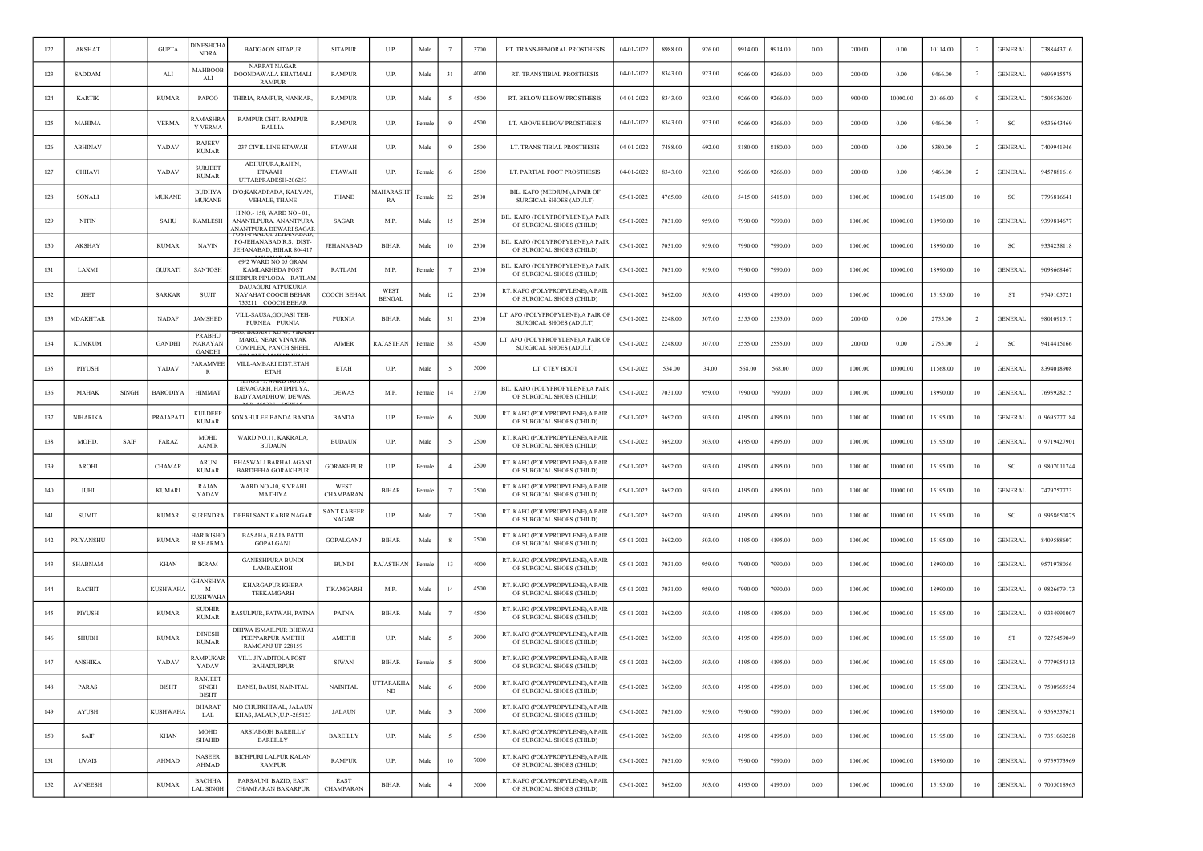| 122 | AKSHAT | | GUPTA | DINESHCHANDRA | BADGAON SITAPUR | SITAPUR | U.P. | Male | 7 | 3700 | RT. TRANS-FEMORAL PROSTHESIS | 04-01-2022 | 8988.00 | 926.00 | 9914.00 | 9914.00 | 0.00 | 200.00 | 0.00 | 10114.00 | 2 | GENERAL | 7388443716 |
|---|---|---|---|---|---|---|---|---|---|---|---|---|---|---|---|---|---|---|---|---|---|---|---|
| 123 | SADDAM | | ALI | MAHBOOB ALI | NARPAT NAGAR DOONDAWALA EHATMALI RAMPUR | RAMPUR | U.P. | Male | 31 | 4000 | RT. TRANSTIBIAL PROSTHESIS | 04-01-2022 | 8343.00 | 923.00 | 9266.00 | 9266.00 | 0.00 | 200.00 | 0.00 | 9466.00 | 2 | GENERAL | 9696915578 |
| 124 | KARTIK | | KUMAR | PAPOO | THIRIA, RAMPUR, NANKAR, | RAMPUR | U.P. | Male | 5 | 4500 | RT. BELOW ELBOW PROSTHESIS | 04-01-2022 | 8343.00 | 923.00 | 9266.00 | 9266.00 | 0.00 | 900.00 | 10000.00 | 20166.00 | 9 | GENERAL | 7505536020 |
| 125 | MAHIMA | | VERMA | RAMASHRAY VERMA | RAMPUR CHIT. RAMPUR BALLIA | RAMPUR | U.P. | Female | 9 | 4500 | LT. ABOVE ELBOW PROSTHESIS | 04-01-2022 | 8343.00 | 923.00 | 9266.00 | 9266.00 | 0.00 | 200.00 | 0.00 | 9466.00 | 2 | SC | 9536643469 |
| 126 | ABHINAV | | YADAV | RAJEEV KUMAR | 237 CIVIL LINE ETAWAH | ETAWAH | U.P. | Male | 9 | 2500 | LT. TRANS-TIBIAL PROSTHESIS | 04-01-2022 | 7488.00 | 692.00 | 8180.00 | 8180.00 | 0.00 | 200.00 | 0.00 | 8380.00 | 2 | GENERAL | 7409941946 |
| 127 | CHHAVI | | YADAV | SURJEET KUMAR | ADHUPURA,RAHIN, ETAWAH UTTARPRADESH-206253 | ETAWAH | U.P. | Female | 6 | 2500 | LT. PARTIAL FOOT PROSTHESIS | 04-01-2022 | 8343.00 | 923.00 | 9266.00 | 9266.00 | 0.00 | 200.00 | 0.00 | 9466.00 | 2 | GENERAL | 9457881616 |
| 128 | SONALI | | MUKANE | BUDHYA MUKANE | D/O,KAKADPADA, KALYAN, VEHALE, THANE | THANE | MAHARASHTRA | Female | 22 | 2500 | BIL. KAFO (MEDIUM),A PAIR OF SURGICAL SHOES (ADULT) | 05-01-2022 | 4765.00 | 650.00 | 5415.00 | 5415.00 | 0.00 | 1000.00 | 10000.00 | 16415.00 | 10 | SC | 7796816641 |
| 129 | NITIN | | SAHU | KAMLESH | H.NO.- 158, WARD NO.- 01, ANANTLPURA. ANANTPURA ANANTPURA DEWARI SAGAR | SAGAR | M.P. | Male | 15 | 2500 | BIL. KAFO (POLYPROPYLENE),A PAIR OF SURGICAL SHOES (CHILD) | 05-01-2022 | 7031.00 | 959.00 | 7990.00 | 7990.00 | 0.00 | 1000.00 | 10000.00 | 18990.00 | 10 | GENERAL | 9399834677 |
| 130 | AKSHAY | | KUMAR | NAVIN | PO-JEHANABAD R.S., DIST-JEHANABAD, BIHAR 804417 | JEHANABAD | BIHAR | Male | 10 | 2500 | BIL. KAFO (POLYPROPYLENE),A PAIR OF SURGICAL SHOES (CHILD) | 05-01-2022 | 7031.00 | 959.00 | 7990.00 | 7990.00 | 0.00 | 1000.00 | 10000.00 | 18990.00 | 10 | SC | 9334238118 |
| 131 | LAXMI | | GUJRATI | SANTOSH | 69/2 WARD NO 05 GRAM KAMLAKHEDA POST SHERPUR PIPLODA RATLAM | RATLAM | M.P. | Female | 7 | 2500 | BIL. KAFO (POLYPROPYLENE),A PAIR OF SURGICAL SHOES (CHILD) | 05-01-2022 | 7031.00 | 959.00 | 7990.00 | 7990.00 | 0.00 | 1000.00 | 10000.00 | 18990.00 | 10 | GENERAL | 9098668467 |
| 132 | JEET | | SARKAR | SUJIT | DAUAGURI ATPUKURIA NAYAHAT COOCH BEHAR 735211 COOCH BEHAR | COOCH BEHAR | WEST BENGAL | Male | 12 | 2500 | RT. KAFO (POLYPROPYLENE),A PAIR OF SURGICAL SHOES (CHILD) | 05-01-2022 | 3692.00 | 503.00 | 4195.00 | 4195.00 | 0.00 | 1000.00 | 10000.00 | 15195.00 | 10 | ST | 9749105721 |
| 133 | MDAKHTAR | | NADAF | JAMSHED | VILL-SAUSA,GOUASI TEH-PURNEA PURNIA | PURNIA | BIHAR | Male | 31 | 2500 | LT. AFO (POLYPROPYLENE),A PAIR OF SURGICAL SHOES (ADULT) | 05-01-2022 | 2248.00 | 307.00 | 2555.00 | 2555.00 | 0.00 | 200.00 | 0.00 | 2755.00 | 2 | GENERAL | 9801091517 |
| 134 | KUMKUM | | GANDHI | PRABHU NARAYAN GANDHI | MARG, NEAR VINAYAK COMPLEX, PANCH SHEEL | AJMER | RAJASTHAN | Female | 58 | 4500 | LT. AFO (POLYPROPYLENE),A PAIR OF SURGICAL SHOES (ADULT) | 05-01-2022 | 2248.00 | 307.00 | 2555.00 | 2555.00 | 0.00 | 200.00 | 0.00 | 2755.00 | 2 | SC | 9414415166 |
| 135 | PIYUSH | | YADAV | PARAMVEER | VILL-AMBARI DIST.ETAH ETAH | ETAH | U.P. | Male | 5 | 5000 | LT. CTEV BOOT | 05-01-2022 | 534.00 | 34.00 | 568.00 | 568.00 | 0.00 | 1000.00 | 10000.00 | 11568.00 | 10 | GENERAL | 8394018908 |
| 136 | MAHAK | SINGH | BARODIYA | HIMMAT | DEVAGARH, HATPIPLYA, BADYAMADHOW, DEWAS, | DEWAS | M.P. | Female | 14 | 3700 | BIL. KAFO (POLYPROPYLENE),A PAIR OF SURGICAL SHOES (CHILD) | 05-01-2022 | 7031.00 | 959.00 | 7990.00 | 7990.00 | 0.00 | 1000.00 | 10000.00 | 18990.00 | 10 | GENERAL | 7693928215 |
| 137 | NIHARIKA | | PRAJAPATI | KULDEEP KUMAR | SONAHULEE BANDA BANDA | BANDA | U.P. | Female | 6 | 5000 | RT. KAFO (POLYPROPYLENE),A PAIR OF SURGICAL SHOES (CHILD) | 05-01-2022 | 3692.00 | 503.00 | 4195.00 | 4195.00 | 0.00 | 1000.00 | 10000.00 | 15195.00 | 10 | GENERAL | 0 9695277184 |
| 138 | MOHD. | SAIF | FARAZ | MOHD AAMIR | WARD NO.11, KAKRALA, BUDAUN | BUDAUN | U.P. | Male | 5 | 2500 | RT. KAFO (POLYPROPYLENE),A PAIR OF SURGICAL SHOES (CHILD) | 05-01-2022 | 3692.00 | 503.00 | 4195.00 | 4195.00 | 0.00 | 1000.00 | 10000.00 | 15195.00 | 10 | GENERAL | 0 9719427901 |
| 139 | AROHI | | CHAMAR | ARUN KUMAR | BHASWALI BARHALAGANJ BARDEEHA GORAKHPUR | GORAKHPUR | U.P. | Female | 4 | 2500 | RT. KAFO (POLYPROPYLENE),A PAIR OF SURGICAL SHOES (CHILD) | 05-01-2022 | 3692.00 | 503.00 | 4195.00 | 4195.00 | 0.00 | 1000.00 | 10000.00 | 15195.00 | 10 | SC | 0 9807011744 |
| 140 | JUHI | | KUMARI | RAJAN YADAV | WARD NO -10, SIVRAHI MATHIYA | WEST CHAMPARAN | BIHAR | Female | 7 | 2500 | RT. KAFO (POLYPROPYLENE),A PAIR OF SURGICAL SHOES (CHILD) | 05-01-2022 | 3692.00 | 503.00 | 4195.00 | 4195.00 | 0.00 | 1000.00 | 10000.00 | 15195.00 | 10 | GENERAL | 7479757773 |
| 141 | SUMIT | | KUMAR | SURENDRA | DEBRI SANT KABIR NAGAR | SANT KABEER NAGAR | U.P. | Male | 7 | 2500 | RT. KAFO (POLYPROPYLENE),A PAIR OF SURGICAL SHOES (CHILD) | 05-01-2022 | 3692.00 | 503.00 | 4195.00 | 4195.00 | 0.00 | 1000.00 | 10000.00 | 15195.00 | 10 | SC | 0 9958650875 |
| 142 | PRIYANSHU | | KUMAR | HARIKISHOR SHARMA | BASAHA, RAJA PATTI GOPALGANJ | GOPALGANJ | BIHAR | Male | 8 | 2500 | RT. KAFO (POLYPROPYLENE),A PAIR OF SURGICAL SHOES (CHILD) | 05-01-2022 | 3692.00 | 503.00 | 4195.00 | 4195.00 | 0.00 | 1000.00 | 10000.00 | 15195.00 | 10 | GENERAL | 8409588607 |
| 143 | SHABNAM | | KHAN | IKRAM | GANESHPURA BUNDI LAMBAKHOH | BUNDI | RAJASTHAN | Female | 13 | 4000 | RT. KAFO (POLYPROPYLENE),A PAIR OF SURGICAL SHOES (CHILD) | 05-01-2022 | 7031.00 | 959.00 | 7990.00 | 7990.00 | 0.00 | 1000.00 | 10000.00 | 18990.00 | 10 | GENERAL | 9571978056 |
| 144 | RACHIT | | KUSHWAHA | GHANSHYAM KUSHWAHA | KHARGAPUR KHERA TEEKAMGARH | TIKAMGARH | M.P. | Male | 14 | 4500 | RT. KAFO (POLYPROPYLENE),A PAIR OF SURGICAL SHOES (CHILD) | 05-01-2022 | 7031.00 | 959.00 | 7990.00 | 7990.00 | 0.00 | 1000.00 | 10000.00 | 18990.00 | 10 | GENERAL | 0 9826679173 |
| 145 | PIYUSH | | KUMAR | SUDHIR KUMAR | RASULPUR, FATWAH, PATNA | PATNA | BIHAR | Male | 7 | 4500 | RT. KAFO (POLYPROPYLENE),A PAIR OF SURGICAL SHOES (CHILD) | 05-01-2022 | 3692.00 | 503.00 | 4195.00 | 4195.00 | 0.00 | 1000.00 | 10000.00 | 15195.00 | 10 | GENERAL | 0 9334991007 |
| 146 | SHUBH | | KUMAR | DINESH KUMAR | DIHWA ISMAILPUR BHEWAI PEEPPARPUR AMETHI RAMGANJ UP 228159 | AMETHI | U.P. | Male | 5 | 3900 | RT. KAFO (POLYPROPYLENE),A PAIR OF SURGICAL SHOES (CHILD) | 05-01-2022 | 3692.00 | 503.00 | 4195.00 | 4195.00 | 0.00 | 1000.00 | 10000.00 | 15195.00 | 10 | ST | 0 7275459049 |
| 147 | ANSHIKA | | YADAV | RAMPUKAR YADAV | VILL-JIYADITOLA POST-BAHADURPUR | SIWAN | BIHAR | Female | 5 | 5000 | RT. KAFO (POLYPROPYLENE),A PAIR OF SURGICAL SHOES (CHILD) | 05-01-2022 | 3692.00 | 503.00 | 4195.00 | 4195.00 | 0.00 | 1000.00 | 10000.00 | 15195.00 | 10 | GENERAL | 0 7779954313 |
| 148 | PARAS | | BISHT | RANJEET SINGH BISHT | BANSI, BAUSI, NAINITAL | NAINITAL | UTTARAKHAND | Male | 6 | 5000 | RT. KAFO (POLYPROPYLENE),A PAIR OF SURGICAL SHOES (CHILD) | 05-01-2022 | 3692.00 | 503.00 | 4195.00 | 4195.00 | 0.00 | 1000.00 | 10000.00 | 15195.00 | 10 | GENERAL | 0 7500965554 |
| 149 | AYUSH | | KUSHWAHA | BHARAT LAL | MO CHURKHIWAL, JALAUN KHAS, JALAUN,U.P.-285123 | JALAUN | U.P. | Male | 3 | 3000 | RT. KAFO (POLYPROPYLENE),A PAIR OF SURGICAL SHOES (CHILD) | 05-01-2022 | 7031.00 | 959.00 | 7990.00 | 7990.00 | 0.00 | 1000.00 | 10000.00 | 18990.00 | 10 | GENERAL | 0 9569557651 |
| 150 | SAIF | | KHAN | MOHD SHAHID | ARSIABOJH BAREILLY BAREILLY | BAREILLY | U.P. | Male | 5 | 6500 | RT. KAFO (POLYPROPYLENE),A PAIR OF SURGICAL SHOES (CHILD) | 05-01-2022 | 3692.00 | 503.00 | 4195.00 | 4195.00 | 0.00 | 1000.00 | 10000.00 | 15195.00 | 10 | GENERAL | 0 7351060228 |
| 151 | UVAIS | | AHMAD | NASEER AHMAD | BICHPURI LALPUR KALAN RAMPUR | RAMPUR | U.P. | Male | 10 | 7000 | RT. KAFO (POLYPROPYLENE),A PAIR OF SURGICAL SHOES (CHILD) | 05-01-2022 | 7031.00 | 959.00 | 7990.00 | 7990.00 | 0.00 | 1000.00 | 10000.00 | 18990.00 | 10 | GENERAL | 0 9759773969 |
| 152 | AVNEESH | | KUMAR | BACHHA LAL SINGH | PARSAUNI, BAZID, EAST CHAMPARAN BAKARPUR | EAST CHAMPARAN | BIHAR | Male | 4 | 5000 | RT. KAFO (POLYPROPYLENE),A PAIR OF SURGICAL SHOES (CHILD) | 05-01-2022 | 3692.00 | 503.00 | 4195.00 | 4195.00 | 0.00 | 1000.00 | 10000.00 | 15195.00 | 10 | GENERAL | 0 7005018965 |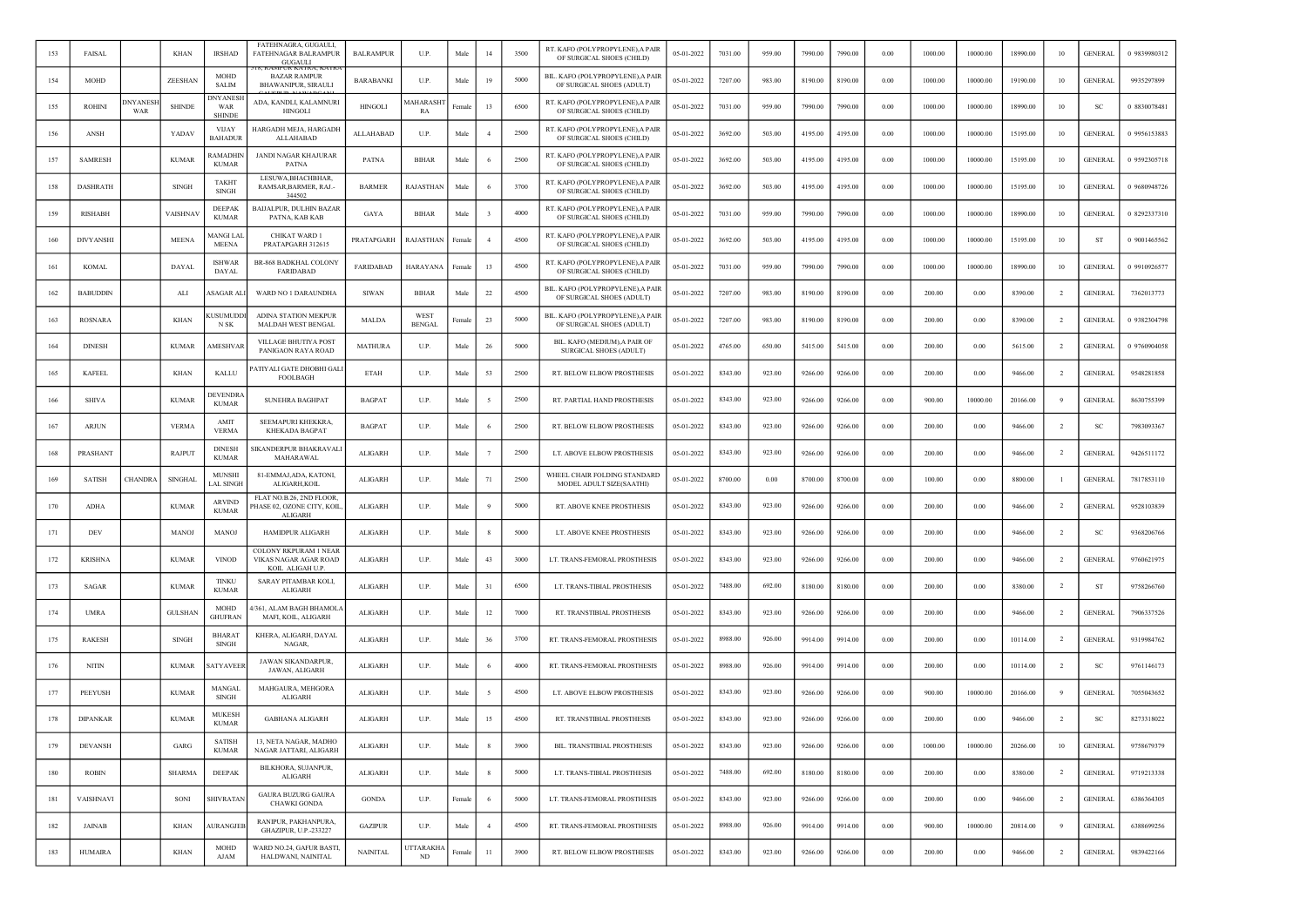| 153 | FAISAL | | KHAN | IRSHAD | FATEHNAGRA, GUGAULI, FATEHNAGAR BALRAMPUR GUGAULI | BALRAMPUR | U.P. | Male | 14 | 3500 | RT. KAFO (POLYPROPYLENE),A PAIR OF SURGICAL SHOES (CHILD) | 05-01-2022 | 7031.00 | 959.00 | 7990.00 | 7990.00 | 0.00 | 1000.00 | 10000.00 | 18990.00 | 10 | GENERAL | 0 9839980312 |
|---|---|---|---|---|---|---|---|---|---|---|---|---|---|---|---|---|---|---|---|---|---|---|---|
| 154 | MOHD | | ZEESHAN | MOHD SALIM | 318, RAMPUR KATRA, KATRA BAZAR RAMPUR BHAWANIPUR, SIRAULI | BARABANKI | U.P. | Male | 19 | 5000 | BIL. KAFO (POLYPROPYLENE),A PAIR OF SURGICAL SHOES (ADULT) | 05-01-2022 | 7207.00 | 983.00 | 8190.00 | 8190.00 | 0.00 | 1000.00 | 10000.00 | 19190.00 | 10 | GENERAL | 9935297899 |
| 155 | ROHINI | DNYANESH WAR | SHINDE | DNYANESH WAR SHINDE | CALEPUR, NAWADA, ADA, KANDLI, KALAMNURI HINGOLI | HINGOLI | MAHARASHTRA | Female | 13 | 6500 | RT. KAFO (POLYPROPYLENE),A PAIR OF SURGICAL SHOES (CHILD) | 05-01-2022 | 7031.00 | 959.00 | 7990.00 | 7990.00 | 0.00 | 1000.00 | 10000.00 | 18990.00 | 10 | SC | 0 8830078481 |
| 156 | ANSH | | YADAV | VIJAY BAHADUR | HARGADH MEJA, HARGADH ALLAHABAD | ALLAHABAD | U.P. | Male | 4 | 2500 | RT. KAFO (POLYPROPYLENE),A PAIR OF SURGICAL SHOES (CHILD) | 05-01-2022 | 3692.00 | 503.00 | 4195.00 | 4195.00 | 0.00 | 1000.00 | 10000.00 | 15195.00 | 10 | GENERAL | 0 9956153883 |
| 157 | SAMRESH | | KUMAR | RAMADHIN KUMAR | JANDI NAGAR KHAJURAR PATNA | PATNA | BIHAR | Male | 6 | 2500 | RT. KAFO (POLYPROPYLENE),A PAIR OF SURGICAL SHOES (CHILD) | 05-01-2022 | 3692.00 | 503.00 | 4195.00 | 4195.00 | 0.00 | 1000.00 | 10000.00 | 15195.00 | 10 | GENERAL | 0 9592305718 |
| 158 | DASHRATH | | SINGH | TAKHT SINGH | LESUWA,BHACHIBHAR, RAMSAR,BARMER, RAJ.-344502 | BARMER | RAJASTHAN | Male | 6 | 3700 | RT. KAFO (POLYPROPYLENE),A PAIR OF SURGICAL SHOES (CHILD) | 05-01-2022 | 3692.00 | 503.00 | 4195.00 | 4195.00 | 0.00 | 1000.00 | 10000.00 | 15195.00 | 10 | GENERAL | 0 9680948726 |
| 159 | RISHABH | | VAISHNAV | DEEPAK KUMAR | BAIJALPUR, DULHIN BAZAR PATNA, KAB KAB | GAYA | BIHAR | Male | 3 | 4000 | RT. KAFO (POLYPROPYLENE),A PAIR OF SURGICAL SHOES (CHILD) | 05-01-2022 | 7031.00 | 959.00 | 7990.00 | 7990.00 | 0.00 | 1000.00 | 10000.00 | 18990.00 | 10 | GENERAL | 0 8292337310 |
| 160 | DIVYANSHI | | MEENA | MANGI LAL MEENA | CHIKAT WARD 1 PRATAPGARH 312615 | PRATAPGARH | RAJASTHAN | Female | 4 | 4500 | RT. KAFO (POLYPROPYLENE),A PAIR OF SURGICAL SHOES (CHILD) | 05-01-2022 | 3692.00 | 503.00 | 4195.00 | 4195.00 | 0.00 | 1000.00 | 10000.00 | 15195.00 | 10 | ST | 0 9001465562 |
| 161 | KOMAL | | DAYAL | ISHWAR DAYAL | BR-868 BADKHAL COLONY FARIDABAD | FARIDABAD | HARAYANA | Female | 13 | 4500 | RT. KAFO (POLYPROPYLENE),A PAIR OF SURGICAL SHOES (CHILD) | 05-01-2022 | 7031.00 | 959.00 | 7990.00 | 7990.00 | 0.00 | 1000.00 | 10000.00 | 18990.00 | 10 | GENERAL | 0 9910926577 |
| 162 | BABUDDIN | | ALI | ASAGAR ALI | WARD NO 1 DARAUNDHA | SIWAN | BIHAR | Male | 22 | 4500 | BIL. KAFO (POLYPROPYLENE),A PAIR OF SURGICAL SHOES (ADULT) | 05-01-2022 | 7207.00 | 983.00 | 8190.00 | 8190.00 | 0.00 | 200.00 | 0.00 | 8390.00 | 2 | GENERAL | 7362013773 |
| 163 | ROSNARA | | KHAN | KUSUMUDDIN SK | ADINA STATION MEKPUR MALDAH WEST BENGAL | MALDA | WEST BENGAL | Female | 23 | 5000 | BIL. KAFO (POLYPROPYLENE),A PAIR OF SURGICAL SHOES (ADULT) | 05-01-2022 | 7207.00 | 983.00 | 8190.00 | 8190.00 | 0.00 | 200.00 | 0.00 | 8390.00 | 2 | GENERAL | 0 9382304798 |
| 164 | DINESH | | KUMAR | AMESHVAR | VILLAGE BHUTIYA POST PANIGAON RAYA ROAD | MATHURA | U.P. | Male | 26 | 5000 | BIL. KAFO (MEDIUM),A PAIR OF SURGICAL SHOES (ADULT) | 05-01-2022 | 4765.00 | 650.00 | 5415.00 | 5415.00 | 0.00 | 200.00 | 0.00 | 5615.00 | 2 | GENERAL | 0 9760904058 |
| 165 | KAFEEL | | KHAN | KALLU | PATIYALI GATE DHOBHI GALI FOOLBAGH | ETAH | U.P. | Male | 53 | 2500 | RT. BELOW ELBOW PROSTHESIS | 05-01-2022 | 8343.00 | 923.00 | 9266.00 | 9266.00 | 0.00 | 200.00 | 0.00 | 9466.00 | 2 | GENERAL | 9548281858 |
| 166 | SHIVA | | KUMAR | DEVENDRA KUMAR | SUNEHRA BAGHPAT | BAGPAT | U.P. | Male | 5 | 2500 | RT. PARTIAL HAND PROSTHESIS | 05-01-2022 | 8343.00 | 923.00 | 9266.00 | 9266.00 | 0.00 | 900.00 | 10000.00 | 20166.00 | 9 | GENERAL | 8630755399 |
| 167 | ARJUN | | VERMA | AMIT VERMA | SEEMAPURI KHEKKRA, KHEKADA BAGPAT | BAGPAT | U.P. | Male | 6 | 2500 | RT. BELOW ELBOW PROSTHESIS | 05-01-2022 | 8343.00 | 923.00 | 9266.00 | 9266.00 | 0.00 | 200.00 | 0.00 | 9466.00 | 2 | SC | 7983093367 |
| 168 | PRASHANT | | RAJPUT | DINESH KUMAR | SIKANDERPUR BHAKRAVALI MAHARAWAL | ALIGARH | U.P. | Male | 7 | 2500 | LT. ABOVE ELBOW PROSTHESIS | 05-01-2022 | 8343.00 | 923.00 | 9266.00 | 9266.00 | 0.00 | 200.00 | 0.00 | 9466.00 | 2 | GENERAL | 9426511172 |
| 169 | SATISH | CHANDRA | SINGHAL | MUNSHI LAL SINGH | 81-EMMAJ,ADA, KATONI, ALIGARH,KOIL | ALIGARH | U.P. | Male | 71 | 2500 | WHEEL CHAIR FOLDING STANDARD MODEL ADULT SIZE(SAATHI) | 05-01-2022 | 8700.00 | 0.00 | 8700.00 | 8700.00 | 0.00 | 100.00 | 0.00 | 8800.00 | 1 | GENERAL | 7817853110 |
| 170 | ADHA | | KUMAR | ARVIND KUMAR | FLAT NO.B.26, 2ND FLOOR, PHASE 02, OZONE CITY, KOIL, ALIGARH | ALIGARH | U.P. | Male | 9 | 5000 | RT. ABOVE KNEE PROSTHESIS | 05-01-2022 | 8343.00 | 923.00 | 9266.00 | 9266.00 | 0.00 | 200.00 | 0.00 | 9466.00 | 2 | GENERAL | 9528103839 |
| 171 | DEV | | MANOJ | MANOJ | HAMIDPUR ALIGARH | ALIGARH | U.P. | Male | 8 | 5000 | LT. ABOVE KNEE PROSTHESIS | 05-01-2022 | 8343.00 | 923.00 | 9266.00 | 9266.00 | 0.00 | 200.00 | 0.00 | 9466.00 | 2 | SC | 9368206766 |
| 172 | KRISHNA | | KUMAR | VINOD | COLONY RKPURAM 1 NEAR VIKAS NAGAR AGAR ROAD KOIL. ALIGAH U.P. | ALIGARH | U.P. | Male | 43 | 3000 | LT. TRANS-FEMORAL PROSTHESIS | 05-01-2022 | 8343.00 | 923.00 | 9266.00 | 9266.00 | 0.00 | 200.00 | 0.00 | 9466.00 | 2 | GENERAL | 9760621975 |
| 173 | SAGAR | | KUMAR | TINKU KUMAR | SARAY PITAMBAR KOLI, ALIGARH | ALIGARH | U.P. | Male | 31 | 6500 | LT. TRANS-TIBIAL PROSTHESIS | 05-01-2022 | 7488.00 | 692.00 | 8180.00 | 8180.00 | 0.00 | 200.00 | 0.00 | 8380.00 | 2 | ST | 9758266760 |
| 174 | UMRA | | GULSHAN | MOHD GHUFRAN | 4/361, ALAM BAGH BHAMOLA MAFI, KOIL, ALIGARH | ALIGARH | U.P. | Male | 12 | 7000 | RT. TRANSTIBIAL PROSTHESIS | 05-01-2022 | 8343.00 | 923.00 | 9266.00 | 9266.00 | 0.00 | 200.00 | 0.00 | 9466.00 | 2 | GENERAL | 7906337526 |
| 175 | RAKESH | | SINGH | BHARAT SINGH | KHERA, ALIGARH, DAYAL NAGAR, | ALIGARH | U.P. | Male | 36 | 3700 | RT. TRANS-FEMORAL PROSTHESIS | 05-01-2022 | 8988.00 | 926.00 | 9914.00 | 9914.00 | 0.00 | 200.00 | 0.00 | 10114.00 | 2 | GENERAL | 9319984762 |
| 176 | NITIN | | KUMAR | SATYAVEER | JAWAN SIKANDARPUR, JAWAN, ALIGARH | ALIGARH | U.P. | Male | 6 | 4000 | RT. TRANS-FEMORAL PROSTHESIS | 05-01-2022 | 8988.00 | 926.00 | 9914.00 | 9914.00 | 0.00 | 200.00 | 0.00 | 10114.00 | 2 | SC | 9761146173 |
| 177 | PEEYUSH | | KUMAR | MANGAL SINGH | MAHGAURA, MEHGORA ALIGARH | ALIGARH | U.P. | Male | 5 | 4500 | LT. ABOVE ELBOW PROSTHESIS | 05-01-2022 | 8343.00 | 923.00 | 9266.00 | 9266.00 | 0.00 | 900.00 | 10000.00 | 20166.00 | 9 | GENERAL | 7055043652 |
| 178 | DIPANKAR | | KUMAR | MUKESH KUMAR | GABHANA ALIGARH | ALIGARH | U.P. | Male | 15 | 4500 | RT. TRANSTIBIAL PROSTHESIS | 05-01-2022 | 8343.00 | 923.00 | 9266.00 | 9266.00 | 0.00 | 200.00 | 0.00 | 9466.00 | 2 | SC | 8273318022 |
| 179 | DEVANSH | | GARG | SATISH KUMAR | 13, NETA NAGAR, MADHO NAGAR JATTARI, ALIGARH | ALIGARH | U.P. | Male | 8 | 3900 | BIL. TRANSTIBIAL PROSTHESIS | 05-01-2022 | 8343.00 | 923.00 | 9266.00 | 9266.00 | 0.00 | 1000.00 | 10000.00 | 20266.00 | 10 | GENERAL | 9758679379 |
| 180 | ROBIN | | SHARMA | DEEPAK | BILKHORA, SUJANPUR, ALIGARH | ALIGARH | U.P. | Male | 8 | 5000 | LT. TRANS-TIBIAL PROSTHESIS | 05-01-2022 | 7488.00 | 692.00 | 8180.00 | 8180.00 | 0.00 | 200.00 | 0.00 | 8380.00 | 2 | GENERAL | 9719213338 |
| 181 | VAISHNAVI | | SONI | SHIVRATAN | GAURA BUZURG GAURA CHAWKI GONDA | GONDA | U.P. | Female | 6 | 5000 | LT. TRANS-FEMORAL PROSTHESIS | 05-01-2022 | 8343.00 | 923.00 | 9266.00 | 9266.00 | 0.00 | 200.00 | 0.00 | 9466.00 | 2 | GENERAL | 6386364305 |
| 182 | JAINAB | | KHAN | AURANGJEB | RANIPUR, PAKHANPURA, GHAZIPUR, U.P.-233227 | GAZIPUR | U.P. | Male | 4 | 4500 | RT. TRANS-FEMORAL PROSTHESIS | 05-01-2022 | 8988.00 | 926.00 | 9914.00 | 9914.00 | 0.00 | 900.00 | 10000.00 | 20814.00 | 9 | GENERAL | 6388699256 |
| 183 | HUMAIRA | | KHAN | MOHD AJAM | WARD NO.24, GAFUR BASTI, HALDWANI, NAINITAL | NAINITAL | UTTARAKHAND | Female | 11 | 3900 | RT. BELOW ELBOW PROSTHESIS | 05-01-2022 | 8343.00 | 923.00 | 9266.00 | 9266.00 | 0.00 | 200.00 | 0.00 | 9466.00 | 2 | GENERAL | 9839422166 |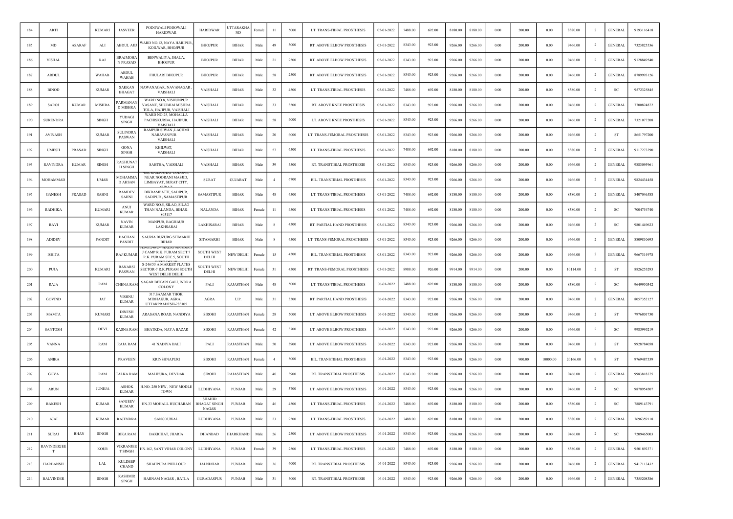| 184 | ARTI | | KUMARI | JASVEER | PODOWALI PODOWALI HARIDWAR | HARIDWAR | UTTARAKHAND | Female | 11 | 5000 | LT. TRANS-TIBIAL PROSTHESIS | 05-01-2022 | 7488.00 | 692.00 | 8180.00 | 8180.00 | 0.00 | 200.00 | 0.00 | 8380.00 | 2 | GENERAL | 9193116418 |
|---|---|---|---|---|---|---|---|---|---|---|---|---|---|---|---|---|---|---|---|---|---|---|---|
| 185 | MD | ASARAF | ALI | ABDUL AJIJ | WARD NO.12, NAYA HARIPUR, KOILWAR, BHOJPUR | BHOJPUR | BIHAR | Male | 49 | 3000 | RT. ABOVE ELBOW PROSTHESIS | 05-01-2022 | 8343.00 | 923.00 | 9266.00 | 9266.00 | 0.00 | 200.00 | 0.00 | 9466.00 | 2 | GENERAL | 7323825536 |
| 186 | VISHAL | | RAJ | BRAJMOHAN PRASAD | BENWALIYA, JHAUA, BHOJPUR | BHOJPUR | BIHAR | Male | 21 | 2500 | RT. ABOVE ELBOW PROSTHESIS | 05-01-2022 | 8343.00 | 923.00 | 9266.00 | 9266.00 | 0.00 | 200.00 | 0.00 | 9466.00 | 2 | GENERAL | 9128849540 |
| 187 | ABDUL | | WAHAB | ABDUL WAHAB | FHULARI BHOJPUR | BHOJPUR | BIHAR | Male | 58 | 2500 | RT. ABOVE ELBOW PROSTHESIS | 05-01-2022 | 8343.00 | 923.00 | 9266.00 | 9266.00 | 0.00 | 200.00 | 0.00 | 9466.00 | 2 | GENERAL | 8789993126 |
| 188 | BINOD | | KUMAR | SAKKAN BHAGAT | NAWANAGAR, NAVANAGAR , VAISHALI | VAISHALI | BIHAR | Male | 32 | 4500 | LT. TRANS-TIBIAL PROSTHESIS | 05-01-2022 | 7488.00 | 692.00 | 8180.00 | 8180.00 | 0.00 | 200.00 | 0.00 | 8380.00 | 2 | SC | 9572325845 |
| 189 | SAROJ | KUMAR | MISHRA | PARMANAND MISHRA | WARD NO.8, VISHUNPUR VASANT, SHUBHAI MISHRA TOLA, HAJIPUR, VAISHALI | VAISHALI | BIHAR | Male | 33 | 3500 | RT. ABOVE KNEE PROSTHESIS | 05-01-2022 | 8343.00 | 923.00 | 9266.00 | 9266.00 | 0.00 | 200.00 | 0.00 | 9466.00 | 2 | GENERAL | 7700824872 |
| 190 | SURENDRA | | SINGH | YUDAGI SINGH | WARD NO.25, MOHALLA PACHISKURBA, HAJIPUR, VAISHALI | VAISHALI | BIHAR | Male | 58 | 4000 | LT. ABOVE KNEE PROSTHESIS | 05-01-2022 | 8343.00 | 923.00 | 9266.00 | 9266.00 | 0.00 | 200.00 | 0.00 | 9466.00 | 2 | GENERAL | 7321077208 |
| 191 | AVINASH | | KUMAR | SULINDRA PASWAN | RAMPUR SIWAN ,LACHMI NARAYANPUR VAISHALI | VAISHALI | BIHAR | Male | 20 | 6000 | LT. TRANS-FEMORAL PROSTHESIS | 05-01-2022 | 8343.00 | 923.00 | 9266.00 | 9266.00 | 0.00 | 200.00 | 0.00 | 9466.00 | 2 | ST | 8651797200 |
| 192 | UMESH | PRASAD | SINGH | GONA SINGH | KHILWAT, VAISHALI | VAISHALI | BIHAR | Male | 57 | 6500 | LT. TRANS-TIBIAL PROSTHESIS | 05-01-2022 | 7488.00 | 692.00 | 8180.00 | 8180.00 | 0.00 | 200.00 | 0.00 | 8380.00 | 2 | GENERAL | 9117273290 |
| 193 | RAVINDRA | KUMAR | SINGH | RAGHUNATH SINGH | SAHTHA, VAISHALI | VAISHALI | BIHAR | Male | 39 | 5500 | RT. TRANSTIBIAL PROSTHESIS | 05-01-2022 | 8343.00 | 923.00 | 9266.00 | 9266.00 | 0.00 | 200.00 | 0.00 | 9466.00 | 2 | GENERAL | 9883095961 |
| 194 | MOHAMMAD | | UMAR | MOHAMMAD AHSAN | 480, KAILASHNAGAR COLONY, NEAR NOORANI MASJID, LIMBAYAT, SURAT CITY, SURAT | SURAT | GUJARAT | Male | 4 | 6700 | BIL. TRANSTIBIAL PROSTHESIS | 05-01-2022 | 8343.00 | 923.00 | 9266.00 | 9266.00 | 0.00 | 200.00 | 0.00 | 9466.00 | 2 | GENERAL | 9824434458 |
| 195 | GANESH | PRASAD | SAHNI | RAMDEV SAHNI | BIKRAMPATTI, SADIPUR, SADIPUR , SAMASTIPUR | SAMASTIPUR | BIHAR | Male | 48 | 4500 | LT. TRANS-TIBIAL PROSTHESIS | 05-01-2022 | 7488.00 | 692.00 | 8180.00 | 8180.00 | 0.00 | 200.00 | 0.00 | 8380.00 | 2 | GENERAL | 8407046588 |
| 196 | RADHIKA | | KUMARI | ANUJ KUMAR | WARD NO.5, SILAO, SILAO THAN NALANDA, BIHAR-803117 | NALANDA | BIHAR | Female | 11 | 4500 | LT. TRANS-TIBIAL PROSTHESIS | 05-01-2022 | 7488.00 | 692.00 | 8180.00 | 8180.00 | 0.00 | 200.00 | 0.00 | 8380.00 | 2 | SC | 7004754740 |
| 197 | RAVI | | KUMAR | NAVIN KUMAR | MANPUR, BAGHAUR LAKHSARAI | LAKHISARAI | BIHAR | Male | 8 | 4500 | RT. PARTIAL HAND PROSTHESIS | 05-01-2022 | 8343.00 | 923.00 | 9266.00 | 9266.00 | 0.00 | 200.00 | 0.00 | 9466.00 | 2 | SC | 9801449623 |
| 198 | ADIDEV | | PANDIT | BACHAN PANDIT | SAURIA BUZURG SITMARHI BIHAR | SITAMARHI | BIHAR | Male | 8 | 4500 | LT. TRANS-FEMORAL PROSTHESIS | 05-01-2022 | 8343.00 | 923.00 | 9266.00 | 9266.00 | 0.00 | 200.00 | 0.00 | 9466.00 | 2 | GENERAL | 8809810693 |
| 199 | ISHITA | | | RAJ KUMAR | H.NO.240/24 MALAI MANDIR J J CAMP R.K. PURAM SECT.7 R.K. PURAM SEC.5, SOUTH | SOUTH WEST DELHI | NEW DELHI | Female | 15 | 4500 | BIL. TRANSTIBIAL PROSTHESIS | 05-01-2022 | 8343.00 | 923.00 | 9266.00 | 9266.00 | 0.00 | 200.00 | 0.00 | 9466.00 | 2 | GENERAL | 9667314978 |
| 200 | PUJA | | KUMARI | BANARSI PASWAN | S-246/53 A MARKET FLATES SECTOR-7 R.K.PURAM SOUTH WEST DELHI DELHI | SOUTH WEST DELHI | NEW DELHI | Female | 31 | 4500 | RT. TRANS-FEMORAL PROSTHESIS | 05-01-2022 | 8988.00 | 926.00 | 9914.00 | 9914.00 | 0.00 | 200.00 | 0.00 | 10114.00 | 2 | ST | 8826253293 |
| 201 | RAJA | | RAM | CHENA RAM | SAGAR BEKARI GALI, INDRA COLONY | PALI | RAJASTHAN | Male | 48 | 5000 | LT. TRANS-TIBIAL PROSTHESIS | 06-01-2022 | 7488.00 | 692.00 | 8180.00 | 8180.00 | 0.00 | 200.00 | 0.00 | 8380.00 | 2 | SC | 9649950342 |
| 202 | GOVIND | | JAT | VISHNU KUMAR | 317,SAAMAR THOK, MIDHAKUR, AGRA, UTTARPRADESH-283105 | AGRA | U.P. | Male | 31 | 3500 | RT. PARTIAL HAND PROSTHESIS | 06-01-2022 | 8343.00 | 923.00 | 9266.00 | 9266.00 | 0.00 | 200.00 | 0.00 | 9466.00 | 2 | GENERAL | 8057352127 |
| 203 | MAMTA | | KUMARI | DINESH KUMAR | ARASANA ROAD, NANDIYA | SIROHI | RAJASTHAN | Female | 28 | 5000 | LT. ABOVE ELBOW PROSTHESIS | 06-01-2022 | 8343.00 | 923.00 | 9266.00 | 9266.00 | 0.00 | 200.00 | 0.00 | 9466.00 | 2 | ST | 7976801730 |
| 204 | SANTOSH | | DEVI | KASNA RAM | BHATKDA, NAYA BAZAR | SIROHI | RAJASTHAN | Female | 42 | 3700 | LT. ABOVE ELBOW PROSTHESIS | 06-01-2022 | 8343.00 | 923.00 | 9266.00 | 9266.00 | 0.00 | 200.00 | 0.00 | 9466.00 | 2 | SC | 9983995219 |
| 205 | VANNA | | RAM | RAJA RAM | 41 NADIYA BALI | PALI | RAJASTHAN | Male | 50 | 3900 | LT. ABOVE ELBOW PROSTHESIS | 06-01-2022 | 8343.00 | 923.00 | 9266.00 | 9266.00 | 0.00 | 200.00 | 0.00 | 9466.00 | 2 | ST | 9928784058 |
| 206 | ANIKA | | | PRAVEEN | KRINSHNAPURI | SIROHI | RAJASTHAN | Female | 4 | 5000 | BIL. TRANSTIBIAL PROSTHESIS | 06-01-2022 | 8343.00 | 923.00 | 9266.00 | 9266.00 | 0.00 | 900.00 | 10000.00 | 20166.00 | 9 | ST | 9769487539 |
| 207 | GOVA | | RAM | TALKA RAM | MALIPURA, DEVDAR | SIROHI | RAJASTHAN | Male | 40 | 3900 | RT. TRANSTIBIAL PROSTHESIS | 06-01-2022 | 8343.00 | 923.00 | 9266.00 | 9266.00 | 0.00 | 200.00 | 0.00 | 9466.00 | 2 | GENERAL | 9983818375 |
| 208 | ARUN | | JUNEJA | ASHOK KUMAR | H.NO. 250 NEW , NEW MODLE TOWN | LUDHIYANA | PUNJAB | Male | 29 | 3700 | LT. ABOVE ELBOW PROSTHESIS | 06-01-2022 | 8343.00 | 923.00 | 9266.00 | 9266.00 | 0.00 | 200.00 | 0.00 | 9466.00 | 2 | SC | 9878954507 |
| 209 | RAKESH | | KUMAR | SANJEEV KUMAR | HN.33 MOHALL HUCHARAN | SHAHID BHAGAT SINGH NAGAR | PUNJAB | Male | 46 | 4500 | LT. TRANS-TIBIAL PROSTHESIS | 06-01-2022 | 7488.00 | 692.00 | 8180.00 | 8180.00 | 0.00 | 200.00 | 0.00 | 8380.00 | 2 | SC | 7889143791 |
| 210 | AJAI | | KUMAR | RAJENDRA | SANGOUWAL | LUDHIYANA | PUNJAB | Male | 23 | 2500 | LT. TRANS-TIBIAL PROSTHESIS | 06-01-2022 | 7488.00 | 692.00 | 8180.00 | 8180.00 | 0.00 | 200.00 | 0.00 | 8380.00 | 2 | GENERAL | 7696359118 |
| 211 | SURAJ | BHAN | SINGH | BIKA RAM | BAKRIHAT, JHARIA | DHANBAD | JHARKHAND | Male | 26 | 2500 | LT. ABOVE ELBOW PROSTHESIS | 06-01-2022 | 8343.00 | 923.00 | 9266.00 | 9266.00 | 0.00 | 200.00 | 0.00 | 9466.00 | 2 | SC | 7209465003 |
| 212 | RAVINDERJEET | | KOUR | VIKRANJEET SINGH | HN.162, SANT VIHAR COLONY | LUDHIYANA | PUNJAB | Female | 39 | 2500 | LT. TRANS-TIBIAL PROSTHESIS | 06-01-2022 | 7488.00 | 692.00 | 8180.00 | 8180.00 | 0.00 | 200.00 | 0.00 | 8380.00 | 2 | GENERAL | 9501892371 |
| 213 | HARBANSH | | LAL | KULDEEP CHAND | SHAHPURA PHILLOUR | JALNDHAR | PUNJAB | Male | 36 | 4000 | RT. TRANSTIBIAL PROSTHESIS | 06-01-2022 | 8343.00 | 923.00 | 9266.00 | 9266.00 | 0.00 | 200.00 | 0.00 | 9466.00 | 2 | GENERAL | 9417113432 |
| 214 | BALVINDER | | SINGH | KASHMIR SINGH | HARNAM NAGAR , BATLA | GURADASPUR | PUNJAB | Male | 31 | 5000 | RT. TRANSTIBIAL PROSTHESIS | 06-01-2022 | 8343.00 | 923.00 | 9266.00 | 9266.00 | 0.00 | 200.00 | 0.00 | 9466.00 | 2 | GENERAL | 7355208386 |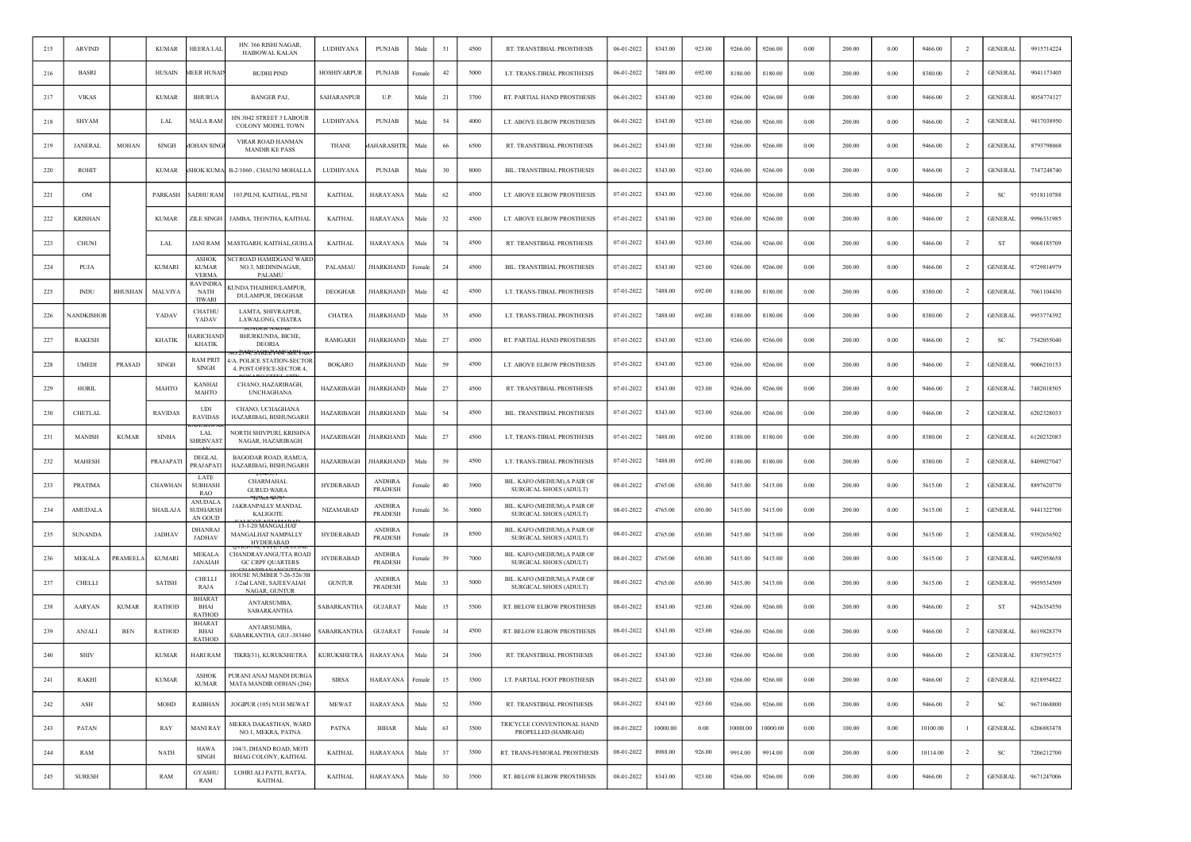| 215 | ARVIND | | KUMAR | HEERA LAL | HN. 366 RISHI NAGAR, HAIBOWAL KALAN | LUDHIYANA | PUNJAB | Male | 51 | 4500 | RT. TRANSTIBIAL PROSTHESIS | 06-01-2022 | 8343.00 | 923.00 | 9266.00 | 9266.00 | 0.00 | 200.00 | 0.00 | 9466.00 | 2 | GENERAL | 9915714224 |
|---|---|---|---|---|---|---|---|---|---|---|---|---|---|---|---|---|---|---|---|---|---|---|---|
| 216 | BASRI | | HUSAIN | MEER HUSAIN | BUDHI PIND | HOSHIYARPUR | PUNJAB | Female | 42 | 5000 | LT. TRANS-TIBIAL PROSTHESIS | 06-01-2022 | 7488.00 | 692.00 | 8180.00 | 8180.00 | 0.00 | 200.00 | 0.00 | 8380.00 | 2 | GENERAL | 9041173405 |
| 217 | VIKAS | | KUMAR | BHURUA | BANGER PAJ, | SAHARANPUR | U.P. | Male | 21 | 3700 | RT. PARTIAL HAND PROSTHESIS | 06-01-2022 | 8343.00 | 923.00 | 9266.00 | 9266.00 | 0.00 | 200.00 | 0.00 | 9466.00 | 2 | GENERAL | 8054774127 |
| 218 | SHYAM | | LAL | MALA RAM | HN.3042 STREET 3 LABOUR COLONY MODEL TOWN | LUDHIYANA | PUNJAB | Male | 54 | 4000 | LT. ABOVE ELBOW PROSTHESIS | 06-01-2022 | 8343.00 | 923.00 | 9266.00 | 9266.00 | 0.00 | 200.00 | 0.00 | 9466.00 | 2 | GENERAL | 9417038950 |
| 219 | JANERAL | MOHAN | SINGH | MOHAN SINGH | VIRAR ROAD HANMAN MANDIR KE PASS | THANE | MAHARASHTRA | Male | 66 | 6500 | RT. TRANSTIBIAL PROSTHESIS | 06-01-2022 | 8343.00 | 923.00 | 9266.00 | 9266.00 | 0.00 | 200.00 | 0.00 | 9466.00 | 2 | GENERAL | 8793798068 |
| 220 | ROHIT | | KUMAR | ASHOK KUMAR | B-2/1060 , CHAUNI MOHALLA | LUDHIYANA | PUNJAB | Male | 30 | 8000 | BIL. TRANSTIBIAL PROSTHESIS | 06-01-2022 | 8343.00 | 923.00 | 9266.00 | 9266.00 | 0.00 | 200.00 | 0.00 | 9466.00 | 2 | GENERAL | 7347248740 |
| 221 | OM | | PARKASH | SADHU RAM | 103,PILNI, KAITHAL, PILNI | KAITHAL | HARAYANA | Male | 62 | 4500 | LT. ABOVE ELBOW PROSTHESIS | 07-01-2022 | 8343.00 | 923.00 | 9266.00 | 9266.00 | 0.00 | 200.00 | 0.00 | 9466.00 | 2 | SC | 9518110788 |
| 222 | KRISHAN | | KUMAR | ZILE SINGH | JAMBA, TEONTHA, KAITHAL | KAITHAL | HARAYANA | Male | 32 | 4500 | LT. ABOVE ELBOW PROSTHESIS | 07-01-2022 | 8343.00 | 923.00 | 9266.00 | 9266.00 | 0.00 | 200.00 | 0.00 | 9466.00 | 2 | GENERAL | 9996331985 |
| 223 | CHUNI | | LAL | JANI RAM | MASTGARH, KAITHAL,GUHLA | KAITHAL | HARAYANA | Male | 74 | 4500 | RT. TRANSTIBIAL PROSTHESIS | 07-01-2022 | 8343.00 | 923.00 | 9266.00 | 9266.00 | 0.00 | 200.00 | 0.00 | 9466.00 | 2 | ST | 9068185709 |
| 224 | PUJA | | KUMARI | ASHOK KUMAR VERMA | NCI ROAD HAMIDGANJ WARD NO.3, MEDININAGAR, PALAMU | PALAMAU | JHARKHAND | Female | 24 | 4500 | BIL. TRANSTIBIAL PROSTHESIS | 07-01-2022 | 8343.00 | 923.00 | 9266.00 | 9266.00 | 0.00 | 200.00 | 0.00 | 9466.00 | 2 | GENERAL | 9729814979 |
| 225 | INDU | BHUSHAN | MALVIYA | RAVINDRA NATH TIWARI | KUNDA THADHDULAMPUR, DULAMPUR, DEOGHAR | DEOGHAR | JHARKHAND | Male | 42 | 4500 | LT. TRANS-TIBIAL PROSTHESIS | 07-01-2022 | 7488.00 | 692.00 | 8180.00 | 8180.00 | 0.00 | 200.00 | 0.00 | 8380.00 | 2 | GENERAL | 7061104430 |
| 226 | NANDKISHOR | | YADAV | CHATHU YADAV | LAMTA, SHIVRAJPUR, LAWALONG, CHATRA | CHATRA | JHARKHAND | Male | 35 | 4500 | LT. TRANS-TIBIAL PROSTHESIS | 07-01-2022 | 7488.00 | 692.00 | 8180.00 | 8180.00 | 0.00 | 200.00 | 0.00 | 8380.00 | 2 | GENERAL | 9953774392 |
| 227 | RAKESH | | KHATIK | HARICHAND KHATIK | SUNDER NAGAR BHURKUNDA, BICHE, DEORIA | RAMGARH | JHARKHAND | Male | 27 | 4500 | RT. PARTIAL HAND PROSTHESIS | 07-01-2022 | 8343.00 | 923.00 | 9266.00 | 9266.00 | 0.00 | 200.00 | 0.00 | 9466.00 | 2 | SC | 7542055040 |
| 228 | UMEDI | PRASAD | SINGH | RAM PRIT SINGH | NO.2184, STREET-23, SECTOR-4/A. POLICE STATION-SECTOR 4. POST OFFICE-SECTOR 4, BOKARO STEEL CITY | BOKARO | JHARKHAND | Male | 59 | 4500 | LT. ABOVE ELBOW PROSTHESIS | 07-01-2022 | 8343.00 | 923.00 | 9266.00 | 9266.00 | 0.00 | 200.00 | 0.00 | 9466.00 | 2 | GENERAL | 9006210153 |
| 229 | HORIL | | MAHTO | KANHAI MAHTO | CHANO, HAZARIBAGH, UNCHAGHANA | HAZARIBAGH | JHARKHAND | Male | 27 | 4500 | RT. TRANSTIBIAL PROSTHESIS | 07-01-2022 | 8343.00 | 923.00 | 9266.00 | 9266.00 | 0.00 | 200.00 | 0.00 | 9466.00 | 2 | GENERAL | 7482018505 |
| 230 | CHETLAL | | RAVIDAS | UDI RAVIDAS | CHANO, UCHAGHANA HAZARIBAG, BISHUNGARH | HAZARIBAGH | JHARKHAND | Male | 54 | 4500 | BIL. TRANSTIBIAL PROSTHESIS | 07-01-2022 | 8343.00 | 923.00 | 9266.00 | 9266.00 | 0.00 | 200.00 | 0.00 | 9466.00 | 2 | GENERAL | 6202328033 |
| 231 | MANISH | KUMAR | SINHA | KAUSHAL LAL SHRISVASTAV | NORTH SHIVPURI, KRISHNA NAGAR, HAZARIBAGH | HAZARIBAGH | JHARKHAND | Male | 27 | 4500 | LT. TRANS-TIBIAL PROSTHESIS | 07-01-2022 | 7488.00 | 692.00 | 8180.00 | 8180.00 | 0.00 | 200.00 | 0.00 | 8380.00 | 2 | GENERAL | 6120232083 |
| 232 | MAHESH | | PRAJAPATI | DEGLAL PRAJAPATI | BAGODAR ROAD, RAMUA, HAZARIBAG, BISHUNGARH | HAZARIBAGH | JHARKHAND | Male | 39 | 4500 | LT. TRANS-TIBIAL PROSTHESIS | 07-01-2022 | 7488.00 | 692.00 | 8180.00 | 8180.00 | 0.00 | 200.00 | 0.00 | 8380.00 | 2 | GENERAL | 8409027047 |
| 233 | PRATIMA | | CHAWHAN | LATE SUBHASH RAO | 2-4-33/1 CHARMAHAL GURUD WARA | HYDERABAD | ANDHRA PRADESH | Female | 40 | 3900 | BIL. KAFO (MEDIUM),A PAIR OF SURGICAL SHOES (ADULT) | 08-01-2022 | 4765.00 | 650.00 | 5415.00 | 5415.00 | 0.00 | 200.00 | 0.00 | 5615.00 | 2 | GENERAL | 8897620770 |
| 234 | AMUDALA | | SHAILAJA | ANUDALA SUDHARSHAN GOUD | 3-87/1,BHPA JAKRANPALLY MANDAL KALIGOTE KALIGOT NIZAMABAD | NIZAMABAD | ANDHRA PRADESH | Female | 36 | 5000 | BIL. KAFO (MEDIUM),A PAIR OF SURGICAL SHOES (ADULT) | 08-01-2022 | 4765.00 | 650.00 | 5415.00 | 5415.00 | 0.00 | 200.00 | 0.00 | 5615.00 | 2 | GENERAL | 9441322700 |
| 235 | SUNANDA | | JADHAV | DHANRAJ JADHAV | 13-1-20 MANGALHAT MANGALHAT NAMPALLY HYDERABAD | HYDERABAD | ANDHRA PRADESH | Female | 18 | 8500 | BIL. KAFO (MEDIUM),A PAIR OF SURGICAL SHOES (ADULT) | 08-01-2022 | 4765.00 | 650.00 | 5415.00 | 5415.00 | 0.00 | 200.00 | 0.00 | 5615.00 | 2 | GENERAL | 9392656502 |
| 236 | MEKALA | PRAMEELA | KUMARI | MEKALA JANAIAH | QTR NO 90, TYPE 1 SUDEAL CHANDRAYANGUTTA ROAD GC CRPF QUARTERS CHANDRAYANGUTTA | HYDERABAD | ANDHRA PRADESH | Female | 39 | 7000 | BIL. KAFO (MEDIUM),A PAIR OF SURGICAL SHOES (ADULT) | 08-01-2022 | 4765.00 | 650.00 | 5415.00 | 5415.00 | 0.00 | 200.00 | 0.00 | 5615.00 | 2 | GENERAL | 9492958658 |
| 237 | CHELLI | | SATISH | CHELLI RAJA | HOUSE NUMBER 7-26-526/3B 1/2nd LANE, SAJEEVAIAH NAGAR, GUNTUR | GUNTUR | ANDHRA PRADESH | Male | 33 | 5000 | BIL. KAFO (MEDIUM),A PAIR OF SURGICAL SHOES (ADULT) | 08-01-2022 | 4765.00 | 650.00 | 5415.00 | 5415.00 | 0.00 | 200.00 | 0.00 | 5615.00 | 2 | GENERAL | 9959534509 |
| 238 | AARYAN | KUMAR | RATHOD | BHARAT BHAI RATHOD | ANTARSUMBA, SABARKANTHA | SABARKANTHA | GUJARAT | Male | 15 | 5500 | RT. BELOW ELBOW PROSTHESIS | 08-01-2022 | 8343.00 | 923.00 | 9266.00 | 9266.00 | 0.00 | 200.00 | 0.00 | 9466.00 | 2 | ST | 9426354550 |
| 239 | ANJALI | BEN | RATHOD | BHARAT BHAI RATHOD | ANTARSUMBA, SABARKANTHA, GUJ.-383460 | SABARKANTHA | GUJARAT | Female | 14 | 4500 | RT. BELOW ELBOW PROSTHESIS | 08-01-2022 | 8343.00 | 923.00 | 9266.00 | 9266.00 | 0.00 | 200.00 | 0.00 | 9466.00 | 2 | GENERAL | 8619828379 |
| 240 | SHIV | | KUMAR | HARI RAM | TIKRI(31), KURUKSHETRA | KURUKSHETRA | HARAYANA | Male | 24 | 3500 | RT. TRANSTIBIAL PROSTHESIS | 08-01-2022 | 8343.00 | 923.00 | 9266.00 | 9266.00 | 0.00 | 200.00 | 0.00 | 9466.00 | 2 | GENERAL | 8307592575 |
| 241 | RAKHI | | KUMAR | ASHOK KUMAR | PURANI ANAJ MANDI DURGA MATA MANDIR ODHAN (204) | SIRSA | HARAYANA | Female | 15 | 3500 | LT. PARTIAL FOOT PROSTHESIS | 08-01-2022 | 8343.00 | 923.00 | 9266.00 | 9266.00 | 0.00 | 200.00 | 0.00 | 9466.00 | 2 | GENERAL | 8218954822 |
| 242 | ASH | | MOHD | RAIBHAN | JOGIPUR (105) NUH MEWAT | MEWAT | HARAYANA | Male | 52 | 3500 | RT. TRANSTIBIAL PROSTHESIS | 08-01-2022 | 8343.00 | 923.00 | 9266.00 | 9266.00 | 0.00 | 200.00 | 0.00 | 9466.00 | 2 | SC | 9671068800 |
| 243 | PATAN | | RAY | MANI RAY | MEKRA DAKASTHAN, WARD NO.1, MEKRA, PATNA | PATNA | BIHAR | Male | 63 | 3500 | TRICYCLE CONVENTIONAL HAND PROPELLED (HAMRAHI) | 08-01-2022 | 10000.00 | 0.00 | 10000.00 | 10000.00 | 0.00 | 100.00 | 0.00 | 10100.00 | 1 | GENERAL | 6206883478 |
| 244 | RAM | | NATH | HAWA SINGH | 104/3, DHAND ROAD, MOTI BHAG COLONY, KAITHAL | KAITHAL | HARAYANA | Male | 37 | 3500 | RT. TRANS-FEMORAL PROSTHESIS | 08-01-2022 | 8988.00 | 926.00 | 9914.00 | 9914.00 | 0.00 | 200.00 | 0.00 | 10114.00 | 2 | SC | 7206212700 |
| 245 | SURESH | | RAM | GYASHU RAM | LOHRI ALI PATTI, BATTA, KAITHAL | KAITHAL | HARAYANA | Male | 30 | 3500 | RT. BELOW ELBOW PROSTHESIS | 08-01-2022 | 8343.00 | 923.00 | 9266.00 | 9266.00 | 0.00 | 200.00 | 0.00 | 9466.00 | 2 | GENERAL | 9671247006 |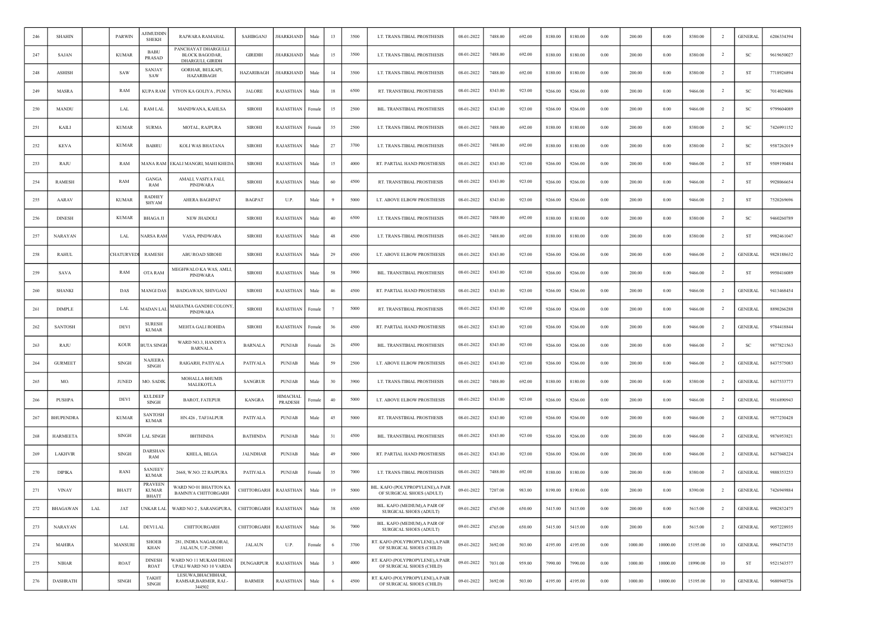| 246 | SHAHIN | | PARWIN | AJIMUDDIN SHEKH | RAJWARA RAMAHAL | SAHIBGANJ | JHARKHAND | Male | 13 | 3500 | LT. TRANS-TIBIAL PROSTHESIS | 08-01-2022 | 7488.00 | 692.00 | 8180.00 | 8180.00 | 0.00 | 200.00 | 0.00 | 8380.00 | 2 | GENERAL | 6206334394 |
|---|---|---|---|---|---|---|---|---|---|---|---|---|---|---|---|---|---|---|---|---|---|---|---|
| 247 | SAJAN | | KUMAR | BABU PRASAD | PANCHAYAT DHARGULLI BLOCK BAGODAR, DHARGULI, GIRIDH | GIRIDIH | JHARKHAND | Male | 15 | 3500 | LT. TRANS-TIBIAL PROSTHESIS | 08-01-2022 | 7488.00 | 692.00 | 8180.00 | 8180.00 | 0.00 | 200.00 | 0.00 | 8380.00 | 2 | SC | 9619650027 |
| 248 | ASHISH | | SAW | SANJAY SAW | GORHAR, BELKAPI, HAZARIBAGH | HAZARIBAGH | JHARKHAND | Male | 14 | 3500 | LT. TRANS-TIBIAL PROSTHESIS | 08-01-2022 | 7488.00 | 692.00 | 8180.00 | 8180.00 | 0.00 | 200.00 | 0.00 | 8380.00 | 2 | ST | 7718926894 |
| 249 | MASRA | | RAM | KUPA RAM | VIYON KA GOLIYA , PUNSA | JALORE | RAJASTHAN | Male | 18 | 6500 | RT. TRANSTIBIAL PROSTHESIS | 08-01-2022 | 8343.00 | 923.00 | 9266.00 | 9266.00 | 0.00 | 200.00 | 0.00 | 9466.00 | 2 | SC | 7014029686 |
| 250 | MANDU | | LAL | RAM LAL | MANDWANA, KAHLSA | SIROHI | RAJASTHAN | Female | 15 | 2500 | BIL. TRANSTIBIAL PROSTHESIS | 08-01-2022 | 8343.00 | 923.00 | 9266.00 | 9266.00 | 0.00 | 200.00 | 0.00 | 9466.00 | 2 | SC | 9799604089 |
| 251 | KAILI | | KUMAR | SURMA | MOTAL, RAJPURA | SIROHI | RAJASTHAN | Female | 35 | 2500 | LT. TRANS-TIBIAL PROSTHESIS | 08-01-2022 | 7488.00 | 692.00 | 8180.00 | 8180.00 | 0.00 | 200.00 | 0.00 | 8380.00 | 2 | SC | 7426991152 |
| 252 | KEVA | | KUMAR | BABRU | KOLI WAS BHATANA | SIROHI | RAJASTHAN | Male | 27 | 3700 | LT. TRANS-TIBIAL PROSTHESIS | 08-01-2022 | 7488.00 | 692.00 | 8180.00 | 8180.00 | 0.00 | 200.00 | 0.00 | 8380.00 | 2 | SC | 9587262019 |
| 253 | RAJU | | RAM | MANA RAM | EKALI MANGRI, MAHI KHEDA | SIROHI | RAJASTHAN | Male | 15 | 4000 | RT. PARTIAL HAND PROSTHESIS | 08-01-2022 | 8343.00 | 923.00 | 9266.00 | 9266.00 | 0.00 | 200.00 | 0.00 | 9466.00 | 2 | ST | 9509190484 |
| 254 | RAMESH | | RAM | GANGA RAM | AMALI, VASIYA FALI, PINDWARA | SIROHI | RAJASTHAN | Male | 60 | 4500 | RT. TRANSTIBIAL PROSTHESIS | 08-01-2022 | 8343.00 | 923.00 | 9266.00 | 9266.00 | 0.00 | 200.00 | 0.00 | 9466.00 | 2 | ST | 9928066654 |
| 255 | AARAV | | KUMAR | RADHEY SHYAM | AHERA BAGHPAT | BAGPAT | U.P. | Male | 9 | 5000 | LT. ABOVE ELBOW PROSTHESIS | 08-01-2022 | 8343.00 | 923.00 | 9266.00 | 9266.00 | 0.00 | 200.00 | 0.00 | 9466.00 | 2 | ST | 7520269696 |
| 256 | DINESH | | KUMAR | BHAGA JI | NEW JHADOLI | SIROHI | RAJASTHAN | Male | 40 | 6500 | LT. TRANS-TIBIAL PROSTHESIS | 08-01-2022 | 7488.00 | 692.00 | 8180.00 | 8180.00 | 0.00 | 200.00 | 0.00 | 8380.00 | 2 | SC | 9460260789 |
| 257 | NARAYAN | | LAL | NARSA RAM | VASA, PINDWARA | SIROHI | RAJASTHAN | Male | 48 | 4500 | LT. TRANS-TIBIAL PROSTHESIS | 08-01-2022 | 7488.00 | 692.00 | 8180.00 | 8180.00 | 0.00 | 200.00 | 0.00 | 8380.00 | 2 | ST | 9982461047 |
| 258 | RAHUL | | CHATURVEDI | RAMESH | ABU ROAD SIROHI | SIROHI | RAJASTHAN | Male | 29 | 4500 | LT. ABOVE ELBOW PROSTHESIS | 08-01-2022 | 8343.00 | 923.00 | 9266.00 | 9266.00 | 0.00 | 200.00 | 0.00 | 9466.00 | 2 | GENERAL | 9828188632 |
| 259 | SAVA | | RAM | OTA RAM | MEGHWALO KA WAS, AMLI, PINDWARA | SIROHI | RAJASTHAN | Male | 58 | 3900 | BIL. TRANSTIBIAL PROSTHESIS | 08-01-2022 | 8343.00 | 923.00 | 9266.00 | 9266.00 | 0.00 | 200.00 | 0.00 | 9466.00 | 2 | ST | 9950416089 |
| 260 | SHANKI | | DAS | MANGI DAS | BADGAWAN, SHIVGANJ | SIROHI | RAJASTHAN | Male | 46 | 4500 | RT. PARTIAL HAND PROSTHESIS | 08-01-2022 | 8343.00 | 923.00 | 9266.00 | 9266.00 | 0.00 | 200.00 | 0.00 | 9466.00 | 2 | GENERAL | 9413468454 |
| 261 | DIMPLE | | LAL | MADAN LAL | MAHATMA GANDHI COLONY, PINDWARA | SIROHI | RAJASTHAN | Female | 7 | 5000 | RT. TRANSTIBIAL PROSTHESIS | 08-01-2022 | 8343.00 | 923.00 | 9266.00 | 9266.00 | 0.00 | 200.00 | 0.00 | 9466.00 | 2 | GENERAL | 8890266288 |
| 262 | SANTOSH | | DEVI | SURESH KUMAR | MEHTA GALI ROHIDA | SIROHI | RAJASTHAN | Female | 36 | 4500 | RT. PARTIAL HAND PROSTHESIS | 08-01-2022 | 8343.00 | 923.00 | 9266.00 | 9266.00 | 0.00 | 200.00 | 0.00 | 9466.00 | 2 | GENERAL | 9784418844 |
| 263 | RAJU | | KOUR | BUTA SINGH | WARD NO.3, HANDIYA BARNALA | BARNALA | PUNJAB | Female | 26 | 4500 | BIL. TRANSTIBIAL PROSTHESIS | 08-01-2022 | 8343.00 | 923.00 | 9266.00 | 9266.00 | 0.00 | 200.00 | 0.00 | 9466.00 | 2 | SC | 9877821563 |
| 264 | GURMEET | | SINGH | NAJEERA SINGH | RAIGARH, PATIYALA | PATIYALA | PUNJAB | Male | 59 | 2500 | LT. ABOVE ELBOW PROSTHESIS | 08-01-2022 | 8343.00 | 923.00 | 9266.00 | 9266.00 | 0.00 | 200.00 | 0.00 | 9466.00 | 2 | GENERAL | 8437575083 |
| 265 | MO. | | JUNED | MO. SADIK | MOHALLA BHUMIS MALEKOTLA | SANGRUR | PUNJAB | Male | 30 | 3900 | LT. TRANS-TIBIAL PROSTHESIS | 08-01-2022 | 7488.00 | 692.00 | 8180.00 | 8180.00 | 0.00 | 200.00 | 0.00 | 8380.00 | 2 | GENERAL | 8437533773 |
| 266 | PUSHPA | | DEVI | KULDEEP SINGH | BAROT, FATEPUR | KANGRA | HIMACHAL PRADESH | Female | 40 | 5000 | LT. ABOVE ELBOW PROSTHESIS | 08-01-2022 | 8343.00 | 923.00 | 9266.00 | 9266.00 | 0.00 | 200.00 | 0.00 | 9466.00 | 2 | GENERAL | 9816890943 |
| 267 | BHUPENDRA | | KUMAR | SANTOSH KUMAR | HN.426 , TAFJALPUR | PATIYALA | PUNJAB | Male | 45 | 5000 | RT. TRANSTIBIAL PROSTHESIS | 08-01-2022 | 8343.00 | 923.00 | 9266.00 | 9266.00 | 0.00 | 200.00 | 0.00 | 9466.00 | 2 | GENERAL | 9877230428 |
| 268 | HARMEETA | | SINGH | LAL SINGH | BHTHINDA | BATHINDA | PUNJAB | Male | 31 | 4500 | BIL. TRANSTIBIAL PROSTHESIS | 08-01-2022 | 8343.00 | 923.00 | 9266.00 | 9266.00 | 0.00 | 200.00 | 0.00 | 9466.00 | 2 | GENERAL | 9876953821 |
| 269 | LAKHVIR | | SINGH | DARSHAN RAM | KHELA, BILGA | JALNDHAR | PUNJAB | Male | 49 | 5000 | RT. PARTIAL HAND PROSTHESIS | 08-01-2022 | 8343.00 | 923.00 | 9266.00 | 9266.00 | 0.00 | 200.00 | 0.00 | 9466.00 | 2 | GENERAL | 8437048224 |
| 270 | DIPIKA | | RANI | SANJEEV KUMAR | 2668, W.NO. 22 RAJPURA | PATIYALA | PUNJAB | Female | 35 | 7000 | LT. TRANS-TIBIAL PROSTHESIS | 08-01-2022 | 7488.00 | 692.00 | 8180.00 | 8180.00 | 0.00 | 200.00 | 0.00 | 8380.00 | 2 | GENERAL | 9888353253 |
| 271 | VINAY | | BHATT | PRAVEEN KUMAR BHATT | WARD NO 01 BHATTON KA BAMNIYA CHITTORGARH | CHITTORGARH | RAJASTHAN | Male | 19 | 5000 | BIL. KAFO (POLYPROPYLENE),A PAIR OF SURGICAL SHOES (ADULT) | 09-01-2022 | 7207.00 | 983.00 | 8190.00 | 8190.00 | 0.00 | 200.00 | 0.00 | 8390.00 | 2 | GENERAL | 7426949884 |
| 272 | BHAGAWAN | LAL | JAT | UNKAR LAL | WARD NO 2 , SARANGPURA, | CHITTORGARH | RAJASTHAN | Male | 38 | 6500 | BIL. KAFO (MEDIUM),A PAIR OF SURGICAL SHOES (ADULT) | 09-01-2022 | 4765.00 | 650.00 | 5415.00 | 5415.00 | 0.00 | 200.00 | 0.00 | 5615.00 | 2 | GENERAL | 9982832475 |
| 273 | NARAYAN | | LAL | DEVI LAL | CHITTOURGARH | CHITTORGARH | RAJASTHAN | Male | 36 | 7000 | BIL. KAFO (MEDIUM),A PAIR OF SURGICAL SHOES (ADULT) | 09-01-2022 | 4765.00 | 650.00 | 5415.00 | 5415.00 | 0.00 | 200.00 | 0.00 | 5615.00 | 2 | GENERAL | 9057228935 |
| 274 | MAHIRA | | MANSURI | SHOEB KHAN | 281, INDRA NAGAR,ORAI, JALAUN, U.P.-285001 | JALAUN | U.P. | Female | 6 | 3700 | RT. KAFO (POLYPROPYLENE),A PAIR OF SURGICAL SHOES (CHILD) | 09-01-2022 | 3692.00 | 503.00 | 4195.00 | 4195.00 | 0.00 | 1000.00 | 10000.00 | 15195.00 | 10 | GENERAL | 9994374735 |
| 275 | NIHAR | | ROAT | DINESH ROAT | WARD NO 11 MUKAM DHANI UPALI WARD NO 10 VARDA | DUNGARPUR | RAJASTHAN | Male | 3 | 4000 | RT. KAFO (POLYPROPYLENE),A PAIR OF SURGICAL SHOES (CHILD) | 09-01-2022 | 7031.00 | 959.00 | 7990.00 | 7990.00 | 0.00 | 1000.00 | 10000.00 | 18990.00 | 10 | ST | 9521543577 |
| 276 | DASHRATH | | SINGH | TAKHT SINGH | LESUWA,BHACHBHAR, RAMSAR,BARMER, RAJ.-344502 | BARMER | RAJASTHAN | Male | 6 | 4500 | RT. KAFO (POLYPROPYLENE),A PAIR OF SURGICAL SHOES (CHILD) | 09-01-2022 | 3692.00 | 503.00 | 4195.00 | 4195.00 | 0.00 | 1000.00 | 10000.00 | 15195.00 | 10 | GENERAL | 9680948726 |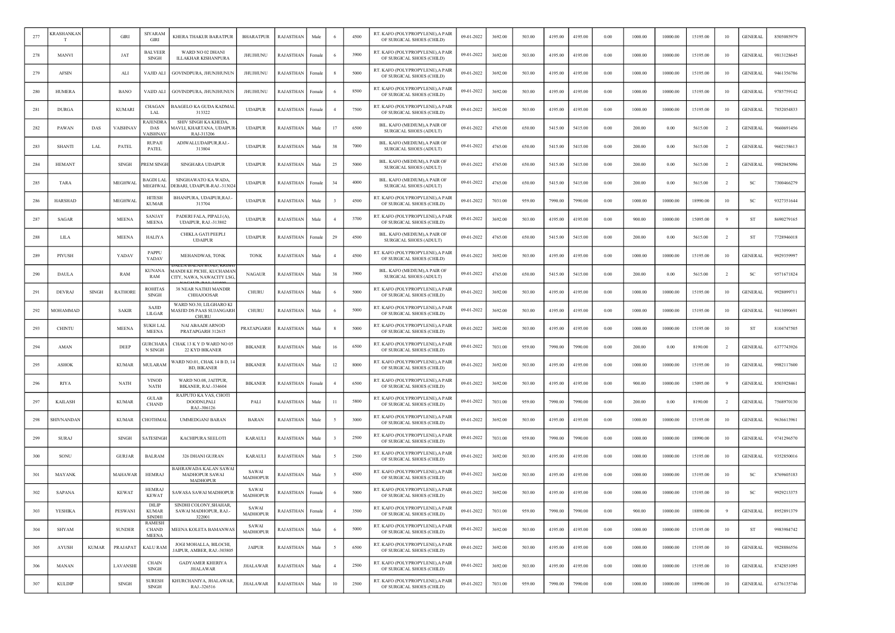| 277 | KRASHANKANT | | GIRI | SIYARAM GIRI | KHERA THAKUR BARATPUR | BHARATPUR | RAJASTHAN | Male | 6 | 4500 | RT. KAFO (POLYPROPYLENE),A PAIR OF SURGICAL SHOES (CHILD) | 09-01-2022 | 3692.00 | 503.00 | 4195.00 | 4195.00 | 0.00 | 1000.00 | 10000.00 | 15195.00 | 10 | GENERAL | 8505085979 |
|---|---|---|---|---|---|---|---|---|---|---|---|---|---|---|---|---|---|---|---|---|---|---|---|
| 278 | MANVI | | JAT | BALVEER SINGH | WARD NO 02 DHANI ILLAKHAR KISHANPURA | JHUJHUNU | RAJASTHAN | Female | 6 | 3900 | RT. KAFO (POLYPROPYLENE),A PAIR OF SURGICAL SHOES (CHILD) | 09-01-2022 | 3692.00 | 503.00 | 4195.00 | 4195.00 | 0.00 | 1000.00 | 10000.00 | 15195.00 | 10 | GENERAL | 9813128645 |
| 279 | AFSIN | | ALI | VAJID ALI | GOVINDPURA, JHUNJHUNUN | JHUJHUNU | RAJASTHAN | Female | 8 | 5000 | RT. KAFO (POLYPROPYLENE),A PAIR OF SURGICAL SHOES (CHILD) | 09-01-2022 | 3692.00 | 503.00 | 4195.00 | 4195.00 | 0.00 | 1000.00 | 10000.00 | 15195.00 | 10 | GENERAL | 9461356786 |
| 280 | HUMERA | | BANO | VAIJD ALI | GOVINDPURA, JHUNJHUNUN | JHUJHUNU | RAJASTHAN | Female | 6 | 8500 | RT. KAFO (POLYPROPYLENE),A PAIR OF SURGICAL SHOES (CHILD) | 09-01-2022 | 3692.00 | 503.00 | 4195.00 | 4195.00 | 0.00 | 1000.00 | 10000.00 | 15195.00 | 10 | GENERAL | 9785759142 |
| 281 | DURGA | | KUMARI | CHAGAN LAL | BAAGELO KA GUDA KADMAL 313322 | UDAIPUR | RAJASTHAN | Female | 4 | 7500 | RT. KAFO (POLYPROPYLENE),A PAIR OF SURGICAL SHOES (CHILD) | 09-01-2022 | 3692.00 | 503.00 | 4195.00 | 4195.00 | 0.00 | 1000.00 | 10000.00 | 15195.00 | 10 | GENERAL | 7852054833 |
| 282 | PAWAN | DAS | VAISHNAV | RAJENDRA DAS VAISHNAV | SHIV SINGH KA KHEDA, MAVLI, KHARTANA, UDAIPUR-RAJ-313206 | UDAIPUR | RAJASTHAN | Male | 17 | 6500 | BIL. KAFO (MEDIUM),A PAIR OF SURGICAL SHOES (ADULT) | 09-01-2022 | 4765.00 | 650.00 | 5415.00 | 5415.00 | 0.00 | 200.00 | 0.00 | 5615.00 | 2 | GENERAL | 9660691456 |
| 283 | SHANTI | LAL | PATEL | RUPAJI PATEL | ADIWALI,UDAIPUR,RAJ.-313804 | UDAIPUR | RAJASTHAN | Male | 38 | 7000 | BIL. KAFO (MEDIUM),A PAIR OF SURGICAL SHOES (ADULT) | 09-01-2022 | 4765.00 | 650.00 | 5415.00 | 5415.00 | 0.00 | 200.00 | 0.00 | 5615.00 | 2 | GENERAL | 9602158613 |
| 284 | HEMANT | | SINGH | PREM SINGH | SINGHARA UDAIPUR | UDAIPUR | RAJASTHAN | Male | 25 | 5000 | BIL. KAFO (MEDIUM),A PAIR OF SURGICAL SHOES (ADULT) | 09-01-2022 | 4765.00 | 650.00 | 5415.00 | 5415.00 | 0.00 | 200.00 | 0.00 | 5615.00 | 2 | GENERAL | 9982045096 |
| 285 | TARA | | MEGHWAL | BAGDI LAL MEGHWAL | SINGHAWATO KA WADA, DEBARI, UDAIPUR-RAJ.-313024 | UDAIPUR | RAJASTHAN | Female | 34 | 4000 | BIL. KAFO (MEDIUM),A PAIR OF SURGICAL SHOES (ADULT) | 09-01-2022 | 4765.00 | 650.00 | 5415.00 | 5415.00 | 0.00 | 200.00 | 0.00 | 5615.00 | 2 | SC | 7300466279 |
| 286 | HARSHAD | | MEGHWAL | HITESH KUMAR | BHANPURA, UDAIPUR,RAJ.-313704 | UDAIPUR | RAJASTHAN | Male | 3 | 4500 | RT. KAFO (POLYPROPYLENE),A PAIR OF SURGICAL SHOES (CHILD) | 09-01-2022 | 7031.00 | 959.00 | 7990.00 | 7990.00 | 0.00 | 1000.00 | 10000.00 | 18990.00 | 10 | SC | 9327351644 |
| 287 | SAGAR | | MEENA | SANJAY MEENA | PADERI FALA, PIPALI (A), UDAIPUR, RAJ.-313802 | UDAIPUR | RAJASTHAN | Male | 4 | 3700 | RT. KAFO (POLYPROPYLENE),A PAIR OF SURGICAL SHOES (CHILD) | 09-01-2022 | 3692.00 | 503.00 | 4195.00 | 4195.00 | 0.00 | 900.00 | 10000.00 | 15095.00 | 9 | ST | 8690279165 |
| 288 | LILA | | MEENA | HALIYA | CHIKLA GATI PEEPLI UDAIPUR | UDAIPUR | RAJASTHAN | Female | 29 | 4500 | BIL. KAFO (MEDIUM),A PAIR OF SURGICAL SHOES (ADULT) | 09-01-2022 | 4765.00 | 650.00 | 5415.00 | 5415.00 | 0.00 | 200.00 | 0.00 | 5615.00 | 2 | ST | 7728946018 |
| 289 | PIYUSH | | YADAV | PAPPU YADAV | MEHANDWAS, TONK | TONK | RAJASTHAN | Male | 4 | 4500 | RT. KAFO (POLYPROPYLENE),A PAIR OF SURGICAL SHOES (CHILD) | 09-01-2022 | 3692.00 | 503.00 | 4195.00 | 4195.00 | 0.00 | 1000.00 | 10000.00 | 15195.00 | 10 | GENERAL | 9929359997 |
| 290 | DAULA | | RAM | KUNANA RAM | DAULA BALAJI ROAD, KRISHI MANDI KE PICHE, KUCHAMAN CITY, NAWA, NAWACITY LSG, NAGAUR-RAJ.-341508 | NAGAUR | RAJASTHAN | Male | 38 | 3900 | BIL. KAFO (MEDIUM),A PAIR OF SURGICAL SHOES (ADULT) | 09-01-2022 | 4765.00 | 650.00 | 5415.00 | 5415.00 | 0.00 | 200.00 | 0.00 | 5615.00 | 2 | SC | 9571671824 |
| 291 | DEVRAJ | SINGH | RATHORE | ROHITAS SINGH | 38 NEAR NATHJI MANDIR CHHAJOOSAR | CHURU | RAJASTHAN | Male | 6 | 5000 | RT. KAFO (POLYPROPYLENE),A PAIR OF SURGICAL SHOES (CHILD) | 09-01-2022 | 3692.00 | 503.00 | 4195.00 | 4195.00 | 0.00 | 1000.00 | 10000.00 | 15195.00 | 10 | GENERAL | 9928099711 |
| 292 | MOHAMMAD | | SAKIR | SAJID LILGAR | WARD NO.30, LILGHARO KI MASJID DS PAAS SUJANGARH CHURU | CHURU | RAJASTHAN | Male | 6 | 5000 | RT. KAFO (POLYPROPYLENE),A PAIR OF SURGICAL SHOES (CHILD) | 09-01-2022 | 3692.00 | 503.00 | 4195.00 | 4195.00 | 0.00 | 1000.00 | 10000.00 | 15195.00 | 10 | GENERAL | 9413090691 |
| 293 | CHINTU | | MEENA | SUKH LAL MEENA | NAI ABAADI ARNOD PRATAPGARH 312615 | PRATAPGARH | RAJASTHAN | Male | 8 | 5000 | RT. KAFO (POLYPROPYLENE),A PAIR OF SURGICAL SHOES (CHILD) | 09-01-2022 | 3692.00 | 503.00 | 4195.00 | 4195.00 | 0.00 | 1000.00 | 10000.00 | 15195.00 | 10 | ST | 8104747505 |
| 294 | AMAN | | DEEP | GURCHARAN SINGH | CHAK 13 K Y D WARD NO 05 22 KYD BIKANER | BIKANER | RAJASTHAN | Male | 16 | 6500 | RT. KAFO (POLYPROPYLENE),A PAIR OF SURGICAL SHOES (CHILD) | 09-01-2022 | 7031.00 | 959.00 | 7990.00 | 7990.00 | 0.00 | 200.00 | 0.00 | 8190.00 | 2 | GENERAL | 6377743926 |
| 295 | ASHOK | | KUMAR | MULARAM | WARD NO.01, CHAK 14 B D, 14 BD, BIKANER | BIKANER | RAJASTHAN | Male | 12 | 8000 | RT. KAFO (POLYPROPYLENE),A PAIR OF SURGICAL SHOES (CHILD) | 09-01-2022 | 3692.00 | 503.00 | 4195.00 | 4195.00 | 0.00 | 1000.00 | 10000.00 | 15195.00 | 10 | GENERAL | 9982117600 |
| 296 | RIYA | | NATH | VINOD NATH | WARD NO.08, JAITPUR, BIKANER, RAJ.-334604 | BIKANER | RAJASTHAN | Female | 4 | 6500 | RT. KAFO (POLYPROPYLENE),A PAIR OF SURGICAL SHOES (CHILD) | 09-01-2022 | 3692.00 | 503.00 | 4195.00 | 4195.00 | 0.00 | 900.00 | 10000.00 | 15095.00 | 9 | GENERAL | 8503928461 |
| 297 | KAILASH | | KUMAR | GULAB CHAND | RAJPUTO KA VAS, CHOTI DOODNI,PALI RAJ.-306126 | PALI | RAJASTHAN | Male | 11 | 5800 | RT. KAFO (POLYPROPYLENE),A PAIR OF SURGICAL SHOES (CHILD) | 09-01-2022 | 7031.00 | 959.00 | 7990.00 | 7990.00 | 0.00 | 200.00 | 0.00 | 8190.00 | 2 | GENERAL | 7568970130 |
| 298 | SHIVNANDAN | | KUMAR | CHOTHMAL | UMMEDGANJ BARAN | BARAN | RAJASTHAN | Male | 5 | 3000 | RT. KAFO (POLYPROPYLENE),A PAIR OF SURGICAL SHOES (CHILD) | 09-01-2022 | 3692.00 | 503.00 | 4195.00 | 4195.00 | 0.00 | 1000.00 | 10000.00 | 15195.00 | 10 | GENERAL | 9636613961 |
| 299 | SURAJ | | SINGH | SATESINGH | KACHIPURA SEELOTI | KARAULI | RAJASTHAN | Male | 3 | 2500 | RT. KAFO (POLYPROPYLENE),A PAIR OF SURGICAL SHOES (CHILD) | 09-01-2022 | 7031.00 | 959.00 | 7990.00 | 7990.00 | 0.00 | 1000.00 | 10000.00 | 18990.00 | 10 | GENERAL | 9741296570 |
| 300 | SONU | | GURJAR | BALRAM | 326 DHANI GUJRAN | KARAULI | RAJASTHAN | Male | 5 | 2500 | RT. KAFO (POLYPROPYLENE),A PAIR OF SURGICAL SHOES (CHILD) | 09-01-2022 | 3692.00 | 503.00 | 4195.00 | 4195.00 | 0.00 | 1000.00 | 10000.00 | 15195.00 | 10 | GENERAL | 9352850016 |
| 301 | MAYANK | | MAHAWAR | HEMRAJ | BAHRAWADA KALAN SAWAI MADHOPUR SAWAI MADHOPUR | SAWAI MADHOPUR | RAJASTHAN | Male | 5 | 4500 | RT. KAFO (POLYPROPYLENE),A PAIR OF SURGICAL SHOES (CHILD) | 09-01-2022 | 3692.00 | 503.00 | 4195.00 | 4195.00 | 0.00 | 1000.00 | 10000.00 | 15195.00 | 10 | SC | 8769605183 |
| 302 | SAPANA | | KEWAT | HEMRAJ KEWAT | SAWASA SAWAI MADHOPUR | SAWAI MADHOPUR | RAJASTHAN | Female | 6 | 5000 | RT. KAFO (POLYPROPYLENE),A PAIR OF SURGICAL SHOES (CHILD) | 09-01-2022 | 3692.00 | 503.00 | 4195.00 | 4195.00 | 0.00 | 1000.00 | 10000.00 | 15195.00 | 10 | SC | 9929213375 |
| 303 | YESHIKA | | PESWANI | DILIP KUMAR SINDHI | SINDHI COLONY,SHAHAR, SAWAI MADHOPUR, RAJ.-322001 | SAWAI MADHOPUR | RAJASTHAN | Female | 4 | 3500 | RT. KAFO (POLYPROPYLENE),A PAIR OF SURGICAL SHOES (CHILD) | 09-01-2022 | 7031.00 | 959.00 | 7990.00 | 7990.00 | 0.00 | 900.00 | 10000.00 | 18890.00 | 9 | GENERAL | 8952891379 |
| 304 | SHYAM | | SUNDER | RAMESH CHAND MEENA | MEENA KOLETA BAMANWAS | SAWAI MADHOPUR | RAJASTHAN | Male | 6 | 5000 | RT. KAFO (POLYPROPYLENE),A PAIR OF SURGICAL SHOES (CHILD) | 09-01-2022 | 3692.00 | 503.00 | 4195.00 | 4195.00 | 0.00 | 1000.00 | 10000.00 | 15195.00 | 10 | ST | 9983984742 |
| 305 | AYUSH | KUMAR | PRAJAPAT | KALU RAM | JOGI MOHALLA, BILOCHI, JAIPUR, AMBER, RAJ.-303805 | JAIPUR | RAJASTHAN | Male | 5 | 6500 | RT. KAFO (POLYPROPYLENE),A PAIR OF SURGICAL SHOES (CHILD) | 09-01-2022 | 3692.00 | 503.00 | 4195.00 | 4195.00 | 0.00 | 1000.00 | 10000.00 | 15195.00 | 10 | GENERAL | 9828886556 |
| 306 | MANAN | | LAVANSHI | CHAIN SINGH | GADYAMER KHERIYA JHALAWAR | JHALAWAR | RAJASTHAN | Male | 4 | 2500 | RT. KAFO (POLYPROPYLENE),A PAIR OF SURGICAL SHOES (CHILD) | 09-01-2022 | 3692.00 | 503.00 | 4195.00 | 4195.00 | 0.00 | 1000.00 | 10000.00 | 15195.00 | 10 | GENERAL | 8742851095 |
| 307 | KULDIP | | SINGH | SURESH SINGH | KHURCHANIYA, JHALAWAR, RAJ.-326516 | JHALAWAR | RAJASTHAN | Male | 10 | 2500 | RT. KAFO (POLYPROPYLENE),A PAIR OF SURGICAL SHOES (CHILD) | 09-01-2022 | 7031.00 | 959.00 | 7990.00 | 7990.00 | 0.00 | 1000.00 | 10000.00 | 18990.00 | 10 | GENERAL | 6376135746 |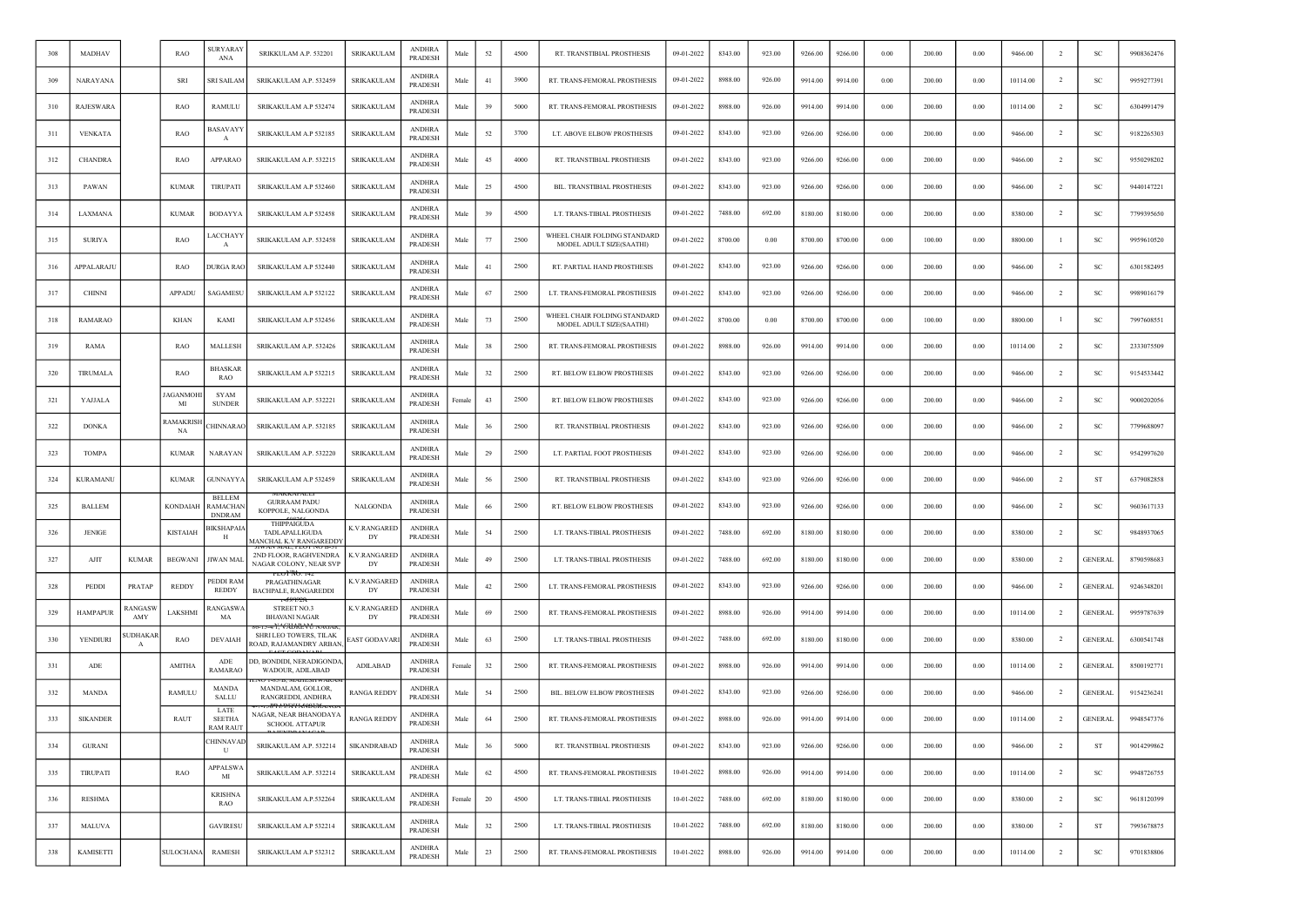| 308 | MADHAV | | RAO | SURYARAYANA | SRIKKULAM A.P. 532201 | SRIKAKULAM | ANDHRA PRADESH | Male | 52 | 4500 | RT. TRANSTIBIAL PROSTHESIS | 09-01-2022 | 8343.00 | 923.00 | 9266.00 | 9266.00 | 0.00 | 200.00 | 0.00 | 9466.00 | 2 | SC | 9908362476 |
|---|---|---|---|---|---|---|---|---|---|---|---|---|---|---|---|---|---|---|---|---|---|---|---|
| 309 | NARAYANA | | SRI | SRI SAILAM | SRIKAKULAM A.P. 532459 | SRIKAKULAM | ANDHRA PRADESH | Male | 41 | 3900 | RT. TRANS-FEMORAL PROSTHESIS | 09-01-2022 | 8988.00 | 926.00 | 9914.00 | 9914.00 | 0.00 | 200.00 | 0.00 | 10114.00 | 2 | SC | 9959277391 |
| 310 | RAJESWARA | | RAO | RAMULU | SRIKAKULAM A.P 532474 | SRIKAKULAM | ANDHRA PRADESH | Male | 39 | 5000 | RT. TRANS-FEMORAL PROSTHESIS | 09-01-2022 | 8988.00 | 926.00 | 9914.00 | 9914.00 | 0.00 | 200.00 | 0.00 | 10114.00 | 2 | SC | 6304991479 |
| 311 | VENKATA | | RAO | BASAVAYYA | SRIKAKULAM A.P 532185 | SRIKAKULAM | ANDHRA PRADESH | Male | 52 | 3700 | LT. ABOVE ELBOW PROSTHESIS | 09-01-2022 | 8343.00 | 923.00 | 9266.00 | 9266.00 | 0.00 | 200.00 | 0.00 | 9466.00 | 2 | SC | 9182265303 |
| 312 | CHANDRA | | RAO | APPARAO | SRIKAKULAM A.P. 532215 | SRIKAKULAM | ANDHRA PRADESH | Male | 45 | 4000 | RT. TRANSTIBIAL PROSTHESIS | 09-01-2022 | 8343.00 | 923.00 | 9266.00 | 9266.00 | 0.00 | 200.00 | 0.00 | 9466.00 | 2 | SC | 9550298202 |
| 313 | PAWAN | | KUMAR | TIRUPATI | SRIKAKULAM A.P 532460 | SRIKAKULAM | ANDHRA PRADESH | Male | 25 | 4500 | BIL. TRANSTIBIAL PROSTHESIS | 09-01-2022 | 8343.00 | 923.00 | 9266.00 | 9266.00 | 0.00 | 200.00 | 0.00 | 9466.00 | 2 | SC | 9440147221 |
| 314 | LAXMANA | | KUMAR | BODAYYA | SRIKAKULAM A.P 532458 | SRIKAKULAM | ANDHRA PRADESH | Male | 39 | 4500 | LT. TRANS-TIBIAL PROSTHESIS | 09-01-2022 | 7488.00 | 692.00 | 8180.00 | 8180.00 | 0.00 | 200.00 | 0.00 | 8380.00 | 2 | SC | 7799395650 |
| 315 | SURIYA | | RAO | LACCHAYYA | SRIKAKULAM A.P. 532458 | SRIKAKULAM | ANDHRA PRADESH | Male | 77 | 2500 | WHEEL CHAIR FOLDING STANDARD MODEL ADULT SIZE(SAATHI) | 09-01-2022 | 8700.00 | 0.00 | 8700.00 | 8700.00 | 0.00 | 100.00 | 0.00 | 8800.00 | 1 | SC | 9959610520 |
| 316 | APPALARAJU | | RAO | DURGA RAO | SRIKAKULAM A.P 532440 | SRIKAKULAM | ANDHRA PRADESH | Male | 41 | 2500 | RT. PARTIAL HAND PROSTHESIS | 09-01-2022 | 8343.00 | 923.00 | 9266.00 | 9266.00 | 0.00 | 200.00 | 0.00 | 9466.00 | 2 | SC | 6301582495 |
| 317 | CHINNI | | APPADU | SAGAMESU | SRIKAKULAM A.P 532122 | SRIKAKULAM | ANDHRA PRADESH | Male | 67 | 2500 | LT. TRANS-FEMORAL PROSTHESIS | 09-01-2022 | 8343.00 | 923.00 | 9266.00 | 9266.00 | 0.00 | 200.00 | 0.00 | 9466.00 | 2 | SC | 9989016179 |
| 318 | RAMARAO | | KHAN | KAMI | SRIKAKULAM A.P 532456 | SRIKAKULAM | ANDHRA PRADESH | Male | 73 | 2500 | WHEEL CHAIR FOLDING STANDARD MODEL ADULT SIZE(SAATHI) | 09-01-2022 | 8700.00 | 0.00 | 8700.00 | 8700.00 | 0.00 | 100.00 | 0.00 | 8800.00 | 1 | SC | 7997608551 |
| 319 | RAMA | | RAO | MALLESH | SRIKAKULAM A.P. 532426 | SRIKAKULAM | ANDHRA PRADESH | Male | 38 | 2500 | RT. TRANS-FEMORAL PROSTHESIS | 09-01-2022 | 8988.00 | 926.00 | 9914.00 | 9914.00 | 0.00 | 200.00 | 0.00 | 10114.00 | 2 | SC | 2333075509 |
| 320 | TIRUMALA | | RAO | BHASKAR RAO | SRIKAKULAM A.P 532215 | SRIKAKULAM | ANDHRA PRADESH | Male | 32 | 2500 | RT. BELOW ELBOW PROSTHESIS | 09-01-2022 | 8343.00 | 923.00 | 9266.00 | 9266.00 | 0.00 | 200.00 | 0.00 | 9466.00 | 2 | SC | 9154533442 |
| 321 | YAJJALA | | JAGANMOHI MI | SYAM SUNDER | SRIKAKULAM A.P. 532221 | SRIKAKULAM | ANDHRA PRADESH | Female | 43 | 2500 | RT. BELOW ELBOW PROSTHESIS | 09-01-2022 | 8343.00 | 923.00 | 9266.00 | 9266.00 | 0.00 | 200.00 | 0.00 | 9466.00 | 2 | SC | 9000202056 |
| 322 | DONKA | | RAMAKRISHNA | CHINNARAO | SRIKAKULAM A.P. 532185 | SRIKAKULAM | ANDHRA PRADESH | Male | 36 | 2500 | RT. TRANSTIBIAL PROSTHESIS | 09-01-2022 | 8343.00 | 923.00 | 9266.00 | 9266.00 | 0.00 | 200.00 | 0.00 | 9466.00 | 2 | SC | 7799688097 |
| 323 | TOMPA | | KUMAR | NARAYAN | SRIKAKULAM A.P. 532220 | SRIKAKULAM | ANDHRA PRADESH | Male | 29 | 2500 | LT. PARTIAL FOOT PROSTHESIS | 09-01-2022 | 8343.00 | 923.00 | 9266.00 | 9266.00 | 0.00 | 200.00 | 0.00 | 9466.00 | 2 | SC | 9542997620 |
| 324 | KURAMANU | | KUMAR | GUNNAYYA | SRIKAKULAM A.P 532459 | SRIKAKULAM | ANDHRA PRADESH | Male | 56 | 2500 | RT. TRANSTIBIAL PROSTHESIS | 09-01-2022 | 8343.00 | 923.00 | 9266.00 | 9266.00 | 0.00 | 200.00 | 0.00 | 9466.00 | 2 | ST | 6379082858 |
| 325 | BALLEM | | KONDAIAH | BELLEM RAMACHANDNRAM | MAKKAPALLI GURRAAM PADU KOPPOLE, NALGONDA | NALGONDA | ANDHRA PRADESH | Male | 66 | 2500 | RT. BELOW ELBOW PROSTHESIS | 09-01-2022 | 8343.00 | 923.00 | 9266.00 | 9266.00 | 0.00 | 200.00 | 0.00 | 9466.00 | 2 | SC | 9603617133 |
| 326 | JENIGE | | KISTAIAH | BIKSHAPAIAH | THIPPAIGUDA TADLAPALLIGUDA MANCHAL K.V RANGAREDDY | K.V.RANGAREDDY | ANDHRA PRADESH | Male | 54 | 2500 | LT. TRANS-TIBIAL PROSTHESIS | 09-01-2022 | 7488.00 | 692.00 | 8180.00 | 8180.00 | 0.00 | 200.00 | 0.00 | 8380.00 | 2 | SC | 9848937065 |
| 327 | AJIT | KUMAR | BEGWANI | JIWAN MAL | 2ND FLOOR, RAGHVENDRA NAGAR COLONY, NEAR SVP | K.V.RANGAREDDY | ANDHRA PRADESH | Male | 49 | 2500 | LT. TRANS-TIBIAL PROSTHESIS | 09-01-2022 | 7488.00 | 692.00 | 8180.00 | 8180.00 | 0.00 | 200.00 | 0.00 | 8380.00 | 2 | GENERAL | 8790598683 |
| 328 | PEDDI | PRATAP | REDDY | PEDDI RAM REDDY | PLOT NO. 142 PRAGATHINAGAR BACHPALE, RANGAREDDI | K.V.RANGAREDDY | ANDHRA PRADESH | Male | 42 | 2500 | LT. TRANS-FEMORAL PROSTHESIS | 09-01-2022 | 8343.00 | 923.00 | 9266.00 | 9266.00 | 0.00 | 200.00 | 0.00 | 9466.00 | 2 | GENERAL | 9246348201 |
| 329 | HAMPAPUR | RANGASWAMY | LAKSHMI | RANGASWAMA | STREET NO.3 BHAVANI NAGAR | K.V.RANGAREDDY | ANDHRA PRADESH | Male | 69 | 2500 | RT. TRANS-FEMORAL PROSTHESIS | 09-01-2022 | 8988.00 | 926.00 | 9914.00 | 9914.00 | 0.00 | 200.00 | 0.00 | 10114.00 | 2 | GENERAL | 9959787639 |
| 330 | YENDIURI | SUDHAKARA | RAO | DEVAIAH | SHRI LEO TOWERS, TILAK ROAD, RAJAMANDRY ARBAN, | EAST GODAVARI | ANDHRA PRADESH | Male | 63 | 2500 | LT. TRANS-TIBIAL PROSTHESIS | 09-01-2022 | 7488.00 | 692.00 | 8180.00 | 8180.00 | 0.00 | 200.00 | 0.00 | 8380.00 | 2 | GENERAL | 6300541748 |
| 331 | ADE | | AMITHA | ADE RAMARAO | DD, BONDIDI, NERADIGONDA, WADOUR, ADILABAD | ADILABAD | ANDHRA PRADESH | Female | 32 | 2500 | RT. TRANS-FEMORAL PROSTHESIS | 09-01-2022 | 8988.00 | 926.00 | 9914.00 | 9914.00 | 0.00 | 200.00 | 0.00 | 10114.00 | 2 | GENERAL | 8500192771 |
| 332 | MANDA | | RAMULU | MANDA SALLU | MANDALAM, GOLLOR, RANGREDDI, ANDHRA | RANGA REDDY | ANDHRA PRADESH | Male | 54 | 2500 | BIL. BELOW ELBOW PROSTHESIS | 09-01-2022 | 8343.00 | 923.00 | 9266.00 | 9266.00 | 0.00 | 200.00 | 0.00 | 9466.00 | 2 | GENERAL | 9154236241 |
| 333 | SIKANDER | | RAUT | LATE SEETHA RAM RAUT | NAGAR, NEAR BHANODAYA SCHOOL ATTAPUR | RANGA REDDY | ANDHRA PRADESH | Male | 64 | 2500 | RT. TRANS-FEMORAL PROSTHESIS | 09-01-2022 | 8988.00 | 926.00 | 9914.00 | 9914.00 | 0.00 | 200.00 | 0.00 | 10114.00 | 2 | GENERAL | 9948547376 |
| 334 | GURANI | | | CHINNAVADU | SRIKAKULAM A.P. 532214 | SIKANDRABAD | ANDHRA PRADESH | Male | 36 | 5000 | RT. TRANSTIBIAL PROSTHESIS | 09-01-2022 | 8343.00 | 923.00 | 9266.00 | 9266.00 | 0.00 | 200.00 | 0.00 | 9466.00 | 2 | ST | 9014299862 |
| 335 | TIRUPATI | | RAO | APPALSWAMI | SRIKAKULAM A.P. 532214 | SRIKAKULAM | ANDHRA PRADESH | Male | 62 | 4500 | RT. TRANS-FEMORAL PROSTHESIS | 10-01-2022 | 8988.00 | 926.00 | 9914.00 | 9914.00 | 0.00 | 200.00 | 0.00 | 10114.00 | 2 | SC | 9948726755 |
| 336 | RESHMA | | | KRISHNA RAO | SRIKAKULAM A.P.532264 | SRIKAKULAM | ANDHRA PRADESH | Female | 20 | 4500 | LT. TRANS-TIBIAL PROSTHESIS | 10-01-2022 | 7488.00 | 692.00 | 8180.00 | 8180.00 | 0.00 | 200.00 | 0.00 | 8380.00 | 2 | SC | 9618120399 |
| 337 | MALUVA | | | GAVIRESU | SRIKAKULAM A.P 532214 | SRIKAKULAM | ANDHRA PRADESH | Male | 32 | 2500 | LT. TRANS-TIBIAL PROSTHESIS | 10-01-2022 | 7488.00 | 692.00 | 8180.00 | 8180.00 | 0.00 | 200.00 | 0.00 | 8380.00 | 2 | ST | 7993678875 |
| 338 | KAMISETTI | | SULOCHANA | RAMESH | SRIKAKULAM A.P 532312 | SRIKAKULAM | ANDHRA PRADESH | Male | 23 | 2500 | RT. TRANS-FEMORAL PROSTHESIS | 10-01-2022 | 8988.00 | 926.00 | 9914.00 | 9914.00 | 0.00 | 200.00 | 0.00 | 10114.00 | 2 | SC | 9701838806 |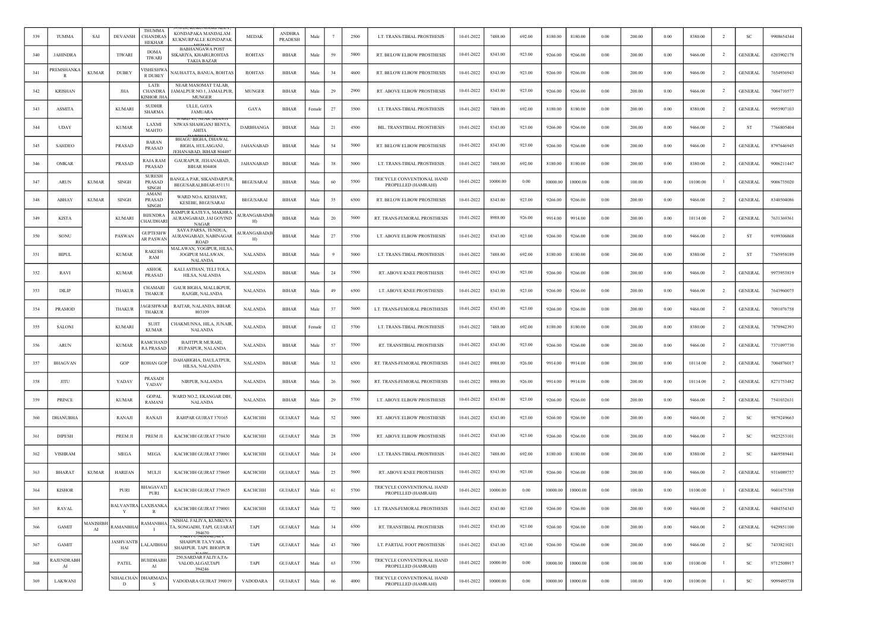| 339 | TUMMA | SAI | DEVANSH | THUMMA CHANDRAS HEKHAR | KONDAPAKA MANDALAM KUKNURPALLE KONDAPAK | MEDAK | ANDHRA PRADESH | Male | 7 | 2500 | LT. TRANS-TIBIAL PROSTHESIS | 10-01-2022 | 7488.00 | 692.00 | 8180.00 | 8180.00 | 0.00 | 200.00 | 0.00 | 8380.00 | 2 | SC | 9908654344 |
|---|---|---|---|---|---|---|---|---|---|---|---|---|---|---|---|---|---|---|---|---|---|---|---|
| 340 | JAHINDRA | | TIWARI | DOMA TIWARI | BABHANGAWA POST SIKARIYA, KHAIRI,ROHTAS TAKIA BAZAR | ROHTAS | BIHAR | Male | 59 | 5800 | RT. BELOW ELBOW PROSTHESIS | 10-01-2022 | 8343.00 | 923.00 | 9266.00 | 9266.00 | 0.00 | 200.00 | 0.00 | 9466.00 | 2 | GENERAL | 6203902178 |
| 341 | PREMSHANKA R | KUMAR | DUBEY | VISHESHWA R DUBEY | NAUHATTA, BANUA, ROHTAS | ROHTAS | BIHAR | Male | 34 | 4600 | RT. BELOW ELBOW PROSTHESIS | 10-01-2022 | 8343.00 | 923.00 | 9266.00 | 9266.00 | 0.00 | 200.00 | 0.00 | 9466.00 | 2 | GENERAL | 7654936943 |
| 342 | KRISHAN | | JHA | LATE CHANDRA KISHOR JHA | NEAR MASOMAT TALAB, JAMALPUR NO.1, JAMALPUR, MUNGER | MUNGER | BIHAR | Male | 29 | 2900 | RT. ABOVE ELBOW PROSTHESIS | 10-01-2022 | 8343.00 | 923.00 | 9266.00 | 9266.00 | 0.00 | 200.00 | 0.00 | 9466.00 | 2 | GENERAL | 7004710577 |
| 343 | ASMITA | | KUMARI | SUDHIR SHARMA | ULLE, GAYA JAMUARA | GAYA | BIHAR | Female | 27 | 3500 | LT. TRANS-TIBIAL PROSTHESIS | 10-01-2022 | 7488.00 | 692.00 | 8180.00 | 8180.00 | 0.00 | 200.00 | 0.00 | 8380.00 | 2 | GENERAL | 9955907103 |
| 344 | UDAY | | KUMAR | LAXMI MAHTO | WARD 43, NEAR SHANTI NIWAS SHAHGANJ BENTA, AHITA | DARBHANGA | BIHAR | Male | 21 | 4500 | BIL. TRANSTIBIAL PROSTHESIS | 10-01-2022 | 8343.00 | 923.00 | 9266.00 | 9266.00 | 0.00 | 200.00 | 0.00 | 9466.00 | 2 | ST | 7766805404 |
| 345 | SAHDEO | | PRASAD | BARAN PRASAD | BHAGU BIGHA, DHAWAL BIGHA, HULASGANJ, JEHANABAD, BIHAR 804407 | JAHANABAD | BIHAR | Male | 54 | 5000 | RT. BELOW ELBOW PROSTHESIS | 10-01-2022 | 8343.00 | 923.00 | 9266.00 | 9266.00 | 0.00 | 200.00 | 0.00 | 9466.00 | 2 | GENERAL | 8797646945 |
| 346 | OMKAR | | PRASAD | RAJA RAM PRASAD | GAURAPUR, JEHANABAD, BIHAR 804408 | JAHANABAD | BIHAR | Male | 38 | 5000 | LT. TRANS-TIBIAL PROSTHESIS | 10-01-2022 | 7488.00 | 692.00 | 8180.00 | 8180.00 | 0.00 | 200.00 | 0.00 | 8380.00 | 2 | GENERAL | 9006211447 |
| 347 | ARUN | KUMAR | SINGH | SURESH PRASAD SINGH | BANGLA PAR, SIKANDARPUR, BEGUSARAI,BIHAR-851131 | BEGUSARAI | BIHAR | Male | 60 | 5500 | TRICYCLE CONVENTIONAL HAND PROPELLED (HAMRAHI) | 10-01-2022 | 10000.00 | 0.00 | 10000.00 | 10000.00 | 0.00 | 100.00 | 0.00 | 10100.00 | 1 | GENERAL | 9006735020 |
| 348 | ABHAY | KUMAR | SINGH | AMANI PRASAD SINGH | WARD NO.6, KESHAWE, KESEBE, BEGUSARAI | BEGUSARAI | BIHAR | Male | 35 | 6500 | RT. BELOW ELBOW PROSTHESIS | 10-01-2022 | 8343.00 | 923.00 | 9266.00 | 9266.00 | 0.00 | 200.00 | 0.00 | 9466.00 | 2 | GENERAL | 8340504086 |
| 349 | KISTA | | KUMARI | BIJENDRA CHAUDHARI | RAMPUR KATEYA, MAKHRA, AURANGABAD, JAI GOVIND NAGAR | AURANGABAD(BH) | BIHAR | Male | 20 | 5600 | RT. TRANS-FEMORAL PROSTHESIS | 10-01-2022 | 8988.00 | 926.00 | 9914.00 | 9914.00 | 0.00 | 200.00 | 0.00 | 10114.00 | 2 | GENERAL | 7631369361 |
| 350 | SONU | | PASWAN | GUPTESHWAR PASWAN | SAYA PARSA, TENDUA, AURANGABAD, NABINAGAR ROAD | AURANGABAD(BH) | BIHAR | Male | 27 | 5700 | LT. ABOVE ELBOW PROSTHESIS | 10-01-2022 | 8343.00 | 923.00 | 9266.00 | 9266.00 | 0.00 | 200.00 | 0.00 | 9466.00 | 2 | ST | 9199306868 |
| 351 | BIPUL | | KUMAR | RAKESH RAM | MALAWAN, YOGIPUR, HILSA, JOGIPUR MALAWAN, NALANDA | NALANDA | BIHAR | Male | 9 | 5000 | LT. TRANS-TIBIAL PROSTHESIS | 10-01-2022 | 7488.00 | 692.00 | 8180.00 | 8180.00 | 0.00 | 200.00 | 0.00 | 8380.00 | 2 | ST | 7765958189 |
| 352 | RAVI | | KUMAR | ASHOK PRASAD | KALI ASTHAN, TELI TOLA, HILSA, NALANDA | NALANDA | BIHAR | Male | 24 | 5500 | RT. ABOVE KNEE PROSTHESIS | 10-01-2022 | 8343.00 | 923.00 | 9266.00 | 9266.00 | 0.00 | 200.00 | 0.00 | 9466.00 | 2 | GENERAL | 9973953819 |
| 353 | DILIP | | THAKUR | CHAMARI THAKUR | GAUR BIGHA, MALLIKPUR, RAJGIR, NALANDA | NALANDA | BIHAR | Male | 49 | 6500 | LT. ABOVE KNEE PROSTHESIS | 10-01-2022 | 8343.00 | 923.00 | 9266.00 | 9266.00 | 0.00 | 200.00 | 0.00 | 9466.00 | 2 | GENERAL | 7643960075 |
| 354 | PRAMOD | | THAKUR | JAGESHWAR THAKUR | RAITAR, NALANDA, BIHAR 803109 | NALANDA | BIHAR | Male | 37 | 5600 | LT. TRANS-FEMORAL PROSTHESIS | 10-01-2022 | 8343.00 | 923.00 | 9266.00 | 9266.00 | 0.00 | 200.00 | 0.00 | 9466.00 | 2 | GENERAL | 7091076758 |
| 355 | SALONI | | KUMARI | SUJIT KUMAR | CHAKMUNNA, HILA, JUNAIR, NALANDA | NALANDA | BIHAR | Female | 12 | 5700 | LT. TRANS-TIBIAL PROSTHESIS | 10-01-2022 | 7488.00 | 692.00 | 8180.00 | 8180.00 | 0.00 | 200.00 | 0.00 | 8380.00 | 2 | GENERAL | 7870942393 |
| 356 | ARUN | | KUMAR | RAMCHANDRA PRASAD | BAJITPUR MURARI, RUPASPUR, NALANDA | NALANDA | BIHAR | Male | 57 | 5500 | RT. TRANSTIBIAL PROSTHESIS | 10-01-2022 | 8343.00 | 923.00 | 9266.00 | 9266.00 | 0.00 | 200.00 | 0.00 | 9466.00 | 2 | GENERAL | 7371097730 |
| 357 | BHAGVAN | | GOP | ROHAN GOP | DAHABIGHA, DAULATPUR, HILSA, NALANDA | NALANDA | BIHAR | Male | 32 | 6500 | RT. TRANS-FEMORAL PROSTHESIS | 10-01-2022 | 8988.00 | 926.00 | 9914.00 | 9914.00 | 0.00 | 200.00 | 0.00 | 10114.00 | 2 | GENERAL | 7004876017 |
| 358 | JITU | | YADAV | PRASADI YADAV | NIRPUR, NALANDA | NALANDA | BIHAR | Male | 26 | 5600 | RT. TRANS-FEMORAL PROSTHESIS | 10-01-2022 | 8988.00 | 926.00 | 9914.00 | 9914.00 | 0.00 | 200.00 | 0.00 | 10114.00 | 2 | GENERAL | 8271753482 |
| 359 | PRINCE | | KUMAR | GOPAL RAMANI | WARD NO.2, EKANGAR DIH, NALANDA | NALANDA | BIHAR | Male | 29 | 5700 | LT. ABOVE ELBOW PROSTHESIS | 10-01-2022 | 8343.00 | 923.00 | 9266.00 | 9266.00 | 0.00 | 200.00 | 0.00 | 9466.00 | 2 | GENERAL | 7541032631 |
| 360 | DHANUBHA | | RANAJI | RANAJI | RAHPAR GUJRAT 370165 | KACHCHH | GUJARAT | Male | 52 | 5000 | RT. ABOVE ELBOW PROSTHESIS | 10-01-2022 | 8343.00 | 923.00 | 9266.00 | 9266.00 | 0.00 | 200.00 | 0.00 | 9466.00 | 2 | SC | 9879249663 |
| 361 | DIPESH | | PREM JI | PREM JI | KACHCHH GUJRAT 370430 | KACHCHH | GUJARAT | Male | 28 | 5500 | RT. ABOVE ELBOW PROSTHESIS | 10-01-2022 | 8343.00 | 923.00 | 9266.00 | 9266.00 | 0.00 | 200.00 | 0.00 | 9466.00 | 2 | SC | 9825253101 |
| 362 | VISHRAM | | MEGA | MEGA | KACHCHH GUJRAT 370001 | KACHCHH | GUJARAT | Male | 24 | 6500 | LT. TRANS-TIBIAL PROSTHESIS | 10-01-2022 | 7488.00 | 692.00 | 8180.00 | 8180.00 | 0.00 | 200.00 | 0.00 | 8380.00 | 2 | SC | 8469589441 |
| 363 | BHARAT | KUMAR | HARIJAN | MULJI | KACHCHH GUJRAT 370605 | KACHCHH | GUJARAT | Male | 25 | 5600 | RT. ABOVE KNEE PROSTHESIS | 10-01-2022 | 8343.00 | 923.00 | 9266.00 | 9266.00 | 0.00 | 200.00 | 0.00 | 9466.00 | 2 | GENERAL | 9316089757 |
| 364 | KISHOR | | PURI | BHAGAVATI PURI | KACHCHH GUJRAT 370655 | KACHCHH | GUJARAT | Male | 61 | 5700 | TRICYCLE CONVENTIONAL HAND PROPELLED (HAMRAHI) | 10-01-2022 | 10000.00 | 0.00 | 10000.00 | 10000.00 | 0.00 | 100.00 | 0.00 | 10100.00 | 1 | GENERAL | 9601675388 |
| 365 | RAVAL | | BALVANTRAY | LAXISANKAR | KACHCHH GUJRAT 370001 | KACHCHH | GUJARAT | Male | 72 | 5000 | LT. TRANS-FEMORAL PROSTHESIS | 10-01-2022 | 8343.00 | 923.00 | 9266.00 | 9266.00 | 0.00 | 200.00 | 0.00 | 9466.00 | 2 | GENERAL | 9484554343 |
| 366 | GAMIT | MANISHBHAI | RAMANBHAI | RAMANBHAI | NISHAL FALIYA, KUMKUVA TA, SONGADH, TAPI, GUJARAT 394670 | TAPI | GUJARAT | Male | 34 | 6500 | RT. TRANSTIBIAL PROSTHESIS | 10-01-2022 | 8343.00 | 923.00 | 9266.00 | 9266.00 | 0.00 | 200.00 | 0.00 | 9466.00 | 2 | GENERAL | 9429851100 |
| 367 | GAMIT | | JASHVANTBHAI | LALAJIBHAI | FALIYU NISHAL,AT SHAHPUR TA.VYARA SHAHPUR. TAPI. BHOJPUR | TAPI | GUJARAT | Male | 43 | 7000 | LT. PARTIAL FOOT PROSTHESIS | 10-01-2022 | 8343.00 | 923.00 | 9266.00 | 9266.00 | 0.00 | 200.00 | 0.00 | 9466.00 | 2 | SC | 7433821021 |
| 368 | RAJENDRABHAI | | PATEL | BUHDHABHAI | 250,SARDAR FALIYA,TA-VALOD,ALGAT,TAPI 394246 | TAPI | GUJARAT | Male | 63 | 3700 | TRICYCLE CONVENTIONAL HAND PROPELLED (HAMRAHI) | 10-01-2022 | 10000.00 | 0.00 | 10000.00 | 10000.00 | 0.00 | 100.00 | 0.00 | 10100.00 | 1 | SC | 9712508917 |
| 369 | LAKWANI | | NIHALCHAND | DHARMADAS | VADODARA GUJRAT 390019 | VADODARA | GUJARAT | Male | 66 | 4000 | TRICYCLE CONVENTIONAL HAND PROPELLED (HAMRAHI) | 10-01-2022 | 10000.00 | 0.00 | 10000.00 | 10000.00 | 0.00 | 100.00 | 0.00 | 10100.00 | 1 | SC | 9099495738 |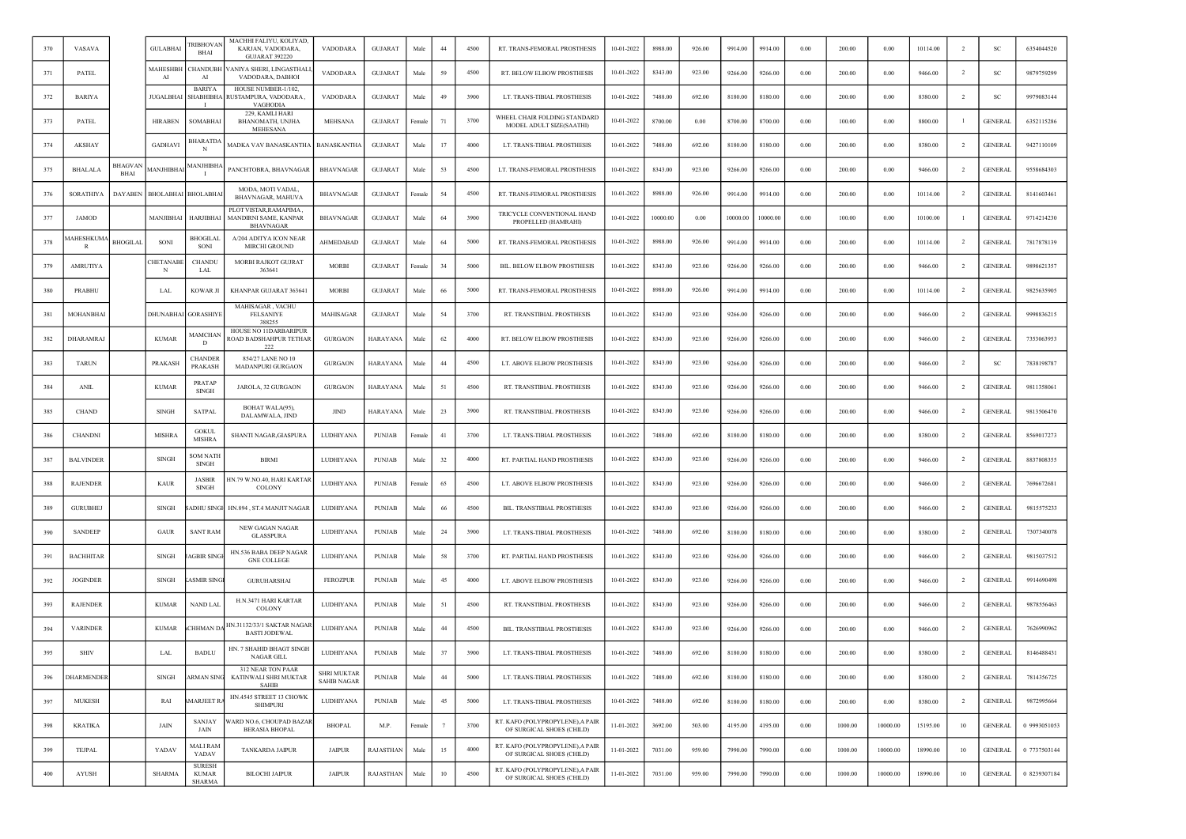| 370 | VASAVA | | GULABHAI | TRIBHOVAN BHAI | MACHHI FALIYU, KOLIYAD, KARJAN, VADODARA, GUJARAT 392220 | VADODARA | GUJARAT | Male | 44 | 4500 | RT. TRANS-FEMORAL PROSTHESIS | 10-01-2022 | 8988.00 | 926.00 | 9914.00 | 9914.00 | 0.00 | 200.00 | 0.00 | 10114.00 | 2 | SC | 6354044520 |
|---|---|---|---|---|---|---|---|---|---|---|---|---|---|---|---|---|---|---|---|---|---|---|---|
| 371 | PATEL | | MAHESHBHAI | CHANDUBHAI | VANIYA SHERI, LINGASTHALI, VADODARA, DABHOI | VADODARA | GUJARAT | Male | 59 | 4500 | RT. BELOW ELBOW PROSTHESIS | 10-01-2022 | 8343.00 | 923.00 | 9266.00 | 9266.00 | 0.00 | 200.00 | 0.00 | 9466.00 | 2 | SC | 9879759299 |
| 372 | BARIYA | | JUGALBHAI | BARIYA SHABHIBHAI | HOUSE NUMBER-1/102, RUSTAMPURA, VADODARA, VAGHODIA | VADODARA | GUJARAT | Male | 49 | 3900 | LT. TRANS-TIBIAL PROSTHESIS | 10-01-2022 | 7488.00 | 692.00 | 8180.00 | 8180.00 | 0.00 | 200.00 | 0.00 | 8380.00 | 2 | SC | 9979083144 |
| 373 | PATEL | | HIRABEN | SOMABHAI | 229, KAMLI HARI BHANOMATH, UNJHA MEHESANA | MEHSANA | GUJARAT | Female | 71 | 3700 | WHEEL CHAIR FOLDING STANDARD MODEL ADULT SIZE(SAATHI) | 10-01-2022 | 8700.00 | 0.00 | 8700.00 | 8700.00 | 0.00 | 100.00 | 0.00 | 8800.00 | 1 | GENERAL | 6352115286 |
| 374 | AKSHAY | | GADHAVI | BHARATDAN | MADKA VAV BANASKANTHA | BANASKANTHA | GUJARAT | Male | 17 | 4000 | LT. TRANS-TIBIAL PROSTHESIS | 10-01-2022 | 7488.00 | 692.00 | 8180.00 | 8180.00 | 0.00 | 200.00 | 0.00 | 8380.00 | 2 | GENERAL | 9427110109 |
| 375 | BHALALA | BHAGVAN BHAI | MANJHIBHAI | MANJHIBHAI | PANCHTOBRA, BHAVNAGAR | BHAVNAGAR | GUJARAT | Male | 53 | 4500 | LT. TRANS-FEMORAL PROSTHESIS | 10-01-2022 | 8343.00 | 923.00 | 9266.00 | 9266.00 | 0.00 | 200.00 | 0.00 | 9466.00 | 2 | GENERAL | 9558684303 |
| 376 | SORATHIYA | DAYABEN | BHOLABHAI | BHOLABHAI | MODA, MOTI VADAL, BHAVNAGAR, MAHUVA | BHAVNAGAR | GUJARAT | Female | 54 | 4500 | RT. TRANS-FEMORAL PROSTHESIS | 10-01-2022 | 8988.00 | 926.00 | 9914.00 | 9914.00 | 0.00 | 200.00 | 0.00 | 10114.00 | 2 | GENERAL | 8141603461 |
| 377 | JAMOD | | MANJIBHAI | HARJIBHAI | PLOT VISTAR,RAMAPIMA, MANDIRNI SAME, KANPAR BHAVNAGAR | BHAVNAGAR | GUJARAT | Male | 64 | 3900 | TRICYCLE CONVENTIONAL HAND PROPELLED (HAMRAHI) | 10-01-2022 | 10000.00 | 0.00 | 10000.00 | 10000.00 | 0.00 | 100.00 | 0.00 | 10100.00 | 1 | GENERAL | 9714214230 |
| 378 | MAHESHKUMAR | BHOGILAL | SONI | BHOGILAL SONI | A/204 ADITYA ICON NEAR MIRCHI GROUND | AHMEDABAD | GUJARAT | Male | 64 | 5000 | RT. TRANS-FEMORAL PROSTHESIS | 10-01-2022 | 8988.00 | 926.00 | 9914.00 | 9914.00 | 0.00 | 200.00 | 0.00 | 10114.00 | 2 | GENERAL | 7817878139 |
| 379 | AMRUTIYA | | CHETANABEN | CHANDU LAL | MORBI RAJKOT GUJRAT 363641 | MORBI | GUJARAT | Female | 34 | 5000 | BIL. BELOW ELBOW PROSTHESIS | 10-01-2022 | 8343.00 | 923.00 | 9266.00 | 9266.00 | 0.00 | 200.00 | 0.00 | 9466.00 | 2 | GENERAL | 9898621357 |
| 380 | PRABHU | | LAL | KOWAR JI | KHANPAR GUJARAT 363641 | MORBI | GUJARAT | Male | 66 | 5000 | RT. TRANS-FEMORAL PROSTHESIS | 10-01-2022 | 8988.00 | 926.00 | 9914.00 | 9914.00 | 0.00 | 200.00 | 0.00 | 10114.00 | 2 | GENERAL | 9825635905 |
| 381 | MOHANBHAI | | DHUNABHAI | GORASHIYE | MAHISAGAR , VACHU FELSANIYE 388255 | MAHISAGAR | GUJARAT | Male | 54 | 3700 | RT. TRANSTIBIAL PROSTHESIS | 10-01-2022 | 8343.00 | 923.00 | 9266.00 | 9266.00 | 0.00 | 200.00 | 0.00 | 9466.00 | 2 | GENERAL | 9998836215 |
| 382 | DHARAMRAJ | | KUMAR | MAMCHAND | HOUSE NO 11DARBARIPUR ROAD BADSHAHPUR TETHAR 222 | GURGAON | HARAYANA | Male | 62 | 4000 | RT. BELOW ELBOW PROSTHESIS | 10-01-2022 | 8343.00 | 923.00 | 9266.00 | 9266.00 | 0.00 | 200.00 | 0.00 | 9466.00 | 2 | GENERAL | 7353063953 |
| 383 | TARUN | | PRAKASH | CHANDER PRAKASH | 854/27 LANE NO 10 MADANPURI GURGAON | GURGAON | HARAYANA | Male | 44 | 4500 | LT. ABOVE ELBOW PROSTHESIS | 10-01-2022 | 8343.00 | 923.00 | 9266.00 | 9266.00 | 0.00 | 200.00 | 0.00 | 9466.00 | 2 | SC | 7838198787 |
| 384 | ANIL | | KUMAR | PRATAP SINGH | JAROLA, 32 GURGAON | GURGAON | HARAYANA | Male | 51 | 4500 | RT. TRANSTIBIAL PROSTHESIS | 10-01-2022 | 8343.00 | 923.00 | 9266.00 | 9266.00 | 0.00 | 200.00 | 0.00 | 9466.00 | 2 | GENERAL | 9811358061 |
| 385 | CHAND | | SINGH | SATPAL | BOHAT WALA(95), DALAMWALA, JIND | JIND | HARAYANA | Male | 23 | 3900 | RT. TRANSTIBIAL PROSTHESIS | 10-01-2022 | 8343.00 | 923.00 | 9266.00 | 9266.00 | 0.00 | 200.00 | 0.00 | 9466.00 | 2 | GENERAL | 9813506470 |
| 386 | CHANDNI | | MISHRA | GOKUL MISHRA | SHANTI NAGAR,GIASPURA | LUDHIYANA | PUNJAB | Female | 41 | 3700 | LT. TRANS-TIBIAL PROSTHESIS | 10-01-2022 | 7488.00 | 692.00 | 8180.00 | 8180.00 | 0.00 | 200.00 | 0.00 | 8380.00 | 2 | GENERAL | 8569017273 |
| 387 | BALVINDER | | SINGH | SOM NATH SINGH | BIRMI | LUDHIYANA | PUNJAB | Male | 32 | 4000 | RT. PARTIAL HAND PROSTHESIS | 10-01-2022 | 8343.00 | 923.00 | 9266.00 | 9266.00 | 0.00 | 200.00 | 0.00 | 9466.00 | 2 | GENERAL | 8837808355 |
| 388 | RAJENDER | | KAUR | JASBIR SINGH | HN.79 W.NO.40, HARI KARTAR COLONY | LUDHIYANA | PUNJAB | Female | 65 | 4500 | LT. ABOVE ELBOW PROSTHESIS | 10-01-2022 | 8343.00 | 923.00 | 9266.00 | 9266.00 | 0.00 | 200.00 | 0.00 | 9466.00 | 2 | GENERAL | 7696672681 |
| 389 | GURUBHEJ | | SINGH | SADHU SINGH | HN.894 , ST.4 MANJIT NAGAR | LUDHIYANA | PUNJAB | Male | 66 | 4500 | BIL. TRANSTIBIAL PROSTHESIS | 10-01-2022 | 8343.00 | 923.00 | 9266.00 | 9266.00 | 0.00 | 200.00 | 0.00 | 9466.00 | 2 | GENERAL | 9815575233 |
| 390 | SANDEEP | | GAUR | SANT RAM | NEW GAGAN NAGAR GLASSPURA | LUDHIYANA | PUNJAB | Male | 24 | 3900 | LT. TRANS-TIBIAL PROSTHESIS | 10-01-2022 | 7488.00 | 692.00 | 8180.00 | 8180.00 | 0.00 | 200.00 | 0.00 | 8380.00 | 2 | GENERAL | 7307340078 |
| 391 | BACHHITAR | | SINGH | JAGBIR SINGH | HN.536 BABA DEEP NAGAR GNE COLLEGE | LUDHIYANA | PUNJAB | Male | 58 | 3700 | RT. PARTIAL HAND PROSTHESIS | 10-01-2022 | 8343.00 | 923.00 | 9266.00 | 9266.00 | 0.00 | 200.00 | 0.00 | 9466.00 | 2 | GENERAL | 9815037512 |
| 392 | JOGINDER | | SINGH | KASMIR SINGH | GURUHARSHAI | FEROZPUR | PUNJAB | Male | 45 | 4000 | LT. ABOVE ELBOW PROSTHESIS | 10-01-2022 | 8343.00 | 923.00 | 9266.00 | 9266.00 | 0.00 | 200.00 | 0.00 | 9466.00 | 2 | GENERAL | 9914690498 |
| 393 | RAJENDER | | KUMAR | NAND LAL | H.N.3471 HARI KARTAR COLONY | LUDHIYANA | PUNJAB | Male | 51 | 4500 | RT. TRANSTIBIAL PROSTHESIS | 10-01-2022 | 8343.00 | 923.00 | 9266.00 | 9266.00 | 0.00 | 200.00 | 0.00 | 9466.00 | 2 | GENERAL | 9878556463 |
| 394 | VARINDER | | KUMAR | ACHHMAN DAS | HN.31132/33/1 SAKTAR NAGAR BASTI JODEWAL | LUDHIYANA | PUNJAB | Male | 44 | 4500 | BIL. TRANSTIBIAL PROSTHESIS | 10-01-2022 | 8343.00 | 923.00 | 9266.00 | 9266.00 | 0.00 | 200.00 | 0.00 | 9466.00 | 2 | GENERAL | 7626990962 |
| 395 | SHIV | | LAL | BADLU | HN. 7 SHAHID BHAGT SINGH NAGAR GILL | LUDHIYANA | PUNJAB | Male | 37 | 3900 | LT. TRANS-TIBIAL PROSTHESIS | 10-01-2022 | 7488.00 | 692.00 | 8180.00 | 8180.00 | 0.00 | 200.00 | 0.00 | 8380.00 | 2 | GENERAL | 8146488431 |
| 396 | DHARMENDER | | SINGH | KARMAN SINGH | 312 NEAR TON PAAR KATINWALI SHRI MUKTAR SAHIB | SHRI MUKTAR SAHIB NAGAR | PUNJAB | Male | 44 | 5000 | LT. TRANS-TIBIAL PROSTHESIS | 10-01-2022 | 7488.00 | 692.00 | 8180.00 | 8180.00 | 0.00 | 200.00 | 0.00 | 8380.00 | 2 | GENERAL | 7814356725 |
| 397 | MUKESH | | RAI | AMARJEET RAI | HN.4545 STREET 13 CHOWK SHIMPURI | LUDHIYANA | PUNJAB | Male | 45 | 5000 | LT. TRANS-TIBIAL PROSTHESIS | 10-01-2022 | 7488.00 | 692.00 | 8180.00 | 8180.00 | 0.00 | 200.00 | 0.00 | 8380.00 | 2 | GENERAL | 9872995664 |
| 398 | KRATIKA | | JAIN | SANJAY JAIN | WARD NO.6, CHOUPAD BAZAR BERASIA BHOPAL | BHOPAL | M.P. | Female | 7 | 3700 | RT. KAFO (POLYPROPYLENE),A PAIR OF SURGICAL SHOES (CHILD) | 11-01-2022 | 3692.00 | 503.00 | 4195.00 | 4195.00 | 0.00 | 1000.00 | 10000.00 | 15195.00 | 10 | GENERAL | 0 9993051053 |
| 399 | TEJPAL | | YADAV | MALI RAM YADAV | TANKARDA JAIPUR | JAIPUR | RAJASTHAN | Male | 15 | 4000 | RT. KAFO (POLYPROPYLENE),A PAIR OF SURGICAL SHOES (CHILD) | 11-01-2022 | 7031.00 | 959.00 | 7990.00 | 7990.00 | 0.00 | 1000.00 | 10000.00 | 18990.00 | 10 | GENERAL | 0 7737503144 |
| 400 | AYUSH | | SHARMA | SURESH KUMAR SHARMA | BILOCHI JAIPUR | JAIPUR | RAJASTHAN | Male | 10 | 4500 | RT. KAFO (POLYPROPYLENE),A PAIR OF SURGICAL SHOES (CHILD) | 11-01-2022 | 7031.00 | 959.00 | 7990.00 | 7990.00 | 0.00 | 1000.00 | 10000.00 | 18990.00 | 10 | GENERAL | 0 8239307184 |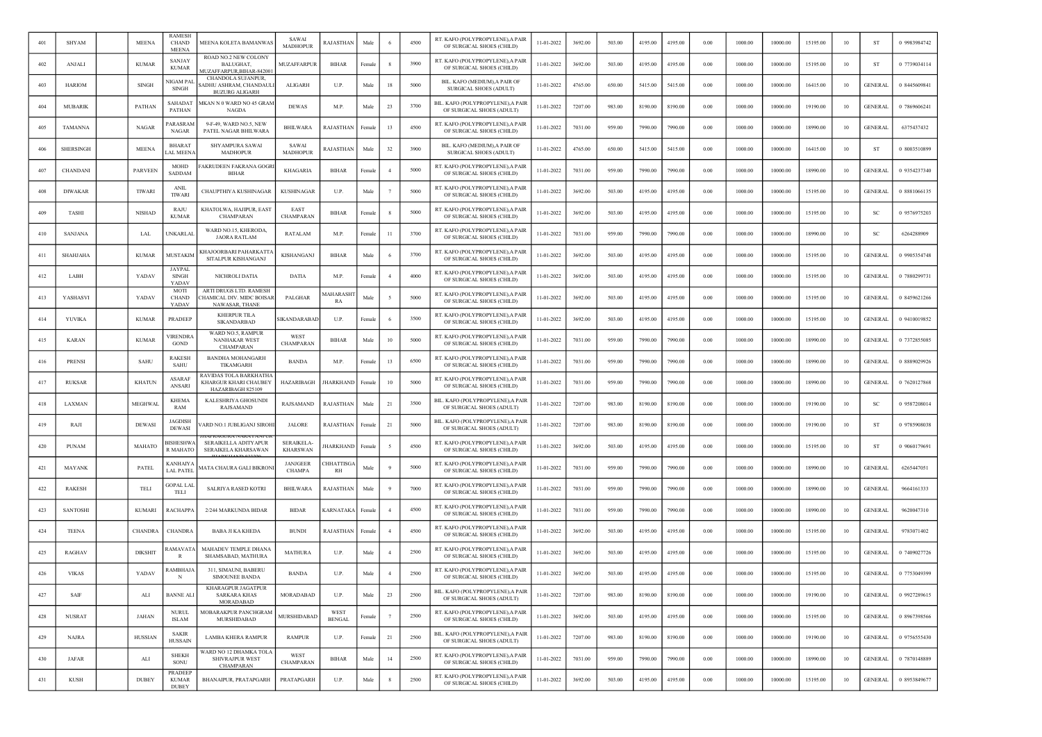| 401 | SHYAM | | MEENA | RAMESH CHAND MEENA | MEENA KOLETA BAMANWAS | SAWAI MADHOPUR | RAJASTHAN | Male | 6 | 4500 | RT. KAFO (POLYPROPYLENE),A PAIR OF SURGICAL SHOES (CHILD) | 11-01-2022 | 3692.00 | 503.00 | 4195.00 | 4195.00 | 0.00 | 1000.00 | 10000.00 | 15195.00 | 10 | ST | 0 9983984742 |
|---|---|---|---|---|---|---|---|---|---|---|---|---|---|---|---|---|---|---|---|---|---|---|---|
| 402 | ANJALI | | KUMAR | SANJAY KUMAR | ROAD NO.2 NEW COLONY BALUGHAT, MUZAFFARPUR,BIHAR-842001 | MUZAFFARPUR | BIHAR | Female | 8 | 3900 | RT. KAFO (POLYPROPYLENE),A PAIR OF SURGICAL SHOES (CHILD) | 11-01-2022 | 3692.00 | 503.00 | 4195.00 | 4195.00 | 0.00 | 1000.00 | 10000.00 | 15195.00 | 10 | ST | 0 7739034114 |
| 403 | HARIOM | | SINGH | NIGAM PAL SINGH | CHANDOLA SUJANPUR, SADHU ASHRAM, CHANDAULI BUZURG ALIGARH | ALIGARH | U.P. | Male | 18 | 5000 | BIL. KAFO (MEDIUM),A PAIR OF SURGICAL SHOES (ADULT) | 11-01-2022 | 4765.00 | 650.00 | 5415.00 | 5415.00 | 0.00 | 1000.00 | 10000.00 | 16415.00 | 10 | GENERAL | 0 8445609841 |
| 404 | MUBARIK | | PATHAN | SAHADAT PATHAN | MKAN N 0 WARD NO 45 GRAM NAGDA | DEWAS | M.P. | Male | 23 | 3700 | BIL. KAFO (POLYPROPYLENE),A PAIR OF SURGICAL SHOES (ADULT) | 11-01-2022 | 7207.00 | 983.00 | 8190.00 | 8190.00 | 0.00 | 1000.00 | 10000.00 | 19190.00 | 10 | GENERAL | 0 7869606241 |
| 405 | TAMANNA | | NAGAR | PARASRAM NAGAR | 9-F-49, WARD NO.5, NEW PATEL NAGAR BHILWARA | BHILWARA | RAJASTHAN | Female | 13 | 4500 | RT. KAFO (POLYPROPYLENE),A PAIR OF SURGICAL SHOES (CHILD) | 11-01-2022 | 7031.00 | 959.00 | 7990.00 | 7990.00 | 0.00 | 1000.00 | 10000.00 | 18990.00 | 10 | GENERAL | 6375437432 |
| 406 | SHERSINGH | | MEENA | BHARAT LAL MEENA | SHYAMPURA SAWAI MADHOPUR | SAWAI MADHOPUR | RAJASTHAN | Male | 32 | 3900 | BIL. KAFO (MEDIUM),A PAIR OF SURGICAL SHOES (ADULT) | 11-01-2022 | 4765.00 | 650.00 | 5415.00 | 5415.00 | 0.00 | 1000.00 | 10000.00 | 16415.00 | 10 | ST | 0 8003510899 |
| 407 | CHANDANI | | PARVEEN | MOHD SADDAM | FAKRUDEEN FAKRANA GOGRI BIHAR | KHAGARIA | BIHAR | Female | 4 | 5000 | RT. KAFO (POLYPROPYLENE),A PAIR OF SURGICAL SHOES (CHILD) | 11-01-2022 | 7031.00 | 959.00 | 7990.00 | 7990.00 | 0.00 | 1000.00 | 10000.00 | 18990.00 | 10 | GENERAL | 0 9354237340 |
| 408 | DIWAKAR | | TIWARI | ANIL TIWARI | CHAUPTHIYA KUSHINAGAR | KUSHINAGAR | U.P. | Male | 7 | 5000 | RT. KAFO (POLYPROPYLENE),A PAIR OF SURGICAL SHOES (CHILD) | 11-01-2022 | 3692.00 | 503.00 | 4195.00 | 4195.00 | 0.00 | 1000.00 | 10000.00 | 15195.00 | 10 | GENERAL | 0 8881066135 |
| 409 | TASHI | | NISHAD | RAJU KUMAR | KHATOLWA, HAJIPUR, EAST CHAMPARAN | EAST CHAMPARAN | BIHAR | Female | 8 | 5000 | RT. KAFO (POLYPROPYLENE),A PAIR OF SURGICAL SHOES (CHILD) | 11-01-2022 | 3692.00 | 503.00 | 4195.00 | 4195.00 | 0.00 | 1000.00 | 10000.00 | 15195.00 | 10 | SC | 0 9576975203 |
| 410 | SANJANA | | LAL | UNKARLAL | WARD NO.15, KHERODA, JAORA RATLAM | RATALAM | M.P. | Female | 11 | 3700 | RT. KAFO (POLYPROPYLENE),A PAIR OF SURGICAL SHOES (CHILD) | 11-01-2022 | 7031.00 | 959.00 | 7990.00 | 7990.00 | 0.00 | 1000.00 | 10000.00 | 18990.00 | 10 | SC | 6264288909 |
| 411 | SHAHJAHA | | KUMAR | MUSTAKIM | KHAJOORBARI PAHARKATTA SITALPUR KISHANGANJ | KISHANGANJ | BIHAR | Male | 6 | 3700 | RT. KAFO (POLYPROPYLENE),A PAIR OF SURGICAL SHOES (CHILD) | 11-01-2022 | 3692.00 | 503.00 | 4195.00 | 4195.00 | 0.00 | 1000.00 | 10000.00 | 15195.00 | 10 | GENERAL | 0 9905354748 |
| 412 | LABH | | YADAV | JAYPAL SINGH YADAV | NICHROLI DATIA | DATIA | M.P. | Female | 4 | 4000 | RT. KAFO (POLYPROPYLENE),A PAIR OF SURGICAL SHOES (CHILD) | 11-01-2022 | 3692.00 | 503.00 | 4195.00 | 4195.00 | 0.00 | 1000.00 | 10000.00 | 15195.00 | 10 | GENERAL | 0 7880299731 |
| 413 | YASHASVI | | YADAV | MOTI CHAND YADAV | ARTI DRUGS LTD. RAMESH CHAMICAL DIV. MIDC BOISAR NAWASAR, THANE | PALGHAR | MAHARASHTRA | Male | 5 | 5000 | RT. KAFO (POLYPROPYLENE),A PAIR OF SURGICAL SHOES (CHILD) | 11-01-2022 | 3692.00 | 503.00 | 4195.00 | 4195.00 | 0.00 | 1000.00 | 10000.00 | 15195.00 | 10 | GENERAL | 0 8459621266 |
| 414 | YUVIKA | | KUMAR | PRADEEP | KHERPUR TILA SIKANDARBAD | SIKANDARABAD | U.P. | Female | 6 | 3500 | RT. KAFO (POLYPROPYLENE),A PAIR OF SURGICAL SHOES (CHILD) | 11-01-2022 | 3692.00 | 503.00 | 4195.00 | 4195.00 | 0.00 | 1000.00 | 10000.00 | 15195.00 | 10 | GENERAL | 0 9410019852 |
| 415 | KARAN | | KUMAR | VIRENDRA GOND | WARD NO.5, RAMPUR NANHAKAR WEST CHAMPARAN | WEST CHAMPARAN | BIHAR | Male | 10 | 5000 | RT. KAFO (POLYPROPYLENE),A PAIR OF SURGICAL SHOES (CHILD) | 11-01-2022 | 7031.00 | 959.00 | 7990.00 | 7990.00 | 0.00 | 1000.00 | 10000.00 | 18990.00 | 10 | GENERAL | 0 7372855085 |
| 416 | PRENSI | | SAHU | RAKESH SAHU | BANDHA MOHANGARH TIKAMGARH | BANDA | M.P. | Female | 13 | 6500 | RT. KAFO (POLYPROPYLENE),A PAIR OF SURGICAL SHOES (CHILD) | 11-01-2022 | 7031.00 | 959.00 | 7990.00 | 7990.00 | 0.00 | 1000.00 | 10000.00 | 18990.00 | 10 | GENERAL | 0 8889029926 |
| 417 | RUKSAR | | KHATUN | ASARAF ANSARI | RAVIDAS TOLA BARKHATHA KHARGUR KHARI CHAUBEY HAZARIBAGH 825109 | HAZARIBAGH | JHARKHAND | Female | 10 | 5000 | RT. KAFO (POLYPROPYLENE),A PAIR OF SURGICAL SHOES (CHILD) | 11-01-2022 | 7031.00 | 959.00 | 7990.00 | 7990.00 | 0.00 | 1000.00 | 10000.00 | 18990.00 | 10 | GENERAL | 0 7620127868 |
| 418 | LAXMAN | | MEGHWAL | KHEMA RAM | KALESHRIYA GHOSUNDI RAJSAMAND | RAJSAMAND | RAJASTHAN | Male | 21 | 3500 | BIL. KAFO (POLYPROPYLENE),A PAIR OF SURGICAL SHOES (ADULT) | 11-01-2022 | 7207.00 | 983.00 | 8190.00 | 8190.00 | 0.00 | 1000.00 | 10000.00 | 19190.00 | 10 | SC | 0 9587208014 |
| 419 | RAJI | | DEWASI | JAGDISH DEWASI | WARD NO.1 JUBLIGANJ SIROHI | JALORE | RAJASTHAN | Female | 21 | 5000 | BIL. KAFO (POLYPROPYLENE),A PAIR OF SURGICAL SHOES (ADULT) | 11-01-2022 | 7207.00 | 983.00 | 8190.00 | 8190.00 | 0.00 | 1000.00 | 10000.00 | 19190.00 | 10 | ST | 0 9785908038 |
| 420 | PUNAM | | MAHATO | BISHESHWAR MAHATO | SERAIKELLA ADITYAPUR SERAIKELA KHARSAWAN | SERAIKELA-KHARSWAN | JHARKHAND | Female | 5 | 4500 | RT. KAFO (POLYPROPYLENE),A PAIR OF SURGICAL SHOES (CHILD) | 11-01-2022 | 3692.00 | 503.00 | 4195.00 | 4195.00 | 0.00 | 1000.00 | 10000.00 | 15195.00 | 10 | ST | 0 9060179691 |
| 421 | MAYANK | | PATEL | KANHAIYA LAL PATEL | MATA CHAURA GALI BIKRONI | JANJGEER CHAMPA | CHHATTISGARH | Male | 9 | 5000 | RT. KAFO (POLYPROPYLENE),A PAIR OF SURGICAL SHOES (CHILD) | 11-01-2022 | 7031.00 | 959.00 | 7990.00 | 7990.00 | 0.00 | 1000.00 | 10000.00 | 18990.00 | 10 | GENERAL | 6265447051 |
| 422 | RAKESH | | TELI | GOPAL LAL TELI | SALRIYA RASED KOTRI | BHILWARA | RAJASTHAN | Male | 9 | 7000 | RT. KAFO (POLYPROPYLENE),A PAIR OF SURGICAL SHOES (CHILD) | 11-01-2022 | 7031.00 | 959.00 | 7990.00 | 7990.00 | 0.00 | 1000.00 | 10000.00 | 18990.00 | 10 | GENERAL | 9664161333 |
| 423 | SANTOSHI | | KUMARI | RACHAPPA | 2/244 MARKUNDA BIDAR | BIDAR | KARNATAKA | Female | 4 | 4500 | RT. KAFO (POLYPROPYLENE),A PAIR OF SURGICAL SHOES (CHILD) | 11-01-2022 | 7031.00 | 959.00 | 7990.00 | 7990.00 | 0.00 | 1000.00 | 10000.00 | 18990.00 | 10 | GENERAL | 9620047310 |
| 424 | TEENA | | CHANDRA | CHANDRA | BABA JI KA KHEDA | BUNDI | RAJASTHAN | Female | 4 | 4500 | RT. KAFO (POLYPROPYLENE),A PAIR OF SURGICAL SHOES (CHILD) | 11-01-2022 | 3692.00 | 503.00 | 4195.00 | 4195.00 | 0.00 | 1000.00 | 10000.00 | 15195.00 | 10 | GENERAL | 9783071402 |
| 425 | RAGHAV | | DIKSHIT | RAMAVATAR | MAHADEV TEMPLE DHANA SHAMSABAD, MATHURA | MATHURA | U.P. | Male | 4 | 2500 | RT. KAFO (POLYPROPYLENE),A PAIR OF SURGICAL SHOES (CHILD) | 11-01-2022 | 3692.00 | 503.00 | 4195.00 | 4195.00 | 0.00 | 1000.00 | 10000.00 | 15195.00 | 10 | GENERAL | 0 7409027726 |
| 426 | VIKAS | | YADAV | RAMBHAJAN | 311, SIMAUNI, BABERU SIMOUNEE BANDA | BANDA | U.P. | Male | 4 | 2500 | RT. KAFO (POLYPROPYLENE),A PAIR OF SURGICAL SHOES (CHILD) | 11-01-2022 | 3692.00 | 503.00 | 4195.00 | 4195.00 | 0.00 | 1000.00 | 10000.00 | 15195.00 | 10 | GENERAL | 0 7753049399 |
| 427 | SAIF | | ALI | BANNE ALI | KHARAGPUR JAGATPUR SARKARA KHAS MORADABAD | MORADABAD | U.P. | Male | 23 | 2500 | BIL. KAFO (POLYPROPYLENE),A PAIR OF SURGICAL SHOES (ADULT) | 11-01-2022 | 7207.00 | 983.00 | 8190.00 | 8190.00 | 0.00 | 1000.00 | 10000.00 | 19190.00 | 10 | GENERAL | 0 9927289615 |
| 428 | NUSRAT | | JAHAN | NURUL ISLAM | MOBARAKPUR PANCHGRAM MURSHIDABAD | MURSHIDABAD | WEST BENGAL | Female | 7 | 2500 | RT. KAFO (POLYPROPYLENE),A PAIR OF SURGICAL SHOES (CHILD) | 11-01-2022 | 3692.00 | 503.00 | 4195.00 | 4195.00 | 0.00 | 1000.00 | 10000.00 | 15195.00 | 10 | GENERAL | 0 8967398566 |
| 429 | NAJRA | | HUSSIAN | SAKIR HUSSAIN | LAMBA KHERA RAMPUR | RAMPUR | U.P. | Female | 21 | 2500 | BIL. KAFO (POLYPROPYLENE),A PAIR OF SURGICAL SHOES (ADULT) | 11-01-2022 | 7207.00 | 983.00 | 8190.00 | 8190.00 | 0.00 | 1000.00 | 10000.00 | 19190.00 | 10 | GENERAL | 0 9756555430 |
| 430 | JAFAR | | ALI | SHEKH SONU | WARD NO 12 DHAMKA TOLA SHIVRAJPUR WEST CHAMPARAN | WEST CHAMPARAN | BIHAR | Male | 14 | 2500 | RT. KAFO (POLYPROPYLENE),A PAIR OF SURGICAL SHOES (CHILD) | 11-01-2022 | 7031.00 | 959.00 | 7990.00 | 7990.00 | 0.00 | 1000.00 | 10000.00 | 18990.00 | 10 | GENERAL | 0 7870148889 |
| 431 | KUSH | | DUBEY | PRADEEP KUMAR DUBEY | BHANAIPUR, PRATAPGARH | PRATAPGARH | U.P. | Male | 8 | 2500 | RT. KAFO (POLYPROPYLENE),A PAIR OF SURGICAL SHOES (CHILD) | 11-01-2022 | 3692.00 | 503.00 | 4195.00 | 4195.00 | 0.00 | 1000.00 | 10000.00 | 15195.00 | 10 | GENERAL | 0 8953849677 |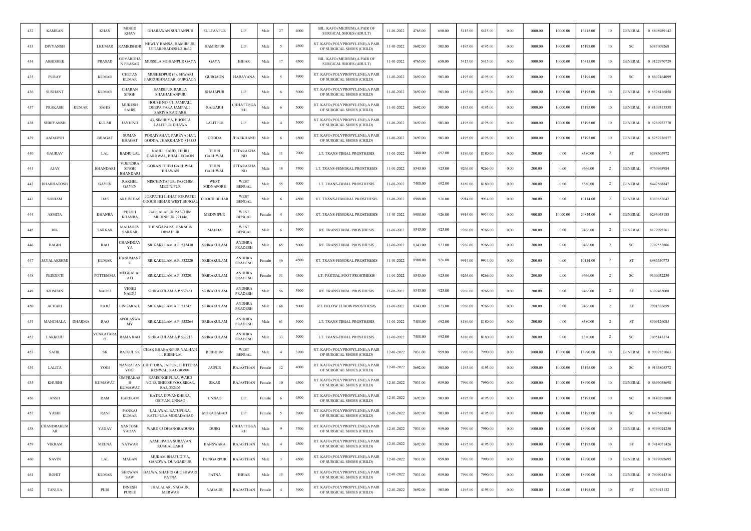| 432 | KAMRAN | | KHAN | MOHID KHAN | DHARAWAN SULTANPUR | SULTANPUR | U.P. | Male | 27 | 4000 | BIL. KAFO (MEDIUM),A PAIR OF SURGICAL SHOES (ADULT) | 11-01-2022 | 4765.00 | 650.00 | 5415.00 | 5415.00 | 0.00 | 1000.00 | 10000.00 | 16415.00 | 10 | GENERAL | 0 8808989142 |
|---|---|---|---|---|---|---|---|---|---|---|---|---|---|---|---|---|---|---|---|---|---|---|---|
| 433 | DIVYANSH | | LKUMAR | RAMKISHOR | NEWLY BANSA, HAMIRPUR, UTTARPRADESH-210432 | HAMIRPUR | U.P. | Male | 5 | 4500 | RT. KAFO (POLYPROPYLENE),A PAIR OF SURGICAL SHOES (CHILD) | 11-01-2022 | 3692.00 | 503.00 | 4195.00 | 4195.00 | 0.00 | 1000.00 | 10000.00 | 15195.00 | 10 | SC | 6387009268 |
| 434 | ABHISHEK | | PRASAD | GOVARDHAN PRASAD | MUSSILA MOHANPUR GAYA | GAYA | BIHAR | Male | 17 | 4500 | BIL. KAFO (MEDIUM),A PAIR OF SURGICAL SHOES (ADULT) | 11-01-2022 | 4765.00 | 650.00 | 5415.00 | 5415.00 | 0.00 | 1000.00 | 10000.00 | 16415.00 | 10 | GENERAL | 0 9122970729 |
| 435 | PURAV | | KUMAR | CHETAN KUMAR | MUSHEDPUR (6), SEWARI FARRUKHNAGAR, GURGAON | GURGAON | HARAYANA | Male | 5 | 3900 | RT. KAFO (POLYPROPYLENE),A PAIR OF SURGICAL SHOES (CHILD) | 11-01-2022 | 3692.00 | 503.00 | 4195.00 | 4195.00 | 0.00 | 1000.00 | 10000.00 | 15195.00 | 10 | SC | 0 8607464099 |
| 436 | SUSHANT | | KUMAR | CHARAN SINGH | SAMSIPUR BARUA SHAHJAHANPUR | SHAJAPUR | U.P. | Male | 6 | 5000 | RT. KAFO (POLYPROPYLENE),A PAIR OF SURGICAL SHOES (CHILD) | 11-01-2022 | 3692.00 | 503.00 | 4195.00 | 4195.00 | 0.00 | 1000.00 | 10000.00 | 15195.00 | 10 | GENERAL | 0 8528416858 |
| 437 | PRAKASH | KUMAR | SAHIS | MUKESH SAHIS | HOUSE NO.4/1, JAMPALI, DEEPA PARA JAMPALI , SARIYA RAIGARH | RAIGARH | CHHATTISGARH | Male | 6 | 5000 | RT. KAFO (POLYPROPYLENE),A PAIR OF SURGICAL SHOES (CHILD) | 11-01-2022 | 3692.00 | 503.00 | 4195.00 | 4195.00 | 0.00 | 1000.00 | 10000.00 | 15195.00 | 10 | GENERAL | 0 8109315338 |
| 438 | SHRIYANSH | | KULMI | JAYHIND | 43, SIMIRIYA, BHONTA LALITPUR DHAWA | LALITPUR | U.P. | Male | 4 | 3000 | RT. KAFO (POLYPROPYLENE),A PAIR OF SURGICAL SHOES (CHILD) | 11-01-2022 | 3692.00 | 503.00 | 4195.00 | 4195.00 | 0.00 | 1000.00 | 10000.00 | 15195.00 | 10 | GENERAL | 0 9260922770 |
| 439 | AADARSH | | BHAGAT | SUMAN BHAGAT | PORAIYAHAT, PAREYA HAT, GODDA, JHARKHAND-814153 | GODDA | JHARKHAND | Male | 6 | 6500 | RT. KAFO (POLYPROPYLENE),A PAIR OF SURGICAL SHOES (CHILD) | 11-01-2022 | 3692.00 | 503.00 | 4195.00 | 4195.00 | 0.00 | 1000.00 | 10000.00 | 15195.00 | 10 | GENERAL | 0 8252236577 |
| 440 | GAURAV | | LAL | BADRI LAL | NAULI, SAUD, TEHRI GARHWAL, BHALLEGAON | TEHRI GARHWAL | UTTARAKHAND | Male | 11 | 7000 | LT. TRANS-TIBIAL PROSTHESIS | 11-01-2022 | 7488.00 | 692.00 | 8180.00 | 8180.00 | 0.00 | 200.00 | 0.00 | 8380.00 | 2 | ST | 6398605972 |
| 441 | AJAY | | BHANDARI | VIJENDRA SINGH BHANDARI | GORAN TEHRI GARHWAL BHAWAN | TEHRI GARHWAL | UTTARAKHAND | Male | 18 | 3700 | LT. TRANS-FEMORAL PROSTHESIS | 11-01-2022 | 8343.00 | 923.00 | 9266.00 | 9266.00 | 0.00 | 200.00 | 0.00 | 9466.00 | 2 | GENERAL | 9760968984 |
| 442 | BHABHATOSH | | GAYEN | RAKHEL GAYEN | NISCHINTAPUR, PASCHIM MEDINIPUR | WEST MIDNAPORE | WEST BENGAL | Male | 55 | 4000 | LT. TRANS-TIBIAL PROSTHESIS | 11-01-2022 | 7488.00 | 692.00 | 8180.00 | 8180.00 | 0.00 | 200.00 | 0.00 | 8380.00 | 2 | GENERAL | 8447568847 |
| 443 | SHIBAM | | DAS | ARJUN DAS | JORPATKI CHHAT JORPATKI COOCH BEHAR WEST BENGAL | COOCH BEHAR | WEST BENGAL | Male | 6 | 4500 | RT. TRANS-FEMORAL PROSTHESIS | 11-01-2022 | 8988.00 | 926.00 | 9914.00 | 9914.00 | 0.00 | 200.00 | 0.00 | 10114.00 | 2 | GENERAL | 8369657642 |
| 444 | ASMITA | | KHANRA | PIJUSH KHANRA | BARJALAPUR PASCHIM MEDINIPUR 721146 | MEDINIPUR | WEST BENGAL | Female | 4 | 4500 | RT. TRANS-FEMORAL PROSTHESIS | 11-01-2022 | 8988.00 | 926.00 | 9914.00 | 9914.00 | 0.00 | 900.00 | 10000.00 | 20814.00 | 9 | GENERAL | 6294045188 |
| 445 | RIK | | SARKAR | MAHADEV SARKAR | THENGAPARA, DAKSHIN DINAJPUR | MALDA | WEST BENGAL | Male | 6 | 3900 | RT. TRANSTIBIAL PROSTHESIS | 11-01-2022 | 8343.00 | 923.00 | 9266.00 | 9266.00 | 0.00 | 200.00 | 0.00 | 9466.00 | 2 | GENERAL | 8172095761 |
| 446 | BAGDI | | RAO | CHANDRAYYA | SRIKAKULAM A.P. 532430 | SRIKAKULAM | ANDHRA PRADESH | Male | 65 | 5000 | RT. TRANSTIBIAL PROSTHESIS | 11-01-2022 | 8343.00 | 923.00 | 9266.00 | 9266.00 | 0.00 | 200.00 | 0.00 | 9466.00 | 2 | SC | 7702552806 |
| 447 | JAYALAKSHMI | | KUMAR | HANUMANTU | SRIKAKULAM A.P. 532220 | SRIKAKULAM | ANDHRA PRADESH | Female | 46 | 4500 | RT. TRANS-FEMORAL PROSTHESIS | 11-01-2022 | 8988.00 | 926.00 | 9914.00 | 9914.00 | 0.00 | 200.00 | 0.00 | 10114.00 | 2 | ST | 8985550775 |
| 448 | PEDDINTI | | POTTEMMA | MEGHALAPATI | SRIKAKULAM A.P. 532201 | SRIKAKULAM | ANDHRA PRADESH | Female | 51 | 4500 | LT. PARTIAL FOOT PROSTHESIS | 11-01-2022 | 8343.00 | 923.00 | 9266.00 | 9266.00 | 0.00 | 200.00 | 0.00 | 9466.00 | 2 | SC | 9100032230 |
| 449 | KRISHAN | | NAIDU | VENKI NAIDU | SRIKAKULAM A.P 532461 | SRIKAKULAM | ANDHRA PRADESH | Male | 56 | 3900 | RT. TRANSTIBIAL PROSTHESIS | 11-01-2022 | 8343.00 | 923.00 | 9266.00 | 9266.00 | 0.00 | 200.00 | 0.00 | 9466.00 | 2 | ST | 6302465008 |
| 450 | ACHARI | | RAJU | LINGARAJU | SRIKAKULAM A.P. 532421 | SRIKAKULAM | ANDHRA PRADESH | Male | 68 | 5000 | RT. BELOW ELBOW PROSTHESIS | 11-01-2022 | 8343.00 | 923.00 | 9266.00 | 9266.00 | 0.00 | 200.00 | 0.00 | 9466.00 | 2 | ST | 7901326659 |
| 451 | MANCHALA | DHARMA | RAO | APOLASWAMY | SRIKAKULAM A.P. 532264 | SRIKAKULAM | ANDHRA PRADESH | Male | 61 | 5000 | LT. TRANS-TIBIAL PROSTHESIS | 11-01-2022 | 7488.00 | 692.00 | 8180.00 | 8180.00 | 0.00 | 200.00 | 0.00 | 8380.00 | 2 | ST | 8309126085 |
| 452 | LAKKOJU | | VENKATARAO | RAMA RAO | SRIKAKULAM A.P 532216 | SRIKAKULAM | ANDHRA PRADESH | Male | 33 | 5000 | LT. TRANS-TIBIAL PROSTHESIS | 11-01-2022 | 7488.00 | 692.00 | 8180.00 | 8180.00 | 0.00 | 200.00 | 0.00 | 8380.00 | 2 | SC | 7095143374 |
| 453 | SAHIL | | SK | RAJKUL SK | CHAK BHABANIPUR NALHATI-11 BIRBHUM | BIRBHUM | WEST BENGAL | Male | 4 | 3700 | RT. KAFO (POLYPROPYLENE),A PAIR OF SURGICAL SHOES (CHILD) | 12-01-2022 | 7031.00 | 959.00 | 7990.00 | 7990.00 | 0.00 | 1000.00 | 10000.00 | 18990.00 | 10 | GENERAL | 0 9907821063 |
| 454 | LALITA | | YOGI | NAVRATAN YOGI | CHITTORA, JAIPUR, CHITTORA RENWAL, RAJ.-303904 | JAIPUR | RAJASTHAN | Female | 12 | 4000 | RT. KAFO (POLYPROPYLENE),A PAIR OF SURGICAL SHOES (CHILD) | 12-01-2022 | 3692.00 | 503.00 | 4195.00 | 4195.00 | 0.00 | 1000.00 | 10000.00 | 15195.00 | 10 | SC | 0 9145805372 |
| 455 | KHUSHI | | KUMAWAT | OMPRAKASH KUMAWAT | RAMSINGHPURA, WARD NO.15, SHEESHYOO, SIKAR, RAJ.-332405 | SIKAR | RAJASTHAN | Female | 10 | 4500 | RT. KAFO (POLYPROPYLENE),A PAIR OF SURGICAL SHOES (CHILD) | 12-01-2022 | 7031.00 | 959.00 | 7990.00 | 7990.00 | 0.00 | 1000.00 | 10000.00 | 18990.00 | 10 | GENERAL | 0 8696058698 |
| 456 | ANSH | | RAM | HARIRAM | KATRA DIWANKHERA, OSIYAN, UNNAO | UNNAO | U.P. | Female | 6 | 4500 | RT. KAFO (POLYPROPYLENE),A PAIR OF SURGICAL SHOES (CHILD) | 12-01-2022 | 3692.00 | 503.00 | 4195.00 | 4195.00 | 0.00 | 1000.00 | 10000.00 | 15195.00 | 10 | SC | 0 9140291800 |
| 457 | YASHI | | RANI | PANKAJ KUMAR | LALAWAL RATUPURA, RATUPURA MORADABAD | MORADABAD | U.P. | Female | 5 | 3900 | RT. KAFO (POLYPROPYLENE),A PAIR OF SURGICAL SHOES (CHILD) | 12-01-2022 | 3692.00 | 503.00 | 4195.00 | 4195.00 | 0.00 | 1000.00 | 10000.00 | 15195.00 | 10 | SC | 0 8475801043 |
| 458 | CHANDRAKUMAR | | YADAV | SANTOSH YADAV | WARD 03 DHANORADURG | DURG | CHHATTISGARH | Male | 9 | 3700 | RT. KAFO (POLYPROPYLENE),A PAIR OF SURGICAL SHOES (CHILD) | 12-01-2022 | 7031.00 | 959.00 | 7990.00 | 7990.00 | 0.00 | 1000.00 | 10000.00 | 18990.00 | 10 | GENERAL | 0 9399024250 |
| 459 | VIKRAM | | MEENA | NATWAR | AAMLIPADA SURAVAN KUSHALGARH | BANSWARA | RAJASTHAN | Male | 4 | 4500 | RT. KAFO (POLYPROPYLENE),A PAIR OF SURGICAL SHOES (CHILD) | 12-01-2022 | 3692.00 | 503.00 | 4195.00 | 4195.00 | 0.00 | 1000.00 | 10000.00 | 15195.00 | 10 | ST | 0 7414071426 |
| 460 | NAVIN | | LAL | MAGAN | MUKAM BHATUDIYA, GANDWA, DUNGARPUR | DUNGARPUR | RAJASTHAN | Male | 3 | 4500 | RT. KAFO (POLYPROPYLENE),A PAIR OF SURGICAL SHOES (CHILD) | 12-01-2022 | 7031.00 | 959.00 | 7990.00 | 7990.00 | 0.00 | 1000.00 | 10000.00 | 18990.00 | 10 | GENERAL | 0 7877095695 |
| 461 | ROHIT | | KUMAR | SHRWAN SAW | BALWA, SHAHRI GHOSHWARI PATNA | PATNA | BIHAR | Male | 15 | 4500 | RT. KAFO (POLYPROPYLENE),A PAIR OF SURGICAL SHOES (CHILD) | 12-01-2022 | 7031.00 | 959.00 | 7990.00 | 7990.00 | 0.00 | 1000.00 | 10000.00 | 18990.00 | 10 | GENERAL | 0 7909014316 |
| 462 | TANUJA | | PURI | DINESH PUREE | JHALALAR, NAGAUR, MERWAS | NAGAUR | RAJASTHAN | Female | 4 | 3900 | RT. KAFO (POLYPROPYLENE),A PAIR OF SURGICAL SHOES (CHILD) | 12-01-2022 | 3692.00 | 503.00 | 4195.00 | 4195.00 | 0.00 | 1000.00 | 10000.00 | 15195.00 | 10 | ST | 6375013132 |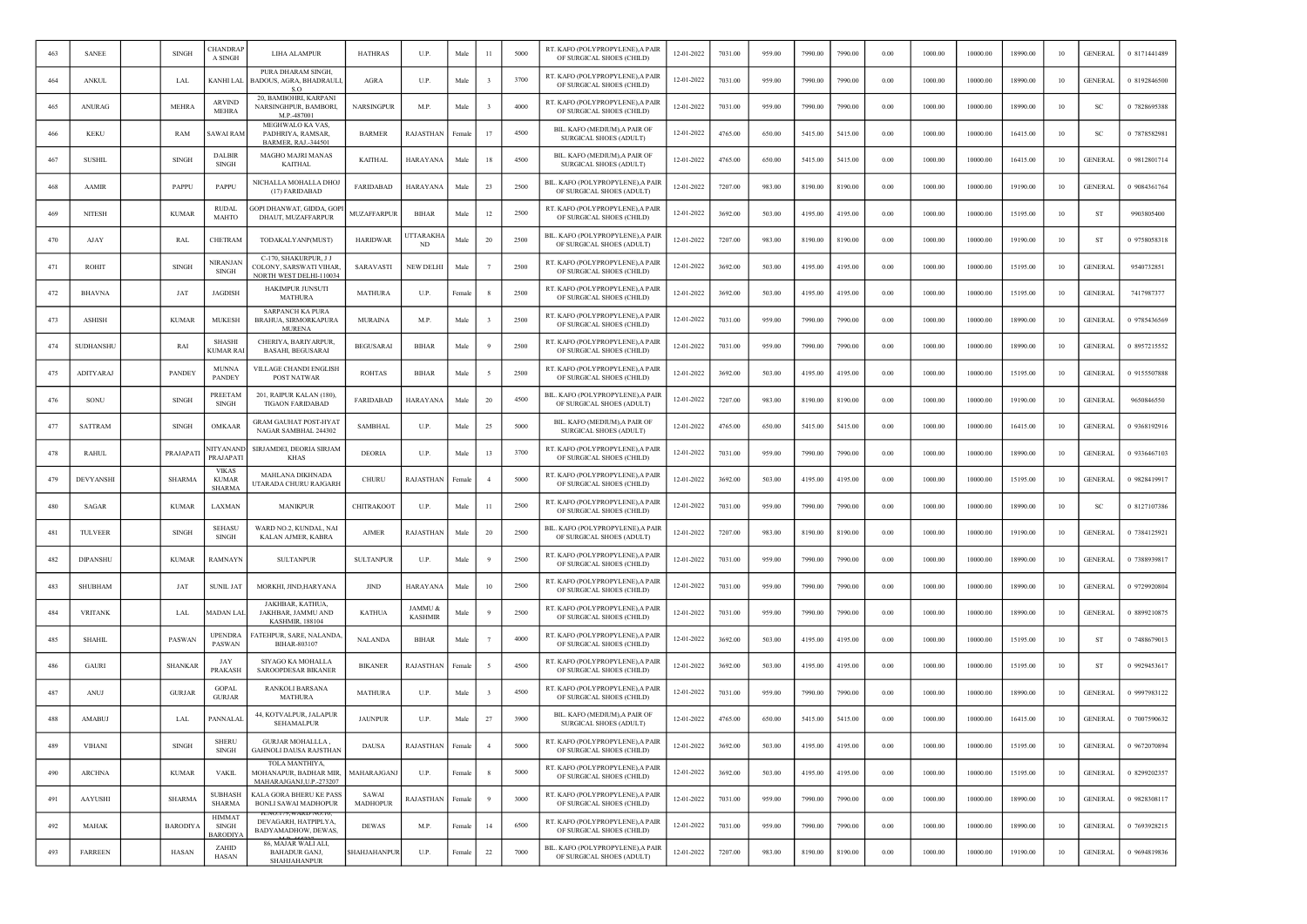| 463 | SANEE | | SINGH | CHANDRAP A SINGH | LIHA ALAMPUR | HATHRAS | U.P. | Male | 11 | 5000 | RT. KAFO (POLYPROPYLENE),A PAIR OF SURGICAL SHOES (CHILD) | 12-01-2022 | 7031.00 | 959.00 | 7990.00 | 7990.00 | 0.00 | 1000.00 | 10000.00 | 18990.00 | 10 | GENERAL | 0 8171441489 |
|---|---|---|---|---|---|---|---|---|---|---|---|---|---|---|---|---|---|---|---|---|---|---|---|
| 464 | ANKUL | | LAL | KANHI LAL | PURA DHARAM SINGH, BADOUS, AGRA, BHADRAULI, S.O | AGRA | U.P. | Male | 3 | 3700 | RT. KAFO (POLYPROPYLENE),A PAIR OF SURGICAL SHOES (CHILD) | 12-01-2022 | 7031.00 | 959.00 | 7990.00 | 7990.00 | 0.00 | 1000.00 | 10000.00 | 18990.00 | 10 | GENERAL | 0 8192846500 |
| 465 | ANURAG | | MEHRA | ARVIND MEHRA | 20, BAMBOHRI, KARPANI NARSINGHPUR, BAMBORI, M.P.-487001 | NARSINGPUR | M.P. | Male | 3 | 4000 | RT. KAFO (POLYPROPYLENE),A PAIR OF SURGICAL SHOES (CHILD) | 12-01-2022 | 7031.00 | 959.00 | 7990.00 | 7990.00 | 0.00 | 1000.00 | 10000.00 | 18990.00 | 10 | SC | 0 7828695388 |
| 466 | KEKU | | RAM | SAWAI RAM | MEGHWALO KA VAS, PADHRIYA, RAMSAR, BARMER, RAJ.-344501 | BARMER | RAJASTHAN | Female | 17 | 4500 | BIL. KAFO (MEDIUM),A PAIR OF SURGICAL SHOES (ADULT) | 12-01-2022 | 4765.00 | 650.00 | 5415.00 | 5415.00 | 0.00 | 1000.00 | 10000.00 | 16415.00 | 10 | SC | 0 7878582981 |
| 467 | SUSHIL | | SINGH | DALBIR SINGH | MAGHO MAJRI MANAS KAITHAL | KAITHAL | HARAYANA | Male | 18 | 4500 | BIL. KAFO (MEDIUM),A PAIR OF SURGICAL SHOES (ADULT) | 12-01-2022 | 4765.00 | 650.00 | 5415.00 | 5415.00 | 0.00 | 1000.00 | 10000.00 | 16415.00 | 10 | GENERAL | 0 9812801714 |
| 468 | AAMIR | | PAPPU | PAPPU | NICHALLA MOHALLA DHOJ (17) FARIDABAD | FARIDABAD | HARAYANA | Male | 23 | 2500 | BIL. KAFO (POLYPROPYLENE),A PAIR OF SURGICAL SHOES (ADULT) | 12-01-2022 | 7207.00 | 983.00 | 8190.00 | 8190.00 | 0.00 | 1000.00 | 10000.00 | 19190.00 | 10 | GENERAL | 0 9084361764 |
| 469 | NITESH | | KUMAR | RUDAL MAHTO | GOPI DHANWAT, GIDDA, GOPI DHAUT, MUZAFFARPUR | MUZAFFARPUR | BIHAR | Male | 12 | 2500 | RT. KAFO (POLYPROPYLENE),A PAIR OF SURGICAL SHOES (CHILD) | 12-01-2022 | 3692.00 | 503.00 | 4195.00 | 4195.00 | 0.00 | 1000.00 | 10000.00 | 15195.00 | 10 | ST | 9903805400 |
| 470 | AJAY | | RAL | CHETRAM | TODAKALYANP(MUST) | HARIDWAR | UTTARAKHAND | Male | 20 | 2500 | BIL. KAFO (POLYPROPYLENE),A PAIR OF SURGICAL SHOES (ADULT) | 12-01-2022 | 7207.00 | 983.00 | 8190.00 | 8190.00 | 0.00 | 1000.00 | 10000.00 | 19190.00 | 10 | ST | 0 9758058318 |
| 471 | ROHIT | | SINGH | NIRANJAN SINGH | C-170, SHAKURPUR, J J COLONY, SARSWATI VIHAR, NORTH WEST DELHI-110034 | SARAVASTI | NEW DELHI | Male | 7 | 2500 | RT. KAFO (POLYPROPYLENE),A PAIR OF SURGICAL SHOES (CHILD) | 12-01-2022 | 3692.00 | 503.00 | 4195.00 | 4195.00 | 0.00 | 1000.00 | 10000.00 | 15195.00 | 10 | GENERAL | 9540732851 |
| 472 | BHAVNA | | JAT | JAGDISH | HAKIMPUR JUNSUTI MATHURA | MATHURA | U.P. | Female | 8 | 2500 | RT. KAFO (POLYPROPYLENE),A PAIR OF SURGICAL SHOES (CHILD) | 12-01-2022 | 3692.00 | 503.00 | 4195.00 | 4195.00 | 0.00 | 1000.00 | 10000.00 | 15195.00 | 10 | GENERAL | 7417987377 |
| 473 | ASHISH | | KUMAR | MUKESH | SARPANCH KA PURA BRAHUA, SIRMORKAPURA MURENA | MURAINA | M.P. | Male | 3 | 2500 | RT. KAFO (POLYPROPYLENE),A PAIR OF SURGICAL SHOES (CHILD) | 12-01-2022 | 7031.00 | 959.00 | 7990.00 | 7990.00 | 0.00 | 1000.00 | 10000.00 | 18990.00 | 10 | GENERAL | 0 9785436569 |
| 474 | SUDHANSHU | | RAI | SHASHI KUMAR RAI | CHERIYA, BARIYARPUR, BASAHI, BEGUSARAI | BEGUSARAI | BIHAR | Male | 9 | 2500 | RT. KAFO (POLYPROPYLENE),A PAIR OF SURGICAL SHOES (CHILD) | 12-01-2022 | 7031.00 | 959.00 | 7990.00 | 7990.00 | 0.00 | 1000.00 | 10000.00 | 18990.00 | 10 | GENERAL | 0 8957215552 |
| 475 | ADITYARAJ | | PANDEY | MUNNA PANDEY | VILLAGE CHANDI ENGLISH POST NATWAR | ROHTAS | BIHAR | Male | 5 | 2500 | RT. KAFO (POLYPROPYLENE),A PAIR OF SURGICAL SHOES (CHILD) | 12-01-2022 | 3692.00 | 503.00 | 4195.00 | 4195.00 | 0.00 | 1000.00 | 10000.00 | 15195.00 | 10 | GENERAL | 0 9155507888 |
| 476 | SONU | | SINGH | PREETAM SINGH | 201, RAIPUR KALAN (180), TIGAON FARIDABAD | FARIDABAD | HARAYANA | Male | 20 | 4500 | BIL. KAFO (POLYPROPYLENE),A PAIR OF SURGICAL SHOES (ADULT) | 12-01-2022 | 7207.00 | 983.00 | 8190.00 | 8190.00 | 0.00 | 1000.00 | 10000.00 | 19190.00 | 10 | GENERAL | 9650846550 |
| 477 | SATTRAM | | SINGH | OMKAAR | GRAM GAUHAT POST-HYAT NAGAR SAMBHAL 244302 | SAMBHAL | U.P. | Male | 25 | 5000 | BIL. KAFO (MEDIUM),A PAIR OF SURGICAL SHOES (ADULT) | 12-01-2022 | 4765.00 | 650.00 | 5415.00 | 5415.00 | 0.00 | 1000.00 | 10000.00 | 16415.00 | 10 | GENERAL | 0 9368192916 |
| 478 | RAHUL | | PRAJAPATI | NITYANAND PRAJAPATI | SIRJAMDEI, DEORIA SIRJAM KHAS | DEORIA | U.P. | Male | 13 | 3700 | RT. KAFO (POLYPROPYLENE),A PAIR OF SURGICAL SHOES (CHILD) | 12-01-2022 | 7031.00 | 959.00 | 7990.00 | 7990.00 | 0.00 | 1000.00 | 10000.00 | 18990.00 | 10 | GENERAL | 0 9336467103 |
| 479 | DEVYANSHI | | SHARMA | VIKAS KUMAR SHARMA | MAHLANA DIKHNADA UTARADA CHURU RAJGARH | CHURU | RAJASTHAN | Female | 4 | 5000 | RT. KAFO (POLYPROPYLENE),A PAIR OF SURGICAL SHOES (CHILD) | 12-01-2022 | 3692.00 | 503.00 | 4195.00 | 4195.00 | 0.00 | 1000.00 | 10000.00 | 15195.00 | 10 | GENERAL | 0 9828419917 |
| 480 | SAGAR | | KUMAR | LAXMAN | MANIKPUR | CHITRAKOOT | U.P. | Male | 11 | 2500 | RT. KAFO (POLYPROPYLENE),A PAIR OF SURGICAL SHOES (CHILD) | 12-01-2022 | 7031.00 | 959.00 | 7990.00 | 7990.00 | 0.00 | 1000.00 | 10000.00 | 18990.00 | 10 | SC | 0 8127107386 |
| 481 | TULVEER | | SINGH | SEHASU SINGH | WARD NO.2, KUNDAL, NAI KALAN AJMER, KABRA | AJMER | RAJASTHAN | Male | 20 | 2500 | BIL. KAFO (POLYPROPYLENE),A PAIR OF SURGICAL SHOES (ADULT) | 12-01-2022 | 7207.00 | 983.00 | 8190.00 | 8190.00 | 0.00 | 1000.00 | 10000.00 | 19190.00 | 10 | GENERAL | 0 7384125921 |
| 482 | DIPANSHU | | KUMAR | RAMNAYN | SULTANPUR | SULTANPUR | U.P. | Male | 9 | 2500 | RT. KAFO (POLYPROPYLENE),A PAIR OF SURGICAL SHOES (CHILD) | 12-01-2022 | 7031.00 | 959.00 | 7990.00 | 7990.00 | 0.00 | 1000.00 | 10000.00 | 18990.00 | 10 | GENERAL | 0 7388939817 |
| 483 | SHUBHAM | | JAT | SUNIL JAT | MORKHI, JIND,HARYANA | JIND | HARAYANA | Male | 10 | 2500 | RT. KAFO (POLYPROPYLENE),A PAIR OF SURGICAL SHOES (CHILD) | 12-01-2022 | 7031.00 | 959.00 | 7990.00 | 7990.00 | 0.00 | 1000.00 | 10000.00 | 18990.00 | 10 | GENERAL | 0 9729920804 |
| 484 | VRITANK | | LAL | MADAN LAL | JAKHBAR, KATHUA, JAKHBAR, JAMMU AND KASHMIR, 188104 | KATHUA | JAMMU & KASHMIR | Male | 9 | 2500 | RT. KAFO (POLYPROPYLENE),A PAIR OF SURGICAL SHOES (CHILD) | 12-01-2022 | 7031.00 | 959.00 | 7990.00 | 7990.00 | 0.00 | 1000.00 | 10000.00 | 18990.00 | 10 | GENERAL | 0 8899210875 |
| 485 | SHAHIL | | PASWAN | UPENDRA PASWAN | FATEHPUR, SARE, NALANDA, BIHAR-803107 | NALANDA | BIHAR | Male | 7 | 4000 | RT. KAFO (POLYPROPYLENE),A PAIR OF SURGICAL SHOES (CHILD) | 12-01-2022 | 3692.00 | 503.00 | 4195.00 | 4195.00 | 0.00 | 1000.00 | 10000.00 | 15195.00 | 10 | ST | 0 7488679013 |
| 486 | GAURI | | SHANKAR | JAY PRAKASH | SIYAGO KA MOHALLA SAROOPDESAR BIKANER | BIKANER | RAJASTHAN | Female | 5 | 4500 | RT. KAFO (POLYPROPYLENE),A PAIR OF SURGICAL SHOES (CHILD) | 12-01-2022 | 3692.00 | 503.00 | 4195.00 | 4195.00 | 0.00 | 1000.00 | 10000.00 | 15195.00 | 10 | ST | 0 9929453617 |
| 487 | ANUJ | | GURJAR | GOPAL GURJAR | RANKOLI BARSANA MATHURA | MATHURA | U.P. | Male | 3 | 4500 | RT. KAFO (POLYPROPYLENE),A PAIR OF SURGICAL SHOES (CHILD) | 12-01-2022 | 7031.00 | 959.00 | 7990.00 | 7990.00 | 0.00 | 1000.00 | 10000.00 | 18990.00 | 10 | GENERAL | 0 9997983122 |
| 488 | AMABUJ | | LAL | PANNALAL | 44, KOTVALPUR, JALAPUR SEHAMALPUR | JAUNPUR | U.P. | Male | 27 | 3900 | BIL. KAFO (MEDIUM),A PAIR OF SURGICAL SHOES (ADULT) | 12-01-2022 | 4765.00 | 650.00 | 5415.00 | 5415.00 | 0.00 | 1000.00 | 10000.00 | 16415.00 | 10 | GENERAL | 0 7007590632 |
| 489 | VIHANI | | SINGH | SHERU SINGH | GURJAR MOHALLLA , GAHNOLI DAUSA RAJSTHAN | DAUSA | RAJASTHAN | Female | 4 | 5000 | RT. KAFO (POLYPROPYLENE),A PAIR OF SURGICAL SHOES (CHILD) | 12-01-2022 | 3692.00 | 503.00 | 4195.00 | 4195.00 | 0.00 | 1000.00 | 10000.00 | 15195.00 | 10 | GENERAL | 0 9672070894 |
| 490 | ARCHNA | | KUMAR | VAKIL | TOLA MANTHIYA, MOHANAPUR, BADHAR MIR, MAHARAJGANJ,U.P.-273207 | MAHARAJGANJ | U.P. | Female | 8 | 5000 | RT. KAFO (POLYPROPYLENE),A PAIR OF SURGICAL SHOES (CHILD) | 12-01-2022 | 3692.00 | 503.00 | 4195.00 | 4195.00 | 0.00 | 1000.00 | 10000.00 | 15195.00 | 10 | GENERAL | 0 8299202357 |
| 491 | AAYUSHI | | SHARMA | SUBHASH SHARMA | KALA GORA BHERU KE PASS BONLI SAWAI MADHOPUR | SAWAI MADHOPUR | RAJASTHAN | Female | 9 | 3000 | RT. KAFO (POLYPROPYLENE),A PAIR OF SURGICAL SHOES (CHILD) | 12-01-2022 | 7031.00 | 959.00 | 7990.00 | 7990.00 | 0.00 | 1000.00 | 10000.00 | 18990.00 | 10 | GENERAL | 0 9828308117 |
| 492 | MAHAK | | BARODIYA | HIMMAT SINGH BARODIYA | H.NO.179, WARD NO.10, DEVAGARH, HATPIPLYA, BADYAMADHOW, DEWAS, M.P.-455227 | DEWAS | M.P. | Female | 14 | 6500 | RT. KAFO (POLYPROPYLENE),A PAIR OF SURGICAL SHOES (CHILD) | 12-01-2022 | 7031.00 | 959.00 | 7990.00 | 7990.00 | 0.00 | 1000.00 | 10000.00 | 18990.00 | 10 | GENERAL | 0 7693928215 |
| 493 | FARREEN | | HASAN | ZAHID HASAN | 86, MAJAR WALI ALI, BAHADUR GANJ, SHAHJAHANPUR | SHAHJAHANPUR | U.P. | Female | 22 | 7000 | BIL. KAFO (POLYPROPYLENE),A PAIR OF SURGICAL SHOES (ADULT) | 12-01-2022 | 7207.00 | 983.00 | 8190.00 | 8190.00 | 0.00 | 1000.00 | 10000.00 | 19190.00 | 10 | GENERAL | 0 9694819836 |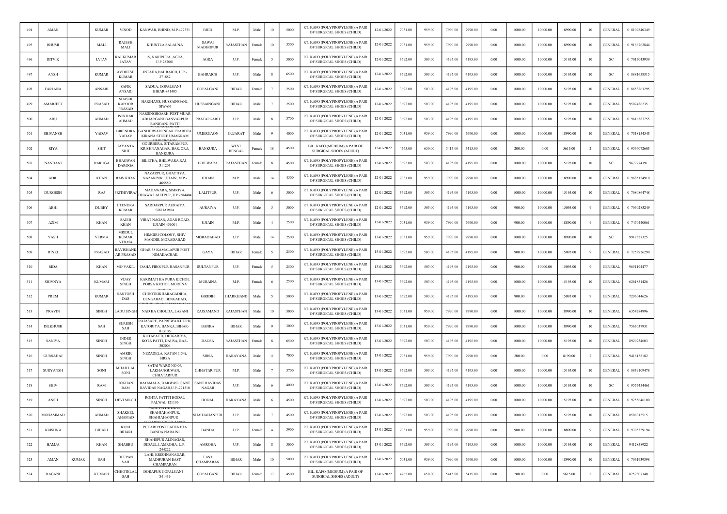| 494 | AMAN | | KUMAR | VINOD | KANWAR, BHIND, M.P.477331 | BHID | M.P. | Male | 10 | 5000 | RT. KAFO (POLYPROPYLENE),A PAIR OF SURGICAL SHOES (CHILD) | 12-01-2022 | 7031.00 | 959.00 | 7990.00 | 7990.00 | 0.00 | 1000.00 | 10000.00 | 18990.00 | 10 | GENERAL | 0 8109840349 |
|---|---|---|---|---|---|---|---|---|---|---|---|---|---|---|---|---|---|---|---|---|---|---|---|
| 495 | BHUMI | | MALI | RAJESH MALI | KHUNTLA SALAUNA | SAWAI MADHOPUR | RAJASTHAN | Female | 10 | 3500 | RT. KAFO (POLYPROPYLENE),A PAIR OF SURGICAL SHOES (CHILD) | 12-01-2022 | 7031.00 | 959.00 | 7990.00 | 7990.00 | 0.00 | 1000.00 | 10000.00 | 18990.00 | 10 | GENERAL | 0 9166762844 |
| 496 | RITVIK | | JATAV | RAJ KUMAR JATAV | 15, NARIPURA, AGRA, U.P.282001 | AGRA | U.P. | Female | 5 | 5000 | RT. KAFO (POLYPROPYLENE),A PAIR OF SURGICAL SHOES (CHILD) | 12-01-2022 | 3692.00 | 503.00 | 4195.00 | 4195.00 | 0.00 | 1000.00 | 10000.00 | 15195.00 | 10 | SC | 0 7017043939 |
| 497 | ANSH | | KUMAR | AVDHESH KUMAR | INTAHA,BAHRAICH, U.P.-271882 | BAHRAICH | U.P. | Male | 8 | 6500 | RT. KAFO (POLYPROPYLENE),A PAIR OF SURGICAL SHOES (CHILD) | 12-01-2022 | 3692.00 | 503.00 | 4195.00 | 4195.00 | 0.00 | 1000.00 | 10000.00 | 15195.00 | 10 | SC | 0 8881658315 |
| 498 | FARJANA | | ANSARI | SAFIK ANSARI | SADUA, GOPALGANJ BIHAR-841405 | GOPALGANJ | BIHAR | Female | 7 | 2500 | RT. KAFO (POLYPROPYLENE),A PAIR OF SURGICAL SHOES (CHILD) | 12-01-2022 | 3692.00 | 503.00 | 4195.00 | 4195.00 | 0.00 | 1000.00 | 10000.00 | 15195.00 | 10 | GENERAL | 0 8653263295 |
| 499 | AMARJEET | | PRASAD | SHASHI KAPOOR PRASAD | HARIHANS, HUSSAINGANJ, SIWAN | HUSSAINGANJ | BIHAR | Male | 7 | 2500 | RT. KAFO (POLYPROPYLENE),A PAIR OF SURGICAL SHOES (CHILD) | 12-01-2022 | 3692.00 | 503.00 | 4195.00 | 4195.00 | 0.00 | 1000.00 | 10000.00 | 15195.00 | 10 | GENERAL | 9507486235 |
| 500 | ABU | | AHMAD | ISTKHAR AHMAD | NARSINGHGARH POST MUAR ADHARGANJ BANVARPUR RANIGANJ PATTI | PRATAPGARH | U.P. | Male | 8 | 3700 | RT. KAFO (POLYPROPYLENE),A PAIR OF SURGICAL SHOES (CHILD) | 12-01-2022 | 3692.00 | 503.00 | 4195.00 | 4195.00 | 0.00 | 1000.00 | 10000.00 | 15195.00 | 10 | GENERAL | 0 9616387755 |
| 501 | SHIVANSH | | YADAV | BIRENDRA YADAV | GANDHIWADI NEAR PRABHTA KIRANA STORE UMAGRAM | UMERGAON | GUJARAT | Male | 9 | 4000 | RT. KAFO (POLYPROPYLENE),A PAIR OF SURGICAL SHOES (CHILD) | 12-01-2022 | 7031.00 | 959.00 | 7990.00 | 7990.00 | 0.00 | 1000.00 | 10000.00 | 18990.00 | 10 | GENERAL | 0 7318154543 |
| 502 | RIYA | | SHIT | JAYANTA SHIT | GOURBERA, SITARAMPUR KRISHNANAGAR, BARJORA, BANKURA | BANKURA | WEST BENGAL | Female | 18 | 4500 | BIL. KAFO (MEDIUM),A PAIR OF SURGICAL SHOES (ADULT) | 12-01-2022 | 4765.00 | 650.00 | 5415.00 | 5415.00 | 0.00 | 200.00 | 0.00 | 5615.00 | 2 | GENERAL | 0 9564072603 |
| 503 | NANDANI | | DAROGA | BHAGWAN DAROGA | BILETHA, BHILWARA,RAJ.-311203 | BHILWARA | RAJASTHAN | Female | 8 | 4500 | RT. KAFO (POLYPROPYLENE),A PAIR OF SURGICAL SHOES (CHILD) | 12-01-2022 | 3692.00 | 503.00 | 4195.00 | 4195.00 | 0.00 | 1000.00 | 10000.00 | 15195.00 | 10 | SC | 9672774391 |
| 504 | ADIL | | KHAN | RAIS KHAN | NAZARPUR, GHATTIYA, NAZARPUR, UJJAIN, M.P.-465550 | UJJAIN | M.P. | Male | 14 | 4500 | RT. KAFO (POLYPROPYLENE),A PAIR OF SURGICAL SHOES (CHILD) | 12-01-2022 | 7031.00 | 959.00 | 7990.00 | 7990.00 | 0.00 | 1000.00 | 10000.00 | 18990.00 | 10 | GENERAL | 0 9685124910 |
| 505 | DURGESH | | RAJ | PRITHIVIRAJ | MADAWARA, SIMRIYA, DHAWA LALITPUR, U.P.-284404 | LALITPUR | U.P. | Male | 6 | 5000 | RT. KAFO (POLYPROPYLENE),A PAIR OF SURGICAL SHOES (CHILD) | 12-01-2022 | 3692.00 | 503.00 | 4195.00 | 4195.00 | 0.00 | 1000.00 | 10000.00 | 15195.00 | 10 | GENERAL | 0 7080864748 |
| 506 | ABHI | | DUBEY | JITENDRA KUMAR | SARDARPUR AURAIYA SIKHARNA | AURAIYA | U.P. | Male | 5 | 5000 | RT. KAFO (POLYPROPYLENE),A PAIR OF SURGICAL SHOES (CHILD) | 12-01-2022 | 3692.00 | 503.00 | 4195.00 | 4195.00 | 0.00 | 900.00 | 10000.00 | 15095.00 | 9 | GENERAL | 0 7060283249 |
| 507 | AZIM | | KHAN | SAJEB KHAN | VIRAT NAGAR, AGAR ROAD, UJJAIN-456001 | UJJAIN | M.P. | Male | 4 | 2500 | RT. KAFO (POLYPROPYLENE),A PAIR OF SURGICAL SHOES (CHILD) | 12-01-2022 | 7031.00 | 959.00 | 7990.00 | 7990.00 | 0.00 | 900.00 | 10000.00 | 18890.00 | 9 | GENERAL | 0 7470440061 |
| 508 | YASH | | VERMA | MRIDUL KUMAR VERMA | HIMGIRI COLONY, SHIV MANDIR, MORADABAD | MORADABAD | U.P. | Male | 14 | 2500 | RT. KAFO (POLYPROPYLENE),A PAIR OF SURGICAL SHOES (CHILD) | 13-01-2022 | 7031.00 | 959.00 | 7990.00 | 7990.00 | 0.00 | 1000.00 | 10000.00 | 18990.00 | 10 | SC | 9917327325 |
| 509 | RINKI | | PRASAD | RAVISHANKAR PRASAD | GHAR 58 KAMALAPUR POST NIMAKACHAK | GAYA | BIHAR | Female | 5 | 2500 | RT. KAFO (POLYPROPYLENE),A PAIR OF SURGICAL SHOES (CHILD) | 13-01-2022 | 3692.00 | 503.00 | 4195.00 | 4195.00 | 0.00 | 900.00 | 10000.00 | 15095.00 | 9 | GENERAL | 0 7258926290 |
| 510 | RIDA | | KHAN | MO VAKIL | DAHA FIROJPUR HASANPUR | SULTANPUR | U.P. | Female | 5 | 2500 | RT. KAFO (POLYPROPYLENE),A PAIR OF SURGICAL SHOES (CHILD) | 13-01-2022 | 3692.00 | 503.00 | 4195.00 | 4195.00 | 0.00 | 900.00 | 10000.00 | 15095.00 | 9 | GENERAL | 9651194477 |
| 511 | SHIVNYA | | KUMARI | VIJAY SINGH | KARIMATI KA PURA KICHOL PORSA KICHOL MORENA | MURAINA | M.P. | Female | 6 | 2500 | RT. KAFO (POLYPROPYLENE),A PAIR OF SURGICAL SHOES (CHILD) | 13-01-2022 | 3692.00 | 503.00 | 4195.00 | 4195.00 | 0.00 | 1000.00 | 10000.00 | 15195.00 | 10 | GENERAL | 6261851426 |
| 512 | PREM | | KUMAR | SANTOSH DAS | CHHOTKIKHARAGADIHA, BENGABAD, BENGABAD, | GIRIDIH | JHARKHAND | Male | 5 | 5000 | RT. KAFO (POLYPROPYLENE),A PAIR OF SURGICAL SHOES (CHILD) | 13-01-2022 | 3692.00 | 503.00 | 4195.00 | 4195.00 | 0.00 | 900.00 | 10000.00 | 15095.00 | 9 | GENERAL | 7296044626 |
| 513 | PRAVIN | | SINGH | LADU SINGH | NAD KA CHOUDA, LASANI | RAJSAMAND | RAJASTHAN | Male | 10 | 5000 | RT. KAFO (POLYPROPYLENE),A PAIR OF SURGICAL SHOES (CHILD) | 13-01-2022 | 7031.00 | 959.00 | 7990.00 | 7990.00 | 0.00 | 1000.00 | 10000.00 | 18990.00 | 10 | GENERAL | 6354284996 |
| 514 | DILKHUSH | | SAH | SURESH SAH | RAJASARE, PAPREWA KHURD, KATORIYA, BANKA, BIHAR-813106 | BANKA | BIHAR | Male | 9 | 3000 | RT. KAFO (POLYPROPYLENE),A PAIR OF SURGICAL SHOES (CHILD) | 13-01-2022 | 7031.00 | 959.00 | 7990.00 | 7990.00 | 0.00 | 1000.00 | 10000.00 | 18990.00 | 10 | GENERAL | 7563037931 |
| 515 | SANIYA | | SINGH | INDER SINGH | KOTAPATTI, DHIGARIYA, KOTA PATTI, DAUSA, RAJ.-303004 | DAUSA | RAJASTHAN | Female | 8 | 6500 | RT. KAFO (POLYPROPYLENE),A PAIR OF SURGICAL SHOES (CHILD) | 13-01-2022 | 3692.00 | 503.00 | 4195.00 | 4195.00 | 0.00 | 1000.00 | 10000.00 | 15195.00 | 10 | GENERAL | 8920234603 |
| 516 | GURSAHAJ | | SINGH | AMRIK SINGH | NEZADELA, KATAN (154), SIRSA | SIRSA | HARAYANA | Male | 11 | 7000 | RT. KAFO (POLYPROPYLENE),A PAIR OF SURGICAL SHOES (CHILD) | 13-01-2022 | 7031.00 | 959.00 | 7990.00 | 7990.00 | 0.00 | 200.00 | 0.00 | 8190.00 | 2 | GENERAL | 9416158182 |
| 517 | SURYANSH | | SONI | MIJAJI LAL SONI | SATAI WARD NO.06, LAKHANGUWAN, CHHATARPUR | CHHATAR PUR | M.P. | Male | 7 | 3700 | RT. KAFO (POLYPROPYLENE),A PAIR OF SURGICAL SHOES (CHILD) | 13-01-2022 | 3692.00 | 503.00 | 4195.00 | 4195.00 | 0.00 | 1000.00 | 10000.00 | 15195.00 | 10 | GENERAL | 0 8839109478 |
| 518 | SHIV | | RAM | JOKHAN RAM | RAJAMALA, DARWASI, SANT RAVIDAS NAGAR,U.P.-221310 | SANT RAVIDAS NAGAR | U.P. | Male | 6 | 4000 | RT. KAFO (POLYPROPYLENE),A PAIR OF SURGICAL SHOES (CHILD) | 13-01-2022 | 3692.00 | 503.00 | 4195.00 | 4195.00 | 0.00 | 1000.00 | 10000.00 | 15195.00 | 10 | SC | 0 9557454461 |
| 519 | ANSH | | SINGH | DEVI SINGH | ROHTA PATTI HODAL PALWAL 121106 | HODAL | HARAYANA | Male | 6 | 4500 | RT. KAFO (POLYPROPYLENE),A PAIR OF SURGICAL SHOES (CHILD) | 13-01-2022 | 3692.00 | 503.00 | 4195.00 | 4195.00 | 0.00 | 1000.00 | 10000.00 | 15195.00 | 10 | GENERAL | 0 9255646100 |
| 520 | MOHAMMAD | | AHMAD | SHAKEEL AHAMAD | SHAHJAHANPUR, SHAHJAHANPUR | SHAHJAHANPUR | U.P. | Male | 7 | 4500 | RT. KAFO (POLYPROPYLENE),A PAIR OF SURGICAL SHOES (CHILD) | 13-01-2022 | 3692.00 | 503.00 | 4195.00 | 4195.00 | 0.00 | 1000.00 | 10000.00 | 15195.00 | 10 | GENERAL | 8506015515 |
| 521 | KRISHNA | | BIHARI | KUNJ BIHARI | PUKARI POST LAHURETA BANDA NARAINI | BANDA | U.P. | Female | 4 | 3900 | RT. KAFO (POLYPROPYLENE),A PAIR OF SURGICAL SHOES (CHILD) | 13-01-2022 | 7031.00 | 959.00 | 7990.00 | 7990.00 | 0.00 | 900.00 | 10000.00 | 18890.00 | 9 | GENERAL | 0 9305359194 |
| 522 | HAMJA | | KHAN | SHABBU | SHAHSPUR ALINAGAR, DIDAULI, AMROHA, U.P.-244222 | AMROHA | U.P. | Male | 8 | 5000 | RT. KAFO (POLYPROPYLENE),A PAIR OF SURGICAL SHOES (CHILD) | 13-01-2022 | 3692.00 | 503.00 | 4195.00 | 4195.00 | 0.00 | 1000.00 | 10000.00 | 15195.00 | 10 | GENERAL | 9412858922 |
| 523 | AMAN | KUMAR | SAH | DEEPAN SAH | LAHI, KRISHNANAGAR, MADHUBAN EAST CHAMPARAN | EAST CHAMPARAN | BIHAR | Male | 10 | 5000 | RT. KAFO (POLYPROPYLENE),A PAIR OF SURGICAL SHOES (CHILD) | 13-01-2022 | 7031.00 | 959.00 | 7990.00 | 7990.00 | 0.00 | 1000.00 | 10000.00 | 18990.00 | 10 | GENERAL | 0 7061939398 |
| 524 | RAGANI | | KUMARI | CHHOTELAL SAH | DORAPUR GOPALGANJ 841436 | GOPALGANJ | BIHAR | Female | 17 | 4500 | BIL. KAFO (MEDIUM),A PAIR OF SURGICAL SHOES (ADULT) | 13-01-2022 | 4765.00 | 650.00 | 5415.00 | 5415.00 | 0.00 | 200.00 | 0.00 | 5615.00 | 2 | GENERAL | 8252307340 |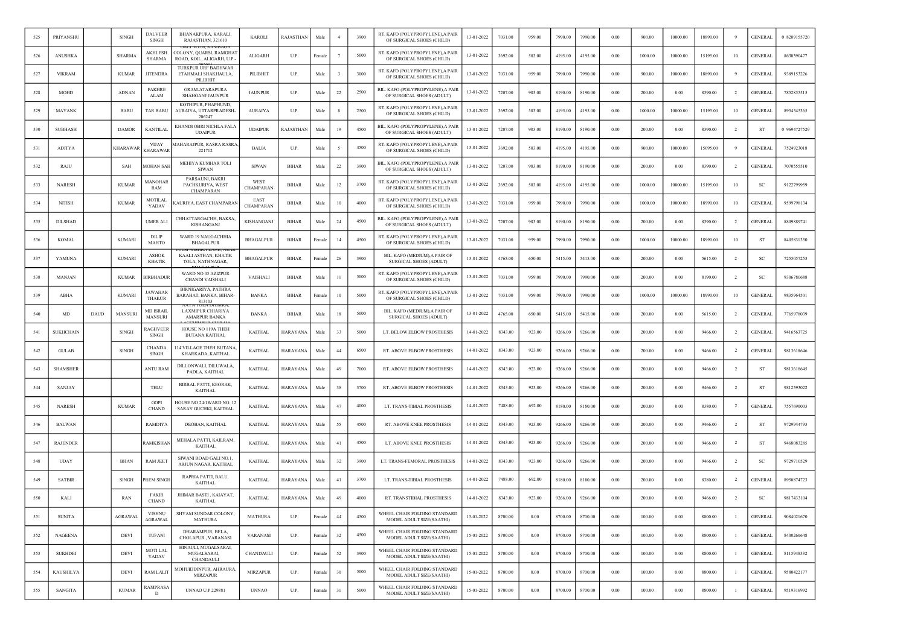| 525 | PRIYANSHU | | SINGH | DALVEER SINGH | BHANAKPURA, KARALI, RAJASTHAN, 321610 | KAROLI | RAJASTHAN | Male | 4 | 3900 | RT. KAFO (POLYPROPYLENE),A PAIR OF SURGICAL SHOES (CHILD) | 13-01-2022 | 7031.00 | 959.00 | 7990.00 | 7990.00 | 0.00 | 900.00 | 10000.00 | 18890.00 | 9 | GENERAL | 0 8209155720 |
|---|---|---|---|---|---|---|---|---|---|---|---|---|---|---|---|---|---|---|---|---|---|---|---|
| 526 | ANUSHKA | | SHARMA | AKHLESH SHARMA | GALI NO.06, KAMBACH COLONY, QUARSI, RAMGHAT ROAD, KOIL, ALIGARH, U.P.-202001 | ALIGARH | U.P. | Female | 7 | 5000 | RT. KAFO (POLYPROPYLENE),A PAIR OF SURGICAL SHOES (CHILD) | 13-01-2022 | 3692.00 | 503.00 | 4195.00 | 4195.00 | 0.00 | 1000.00 | 10000.00 | 15195.00 | 10 | GENERAL | 8630390477 |
| 527 | VIKRAM | | KUMAR | JITENDRA | TURKPUR URF BADHWAR ETAHMALI SHAKHAULA, PILIBHIT | PILIBHIT | U.P. | Male | 3 | 3000 | RT. KAFO (POLYPROPYLENE),A PAIR OF SURGICAL SHOES (CHILD) | 13-01-2022 | 7031.00 | 959.00 | 7990.00 | 7990.00 | 0.00 | 900.00 | 10000.00 | 18890.00 | 9 | GENERAL | 9389153226 |
| 528 | MOHD | | ADNAN | FAKHRE ALAM | GRAM-ATARAPURA SHAHGANJ JAUNPUR | JAUNPUR | U.P. | Male | 22 | 2500 | BIL. KAFO (POLYPROPYLENE),A PAIR OF SURGICAL SHOES (ADULT) | 13-01-2022 | 7207.00 | 983.00 | 8190.00 | 8190.00 | 0.00 | 200.00 | 0.00 | 8390.00 | 2 | GENERAL | 7852855515 |
| 529 | MAYANK | | BABU | TAR BABU | KOTHIPUR, PHAPHUND, AURAIYA, UTTARPRADESH-206247 | AURAIYA | U.P. | Male | 8 | 2500 | RT. KAFO (POLYPROPYLENE),A PAIR OF SURGICAL SHOES (CHILD) | 13-01-2022 | 3692.00 | 503.00 | 4195.00 | 4195.00 | 0.00 | 1000.00 | 10000.00 | 15195.00 | 10 | GENERAL | 8954545365 |
| 530 | SUBHASH | | DAMOR | KANTILAL | KHANDI OBRI NICHLA FALA UDAIPUR | UDAIPUR | RAJASTHAN | Male | 19 | 4500 | BIL. KAFO (POLYPROPYLENE),A PAIR OF SURGICAL SHOES (ADULT) | 13-01-2022 | 7207.00 | 983.00 | 8190.00 | 8190.00 | 0.00 | 200.00 | 0.00 | 8390.00 | 2 | ST | 0 9694727529 |
| 531 | ADITYA | | KHARAWAR | VIJAY KHARAWAR | MAHARAJPUR, RASRA RASRA, 221712 | BALIA | U.P. | Male | 5 | 4500 | RT. KAFO (POLYPROPYLENE),A PAIR OF SURGICAL SHOES (CHILD) | 13-01-2022 | 3692.00 | 503.00 | 4195.00 | 4195.00 | 0.00 | 900.00 | 10000.00 | 15095.00 | 9 | GENERAL | 7524923018 |
| 532 | RAJU | | SAH | MOHAN SAH | MEHIYA KUMHAR TOLI SIWAN | SIWAN | BIHAR | Male | 22 | 3900 | BIL. KAFO (POLYPROPYLENE),A PAIR OF SURGICAL SHOES (ADULT) | 13-01-2022 | 7207.00 | 983.00 | 8190.00 | 8190.00 | 0.00 | 200.00 | 0.00 | 8390.00 | 2 | GENERAL | 7070555510 |
| 533 | NARESH | | KUMAR | MANOHAR RAM | PARSAUNI, BAKRI PACHKURIYA, WEST CHAMPARAN | WEST CHAMPARAN | BIHAR | Male | 12 | 3700 | RT. KAFO (POLYPROPYLENE),A PAIR OF SURGICAL SHOES (CHILD) | 13-01-2022 | 3692.00 | 503.00 | 4195.00 | 4195.00 | 0.00 | 1000.00 | 10000.00 | 15195.00 | 10 | SC | 9122799959 |
| 534 | NITISH | | KUMAR | MOTILAL YADAV | KAURIYA, EAST CHAMPARAN | EAST CHAMPARAN | BIHAR | Male | 10 | 4000 | RT. KAFO (POLYPROPYLENE),A PAIR OF SURGICAL SHOES (CHILD) | 13-01-2022 | 7031.00 | 959.00 | 7990.00 | 7990.00 | 0.00 | 1000.00 | 10000.00 | 18990.00 | 10 | GENERAL | 9599798134 |
| 535 | DILSHAD | | | UMER ALI | CHHATTARGACHH, BAKSA, KISHANGANJ | KISHANGANJ | BIHAR | Male | 24 | 4500 | BIL. KAFO (POLYPROPYLENE),A PAIR OF SURGICAL SHOES (ADULT) | 13-01-2022 | 7207.00 | 983.00 | 8190.00 | 8190.00 | 0.00 | 200.00 | 0.00 | 8390.00 | 2 | GENERAL | 8809889741 |
| 536 | KOMAL | | KUMARI | DILIP MAHTO | WARD 19 NAUGACHHIA BHAGALPUR | BHAGALPUR | BIHAR | Female | 14 | 4500 | RT. KAFO (POLYPROPYLENE),A PAIR OF SURGICAL SHOES (CHILD) | 13-01-2022 | 7031.00 | 959.00 | 7990.00 | 7990.00 | 0.00 | 1000.00 | 10000.00 | 18990.00 | 10 | ST | 8405831350 |
| 537 | YAMUNA | | KUMARI | ASHOK KHATIK | TULSI MISHRA LANE, NEAR KAALI ASTHAN, KHATIK TOLA, NATHNAGAR, BHAGALPUR | BHAGALPUR | BIHAR | Female | 26 | 3900 | BIL. KAFO (MEDIUM),A PAIR OF SURGICAL SHOES (ADULT) | 13-01-2022 | 4765.00 | 650.00 | 5415.00 | 5415.00 | 0.00 | 200.00 | 0.00 | 5615.00 | 2 | SC | 7255057253 |
| 538 | MANJAN | | KUMAR | BIRBHADUR | WARD NO 05 AZIZPUR CHANDI VAISHALI | VAISHALI | BIHAR | Male | 11 | 5000 | RT. KAFO (POLYPROPYLENE),A PAIR OF SURGICAL SHOES (CHILD) | 13-01-2022 | 7031.00 | 959.00 | 7990.00 | 7990.00 | 0.00 | 200.00 | 0.00 | 8190.00 | 2 | SC | 9306780688 |
| 539 | ABHA | | KUMARI | JAWAHAR THAKUR | BIRNIGARIYA, PATHRA BARAHAT, BANKA, BIHAR-813103 | BANKA | BIHAR | Female | 10 | 5000 | RT. KAFO (POLYPROPYLENE),A PAIR OF SURGICAL SHOES (CHILD) | 13-01-2022 | 7031.00 | 959.00 | 7990.00 | 7990.00 | 0.00 | 1000.00 | 10000.00 | 18990.00 | 10 | GENERAL | 9835964501 |
| 540 | MD | DAUD | MANSURI | MD ISRAIL MANSURI | NAYA TOLA DHANKA, LAXMIPUR CHIARIYA AMARPUR BANKA | BANKA | BIHAR | Male | 18 | 5000 | BIL. KAFO (MEDIUM),A PAIR OF SURGICAL SHOES (ADULT) | 13-01-2022 | 4765.00 | 650.00 | 5415.00 | 5415.00 | 0.00 | 200.00 | 0.00 | 5615.00 | 2 | GENERAL | 7765978039 |
| 541 | SUKHCHAIN | | SINGH | RAGHVEER SINGH | HOUSE NO 119A THEH BUTANA KAITHAL | KAITHAL | HARAYANA | Male | 33 | 5000 | LT. BELOW ELBOW PROSTHESIS | 14-01-2022 | 8343.00 | 923.00 | 9266.00 | 9266.00 | 0.00 | 200.00 | 0.00 | 9466.00 | 2 | GENERAL | 9416563725 |
| 542 | GULAB | | SINGH | CHANDA SINGH | 114 VILLAGE THEH BUTANA, KHARKADA, KAITHAL | KAITHAL | HARAYANA | Male | 44 | 6500 | RT. ABOVE ELBOW PROSTHESIS | 14-01-2022 | 8343.00 | 923.00 | 9266.00 | 9266.00 | 0.00 | 200.00 | 0.00 | 9466.00 | 2 | GENERAL | 9813618646 |
| 543 | SHAMSHER | | | ANTU RAM | DILLONWALI, DILUWALA, PADLA, KAITHAL | KAITHAL | HARAYANA | Male | 49 | 7000 | RT. ABOVE ELBOW PROSTHESIS | 14-01-2022 | 8343.00 | 923.00 | 9266.00 | 9266.00 | 0.00 | 200.00 | 0.00 | 9466.00 | 2 | ST | 9813618645 |
| 544 | SANJAY | | | TELU | BIRBAL PATTI, KEORAK, KAITHAL | KAITHAL | HARAYANA | Male | 38 | 3700 | RT. ABOVE ELBOW PROSTHESIS | 14-01-2022 | 8343.00 | 923.00 | 9266.00 | 9266.00 | 0.00 | 200.00 | 0.00 | 9466.00 | 2 | ST | 9812593022 |
| 545 | NARESH | | KUMAR | GOPI CHAND | HOUSE NO 24/1WARD NO. 12 SARAY GUCHKI, KAITHAL | KAITHAL | HARAYANA | Male | 47 | 4000 | LT. TRANS-TIBIAL PROSTHESIS | 14-01-2022 | 7488.00 | 692.00 | 8180.00 | 8180.00 | 0.00 | 200.00 | 0.00 | 8380.00 | 2 | GENERAL | 7557690003 |
| 546 | BALWAN | | | RAMDIYA | DEOBAN, KAITHAL | KAITHAL | HARAYANA | Male | 55 | 4500 | RT. ABOVE KNEE PROSTHESIS | 14-01-2022 | 8343.00 | 923.00 | 9266.00 | 9266.00 | 0.00 | 200.00 | 0.00 | 9466.00 | 2 | ST | 9729944793 |
| 547 | RAJENDER | | | RAMKISHAN | MEHALA PATTI, KAILRAM, KAITHAL | KAITHAL | HARAYANA | Male | 41 | 4500 | LT. ABOVE KNEE PROSTHESIS | 14-01-2022 | 8343.00 | 923.00 | 9266.00 | 9266.00 | 0.00 | 200.00 | 0.00 | 9466.00 | 2 | ST | 9468083285 |
| 548 | UDAY | | BHAN | RAM JEET | SIWANI ROAD GALI NO.1, ARJUN NAGAR, KAITHAL | KAITHAL | HARAYANA | Male | 32 | 3900 | LT. TRANS-FEMORAL PROSTHESIS | 14-01-2022 | 8343.00 | 923.00 | 9266.00 | 9266.00 | 0.00 | 200.00 | 0.00 | 9466.00 | 2 | SC | 9729710529 |
| 549 | SATBIR | | SINGH | PREM SINGH | RAPRIA PATTI, BALU, KAITHAL | KAITHAL | HARAYANA | Male | 41 | 3700 | LT. TRANS-TIBIAL PROSTHESIS | 14-01-2022 | 7488.00 | 692.00 | 8180.00 | 8180.00 | 0.00 | 200.00 | 0.00 | 8380.00 | 2 | GENERAL | 8950874723 |
| 550 | KALI | | RAN | FAKIR CHAND | JHIMAR BASTI , KAIAYAT, KAITHAL | KAITHAL | HARAYANA | Male | 49 | 4000 | RT. TRANSTIBIAL PROSTHESIS | 14-01-2022 | 8343.00 | 923.00 | 9266.00 | 9266.00 | 0.00 | 200.00 | 0.00 | 9466.00 | 2 | SC | 9817433104 |
| 551 | SUNITA | | AGRAWAL | VISHNU AGRAWAL | SHYAM SUNDAR COLONY, MATHURA | MATHURA | U.P. | Female | 44 | 4500 | WHEEL CHAIR FOLDING STANDARD MODEL ADULT SIZE(SAATHI) | 15-01-2022 | 8700.00 | 0.00 | 8700.00 | 8700.00 | 0.00 | 100.00 | 0.00 | 8800.00 | 1 | GENERAL | 9084021670 |
| 552 | NAGEENA | | DEVI | TUFANI | DHARAMPUR, BELA, CHOLAPUR , VARANASI | VARANASI | U.P. | Female | 32 | 4500 | WHEEL CHAIR FOLDING STANDARD MODEL ADULT SIZE(SAATHI) | 15-01-2022 | 8700.00 | 0.00 | 8700.00 | 8700.00 | 0.00 | 100.00 | 0.00 | 8800.00 | 1 | GENERAL | 8400260648 |
| 553 | SUKHDEI | | DEVI | MOTI LAL YADAV | HINAULI, MUGALSARAI, MUGALSARAI, CHANDAULI | CHANDAULI | U.P. | Female | 52 | 3900 | WHEEL CHAIR FOLDING STANDARD MODEL ADULT SIZE(SAATHI) | 15-01-2022 | 8700.00 | 0.00 | 8700.00 | 8700.00 | 0.00 | 100.00 | 0.00 | 8800.00 | 1 | GENERAL | 8115948332 |
| 554 | KAUSHILYA | | DEVI | RAM LALIT | MOHUIDDINPUR, AHRAURA, MIRZAPUR | MIRZAPUR | U.P. | Female | 30 | 5000 | WHEEL CHAIR FOLDING STANDARD MODEL ADULT SIZE(SAATHI) | 15-01-2022 | 8700.00 | 0.00 | 8700.00 | 8700.00 | 0.00 | 100.00 | 0.00 | 8800.00 | 1 | GENERAL | 9580422177 |
| 555 | SANGITA | | KUMAR | RAMPRASAD | UNNAO U.P 229881 | UNNAO | U.P. | Female | 31 | 5000 | WHEEL CHAIR FOLDING STANDARD MODEL ADULT SIZE(SAATHI) | 15-01-2022 | 8700.00 | 0.00 | 8700.00 | 8700.00 | 0.00 | 100.00 | 0.00 | 8800.00 | 1 | GENERAL | 9519316992 |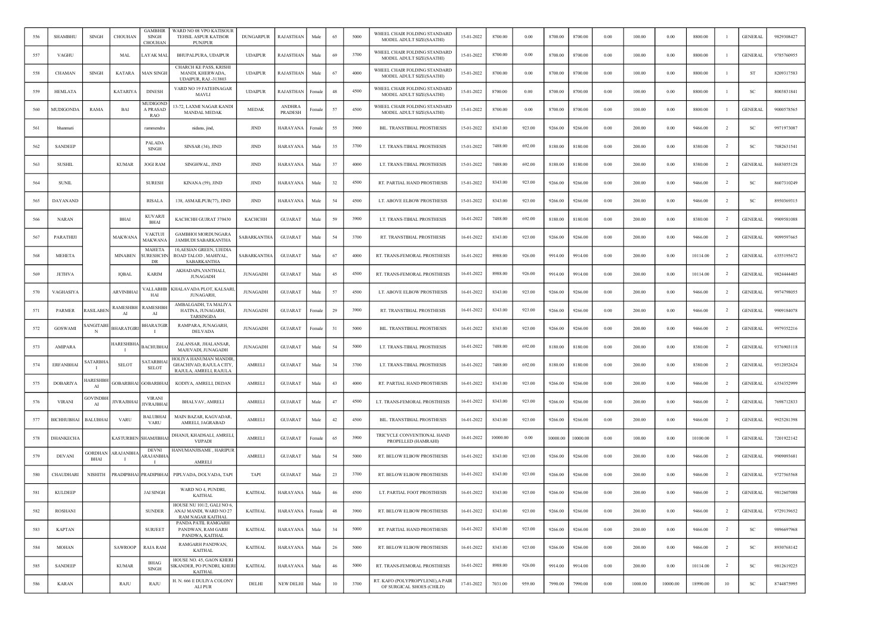| 556 | SHAMBHU | SINGH | CHOUHAN | GAMBHIR SINGH CHOUHAN | WARD NO 08 VPO KATISOUR TEHSIL ASPUR KATISOR PUNJPUR | DUNGARPUR | RAJASTHAN | Male | 65 | 5000 | WHEEL CHAIR FOLDING STANDARD MODEL ADULT SIZE(SAATHI) | 15-01-2022 | 8700.00 | 0.00 | 8700.00 | 8700.00 | 0.00 | 100.00 | 0.00 | 8800.00 | 1 | GENERAL | 9829308427 |
|---|---|---|---|---|---|---|---|---|---|---|---|---|---|---|---|---|---|---|---|---|---|---|---|
| 557 | VAGHU | | MAL | LAYAK MAL | BHUPALPURA, UDAIPUR | UDAIPUR | RAJASTHAN | Male | 69 | 3700 | WHEEL CHAIR FOLDING STANDARD MODEL ADULT SIZE(SAATHI) | 15-01-2022 | 8700.00 | 0.00 | 8700.00 | 8700.00 | 0.00 | 100.00 | 0.00 | 8800.00 | 1 | GENERAL | 9785760955 |
| 558 | CHAMAN | SINGH | KATARA | MAN SINGH | CHARCH KE PASS, KRISHI MANDI, KHERWADA, UDAIPUR, RAJ.-313803 | UDAIPUR | RAJASTHAN | Male | 67 | 4000 | WHEEL CHAIR FOLDING STANDARD MODEL ADULT SIZE(SAATHI) | 15-01-2022 | 8700.00 | 0.00 | 8700.00 | 8700.00 | 0.00 | 100.00 | 0.00 | 8800.00 | 1 | ST | 8209317583 |
| 559 | HEMLATA | | KATARIYA | DINESH | VARD NO 19 FATEHNAGAR MAVLI | UDAIPUR | RAJASTHAN | Female | 48 | 4500 | WHEEL CHAIR FOLDING STANDARD MODEL ADULT SIZE(SAATHI) | 15-01-2022 | 8700.00 | 0.00 | 8700.00 | 8700.00 | 0.00 | 100.00 | 0.00 | 8800.00 | 1 | SC | 8003831841 |
| 560 | MUDIGONDA | RAMA | BAI | MUDIGOND A PRASAD RAO | 13-72, LAXMI NAGAR KANDI MANDAL MEDAK | MEDAK | ANDHRA PRADESH | Female | 57 | 4500 | WHEEL CHAIR FOLDING STANDARD MODEL ADULT SIZE(SAATHI) | 15-01-2022 | 8700.00 | 0.00 | 8700.00 | 8700.00 | 0.00 | 100.00 | 0.00 | 8800.00 | 1 | GENERAL | 9000578565 |
| 561 | bhanmati | | | rammendra | nidana, jind, | JIND | HARAYANA | Female | 55 | 3900 | BIL. TRANSTIBIAL PROSTHESIS | 15-01-2022 | 8343.00 | 923.00 | 9266.00 | 9266.00 | 0.00 | 200.00 | 0.00 | 9466.00 | 2 | SC | 9971973087 |
| 562 | SANDEEP | | | PALADA SINGH | SINSAR (34), JIND | JIND | HARAYANA | Male | 35 | 3700 | LT. TRANS-TIBIAL PROSTHESIS | 15-01-2022 | 7488.00 | 692.00 | 8180.00 | 8180.00 | 0.00 | 200.00 | 0.00 | 8380.00 | 2 | SC | 7082631541 |
| 563 | SUSHIL | | KUMAR | JOGI RAM | SINGHWAL, JIND | JIND | HARAYANA | Male | 37 | 4000 | LT. TRANS-TIBIAL PROSTHESIS | 15-01-2022 | 7488.00 | 692.00 | 8180.00 | 8180.00 | 0.00 | 200.00 | 0.00 | 8380.00 | 2 | GENERAL | 8683055128 |
| 564 | SUNIL | | | SURESH | KINANA (59), JIND | JIND | HARAYANA | Male | 32 | 4500 | RT. PARTIAL HAND PROSTHESIS | 15-01-2022 | 8343.00 | 923.00 | 9266.00 | 9266.00 | 0.00 | 200.00 | 0.00 | 9466.00 | 2 | SC | 8607310249 |
| 565 | DAYANAND | | | RISALA | 138, ASMAILPUR(77), JIND | JIND | HARAYANA | Male | 54 | 4500 | LT. ABOVE ELBOW PROSTHESIS | 15-01-2022 | 8343.00 | 923.00 | 9266.00 | 9266.00 | 0.00 | 200.00 | 0.00 | 9466.00 | 2 | SC | 8950369315 |
| 566 | NARAN | | BHAI | KUVARJI BHAI | KACHCHH GUJRAT 370430 | KACHCHH | GUJARAT | Male | 59 | 3900 | LT. TRANS-TIBIAL PROSTHESIS | 16-01-2022 | 7488.00 | 692.00 | 8180.00 | 8180.00 | 0.00 | 200.00 | 0.00 | 8380.00 | 2 | GENERAL | 9909581088 |
| 567 | PARATHIJI | | MAKWANA | VAKTUJI MAKWANA | GAMBHOI MORDUNGARA JAMBUDI SABARKANTHA | SABARKANTHA | GUJARAT | Male | 54 | 3700 | RT. TRANSTIBIAL PROSTHESIS | 16-01-2022 | 8343.00 | 923.00 | 9266.00 | 9266.00 | 0.00 | 200.00 | 0.00 | 9466.00 | 2 | GENERAL | 9099597665 |
| 568 | MEHETA | | MINABEN | MAHETA SURESHCHN DR | 10,AESIAN GREEN, UJEDIA ROAD TALOD , MAHIYAL, SABARKANTHA | SABARKANTHA | GUJARAT | Male | 67 | 4000 | RT. TRANS-FEMORAL PROSTHESIS | 16-01-2022 | 8988.00 | 926.00 | 9914.00 | 9914.00 | 0.00 | 200.00 | 0.00 | 10114.00 | 2 | GENERAL | 6355195672 |
| 569 | JETHVA | | IQBAL | KARIM | AKHADAPA,VANTHALI, JUNAGADH | JUNAGADH | GUJARAT | Male | 45 | 4500 | RT. TRANS-FEMORAL PROSTHESIS | 16-01-2022 | 8988.00 | 926.00 | 9914.00 | 9914.00 | 0.00 | 200.00 | 0.00 | 10114.00 | 2 | GENERAL | 9824444405 |
| 570 | VAGHASIYA | | ARVINBHAI | VALLABHB HAI | KHALAVADA PLOT, KALSARI, JUNAGARH, | JUNAGADH | GUJARAT | Male | 57 | 4500 | LT. ABOVE ELBOW PROSTHESIS | 16-01-2022 | 8343.00 | 923.00 | 9266.00 | 9266.00 | 0.00 | 200.00 | 0.00 | 9466.00 | 2 | GENERAL | 9974798055 |
| 571 | PARMER | RASILABEN | RAMESHBH AI | RAMESHBH AI | AMBALGADH, TA MALIYA HATINA, JUNAGARH, TARSINGDA | JUNAGADH | GUJARAT | Female | 29 | 3900 | RT. TRANSTIBIAL PROSTHESIS | 16-01-2022 | 8343.00 | 923.00 | 9266.00 | 9266.00 | 0.00 | 200.00 | 0.00 | 9466.00 | 2 | GENERAL | 9909184078 |
| 572 | GOSWAMI | SANGITABE N | BHARATGIRI | BHARATGIR I | RAMPARA, JUNAGARH, DELVADA | JUNAGADH | GUJARAT | Female | 31 | 5000 | BIL. TRANSTIBIAL PROSTHESIS | 16-01-2022 | 8343.00 | 923.00 | 9266.00 | 9266.00 | 0.00 | 200.00 | 0.00 | 9466.00 | 2 | GENERAL | 9979352216 |
| 573 | AMIPARA | | HARESHBHA I | BACHUBHAI | ZALANSAR, JHALANSAR, MAJEVADI, JUNAGADH | JUNAGADH | GUJARAT | Male | 54 | 5000 | LT. TRANS-TIBIAL PROSTHESIS | 16-01-2022 | 7488.00 | 692.00 | 8180.00 | 8180.00 | 0.00 | 200.00 | 0.00 | 8380.00 | 2 | GENERAL | 9376903118 |
| 574 | ERFANBHAI | SATARBHA I | SELOT | SATARBHAI SELOT | HOLIYA HANUMAN MANDIR, GHACHIVAD, RAJULA CITY, RAJULA, AMRELI, RAJULA | AMRELI | GUJARAT | Male | 34 | 3700 | LT. TRANS-TIBIAL PROSTHESIS | 16-01-2022 | 7488.00 | 692.00 | 8180.00 | 8180.00 | 0.00 | 200.00 | 0.00 | 8380.00 | 2 | GENERAL | 9512052624 |
| 575 | DOBARIYA | HARESHBH AI | GOBARBHAI | GOBARBHAI | KODIYA, AMRELI, DEDAN | AMRELI | GUJARAT | Male | 43 | 4000 | RT. PARTIAL HAND PROSTHESIS | 16-01-2022 | 8343.00 | 923.00 | 9266.00 | 9266.00 | 0.00 | 200.00 | 0.00 | 9466.00 | 2 | GENERAL | 6354352999 |
| 576 | VIRANI | GOVINDBH AI | JIVRAJBHAI | VIRANI JIVRAJBHAI | BHALVAV, AMRELI | AMRELI | GUJARAT | Male | 47 | 4500 | LT. TRANS-FEMORAL PROSTHESIS | 16-01-2022 | 8343.00 | 923.00 | 9266.00 | 9266.00 | 0.00 | 200.00 | 0.00 | 9466.00 | 2 | GENERAL | 7698712833 |
| 577 | BICHHUBHAI | BALUBHAI | VARU | BALUBHAI VARU | MAIN BAZAR, KAGVADAR, AMRELI, JAGRABAD | AMRELI | GUJARAT | Male | 42 | 4500 | BIL. TRANSTIBIAL PROSTHESIS | 16-01-2022 | 8343.00 | 923.00 | 9266.00 | 9266.00 | 0.00 | 200.00 | 0.00 | 9466.00 | 2 | GENERAL | 9925281398 |
| 578 | DHANKECHA | | KASTURBEN | SHAMJIBHAI | DHANJI, KHADSALI, AMRELI, VIJPADI | AMRELI | GUJARAT | Female | 65 | 3900 | TRICYCLE CONVENTIONAL HAND PROPELLED (HAMRAHI) | 16-01-2022 | 10000.00 | 0.00 | 10000.00 | 10000.00 | 0.00 | 100.00 | 0.00 | 10100.00 | 1 | GENERAL | 7201922142 |
| 579 | DEVANI | GORDHAN BHAI | ARAJANBHA I | DEVNI ARAJANBHA I | HANUMANJISAME , HARIPUR AMRELI | AMRELI | GUJARAT | Male | 54 | 5000 | RT. BELOW ELBOW PROSTHESIS | 16-01-2022 | 8343.00 | 923.00 | 9266.00 | 9266.00 | 0.00 | 200.00 | 0.00 | 9466.00 | 2 | GENERAL | 9909093681 |
| 580 | CHAUDHARI | NISHITH | PRADIPBHAI | PRADIPBHAI | PIPLVADA, DOLVADA, TAPI | TAPI | GUJARAT | Male | 23 | 3700 | RT. BELOW ELBOW PROSTHESIS | 16-01-2022 | 8343.00 | 923.00 | 9266.00 | 9266.00 | 0.00 | 200.00 | 0.00 | 9466.00 | 2 | GENERAL | 9727565568 |
| 581 | KULDEEP | | | JAI SINGH | WARD NO 4, PUNDRI, KAITHAL | KAITHAL | HARAYANA | Male | 46 | 4500 | LT. PARTIAL FOOT PROSTHESIS | 16-01-2022 | 8343.00 | 923.00 | 9266.00 | 9266.00 | 0.00 | 200.00 | 0.00 | 9466.00 | 2 | GENERAL | 9812607088 |
| 582 | ROSHANI | | | SUNDER | HOUSE NU 101/2, GALI NO 6, ANAJ MANDI, WARD NO 27 RAM NAGAR KAITHAL | KAITHAL | HARAYANA | Female | 48 | 3900 | RT. BELOW ELBOW PROSTHESIS | 16-01-2022 | 8343.00 | 923.00 | 9266.00 | 9266.00 | 0.00 | 200.00 | 0.00 | 9466.00 | 2 | GENERAL | 9729139652 |
| 583 | KAPTAN | | | SURJEET | PANDA PATIL RAMGARH PANDWAN, RAM GARH PANDWA, KAITHAL | KAITHAL | HARAYANA | Male | 34 | 5000 | RT. PARTIAL HAND PROSTHESIS | 16-01-2022 | 8343.00 | 923.00 | 9266.00 | 9266.00 | 0.00 | 200.00 | 0.00 | 9466.00 | 2 | SC | 9896697968 |
| 584 | MOHAN | | SAWROOP | RAJA RAM | RAMGARH PANDWAN, KAITHAL | KAITHAL | HARAYANA | Male | 26 | 5000 | RT. BELOW ELBOW PROSTHESIS | 16-01-2022 | 8343.00 | 923.00 | 9266.00 | 9266.00 | 0.00 | 200.00 | 0.00 | 9466.00 | 2 | SC | 8930768142 |
| 585 | SANDEEP | | KUMAR | BHAG SINGH | HOUSE NO. 45, GAON KHERI SIKANDER, PO PUNDRI, KHERI KAITHAL | KAITHAL | HARAYANA | Male | 46 | 5000 | RT. TRANS-FEMORAL PROSTHESIS | 16-01-2022 | 8988.00 | 926.00 | 9914.00 | 9914.00 | 0.00 | 200.00 | 0.00 | 10114.00 | 2 | SC | 9812619225 |
| 586 | KARAN | | RAJU | RAJU | H. N. 666 E DULIYA COLONY ALI PUR | DELHI | NEW DELHI | Male | 10 | 3700 | RT. KAFO (POLYPROPYLENE),A PAIR OF SURGICAL SHOES (CHILD) | 17-01-2022 | 7031.00 | 959.00 | 7990.00 | 7990.00 | 0.00 | 1000.00 | 10000.00 | 18990.00 | 10 | SC | 8744875995 |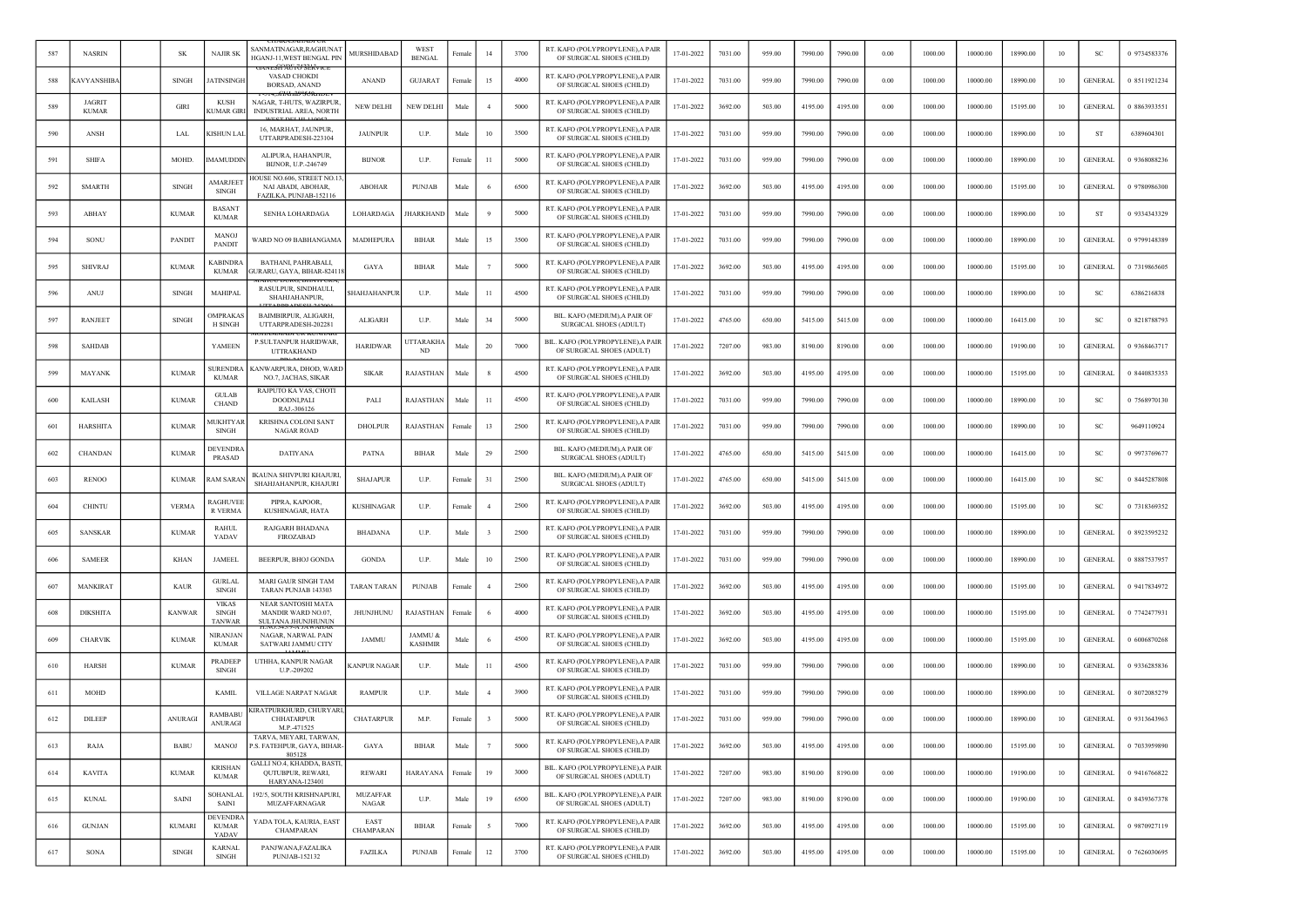| 587 | NASRIN | SK | NAJIR SK | SANMATINAGAR,RAGHUNATHGANJ-11,WEST BENGAL PIN | MURSHIDABAD | WEST BENGAL | Female | 14 | 3700 | RT. KAFO (POLYPROPYLENE),A PAIR OF SURGICAL SHOES (CHILD) | 17-01-2022 | 7031.00 | 959.00 | 7990.00 | 7990.00 | 0.00 | 1000.00 | 10000.00 | 18990.00 | 10 | SC | 0 9734583376 |
|---|---|---|---|---|---|---|---|---|---|---|---|---|---|---|---|---|---|---|---|---|---|---|
| 588 | KAVYANSHIBA | SINGH | JATINSINGH | VASAD CHOKDI BORSAD, ANAND | ANAND | GUJARAT | Female | 15 | 4000 | RT. KAFO (POLYPROPYLENE),A PAIR OF SURGICAL SHOES (CHILD) | 17-01-2022 | 7031.00 | 959.00 | 7990.00 | 7990.00 | 0.00 | 1000.00 | 10000.00 | 18990.00 | 10 | GENERAL | 0 8511921234 |
| 589 | JAGRIT KUMAR | GIRI | KUSH KUMAR GIRI | NAGAR, T-HUTS, WAZIRPUR, INDUSTRIAL AREA, NORTH | NEW DELHI | NEW DELHI | Male | 4 | 5000 | RT. KAFO (POLYPROPYLENE),A PAIR OF SURGICAL SHOES (CHILD) | 17-01-2022 | 3692.00 | 503.00 | 4195.00 | 4195.00 | 0.00 | 1000.00 | 10000.00 | 15195.00 | 10 | GENERAL | 0 8863933551 |
| 590 | ANSH | LAL | KISHUN LAL | 16, MARHAT, JAUNPUR, UTTARPRADESH-223104 | JAUNPUR | U.P. | Male | 10 | 3500 | RT. KAFO (POLYPROPYLENE),A PAIR OF SURGICAL SHOES (CHILD) | 17-01-2022 | 7031.00 | 959.00 | 7990.00 | 7990.00 | 0.00 | 1000.00 | 10000.00 | 18990.00 | 10 | ST | 6389604301 |
| 591 | SHIFA | MOHD. | IMAMUDDIN | ALIPURA, HAHANPUR, BIJNOR, U.P.-246749 | BIJNOR | U.P. | Female | 11 | 5000 | RT. KAFO (POLYPROPYLENE),A PAIR OF SURGICAL SHOES (CHILD) | 17-01-2022 | 7031.00 | 959.00 | 7990.00 | 7990.00 | 0.00 | 1000.00 | 10000.00 | 18990.00 | 10 | GENERAL | 0 9368088236 |
| 592 | SMARTH | SINGH | AMARJEET SINGH | HOUSE NO.606, STREET NO.13, NAI ABADI, ABOHAR, FAZILKA, PUNJAB-152116 | ABOHAR | PUNJAB | Male | 6 | 6500 | RT. KAFO (POLYPROPYLENE),A PAIR OF SURGICAL SHOES (CHILD) | 17-01-2022 | 3692.00 | 503.00 | 4195.00 | 4195.00 | 0.00 | 1000.00 | 10000.00 | 15195.00 | 10 | GENERAL | 0 9780986300 |
| 593 | ABHAY | KUMAR | BASANT KUMAR | SENHA LOHARDAGA | LOHARDAGA | JHARKHAND | Male | 9 | 5000 | RT. KAFO (POLYPROPYLENE),A PAIR OF SURGICAL SHOES (CHILD) | 17-01-2022 | 7031.00 | 959.00 | 7990.00 | 7990.00 | 0.00 | 1000.00 | 10000.00 | 18990.00 | 10 | ST | 0 9334343329 |
| 594 | SONU | PANDIT | MANOJ PANDIT | WARD NO 09 BABHANGAMA | MADHEPURA | BIHAR | Male | 15 | 3500 | RT. KAFO (POLYPROPYLENE),A PAIR OF SURGICAL SHOES (CHILD) | 17-01-2022 | 7031.00 | 959.00 | 7990.00 | 7990.00 | 0.00 | 1000.00 | 10000.00 | 18990.00 | 10 | GENERAL | 0 9799148389 |
| 595 | SHIVRAJ | KUMAR | KABINDRA KUMAR | BATHANI, PAHRABALI, GURARU, GAYA, BIHAR-824118 | GAYA | BIHAR | Male | 7 | 5000 | RT. KAFO (POLYPROPYLENE),A PAIR OF SURGICAL SHOES (CHILD) | 17-01-2022 | 3692.00 | 503.00 | 4195.00 | 4195.00 | 0.00 | 1000.00 | 10000.00 | 15195.00 | 10 | GENERAL | 0 7319865605 |
| 596 | ANUJ | SINGH | MAHIPAL | RASULPUR, SINDHAULI, SHAHJAHANPUR, | SHAHJAHANPUR | U.P. | Male | 11 | 4500 | RT. KAFO (POLYPROPYLENE),A PAIR OF SURGICAL SHOES (CHILD) | 17-01-2022 | 7031.00 | 959.00 | 7990.00 | 7990.00 | 0.00 | 1000.00 | 10000.00 | 18990.00 | 10 | SC | 6386216838 |
| 597 | RANJEET | SINGH | OMPRAKASH SINGH | BAIMBIRPUR, ALIGARH, UTTARPRADESH-202281 | ALIGARH | U.P. | Male | 34 | 5000 | BIL. KAFO (MEDIUM),A PAIR OF SURGICAL SHOES (ADULT) | 17-01-2022 | 4765.00 | 650.00 | 5415.00 | 5415.00 | 0.00 | 1000.00 | 10000.00 | 16415.00 | 10 | SC | 0 8218788793 |
| 598 | SAHDAB | | YAMEEN | P.SULTANPUR HARIDWAR, UTTRAKHAND | HARIDWAR | UTTARAKHAND | Male | 20 | 7000 | BIL. KAFO (POLYPROPYLENE),A PAIR OF SURGICAL SHOES (ADULT) | 17-01-2022 | 7207.00 | 983.00 | 8190.00 | 8190.00 | 0.00 | 1000.00 | 10000.00 | 19190.00 | 10 | GENERAL | 0 9368463717 |
| 599 | MAYANK | KUMAR | SURENDRA KUMAR | KANWARPURA, DHOD, WARD NO.7, JACHAS, SIKAR | SIKAR | RAJASTHAN | Male | 8 | 4500 | RT. KAFO (POLYPROPYLENE),A PAIR OF SURGICAL SHOES (CHILD) | 17-01-2022 | 3692.00 | 503.00 | 4195.00 | 4195.00 | 0.00 | 1000.00 | 10000.00 | 15195.00 | 10 | GENERAL | 0 8440835353 |
| 600 | KAILASH | KUMAR | GULAB CHAND | RAJPUTO KA VAS, CHOTI DOODNI,PALI RAJ.-306126 | PALI | RAJASTHAN | Male | 11 | 4500 | RT. KAFO (POLYPROPYLENE),A PAIR OF SURGICAL SHOES (CHILD) | 17-01-2022 | 7031.00 | 959.00 | 7990.00 | 7990.00 | 0.00 | 1000.00 | 10000.00 | 18990.00 | 10 | SC | 0 7568970130 |
| 601 | HARSHITA | KUMAR | MUKHTYAR SINGH | KRISHNA COLONI SANT NAGAR ROAD | DHOLPUR | RAJASTHAN | Female | 13 | 2500 | RT. KAFO (POLYPROPYLENE),A PAIR OF SURGICAL SHOES (CHILD) | 17-01-2022 | 7031.00 | 959.00 | 7990.00 | 7990.00 | 0.00 | 1000.00 | 10000.00 | 18990.00 | 10 | SC | 9649110924 |
| 602 | CHANDAN | KUMAR | DEVENDRA PRASAD | DATIYANA | PATNA | BIHAR | Male | 29 | 2500 | BIL. KAFO (MEDIUM),A PAIR OF SURGICAL SHOES (ADULT) | 17-01-2022 | 4765.00 | 650.00 | 5415.00 | 5415.00 | 0.00 | 1000.00 | 10000.00 | 16415.00 | 10 | SC | 0 9973769677 |
| 603 | RENOO | KUMAR | RAM SARAN | IKAUNA SHIVPURI KHAJURI, SHAHJAHANPUR, KHAJURI | SHAJAPUR | U.P. | Female | 31 | 2500 | BIL. KAFO (MEDIUM),A PAIR OF SURGICAL SHOES (ADULT) | 17-01-2022 | 4765.00 | 650.00 | 5415.00 | 5415.00 | 0.00 | 1000.00 | 10000.00 | 16415.00 | 10 | SC | 0 8445287808 |
| 604 | CHINTU | VERMA | RAGHUVEER VERMA | PIPRA, KAPOOR, KUSHINAGAR, HATA | KUSHINAGAR | U.P. | Female | 4 | 2500 | RT. KAFO (POLYPROPYLENE),A PAIR OF SURGICAL SHOES (CHILD) | 17-01-2022 | 3692.00 | 503.00 | 4195.00 | 4195.00 | 0.00 | 1000.00 | 10000.00 | 15195.00 | 10 | SC | 0 7318369352 |
| 605 | SANSKAR | KUMAR | RAHUL YADAV | RAJGARH BHADANA FIROZABAD | BHADANA | U.P. | Male | 3 | 2500 | RT. KAFO (POLYPROPYLENE),A PAIR OF SURGICAL SHOES (CHILD) | 17-01-2022 | 7031.00 | 959.00 | 7990.00 | 7990.00 | 0.00 | 1000.00 | 10000.00 | 18990.00 | 10 | GENERAL | 0 8923595232 |
| 606 | SAMEER | KHAN | JAMEEL | BEERPUR, BHOJ GONDA | GONDA | U.P. | Male | 10 | 2500 | RT. KAFO (POLYPROPYLENE),A PAIR OF SURGICAL SHOES (CHILD) | 17-01-2022 | 7031.00 | 959.00 | 7990.00 | 7990.00 | 0.00 | 1000.00 | 10000.00 | 18990.00 | 10 | GENERAL | 0 8887537957 |
| 607 | MANKIRAT | KAUR | GURLAL SINGH | MARI GAUR SINGH TAM TARAN PUNJAB 143303 | TARAN TARAN | PUNJAB | Female | 4 | 2500 | RT. KAFO (POLYPROPYLENE),A PAIR OF SURGICAL SHOES (CHILD) | 17-01-2022 | 3692.00 | 503.00 | 4195.00 | 4195.00 | 0.00 | 1000.00 | 10000.00 | 15195.00 | 10 | GENERAL | 0 9417834972 |
| 608 | DIKSHITA | KANWAR | VIKAS SINGH TANWAR | NEAR SANTOSHI MATA MANDIR WARD NO.07, SULTANA JHUNJHUNUN | JHUNJHUNU | RAJASTHAN | Female | 6 | 4000 | RT. KAFO (POLYPROPYLENE),A PAIR OF SURGICAL SHOES (CHILD) | 17-01-2022 | 3692.00 | 503.00 | 4195.00 | 4195.00 | 0.00 | 1000.00 | 10000.00 | 15195.00 | 10 | GENERAL | 0 7742477931 |
| 609 | CHARVIK | KUMAR | NIRANJAN KUMAR | NAGAR, NARWAL PAIN SATWARI JAMMU CITY | JAMMU | JAMMU & KASHMIR | Male | 6 | 4500 | RT. KAFO (POLYPROPYLENE),A PAIR OF SURGICAL SHOES (CHILD) | 17-01-2022 | 3692.00 | 503.00 | 4195.00 | 4195.00 | 0.00 | 1000.00 | 10000.00 | 15195.00 | 10 | GENERAL | 0 6006870268 |
| 610 | HARSH | KUMAR | PRADEEP SINGH | UTHHA, KANPUR NAGAR U.P.-209202 | KANPUR NAGAR | U.P. | Male | 11 | 4500 | RT. KAFO (POLYPROPYLENE),A PAIR OF SURGICAL SHOES (CHILD) | 17-01-2022 | 7031.00 | 959.00 | 7990.00 | 7990.00 | 0.00 | 1000.00 | 10000.00 | 18990.00 | 10 | GENERAL | 0 9336285836 |
| 611 | MOHD | | KAMIL | VILLAGE NARPAT NAGAR | RAMPUR | U.P. | Male | 4 | 3900 | RT. KAFO (POLYPROPYLENE),A PAIR OF SURGICAL SHOES (CHILD) | 17-01-2022 | 7031.00 | 959.00 | 7990.00 | 7990.00 | 0.00 | 1000.00 | 10000.00 | 18990.00 | 10 | GENERAL | 0 8072085279 |
| 612 | DILEEP | ANURAGI | RAMBABU ANURAGI | KIRATPURKHURD, CHURYARI, CHHATARPUR M.P.-471525 | CHATARPUR | M.P. | Female | 3 | 5000 | RT. KAFO (POLYPROPYLENE),A PAIR OF SURGICAL SHOES (CHILD) | 17-01-2022 | 7031.00 | 959.00 | 7990.00 | 7990.00 | 0.00 | 1000.00 | 10000.00 | 18990.00 | 10 | GENERAL | 0 9313643963 |
| 613 | RAJA | BABU | MANOJ | TARVA, MEYARI, TARWAN, P.S. FATEHPUR, GAYA, BIHAR-805128 | GAYA | BIHAR | Male | 7 | 5000 | RT. KAFO (POLYPROPYLENE),A PAIR OF SURGICAL SHOES (CHILD) | 17-01-2022 | 3692.00 | 503.00 | 4195.00 | 4195.00 | 0.00 | 1000.00 | 10000.00 | 15195.00 | 10 | GENERAL | 0 7033959890 |
| 614 | KAVITA | KUMAR | KRISHAN KUMAR | GALLI NO.4, KHADDA, BASTI, QUTUBPUR, REWARI, HARYANA-123401 | REWARI | HARAYANA | Female | 19 | 3000 | BIL. KAFO (POLYPROPYLENE),A PAIR OF SURGICAL SHOES (ADULT) | 17-01-2022 | 7207.00 | 983.00 | 8190.00 | 8190.00 | 0.00 | 1000.00 | 10000.00 | 19190.00 | 10 | GENERAL | 0 9416766822 |
| 615 | KUNAL | SAINI | SOHANLAL SAINI | 192/5, SOUTH KRISHNAPURI, MUZAFFARNAGAR | MUZAFFAR NAGAR | U.P. | Male | 19 | 6500 | BIL. KAFO (POLYPROPYLENE),A PAIR OF SURGICAL SHOES (ADULT) | 17-01-2022 | 7207.00 | 983.00 | 8190.00 | 8190.00 | 0.00 | 1000.00 | 10000.00 | 19190.00 | 10 | GENERAL | 0 8439367378 |
| 616 | GUNJAN | KUMARI | DEVENDRA KUMAR YADAV | YADA TOLA, KAURIA, EAST CHAMPARAN | EAST CHAMPARAN | BIHAR | Female | 5 | 7000 | RT. KAFO (POLYPROPYLENE),A PAIR OF SURGICAL SHOES (CHILD) | 17-01-2022 | 3692.00 | 503.00 | 4195.00 | 4195.00 | 0.00 | 1000.00 | 10000.00 | 15195.00 | 10 | GENERAL | 0 9870927119 |
| 617 | SONA | SINGH | KARNAL SINGH | PANJWANA,FAZALIKA PUNJAB-152132 | FAZILKA | PUNJAB | Female | 12 | 3700 | RT. KAFO (POLYPROPYLENE),A PAIR OF SURGICAL SHOES (CHILD) | 17-01-2022 | 3692.00 | 503.00 | 4195.00 | 4195.00 | 0.00 | 1000.00 | 10000.00 | 15195.00 | 10 | GENERAL | 0 7626030695 |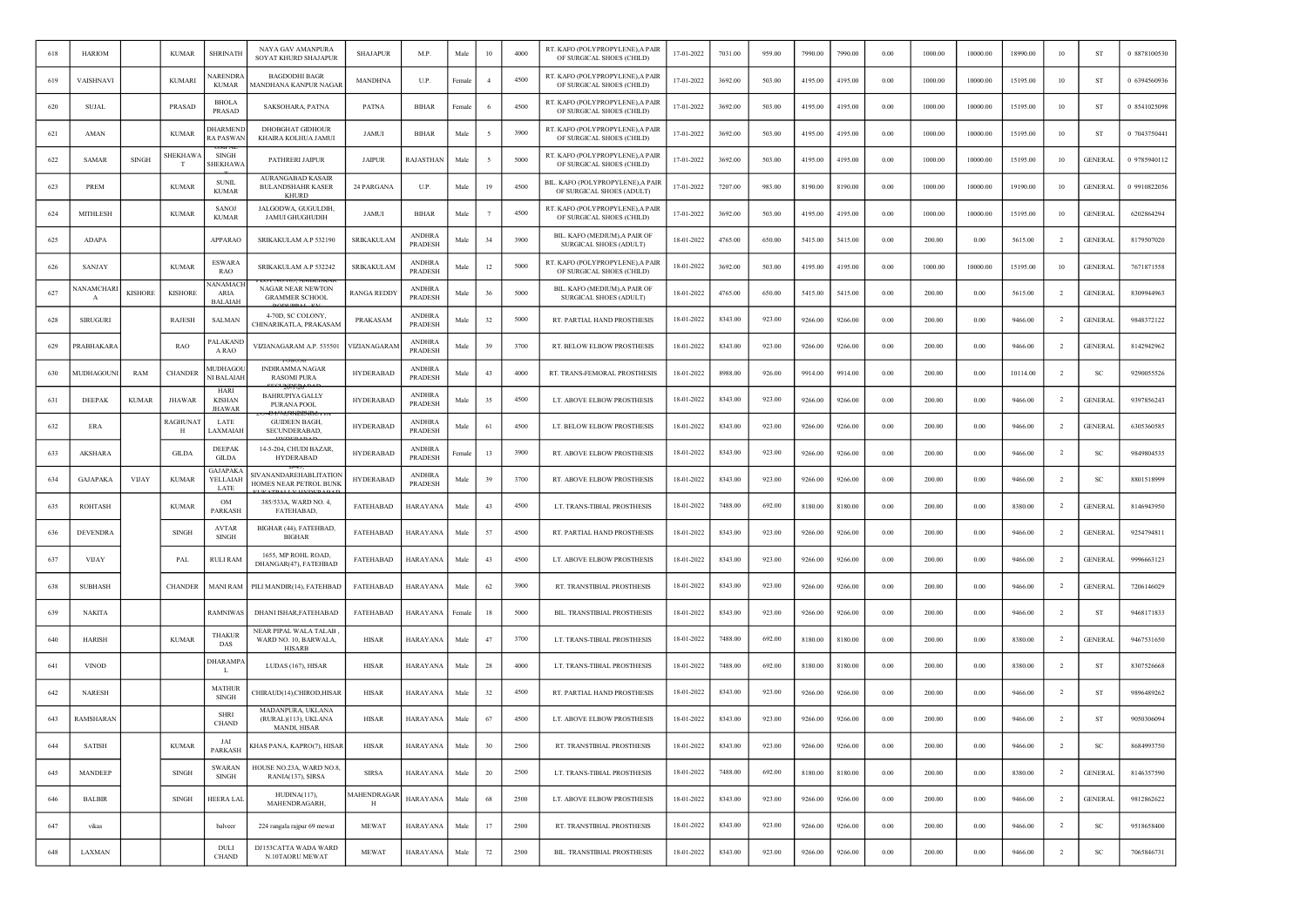| 618 | HARIOM | | KUMAR | SHRINATH | NAYA GAV AMANPURA SOYAT KHURD SHAJAPUR | SHAJAPUR | M.P. | Male | 10 | 4000 | RT. KAFO (POLYPROPYLENE),A PAIR OF SURGICAL SHOES (CHILD) | 17-01-2022 | 7031.00 | 959.00 | 7990.00 | 7990.00 | 0.00 | 1000.00 | 10000.00 | 18990.00 | 10 | ST | 0 8878100530 |
|---|---|---|---|---|---|---|---|---|---|---|---|---|---|---|---|---|---|---|---|---|---|---|---|
| 619 | VAISHNAVI | | KUMARI | NARENDRA KUMAR | BAGDODHI BAGR MANDHANA KANPUR NAGAR | MANDHNA | U.P. | Female | 4 | 4500 | RT. KAFO (POLYPROPYLENE),A PAIR OF SURGICAL SHOES (CHILD) | 17-01-2022 | 3692.00 | 503.00 | 4195.00 | 4195.00 | 0.00 | 1000.00 | 10000.00 | 15195.00 | 10 | ST | 0 6394560936 |
| 620 | SUJAL | | PRASAD | BHOLA PRASAD | SAKSOHARA, PATNA | PATNA | BIHAR | Female | 6 | 4500 | RT. KAFO (POLYPROPYLENE),A PAIR OF SURGICAL SHOES (CHILD) | 17-01-2022 | 3692.00 | 503.00 | 4195.00 | 4195.00 | 0.00 | 1000.00 | 10000.00 | 15195.00 | 10 | ST | 0 8541025098 |
| 621 | AMAN | | KUMAR | DHARMENDRA PASWAN | DHOBGHAT GIDHOUR KHAIRA KOLHUA JAMUI | JAMUI | BIHAR | Male | 5 | 3900 | RT. KAFO (POLYPROPYLENE),A PAIR OF SURGICAL SHOES (CHILD) | 17-01-2022 | 3692.00 | 503.00 | 4195.00 | 4195.00 | 0.00 | 1000.00 | 10000.00 | 15195.00 | 10 | ST | 0 7043750441 |
| 622 | SAMAR | SINGH | SHEKHAWAT | SINGH SHEKHAWA | PATHRERI JAIPUR | JAIPUR | RAJASTHAN | Male | 5 | 5000 | RT. KAFO (POLYPROPYLENE),A PAIR OF SURGICAL SHOES (CHILD) | 17-01-2022 | 3692.00 | 503.00 | 4195.00 | 4195.00 | 0.00 | 1000.00 | 10000.00 | 15195.00 | 10 | GENERAL | 0 9785940112 |
| 623 | PREM | | KUMAR | SUNIL KUMAR | AURANGABAD KASAIR BULANDSHAHR KASER KHURD | 24 PARGANA | U.P. | Male | 19 | 4500 | BIL. KAFO (POLYPROPYLENE),A PAIR OF SURGICAL SHOES (ADULT) | 17-01-2022 | 7207.00 | 983.00 | 8190.00 | 8190.00 | 0.00 | 1000.00 | 10000.00 | 19190.00 | 10 | GENERAL | 0 9910822056 |
| 624 | MITHLESH | | KUMAR | SANOJ KUMAR | JALGODWA, GUGULDIH, JAMUI GHUGHUDIH | JAMUI | BIHAR | Male | 7 | 4500 | RT. KAFO (POLYPROPYLENE),A PAIR OF SURGICAL SHOES (CHILD) | 17-01-2022 | 3692.00 | 503.00 | 4195.00 | 4195.00 | 0.00 | 1000.00 | 10000.00 | 15195.00 | 10 | GENERAL | 6202864294 |
| 625 | ADAPA | | | APPARAO | SRIKAKULAM A.P 532190 | SRIKAKULAM | ANDHRA PRADESH | Male | 34 | 3900 | BIL. KAFO (MEDIUM),A PAIR OF SURGICAL SHOES (ADULT) | 18-01-2022 | 4765.00 | 650.00 | 5415.00 | 5415.00 | 0.00 | 200.00 | 0.00 | 5615.00 | 2 | GENERAL | 8179507020 |
| 626 | SANJAY | | KUMAR | ESWARA RAO | SRIKAKULAM A.P 532242 | SRIKAKULAM | ANDHRA PRADESH | Male | 12 | 5000 | RT. KAFO (POLYPROPYLENE),A PAIR OF SURGICAL SHOES (CHILD) | 18-01-2022 | 3692.00 | 503.00 | 4195.00 | 4195.00 | 0.00 | 1000.00 | 10000.00 | 15195.00 | 10 | GENERAL | 7671871558 |
| 627 | NANAMCHARI A | KISHORE | KISHORE | NANAMACHARIA BALAIAH | NAGAR NEAR NEWTON GRAMMER SCHOOL | RANGA REDDY | ANDHRA PRADESH | Male | 36 | 5000 | BIL. KAFO (MEDIUM),A PAIR OF SURGICAL SHOES (ADULT) | 18-01-2022 | 4765.00 | 650.00 | 5415.00 | 5415.00 | 0.00 | 200.00 | 0.00 | 5615.00 | 2 | GENERAL | 8309944963 |
| 628 | SIRUGURI | | RAJESH | SALMAN | 4-70D, SC COLONY, CHINARIKATLA, PRAKASAM | PRAKASAM | ANDHRA PRADESH | Male | 32 | 5000 | RT. PARTIAL HAND PROSTHESIS | 18-01-2022 | 8343.00 | 923.00 | 9266.00 | 9266.00 | 0.00 | 200.00 | 0.00 | 9466.00 | 2 | GENERAL | 9848372122 |
| 629 | PRABHAKARA | | RAO | PALAKAND A RAO | VIZIANAGARAM A.P. 535501 | VIZIANAGARAM | ANDHRA PRADESH | Male | 39 | 3700 | RT. BELOW ELBOW PROSTHESIS | 18-01-2022 | 8343.00 | 923.00 | 9266.00 | 9266.00 | 0.00 | 200.00 | 0.00 | 9466.00 | 2 | GENERAL | 8142942962 |
| 630 | MUDHAGOUNI | RAM | CHANDER | MUDHAGOUNI BALAIAH | INDIRAMMA NAGAR RASOMI PURA | HYDERABAD | ANDHRA PRADESH | Male | 43 | 4000 | RT. TRANS-FEMORAL PROSTHESIS | 18-01-2022 | 8988.00 | 926.00 | 9914.00 | 9914.00 | 0.00 | 200.00 | 0.00 | 10114.00 | 2 | SC | 9290055526 |
| 631 | DEEPAK | KUMAR | JHAWAR | HARI KISHAN JHAWAR | BAHRUPIYA GALLY PURANA POOL | HYDERABAD | ANDHRA PRADESH | Male | 35 | 4500 | LT. ABOVE ELBOW PROSTHESIS | 18-01-2022 | 8343.00 | 923.00 | 9266.00 | 9266.00 | 0.00 | 200.00 | 0.00 | 9466.00 | 2 | GENERAL | 9397856243 |
| 632 | ERA | | RAGHUNATH | LATE LAXMAIAH | GUIDEEN BAGH, SECUNDERABAD, | HYDERABAD | ANDHRA PRADESH | Male | 61 | 4500 | LT. BELOW ELBOW PROSTHESIS | 18-01-2022 | 8343.00 | 923.00 | 9266.00 | 9266.00 | 0.00 | 200.00 | 0.00 | 9466.00 | 2 | GENERAL | 6305360585 |
| 633 | AKSHARA | | GILDA | DEEPAK GILDA | 14-5-204, CHUDI BAZAR, HYDERABAD | HYDERABAD | ANDHRA PRADESH | Female | 13 | 3900 | RT. ABOVE ELBOW PROSTHESIS | 18-01-2022 | 8343.00 | 923.00 | 9266.00 | 9266.00 | 0.00 | 200.00 | 0.00 | 9466.00 | 2 | SC | 9849804535 |
| 634 | GAJAPAKA | VIJAY | KUMAR | GAJAPAKA YELLAIAH LATE | SIVANANDAREHABLITATION HOMES NEAR PETROL BUNK | HYDERABAD | ANDHRA PRADESH | Male | 39 | 3700 | RT. ABOVE ELBOW PROSTHESIS | 18-01-2022 | 8343.00 | 923.00 | 9266.00 | 9266.00 | 0.00 | 200.00 | 0.00 | 9466.00 | 2 | SC | 8801518999 |
| 635 | ROHTASH | | KUMAR | OM PARKASH | 385/533A, WARD NO. 4, FATEHABAD, | FATEHABAD | HARAYANA | Male | 43 | 4500 | LT. TRANS-TIBIAL PROSTHESIS | 18-01-2022 | 7488.00 | 692.00 | 8180.00 | 8180.00 | 0.00 | 200.00 | 0.00 | 8380.00 | 2 | GENERAL | 8146943950 |
| 636 | DEVENDRA | | SINGH | AVTAR SINGH | BIGHAR (44), FATEHBAD, BIGHAR | FATEHABAD | HARAYANA | Male | 57 | 4500 | RT. PARTIAL HAND PROSTHESIS | 18-01-2022 | 8343.00 | 923.00 | 9266.00 | 9266.00 | 0.00 | 200.00 | 0.00 | 9466.00 | 2 | GENERAL | 9254794811 |
| 637 | VIJAY | | PAL | RULI RAM | 1655, MP ROHL ROAD, DHANGAR(47), FATEHBAD | FATEHABAD | HARAYANA | Male | 43 | 4500 | LT. ABOVE ELBOW PROSTHESIS | 18-01-2022 | 8343.00 | 923.00 | 9266.00 | 9266.00 | 0.00 | 200.00 | 0.00 | 9466.00 | 2 | GENERAL | 9996663123 |
| 638 | SUBHASH | | CHANDER | MANI RAM | PILI MANDIR(14), FATEHBAD | FATEHABAD | HARAYANA | Male | 62 | 3900 | RT. TRANSTIBIAL PROSTHESIS | 18-01-2022 | 8343.00 | 923.00 | 9266.00 | 9266.00 | 0.00 | 200.00 | 0.00 | 9466.00 | 2 | GENERAL | 7206146029 |
| 639 | NAKITA | | | RAMNIWAS | DHANI ISHAR,FATEHABAD | FATEHABAD | HARAYANA | Female | 18 | 5000 | BIL. TRANSTIBIAL PROSTHESIS | 18-01-2022 | 8343.00 | 923.00 | 9266.00 | 9266.00 | 0.00 | 200.00 | 0.00 | 9466.00 | 2 | ST | 9468171833 |
| 640 | HARISH | | KUMAR | THAKUR DAS | NEAR PIPAL WALA TALAB , WARD NO. 10, BARWALA, HISARB | HISAR | HARAYANA | Male | 47 | 3700 | LT. TRANS-TIBIAL PROSTHESIS | 18-01-2022 | 7488.00 | 692.00 | 8180.00 | 8180.00 | 0.00 | 200.00 | 0.00 | 8380.00 | 2 | GENERAL | 9467531650 |
| 641 | VINOD | | | DHARAMPAL | LUDAS (167), HISAR | HISAR | HARAYANA | Male | 28 | 4000 | LT. TRANS-TIBIAL PROSTHESIS | 18-01-2022 | 7488.00 | 692.00 | 8180.00 | 8180.00 | 0.00 | 200.00 | 0.00 | 8380.00 | 2 | ST | 8307526668 |
| 642 | NARESH | | | MATHUR SINGH | CHIRAUD(14),CHIROD,HISAR | HISAR | HARAYANA | Male | 32 | 4500 | RT. PARTIAL HAND PROSTHESIS | 18-01-2022 | 8343.00 | 923.00 | 9266.00 | 9266.00 | 0.00 | 200.00 | 0.00 | 9466.00 | 2 | ST | 9896489262 |
| 643 | RAMSHARAN | | | SHRI CHAND | MADANPURA, UKLANA (RURAL)(113), UKLANA MANDI, HISAR | HISAR | HARAYANA | Male | 67 | 4500 | LT. ABOVE ELBOW PROSTHESIS | 18-01-2022 | 8343.00 | 923.00 | 9266.00 | 9266.00 | 0.00 | 200.00 | 0.00 | 9466.00 | 2 | ST | 9050306094 |
| 644 | SATISH | | KUMAR | JAI PARKASH | KHAS PANA, KAPRO(7), HISAR | HISAR | HARAYANA | Male | 30 | 2500 | RT. TRANSTIBIAL PROSTHESIS | 18-01-2022 | 8343.00 | 923.00 | 9266.00 | 9266.00 | 0.00 | 200.00 | 0.00 | 9466.00 | 2 | SC | 8684993750 |
| 645 | MANDEEP | | SINGH | SWARAN SINGH | HOUSE NO.23A, WARD NO.8, RANIA(137), SIRSA | SIRSA | HARAYANA | Male | 20 | 2500 | LT. TRANS-TIBIAL PROSTHESIS | 18-01-2022 | 7488.00 | 692.00 | 8180.00 | 8180.00 | 0.00 | 200.00 | 0.00 | 8380.00 | 2 | GENERAL | 8146357590 |
| 646 | BALBIR | | SINGH | HEERA LAL | HUDINA(117), MAHENDRAGARH, | MAHENDRAGARH | HARAYANA | Male | 68 | 2500 | LT. ABOVE ELBOW PROSTHESIS | 18-01-2022 | 8343.00 | 923.00 | 9266.00 | 9266.00 | 0.00 | 200.00 | 0.00 | 9466.00 | 2 | GENERAL | 9812862622 |
| 647 | vikas | | | balveer | 224 rangala rajpur 69 mewat | MEWAT | HARAYANA | Male | 17 | 2500 | RT. TRANSTIBIAL PROSTHESIS | 18-01-2022 | 8343.00 | 923.00 | 9266.00 | 9266.00 | 0.00 | 200.00 | 0.00 | 9466.00 | 2 | SC | 9518658400 |
| 648 | LAXMAN | | | DULI CHAND | DJ153CATTA WADA WARD N.10TAORU MEWAT | MEWAT | HARAYANA | Male | 72 | 2500 | BIL. TRANSTIBIAL PROSTHESIS | 18-01-2022 | 8343.00 | 923.00 | 9266.00 | 9266.00 | 0.00 | 200.00 | 0.00 | 9466.00 | 2 | SC | 7065846731 |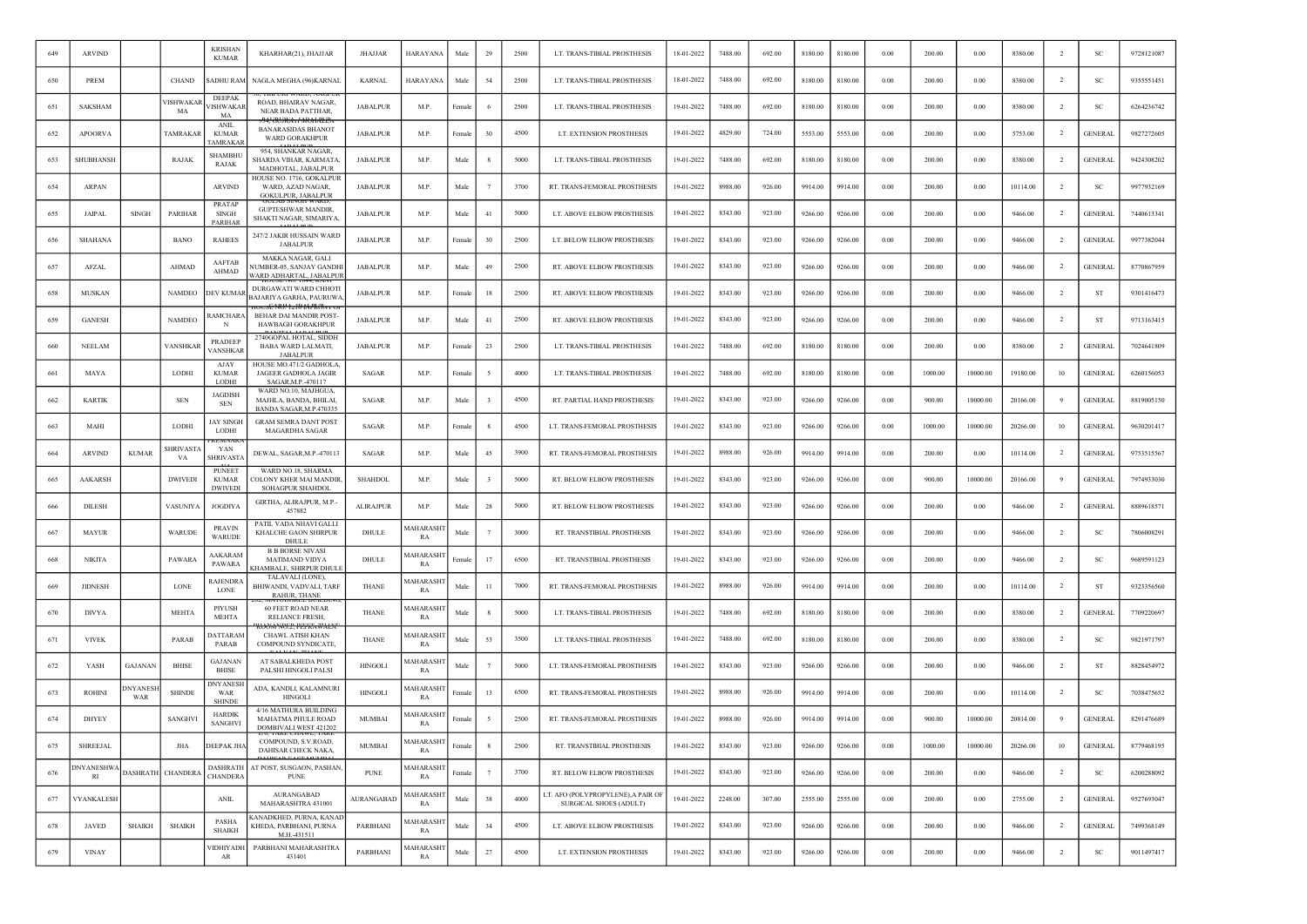| 649 | ARVIND | | | KRISHAN KUMAR | KHARHAR(21), JHAJJAR | JHAJJAR | HARAYANA | Male | 29 | 2500 | LT. TRANS-TIBIAL PROSTHESIS | 18-01-2022 | 7488.00 | 692.00 | 8180.00 | 8180.00 | 0.00 | 200.00 | 0.00 | 8380.00 | 2 | SC | 9728121087 |
|---|---|---|---|---|---|---|---|---|---|---|---|---|---|---|---|---|---|---|---|---|---|---|---|
| 650 | PREM | | CHAND | SADHU RAM | NAGLA MEGHA (96)KARNAL | KARNAL | HARAYANA | Male | 54 | 2500 | LT. TRANS-TIBIAL PROSTHESIS | 18-01-2022 | 7488.00 | 692.00 | 8180.00 | 8180.00 | 0.00 | 200.00 | 0.00 | 8380.00 | 2 | SC | 9355551451 |
| 651 | SAKSHAM | | VISHWAKARMA | DEEPAK VISHWAKARMA | ROAD, BHAIRAV NAGAR, NEAR BADA PATTHAR, | JABALPUR | M.P. | Female | 6 | 2500 | LT. TRANS-TIBIAL PROSTHESIS | 19-01-2022 | 7488.00 | 692.00 | 8180.00 | 8180.00 | 0.00 | 200.00 | 0.00 | 8380.00 | 2 | SC | 6264236742 |
| 652 | APOORVA | | TAMRAKAR | ANIL KUMAR TAMRAKAR | BANARASIDAS BHANOT WARD GORAKHPUR | JABALPUR | M.P. | Female | 30 | 4500 | LT. EXTENSION PROSTHESIS | 19-01-2022 | 4829.00 | 724.00 | 5553.00 | 5553.00 | 0.00 | 200.00 | 0.00 | 5753.00 | 2 | GENERAL | 9827272605 |
| 653 | SHUBHANSH | | RAJAK | SHAMBHU RAJAK | 954, SHANKAR NAGAR, SHARDA VIHAR, KARMATA, MADHOTAL, JABALPUR | JABALPUR | M.P. | Male | 8 | 5000 | LT. TRANS-TIBIAL PROSTHESIS | 19-01-2022 | 7488.00 | 692.00 | 8180.00 | 8180.00 | 0.00 | 200.00 | 0.00 | 8380.00 | 2 | GENERAL | 9424308202 |
| 654 | ARPAN | | | ARVIND | HOUSE NO. 1716, GOKALPUR WARD, AZAD NAGAR, GOKULPUR, JABALPUR | JABALPUR | M.P. | Male | 7 | 3700 | RT. TRANS-FEMORAL PROSTHESIS | 19-01-2022 | 8988.00 | 926.00 | 9914.00 | 9914.00 | 0.00 | 200.00 | 0.00 | 10114.00 | 2 | SC | 9977932169 |
| 655 | JAIPAL | SINGH | PARIHAR | PRATAP SINGH PARIHAR | GUPTESHWAR MANDIR, SHAKTI NAGAR, SIMARIYA, | JABALPUR | M.P. | Male | 41 | 5000 | LT. ABOVE ELBOW PROSTHESIS | 19-01-2022 | 8343.00 | 923.00 | 9266.00 | 9266.00 | 0.00 | 200.00 | 0.00 | 9466.00 | 2 | GENERAL | 7440613341 |
| 656 | SHAHANA | | BANO | RAHEES | 247/2 JAKIR HUSSAIN WARD JABALPUR | JABALPUR | M.P. | Female | 30 | 2500 | LT. BELOW ELBOW PROSTHESIS | 19-01-2022 | 8343.00 | 923.00 | 9266.00 | 9266.00 | 0.00 | 200.00 | 0.00 | 9466.00 | 2 | GENERAL | 9977382044 |
| 657 | AFZAL | | AHMAD | AAFTAB AHMAD | MAKKA NAGAR, GALI NUMBER-05, SANJAY GANDHI WARD ADHARTAL, JABALPUR | JABALPUR | M.P. | Male | 49 | 2500 | RT. ABOVE ELBOW PROSTHESIS | 19-01-2022 | 8343.00 | 923.00 | 9266.00 | 9266.00 | 0.00 | 200.00 | 0.00 | 9466.00 | 2 | GENERAL | 8770867959 |
| 658 | MUSKAN | | NAMDEO | DEV KUMAR | DURGAWATI WARD CHHOTI BAJARIYA GARHA, PAURUWA, | JABALPUR | M.P. | Female | 18 | 2500 | RT. ABOVE ELBOW PROSTHESIS | 19-01-2022 | 8343.00 | 923.00 | 9266.00 | 9266.00 | 0.00 | 200.00 | 0.00 | 9466.00 | 2 | ST | 9301416473 |
| 659 | GANESH | | NAMDEO | RAMCHARAN | BEHAR DAI MANDIR POST-HAWBAGH GORAKHPUR | JABALPUR | M.P. | Male | 41 | 2500 | RT. ABOVE ELBOW PROSTHESIS | 19-01-2022 | 8343.00 | 923.00 | 9266.00 | 9266.00 | 0.00 | 200.00 | 0.00 | 9466.00 | 2 | ST | 9713163415 |
| 660 | NEELAM | | VANSHKAR | PRADEEP VANSHKAR | 2740GOPAL HOTAL, SIDDH BABA WARD LALMATI, JABALPUR | JABALPUR | M.P. | Female | 23 | 2500 | LT. TRANS-TIBIAL PROSTHESIS | 19-01-2022 | 7488.00 | 692.00 | 8180.00 | 8180.00 | 0.00 | 200.00 | 0.00 | 8380.00 | 2 | GENERAL | 7024641809 |
| 661 | MAYA | | LODHI | AJAY KUMAR LODHI | HOUSE MO.471/2 GADHOLA, JAGEER GADHOLA JAGIR SAGAR,M.P.-470117 | SAGAR | M.P. | Female | 5 | 4000 | LT. TRANS-TIBIAL PROSTHESIS | 19-01-2022 | 7488.00 | 692.00 | 8180.00 | 8180.00 | 0.00 | 1000.00 | 10000.00 | 19180.00 | 10 | GENERAL | 6260156053 |
| 662 | KARTIK | | SEN | JAGDISH SEN | WARD NO.10, MAJHGUA, MAJHLA, BANDA, BHILAI, BANDA SAGAR,M.P.470335 | SAGAR | M.P. | Male | 3 | 4500 | RT. PARTIAL HAND PROSTHESIS | 19-01-2022 | 8343.00 | 923.00 | 9266.00 | 9266.00 | 0.00 | 900.00 | 10000.00 | 20166.00 | 9 | GENERAL | 8819005150 |
| 663 | MAHI | | LODHI | JAY SINGH LODHI | GRAM SEMRA DANT POST MAGARDHA SAGAR | SAGAR | M.P. | Female | 8 | 4500 | LT. TRANS-FEMORAL PROSTHESIS | 19-01-2022 | 8343.00 | 923.00 | 9266.00 | 9266.00 | 0.00 | 1000.00 | 10000.00 | 20266.00 | 10 | GENERAL | 9630201417 |
| 664 | ARVIND | KUMAR | SHRIVASTAVA | PREMNARAYAN SHRIVASTAVA | DEWAL, SAGAR,M.P.-470113 | SAGAR | M.P. | Male | 45 | 3900 | RT. TRANS-FEMORAL PROSTHESIS | 19-01-2022 | 8988.00 | 926.00 | 9914.00 | 9914.00 | 0.00 | 200.00 | 0.00 | 10114.00 | 2 | GENERAL | 9753515567 |
| 665 | AAKARSH | | DWIVEDI | PUNEET KUMAR DWIVEDI | WARD NO.18, SHARMA COLONY KHER MAI MANDIR, SOHAGPUR SHAHDOL | SHAHDOL | M.P. | Male | 3 | 5000 | RT. BELOW ELBOW PROSTHESIS | 19-01-2022 | 8343.00 | 923.00 | 9266.00 | 9266.00 | 0.00 | 900.00 | 10000.00 | 20166.00 | 9 | GENERAL | 7974933030 |
| 666 | DILESH | | VASUNIYA | JOGDIYA | GIRTHA, ALIRAJPUR, M.P.-457882 | ALIRAJPUR | M.P. | Male | 28 | 5000 | RT. BELOW ELBOW PROSTHESIS | 19-01-2022 | 8343.00 | 923.00 | 9266.00 | 9266.00 | 0.00 | 200.00 | 0.00 | 9466.00 | 2 | GENERAL | 8889618571 |
| 667 | MAYUR | | WARUDE | PRAVIN WARUDE | PATIL VADA NHAVI GALLI KHALCHE GAON SHIRPUR DHULE | DHULE | MAHARASHTRA | Male | 7 | 3000 | RT. TRANSTIBIAL PROSTHESIS | 19-01-2022 | 8343.00 | 923.00 | 9266.00 | 9266.00 | 0.00 | 200.00 | 0.00 | 9466.00 | 2 | SC | 7806008291 |
| 668 | NIKITA | | PAWARA | AAKARAM PAWARA | B B BORSE NIVASI MATIMAND VIDYA KHAMBALE, SHIRPUR DHULE | DHULE | MAHARASHTRA | Female | 17 | 6500 | RT. TRANSTIBIAL PROSTHESIS | 19-01-2022 | 8343.00 | 923.00 | 9266.00 | 9266.00 | 0.00 | 200.00 | 0.00 | 9466.00 | 2 | SC | 9689591123 |
| 669 | JIDNESH | | LONE | RAJENDRA LONE | TALAVALI (LONE), BHIWANDI, VADVALI, TARF RAHUR, THANE | THANE | MAHARASHTRA | Male | 11 | 7000 | RT. TRANS-FEMORAL PROSTHESIS | 19-01-2022 | 8988.00 | 926.00 | 9914.00 | 9914.00 | 0.00 | 200.00 | 0.00 | 10114.00 | 2 | ST | 9323356560 |
| 670 | DIVYA | | MEHTA | PIYUSH MEHTA | 60 FEET ROAD NEAR RELIANCE FRESH, | THANE | MAHARASHTRA | Male | 8 | 5000 | LT. TRANS-TIBIAL PROSTHESIS | 19-01-2022 | 7488.00 | 692.00 | 8180.00 | 8180.00 | 0.00 | 200.00 | 0.00 | 8380.00 | 2 | GENERAL | 7709220697 |
| 671 | VIVEK | | PARAB | DATTARAM PARAB | CHAWL ATISH KHAN COMPOUND SYNDICATE, | THANE | MAHARASHTRA | Male | 53 | 3500 | LT. TRANS-TIBIAL PROSTHESIS | 19-01-2022 | 7488.00 | 692.00 | 8180.00 | 8180.00 | 0.00 | 200.00 | 0.00 | 8380.00 | 2 | SC | 9821971797 |
| 672 | YASH | GAJANAN | BHISE | GAJANAN BHISE | AT SABALKHEDA POST PALSHI HINGOLI PALSI | HINGOLI | MAHARASHTRA | Male | 7 | 5000 | LT. TRANS-FEMORAL PROSTHESIS | 19-01-2022 | 8343.00 | 923.00 | 9266.00 | 9266.00 | 0.00 | 200.00 | 0.00 | 9466.00 | 2 | ST | 8828454972 |
| 673 | ROHINI | DNYANESHWAR | SHINDE | DNYANESHWAR SHINDE | ADA, KANDLI, KALAMNURI HINGOLI | HINGOLI | MAHARASHTRA | Female | 13 | 6500 | RT. TRANS-FEMORAL PROSTHESIS | 19-01-2022 | 8988.00 | 926.00 | 9914.00 | 9914.00 | 0.00 | 200.00 | 0.00 | 10114.00 | 2 | SC | 7038475652 |
| 674 | DHYEY | | SANGHVI | HARDIK SANGHVI | 4/16 MATHURA BUILDING MAHATMA PHULE ROAD DOMBIVALI WEST 421202 | MUMBAI | MAHARASHTRA | Female | 5 | 2500 | RT. TRANS-FEMORAL PROSTHESIS | 19-01-2022 | 8988.00 | 926.00 | 9914.00 | 9914.00 | 0.00 | 900.00 | 10000.00 | 20814.00 | 9 | GENERAL | 8291476689 |
| 675 | SHREEJAL | | JHA | DEEPAK JHA | COMPOUND, S.V.ROAD, DAHISAR CHECK NAKA, | MUMBAI | MAHARASHTRA | Female | 8 | 2500 | RT. TRANSTIBIAL PROSTHESIS | 19-01-2022 | 8343.00 | 923.00 | 9266.00 | 9266.00 | 0.00 | 1000.00 | 10000.00 | 20266.00 | 10 | GENERAL | 8779468195 |
| 676 | DNYANESHWARI | DASHRATH | CHANDERA | DASHRATH CHANDERA | AT POST, SUSGAON, PASHAN, PUNE | PUNE | MAHARASHTRA | Female | 7 | 3700 | RT. BELOW ELBOW PROSTHESIS | 19-01-2022 | 8343.00 | 923.00 | 9266.00 | 9266.00 | 0.00 | 200.00 | 0.00 | 9466.00 | 2 | SC | 6200288092 |
| 677 | VYANKALESH | | | ANIL | AURANGABAD MAHARASHTRA 431001 | AURANGABAD | MAHARASHTRA | Male | 38 | 4000 | LT. AFO (POLYPROPYLENE),A PAIR OF SURGICAL SHOES (ADULT) | 19-01-2022 | 2248.00 | 307.00 | 2555.00 | 2555.00 | 0.00 | 200.00 | 0.00 | 2755.00 | 2 | GENERAL | 9527693047 |
| 678 | JAVED | SHAIKH | SHAIKH | PASHA SHAIKH | KANADKHED, PURNA, KANAD KHEDA, PARBHANI, PURNA M.H.-431511 | PARBHANI | MAHARASHTRA | Male | 34 | 4500 | LT. ABOVE ELBOW PROSTHESIS | 19-01-2022 | 8343.00 | 923.00 | 9266.00 | 9266.00 | 0.00 | 200.00 | 0.00 | 9466.00 | 2 | GENERAL | 7499368149 |
| 679 | VINAY | | | VIDHIYADHAR | PARBHANI MAHARASHTRA 431401 | PARBHANI | MAHARASHTRA | Male | 27 | 4500 | LT. EXTENSION PROSTHESIS | 19-01-2022 | 8343.00 | 923.00 | 9266.00 | 9266.00 | 0.00 | 200.00 | 0.00 | 9466.00 | 2 | SC | 9011497417 |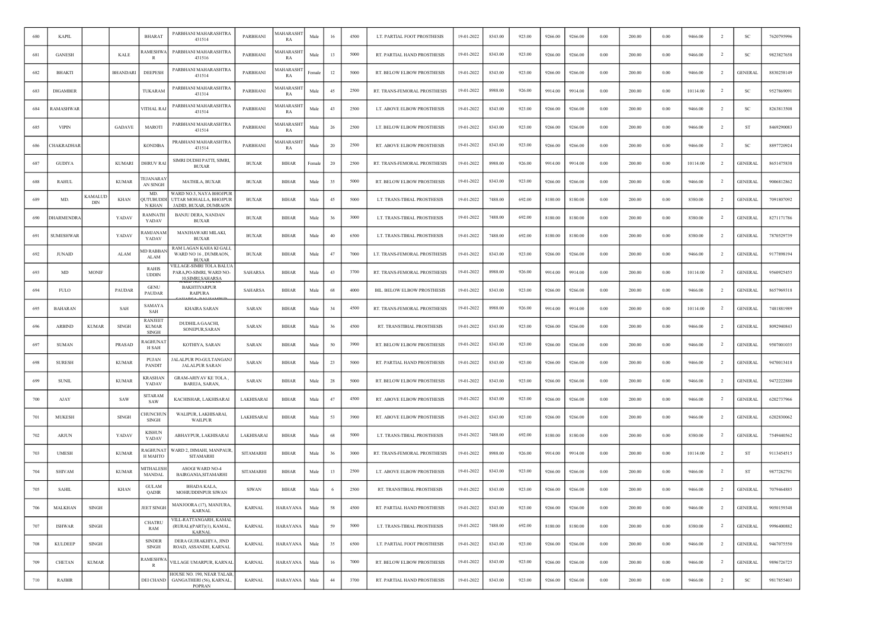| 680 | KAPIL | | | BHARAT | PARBHANI MAHARASHTRA 431514 | PARBHANI | MAHARASHTRA | Male | 16 | 4500 | LT. PARTIAL FOOT PROSTHESIS | 19-01-2022 | 8343.00 | 923.00 | 9266.00 | 9266.00 | 0.00 | 200.00 | 0.00 | 9466.00 | 2 | SC | 7620795996 |
|---|---|---|---|---|---|---|---|---|---|---|---|---|---|---|---|---|---|---|---|---|---|---|---|
| 681 | GANESH | | KALE | RAMESHWAR | PARBHANI MAHARASHTRA 431516 | PARBHANI | MAHARASHTRA | Male | 13 | 5000 | RT. PARTIAL HAND PROSTHESIS | 19-01-2022 | 8343.00 | 923.00 | 9266.00 | 9266.00 | 0.00 | 200.00 | 0.00 | 9466.00 | 2 | SC | 9823827658 |
| 682 | BHAKTI | | BHANDARI | DEEPESH | PARBHANI MAHARASHTRA 431514 | PARBHANI | MAHARASHTRA | Female | 12 | 5000 | RT. BELOW ELBOW PROSTHESIS | 19-01-2022 | 8343.00 | 923.00 | 9266.00 | 9266.00 | 0.00 | 200.00 | 0.00 | 9466.00 | 2 | GENERAL | 8830258149 |
| 683 | DIGAMBER | | | TUKARAM | PARBHANI MAHARASHTRA 431314 | PARBHANI | MAHARASHTRA | Male | 45 | 2500 | RT. TRANS-FEMORAL PROSTHESIS | 19-01-2022 | 8988.00 | 926.00 | 9914.00 | 9914.00 | 0.00 | 200.00 | 0.00 | 10114.00 | 2 | SC | 9527869091 |
| 684 | RAMASHWAR | | | VITHAL RAJ | PARBHANI MAHARASHTRA 431514 | PARBHANI | MAHARASHTRA | Male | 43 | 2500 | LT. ABOVE ELBOW PROSTHESIS | 19-01-2022 | 8343.00 | 923.00 | 9266.00 | 9266.00 | 0.00 | 200.00 | 0.00 | 9466.00 | 2 | SC | 8263813508 |
| 685 | VIPIN | | GADAVE | MAROTI | PARBHANI MAHARASHTRA 431514 | PARBHANI | MAHARASHTRA | Male | 26 | 2500 | LT. BELOW ELBOW PROSTHESIS | 19-01-2022 | 8343.00 | 923.00 | 9266.00 | 9266.00 | 0.00 | 200.00 | 0.00 | 9466.00 | 2 | ST | 8469290083 |
| 686 | CHAKRADHAR | | | KONDIBA | PRABHANI MAHARASHTRA 431514 | PARBHANI | MAHARASHTRA | Male | 20 | 2500 | RT. ABOVE ELBOW PROSTHESIS | 19-01-2022 | 8343.00 | 923.00 | 9266.00 | 9266.00 | 0.00 | 200.00 | 0.00 | 9466.00 | 2 | SC | 8897720924 |
| 687 | GUDIYA | | KUMARI | DHRUV RAI | SIMRI DUDHI PATTI, SIMRI, BUXAR | BUXAR | BIHAR | Female | 20 | 2500 | RT. TRANS-FEMORAL PROSTHESIS | 19-01-2022 | 8988.00 | 926.00 | 9914.00 | 9914.00 | 0.00 | 200.00 | 0.00 | 10114.00 | 2 | GENERAL | 8651475838 |
| 688 | RAHUL | | KUMAR | TEJANARAYAN SINGH | MATHILA, BUXAR | BUXAR | BIHAR | Male | 35 | 5000 | RT. BELOW ELBOW PROSTHESIS | 19-01-2022 | 8343.00 | 923.00 | 9266.00 | 9266.00 | 0.00 | 200.00 | 0.00 | 9466.00 | 2 | GENERAL | 9006812862 |
| 689 | MD. | KAMALUDDIN | KHAN | MD. QUTUBUDDIN KHAN | WARD NO.3, NAYA BHOJPUR UTTAR MOHALLA, BHOJPUR JADID, BUXAR, DUMRAON | BUXAR | BIHAR | Male | 45 | 5000 | LT. TRANS-TIBIAL PROSTHESIS | 19-01-2022 | 7488.00 | 692.00 | 8180.00 | 8180.00 | 0.00 | 200.00 | 0.00 | 8380.00 | 2 | GENERAL | 7091807092 |
| 690 | DHARMENDRA | | YADAV | RAMNATH YADAV | BANJU DERA, NANDAN BUXAR | BUXAR | BIHAR | Male | 36 | 3000 | LT. TRANS-TIBIAL PROSTHESIS | 19-01-2022 | 7488.00 | 692.00 | 8180.00 | 8180.00 | 0.00 | 200.00 | 0.00 | 8380.00 | 2 | GENERAL | 8271171786 |
| 691 | SUMESHWAR | | YADAV | RAMJANAM YADAV | MANJHAWARI MILAKI, BUXAR | BUXAR | BIHAR | Male | 40 | 6500 | LT. TRANS-TIBIAL PROSTHESIS | 19-01-2022 | 7488.00 | 692.00 | 8180.00 | 8180.00 | 0.00 | 200.00 | 0.00 | 8380.00 | 2 | GENERAL | 7870529739 |
| 692 | JUNAID | | ALAM | MD RABBANI ALAM | RAM LAGAN KAHA KI GALI, WARD NO 16 , DUMRAON, BUXAR | BUXAR | BIHAR | Male | 47 | 7000 | LT. TRANS-FEMORAL PROSTHESIS | 19-01-2022 | 8343.00 | 923.00 | 9266.00 | 9266.00 | 0.00 | 200.00 | 0.00 | 9466.00 | 2 | GENERAL | 9177898194 |
| 693 | MD | MONIF | | RAHIS UDDIN | VILLAGE-SIMRI TOLA BALUA PARA,PO-SIMRI, WARD NO-10,SIMRI,SAHARSA | SAHARSA | BIHAR | Male | 43 | 3700 | RT. TRANS-FEMORAL PROSTHESIS | 19-01-2022 | 8988.00 | 926.00 | 9914.00 | 9914.00 | 0.00 | 200.00 | 0.00 | 10114.00 | 2 | GENERAL | 9560925455 |
| 694 | FULO | | PAUDAR | GENU PAUDAR | BAKHTIYARPUR RAIPURA | SAHARSA | BIHAR | Male | 68 | 4000 | BIL. BELOW ELBOW PROSTHESIS | 19-01-2022 | 8343.00 | 923.00 | 9266.00 | 9266.00 | 0.00 | 200.00 | 0.00 | 9466.00 | 2 | GENERAL | 8657969318 |
| 695 | BAHARAN | | SAH | SAMAYA SAH | KHAIRA SARAN | SARAN | BIHAR | Male | 34 | 4500 | RT. TRANS-FEMORAL PROSTHESIS | 19-01-2022 | 8988.00 | 926.00 | 9914.00 | 9914.00 | 0.00 | 200.00 | 0.00 | 10114.00 | 2 | GENERAL | 7481881989 |
| 696 | ARBIND | KUMAR | SINGH | RANJEET KUMAR SINGH | DUDHILA GAACHI, SONEPUR,SARAN | SARAN | BIHAR | Male | 36 | 4500 | RT. TRANSTIBIAL PROSTHESIS | 19-01-2022 | 8343.00 | 923.00 | 9266.00 | 9266.00 | 0.00 | 200.00 | 0.00 | 9466.00 | 2 | GENERAL | 8092940843 |
| 697 | SUMAN | | PRASAD | RAGHUNATH SAH | KOTHIYA, SARAN | SARAN | BIHAR | Male | 50 | 3900 | RT. BELOW ELBOW PROSTHESIS | 19-01-2022 | 8343.00 | 923.00 | 9266.00 | 9266.00 | 0.00 | 200.00 | 0.00 | 9466.00 | 2 | GENERAL | 9507001035 |
| 698 | SURESH | | KUMAR | PUJAN PANDIT | JALALPUR PO-GULTANGANJ JALALPUR SARAN | SARAN | BIHAR | Male | 23 | 5000 | RT. PARTIAL HAND PROSTHESIS | 19-01-2022 | 8343.00 | 923.00 | 9266.00 | 9266.00 | 0.00 | 200.00 | 0.00 | 9466.00 | 2 | GENERAL | 9470013418 |
| 699 | SUNIL | | KUMAR | KRASHAN YADAV | GRAM-ARIYAV KE TOLA , BAREJA, SARAN, | SARAN | BIHAR | Male | 28 | 5000 | RT. BELOW ELBOW PROSTHESIS | 19-01-2022 | 8343.00 | 923.00 | 9266.00 | 9266.00 | 0.00 | 200.00 | 0.00 | 9466.00 | 2 | GENERAL | 9472222880 |
| 700 | AJAY | | SAW | SITARAM SAW | KACHISHAR, LAKHISARAI | LAKHISARAI | BIHAR | Male | 47 | 4500 | RT. ABOVE ELBOW PROSTHESIS | 19-01-2022 | 8343.00 | 923.00 | 9266.00 | 9266.00 | 0.00 | 200.00 | 0.00 | 9466.00 | 2 | GENERAL | 6202737966 |
| 701 | MUKESH | | SINGH | CHUNCHUN SINGH | WALIPUR, LAKHISARAI, WAILPUR | LAKHISARAI | BIHAR | Male | 53 | 3900 | RT. ABOVE ELBOW PROSTHESIS | 19-01-2022 | 8343.00 | 923.00 | 9266.00 | 9266.00 | 0.00 | 200.00 | 0.00 | 9466.00 | 2 | GENERAL | 6202830062 |
| 702 | ARJUN | | YADAV | KISHUN YADAV | ABHAYPUR, LAKHISARAI | LAKHISARAI | BIHAR | Male | 68 | 5000 | LT. TRANS-TIBIAL PROSTHESIS | 19-01-2022 | 7488.00 | 692.00 | 8180.00 | 8180.00 | 0.00 | 200.00 | 0.00 | 8380.00 | 2 | GENERAL | 7549440562 |
| 703 | UMESH | | KUMAR | RAGHUNATH MAHTO | WARD 2, DIMAHI, MANPAUR, SITAMARHI | SITAMARHI | BIHAR | Male | 36 | 3000 | RT. TRANS-FEMORAL PROSTHESIS | 19-01-2022 | 8988.00 | 926.00 | 9914.00 | 9914.00 | 0.00 | 200.00 | 0.00 | 10114.00 | 2 | ST | 9113454515 |
| 704 | SHIVAM | | KUMAR | MITHALESH MANDAL | ASOGI WARD NO-4 BAIRGANIA,SITAMARHI | SITAMARHI | BIHAR | Male | 13 | 2500 | LT. ABOVE ELBOW PROSTHESIS | 19-01-2022 | 8343.00 | 923.00 | 9266.00 | 9266.00 | 0.00 | 200.00 | 0.00 | 9466.00 | 2 | ST | 9877282791 |
| 705 | SAHIL | | KHAN | GULAM QADIR | BHADA KALA, MOHIUDDINPUR SIWAN | SIWAN | BIHAR | Male | 6 | 2500 | RT. TRANSTIBIAL PROSTHESIS | 19-01-2022 | 8343.00 | 923.00 | 9266.00 | 9266.00 | 0.00 | 200.00 | 0.00 | 9466.00 | 2 | GENERAL | 7079464885 |
| 706 | MALKHAN | SINGH | | JEET SINGH | MANJOORA (17), MANJURA, KARNAL | KARNAL | HARAYANA | Male | 58 | 4500 | RT. PARTIAL HAND PROSTHESIS | 19-01-2022 | 8343.00 | 923.00 | 9266.00 | 9266.00 | 0.00 | 200.00 | 0.00 | 9466.00 | 2 | GENERAL | 9050159348 |
| 707 | ISHWAR | SINGH | | CHATRU RAM | VILL-RATTANGARH, KAMAL (RURAL)(PART)(1), KAMAL, KARNAL | KARNAL | HARAYANA | Male | 59 | 5000 | LT. TRANS-TIBIAL PROSTHESIS | 19-01-2022 | 7488.00 | 692.00 | 8180.00 | 8180.00 | 0.00 | 200.00 | 0.00 | 8380.00 | 2 | GENERAL | 9996400882 |
| 708 | KULDEEP | SINGH | | SINDER SINGH | DERA GUJRAKHIYA, JIND ROAD, ASSANDH, KARNAL | KARNAL | HARAYANA | Male | 35 | 6500 | LT. PARTIAL FOOT PROSTHESIS | 19-01-2022 | 8343.00 | 923.00 | 9266.00 | 9266.00 | 0.00 | 200.00 | 0.00 | 9466.00 | 2 | GENERAL | 9467075550 |
| 709 | CHETAN | KUMAR | | RAMESHWAR | VILLAGE UMARPUR, KARNAL | KARNAL | HARAYANA | Male | 16 | 7000 | RT. BELOW ELBOW PROSTHESIS | 19-01-2022 | 8343.00 | 923.00 | 9266.00 | 9266.00 | 0.00 | 200.00 | 0.00 | 9466.00 | 2 | GENERAL | 9896726725 |
| 710 | RAJBIR | | | DEI CHAND | HOUSE NO. 190, NEAR TALAB, GANGATHERI (56), KARNAL, POPRAN | KARNAL | HARAYANA | Male | 44 | 3700 | RT. PARTIAL HAND PROSTHESIS | 19-01-2022 | 8343.00 | 923.00 | 9266.00 | 9266.00 | 0.00 | 200.00 | 0.00 | 9466.00 | 2 | SC | 9817855403 |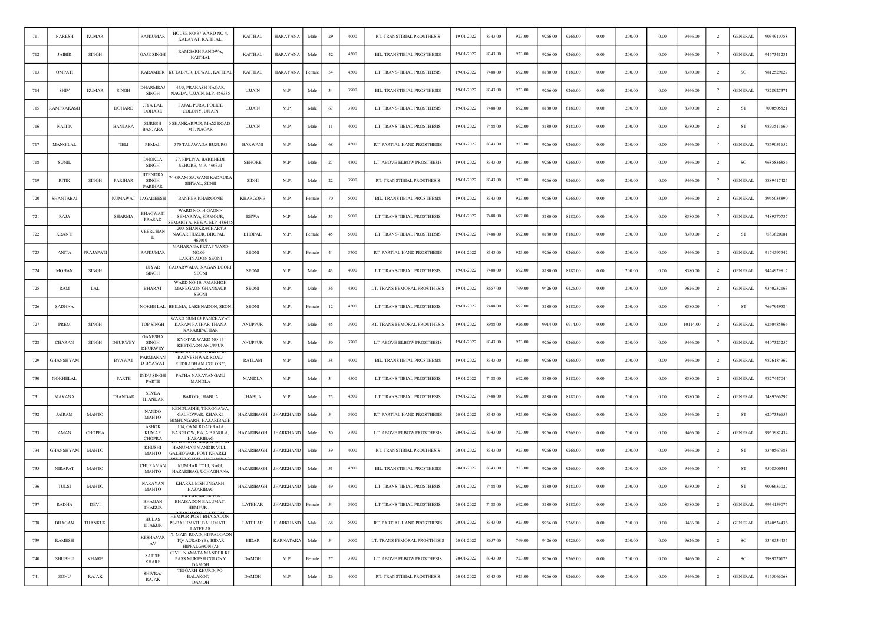| 711 | NARESH | KUMAR | | RAJKUMAR | HOUSE NO.37 WARD NO 4, KALAYAT, KAITHAL, | KAITHAL | HARAYANA | Male | 29 | 4000 | RT. TRANSTIBIAL PROSTHESIS | 19-01-2022 | 8343.00 | 923.00 | 9266.00 | 9266.00 | 0.00 | 200.00 | 0.00 | 9466.00 | 2 | GENERAL | 9034910758 |
|---|---|---|---|---|---|---|---|---|---|---|---|---|---|---|---|---|---|---|---|---|---|---|---|
| 712 | JAIBIR | SINGH | | GAJE SINGH | RAMGARH PANDWA, KAITHAL | KAITHAL | HARAYANA | Male | 42 | 4500 | BIL. TRANSTIBIAL PROSTHESIS | 19-01-2022 | 8343.00 | 923.00 | 9266.00 | 9266.00 | 0.00 | 200.00 | 0.00 | 9466.00 | 2 | GENERAL | 9467341231 |
| 713 | OMPATI | | | KARAMBIR | KUTABPUR, DEWAL, KAITHAL | KAITHAL | HARAYANA | Female | 54 | 4500 | LT. TRANS-TIBIAL PROSTHESIS | 19-01-2022 | 7488.00 | 692.00 | 8180.00 | 8180.00 | 0.00 | 200.00 | 0.00 | 8380.00 | 2 | SC | 9812529127 |
| 714 | SHIV | KUMAR | SINGH | DHARMRAJ SINGH | 45/5, PRAKASH NAGAR, NAGDA, UJJAIN, M.P.-456335 | UJJAIN | M.P. | Male | 34 | 3900 | BIL. TRANSTIBIAL PROSTHESIS | 19-01-2022 | 8343.00 | 923.00 | 9266.00 | 9266.00 | 0.00 | 200.00 | 0.00 | 9466.00 | 2 | GENERAL | 7828927371 |
| 715 | RAMPRAKASH | | DOHARE | JIYA LAL DOHARE | FAJAL PURA, POLICE COLONY, UJJAIN | UJJAIN | M.P. | Male | 67 | 3700 | LT. TRANS-TIBIAL PROSTHESIS | 19-01-2022 | 7488.00 | 692.00 | 8180.00 | 8180.00 | 0.00 | 200.00 | 0.00 | 8380.00 | 2 | ST | 7000505821 |
| 716 | NAITIK | | BANJARA | SURESH BANJARA | 0 SHANKARPUR, MAXI ROAD , M.I. NAGAR | UJJAIN | M.P. | Male | 11 | 4000 | LT. TRANS-TIBIAL PROSTHESIS | 19-01-2022 | 7488.00 | 692.00 | 8180.00 | 8180.00 | 0.00 | 200.00 | 0.00 | 8380.00 | 2 | ST | 9893511660 |
| 717 | MANGILAL | | TELI | PEMAJI | 370 TALAWADA BUZURG | BARWANI | M.P. | Male | 68 | 4500 | RT. PARTIAL HAND PROSTHESIS | 19-01-2022 | 8343.00 | 923.00 | 9266.00 | 9266.00 | 0.00 | 200.00 | 0.00 | 9466.00 | 2 | GENERAL | 7869051652 |
| 718 | SUNIL | | | DHOKLA SINGH | 27, PIPLIYA, BARKHEDI, SEHORE, M.P.-466331 | SEHORE | M.P. | Male | 27 | 4500 | LT. ABOVE ELBOW PROSTHESIS | 19-01-2022 | 8343.00 | 923.00 | 9266.00 | 9266.00 | 0.00 | 200.00 | 0.00 | 9466.00 | 2 | SC | 9685836856 |
| 719 | RITIK | SINGH | PARIHAR | JITENDRA SINGH PARIHAR | 74 GRAM SAJWANI KADAURA SIHWAL, SIDHI | SIDHI | M.P. | Male | 22 | 3900 | RT. TRANSTIBIAL PROSTHESIS | 19-01-2022 | 8343.00 | 923.00 | 9266.00 | 9266.00 | 0.00 | 200.00 | 0.00 | 9466.00 | 2 | GENERAL | 8889417425 |
| 720 | SHANTABAI | | KUMAWAT | JAGADEESH | BANHER KHARGONE | KHARGONE | M.P. | Female | 70 | 5000 | BIL. TRANSTIBIAL PROSTHESIS | 19-01-2022 | 8343.00 | 923.00 | 9266.00 | 9266.00 | 0.00 | 200.00 | 0.00 | 9466.00 | 2 | GENERAL | 8965038890 |
| 721 | RAJA | | SHARMA | BHAGWATI PRASAD | WARD NO.14 GAONN SEMARIYA, SIRMOUR, SEMARIYA, REWA, M.P.-486445 | REWA | M.P. | Male | 35 | 5000 | LT. TRANS-TIBIAL PROSTHESIS | 19-01-2022 | 7488.00 | 692.00 | 8180.00 | 8180.00 | 0.00 | 200.00 | 0.00 | 8380.00 | 2 | GENERAL | 7489570737 |
| 722 | KRANTI | | | VEERCHAN D | 1200, SHANKRACHARYA NAGAR,HUZUR, BHOPAL 462010 | BHOPAL | M.P. | Female | 45 | 5000 | LT. TRANS-TIBIAL PROSTHESIS | 19-01-2022 | 7488.00 | 692.00 | 8180.00 | 8180.00 | 0.00 | 200.00 | 0.00 | 8380.00 | 2 | ST | 7583820081 |
| 723 | ANITA | PRAJAPATI | | RAJKUMAR | MAHARANA PRTAP WARD NO.09 LAKHNADON SEONI | SEONI | M.P. | Female | 44 | 3700 | RT. PARTIAL HAND PROSTHESIS | 19-01-2022 | 8343.00 | 923.00 | 9266.00 | 9266.00 | 0.00 | 200.00 | 0.00 | 9466.00 | 2 | GENERAL | 9174595542 |
| 724 | MOHAN | SINGH | | UJYAR SINGH | GADARWADA, NAGAN DEORI, SEONI | SEONI | M.P. | Male | 43 | 4000 | LT. TRANS-TIBIAL PROSTHESIS | 19-01-2022 | 7488.00 | 692.00 | 8180.00 | 8180.00 | 0.00 | 200.00 | 0.00 | 8380.00 | 2 | GENERAL | 9424929817 |
| 725 | RAM | LAL | | BHARAT | WARD NO.10, AMAKHOH MANEGAON GHANSAUR SEONI | SEONI | M.P. | Male | 56 | 4500 | LT. TRANS-FEMORAL PROSTHESIS | 19-01-2022 | 8657.00 | 769.00 | 9426.00 | 9426.00 | 0.00 | 200.00 | 0.00 | 9626.00 | 2 | GENERAL | 9340232163 |
| 726 | SADHNA | | | NOKHE LAL | BHILMA, LAKHNADON, SEONI | SEONI | M.P. | Female | 12 | 4500 | LT. TRANS-TIBIAL PROSTHESIS | 19-01-2022 | 7488.00 | 692.00 | 8180.00 | 8180.00 | 0.00 | 200.00 | 0.00 | 8380.00 | 2 | ST | 7697949584 |
| 727 | PREM | SINGH | | TOP SINGH | WARD NUM 03 PANCHAYAT KARAM PATHAR THANA KARARIPATHAR | ANUPPUR | M.P. | Male | 45 | 3900 | RT. TRANS-FEMORAL PROSTHESIS | 19-01-2022 | 8988.00 | 926.00 | 9914.00 | 9914.00 | 0.00 | 200.00 | 0.00 | 10114.00 | 2 | GENERAL | 6260485866 |
| 728 | CHARAN | SINGH | DHURWEY | GANESHA SINGH DHURWEY | KYOTAR WARD NO 13 KHETGAON ANUPPUR | ANUPPUR | M.P. | Male | 50 | 3700 | LT. ABOVE ELBOW PROSTHESIS | 19-01-2022 | 8343.00 | 923.00 | 9266.00 | 9266.00 | 0.00 | 200.00 | 0.00 | 9466.00 | 2 | GENERAL | 9407325257 |
| 729 | GHANSHYAM | | BYAWAT | PARMANAN D BYAWAT | RATNESHWAR ROAD, RUDRADHAM COLONY, | RATLAM | M.P. | Male | 58 | 4000 | BIL. TRANSTIBIAL PROSTHESIS | 19-01-2022 | 8343.00 | 923.00 | 9266.00 | 9266.00 | 0.00 | 200.00 | 0.00 | 9466.00 | 2 | GENERAL | 9826184362 |
| 730 | NOKHELAL | | PARTE | INDU SINGH PARTE | PATHA NARAYANGANJ MANDLA | MANDLA | M.P. | Male | 34 | 4500 | LT. TRANS-TIBIAL PROSTHESIS | 19-01-2022 | 7488.00 | 692.00 | 8180.00 | 8180.00 | 0.00 | 200.00 | 0.00 | 8380.00 | 2 | GENERAL | 9827447044 |
| 731 | MAKANA | | THANDAR | SEVLA THANDAR | BAROD, JHABUA | JHABUA | M.P. | Male | 25 | 4500 | LT. TRANS-TIBIAL PROSTHESIS | 19-01-2022 | 7488.00 | 692.00 | 8180.00 | 8180.00 | 0.00 | 200.00 | 0.00 | 8380.00 | 2 | GENERAL | 7489566297 |
| 732 | JAIRAM | MAHTO | | NANDO MAHTO | KENDUADIH, TIKRONAWA, GALHOWAR, KHARKI, BISHUNGARH, HAZARIBAGH | HAZARIBAGH | JHARKHAND | Male | 54 | 3900 | RT. PARTIAL HAND PROSTHESIS | 20-01-2022 | 8343.00 | 923.00 | 9266.00 | 9266.00 | 0.00 | 200.00 | 0.00 | 9466.00 | 2 | ST | 6207336653 |
| 733 | AMAN | CHOPRA | | ASHOK KUMAR CHOPRA | 104, OKNI ROAD RAJA BANGLOW, RAJA BANGLA, HAZARIBAG | HAZARIBAGH | JHARKHAND | Male | 30 | 3700 | LT. ABOVE ELBOW PROSTHESIS | 20-01-2022 | 8343.00 | 923.00 | 9266.00 | 9266.00 | 0.00 | 200.00 | 0.00 | 9466.00 | 2 | GENERAL | 9955982434 |
| 734 | GHANSHYAM | MAHTO | | KHUSHI MAHTO | HANUMAN MANDIR VILL - GALHOWAR, POST-KHARKI | HAZARIBAGH | JHARKHAND | Male | 39 | 4000 | RT. TRANSTIBIAL PROSTHESIS | 20-01-2022 | 8343.00 | 923.00 | 9266.00 | 9266.00 | 0.00 | 200.00 | 0.00 | 9466.00 | 2 | ST | 8340567988 |
| 735 | NIRAPAT | MAHTO | | CHURAMAN MAHTO | KUMHAR TOLI, NAGI, HAZARIBAG, UCHAGHANA | HAZARIBAGH | JHARKHAND | Male | 51 | 4500 | BIL. TRANSTIBIAL PROSTHESIS | 20-01-2022 | 8343.00 | 923.00 | 9266.00 | 9266.00 | 0.00 | 200.00 | 0.00 | 9466.00 | 2 | ST | 9508500341 |
| 736 | TULSI | MAHTO | | NARAYAN MAHTO | KHARKI, BISHUNGARH, HAZARIBAG | HAZARIBAGH | JHARKHAND | Male | 49 | 4500 | LT. TRANS-TIBIAL PROSTHESIS | 20-01-2022 | 7488.00 | 692.00 | 8180.00 | 8180.00 | 0.00 | 200.00 | 0.00 | 8380.00 | 2 | ST | 9006633027 |
| 737 | RADHA | DEVI | | BHAGAN THAKUR | BHAISADON BALUMAT , HEMPUR , | LATEHAR | JHARKHAND | Female | 54 | 3900 | LT. TRANS-TIBIAL PROSTHESIS | 20-01-2022 | 7488.00 | 692.00 | 8180.00 | 8180.00 | 0.00 | 200.00 | 0.00 | 8380.00 | 2 | GENERAL | 9934159075 |
| 738 | BHAGAN | THANKUR | | HULAS THAKUR | HEMPUR-POST-BHAISADON-PS-BALUMATH,BALUMATH LATEHAR | LATEHAR | JHARKHAND | Male | 68 | 5000 | RT. PARTIAL HAND PROSTHESIS | 20-01-2022 | 8343.00 | 923.00 | 9266.00 | 9266.00 | 0.00 | 200.00 | 0.00 | 9466.00 | 2 | GENERAL | 8340534436 |
| 739 | RAMESH | | | KESHAVAR AV | 17, MAIN ROAD, HIPPALGAON TQ/ AURAD (B), BIDAR HIPPALGAON (A) | BIDAR | KARNATAKA | Male | 54 | 5000 | LT. TRANS-FEMORAL PROSTHESIS | 20-01-2022 | 8657.00 | 769.00 | 9426.00 | 9426.00 | 0.00 | 200.00 | 0.00 | 9626.00 | 2 | SC | 8340534435 |
| 740 | SHUBHU | KHARE | | SATISH KHARE | CIVIL N.6MATA MANDER KE PASS MUKESH COLONY DAMOH | DAMOH | M.P. | Female | 27 | 3700 | LT. ABOVE ELBOW PROSTHESIS | 20-01-2022 | 8343.00 | 923.00 | 9266.00 | 9266.00 | 0.00 | 200.00 | 0.00 | 9466.00 | 2 | SC | 7989220173 |
| 741 | SONU | RAJAK | | SHIVRAJ RAJAK | TEJGARH KHURD, PO: BALAKOT, DAMOH | DAMOH | M.P. | Male | 26 | 4000 | RT. TRANSTIBIAL PROSTHESIS | 20-01-2022 | 8343.00 | 923.00 | 9266.00 | 9266.00 | 0.00 | 200.00 | 0.00 | 9466.00 | 2 | GENERAL | 9165066068 |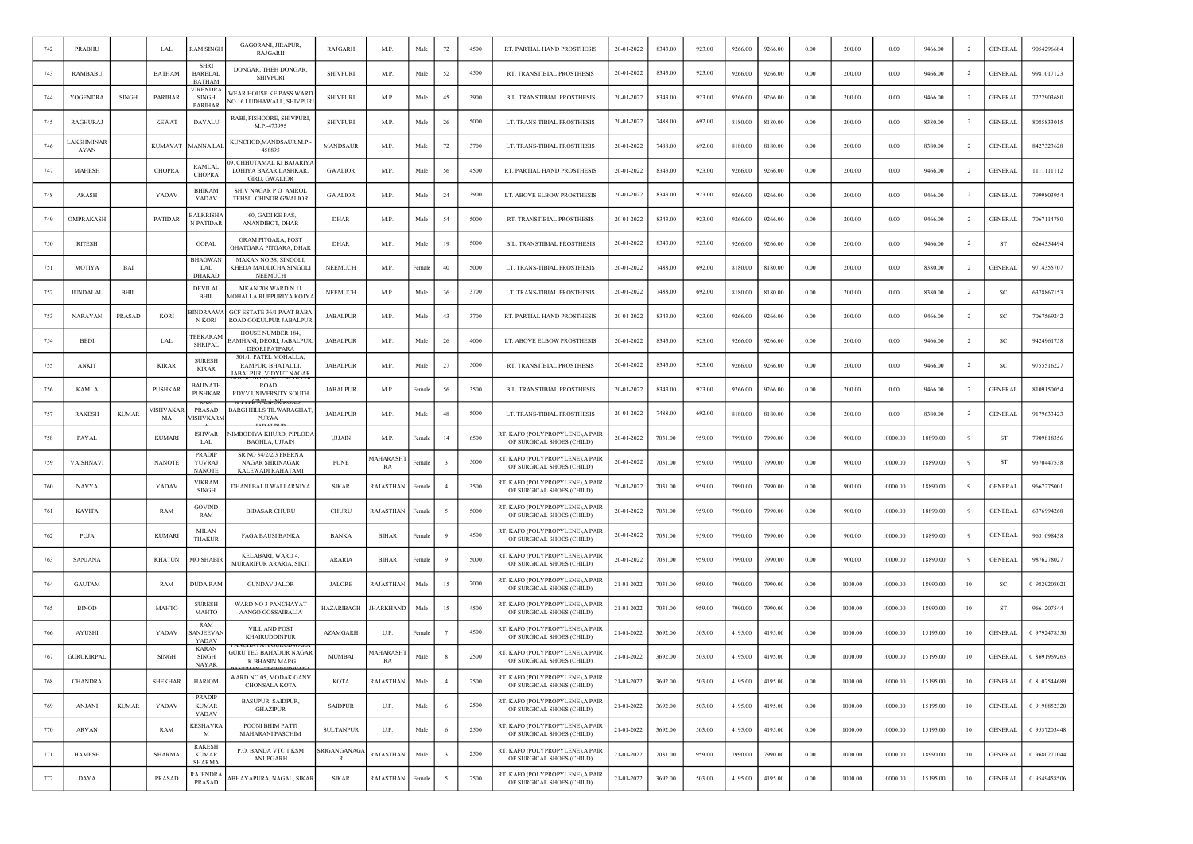| 742 | PRABHU | | LAL | RAM SINGH | GAGORANI, JIRAPUR, RAJGARH | RAJGARH | M.P. | Male | 72 | 4500 | RT. PARTIAL HAND PROSTHESIS | 20-01-2022 | 8343.00 | 923.00 | 9266.00 | 9266.00 | 0.00 | 200.00 | 0.00 | 9466.00 | 2 | GENERAL | 9054296684 |
|---|---|---|---|---|---|---|---|---|---|---|---|---|---|---|---|---|---|---|---|---|---|---|---|
| 743 | RAMBABU | | BATHAM | SHRI BARELAL BATHAM | DONGAR, THEH DONGAR, SHIVPURI | SHIVPURI | M.P. | Male | 52 | 4500 | RT. TRANSTIBIAL PROSTHESIS | 20-01-2022 | 8343.00 | 923.00 | 9266.00 | 9266.00 | 0.00 | 200.00 | 0.00 | 9466.00 | 2 | GENERAL | 9981017123 |
| 744 | YOGENDRA | SINGH | PARIHAR | VIRENDRA SINGH PARIHAR | WEAR HOUSE KE PASS WARD NO 16 LUDHAWALI , SHIVPURI | SHIVPURI | M.P. | Male | 45 | 3900 | BIL. TRANSTIBIAL PROSTHESIS | 20-01-2022 | 8343.00 | 923.00 | 9266.00 | 9266.00 | 0.00 | 200.00 | 0.00 | 9466.00 | 2 | GENERAL | 7222903680 |
| 745 | RAGHURAJ | | KEWAT | DAYALU | RABI, PISHOORE, SHIVPURI, M.P.-473995 | SHIVPURI | M.P. | Male | 26 | 5000 | LT. TRANS-TIBIAL PROSTHESIS | 20-01-2022 | 7488.00 | 692.00 | 8180.00 | 8180.00 | 0.00 | 200.00 | 0.00 | 8380.00 | 2 | GENERAL | 8085833015 |
| 746 | LAKSHMINARAYAN | | KUMAVAT | MANNA LAL | KUNCHOD,MANDSAUR,M.P.-458895 | MANDSAUR | M.P. | Male | 72 | 3700 | LT. TRANS-TIBIAL PROSTHESIS | 20-01-2022 | 7488.00 | 692.00 | 8180.00 | 8180.00 | 0.00 | 200.00 | 0.00 | 8380.00 | 2 | GENERAL | 8427323628 |
| 747 | MAHESH | | CHOPRA | RAMLAL CHOPRA | 09, CHHUTAMAL KI BAJARIYA LOHIYA BAZAR LASHKAR, GIRD, GWALIOR | GWALIOR | M.P. | Male | 56 | 4500 | RT. PARTIAL HAND PROSTHESIS | 20-01-2022 | 8343.00 | 923.00 | 9266.00 | 9266.00 | 0.00 | 200.00 | 0.00 | 9466.00 | 2 | GENERAL | 1111111112 |
| 748 | AKASH | | YADAV | BHIKAM YADAV | SHIV NAGAR P O AMROL TEHSIL CHINOR GWALIOR | GWALIOR | M.P. | Male | 24 | 3900 | LT. ABOVE ELBOW PROSTHESIS | 20-01-2022 | 8343.00 | 923.00 | 9266.00 | 9266.00 | 0.00 | 200.00 | 0.00 | 9466.00 | 2 | GENERAL | 7999803954 |
| 749 | OMPRAKASH | | PATIDAR | BALKRISHAN PATIDAR | 160, GADI KE PAS, ANANDIBOT, DHAR | DHAR | M.P. | Male | 54 | 5000 | RT. TRANSTIBIAL PROSTHESIS | 20-01-2022 | 8343.00 | 923.00 | 9266.00 | 9266.00 | 0.00 | 200.00 | 0.00 | 9466.00 | 2 | GENERAL | 7067114780 |
| 750 | RITESH | | | GOPAL | GRAM PITGARA, POST GHATGARA PITGARA, DHAR | DHAR | M.P. | Male | 19 | 5000 | BIL. TRANSTIBIAL PROSTHESIS | 20-01-2022 | 8343.00 | 923.00 | 9266.00 | 9266.00 | 0.00 | 200.00 | 0.00 | 9466.00 | 2 | ST | 6264354494 |
| 751 | MOTIYA | BAI | | BHAGWAN LAL DHAKAD | MAKAN NO.38, SINGOLI, KHEDA MADLICHA SINGOLI NEEMUCH | NEEMUCH | M.P. | Female | 40 | 5000 | LT. TRANS-TIBIAL PROSTHESIS | 20-01-2022 | 7488.00 | 692.00 | 8180.00 | 8180.00 | 0.00 | 200.00 | 0.00 | 8380.00 | 2 | GENERAL | 9714355707 |
| 752 | JUNDALAL | BHIL | | DEVILAL BHIL | MKAN 208 WARD N 11 MOHALLA RUPPURIYA KOJYA | NEEMUCH | M.P. | Male | 36 | 3700 | LT. TRANS-TIBIAL PROSTHESIS | 20-01-2022 | 7488.00 | 692.00 | 8180.00 | 8180.00 | 0.00 | 200.00 | 0.00 | 8380.00 | 2 | SC | 6378867153 |
| 753 | NARAYAN | PRASAD | KORI | BINDRAAVAN KORI | GCF ESTATE 36/1 PAAT BABA ROAD GOKULPUR JABALPUR | JABALPUR | M.P. | Male | 43 | 3700 | RT. PARTIAL HAND PROSTHESIS | 20-01-2022 | 8343.00 | 923.00 | 9266.00 | 9266.00 | 0.00 | 200.00 | 0.00 | 9466.00 | 2 | SC | 7067569242 |
| 754 | BEDI | | LAL | TEEKARAM SHRIPAL | HOUSE NUMBER 184, BAMHANI, DEORI, JABALPUR, DEORI PATPARA | JABALPUR | M.P. | Male | 26 | 4000 | LT. ABOVE ELBOW PROSTHESIS | 20-01-2022 | 8343.00 | 923.00 | 9266.00 | 9266.00 | 0.00 | 200.00 | 0.00 | 9466.00 | 2 | SC | 9424961758 |
| 755 | ANKIT | | KIRAR | SURESH KIRAR | 301/1, PATEL MOHALLA, RAMPUR, BHATAULI, JABALPUR, VIDYUT NAGAR | JABALPUR | M.P. | Male | 27 | 5000 | RT. TRANSTIBIAL PROSTHESIS | 20-01-2022 | 8343.00 | 923.00 | 9266.00 | 9266.00 | 0.00 | 200.00 | 0.00 | 9466.00 | 2 | SC | 9755516227 |
| 756 | KAMLA | | PUSHKAR | BAIJNATH PUSHKAR | ROAD RDVV UNIVERSITY SOUTH | JABALPUR | M.P. | Female | 56 | 3500 | BIL. TRANSTIBIAL PROSTHESIS | 20-01-2022 | 8343.00 | 923.00 | 9266.00 | 9266.00 | 0.00 | 200.00 | 0.00 | 9466.00 | 2 | GENERAL | 8109150054 |
| 757 | RAKESH | KUMAR | VISHVAKARMA | RAM PRASAD VISHVKARMA | BARGI HILLS TILWARAGHAT, PURWA | JABALPUR | M.P. | Male | 48 | 5000 | LT. TRANS-TIBIAL PROSTHESIS | 20-01-2022 | 7488.00 | 692.00 | 8180.00 | 8180.00 | 0.00 | 200.00 | 0.00 | 8380.00 | 2 | GENERAL | 9179633423 |
| 758 | PAYAL | | KUMARI | ISHWAR LAL | NIMBODIYA KHURD, PIPLODA BAGHLA, UJJAIN | UJJAIN | M.P. | Female | 14 | 6500 | RT. KAFO (POLYPROPYLENE),A PAIR OF SURGICAL SHOES (CHILD) | 20-01-2022 | 7031.00 | 959.00 | 7990.00 | 7990.00 | 0.00 | 900.00 | 10000.00 | 18890.00 | 9 | ST | 7909818356 |
| 759 | VAISHNAVI | | NANOTE | PRADIP YUVRAJ NANOTE | SR NO 34/2/2/3 PRERNA NAGAR SHRINAGAR KALEWADI RAHATAMI | PUNE | MAHARASHTRA | Female | 3 | 5000 | RT. KAFO (POLYPROPYLENE),A PAIR OF SURGICAL SHOES (CHILD) | 20-01-2022 | 7031.00 | 959.00 | 7990.00 | 7990.00 | 0.00 | 900.00 | 10000.00 | 18890.00 | 9 | ST | 9370447538 |
| 760 | NAVYA | | YADAV | VIKRAM SINGH | DHANI BALJI WALI ARNIYA | SIKAR | RAJASTHAN | Female | 4 | 3500 | RT. KAFO (POLYPROPYLENE),A PAIR OF SURGICAL SHOES (CHILD) | 20-01-2022 | 7031.00 | 959.00 | 7990.00 | 7990.00 | 0.00 | 900.00 | 10000.00 | 18890.00 | 9 | GENERAL | 9667275001 |
| 761 | KAVITA | | RAM | GOVIND RAM | BIDASAR CHURU | CHURU | RAJASTHAN | Female | 5 | 5000 | RT. KAFO (POLYPROPYLENE),A PAIR OF SURGICAL SHOES (CHILD) | 20-01-2022 | 7031.00 | 959.00 | 7990.00 | 7990.00 | 0.00 | 900.00 | 10000.00 | 18890.00 | 9 | GENERAL | 6376994268 |
| 762 | PUJA | | KUMARI | MILAN THAKUR | FAGA BAUSI BANKA | BANKA | BIHAR | Female | 9 | 4500 | RT. KAFO (POLYPROPYLENE),A PAIR OF SURGICAL SHOES (CHILD) | 20-01-2022 | 7031.00 | 959.00 | 7990.00 | 7990.00 | 0.00 | 900.00 | 10000.00 | 18890.00 | 9 | GENERAL | 9631098438 |
| 763 | SANJANA | | KHATUN | MO SHABIR | KELABARI, WARD 4, MURARIPUR ARARIA, SIKTI | ARARIA | BIHAR | Female | 9 | 5000 | RT. KAFO (POLYPROPYLENE),A PAIR OF SURGICAL SHOES (CHILD) | 20-01-2022 | 7031.00 | 959.00 | 7990.00 | 7990.00 | 0.00 | 900.00 | 10000.00 | 18890.00 | 9 | GENERAL | 9876278027 |
| 764 | GAUTAM | | RAM | DUDA RAM | GUNDAV JALOR | JALORE | RAJASTHAN | Male | 15 | 7000 | RT. KAFO (POLYPROPYLENE),A PAIR OF SURGICAL SHOES (CHILD) | 21-01-2022 | 7031.00 | 959.00 | 7990.00 | 7990.00 | 0.00 | 1000.00 | 10000.00 | 18990.00 | 10 | SC | 0 9829208021 |
| 765 | BINOD | | MAHTO | SURESH MAHTO | WARD NO 3 PANCHAYAT AANGO GOSSAIBALIA | HAZARIBAGH | JHARKHAND | Male | 15 | 4500 | RT. KAFO (POLYPROPYLENE),A PAIR OF SURGICAL SHOES (CHILD) | 21-01-2022 | 7031.00 | 959.00 | 7990.00 | 7990.00 | 0.00 | 1000.00 | 10000.00 | 18990.00 | 10 | ST | 9661207544 |
| 766 | AYUSHI | | YADAV | RAM SANJEEVAN YADAV | VILL AND POST KHAIRUDDINPUR | AZAMGARH | U.P. | Female | 7 | 4500 | RT. KAFO (POLYPROPYLENE),A PAIR OF SURGICAL SHOES (CHILD) | 21-01-2022 | 3692.00 | 503.00 | 4195.00 | 4195.00 | 0.00 | 1000.00 | 10000.00 | 15195.00 | 10 | GENERAL | 0 9792478550 |
| 767 | GURUKIRPAL | | SINGH | KARAN SINGH NAYAK | GURU TEG BAHADUR NAGAR JK BHASIN MARG | MUMBAI | MAHARASHTRA | Male | 8 | 2500 | RT. KAFO (POLYPROPYLENE),A PAIR OF SURGICAL SHOES (CHILD) | 21-01-2022 | 3692.00 | 503.00 | 4195.00 | 4195.00 | 0.00 | 1000.00 | 10000.00 | 15195.00 | 10 | GENERAL | 0 8691969263 |
| 768 | CHANDRA | | SHEKHAR | HARIOM | WARD NO.05, MODAK GANV CHONSALA KOTA | KOTA | RAJASTHAN | Male | 4 | 2500 | RT. KAFO (POLYPROPYLENE),A PAIR OF SURGICAL SHOES (CHILD) | 21-01-2022 | 3692.00 | 503.00 | 4195.00 | 4195.00 | 0.00 | 1000.00 | 10000.00 | 15195.00 | 10 | GENERAL | 0 8107544689 |
| 769 | ANJANI | KUMAR | YADAV | PRADIP KUMAR YADAV | BASUPUR, SAIDPUR, GHAZIPUR | SAIDPUR | U.P. | Male | 6 | 2500 | RT. KAFO (POLYPROPYLENE),A PAIR OF SURGICAL SHOES (CHILD) | 21-01-2022 | 3692.00 | 503.00 | 4195.00 | 4195.00 | 0.00 | 1000.00 | 10000.00 | 15195.00 | 10 | GENERAL | 0 9198852320 |
| 770 | ARVAN | | RAM | KESHAVRAM | POONI BHIM PATTI MAHARANI PASCHIM | SULTANPUR | U.P. | Male | 6 | 2500 | RT. KAFO (POLYPROPYLENE),A PAIR OF SURGICAL SHOES (CHILD) | 21-01-2022 | 3692.00 | 503.00 | 4195.00 | 4195.00 | 0.00 | 1000.00 | 10000.00 | 15195.00 | 10 | GENERAL | 0 9537203448 |
| 771 | HAMESH | | SHARMA | RAKESH KUMAR SHARMA | P.O. BANDA VTC 1 KSM ANUPGARH | SRIGANGANAGAR | RAJASTHAN | Male | 3 | 2500 | RT. KAFO (POLYPROPYLENE),A PAIR OF SURGICAL SHOES (CHILD) | 21-01-2022 | 7031.00 | 959.00 | 7990.00 | 7990.00 | 0.00 | 1000.00 | 10000.00 | 18990.00 | 10 | GENERAL | 0 9680271044 |
| 772 | DAYA | | PRASAD | RAJENDRA PRASAD | ABHAYAPURA, NAGAL, SIKAR | SIKAR | RAJASTHAN | Female | 5 | 2500 | RT. KAFO (POLYPROPYLENE),A PAIR OF SURGICAL SHOES (CHILD) | 21-01-2022 | 3692.00 | 503.00 | 4195.00 | 4195.00 | 0.00 | 1000.00 | 10000.00 | 15195.00 | 10 | GENERAL | 0 9549458506 |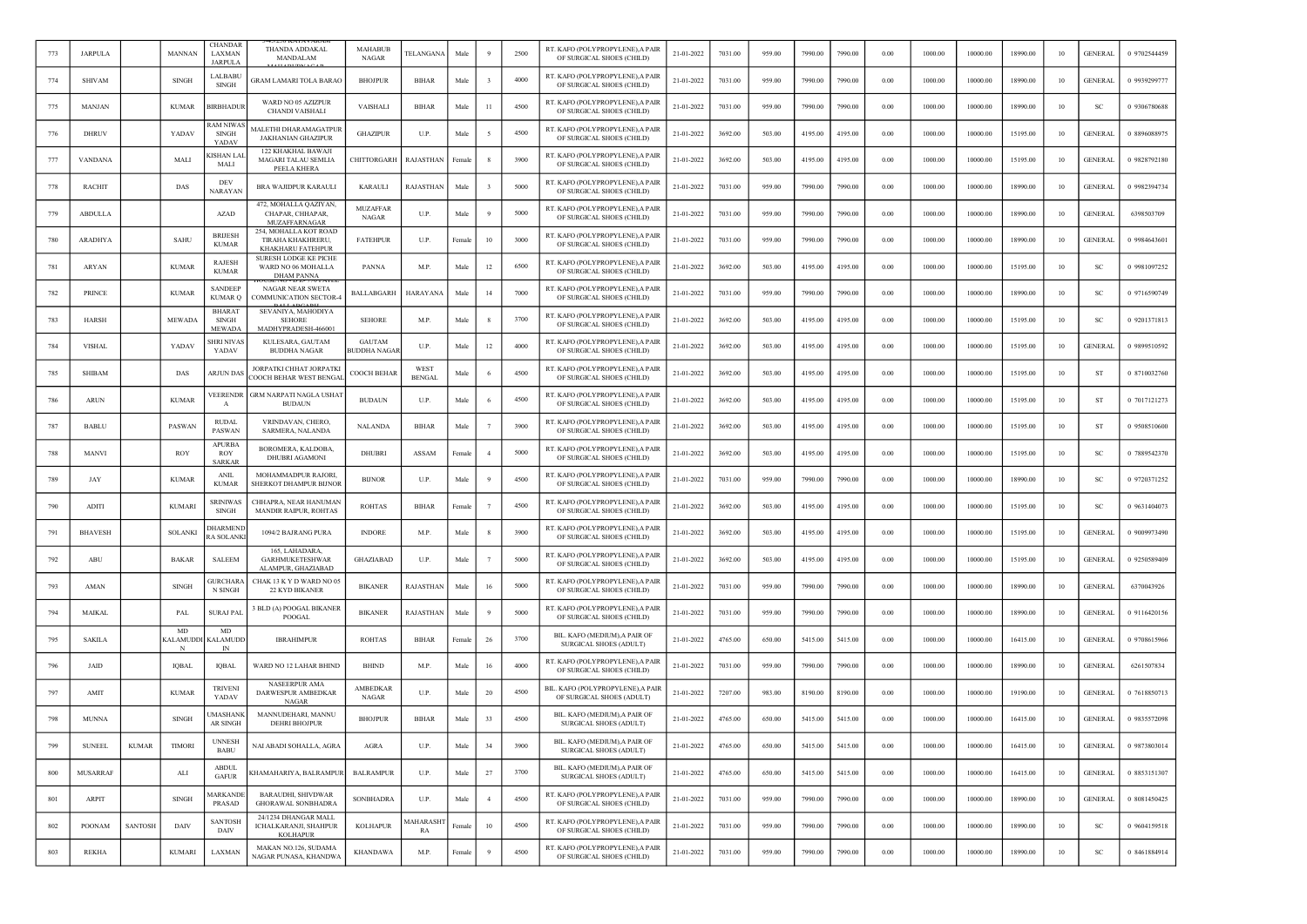| 773 | JARPULA | | MANNAN | CHANDAR LAXMAN JARPULA | THANDA ADDAKAL MANDALAM | MAHABUB NAGAR | TELANGANA | Male | 9 | 2500 | RT. KAFO (POLYPROPYLENE),A PAIR OF SURGICAL SHOES (CHILD) | 21-01-2022 | 7031.00 | 959.00 | 7990.00 | 7990.00 | 0.00 | 1000.00 | 10000.00 | 18990.00 | 10 | GENERAL | 0 9702544459 |
|---|---|---|---|---|---|---|---|---|---|---|---|---|---|---|---|---|---|---|---|---|---|---|---|
| 774 | SHIVAM | | SINGH | LALBABU SINGH | GRAM LAMARI TOLA BARAO | BHOJPUR | BIHAR | Male | 3 | 4000 | RT. KAFO (POLYPROPYLENE),A PAIR OF SURGICAL SHOES (CHILD) | 21-01-2022 | 7031.00 | 959.00 | 7990.00 | 7990.00 | 0.00 | 1000.00 | 10000.00 | 18990.00 | 10 | GENERAL | 0 9939299777 |
| 775 | MANJAN | | KUMAR | BIRBHADUR | WARD NO 05 AZIZPUR CHANDI VAISHALI | VAISHALI | BIHAR | Male | 11 | 4500 | RT. KAFO (POLYPROPYLENE),A PAIR OF SURGICAL SHOES (CHILD) | 21-01-2022 | 7031.00 | 959.00 | 7990.00 | 7990.00 | 0.00 | 1000.00 | 10000.00 | 18990.00 | 10 | SC | 0 9306780688 |
| 776 | DHRUV | | YADAV | RAM NIWAS SINGH YADAV | MALETHI DHARAMAGATPUR JAKHANIAN GHAZIPUR | GHAZIPUR | U.P. | Male | 5 | 4500 | RT. KAFO (POLYPROPYLENE),A PAIR OF SURGICAL SHOES (CHILD) | 21-01-2022 | 3692.00 | 503.00 | 4195.00 | 4195.00 | 0.00 | 1000.00 | 10000.00 | 15195.00 | 10 | GENERAL | 0 8896088975 |
| 777 | VANDANA | | MALI | KISHAN LAL MALI | 122 KHAKHAL BAWAJI MAGARI TALAU SEMLIA PEELA KHERA | CHITTORGARH | RAJASTHAN | Female | 8 | 3900 | RT. KAFO (POLYPROPYLENE),A PAIR OF SURGICAL SHOES (CHILD) | 21-01-2022 | 3692.00 | 503.00 | 4195.00 | 4195.00 | 0.00 | 1000.00 | 10000.00 | 15195.00 | 10 | GENERAL | 0 9828792180 |
| 778 | RACHIT | | DAS | DEV NARAYAN | BRA WAJIDPUR KARAULI | KARAULI | RAJASTHAN | Male | 3 | 5000 | RT. KAFO (POLYPROPYLENE),A PAIR OF SURGICAL SHOES (CHILD) | 21-01-2022 | 7031.00 | 959.00 | 7990.00 | 7990.00 | 0.00 | 1000.00 | 10000.00 | 18990.00 | 10 | GENERAL | 0 9982394734 |
| 779 | ABDULLA | | AZAD | | 472, MOHALLA QAZIYAN, CHAPAR, CHHAPAR, MUZAFFARNAGAR | MUZAFFAR NAGAR | U.P. | Male | 9 | 5000 | RT. KAFO (POLYPROPYLENE),A PAIR OF SURGICAL SHOES (CHILD) | 21-01-2022 | 7031.00 | 959.00 | 7990.00 | 7990.00 | 0.00 | 1000.00 | 10000.00 | 18990.00 | 10 | GENERAL | 6398503709 |
| 780 | ARADHYA | | SAHU | BRIJESH KUMAR | 254, MOHALLA KOT ROAD TIRAHA KHAKHRERU, KHAKHARU FATEHPUR | FATEHPUR | U.P. | Female | 10 | 3000 | RT. KAFO (POLYPROPYLENE),A PAIR OF SURGICAL SHOES (CHILD) | 21-01-2022 | 7031.00 | 959.00 | 7990.00 | 7990.00 | 0.00 | 1000.00 | 10000.00 | 18990.00 | 10 | GENERAL | 0 9984643601 |
| 781 | ARYAN | | KUMAR | RAJESH KUMAR | SURESH LODGE KE PICHE WARD NO 06 MOHALLA DHAM PANNA | PANNA | M.P. | Male | 12 | 6500 | RT. KAFO (POLYPROPYLENE),A PAIR OF SURGICAL SHOES (CHILD) | 21-01-2022 | 3692.00 | 503.00 | 4195.00 | 4195.00 | 0.00 | 1000.00 | 10000.00 | 15195.00 | 10 | SC | 0 9981097252 |
| 782 | PRINCE | | KUMAR | SANDEEP KUMAR Q | NAGAR NEAR SWETA COMMUNICATION SECTOR-4 | BALLABGARH | HARAYANA | Male | 14 | 7000 | RT. KAFO (POLYPROPYLENE),A PAIR OF SURGICAL SHOES (CHILD) | 21-01-2022 | 7031.00 | 959.00 | 7990.00 | 7990.00 | 0.00 | 1000.00 | 10000.00 | 18990.00 | 10 | SC | 0 9716590749 |
| 783 | HARSH | | MEWADA | BHARAT SINGH MEWADA | SEVANIYA, MAHODIYA SEHORE MADHYPRADESH-466001 | SEHORE | M.P. | Male | 8 | 3700 | RT. KAFO (POLYPROPYLENE),A PAIR OF SURGICAL SHOES (CHILD) | 21-01-2022 | 3692.00 | 503.00 | 4195.00 | 4195.00 | 0.00 | 1000.00 | 10000.00 | 15195.00 | 10 | SC | 0 9201371813 |
| 784 | VISHAL | | YADAV | SHRI NIVAS YADAV | KULESARA, GAUTAM BUDDHA NAGAR | GAUTAM BUDDHA NAGAR | U.P. | Male | 12 | 4000 | RT. KAFO (POLYPROPYLENE),A PAIR OF SURGICAL SHOES (CHILD) | 21-01-2022 | 3692.00 | 503.00 | 4195.00 | 4195.00 | 0.00 | 1000.00 | 10000.00 | 15195.00 | 10 | GENERAL | 0 9899510592 |
| 785 | SHIBAM | | DAS | ARJUN DAS | JORPATKI CHHAT JORPATKI COOCH BEHAR WEST BENGAL | COOCH BEHAR | WEST BENGAL | Male | 6 | 4500 | RT. KAFO (POLYPROPYLENE),A PAIR OF SURGICAL SHOES (CHILD) | 21-01-2022 | 3692.00 | 503.00 | 4195.00 | 4195.00 | 0.00 | 1000.00 | 10000.00 | 15195.00 | 10 | ST | 0 8710032760 |
| 786 | ARUN | | KUMAR | VEERENDRA | GRM NARPATI NAGLA USHAT BUDAUN | BUDAUN | U.P. | Male | 6 | 4500 | RT. KAFO (POLYPROPYLENE),A PAIR OF SURGICAL SHOES (CHILD) | 21-01-2022 | 3692.00 | 503.00 | 4195.00 | 4195.00 | 0.00 | 1000.00 | 10000.00 | 15195.00 | 10 | ST | 0 7017121273 |
| 787 | BABLU | | PASWAN | RUDAL PASWAN | VRINDAVAN, CHERO, SARMERA, NALANDA | NALANDA | BIHAR | Male | 7 | 3900 | RT. KAFO (POLYPROPYLENE),A PAIR OF SURGICAL SHOES (CHILD) | 21-01-2022 | 3692.00 | 503.00 | 4195.00 | 4195.00 | 0.00 | 1000.00 | 10000.00 | 15195.00 | 10 | ST | 0 9508510600 |
| 788 | MANVI | | ROY | APURBA ROY SARKAR | BOROMERA, KALDOBA, DHUBRI AGAMONI | DHUBRI | ASSAM | Female | 4 | 5000 | RT. KAFO (POLYPROPYLENE),A PAIR OF SURGICAL SHOES (CHILD) | 21-01-2022 | 3692.00 | 503.00 | 4195.00 | 4195.00 | 0.00 | 1000.00 | 10000.00 | 15195.00 | 10 | SC | 0 7889542370 |
| 789 | JAY | | KUMAR | ANIL KUMAR | MOHAMMADPUR RAJORI, SHERKOT DHAMPUR BIJNOR | BIJNOR | U.P. | Male | 9 | 4500 | RT. KAFO (POLYPROPYLENE),A PAIR OF SURGICAL SHOES (CHILD) | 21-01-2022 | 7031.00 | 959.00 | 7990.00 | 7990.00 | 0.00 | 1000.00 | 10000.00 | 18990.00 | 10 | SC | 0 9720371252 |
| 790 | ADITI | | KUMARI | SRINIWAS SINGH | CHHAPRA, NEAR HANUMAN MANDIR RAIPUR, ROHTAS | ROHTAS | BIHAR | Female | 7 | 4500 | RT. KAFO (POLYPROPYLENE),A PAIR OF SURGICAL SHOES (CHILD) | 21-01-2022 | 3692.00 | 503.00 | 4195.00 | 4195.00 | 0.00 | 1000.00 | 10000.00 | 15195.00 | 10 | SC | 0 9631404073 |
| 791 | BHAVESH | | SOLANKI | DHARMENDRA SOLANKI | 1094/2 BAJRANG PURA | INDORE | M.P. | Male | 8 | 3900 | RT. KAFO (POLYPROPYLENE),A PAIR OF SURGICAL SHOES (CHILD) | 21-01-2022 | 3692.00 | 503.00 | 4195.00 | 4195.00 | 0.00 | 1000.00 | 10000.00 | 15195.00 | 10 | GENERAL | 0 9009973490 |
| 792 | ABU | | BAKAR | SALEEM | 165, LAHADARA, GARHMUKETESHWAR ALAMPUR, GHAZIABAD | GHAZIABAD | U.P. | Male | 7 | 5000 | RT. KAFO (POLYPROPYLENE),A PAIR OF SURGICAL SHOES (CHILD) | 21-01-2022 | 3692.00 | 503.00 | 4195.00 | 4195.00 | 0.00 | 1000.00 | 10000.00 | 15195.00 | 10 | GENERAL | 0 9250589409 |
| 793 | AMAN | | SINGH | GURCHARAN SINGH | CHAK 13 K Y D WARD NO 05 22 KYD BIKANER | BIKANER | RAJASTHAN | Male | 16 | 5000 | RT. KAFO (POLYPROPYLENE),A PAIR OF SURGICAL SHOES (CHILD) | 21-01-2022 | 7031.00 | 959.00 | 7990.00 | 7990.00 | 0.00 | 1000.00 | 10000.00 | 18990.00 | 10 | GENERAL | 6370043926 |
| 794 | MAIKAL | | PAL | SURAJ PAL | 3 BLD (A) POOGAL BIKANER POOGAL | BIKANER | RAJASTHAN | Male | 9 | 5000 | RT. KAFO (POLYPROPYLENE),A PAIR OF SURGICAL SHOES (CHILD) | 21-01-2022 | 7031.00 | 959.00 | 7990.00 | 7990.00 | 0.00 | 1000.00 | 10000.00 | 18990.00 | 10 | GENERAL | 0 9116420156 |
| 795 | SAKILA | | MD KALAMUDDIN | MD KALAMUDDIN | IBRAHIMPUR | ROHTAS | BIHAR | Female | 26 | 3700 | BIL. KAFO (MEDIUM),A PAIR OF SURGICAL SHOES (ADULT) | 21-01-2022 | 4765.00 | 650.00 | 5415.00 | 5415.00 | 0.00 | 1000.00 | 10000.00 | 16415.00 | 10 | GENERAL | 0 9708615966 |
| 796 | JAID | | IQBAL | IQBAL | WARD NO 12 LAHAR BHIND | BHIND | M.P. | Male | 16 | 4000 | RT. KAFO (POLYPROPYLENE),A PAIR OF SURGICAL SHOES (CHILD) | 21-01-2022 | 7031.00 | 959.00 | 7990.00 | 7990.00 | 0.00 | 1000.00 | 10000.00 | 18990.00 | 10 | GENERAL | 6261507834 |
| 797 | AMIT | | KUMAR | TRIVENI YADAV | NASEERPUR AMA DARWESPUR AMBEDKAR NAGAR | AMBEDKAR NAGAR | U.P. | Male | 20 | 4500 | BIL. KAFO (POLYPROPYLENE),A PAIR OF SURGICAL SHOES (ADULT) | 21-01-2022 | 7207.00 | 983.00 | 8190.00 | 8190.00 | 0.00 | 1000.00 | 10000.00 | 19190.00 | 10 | GENERAL | 0 7618850713 |
| 798 | MUNNA | | SINGH | UMASHANKAR SINGH | MANNUDEHARI, MANNU DEHRI BHOJPUR | BHOJPUR | BIHAR | Male | 33 | 4500 | BIL. KAFO (MEDIUM),A PAIR OF SURGICAL SHOES (ADULT) | 21-01-2022 | 4765.00 | 650.00 | 5415.00 | 5415.00 | 0.00 | 1000.00 | 10000.00 | 16415.00 | 10 | GENERAL | 0 9835572098 |
| 799 | SUNEEL | KUMAR | TIMORI | UNNESH BABU | NAI ABADI SOHALLA, AGRA | AGRA | U.P. | Male | 34 | 3900 | BIL. KAFO (MEDIUM),A PAIR OF SURGICAL SHOES (ADULT) | 21-01-2022 | 4765.00 | 650.00 | 5415.00 | 5415.00 | 0.00 | 1000.00 | 10000.00 | 16415.00 | 10 | GENERAL | 0 9873803014 |
| 800 | MUSARRAF | | ALI | ABDUL GAFUR | KHAMAHARIYA, BALRAMPUR | BALRAMPUR | U.P. | Male | 27 | 3700 | BIL. KAFO (MEDIUM),A PAIR OF SURGICAL SHOES (ADULT) | 21-01-2022 | 4765.00 | 650.00 | 5415.00 | 5415.00 | 0.00 | 1000.00 | 10000.00 | 16415.00 | 10 | GENERAL | 0 8853151307 |
| 801 | ARPIT | | SINGH | MARKANDE PRASAD | BARAUDHI, SHIVDWAR GHORAWAL SONBHADRA | SONBHADRA | U.P. | Male | 4 | 4500 | RT. KAFO (POLYPROPYLENE),A PAIR OF SURGICAL SHOES (CHILD) | 21-01-2022 | 7031.00 | 959.00 | 7990.00 | 7990.00 | 0.00 | 1000.00 | 10000.00 | 18990.00 | 10 | GENERAL | 0 8081450425 |
| 802 | POONAM | SANTOSH | DAIV | SANTOSH DAIV | 24/1234 DHANGAR MALL ICHALKARANJI, SHAHPUR KOLHAPUR | KOLHAPUR | MAHARASHTRA | Female | 10 | 4500 | RT. KAFO (POLYPROPYLENE),A PAIR OF SURGICAL SHOES (CHILD) | 21-01-2022 | 7031.00 | 959.00 | 7990.00 | 7990.00 | 0.00 | 1000.00 | 10000.00 | 18990.00 | 10 | SC | 0 9604159518 |
| 803 | REKHA | | KUMARI | LAXMAN | MAKAN NO.126, SUDAMA NAGAR PUNASA, KHANDWA | KHANDAWA | M.P. | Female | 9 | 4500 | RT. KAFO (POLYPROPYLENE),A PAIR OF SURGICAL SHOES (CHILD) | 21-01-2022 | 7031.00 | 959.00 | 7990.00 | 7990.00 | 0.00 | 1000.00 | 10000.00 | 18990.00 | 10 | SC | 0 8461884914 |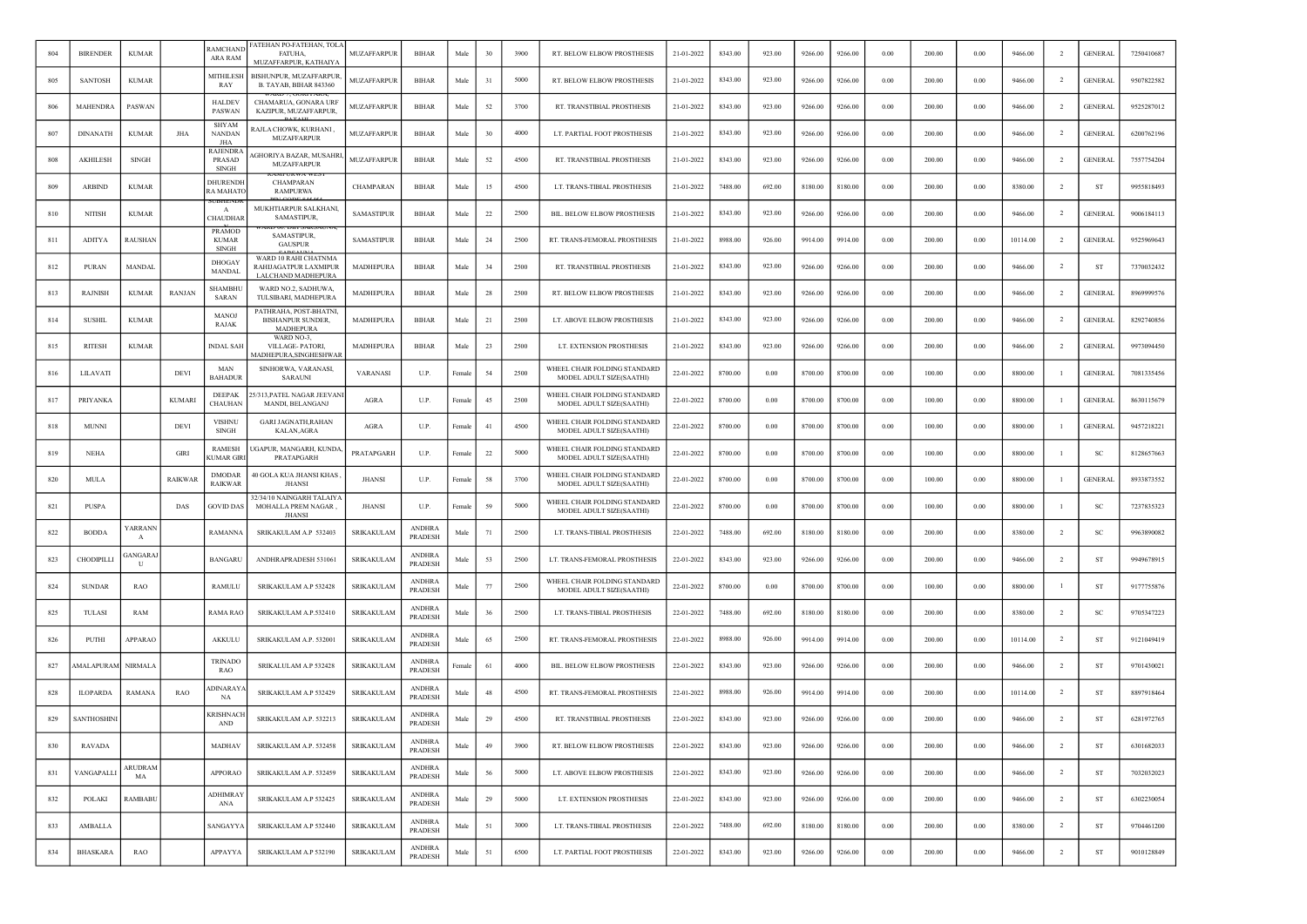| 804 | BIRENDER | KUMAR | | RAMCHAND ARA RAM | FATEHAN PO-FATEHAN, TOLA FATUHA, MUZAFFARPUR, KATHAIYA | MUZAFFARPUR | BIHAR | Male | 30 | 3900 | RT. BELOW ELBOW PROSTHESIS | 21-01-2022 | 8343.00 | 923.00 | 9266.00 | 9266.00 | 0.00 | 200.00 | 0.00 | 9466.00 | 2 | GENERAL | 7250410687 |
|---|---|---|---|---|---|---|---|---|---|---|---|---|---|---|---|---|---|---|---|---|---|---|---|
| 805 | SANTOSH | KUMAR | | MITHILESH RAY | BISHUNPUR, MUZAFFARPUR, B. TAYAB, BIHAR 843360 | MUZAFFARPUR | BIHAR | Male | 31 | 5000 | RT. BELOW ELBOW PROSTHESIS | 21-01-2022 | 8343.00 | 923.00 | 9266.00 | 9266.00 | 0.00 | 200.00 | 0.00 | 9466.00 | 2 | GENERAL | 9507822582 |
| 806 | MAHENDRA | PASWAN | | HALDEV PASWAN | WARD 7, GORIYARA, CHAMARUA, GONARA URF KAZIPUR, MUZAFFARPUR, PATAHI | MUZAFFARPUR | BIHAR | Male | 52 | 3700 | RT. TRANSTIBIAL PROSTHESIS | 21-01-2022 | 8343.00 | 923.00 | 9266.00 | 9266.00 | 0.00 | 200.00 | 0.00 | 9466.00 | 2 | GENERAL | 9525287012 |
| 807 | DINANATH | KUMAR | JHA | SHYAM NANDAN JHA | RAJLA CHOWK, KURHANI , MUZAFFARPUR | MUZAFFARPUR | BIHAR | Male | 30 | 4000 | LT. PARTIAL FOOT PROSTHESIS | 21-01-2022 | 8343.00 | 923.00 | 9266.00 | 9266.00 | 0.00 | 200.00 | 0.00 | 9466.00 | 2 | GENERAL | 6200762196 |
| 808 | AKHILESH | SINGH | | RAJENDRA PRASAD SINGH | AGHORIYA BAZAR, MUSAHRI, MUZAFFARPUR | MUZAFFARPUR | BIHAR | Male | 52 | 4500 | RT. TRANSTIBIAL PROSTHESIS | 21-01-2022 | 8343.00 | 923.00 | 9266.00 | 9266.00 | 0.00 | 200.00 | 0.00 | 9466.00 | 2 | GENERAL | 7557754204 |
| 809 | ARBIND | KUMAR | | DHURENDH RA MAHATO | RAMPURWA WEST CHAMPARAN RAMPURWA | CHAMPARAN | BIHAR | Male | 15 | 4500 | LT. TRANS-TIBIAL PROSTHESIS | 21-01-2022 | 7488.00 | 692.00 | 8180.00 | 8180.00 | 0.00 | 200.00 | 0.00 | 8380.00 | 2 | ST | 9955818493 |
| 810 | NITISH | KUMAR | | SUBHENDRA CHAUDHAR | MUKHTIARPUR SALKHANI, SAMASTIPUR, | SAMASTIPUR | BIHAR | Male | 22 | 2500 | BIL. BELOW ELBOW PROSTHESIS | 21-01-2022 | 8343.00 | 923.00 | 9266.00 | 9266.00 | 0.00 | 200.00 | 0.00 | 9466.00 | 2 | GENERAL | 9006184113 |
| 811 | ADITYA | RAUSHAN | | PRAMOD KUMAR SINGH | WARD 06, DIST SAMASTIPUR, SAMASTIPUR, GAUSPUR SARSAUNA | SAMASTIPUR | BIHAR | Male | 24 | 2500 | RT. TRANS-FEMORAL PROSTHESIS | 21-01-2022 | 8988.00 | 926.00 | 9914.00 | 9914.00 | 0.00 | 200.00 | 0.00 | 10114.00 | 2 | GENERAL | 9525969643 |
| 812 | PURAN | MANDAL | | DHOGAY MANDAL | WARD 10 RAHI CHATNMA RAHIJAGATPUR LAXMIPUR LALCHAND MADHEPURA | MADHEPURA | BIHAR | Male | 34 | 2500 | RT. TRANSTIBIAL PROSTHESIS | 21-01-2022 | 8343.00 | 923.00 | 9266.00 | 9266.00 | 0.00 | 200.00 | 0.00 | 9466.00 | 2 | ST | 7370032432 |
| 813 | RAJNISH | KUMAR | RANJAN | SHAMBHU SARAN | WARD NO.2, SADHUWA, TULSIBARI, MADHEPURA | MADHEPURA | BIHAR | Male | 28 | 2500 | RT. BELOW ELBOW PROSTHESIS | 21-01-2022 | 8343.00 | 923.00 | 9266.00 | 9266.00 | 0.00 | 200.00 | 0.00 | 9466.00 | 2 | GENERAL | 8969999576 |
| 814 | SUSHIL | KUMAR | | MANOJ RAJAK | PATHRAHA, POST-BHATNI, BISHANPUR SUNDER, MADHEPURA | MADHEPURA | BIHAR | Male | 21 | 2500 | LT. ABOVE ELBOW PROSTHESIS | 21-01-2022 | 8343.00 | 923.00 | 9266.00 | 9266.00 | 0.00 | 200.00 | 0.00 | 9466.00 | 2 | GENERAL | 8292740856 |
| 815 | RITESH | KUMAR | | INDAL SAH | WARD NO-3, VILLAGE- PATORI, MADHEPURA,SINGHESHWAR | MADHEPURA | BIHAR | Male | 23 | 2500 | LT. EXTENSION PROSTHESIS | 21-01-2022 | 8343.00 | 923.00 | 9266.00 | 9266.00 | 0.00 | 200.00 | 0.00 | 9466.00 | 2 | GENERAL | 9973094450 |
| 816 | LILAVATI | | DEVI | MAN BAHADUR | SINHORWA, VARANASI, SARAUNI | VARANASI | U.P. | Female | 54 | 2500 | WHEEL CHAIR FOLDING STANDARD MODEL ADULT SIZE(SAATHI) | 22-01-2022 | 8700.00 | 0.00 | 8700.00 | 8700.00 | 0.00 | 100.00 | 0.00 | 8800.00 | 1 | GENERAL | 7081335456 |
| 817 | PRIYANKA | | KUMARI | DEEPAK CHAUHAN | 25/313,PATEL NAGAR JEEVANI MANDI, BELANGANJ | AGRA | U.P. | Female | 45 | 2500 | WHEEL CHAIR FOLDING STANDARD MODEL ADULT SIZE(SAATHI) | 22-01-2022 | 8700.00 | 0.00 | 8700.00 | 8700.00 | 0.00 | 100.00 | 0.00 | 8800.00 | 1 | GENERAL | 8630115679 |
| 818 | MUNNI | | DEVI | VISHNU SINGH | GARI JAGNATH,RAHAN KALAN,AGRA | AGRA | U.P. | Female | 41 | 4500 | WHEEL CHAIR FOLDING STANDARD MODEL ADULT SIZE(SAATHI) | 22-01-2022 | 8700.00 | 0.00 | 8700.00 | 8700.00 | 0.00 | 100.00 | 0.00 | 8800.00 | 1 | GENERAL | 9457218221 |
| 819 | NEHA | | GIRI | RAMESH KUMAR GIRI | UGAPUR, MANGARH, KUNDA, PRATAPGARH | PRATAPGARH | U.P. | Female | 22 | 5000 | WHEEL CHAIR FOLDING STANDARD MODEL ADULT SIZE(SAATHI) | 22-01-2022 | 8700.00 | 0.00 | 8700.00 | 8700.00 | 0.00 | 100.00 | 0.00 | 8800.00 | 1 | SC | 8128657663 |
| 820 | MULA | | RAIKWAR | DMODAR RAIKWAR | 40 GOLA KUA JHANSI KHAS , JHANSI | JHANSI | U.P. | Female | 58 | 3700 | WHEEL CHAIR FOLDING STANDARD MODEL ADULT SIZE(SAATHI) | 22-01-2022 | 8700.00 | 0.00 | 8700.00 | 8700.00 | 0.00 | 100.00 | 0.00 | 8800.00 | 1 | GENERAL | 8933873552 |
| 821 | PUSPA | | DAS | GOVID DAS | 32/34/10 NAINGARH TALAIYA MOHALLA PREM NAGAR , JHANSI | JHANSI | U.P. | Female | 59 | 5000 | WHEEL CHAIR FOLDING STANDARD MODEL ADULT SIZE(SAATHI) | 22-01-2022 | 8700.00 | 0.00 | 8700.00 | 8700.00 | 0.00 | 100.00 | 0.00 | 8800.00 | 1 | SC | 7237835323 |
| 822 | BODDA | YARRANNA | | RAMANNA | SRIKAKULAM A.P 532403 | SRIKAKULAM | ANDHRA PRADESH | Male | 71 | 2500 | LT. TRANS-TIBIAL PROSTHESIS | 22-01-2022 | 7488.00 | 692.00 | 8180.00 | 8180.00 | 0.00 | 200.00 | 0.00 | 8380.00 | 2 | SC | 9963890082 |
| 823 | CHODIPILLI | GANGARAJU | | BANGARU | ANDHRAPRADESH 531061 | SRIKAKULAM | ANDHRA PRADESH | Male | 53 | 2500 | LT. TRANS-FEMORAL PROSTHESIS | 22-01-2022 | 8343.00 | 923.00 | 9266.00 | 9266.00 | 0.00 | 200.00 | 0.00 | 9466.00 | 2 | ST | 9949678915 |
| 824 | SUNDAR | RAO | | RAMULU | SRIKAKULAM A.P 532428 | SRIKAKULAM | ANDHRA PRADESH | Male | 77 | 2500 | WHEEL CHAIR FOLDING STANDARD MODEL ADULT SIZE(SAATHI) | 22-01-2022 | 8700.00 | 0.00 | 8700.00 | 8700.00 | 0.00 | 100.00 | 0.00 | 8800.00 | 1 | ST | 9177755876 |
| 825 | TULASI | RAM | | RAMA RAO | SRIKAKULAM A.P.532410 | SRIKAKULAM | ANDHRA PRADESH | Male | 36 | 2500 | LT. TRANS-TIBIAL PROSTHESIS | 22-01-2022 | 7488.00 | 692.00 | 8180.00 | 8180.00 | 0.00 | 200.00 | 0.00 | 8380.00 | 2 | SC | 9705347223 |
| 826 | PUTHI | APPARAO | | AKKULU | SRIKAKULAM A.P. 532001 | SRIKAKULAM | ANDHRA PRADESH | Male | 65 | 2500 | RT. TRANS-FEMORAL PROSTHESIS | 22-01-2022 | 8988.00 | 926.00 | 9914.00 | 9914.00 | 0.00 | 200.00 | 0.00 | 10114.00 | 2 | ST | 9121049419 |
| 827 | AMALAPURAM | NIRMALA | | TRINADO RAO | SRIKALULAM A.P 532428 | SRIKAKULAM | ANDHRA PRADESH | Female | 61 | 4000 | BIL. BELOW ELBOW PROSTHESIS | 22-01-2022 | 8343.00 | 923.00 | 9266.00 | 9266.00 | 0.00 | 200.00 | 0.00 | 9466.00 | 2 | ST | 9701430021 |
| 828 | ILOPARDA | RAMANA | RAO | ADINARAYANA | SRIKAKULAM A.P 532429 | SRIKAKULAM | ANDHRA PRADESH | Male | 48 | 4500 | RT. TRANS-FEMORAL PROSTHESIS | 22-01-2022 | 8988.00 | 926.00 | 9914.00 | 9914.00 | 0.00 | 200.00 | 0.00 | 10114.00 | 2 | ST | 8897918464 |
| 829 | SANTHOSHINI | | | KRISHNACHAND | SRIKAKULAM A.P. 532213 | SRIKAKULAM | ANDHRA PRADESH | Male | 29 | 4500 | RT. TRANSTIBIAL PROSTHESIS | 22-01-2022 | 8343.00 | 923.00 | 9266.00 | 9266.00 | 0.00 | 200.00 | 0.00 | 9466.00 | 2 | ST | 6281972765 |
| 830 | RAVADA | | | MADHAV | SRIKAKULAM A.P. 532458 | SRIKAKULAM | ANDHRA PRADESH | Male | 49 | 3900 | RT. BELOW ELBOW PROSTHESIS | 22-01-2022 | 8343.00 | 923.00 | 9266.00 | 9266.00 | 0.00 | 200.00 | 0.00 | 9466.00 | 2 | ST | 6301682033 |
| 831 | VANGAPALLI | ARUDRAMMA | | APPORAO | SRIKAKULAM A.P. 532459 | SRIKAKULAM | ANDHRA PRADESH | Male | 56 | 5000 | LT. ABOVE ELBOW PROSTHESIS | 22-01-2022 | 8343.00 | 923.00 | 9266.00 | 9266.00 | 0.00 | 200.00 | 0.00 | 9466.00 | 2 | ST | 7032032023 |
| 832 | POLAKI | RAMBABU | | ADHIMRAYANA | SRIKAKULAM A.P 532425 | SRIKAKULAM | ANDHRA PRADESH | Male | 29 | 5000 | LT. EXTENSION PROSTHESIS | 22-01-2022 | 8343.00 | 923.00 | 9266.00 | 9266.00 | 0.00 | 200.00 | 0.00 | 9466.00 | 2 | ST | 6302230054 |
| 833 | AMBALLA | | | SANGAYYA | SRIKAKULAM A.P 532440 | SRIKAKULAM | ANDHRA PRADESH | Male | 51 | 3000 | LT. TRANS-TIBIAL PROSTHESIS | 22-01-2022 | 7488.00 | 692.00 | 8180.00 | 8180.00 | 0.00 | 200.00 | 0.00 | 8380.00 | 2 | ST | 9704461200 |
| 834 | BHASKARA | RAO | | APPAYYA | SRIKAKULAM A.P 532190 | SRIKAKULAM | ANDHRA PRADESH | Male | 51 | 6500 | LT. PARTIAL FOOT PROSTHESIS | 22-01-2022 | 8343.00 | 923.00 | 9266.00 | 9266.00 | 0.00 | 200.00 | 0.00 | 9466.00 | 2 | ST | 9010128849 |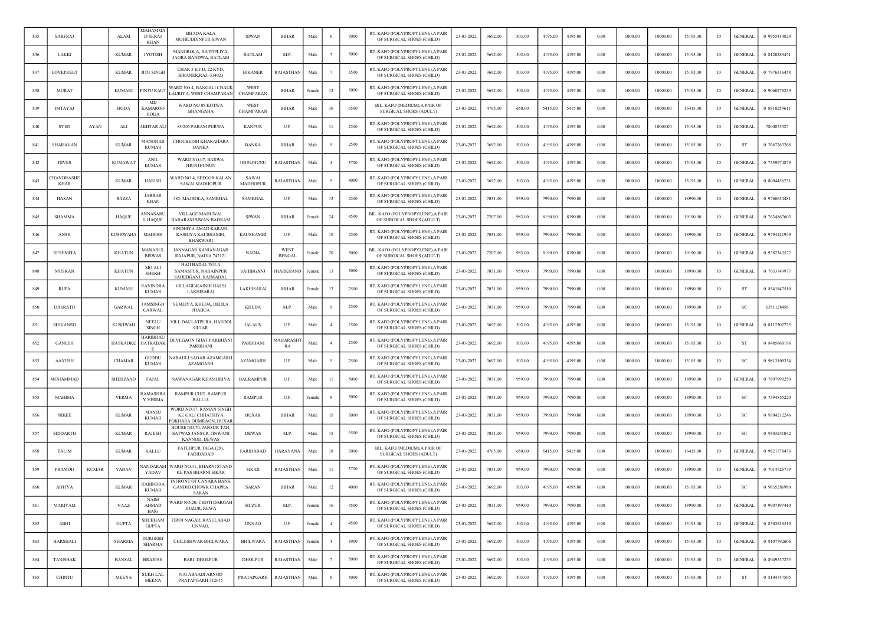| 835 | SARFRAJ | | ALAM | MAHAMMAD SERAJ KHAN | BHADA KALA MOHIUDDINPUR SIWAN | SIWAN | BIHAR | Male | 6 | 7000 | RT. KAFO (POLYPROPYLENE),A PAIR OF SURGICAL SHOES (CHILD) | 23-01-2022 | 3692.00 | 503.00 | 4195.00 | 4195.00 | 0.00 | 1000.00 | 10000.00 | 15195.00 | 10 | GENERAL | 0 9955414824 |
|---|---|---|---|---|---|---|---|---|---|---|---|---|---|---|---|---|---|---|---|---|---|---|---|
| 836 | LAKKI | | KUMAR | JYOTISH | MANGROLA, HATPIPLIYA, JAORA BANDWA, RATLAM | RATLAM | M.P. | Male | 7 | 5000 | RT. KAFO (POLYPROPYLENE),A PAIR OF SURGICAL SHOES (CHILD) | 23-01-2022 | 3692.00 | 503.00 | 4195.00 | 4195.00 | 0.00 | 1000.00 | 10000.00 | 15195.00 | 10 | GENERAL | 0 8120289471 |
| 837 | LOVEPREET | | KUMAR | JITU SINGH | CHAK 5 K J D, 22 KYD, BIKANER,RAJ.-334023 | BIKANER | RAJASTHAN | Male | 7 | 3500 | RT. KAFO (POLYPROPYLENE),A PAIR OF SURGICAL SHOES (CHILD) | 23-01-2022 | 3692.00 | 503.00 | 4195.00 | 4195.00 | 0.00 | 1000.00 | 10000.00 | 15195.00 | 10 | GENERAL | 0 7976316458 |
| 838 | MURAT | | KUMARI | PINTU RAUT | WARD NO.4, BANGALI CHAUK LAURIYA, WEST CHAMPARAN | WEST CHAMPARAN | BIHAR | Female | 12 | 5000 | RT. KAFO (POLYPROPYLENE),A PAIR OF SURGICAL SHOES (CHILD) | 23-01-2022 | 3692.00 | 503.00 | 4195.00 | 4195.00 | 0.00 | 1000.00 | 10000.00 | 15195.00 | 10 | GENERAL | 0 9060278239 |
| 839 | IMTAYAJ | | HODA | MD KAMAROO HODA | WARD NO 05 KOTWA BHANGAHA | WEST CHAMPARAN | BIHAR | Male | 30 | 6500 | BIL. KAFO (MEDIUM),A PAIR OF SURGICAL SHOES (ADULT) | 23-01-2022 | 4765.00 | 650.00 | 5415.00 | 5415.00 | 0.00 | 1000.00 | 10000.00 | 16415.00 | 10 | GENERAL | 0 8810259611 |
| 840 | SYED | AYAN | ALI | AKHTAR ALI | 83/205 PARAM PURWA | KANPUR | U.P. | Male | 11 | 2500 | RT. KAFO (POLYPROPYLENE),A PAIR OF SURGICAL SHOES (CHILD) | 23-01-2022 | 3692.00 | 503.00 | 4195.00 | 4195.00 | 0.00 | 1000.00 | 10000.00 | 15195.00 | 10 | GENERAL | 7800875327 |
| 841 | SHARAVAN | | KUMAR | MANOHAR KUMAR | CHOUBEDIH KHARAHARA BANKA | BANKA | BIHAR | Male | 5 | 2500 | RT. KAFO (POLYPROPYLENE),A PAIR OF SURGICAL SHOES (CHILD) | 23-01-2022 | 3692.00 | 503.00 | 4195.00 | 4195.00 | 0.00 | 1000.00 | 10000.00 | 15195.00 | 10 | ST | 0 7667263268 |
| 842 | DIVES | | KUMAWAT | ANIL KUMAR | WARD NO-07, BARWA JHUNJHUNUN | JHUNJHUNU | RAJASTHAN | Male | 4 | 3700 | RT. KAFO (POLYPROPYLENE),A PAIR OF SURGICAL SHOES (CHILD) | 23-01-2022 | 3692.00 | 503.00 | 4195.00 | 4195.00 | 0.00 | 1000.00 | 10000.00 | 15195.00 | 10 | GENERAL | 0 7339974879 |
| 843 | CHANDRASHEKHAR | | KUMAR | HARISH | WARD NO.4, SEEGOR KALAN SAWAI MADHOPUR | SAWAI MADHOPUR | RAJASTHAN | Male | 5 | 4000 | RT. KAFO (POLYPROPYLENE),A PAIR OF SURGICAL SHOES (CHILD) | 23-01-2022 | 3692.00 | 503.00 | 4195.00 | 4195.00 | 0.00 | 1000.00 | 10000.00 | 15195.00 | 10 | GENERAL | 0 8094456231 |
| 844 | HASAN | | RAZZA | JABBAR KHAN | 585, MAJHOLA, SAMBHAL | SAMBHAL | U.P. | Male | 13 | 4500 | RT. KAFO (POLYPROPYLENE),A PAIR OF SURGICAL SHOES (CHILD) | 23-01-2022 | 7031.00 | 959.00 | 7990.00 | 7990.00 | 0.00 | 1000.00 | 10000.00 | 18990.00 | 10 | GENERAL | 0 9760654481 |
| 845 | SHAMMA | | HAQUE | ANNASARUL HAQUE | VILLAGE MAHUWAL BARARAM SIWAN BADRAM | SIWAN | BIHAR | Female | 24 | 4500 | BIL. KAFO (POLYPROPYLENE),A PAIR OF SURGICAL SHOES (ADULT) | 23-01-2022 | 7207.00 | 983.00 | 8190.00 | 8190.00 | 0.00 | 1000.00 | 10000.00 | 19190.00 | 10 | GENERAL | 0 7634867603 |
| 846 | ANSH | | KUSHWAHA | MAHESH | SINDHIYA AMAD KARARI, KASHIYA KAUSHAMBI, BHARWARI | KAUSHAMBI | U.P. | Male | 10 | 4500 | RT. KAFO (POLYPROPYLENE),A PAIR OF SURGICAL SHOES (CHILD) | 23-01-2022 | 7031.00 | 959.00 | 7990.00 | 7990.00 | 0.00 | 1000.00 | 10000.00 | 18990.00 | 10 | GENERAL | 0 9794121949 |
| 847 | RESHMITA | | KHATUN | MANARUL BISWAS | JANNAGAR KANIANAGAR RAJAPUR, NADIA 742121 | NADIA | WEST BENGAL | Female | 20 | 5000 | BIL. KAFO (POLYPROPYLENE),A PAIR OF SURGICAL SHOES (ADULT) | 23-01-2022 | 7207.00 | 983.00 | 8190.00 | 8190.00 | 0.00 | 1000.00 | 10000.00 | 19190.00 | 10 | GENERAL | 0 9382343522 |
| 848 | MUSKAN | | KHATUN | MO ALI SHEKH | HAJI BADAL TOLA SAMASPUR, NARAINPUR SAHEBGANJ, RAJMAHAL | SAHIBGANJ | JHARKHAND | Female | 13 | 5000 | RT. KAFO (POLYPROPYLENE),A PAIR OF SURGICAL SHOES (CHILD) | 23-01-2022 | 7031.00 | 959.00 | 7990.00 | 7990.00 | 0.00 | 1000.00 | 10000.00 | 18990.00 | 10 | GENERAL | 0 7033749977 |
| 849 | RUPA | | KUMARI | RAVINDRA KUMAR | VILLAGE-KAINDI HALSI LAKHISARAI | LAKHISARAI | BIHAR | Female | 13 | 2500 | RT. KAFO (POLYPROPYLENE),A PAIR OF SURGICAL SHOES (CHILD) | 23-01-2022 | 7031.00 | 959.00 | 7990.00 | 7990.00 | 0.00 | 1000.00 | 10000.00 | 18990.00 | 10 | ST | 0 8541847510 |
| 850 | DASRATH | | GARWAL | JAMSINGH GARWAL | SEMLIYA, KHEDA, DEDLA JHABUA | KHEDA | M.P. | Male | 9 | 2500 | RT. KAFO (POLYPROPYLENE),A PAIR OF SURGICAL SHOES (CHILD) | 23-01-2022 | 7031.00 | 959.00 | 7990.00 | 7990.00 | 0.00 | 1000.00 | 10000.00 | 18990.00 | 10 | SC | 6351128458 |
| 851 | SHIVANSH | | KUSHWAH | NEELU SINGH | VILL DAULATPURA, HARDOI GUJAR | JALAUN | U.P. | Male | 4 | 2500 | RT. KAFO (POLYPROPYLENE),A PAIR OF SURGICAL SHOES (CHILD) | 23-01-2022 | 3692.00 | 503.00 | 4195.00 | 4195.00 | 0.00 | 1000.00 | 10000.00 | 15195.00 | 10 | GENERAL | 0 8112302725 |
| 852 | GANESH | | HATKADKE | HARIBHAU HATKADAKE | DEVLGAON GHAT PARBHANI PARBHANI | PARBHANI | MAHARASHTRA | Male | 4 | 2500 | RT. KAFO (POLYPROPYLENE),A PAIR OF SURGICAL SHOES (CHILD) | 23-01-2022 | 3692.00 | 503.00 | 4195.00 | 4195.00 | 0.00 | 1000.00 | 10000.00 | 15195.00 | 10 | ST | 0 8485860196 |
| 853 | AAYUSH | | CHAMAR | GUDDU KUMAR | NARAULI SADAR AZAMGARH AZAMGARH | AZAMGARH | U.P. | Male | 5 | 2500 | RT. KAFO (POLYPROPYLENE),A PAIR OF SURGICAL SHOES (CHILD) | 23-01-2022 | 3692.00 | 503.00 | 4195.00 | 4195.00 | 0.00 | 1000.00 | 10000.00 | 15195.00 | 10 | SC | 0 9813109354 |
| 854 | MOHAMMAD | | SHEHZAAD | FAJAL | NAWANAGAR KHAMHRIYA | BALRAMPUR | U.P. | Male | 11 | 5000 | RT. KAFO (POLYPROPYLENE),A PAIR OF SURGICAL SHOES (CHILD) | 23-01-2022 | 7031.00 | 959.00 | 7990.00 | 7990.00 | 0.00 | 1000.00 | 10000.00 | 18990.00 | 10 | GENERAL | 0 7897990259 |
| 855 | MAHIMA | | VERMA | RAMASHRAY VERMA | RAMPUR CHIT. RAMPUR BALLIA | RAMPUR | U.P. | Female | 9 | 5000 | RT. KAFO (POLYPROPYLENE),A PAIR OF SURGICAL SHOES (CHILD) | 23-01-2022 | 7031.00 | 959.00 | 7990.00 | 7990.00 | 0.00 | 1000.00 | 10000.00 | 18990.00 | 10 | SC | 0 7394855220 |
| 856 | NIKEE | | KUMAR | MANOJ KUMAR | WORD NO.17, RAMAN SINGH KE GALI CHHATHIYA POKHARA DUMRAON, BUXAR | BUXAR | BIHAR | Male | 15 | 3000 | RT. KAFO (POLYPROPYLENE),A PAIR OF SURGICAL SHOES (CHILD) | 23-01-2022 | 7031.00 | 959.00 | 7990.00 | 7990.00 | 0.00 | 1000.00 | 10000.00 | 18990.00 | 10 | SC | 0 9304212246 |
| 857 | SIDDARTH | | KUMAR | RAJESH | HOUSE NO.70, JANSUR TAH, SATWAS JANSUR, JINWANI KANNOD, DEWAS | DEWAS | M.P. | Male | 15 | 6500 | RT. KAFO (POLYPROPYLENE),A PAIR OF SURGICAL SHOES (CHILD) | 23-01-2022 | 7031.00 | 959.00 | 7990.00 | 7990.00 | 0.00 | 1000.00 | 10000.00 | 18990.00 | 10 | SC | 0 9303241042 |
| 858 | TALIM | | KUMAR | KALLU | FATEHPUR TAGA (29), FARIDABAD | FARIDABAD | HARAYANA | Male | 18 | 7000 | BIL. KAFO (MEDIUM),A PAIR OF SURGICAL SHOES (ADULT) | 23-01-2022 | 4765.00 | 650.00 | 5415.00 | 5415.00 | 0.00 | 1000.00 | 10000.00 | 16415.00 | 10 | GENERAL | 0 9821778476 |
| 859 | PRAMOD | KUMAR | YADAV | NANDARAM YADAV | WARD NO.11, BHARNI STAND KE PAS BHARNI SIKAR | SIKAR | RAJASTHAN | Male | 11 | 3700 | RT. KAFO (POLYPROPYLENE),A PAIR OF SURGICAL SHOES (CHILD) | 23-01-2022 | 7031.00 | 959.00 | 7990.00 | 7990.00 | 0.00 | 1000.00 | 10000.00 | 18990.00 | 10 | GENERAL | 0 7014726779 |
| 860 | ADITYA | | KUMAR | RABINDRA KUMAR | INFRONT OF CANARA BANK GANDHI CHOWK CHAPRA SARAN | SARAN | BIHAR | Male | 12 | 4000 | RT. KAFO (POLYPROPYLENE),A PAIR OF SURGICAL SHOES (CHILD) | 23-01-2022 | 3692.00 | 503.00 | 4195.00 | 4195.00 | 0.00 | 1000.00 | 10000.00 | 15195.00 | 10 | SC | 0 9835286980 |
| 861 | MARIYAM | | NAAZ | NAIM AHMAD BAIG | WARD NO.20, CHOTI DARGAH HUZUR, REWA | HUZUR | M.P. | Female | 16 | 4500 | RT. KAFO (POLYPROPYLENE),A PAIR OF SURGICAL SHOES (CHILD) | 23-01-2022 | 7031.00 | 959.00 | 7990.00 | 7990.00 | 0.00 | 1000.00 | 10000.00 | 18990.00 | 10 | GENERAL | 0 9907397410 |
| 862 | ABHI | | GUPTA | SHUBHAM GUPTA | FIROJ NAGAR, RASULABAD UNNAO, | UNNAO | U.P. | Female | 4 | 4500 | RT. KAFO (POLYPROPYLENE),A PAIR OF SURGICAL SHOES (CHILD) | 23-01-2022 | 3692.00 | 503.00 | 4195.00 | 4195.00 | 0.00 | 1000.00 | 10000.00 | 15195.00 | 10 | GENERAL | 0 8303828519 |
| 863 | HARSHALI | | SHARMA | DURGESH SHARMA | CHILESHWAR BHILWARA | BHILWARA | RAJASTHAN | Female | 4 | 3900 | RT. KAFO (POLYPROPYLENE),A PAIR OF SURGICAL SHOES (CHILD) | 23-01-2022 | 3692.00 | 503.00 | 4195.00 | 4195.00 | 0.00 | 1000.00 | 10000.00 | 15195.00 | 10 | GENERAL | 0 8107792606 |
| 864 | TANISHAK | | BANSAL | BRAJESH | BARI, DHOLPUR | DHOLPUR | RAJASTHAN | Male | 7 | 5000 | RT. KAFO (POLYPROPYLENE),A PAIR OF SURGICAL SHOES (CHILD) | 23-01-2022 | 3692.00 | 503.00 | 4195.00 | 4195.00 | 0.00 | 1000.00 | 10000.00 | 15195.00 | 10 | GENERAL | 0 8949557235 |
| 865 | CHINTU | | MEENA | SUKH LAL MEENA | NAI ABAADI ARNOD PRATAPGARH 312615 | PRATAPGARH | RAJASTHAN | Male | 8 | 5000 | RT. KAFO (POLYPROPYLENE),A PAIR OF SURGICAL SHOES (CHILD) | 23-01-2022 | 3692.00 | 503.00 | 4195.00 | 4195.00 | 0.00 | 1000.00 | 10000.00 | 15195.00 | 10 | ST | 0 8104747505 |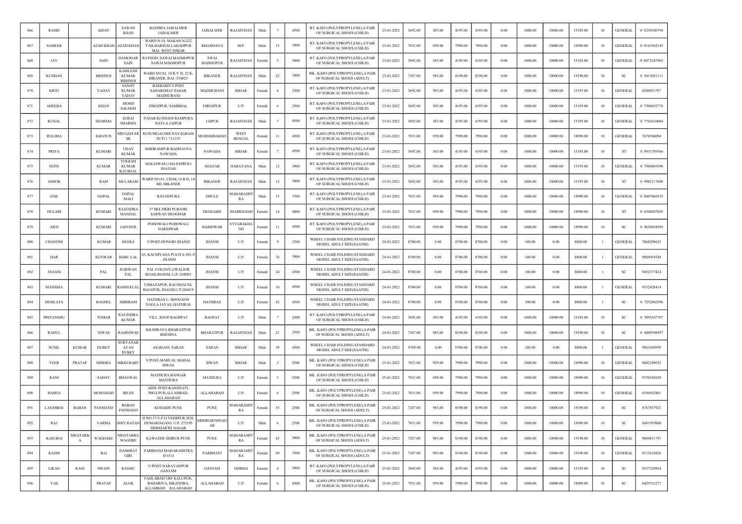| 866 | RASID | | KHAN | SAWAN KHAN | BANDHA JAISALMER JAISALMER | JAISALMER | RAJASTHAN | Male | 7 | 4500 | RT. KAFO (POLYPROPYLENE),A PAIR OF SURGICAL SHOES (CHILD) | 23-01-2022 | 3692.00 | 503.00 | 4195.00 | 4195.00 | 0.00 | 1000.00 | 10000.00 | 15195.00 | 10 | GENERAL | 0 8239100794 |
|---|---|---|---|---|---|---|---|---|---|---|---|---|---|---|---|---|---|---|---|---|---|---|---|
| 867 | SAMEER | | AZAD KHAN | AZAD KHAN | WARD N-18, MAKAN N-222 YAH-HARSUD LAHADPUR MAL WEST NIMAR | KHANDAVA | M.P. | Male | 15 | 3900 | RT. KAFO (POLYPROPYLENE),A PAIR OF SURGICAL SHOES (CHILD) | 23-01-2022 | 7031.00 | 959.00 | 7990.00 | 7990.00 | 0.00 | 1000.00 | 10000.00 | 18990.00 | 10 | GENERAL | 0 9165562145 |
| 868 | JAY | | SAIN | DAMODAR SAIN | RATHOD. SAWAI MADHOPUR SAWAI MADHOPUR | SWAI MADHOPUR | RAJASTHAN | Female | 5 | 5000 | RT. KAFO (POLYPROPYLENE),A PAIR OF SURGICAL SHOES (CHILD) | 23-01-2022 | 3692.00 | 503.00 | 4195.00 | 4195.00 | 0.00 | 1000.00 | 10000.00 | 15195.00 | 10 | GENERAL | 0 8875247903 |
| 869 | KUNDAN | | BISHNOI | KAMLESH KUMAR BISHNOI | WARD NO.02, 18 K Y D, 22 K, BIKANER, RAJ.-334023 | BIKANER | RAJASTHAN | Male | 22 | 3000 | BIL. KAFO (POLYPROPYLENE),A PAIR OF SURGICAL SHOES (ADULT) | 23-01-2022 | 7207.00 | 983.00 | 8190.00 | 8190.00 | 0.00 | 1000.00 | 10000.00 | 19190.00 | 10 | SC | 0 9413051111 |
| 870 | KRITI | | YADAV | SANJIT KUMAR YADAV | BASBARIYA POST SAHARGHAT SAHAR MADHUBANI | MADHUBANI | BIHAR | Female | 4 | 2500 | RT. KAFO (POLYPROPYLENE),A PAIR OF SURGICAL SHOES (CHILD) | 23-01-2022 | 3692.00 | 503.00 | 4195.00 | 4195.00 | 0.00 | 1000.00 | 10000.00 | 15195.00 | 10 | GENERAL | 6200051707 |
| 871 | ADEEBA | | KHAN | MOHD SALEEM | FIROZPUR, SAMBHAL | FIROZPUR | U.P. | Female | 6 | 2500 | RT. KAFO (POLYPROPYLENE),A PAIR OF SURGICAL SHOES (CHILD) | 23-01-2022 | 3692.00 | 503.00 | 4195.00 | 4195.00 | 0.00 | 1000.00 | 10000.00 | 15195.00 | 10 | GENERAL | 0 7500692776 |
| 872 | KUNAL | | SHARMA | SURAJ SHARMA | PASAR KI DHANI RAMPURA NAYLA JAIPUR | JAIPUR | RAJASTHAN | Male | 7 | 4500 | RT. KAFO (POLYPROPYLENE),A PAIR OF SURGICAL SHOES (CHILD) | 23-01-2022 | 3692.00 | 503.00 | 4195.00 | 4195.00 | 0.00 | 1000.00 | 10000.00 | 15195.00 | 10 | GENERAL | 0 7742610004 |
| 873 | RULIMA | | KHATUN | MD GAFFAR SK | KUSUMGACHHI NAYAGRAM SUTI I 731219 | MURSHIDABAD | WEST BENGAL | Female | 11 | 4500 | RT. KAFO (POLYPROPYLENE),A PAIR OF SURGICAL SHOES (CHILD) | 23-01-2022 | 7031.00 | 959.00 | 7990.00 | 7990.00 | 0.00 | 1000.00 | 10000.00 | 18990.00 | 10 | GENERAL | 7678304094 |
| 874 | PRIYA | | KUMARI | UDAY KUMAR | SHRIRAMPUR BADHAUNA NAWADA | NAWADA | BIHAR | Female | 7 | 4500 | RT. KAFO (POLYPROPYLENE),A PAIR OF SURGICAL SHOES (CHILD) | 23-01-2022 | 3692.00 | 503.00 | 4195.00 | 4195.00 | 0.00 | 1000.00 | 10000.00 | 15195.00 | 10 | ST | 0 9931789366 |
| 875 | NITIN | | KUMAR | YOGESH KUMAR KAUSHAL | MALIAWAS (144) SASROLI JHAJJAR | JHAJJAR | HARAYANA | Male | 12 | 3900 | RT. KAFO (POLYPROPYLENE),A PAIR OF SURGICAL SHOES (CHILD) | 23-01-2022 | 3692.00 | 503.00 | 4195.00 | 4195.00 | 0.00 | 1000.00 | 10000.00 | 15195.00 | 10 | GENERAL | 0 7988869390 |
| 876 | ASHOK | | RAM | MULARAM | WARD NO.01, CHAK 14 B D, 14 BD, BIKANER | BIKANER | RAJASTHAN | Male | 12 | 5000 | RT. KAFO (POLYPROPYLENE),A PAIR OF SURGICAL SHOES (CHILD) | 23-01-2022 | 3692.00 | 503.00 | 4195.00 | 4195.00 | 0.00 | 1000.00 | 10000.00 | 15195.00 | 10 | ST | 0 9982117600 |
| 877 | ANIL | | GOPAL | GOPAL MALI | RATANPURA | DHULE | MAHARASHTRA | Male | 15 | 3700 | RT. KAFO (POLYPROPYLENE),A PAIR OF SURGICAL SHOES (CHILD) | 23-01-2022 | 7031.00 | 959.00 | 7990.00 | 7990.00 | 0.00 | 1000.00 | 10000.00 | 18990.00 | 10 | GENERAL | 0 8007066535 |
| 878 | DULARI | | KUMARI | RAJENDRA MANDAL | 37 BELTIKRI PURJORI SARWAN DEOGHAR | DEOGARH | JHARKHAND | Female | 14 | 4000 | RT. KAFO (POLYPROPYLENE),A PAIR OF SURGICAL SHOES (CHILD) | 23-01-2022 | 7031.00 | 959.00 | 7990.00 | 7990.00 | 0.00 | 1000.00 | 10000.00 | 18990.00 | 10 | ST | 0 8340207695 |
| 879 | ARTI | | KUMARI | JASVEER | PODOWALI PODOWALI HARIDWAR | HARIDWAR | UTTARAKHAND | Female | 11 | 4500 | RT. KAFO (POLYPROPYLENE),A PAIR OF SURGICAL SHOES (CHILD) | 23-01-2022 | 7031.00 | 959.00 | 7990.00 | 7990.00 | 0.00 | 1000.00 | 10000.00 | 18990.00 | 10 | SC | 0 9639454595 |
| 880 | CHANDNI | | KUMAR | HEERA | V/POST-DONGRI JHANSI | JHANSI | U.P. | Female | 9 | 2500 | WHEEL CHAIR FOLDING STANDARD MODEL ADULT SIZE(SAATHI) | 24-01-2022 | 8700.00 | 0.00 | 8700.00 | 8700.00 | 0.00 | 100.00 | 0.00 | 8800.00 | 1 | GENERAL | 7068298625 |
| 881 | HAR | | KUNWAR | BABU LAL | 45, KACHIYANA PULIYA NO -9 , JHANSI | JHANSI | U.P. | Female | 76 | 3900 | WHEEL CHAIR FOLDING STANDARD MODEL ADULT SIZE(SAATHI) | 24-01-2022 | 8700.00 | 0.00 | 8700.00 | 8700.00 | 0.00 | 100.00 | 0.00 | 8800.00 | 1 | GENERAL | 9889454548 |
| 882 | ANJANI | | PAL | HARWAN PAL | PAL COLONY,GWALIOR ROAD,JHANSI, U.P.-284003 | JHANSI | U.P. | Female | 24 | 6500 | WHEEL CHAIR FOLDING STANDARD MODEL ADULT SIZE(SAATHI) | 24-01-2022 | 8700.00 | 0.00 | 8700.00 | 8700.00 | 0.00 | 100.00 | 0.00 | 8800.00 | 1 | SC | 9452377424 |
| 883 | MANSIHA | | KUMARI | RAMJEELAL | CHHATAPUR, BACHHAUNI, RAJAPUR, JHANSI,U.P.284419 | JHANSI | U.P. | Female | 10 | 4500 | WHEEL CHAIR FOLDING STANDARD MODEL ADULT SIZE(SAATHI) | 24-01-2022 | 8700.00 | 0.00 | 8700.00 | 8700.00 | 0.00 | 100.00 | 0.00 | 8800.00 | 1 | GENERAL | 9532428414 |
| 884 | HEMLATA | | BAGHEL | SHRIRAM | HATHRAS J,- BHOGAON NAGLA JAYAS, HATHRAS | HATHRAS | U.P. | Female | 42 | 4500 | WHEEL CHAIR FOLDING STANDARD MODEL ADULT SIZE(SAATHI) | 24-01-2022 | 8700.00 | 0.00 | 8700.00 | 8700.00 | 0.00 | 100.00 | 0.00 | 8800.00 | 1 | SC | 0 7252062596 |
| 885 | PRIYANSHU | | TOMAR | RAVINDRA KUMAR | VILL. SOOP BAGHPAT | BAGPAT | U.P. | Male | 7 | 2500 | RT. KAFO (POLYPROPYLENE),A PAIR OF SURGICAL SHOES (CHILD) | 24-01-2022 | 3692.00 | 503.00 | 4195.00 | 4195.00 | 0.00 | 1000.00 | 10000.00 | 15195.00 | 10 | SC | 0 7895347707 |
| 886 | RAHUL | | NIWAS | RAMNIWAS | KHADRAYA BHARATPUR BHESINA | BHARATPUR | RAJASTHAN | Male | 21 | 2500 | BIL. KAFO (POLYPROPYLENE),A PAIR OF SURGICAL SHOES (ADULT) | 24-01-2022 | 7207.00 | 983.00 | 8190.00 | 8190.00 | 0.00 | 1000.00 | 10000.00 | 19190.00 | 10 | SC | 0 8009598597 |
| 887 | SUNIL | KUMAR | DUBEY | SURYANARAYAN DUBEY | ASAHANI, SARAN | SARAN | BIHAR | Male | 58 | 4500 | WHEEL CHAIR FOLDING STANDARD MODEL ADULT SIZE(SAATHI) | 24-01-2022 | 8700.00 | 0.00 | 8700.00 | 8700.00 | 0.00 | 100.00 | 0.00 | 8800.00 | 1 | GENERAL | 9801030959 |
| 888 | VEER | PRATAP | MISHRA | BIKKI BABU | V/POST-MAHUAL MAHAL SIWAN | SIWAN | BIHAR | Male | 3 | 2500 | BIL. KAFO (POLYPROPYLENE),A PAIR OF SURGICAL SHOES (CHILD) | 25-01-2022 | 7031.00 | 959.00 | 7990.00 | 7990.00 | 0.00 | 1000.00 | 10000.00 | 18990.00 | 10 | GENERAL | 8002188032 |
| 889 | RANI | | SAHAY | BHAGWAL | MATHURA BANGAR MATHURA | MATHURA | U.P. | Female | 5 | 2500 | BIL. KAFO (POLYPROPYLENE),A PAIR OF SURGICAL SHOES (CHILD) | 25-01-2022 | 7031.00 | 959.00 | 7990.00 | 7990.00 | 0.00 | 1000.00 | 10000.00 | 18990.00 | 10 | GENERAL | 9758342629 |
| 890 | HAMJA | | MOHAMAD | IRFAN | ADD- POST-KANEHATI, PHULPUR,ALLAHBAD, ALLAHABAD | ALLAHABAD | U.P. | Female | 6 | 2500 | BIL. KAFO (POLYPROPYLENE),A PAIR OF SURGICAL SHOES (CHILD) | 25-01-2022 | 7031.00 | 959.00 | 7990.00 | 7990.00 | 0.00 | 1000.00 | 10000.00 | 18990.00 | 10 | GENERAL | 6394932861 |
| 891 | LAXMIBAI | BABAN | PANMAND | BABAN PANMAND | KOHAIDE PUNE | PUNE | MAHARASHTRA | Female | 55 | 2500 | BIL. KAFO (POLYPROPYLENE),A PAIR OF SURGICAL SHOES (ADULT) | 25-01-2022 | 7207.00 | 983.00 | 8190.00 | 8190.00 | 0.00 | 1000.00 | 10000.00 | 19190.00 | 10 | SC | 8767857921 |
| 892 | RAJ | | VARMA | SHIV RATAN | H.NO.37,V.P.O.VEERPUR,TEH. DUMARIAGANJ. U.P. 272195 SIDDHARTH NAGAR | SIDDHARTHNAGAR | U.P. | Male | 6 | 2500 | BIL. KAFO (POLYPROPYLENE),A PAIR OF SURGICAL SHOES (CHILD) | 25-01-2022 | 7031.00 | 959.00 | 7990.00 | 7990.00 | 0.00 | 1000.00 | 10000.00 | 18990.00 | 10 | SC | 8601959880 |
| 893 | KASUBAI | MHATARBA | WAGDARE | MHATARBA WAGDRE | KAWATHE SHIRUR PUNE | PUNE | MAHARASHTRA | Female | 43 | 5000 | BIL. KAFO (POLYPROPYLENE),A PAIR OF SURGICAL SHOES (ADULT) | 25-01-2022 | 7207.00 | 983.00 | 8190.00 | 8190.00 | 0.00 | 1000.00 | 10000.00 | 19190.00 | 10 | GENERAL | 9604011797 |
| 894 | KASHI | | BAI | DASHRAT GIRI | PARBHANI MAHARASHTRA 431514 | PARBHANI | MAHARASHTRA | Female | 69 | 3500 | BIL. KAFO (POLYPROPYLENE),A PAIR OF SURGICAL SHOES (ADULT) | 25-01-2022 | 7207.00 | 983.00 | 8190.00 | 8190.00 | 0.00 | 1000.00 | 10000.00 | 19190.00 | 10 | GENERAL | 9112618826 |
| 895 | LIKAN | RANI | SWAIN | KANHU | V/POST-NARAYANPUR GANJAM | GANJAM | ODISHA | Female | 4 | 5000 | RT. KAFO (POLYPROPYLENE),A PAIR OF SURGICAL SHOES (CHILD) | 25-01-2022 | 3692.00 | 503.00 | 4195.00 | 4195.00 | 0.00 | 1000.00 | 10000.00 | 15195.00 | 10 | SC | 9537329854 |
| 896 | YAS | | PRATAP | ALOK | FAJILABAD URF KALUPUR, BAHARIYA, SIKANDRA, ALLAHBAD ALLAHABAD | ALLAHABAD | U.P. | Female | 6 | 6500 | BIL. KAFO (POLYPROPYLENE),A PAIR OF SURGICAL SHOES (CHILD) | 25-01-2022 | 7031.00 | 959.00 | 7990.00 | 7990.00 | 0.00 | 1000.00 | 10000.00 | 18990.00 | 10 | SC | 8429721277 |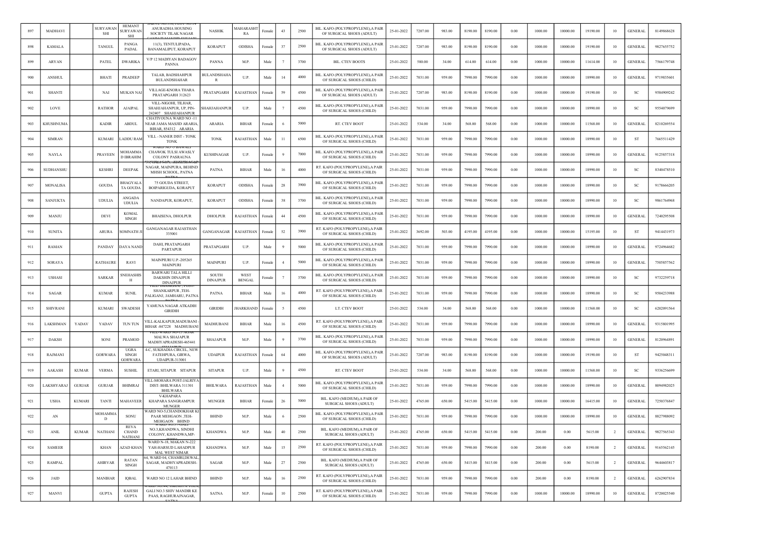| 897 | MADHAVI | | SURYAWANSHI | HEMANT SURYAWANSHI | ANURADHA HOUSING SOCIETY TILAK NAGAR | NASHIK | MAHARASHTRA | Female | 43 | 2500 | BIL. KAFO (POLYPROPYLENE),A PAIR OF SURGICAL SHOES (ADULT) | 25-01-2022 | 7207.00 | 983.00 | 8190.00 | 8190.00 | 0.00 | 1000.00 | 10000.00 | 19190.00 | 10 | GENERAL | 8149868628 |
|---|---|---|---|---|---|---|---|---|---|---|---|---|---|---|---|---|---|---|---|---|---|---|---|
| 898 | KAMALA | | TANGUL | PANGA PADAL | 11(3), TENTULIPADA, BANAMALIPUT, KORAPUT | KORAPUT | ODISHA | Female | 37 | 2500 | BIL. KAFO (POLYPROPYLENE),A PAIR OF SURGICAL SHOES (ADULT) | 25-01-2022 | 7207.00 | 983.00 | 8190.00 | 8190.00 | 0.00 | 1000.00 | 10000.00 | 19190.00 | 10 | GENERAL | 9827655752 |
| 899 | ARYAN | | PATEL | DWARIKA | V/P 12 MADIYAN BADAGOV PANNA | PANNA | M.P. | Male | 7 | 3700 | BIL. CTEV BOOTS | 25-01-2022 | 580.00 | 34.00 | 614.00 | 614.00 | 0.00 | 1000.00 | 10000.00 | 11614.00 | 10 | GENERAL | 7566179748 |
| 900 | ANSHUL | | BHATI | PRADEEP | TALAB, BADSHAHPUR BULANDSHAHAR | BULANDSHAHAR | U.P. | Male | 14 | 4000 | BIL. KAFO (POLYPROPYLENE),A PAIR OF SURGICAL SHOES (CHILD) | 25-01-2022 | 7031.00 | 959.00 | 7990.00 | 7990.00 | 0.00 | 1000.00 | 10000.00 | 18990.00 | 10 | GENERAL | 9719835601 |
| 901 | SHANTI | | NAI | MUKAN NAI | VILLAGE-KNORA THARA PRATAPGARH 312623 | PRATAPGARH | RAJASTHAN | Female | 59 | 4500 | BIL. KAFO (POLYPROPYLENE),A PAIR OF SURGICAL SHOES (ADULT) | 25-01-2022 | 7207.00 | 983.00 | 8190.00 | 8190.00 | 0.00 | 1000.00 | 10000.00 | 19190.00 | 10 | SC | 9584909242 |
| 902 | LOVE | | RATHOR | AJAIPAL | VILL-NIGOHI, TILHAR, SHAHJAHANPUR, UP, PIN-242407 SHAHJAHANPUR | SHAHJAHANPUR | U.P. | Male | 7 | 4500 | BIL. KAFO (POLYPROPYLENE),A PAIR OF SURGICAL SHOES (CHILD) | 25-01-2022 | 7031.00 | 959.00 | 7990.00 | 7990.00 | 0.00 | 1000.00 | 10000.00 | 18990.00 | 10 | SC | 9554079699 |
| 903 | KHUSHNUMA | | KADIR | ABDUL | CHATIYOUNA WARD NO.-11 NEAR JAMA MASJID ARARIA, BIHAR, 854312 ARARIA | ARARIA | BIHAR | Female | 6 | 5000 | RT. CTEV BOOT | 25-01-2022 | 534.00 | 34.00 | 568.00 | 568.00 | 0.00 | 1000.00 | 10000.00 | 11568.00 | 10 | GENERAL | 8210269554 |
| 904 | SIMRAN | | KUMARI | LADDU RAM | VILL - NANER DIST - TONK TONK | TONK | RAJASTHAN | Male | 11 | 6500 | BIL. KAFO (POLYPROPYLENE),A PAIR OF SURGICAL SHOES (CHILD) | 25-01-2022 | 7031.00 | 959.00 | 7990.00 | 7990.00 | 0.00 | 1000.00 | 10000.00 | 18990.00 | 10 | ST | 7665511429 |
| 905 | NAYLA | | PRAVEEN | MOHAMMAD IBRAHIM | WARD NO-5 BAWALI CHAWOK TULSI AWASLY COLONY PASRAUNA | KUSHINAGAR | U.P. | Female | 9 | 7000 | BIL. KAFO (POLYPROPYLENE),A PAIR OF SURGICAL SHOES (CHILD) | 25-01-2022 | 7031.00 | 959.00 | 7990.00 | 7990.00 | 0.00 | 1000.00 | 10000.00 | 18990.00 | 10 | GENERAL | 9125857318 |
| 906 | SUDHANSHU | | KESHRI | DEEPAK | NAGAR, MAINPURA, BEHIND MHSH SCHOOL, PATNA | PATNA | BIHAR | Male | 16 | 4000 | RT. KAFO (POLYPROPYLENE),A PAIR OF SURGICAL SHOES (CHILD) | 25-01-2022 | 7031.00 | 959.00 | 7990.00 | 7990.00 | 0.00 | 1000.00 | 10000.00 | 18990.00 | 10 | SC | 8340478510 |
| 907 | MONALISA | | GOUDA | BHAGYALATA GOUDA | 75 GOUDA STREET, BOIPARIGUDA, KORAPUT | KORAPUT | ODISHA | Female | 28 | 3900 | BIL. KAFO (POLYPROPYLENE),A PAIR OF SURGICAL SHOES (CHILD) | 25-01-2022 | 7031.00 | 959.00 | 7990.00 | 7990.00 | 0.00 | 1000.00 | 10000.00 | 18990.00 | 10 | SC | 9178666205 |
| 908 | SANJUKTA | | UDULIA | ANGADA UDULIA | NANDAPUR, KORAPUT, | KORAPUT | ODISHA | Female | 38 | 3700 | BIL. KAFO (POLYPROPYLENE),A PAIR OF SURGICAL SHOES (CHILD) | 25-01-2022 | 7031.00 | 959.00 | 7990.00 | 7990.00 | 0.00 | 1000.00 | 10000.00 | 18990.00 | 10 | SC | 9861764968 |
| 909 | MANJU | | DEVI | KOMAL SINGH | BHAISENA, DHOLPUR | DHOLPUR | RAJASTHAN | Female | 44 | 4500 | BIL. KAFO (POLYPROPYLENE),A PAIR OF SURGICAL SHOES (CHILD) | 25-01-2022 | 7031.00 | 959.00 | 7990.00 | 7990.00 | 0.00 | 1000.00 | 10000.00 | 18990.00 | 10 | GENERAL | 7240295508 |
| 910 | SUNITA | | ARURA | SOMNATH JI | GANGANAGAR RAJASTHAN 335001 | GANGANAGAR | RAJASTHAN | Female | 52 | 3900 | RT. KAFO (POLYPROPYLENE),A PAIR OF SURGICAL SHOES (CHILD) | 25-01-2022 | 3692.00 | 503.00 | 4195.00 | 4195.00 | 0.00 | 1000.00 | 10000.00 | 15195.00 | 10 | ST | 9414431973 |
| 911 | RAMAN | | PANDAY | DAYA NAND | DAHI, PRATAPGARH PARTAPUR | PRATAPGARH | U.P. | Male | 9 | 5000 | BIL. KAFO (POLYPROPYLENE),A PAIR OF SURGICAL SHOES (CHILD) | 25-01-2022 | 7031.00 | 959.00 | 7990.00 | 7990.00 | 0.00 | 1000.00 | 10000.00 | 18990.00 | 10 | GENERAL | 9724964682 |
| 912 | SORAYA | | RATHAURE | RAVI | MAINPIURI U.P.-205265 MAINPURI | MAINPURI | U.P. | Female | 4 | 5000 | BIL. KAFO (POLYPROPYLENE),A PAIR OF SURGICAL SHOES (CHILD) | 25-01-2022 | 7031.00 | 959.00 | 7990.00 | 7990.00 | 0.00 | 1000.00 | 10000.00 | 18990.00 | 10 | GENERAL | 7505857562 |
| 913 | USHASI | | SARKAR | SNEHASHISH | BARWARI TALA HILLI DAKSHIN DINAJPUR DINAJPUR | SOUTH DINAJPUR | WEST BENGAL | Female | 7 | 3700 | BIL. KAFO (POLYPROPYLENE),A PAIR OF SURGICAL SHOES (CHILD) | 25-01-2022 | 7031.00 | 959.00 | 7990.00 | 7990.00 | 0.00 | 1000.00 | 10000.00 | 18990.00 | 10 | SC | 9732259718 |
| 914 | SAGAR | | KUMAR | SUNIL | SHANKARPUR ,TEH-PALIGANJ, JAMHARU, PATNA | PATNA | BIHAR | Male | 16 | 4000 | RT. KAFO (POLYPROPYLENE),A PAIR OF SURGICAL SHOES (CHILD) | 25-01-2022 | 7031.00 | 959.00 | 7990.00 | 7990.00 | 0.00 | 1000.00 | 10000.00 | 18990.00 | 10 | SC | 9504233988 |
| 915 | SHIVRANI | | KUMARI | SWADESH | YAMUNA NAGAR ATKADIH GIRIDIH | GIRIDIH | JHARKHAND | Female | 5 | 4500 | LT. CTEV BOOT | 25-01-2022 | 534.00 | 34.00 | 568.00 | 568.00 | 0.00 | 1000.00 | 10000.00 | 11568.00 | 10 | SC | 6202091564 |
| 916 | LAKSHMAN | YADAV | YADAV | TUN TUN | VILL-KALKAPUR,MADUBANI-BIHAR -847228 MADHUBANI | MADHUBANI | BIHAR | Male | 16 | 4500 | RT. KAFO (POLYPROPYLENE),A PAIR OF SURGICAL SHOES (CHILD) | 25-01-2022 | 7031.00 | 959.00 | 7990.00 | 7990.00 | 0.00 | 1000.00 | 10000.00 | 18990.00 | 10 | GENERAL | 9315801995 |
| 917 | DAKSH | | SONI | PRAMOD | MALWA SHAJAPUR MADHYAPRADESH-465441 | SHAJAPUR | M.P. | Male | 9 | 3700 | BIL. KAFO (POLYPROPYLENE),A PAIR OF SURGICAL SHOES (CHILD) | 25-01-2022 | 7031.00 | 959.00 | 7990.00 | 7990.00 | 0.00 | 1000.00 | 10000.00 | 18990.00 | 10 | GENERAL | 8120964891 |
| 918 | RAJMANI | | GORWARA | UGRA SINGH GORWARA | 4-C, SUKHADIA CIRCEL, NEW FATEHPURA, GIRWA, UDAIPUR-313001 | UDAIPUR | RAJASTHAN | Female | 64 | 4000 | BIL. KAFO (POLYPROPYLENE),A PAIR OF SURGICAL SHOES (ADULT) | 25-01-2022 | 7207.00 | 983.00 | 8190.00 | 8190.00 | 0.00 | 1000.00 | 10000.00 | 19190.00 | 10 | ST | 9425048311 |
| 919 | AAKASH | KUMAR | VERMA | SUSHIL | ETARI, SITAPUR SITAPUR | SITAPUR | U.P. | Male | 9 | 4500 | RT. CTEV BOOT | 25-01-2022 | 534.00 | 34.00 | 568.00 | 568.00 | 0.00 | 1000.00 | 10000.00 | 11568.00 | 10 | SC | 9336256699 |
| 920 | LAKSHYARAJ | GURJAR | GURJAR | BHIMRAJ | VILL-MOHARA POST-JALRIYA DIST- BHILWARA 311301 BHILWARA | BHILWARA | RAJASTHAN | Male | 4 | 5000 | BIL. KAFO (POLYPROPYLENE),A PAIR OF SURGICAL SHOES (CHILD) | 25-01-2022 | 7031.00 | 959.00 | 7990.00 | 7990.00 | 0.00 | 1000.00 | 10000.00 | 18990.00 | 10 | GENERAL | 8094982025 |
| 921 | USHA | KUMARI | TANTI | MAHAVEER | V-KHAPARA KHAPARA SANGRAMPUR MUNGER | MUNGER | BIHAR | Female | 26 | 5000 | BIL. KAFO (MEDIUM),A PAIR OF SURGICAL SHOES (ADULT) | 25-01-2022 | 4765.00 | 650.00 | 5415.00 | 5415.00 | 0.00 | 1000.00 | 10000.00 | 16415.00 | 10 | GENERAL | 7250376847 |
| 922 | AN | | MOHAMMAD | SONU | WARD NO-5,CHANDOKHAR KI PAAR MEHGAON ,TEH-MEHGAON BHIND | BHIND | M.P. | Male | 6 | 2500 | BIL. KAFO (POLYPROPYLENE),A PAIR OF SURGICAL SHOES (CHILD) | 25-01-2022 | 7031.00 | 959.00 | 7990.00 | 7990.00 | 0.00 | 1000.00 | 10000.00 | 18990.00 | 10 | GENERAL | 8827988092 |
| 923 | ANIL | KUMAR | NATHANI | REVA CHAND NATHANI | NO.3,KHANDWA, SINDHI COLONY, KHANDWA,MP- | KHANDWA | M.P. | Male | 40 | 2500 | BIL. KAFO (MEDIUM),A PAIR OF SURGICAL SHOES (ADULT) | 25-01-2022 | 4765.00 | 650.00 | 5415.00 | 5415.00 | 0.00 | 200.00 | 0.00 | 5615.00 | 2 | GENERAL | 9827565343 |
| 924 | SAMEER | | KHAN | AZAD KHAN | WARD N-18, MAKAN N-222 YAH-HARSUD LAHADPUR MAL WEST NIMAR | KHANDWA | M.P. | Male | 15 | 2500 | RT. KAFO (POLYPROPYLENE),A PAIR OF SURGICAL SHOES (CHILD) | 25-01-2022 | 7031.00 | 959.00 | 7990.00 | 7990.00 | 0.00 | 200.00 | 0.00 | 8190.00 | 2 | GENERAL | 9165562145 |
| 925 | RAMPAL | | AHIRVAR | RATAN SINGH | 64, WARD 04, CHAMRI,DEWAL, SAGAR, MADHYAPRADESH-470113 | SAGAR | M.P. | Male | 27 | 2500 | BIL. KAFO (MEDIUM),A PAIR OF SURGICAL SHOES (ADULT) | 25-01-2022 | 4765.00 | 650.00 | 5415.00 | 5415.00 | 0.00 | 200.00 | 0.00 | 5615.00 | 2 | GENERAL | 9644603817 |
| 926 | JAID | | MANIHAR | IQBAL | WARD NO 12 LAHAR BHIND | BHIND | M.P. | Male | 16 | 2500 | RT. KAFO (POLYPROPYLENE),A PAIR OF SURGICAL SHOES (CHILD) | 25-01-2022 | 7031.00 | 959.00 | 7990.00 | 7990.00 | 0.00 | 200.00 | 0.00 | 8190.00 | 2 | GENERAL | 6262907834 |
| 927 | MANVI | | GUPTA | RAJESH GUPTA | GALI NO.3 SHIV MANDIR KE PAAS, RAGHURAJNAGAR, SATNA | SATNA | M.P. | Female | 10 | 2500 | RT. KAFO (POLYPROPYLENE),A PAIR OF SURGICAL SHOES (CHILD) | 25-01-2022 | 7031.00 | 959.00 | 7990.00 | 7990.00 | 0.00 | 1000.00 | 10000.00 | 18990.00 | 10 | GENERAL | 8720025540 |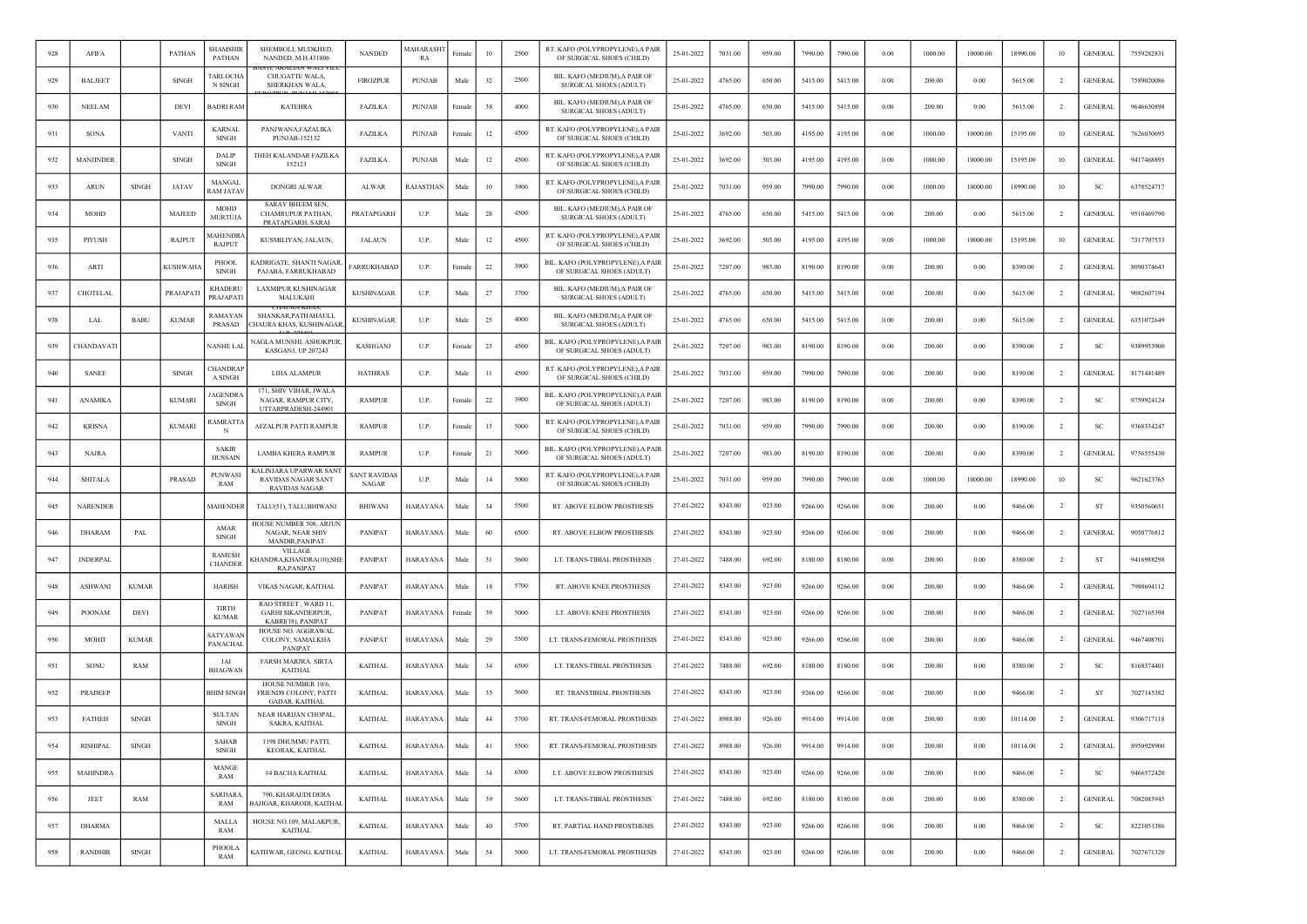| 928 | AFIFA | | PATHAN | SHAMSHIR PATHAN | SHEMBOLI, MUDKHED, NANDED, M.H.431806 | NANDED | MAHARASHTRA | Female | 10 | 2500 | RT. KAFO (POLYPROPYLENE),A PAIR OF SURGICAL SHOES (CHILD) | 25-01-2022 | 7031.00 | 959.00 | 7990.00 | 7990.00 | 0.00 | 1000.00 | 10000.00 | 18990.00 | 10 | GENERAL | 7559282831 |
|---|---|---|---|---|---|---|---|---|---|---|---|---|---|---|---|---|---|---|---|---|---|---|---|
| 929 | BALJEET | | SINGH | TARLOCHAN SINGH | BASTI, AKALIAN WALI TILL CHUGATTE WALA, SHERKHAN WALA, FEROZPUR, PUNJAB-152001 | FIROZPUR | PUNJAB | Male | 32 | 2500 | BIL. KAFO (MEDIUM),A PAIR OF SURGICAL SHOES (ADULT) | 25-01-2022 | 4765.00 | 650.00 | 5415.00 | 5415.00 | 0.00 | 200.00 | 0.00 | 5615.00 | 2 | GENERAL | 7589020086 |
| 930 | NEELAM | | DEVI | BADRI RAM | KATEHRA | FAZILKA | PUNJAB | Female | 38 | 4000 | BIL. KAFO (MEDIUM),A PAIR OF SURGICAL SHOES (ADULT) | 25-01-2022 | 4765.00 | 650.00 | 5415.00 | 5415.00 | 0.00 | 200.00 | 0.00 | 5615.00 | 2 | GENERAL | 9646630898 |
| 931 | SONA | | VANTI | KARNAL SINGH | PANJWANA,FAZALIKA PUNJAB-152132 | FAZILKA | PUNJAB | Female | 12 | 4500 | RT. KAFO (POLYPROPYLENE),A PAIR OF SURGICAL SHOES (CHILD) | 25-01-2022 | 3692.00 | 503.00 | 4195.00 | 4195.00 | 0.00 | 1000.00 | 10000.00 | 15195.00 | 10 | GENERAL | 7626030695 |
| 932 | MANJINDER | | SINGH | DALIP SINGH | THEH KALANDAR FAZILKA 152123 | FAZILKA | PUNJAB | Male | 12 | 4500 | RT. KAFO (POLYPROPYLENE),A PAIR OF SURGICAL SHOES (CHILD) | 25-01-2022 | 3692.00 | 503.00 | 4195.00 | 4195.00 | 0.00 | 1000.00 | 10000.00 | 15195.00 | 10 | GENERAL | 9417468895 |
| 933 | ARUN | SINGH | JATAV | MANGAL RAM JATAV | DONGRI ALWAR | ALWAR | RAJASTHAN | Male | 10 | 3900 | RT. KAFO (POLYPROPYLENE),A PAIR OF SURGICAL SHOES (CHILD) | 25-01-2022 | 7031.00 | 959.00 | 7990.00 | 7990.00 | 0.00 | 1000.00 | 10000.00 | 18990.00 | 10 | SC | 6378524717 |
| 934 | MOHD | | MAJEED | MOHD MURTUJA | SARAY BHEEM SEN, CHAMRUPUR PATHAN, PRATAPGARH, SARAI | PRATAPGARH | U.P. | Male | 28 | 4500 | BIL. KAFO (MEDIUM),A PAIR OF SURGICAL SHOES (ADULT) | 25-01-2022 | 4765.00 | 650.00 | 5415.00 | 5415.00 | 0.00 | 200.00 | 0.00 | 5615.00 | 2 | GENERAL | 9510469790 |
| 935 | PIYUSH | | RAJPUT | MAHENDRA RAJPUT | KUSMILIYAN, JALAUN, | JALAUN | U.P. | Male | 12 | 4500 | RT. KAFO (POLYPROPYLENE),A PAIR OF SURGICAL SHOES (CHILD) | 25-01-2022 | 3692.00 | 503.00 | 4195.00 | 4195.00 | 0.00 | 1000.00 | 10000.00 | 15195.00 | 10 | GENERAL | 7317707533 |
| 936 | ARTI | | KUSHWAHA | PHOOL SINGH | KADRIGATE, SHANTI NAGAR, PAJABA, FARRUKHABAD | FARRUKHABAD | U.P. | Female | 22 | 3900 | BIL. KAFO (POLYPROPYLENE),A PAIR OF SURGICAL SHOES (ADULT) | 25-01-2022 | 7207.00 | 983.00 | 8190.00 | 8190.00 | 0.00 | 200.00 | 0.00 | 8390.00 | 2 | GENERAL | 8090374643 |
| 937 | CHOTELAL | | PRAJAPATI | KHADERU PRAJAPATI | LAXMIPUR KUSHINAGAR MALUKAHI | KUSHINAGAR | U.P. | Male | 27 | 3700 | BIL. KAFO (MEDIUM),A PAIR OF SURGICAL SHOES (ADULT) | 25-01-2022 | 4765.00 | 650.00 | 5415.00 | 5415.00 | 0.00 | 200.00 | 0.00 | 5615.00 | 2 | GENERAL | 9082607194 |
| 938 | LAL | BABU | KUMAR | RAMAYAN PRASAD | CHAURA KHAS, SHANKAR,PATHAHAULI, CHAURA KHAS, KUSHINAGAR, U.P.-274401 | KUSHINAGAR | U.P. | Male | 25 | 4000 | BIL. KAFO (MEDIUM),A PAIR OF SURGICAL SHOES (ADULT) | 25-01-2022 | 4765.00 | 650.00 | 5415.00 | 5415.00 | 0.00 | 200.00 | 0.00 | 5615.00 | 2 | GENERAL | 6351072649 |
| 939 | CHANDAVATI | | | NANHE LAL | NAGLA MUNSHI, ASHOKPUR, KASGANJ, UP 207243 | KASHGANJ | U.P. | Female | 23 | 4500 | BIL. KAFO (POLYPROPYLENE),A PAIR OF SURGICAL SHOES (ADULT) | 25-01-2022 | 7207.00 | 983.00 | 8190.00 | 8190.00 | 0.00 | 200.00 | 0.00 | 8390.00 | 2 | SC | 9389953900 |
| 940 | SANEE | | SINGH | CHANDRAPAL SINGH | LIHA ALAMPUR | HATHRAS | U.P. | Male | 11 | 4500 | RT. KAFO (POLYPROPYLENE),A PAIR OF SURGICAL SHOES (CHILD) | 25-01-2022 | 7031.00 | 959.00 | 7990.00 | 7990.00 | 0.00 | 200.00 | 0.00 | 8190.00 | 2 | GENERAL | 8171441489 |
| 941 | ANAMIKA | | KUMARI | JAGENDRA SINGH | 171, SHIV VIHAR, JWALA NAGAR, RAMPUR CITY, UTTARPRADESH-244901 | RAMPUR | U.P. | Female | 22 | 3900 | BIL. KAFO (POLYPROPYLENE),A PAIR OF SURGICAL SHOES (ADULT) | 25-01-2022 | 7207.00 | 983.00 | 8190.00 | 8190.00 | 0.00 | 200.00 | 0.00 | 8390.00 | 2 | SC | 9759924124 |
| 942 | KRISNA | | KUMARI | RAMRATTAN | AFZALPUR PATTI RAMPUR | RAMPUR | U.P. | Female | 13 | 5000 | RT. KAFO (POLYPROPYLENE),A PAIR OF SURGICAL SHOES (CHILD) | 25-01-2022 | 7031.00 | 959.00 | 7990.00 | 7990.00 | 0.00 | 200.00 | 0.00 | 8190.00 | 2 | SC | 9368334247 |
| 943 | NAJRA | | | SAKIR HUSSAIN | LAMBA KHERA RAMPUR | RAMPUR | U.P. | Female | 21 | 5000 | BIL. KAFO (POLYPROPYLENE),A PAIR OF SURGICAL SHOES (ADULT) | 25-01-2022 | 7207.00 | 983.00 | 8190.00 | 8190.00 | 0.00 | 200.00 | 0.00 | 8390.00 | 2 | GENERAL | 9756555430 |
| 944 | SHITALA | | PRASAD | PUNWASI RAM | KALINJARA UPARWAR SANT RAVIDAS NAGAR SANT RAVIDAS NAGAR | SANT RAVIDAS NAGAR | U.P. | Male | 14 | 5000 | RT. KAFO (POLYPROPYLENE),A PAIR OF SURGICAL SHOES (CHILD) | 25-01-2022 | 7031.00 | 959.00 | 7990.00 | 7990.00 | 0.00 | 1000.00 | 10000.00 | 18990.00 | 10 | SC | 9621623765 |
| 945 | NARENDER | | | MAHENDER | TALU(51), TALU,BHIWANI | BHIWANI | HARAYANA | Male | 34 | 5500 | RT. ABOVE ELBOW PROSTHESIS | 27-01-2022 | 8343.00 | 923.00 | 9266.00 | 9266.00 | 0.00 | 200.00 | 0.00 | 9466.00 | 2 | ST | 9350560651 |
| 946 | DHARAM | PAL | | AMAR SINGH | HOUSE NUMBER 508, ARJUN NAGAR, NEAR SHIV MANDIR,PANIPAT | PANIPAT | HARAYANA | Male | 60 | 6500 | RT. ABOVE ELBOW PROSTHESIS | 27-01-2022 | 8343.00 | 923.00 | 9266.00 | 9266.00 | 0.00 | 200.00 | 0.00 | 9466.00 | 2 | GENERAL | 9050776812 |
| 947 | INDERPAL | | | RAMESH CHANDER | VILLAGE KHANDRA,KHANDRA(10),SHERA,PANIPAT | PANIPAT | HARAYANA | Male | 31 | 5600 | LT. TRANS-TIBIAL PROSTHESIS | 27-01-2022 | 7488.00 | 692.00 | 8180.00 | 8180.00 | 0.00 | 200.00 | 0.00 | 8380.00 | 2 | ST | 9416988298 |
| 948 | ASHWANI | KUMAR | | HARISH | VIKAS NAGAR, KAITHAL | PANIPAT | HARAYANA | Male | 18 | 5700 | RT. ABOVE KNEE PROSTHESIS | 27-01-2022 | 8343.00 | 923.00 | 9266.00 | 9266.00 | 0.00 | 200.00 | 0.00 | 9466.00 | 2 | GENERAL | 7988694112 |
| 949 | POONAM | DEVI | | TIRTH KUMAR | RAO STREET , WARD 11, GARHI SIKANDERPUR, KABRI(18), PANIPAT | PANIPAT | HARAYANA | Female | 39 | 5000 | LT. ABOVE KNEE PROSTHESIS | 27-01-2022 | 8343.00 | 923.00 | 9266.00 | 9266.00 | 0.00 | 200.00 | 0.00 | 9466.00 | 2 | GENERAL | 7027165398 |
| 950 | MOHIT | KUMAR | | SATYAWAN PANACHAL | HOUSE NO. AGGRAWAL COLONY, SAMALKHA PANIPAT | PANIPAT | HARAYANA | Male | 29 | 5500 | LT. TRANS-FEMORAL PROSTHESIS | 27-01-2022 | 8343.00 | 923.00 | 9266.00 | 9266.00 | 0.00 | 200.00 | 0.00 | 9466.00 | 2 | GENERAL | 9467408701 |
| 951 | SONU | RAM | | JAI BHAGWAN | FARSH MARJRA. SIRTA KAITHAL | KAITHAL | HARAYANA | Male | 34 | 6500 | LT. TRANS-TIBIAL PROSTHESIS | 27-01-2022 | 7488.00 | 692.00 | 8180.00 | 8180.00 | 0.00 | 200.00 | 0.00 | 8380.00 | 2 | SC | 8168374401 |
| 952 | PRADEEP | | | BHIM SINGH | HOUSE NUMBER 10/6, FRIENDS COLONY, PATTI GADAR, KAITHAL | KAITHAL | HARAYANA | Male | 35 | 5600 | RT. TRANSTIBIAL PROSTHESIS | 27-01-2022 | 8343.00 | 923.00 | 9266.00 | 9266.00 | 0.00 | 200.00 | 0.00 | 9466.00 | 2 | ST | 7027145382 |
| 953 | FATHEH | SINGH | | SULTAN SINGH | NEAR HARIJAN CHOPAL, SAKRA, KAITHAL | KAITHAL | HARAYANA | Male | 44 | 5700 | RT. TRANS-FEMORAL PROSTHESIS | 27-01-2022 | 8988.00 | 926.00 | 9914.00 | 9914.00 | 0.00 | 200.00 | 0.00 | 10114.00 | 2 | GENERAL | 9306717118 |
| 954 | RISHIPAL | SINGH | | SAHAB SINGH | 1198 DHUMMU PATTI, KEORAK, KAITHAL | KAITHAL | HARAYANA | Male | 41 | 5500 | RT. TRANS-FEMORAL PROSTHESIS | 27-01-2022 | 8988.00 | 926.00 | 9914.00 | 9914.00 | 0.00 | 200.00 | 0.00 | 10114.00 | 2 | GENERAL | 8950928900 |
| 955 | MAHINDRA | | | MANGE RAM | #4 BACHA KAITHAL | KAITHAL | HARAYANA | Male | 34 | 6500 | LT. ABOVE ELBOW PROSTHESIS | 27-01-2022 | 8343.00 | 923.00 | 9266.00 | 9266.00 | 0.00 | 200.00 | 0.00 | 9466.00 | 2 | SC | 9466572420 |
| 956 | JEET | RAM | | SARDARA RAM | 790, KHARAUDI DERA BAJIGAR, KHARODI, KAITHAL | KAITHAL | HARAYANA | Male | 39 | 5600 | LT. TRANS-TIBIAL PROSTHESIS | 27-01-2022 | 7488.00 | 692.00 | 8180.00 | 8180.00 | 0.00 | 200.00 | 0.00 | 8380.00 | 2 | GENERAL | 7082083945 |
| 957 | DHARMA | | | MALLA RAM | HOUSE NO.109, MALAKPUR, KAITHAL | KAITHAL | HARAYANA | Male | 40 | 5700 | RT. PARTIAL HAND PROSTHESIS | 27-01-2022 | 8343.00 | 923.00 | 9266.00 | 9266.00 | 0.00 | 200.00 | 0.00 | 9466.00 | 2 | SC | 8221051386 |
| 958 | RANDHIR | SINGH | | PHOOLA RAM | KATHWAR, GEONG, KAITHAL | KAITHAL | HARAYANA | Male | 54 | 5000 | LT. TRANS-FEMORAL PROSTHESIS | 27-01-2022 | 8343.00 | 923.00 | 9266.00 | 9266.00 | 0.00 | 200.00 | 0.00 | 9466.00 | 2 | GENERAL | 7027671320 |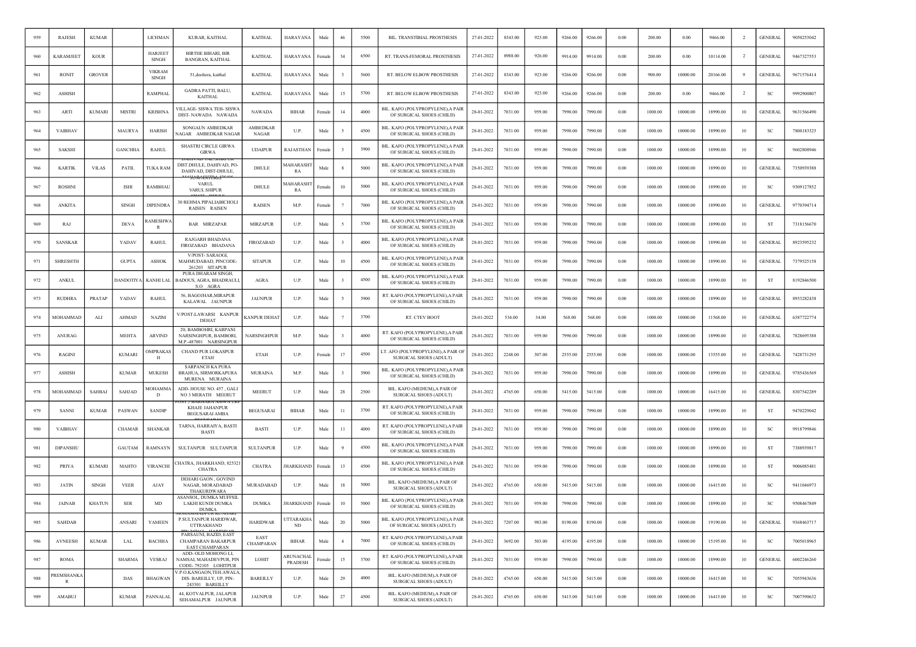| 959 | RAJESH | KUMAR | | LICHMAN | KURAR, KAITHAL | KAITHAL | HARAYANA | Male | 46 | 5500 | BIL. TRANSTIBIAL PROSTHESIS | 27-01-2022 | 8343.00 | 923.00 | 9266.00 | 9266.00 | 0.00 | 200.00 | 0.00 | 9466.00 | 2 | GENERAL | 9050253042 |
|---|---|---|---|---|---|---|---|---|---|---|---|---|---|---|---|---|---|---|---|---|---|---|---|
| 960 | KARAMJEET | KOUR | | HARJEET SINGH | BIRTHE BIHARI, BIR BANGRAN, KAITHAL | KAITHAL | HARAYANA | Female | 34 | 6500 | RT. TRANS-FEMORAL PROSTHESIS | 27-01-2022 | 8988.00 | 926.00 | 9914.00 | 9914.00 | 0.00 | 200.00 | 0.00 | 10114.00 | 2 | GENERAL | 9467327553 |
| 961 | RONIT | GROVER | | VIKRAM SINGH | 51,deohera, kaithal | KAITHAL | HARAYANA | Male | 3 | 5600 | RT. BELOW ELBOW PROSTHESIS | 27-01-2022 | 8343.00 | 923.00 | 9266.00 | 9266.00 | 0.00 | 900.00 | 10000.00 | 20166.00 | 9 | GENERAL | 9671576414 |
| 962 | ASHISH | | | RAMPHAL | GADRA PATTI, BALU, KAITHAL | KAITHAL | HARAYANA | Male | 15 | 5700 | RT. BELOW ELBOW PROSTHESIS | 27-01-2022 | 8343.00 | 923.00 | 9266.00 | 9266.00 | 0.00 | 200.00 | 0.00 | 9466.00 | 2 | SC | 9992900807 |
| 963 | ARTI | KUMARI | MISTRI | KRISHNA | VILLAGE- SISWA TEH- SISWA DIST- NAWADA NAWADA | NAWADA | BIHAR | Female | 14 | 4000 | BIL. KAFO (POLYPROPYLENE),A PAIR OF SURGICAL SHOES (CHILD) | 28-01-2022 | 7031.00 | 959.00 | 7990.00 | 7990.00 | 0.00 | 1000.00 | 10000.00 | 18990.00 | 10 | GENERAL | 9631566490 |
| 964 | VAIBHAV | | MAURYA | HARISH | SONGAUN AMBEDKAR NAGAR AMBEDKAR NAGAR | AMBEDKAR NAGAR | U.P. | Male | 5 | 4500 | BIL. KAFO (POLYPROPYLENE),A PAIR OF SURGICAL SHOES (CHILD) | 28-01-2022 | 7031.00 | 959.00 | 7990.00 | 7990.00 | 0.00 | 1000.00 | 10000.00 | 18990.00 | 10 | SC | 7800183325 |
| 965 | SAKSHI | | GANCHHA | RAHUL | SHASTRI CIRCLE GIRWA GIRWA | UDAIPUR | RAJASTHAN | Female | 3 | 3900 | BIL. KAFO (POLYPROPYLENE),A PAIR OF SURGICAL SHOES (CHILD) | 28-01-2022 | 7031.00 | 959.00 | 7990.00 | 7990.00 | 0.00 | 1000.00 | 10000.00 | 18990.00 | 10 | SC | 9602808946 |
| 966 | KARTIK | VILAS | PATIL | TUKA RAM | DAHIVAD TAL.SHIRPUR DIST.DHULE, DAHIVAD, PO- DAHIVAD, DIST-DHULE, | DHULE | MAHARASHTRA | Male | 8 | 5000 | BIL. KAFO (POLYPROPYLENE),A PAIR OF SURGICAL SHOES (CHILD) | 28-01-2022 | 7031.00 | 959.00 | 7990.00 | 7990.00 | 0.00 | 1000.00 | 10000.00 | 18990.00 | 10 | GENERAL | 7350939388 |
| 967 | ROSHNI | | ISHI | RAMBHAU | VARUL VARUL SHIPUR | DHULE | MAHARASHTRA | Female | 10 | 5000 | BIL. KAFO (POLYPROPYLENE),A PAIR OF SURGICAL SHOES (CHILD) | 28-01-2022 | 7031.00 | 959.00 | 7990.00 | 7990.00 | 0.00 | 1000.00 | 10000.00 | 18990.00 | 10 | SC | 9309127852 |
| 968 | ANKITA | | SINGH | DIPENDRA | 30 REHMA PIPALIABICHOLI RAISEN RAISEN | RAISEN | M.P. | Female | 7 | 7000 | BIL. KAFO (POLYPROPYLENE),A PAIR OF SURGICAL SHOES (CHILD) | 28-01-2022 | 7031.00 | 959.00 | 7990.00 | 7990.00 | 0.00 | 1000.00 | 10000.00 | 18990.00 | 10 | GENERAL | 9770394714 |
| 969 | RAJ | | DEVA | RAMESHWAR | BAR MIRZAPAR | MIRZAPUR | U.P. | Male | 5 | 3700 | BIL. KAFO (POLYPROPYLENE),A PAIR OF SURGICAL SHOES (CHILD) | 28-01-2022 | 7031.00 | 959.00 | 7990.00 | 7990.00 | 0.00 | 1000.00 | 10000.00 | 18990.00 | 10 | ST | 7318156670 |
| 970 | SANSKAR | | YADAV | RAHUL | RAJGARH BHADANA FIROZABAD BHADANA | FIROZABAD | U.P. | Male | 3 | 4000 | BIL. KAFO (POLYPROPYLENE),A PAIR OF SURGICAL SHOES (CHILD) | 28-01-2022 | 7031.00 | 959.00 | 7990.00 | 7990.00 | 0.00 | 1000.00 | 10000.00 | 18990.00 | 10 | GENERAL | 8923595232 |
| 971 | SHRESHTH | | GUPTA | ASHOK | V/POST- SARAOGI, MAHMUDABAD, PINCODE- 261203 SITAPUR | SITAPUR | U.P. | Male | 10 | 4500 | BIL. KAFO (POLYPROPYLENE),A PAIR OF SURGICAL SHOES (CHILD) | 28-01-2022 | 7031.00 | 959.00 | 7990.00 | 7990.00 | 0.00 | 1000.00 | 10000.00 | 18990.00 | 10 | GENERAL | 7379525158 |
| 972 | ANKUL | | DANDOTIYA | KANHI LAL | PURA DHARAM SINGH, BADOUS, AGRA, BHADRAULI, S.O AGRA | AGRA | U.P. | Male | 3 | 4500 | BIL. KAFO (POLYPROPYLENE),A PAIR OF SURGICAL SHOES (CHILD) | 28-01-2022 | 7031.00 | 959.00 | 7990.00 | 7990.00 | 0.00 | 1000.00 | 10000.00 | 18990.00 | 10 | ST | 8192846500 |
| 973 | RUDHRA | PRATAP | YADAV | RAHUL | 56, BAGOJHAR,MIRAPUR KALAWAL JAUNPUR | JAUNPUR | U.P. | Male | 5 | 3900 | RT. KAFO (POLYPROPYLENE),A PAIR OF SURGICAL SHOES (CHILD) | 28-01-2022 | 7031.00 | 959.00 | 7990.00 | 7990.00 | 0.00 | 1000.00 | 10000.00 | 18990.00 | 10 | GENERAL | 8953282438 |
| 974 | MOHAMMAD | ALI | AHMAD | NAZIM | V/POST-LAWARSI KANPUR DEHAT | KANPUR DEHAT | U.P. | Male | 7 | 3700 | RT. CTEV BOOT | 28-01-2022 | 534.00 | 34.00 | 568.00 | 568.00 | 0.00 | 1000.00 | 10000.00 | 11568.00 | 10 | GENERAL | 6387722774 |
| 975 | ANURAG | | MEHTA | ARVIND | 20, BAMBOHRI, KARPANI NARSINGHPUR, BAMBORI, M.P.-487001 NARSINGPUR | NARSINGHPUR | M.P. | Male | 3 | 4000 | RT. KAFO (POLYPROPYLENE),A PAIR OF SURGICAL SHOES (CHILD) | 28-01-2022 | 7031.00 | 959.00 | 7990.00 | 7990.00 | 0.00 | 1000.00 | 10000.00 | 18990.00 | 10 | GENERAL | 7828695388 |
| 976 | RAGINI | | KUMARI | OMPRAKASH | CHAND PUR LOKASPUR ETAH | ETAH | U.P. | Female | 17 | 4500 | LT. AFO (POLYPROPYLENE),A PAIR OF SURGICAL SHOES (ADULT) | 28-01-2022 | 2248.00 | 307.00 | 2555.00 | 2555.00 | 0.00 | 1000.00 | 10000.00 | 13555.00 | 10 | GENERAL | 7428731295 |
| 977 | ASHISH | | KUMAR | MUKESH | SARPANCH KA PURA BRAHUA, SIRMORKAPURA MURENA MURAINA | MURAINA | M.P. | Male | 3 | 3900 | BIL. KAFO (POLYPROPYLENE),A PAIR OF SURGICAL SHOES (CHILD) | 28-01-2022 | 7031.00 | 959.00 | 7990.00 | 7990.00 | 0.00 | 1000.00 | 10000.00 | 18990.00 | 10 | GENERAL | 9785436569 |
| 978 | MOHAMMAD | SAHBAJ | SAHJAD | MOHAMMAD | ADD- HOUSE NO. 457 , GALI NO 3 MERATH MEERUT | MEERUT | U.P. | Male | 28 | 2500 | BIL. KAFO (MEDIUM),A PAIR OF SURGICAL SHOES (ADULT) | 28-01-2022 | 4765.00 | 650.00 | 5415.00 | 5415.00 | 0.00 | 1000.00 | 10000.00 | 16415.00 | 10 | GENERAL | 8307542289 |
| 979 | SANNI | KUMAR | PASWAN | SANDIP | POST - BARIDADA AMBA URF KHAJE JAHANPUR BEGUSARAI AMBA | BEGUSARAI | BIHAR | Male | 11 | 3700 | RT. KAFO (POLYPROPYLENE),A PAIR OF SURGICAL SHOES (CHILD) | 28-01-2022 | 7031.00 | 959.00 | 7990.00 | 7990.00 | 0.00 | 1000.00 | 10000.00 | 18990.00 | 10 | ST | 9470229042 |
| 980 | VAIBHAV | | CHAMAR | SHANKAR | TARNA, HARRAIYA, BASTI BASTI | BASTI | U.P. | Male | 11 | 4000 | RT. KAFO (POLYPROPYLENE),A PAIR OF SURGICAL SHOES (CHILD) | 28-01-2022 | 7031.00 | 959.00 | 7990.00 | 7990.00 | 0.00 | 1000.00 | 10000.00 | 18990.00 | 10 | SC | 9918799846 |
| 981 | DIPANSHU | | GAUTAM | RAMNAYN | SULTANPUR SULTANPUR | SULTANPUR | U.P. | Male | 9 | 4500 | BIL. KAFO (POLYPROPYLENE),A PAIR OF SURGICAL SHOES (CHILD) | 28-01-2022 | 7031.00 | 959.00 | 7990.00 | 7990.00 | 0.00 | 1000.00 | 10000.00 | 18990.00 | 10 | ST | 7388939817 |
| 982 | PRIYA | KUMARI | MAHTO | VIRANCHI | CHATRA, JHARKHAND, 825321 CHATRA | CHATRA | JHARKHAND | Female | 13 | 4500 | BIL. KAFO (POLYPROPYLENE),A PAIR OF SURGICAL SHOES (CHILD) | 28-01-2022 | 7031.00 | 959.00 | 7990.00 | 7990.00 | 0.00 | 1000.00 | 10000.00 | 18990.00 | 10 | ST | 9006085481 |
| 983 | JATIN | SINGH | VEER | AJAY | DEHARI GAON , GOVIND NAGAR, MORADABAD THAKURDWARA | MURADABAD | U.P. | Male | 18 | 5000 | BIL. KAFO (MEDIUM),A PAIR OF SURGICAL SHOES (ADULT) | 28-01-2022 | 4765.00 | 650.00 | 5415.00 | 5415.00 | 0.00 | 1000.00 | 10000.00 | 16415.00 | 10 | SC | 9411046973 |
| 984 | JAINAB | KHATUN | SER | MD | ASANSOL, DUMKA MUFFSIL LAKHI KUNDI DUMKA DUMKA | DUMKA | JHARKHAND | Female | 10 | 5000 | BIL. KAFO (POLYPROPYLENE),A PAIR OF SURGICAL SHOES (CHILD) | 28-01-2022 | 7031.00 | 959.00 | 7990.00 | 7990.00 | 0.00 | 1000.00 | 10000.00 | 18990.00 | 10 | SC | 9508467849 |
| 985 | SAHDAB | | ANSARI | YAMEEN | MOHAMMADPUR KUNDARI P.SULTANPUR HARIDWAR, UTTRAKHAND | HARIDWAR | UTTARAKHAND | Male | 20 | 5000 | BIL. KAFO (POLYPROPYLENE),A PAIR OF SURGICAL SHOES (ADULT) | 28-01-2022 | 7207.00 | 983.00 | 8190.00 | 8190.00 | 0.00 | 1000.00 | 10000.00 | 19190.00 | 10 | GENERAL | 9368463717 |
| 986 | AVNEESH | KUMAR | LAL | BACHHA | PARSAUNI, BAZID, EAST CHAMPARAN BAKARPUR EAST CHAMPARAN | EAST CHAMPARAN | BIHAR | Male | 4 | 7000 | RT. KAFO (POLYPROPYLENE),A PAIR OF SURGICAL SHOES (CHILD) | 28-01-2022 | 3692.00 | 503.00 | 4195.00 | 4195.00 | 0.00 | 1000.00 | 10000.00 | 15195.00 | 10 | SC | 7005018965 |
| 987 | ROMA | | SHARMA | VESRAJ | ADD- OLD MOHONG LI, NAMSAI, MAHADEVPUR, PIN CODE- 792105 LOHITPUR | LOHIT | ARUNACHAL PRADESH | Female | 15 | 3700 | RT. KAFO (POLYPROPYLENE),A PAIR OF SURGICAL SHOES (CHILD) | 28-01-2022 | 7031.00 | 959.00 | 7990.00 | 7990.00 | 0.00 | 1000.00 | 10000.00 | 18990.00 | 10 | GENERAL | 6002246260 |
| 988 | PREMSHANKAR | | DAS | BHAGWAN | V.P.O.KANGAON,TEH.AWALA, DIS- BAREILLY, UP, PIN- 243301 BAREILLY | BAREILLY | U.P. | Male | 29 | 4000 | BIL. KAFO (MEDIUM),A PAIR OF SURGICAL SHOES (ADULT) | 28-01-2022 | 4765.00 | 650.00 | 5415.00 | 5415.00 | 0.00 | 1000.00 | 10000.00 | 16415.00 | 10 | SC | 7055943636 |
| 989 | AMABUJ | | KUMAR | PANNALAL | 44, KOTVALPUR, JALAPUR SEHAMALPUR JAUNPUR | JAUNPUR | U.P. | Male | 27 | 4500 | BIL. KAFO (MEDIUM),A PAIR OF SURGICAL SHOES (ADULT) | 28-01-2022 | 4765.00 | 650.00 | 5415.00 | 5415.00 | 0.00 | 1000.00 | 10000.00 | 16415.00 | 10 | SC | 7007590632 |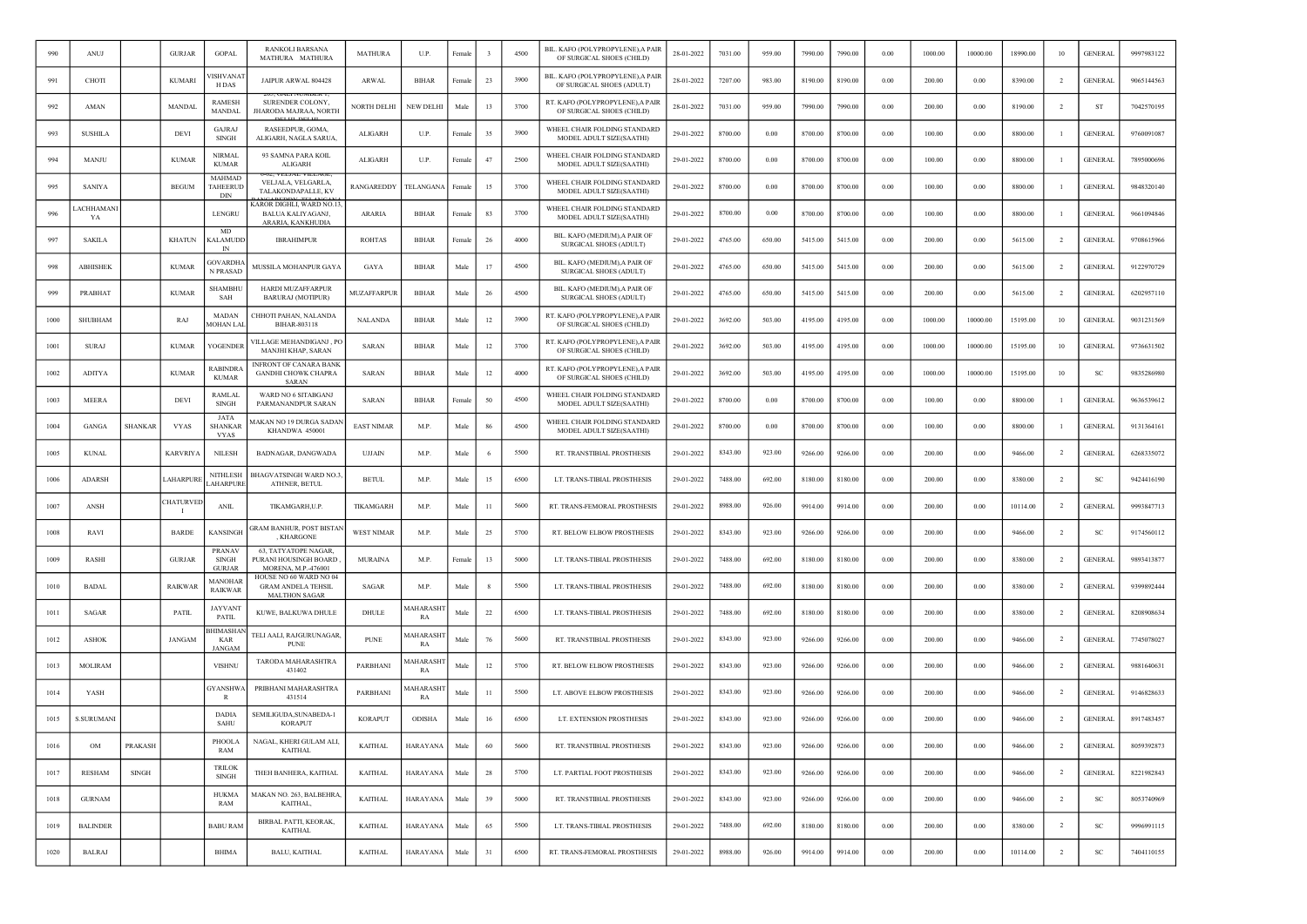| 990 | ANUJ | | GURJAR | GOPAL | RANKOLI BARSANA MATHURA MATHURA | MATHURA | U.P. | Female | 3 | 4500 | BIL. KAFO (POLYPROPYLENE),A PAIR OF SURGICAL SHOES (CHILD) | 28-01-2022 | 7031.00 | 959.00 | 7990.00 | 7990.00 | 0.00 | 1000.00 | 10000.00 | 18990.00 | 10 | GENERAL | 9997983122 |
|---|---|---|---|---|---|---|---|---|---|---|---|---|---|---|---|---|---|---|---|---|---|---|---|
| 991 | CHOTI | | KUMARI | VISHVANATH DAS | JAIPUR ARWAL 804428 | ARWAL | BIHAR | Female | 23 | 3900 | BIL. KAFO (POLYPROPYLENE),A PAIR OF SURGICAL SHOES (ADULT) | 28-01-2022 | 7207.00 | 983.00 | 8190.00 | 8190.00 | 0.00 | 200.00 | 0.00 | 8390.00 | 2 | GENERAL | 9065144563 |
| 992 | AMAN | | MANDAL | RAMESH MANDAL | SURENDER COLONY, JHARODA MAJRAA, NORTH DELHI, DELHI | NORTH DELHI | NEW DELHI | Male | 13 | 3700 | RT. KAFO (POLYPROPYLENE),A PAIR OF SURGICAL SHOES (CHILD) | 28-01-2022 | 7031.00 | 959.00 | 7990.00 | 7990.00 | 0.00 | 200.00 | 0.00 | 8190.00 | 2 | ST | 7042570195 |
| 993 | SUSHILA | | DEVI | GAJRAJ SINGH | RASEEDPUR, GOMA, ALIGARH, NAGLA SARUA, | ALIGARH | U.P. | Female | 35 | 3900 | WHEEL CHAIR FOLDING STANDARD MODEL ADULT SIZE(SAATHI) | 29-01-2022 | 8700.00 | 0.00 | 8700.00 | 8700.00 | 0.00 | 100.00 | 0.00 | 8800.00 | 1 | GENERAL | 9760091087 |
| 994 | MANJU | | KUMAR | NIRMAL KUMAR | 93 SAMNA PARA KOIL ALIGARH | ALIGARH | U.P. | Female | 47 | 2500 | WHEEL CHAIR FOLDING STANDARD MODEL ADULT SIZE(SAATHI) | 29-01-2022 | 8700.00 | 0.00 | 8700.00 | 8700.00 | 0.00 | 100.00 | 0.00 | 8800.00 | 1 | GENERAL | 7895000696 |
| 995 | SANIYA | | BEGUM | MAHMAD TAHEERUDDIN | VELJALA, VELGARLA, TALAKONDAPALLE, KV RANGAREDDY, TELANGANA | RANGAREDDY | TELANGANA | Female | 15 | 3700 | WHEEL CHAIR FOLDING STANDARD MODEL ADULT SIZE(SAATHI) | 29-01-2022 | 8700.00 | 0.00 | 8700.00 | 8700.00 | 0.00 | 100.00 | 0.00 | 8800.00 | 1 | GENERAL | 9848320140 |
| 996 | LACHHAMANIYA | | | LENGRU | KAROR DIGHLI, WARD NO.13, BALUA KALIYAGANJ, ARARIA, KANKHUDIA | ARARIA | BIHAR | Female | 83 | 3700 | WHEEL CHAIR FOLDING STANDARD MODEL ADULT SIZE(SAATHI) | 29-01-2022 | 8700.00 | 0.00 | 8700.00 | 8700.00 | 0.00 | 100.00 | 0.00 | 8800.00 | 1 | GENERAL | 9661094846 |
| 997 | SAKILA | | KHATUN | MD KALAMUDDIN | IBRAHIMPUR | ROHTAS | BIHAR | Female | 26 | 4000 | BIL. KAFO (MEDIUM),A PAIR OF SURGICAL SHOES (ADULT) | 29-01-2022 | 4765.00 | 650.00 | 5415.00 | 5415.00 | 0.00 | 200.00 | 0.00 | 5615.00 | 2 | GENERAL | 9708615966 |
| 998 | ABHISHEK | | KUMAR | GOVARDHAN PRASAD | MUSSILA MOHANPUR GAYA | GAYA | BIHAR | Male | 17 | 4500 | BIL. KAFO (MEDIUM),A PAIR OF SURGICAL SHOES (ADULT) | 29-01-2022 | 4765.00 | 650.00 | 5415.00 | 5415.00 | 0.00 | 200.00 | 0.00 | 5615.00 | 2 | GENERAL | 9122970729 |
| 999 | PRABHAT | | KUMAR | SHAMBHU SAH | HARDI MUZAFFARPUR BARURAJ (MOTIPUR) | MUZAFFARPUR | BIHAR | Male | 26 | 4500 | BIL. KAFO (MEDIUM),A PAIR OF SURGICAL SHOES (ADULT) | 29-01-2022 | 4765.00 | 650.00 | 5415.00 | 5415.00 | 0.00 | 200.00 | 0.00 | 5615.00 | 2 | GENERAL | 6202957110 |
| 1000 | SHUBHAM | | RAJ | MADAN MOHAN LAL | CHHOTI PAHAN, NALANDA BIHAR-803118 | NALANDA | BIHAR | Male | 12 | 3900 | RT. KAFO (POLYPROPYLENE),A PAIR OF SURGICAL SHOES (CHILD) | 29-01-2022 | 3692.00 | 503.00 | 4195.00 | 4195.00 | 0.00 | 1000.00 | 10000.00 | 15195.00 | 10 | GENERAL | 9031231569 |
| 1001 | SURAJ | | KUMAR | YOGENDER | VILLAGE MEHANDIGANJ , PO MANJHI KHAP, SARAN | SARAN | BIHAR | Male | 12 | 3700 | RT. KAFO (POLYPROPYLENE),A PAIR OF SURGICAL SHOES (CHILD) | 29-01-2022 | 3692.00 | 503.00 | 4195.00 | 4195.00 | 0.00 | 1000.00 | 10000.00 | 15195.00 | 10 | GENERAL | 9736631502 |
| 1002 | ADITYA | | KUMAR | RABINDRA KUMAR | INFRONT OF CANARA BANK GANDHI CHOWK CHAPRA SARAN | SARAN | BIHAR | Male | 12 | 4000 | RT. KAFO (POLYPROPYLENE),A PAIR OF SURGICAL SHOES (CHILD) | 29-01-2022 | 3692.00 | 503.00 | 4195.00 | 4195.00 | 0.00 | 1000.00 | 10000.00 | 15195.00 | 10 | SC | 9835286980 |
| 1003 | MEERA | | DEVI | RAMLAL SINGH | WARD NO 6 SITABGANJ PARMANANDPUR SARAN | SARAN | BIHAR | Female | 50 | 4500 | WHEEL CHAIR FOLDING STANDARD MODEL ADULT SIZE(SAATHI) | 29-01-2022 | 8700.00 | 0.00 | 8700.00 | 8700.00 | 0.00 | 100.00 | 0.00 | 8800.00 | 1 | GENERAL | 9636539612 |
| 1004 | GANGA | SHANKAR | VYAS | JATA SHANKAR VYAS | MAKAN NO 19 DURGA SADAN KHANDWA 450001 | EAST NIMAR | M.P. | Male | 86 | 4500 | WHEEL CHAIR FOLDING STANDARD MODEL ADULT SIZE(SAATHI) | 29-01-2022 | 8700.00 | 0.00 | 8700.00 | 8700.00 | 0.00 | 100.00 | 0.00 | 8800.00 | 1 | GENERAL | 9131364161 |
| 1005 | KUNAL | | KARVRIYA | NILESH | BADNAGAR, DANGWADA | UJJAIN | M.P. | Male | 6 | 5500 | RT. TRANSTIBIAL PROSTHESIS | 29-01-2022 | 8343.00 | 923.00 | 9266.00 | 9266.00 | 0.00 | 200.00 | 0.00 | 9466.00 | 2 | GENERAL | 6268335072 |
| 1006 | ADARSH | | LAHARPURE | NITHLESH LAHARPURE | BHAGVATSINGH WARD NO.3, ATHNER, BETUL | BETUL | M.P. | Male | 15 | 6500 | LT. TRANS-TIBIAL PROSTHESIS | 29-01-2022 | 7488.00 | 692.00 | 8180.00 | 8180.00 | 0.00 | 200.00 | 0.00 | 8380.00 | 2 | SC | 9424416190 |
| 1007 | ANSH | | CHATURVEDI | ANIL | TIKAMGARH,U.P. | TIKAMGARH | M.P. | Male | 11 | 5600 | RT. TRANS-FEMORAL PROSTHESIS | 29-01-2022 | 8988.00 | 926.00 | 9914.00 | 9914.00 | 0.00 | 200.00 | 0.00 | 10114.00 | 2 | GENERAL | 9993847713 |
| 1008 | RAVI | | BARDE | KANSINGH | GRAM BANHUR, POST BISTAN , KHARGONE | WEST NIMAR | M.P. | Male | 25 | 5700 | RT. BELOW ELBOW PROSTHESIS | 29-01-2022 | 8343.00 | 923.00 | 9266.00 | 9266.00 | 0.00 | 200.00 | 0.00 | 9466.00 | 2 | SC | 9174560112 |
| 1009 | RASHI | | GURJAR | PRANAV SINGH GURJAR | 63, TATYATOPE NAGAR, PURANI HOUSINGH BOARD , MORENA, M.P.-476001 | MURAINA | M.P. | Female | 13 | 5000 | LT. TRANS-TIBIAL PROSTHESIS | 29-01-2022 | 7488.00 | 692.00 | 8180.00 | 8180.00 | 0.00 | 200.00 | 0.00 | 8380.00 | 2 | GENERAL | 9893413877 |
| 1010 | BADAL | | RAIKWAR | MANOHAR RAIKWAR | HOUSE NO 60 WARD NO 04 GRAM ANDELA TEHSIL MALTHON SAGAR | SAGAR | M.P. | Male | 8 | 5500 | LT. TRANS-TIBIAL PROSTHESIS | 29-01-2022 | 7488.00 | 692.00 | 8180.00 | 8180.00 | 0.00 | 200.00 | 0.00 | 8380.00 | 2 | GENERAL | 9399892444 |
| 1011 | SAGAR | | PATIL | JAYVANT PATIL | KUWE, BALKUWA DHULE | DHULE | MAHARASHTRA | Male | 22 | 6500 | LT. TRANS-TIBIAL PROSTHESIS | 29-01-2022 | 7488.00 | 692.00 | 8180.00 | 8180.00 | 0.00 | 200.00 | 0.00 | 8380.00 | 2 | GENERAL | 8208908634 |
| 1012 | ASHOK | | JANGAM | BHIMASHANKAR JANGAM | TELI AALI, RAJGURUNAGAR, PUNE | PUNE | MAHARASHTRA | Male | 76 | 5600 | RT. TRANSTIBIAL PROSTHESIS | 29-01-2022 | 8343.00 | 923.00 | 9266.00 | 9266.00 | 0.00 | 200.00 | 0.00 | 9466.00 | 2 | GENERAL | 7745078027 |
| 1013 | MOLIRAM | | | VISHNU | TARODA MAHARASHTRA 431402 | PARBHANI | MAHARASHTRA | Male | 12 | 5700 | RT. BELOW ELBOW PROSTHESIS | 29-01-2022 | 8343.00 | 923.00 | 9266.00 | 9266.00 | 0.00 | 200.00 | 0.00 | 9466.00 | 2 | GENERAL | 9881640631 |
| 1014 | YASH | | | GYANSHWAR | PRBHANI MAHARASHTRA 431514 | PARBHANI | MAHARASHTRA | Male | 11 | 5500 | LT. ABOVE ELBOW PROSTHESIS | 29-01-2022 | 8343.00 | 923.00 | 9266.00 | 9266.00 | 0.00 | 200.00 | 0.00 | 9466.00 | 2 | GENERAL | 9146828633 |
| 1015 | S.SURUMANI | | | DADIA SAHU | SEMILIGUDA,SUNABEDA-1 KORAPUT | KORAPUT | ODISHA | Male | 16 | 6500 | LT. EXTENSION PROSTHESIS | 29-01-2022 | 8343.00 | 923.00 | 9266.00 | 9266.00 | 0.00 | 200.00 | 0.00 | 9466.00 | 2 | GENERAL | 8917483457 |
| 1016 | OM | PRAKASH | | PHOOLA RAM | NAGAL, KHERI GULAM ALI, KAITHAL | KAITHAL | HARAYANA | Male | 60 | 5600 | RT. TRANSTIBIAL PROSTHESIS | 29-01-2022 | 8343.00 | 923.00 | 9266.00 | 9266.00 | 0.00 | 200.00 | 0.00 | 9466.00 | 2 | GENERAL | 8059392873 |
| 1017 | RESHAM | SINGH | | TRILOK SINGH | THEH BANHERA, KAITHAL | KAITHAL | HARAYANA | Male | 28 | 5700 | LT. PARTIAL FOOT PROSTHESIS | 29-01-2022 | 8343.00 | 923.00 | 9266.00 | 9266.00 | 0.00 | 200.00 | 0.00 | 9466.00 | 2 | GENERAL | 8221982843 |
| 1018 | GURNAM | | | HUKMA RAM | MAKAN NO. 263, BALBEHRA, KAITHAL, | KAITHAL | HARAYANA | Male | 39 | 5000 | RT. TRANSTIBIAL PROSTHESIS | 29-01-2022 | 8343.00 | 923.00 | 9266.00 | 9266.00 | 0.00 | 200.00 | 0.00 | 9466.00 | 2 | SC | 8053740969 |
| 1019 | BALINDER | | | BABU RAM | BIRBAL PATTI, KEORAK, KAITHAL | KAITHAL | HARAYANA | Male | 65 | 5500 | LT. TRANS-TIBIAL PROSTHESIS | 29-01-2022 | 7488.00 | 692.00 | 8180.00 | 8180.00 | 0.00 | 200.00 | 0.00 | 8380.00 | 2 | SC | 9996991115 |
| 1020 | BALRAJ | | | BHIMA | BALU, KAITHAL | KAITHAL | HARAYANA | Male | 31 | 6500 | RT. TRANS-FEMORAL PROSTHESIS | 29-01-2022 | 8988.00 | 926.00 | 9914.00 | 9914.00 | 0.00 | 200.00 | 0.00 | 10114.00 | 2 | SC | 7404110155 |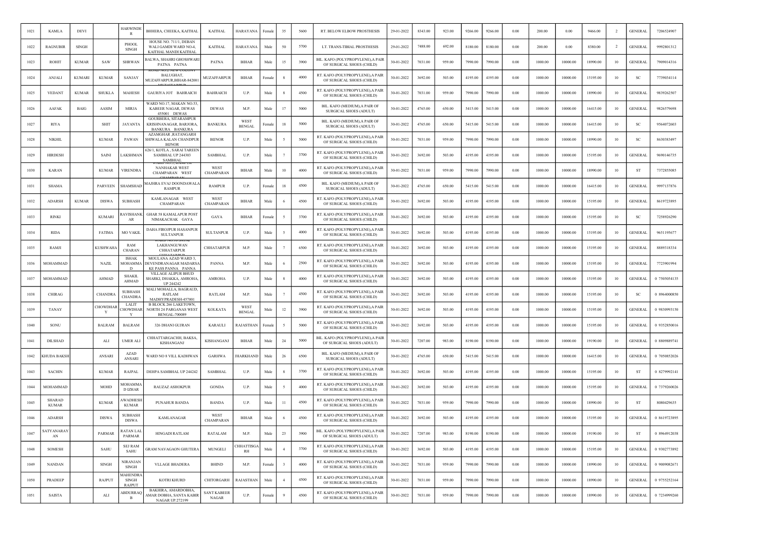| 1021 | KAMLA | DEVI | | HARWINDER | BHHERA, CHEEKA, KAITHAL | KAITHAL | HARAYANA | Female | 35 | 5600 | RT. BELOW ELBOW PROSTHESIS | 29-01-2022 | 8343.00 | 923.00 | 9266.00 | 9266.00 | 0.00 | 200.00 | 0.00 | 9466.00 | 2 | GENERAL | 7206524907 |
|---|---|---|---|---|---|---|---|---|---|---|---|---|---|---|---|---|---|---|---|---|---|---|---|
| 1022 | RAGNUBIR | SINGH | | PHOOL SINGH | HOUSE NO. 711/1, DEBAN WALI GAMDI WARD NO-4, KAITHAL MANDI KAITHAL | KAITHAL | HARAYANA | Male | 50 | 5700 | LT. TRANS-TIBIAL PROSTHESIS | 29-01-2022 | 7488.00 | 692.00 | 8180.00 | 8180.00 | 0.00 | 200.00 | 0.00 | 8380.00 | 2 | GENERAL | 9992801312 |
| 1023 | ROHIT | KUMAR | SAW | SHRWAN | BALWA, SHAHRI GHOSHWARI PATNA PATNA | PATNA | BIHAR | Male | 15 | 3900 | BIL. KAFO (POLYPROPYLENE),A PAIR OF SURGICAL SHOES (CHILD) | 30-01-2022 | 7031.00 | 959.00 | 7990.00 | 7990.00 | 0.00 | 1000.00 | 10000.00 | 18990.00 | 10 | GENERAL | 7909014316 |
| 1024 | ANJALI | KUMARI | KUMAR | SANJAY | ROAD NO.2 NEW COLONY BALUGHAT, MUZAFFARPUR,BIHAR-842001 | MUZAFFARPUR | BIHAR | Female | 8 | 4000 | RT. KAFO (POLYPROPYLENE),A PAIR OF SURGICAL SHOES (CHILD) | 30-01-2022 | 3692.00 | 503.00 | 4195.00 | 4195.00 | 0.00 | 1000.00 | 10000.00 | 15195.00 | 10 | SC | 7739034114 |
| 1025 | VEDANT | KUMAR | SHUKLA | MAHESH | GAURIYA JOT BAHRAICH | BAHRAICH | U.P. | Male | 8 | 4500 | RT. KAFO (POLYPROPYLENE),A PAIR OF SURGICAL SHOES (CHILD) | 30-01-2022 | 7031.00 | 959.00 | 7990.00 | 7990.00 | 0.00 | 1000.00 | 10000.00 | 18990.00 | 10 | GENERAL | 9839262507 |
| 1026 | AAFAK | BAIG | AASIM | MIRJA | WARD NO.17, MAKAN NO.53, KABEER NAGAR, DEWAS 455001 DEWAS | DEWAS | M.P. | Male | 17 | 5000 | BIL. KAFO (MEDIUM),A PAIR OF SURGICAL SHOES (ADULT) | 30-01-2022 | 4765.00 | 650.00 | 5415.00 | 5415.00 | 0.00 | 1000.00 | 10000.00 | 16415.00 | 10 | GENERAL | 9826579698 |
| 1027 | RIYA | | SHIT | JAYANTA | GOURBERA, SITARAMPUR KRISHNANAGAR, BARJORA, BANKURA BANKURA | BANKURA | WEST BENGAL | Female | 18 | 5000 | BIL. KAFO (MEDIUM),A PAIR OF SURGICAL SHOES (ADULT) | 30-01-2022 | 4765.00 | 650.00 | 5415.00 | 5415.00 | 0.00 | 1000.00 | 10000.00 | 16415.00 | 10 | SC | 9564072603 |
| 1028 | NIKHIL | | KUMAR | PAWAN | AZAMGHAR ,RATANGARH SHIWALA KALAN CHANDPUR BIJNOR | BIJNOR | U.P. | Male | 5 | 5000 | RT. KAFO (POLYPROPYLENE),A PAIR OF SURGICAL SHOES (CHILD) | 30-01-2022 | 7031.00 | 959.00 | 7990.00 | 7990.00 | 0.00 | 1000.00 | 10000.00 | 18990.00 | 10 | SC | 8630383497 |
| 1029 | HIRDESH | | SAINI | LAKSHMAN | 626/1, KOTLA , SARAI TAREEN SAMBHAL UP 244303 SAMBHAL | SAMBHAL | U.P. | Male | 7 | 3700 | RT. KAFO (POLYPROPYLENE),A PAIR OF SURGICAL SHOES (CHILD) | 30-01-2022 | 3692.00 | 503.00 | 4195.00 | 4195.00 | 0.00 | 1000.00 | 10000.00 | 15195.00 | 10 | GENERAL | 9690146735 |
| 1030 | KARAN | | KUMAR | VIRENDRA | NANHAKAR WEST CHAMPARAN WEST CHAMPARAN | WEST CHAMPARAN | BIHAR | Male | 10 | 4000 | RT. KAFO (POLYPROPYLENE),A PAIR OF SURGICAL SHOES (CHILD) | 30-01-2022 | 7031.00 | 959.00 | 7990.00 | 7990.00 | 0.00 | 1000.00 | 10000.00 | 18990.00 | 10 | ST | 7372855085 |
| 1031 | SHAMA | | PARVEEN | SHAMSHAD | MAJHRA EVAJ DOONDAWALA RAMPUR | RAMPUR | U.P. | Female | 18 | 4500 | BIL. KAFO (MEDIUM),A PAIR OF SURGICAL SHOES (ADULT) | 30-01-2022 | 4765.00 | 650.00 | 5415.00 | 5415.00 | 0.00 | 1000.00 | 10000.00 | 16415.00 | 10 | GENERAL | 9997137876 |
| 1032 | ADARSH | KUMAR | DISWA | SUBHASH | KAMLANAGAR WEST CHAMPARAN | WEST CHAMPARAN | BIHAR | Male | 6 | 4500 | RT. KAFO (POLYPROPYLENE),A PAIR OF SURGICAL SHOES (CHILD) | 30-01-2022 | 3692.00 | 503.00 | 4195.00 | 4195.00 | 0.00 | 1000.00 | 10000.00 | 15195.00 | 10 | GENERAL | 8619723895 |
| 1033 | RINKI | | KUMARI | RAVISHANKAR | GHAR 58 KAMALAPUR POST NIMAKACHAK GAYA | GAYA | BIHAR | Female | 5 | 3700 | RT. KAFO (POLYPROPYLENE),A PAIR OF SURGICAL SHOES (CHILD) | 30-01-2022 | 3692.00 | 503.00 | 4195.00 | 4195.00 | 0.00 | 1000.00 | 10000.00 | 15195.00 | 10 | SC | 7258926290 |
| 1034 | RIDA | | FATIMA | MO VAKIL | DAHA FIROJPUR HASANPUR SULTANPUR | SULTANPUR | U.P. | Male | 5 | 4000 | RT. KAFO (POLYPROPYLENE),A PAIR OF SURGICAL SHOES (CHILD) | 30-01-2022 | 3692.00 | 503.00 | 4195.00 | 4195.00 | 0.00 | 1000.00 | 10000.00 | 15195.00 | 10 | GENERAL | 9651195677 |
| 1035 | RAMJI | | KUSHWAHA | RAM CHARAN | WARD NO.10 SATAI LAKHANGUWAN CHHATARPUR CHHATARPUR | CHHATARPUR | M.P. | Male | 7 | 6500 | RT. KAFO (POLYPROPYLENE),A PAIR OF SURGICAL SHOES (CHILD) | 30-01-2022 | 3692.00 | 503.00 | 4195.00 | 4195.00 | 0.00 | 1000.00 | 10000.00 | 15195.00 | 10 | GENERAL | 8889318334 |
| 1036 | MOHAMMAD | | NAZIL | ISHAK MOHAMMAD | MOULANA AZAD WARD 3, DEVENDRANAGAR MADARSA KE PASS PANNA PANNA | PANNA | M.P. | Male | 6 | 2500 | RT. KAFO (POLYPROPYLENE),A PAIR OF SURGICAL SHOES (CHILD) | 30-01-2022 | 3692.00 | 503.00 | 4195.00 | 4195.00 | 0.00 | 1000.00 | 10000.00 | 15195.00 | 10 | GENERAL | 7723901994 |
| 1037 | MOHAMMAD | | AHMAD | SHAKIL AHMAD | VILLAGE ALIPUR BHUD SHARKI, DHAKKA, AMROHA, UP 244242 | AMROHA | U.P. | Male | 8 | 4000 | RT. KAFO (POLYPROPYLENE),A PAIR OF SURGICAL SHOES (CHILD) | 30-01-2022 | 3692.00 | 503.00 | 4195.00 | 4195.00 | 0.00 | 1000.00 | 10000.00 | 15195.00 | 10 | GENERAL | 0 7505054135 |
| 1038 | CHIRAG | | CHANDRA | SUBHASH CHANDRA | MALI MOHALLA, BAGRAUD, RATLAM MADHYPRADESH-457001 | RATLAM | M.P. | Male | 7 | 4500 | RT. KAFO (POLYPROPYLENE),A PAIR OF SURGICAL SHOES (CHILD) | 30-01-2022 | 3692.00 | 503.00 | 4195.00 | 4195.00 | 0.00 | 1000.00 | 10000.00 | 15195.00 | 10 | SC | 0 8964000850 |
| 1039 | TANAY | | CHOWDHARY | LALIT CHOWDHARY | B BLOCK 266 LAKETOWN, NORTH 24 PARGANAS WEST BENGAL-700089 | KOLKATA | WEST BENGAL | Male | 12 | 3900 | RT. KAFO (POLYPROPYLENE),A PAIR OF SURGICAL SHOES (CHILD) | 30-01-2022 | 3692.00 | 503.00 | 4195.00 | 4195.00 | 0.00 | 1000.00 | 10000.00 | 15195.00 | 10 | GENERAL | 0 9830993150 |
| 1040 | SONU | | BALRAM | BALRAM | 326 DHANI GUJRAN | KARAULI | RAJASTHAN | Female | 5 | 5000 | RT. KAFO (POLYPROPYLENE),A PAIR OF SURGICAL SHOES (CHILD) | 30-01-2022 | 3692.00 | 503.00 | 4195.00 | 4195.00 | 0.00 | 1000.00 | 10000.00 | 15195.00 | 10 | GENERAL | 0 9352850016 |
| 1041 | DILSHAD | | ALI | UMER ALI | CHHATTARGACHH, BAKSA, KISHANGANJ | KISHANGANJ | BIHAR | Male | 24 | 5000 | BIL. KAFO (POLYPROPYLENE),A PAIR OF SURGICAL SHOES (ADULT) | 30-01-2022 | 7207.00 | 983.00 | 8190.00 | 8190.00 | 0.00 | 1000.00 | 10000.00 | 19190.00 | 10 | GENERAL | 0 8809889741 |
| 1042 | KHUDA BAKSH | | ANSARI | AZAD ANSARI | WARD NO 8 VILL KADHWAN | GARHWA | JHARKHAND | Male | 26 | 6500 | BIL. KAFO (MEDIUM),A PAIR OF SURGICAL SHOES (ADULT) | 30-01-2022 | 4765.00 | 650.00 | 5415.00 | 5415.00 | 0.00 | 1000.00 | 10000.00 | 16415.00 | 10 | GENERAL | 0 7050852026 |
| 1043 | SACHIN | | KUMAR | RAJPAL | DEHPA SAMBHAL UP 244242 | SAMBHAL | U.P. | Male | 8 | 3700 | RT. KAFO (POLYPROPYLENE),A PAIR OF SURGICAL SHOES (CHILD) | 30-01-2022 | 3692.00 | 503.00 | 4195.00 | 4195.00 | 0.00 | 1000.00 | 10000.00 | 15195.00 | 10 | ST | 0 8279992141 |
| 1044 | MOHAMMAD | | MOHD | MOHAMMAD IZHAR | RAUZAZ ASHOKPUR | GONDA | U.P. | Male | 5 | 4000 | RT. KAFO (POLYPROPYLENE),A PAIR OF SURGICAL SHOES (CHILD) | 30-01-2022 | 3692.00 | 503.00 | 4195.00 | 4195.00 | 0.00 | 1000.00 | 10000.00 | 15195.00 | 10 | GENERAL | 0 7379260026 |
| 1045 | SHARAD KUMAR | | KUMAR | AWADHESH KUMAR | PUNAHUR BANDA | BANDA | U.P. | Male | 11 | 4500 | RT. KAFO (POLYPROPYLENE),A PAIR OF SURGICAL SHOES (CHILD) | 30-01-2022 | 7031.00 | 959.00 | 7990.00 | 7990.00 | 0.00 | 1000.00 | 10000.00 | 18990.00 | 10 | ST | 8080429635 |
| 1046 | ADARSH | | DISWA | SUBHASH DISWA | KAMLANAGAR | WEST CHAMPARAN | BIHAR | Male | 6 | 4500 | RT. KAFO (POLYPROPYLENE),A PAIR OF SURGICAL SHOES (CHILD) | 30-01-2022 | 3692.00 | 503.00 | 4195.00 | 4195.00 | 0.00 | 1000.00 | 10000.00 | 15195.00 | 10 | GENERAL | 0 8619723895 |
| 1047 | SATYANARAYAN | | PARMAR | RATAN LAL PARMAR | HINGADI RATLAM | RATALAM | M.P. | Male | 23 | 3900 | BIL. KAFO (POLYPROPYLENE),A PAIR OF SURGICAL SHOES (ADULT) | 30-01-2022 | 7207.00 | 983.00 | 8190.00 | 8190.00 | 0.00 | 1000.00 | 10000.00 | 19190.00 | 10 | ST | 0 8964912038 |
| 1048 | SOMESH | | SAHU | SEJ RAM SAHU | GRAM NAVAGAON GHUTERA | MUNGELI | CHHATTISGARH | Male | 4 | 3700 | RT. KAFO (POLYPROPYLENE),A PAIR OF SURGICAL SHOES (CHILD) | 30-01-2022 | 3692.00 | 503.00 | 4195.00 | 4195.00 | 0.00 | 1000.00 | 10000.00 | 15195.00 | 10 | GENERAL | 0 9302773892 |
| 1049 | NANDAN | | SINGH | NIRANJAN SINGH | VLLAGE BHADERA | BHIND | M.P. | Female | 3 | 4000 | RT. KAFO (POLYPROPYLENE),A PAIR OF SURGICAL SHOES (CHILD) | 30-01-2022 | 7031.00 | 959.00 | 7990.00 | 7990.00 | 0.00 | 1000.00 | 10000.00 | 18990.00 | 10 | GENERAL | 0 9009082671 |
| 1050 | PRADEEP | | RAJPUT | MAHENDRA SINGH RAJPUT | KOTRI KHURD | CHITORGARH | RAJASTHAN | Male | 4 | 4500 | RT. KAFO (POLYPROPYLENE),A PAIR OF SURGICAL SHOES (CHILD) | 30-01-2022 | 7031.00 | 959.00 | 7990.00 | 7990.00 | 0.00 | 1000.00 | 10000.00 | 18990.00 | 10 | GENERAL | 0 9755252164 |
| 1051 | SAISTA | | ALI | ABDURRAQB | BAKHIRA, AMARDOBHA, AMAR DOBHA, SANTA KABIR NAGAR UP.272199 | SANT KABEER NAGAR | U.P. | Female | 9 | 4500 | RT. KAFO (POLYPROPYLENE),A PAIR OF SURGICAL SHOES (CHILD) | 30-01-2022 | 7031.00 | 959.00 | 7990.00 | 7990.00 | 0.00 | 1000.00 | 10000.00 | 18990.00 | 10 | GENERAL | 0 7234999260 |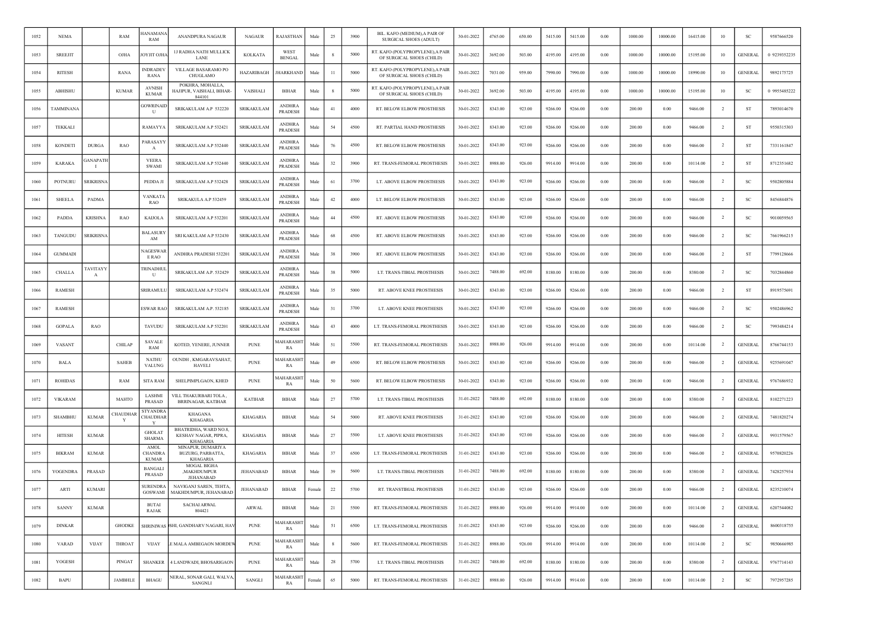| 1052 | NEMA | | RAM | HANAMANA RAM | ANANDPURA NAGAUR | NAGAUR | RAJASTHAN | Male | 25 | 3900 | BIL. KAFO (MEDIUM),A PAIR OF SURGICAL SHOES (ADULT) | 30-01-2022 | 4765.00 | 650.00 | 5415.00 | 5415.00 | 0.00 | 1000.00 | 10000.00 | 16415.00 | 10 | SC | 9587666520 |
|---|---|---|---|---|---|---|---|---|---|---|---|---|---|---|---|---|---|---|---|---|---|---|---|
| 1053 | SREEJIT | | OJHA | JOYJIT OJHA | IJ RADHA NATH MULLICK LANE | KOLKATA | WEST BENGAL | Male | 8 | 5000 | RT. KAFO (POLYPROPYLENE),A PAIR OF SURGICAL SHOES (CHILD) | 30-01-2022 | 3692.00 | 503.00 | 4195.00 | 4195.00 | 0.00 | 1000.00 | 10000.00 | 15195.00 | 10 | GENERAL | 0 9239352235 |
| 1054 | RITESH | | RANA | INDRADEV RANA | VILLAGE BASARAMO PO CHUGLAMO | HAZARIBAGH | JHARKHAND | Male | 11 | 5000 | RT. KAFO (POLYPROPYLENE),A PAIR OF SURGICAL SHOES (CHILD) | 30-01-2022 | 7031.00 | 959.00 | 7990.00 | 7990.00 | 0.00 | 1000.00 | 10000.00 | 18990.00 | 10 | GENERAL | 9892175725 |
| 1055 | ABHISHU | | KUMAR | AVNISH KUMAR | POKHRA, MOHALLA, HAJIPUR, VAISHALI, BIHAR-844101 | VAISHALI | BIHAR | Male | 8 | 5000 | RT. KAFO (POLYPROPYLENE),A PAIR OF SURGICAL SHOES (CHILD) | 30-01-2022 | 3692.00 | 503.00 | 4195.00 | 4195.00 | 0.00 | 1000.00 | 10000.00 | 15195.00 | 10 | SC | 0 9955485222 |
| 1056 | TAMMINANA | | | GOWRINAIDU | SRIKAKULAM A.P 532220 | SRIKAKULAM | ANDHRA PRADESH | Male | 41 | 4000 | RT. BELOW ELBOW PROSTHESIS | 30-01-2022 | 8343.00 | 923.00 | 9266.00 | 9266.00 | 0.00 | 200.00 | 0.00 | 9466.00 | 2 | ST | 7893014670 |
| 1057 | TEKKALI | | | RAMAYYA | SRIKAKULAM A.P 532421 | SRIKAKULAM | ANDHRA PRADESH | Male | 54 | 4500 | RT. PARTIAL HAND PROSTHESIS | 30-01-2022 | 8343.00 | 923.00 | 9266.00 | 9266.00 | 0.00 | 200.00 | 0.00 | 9466.00 | 2 | ST | 9550315303 |
| 1058 | KONDETI | DURGA | RAO | PARASAYYA | SRIKAKULAM A.P 532440 | SRIKAKULAM | ANDHRA PRADESH | Male | 76 | 4500 | RT. BELOW ELBOW PROSTHESIS | 30-01-2022 | 8343.00 | 923.00 | 9266.00 | 9266.00 | 0.00 | 200.00 | 0.00 | 9466.00 | 2 | ST | 7331161847 |
| 1059 | KARAKA | GANAPATHI | | VEERA SWAMI | SRIKAKULAM A.P 532440 | SRIKAKULAM | ANDHRA PRADESH | Male | 32 | 3900 | RT. TRANS-FEMORAL PROSTHESIS | 30-01-2022 | 8988.00 | 926.00 | 9914.00 | 9914.00 | 0.00 | 200.00 | 0.00 | 10114.00 | 2 | ST | 8712351682 |
| 1060 | POTNURU | SRIKRISNA | | PEDDA JI | SRIKAKULAM A.P 532428 | SRIKAKULAM | ANDHRA PRADESH | Male | 61 | 3700 | LT. ABOVE ELBOW PROSTHESIS | 30-01-2022 | 8343.00 | 923.00 | 9266.00 | 9266.00 | 0.00 | 200.00 | 0.00 | 9466.00 | 2 | SC | 9502805884 |
| 1061 | SHEELA | PADMA | | VANKATA RAO | SRIKAKULA A.P 532459 | SRIKAKULAM | ANDHRA PRADESH | Male | 42 | 4000 | LT. BELOW ELBOW PROSTHESIS | 30-01-2022 | 8343.00 | 923.00 | 9266.00 | 9266.00 | 0.00 | 200.00 | 0.00 | 9466.00 | 2 | SC | 8456844876 |
| 1062 | PADDA | KRISHNA | RAO | KAIJOLA | SRIKAKULAM A.P 532201 | SRIKAKULAM | ANDHRA PRADESH | Male | 44 | 4500 | RT. ABOVE ELBOW PROSTHESIS | 30-01-2022 | 8343.00 | 923.00 | 9266.00 | 9266.00 | 0.00 | 200.00 | 0.00 | 9466.00 | 2 | SC | 9010059565 |
| 1063 | TANGUDU | SRIKRISNA | | BALASURYAM | SRI KAKULAM A.P 532430 | SRIKAKULAM | ANDHRA PRADESH | Male | 68 | 4500 | RT. ABOVE ELBOW PROSTHESIS | 30-01-2022 | 8343.00 | 923.00 | 9266.00 | 9266.00 | 0.00 | 200.00 | 0.00 | 9466.00 | 2 | SC | 7661966215 |
| 1064 | GUMMADI | | | NAGESWARE RAO | ANDHRA PRADESH 532201 | SRIKAKULAM | ANDHRA PRADESH | Male | 38 | 3900 | RT. ABOVE ELBOW PROSTHESIS | 30-01-2022 | 8343.00 | 923.00 | 9266.00 | 9266.00 | 0.00 | 200.00 | 0.00 | 9466.00 | 2 | ST | 7799128666 |
| 1065 | CHALLA | TAVITAYYA | | TRINADHULU | SRIKAKULAM A.P. 532429 | SRIKAKULAM | ANDHRA PRADESH | Male | 38 | 5000 | LT. TRANS-TIBIAL PROSTHESIS | 30-01-2022 | 7488.00 | 692.00 | 8180.00 | 8180.00 | 0.00 | 200.00 | 0.00 | 8380.00 | 2 | SC | 7032844860 |
| 1066 | RAMESH | | | SRIRAMULU | SRIKAKULAM A.P 532474 | SRIKAKULAM | ANDHRA PRADESH | Male | 35 | 5000 | RT. ABOVE KNEE PROSTHESIS | 30-01-2022 | 8343.00 | 923.00 | 9266.00 | 9266.00 | 0.00 | 200.00 | 0.00 | 9466.00 | 2 | ST | 8919575691 |
| 1067 | RAMESH | | | ESWAR RAO | SRIKAKULAM A.P. 532185 | SRIKAKULAM | ANDHRA PRADESH | Male | 31 | 3700 | LT. ABOVE KNEE PROSTHESIS | 30-01-2022 | 8343.00 | 923.00 | 9266.00 | 9266.00 | 0.00 | 200.00 | 0.00 | 9466.00 | 2 | SC | 9502486962 |
| 1068 | GOPALA | RAO | | TAVUDU | SRIKAKULAM A.P 532201 | SRIKAKULAM | ANDHRA PRADESH | Male | 43 | 4000 | LT. TRANS-FEMORAL PROSTHESIS | 30-01-2022 | 8343.00 | 923.00 | 9266.00 | 9266.00 | 0.00 | 200.00 | 0.00 | 9466.00 | 2 | SC | 7993484214 |
| 1069 | VASANT | | CHILAP | SAVALE RAM | KOTED, YENERE, JUNNER | PUNE | MAHARASHTRA | Male | 51 | 5500 | RT. TRANS-FEMORAL PROSTHESIS | 30-01-2022 | 8988.00 | 926.00 | 9914.00 | 9914.00 | 0.00 | 200.00 | 0.00 | 10114.00 | 2 | GENERAL | 8766744153 |
| 1070 | BALA | | SAHEB | NATHU VALUNG | OUNDH , KMGARAVSAHAT, HAVELI | PUNE | MAHARASHTRA | Male | 49 | 6500 | RT. BELOW ELBOW PROSTHESIS | 30-01-2022 | 8343.00 | 923.00 | 9266.00 | 9266.00 | 0.00 | 200.00 | 0.00 | 9466.00 | 2 | GENERAL | 9255691047 |
| 1071 | ROHIDAS | | RAM | SITA RAM | SHELPIMPLGAON, KHED | PUNE | MAHARASHTRA | Male | 50 | 5600 | RT. BELOW ELBOW PROSTHESIS | 30-01-2022 | 8343.00 | 923.00 | 9266.00 | 9266.00 | 0.00 | 200.00 | 0.00 | 9466.00 | 2 | GENERAL | 9767686932 |
| 1072 | VIKARAM | | MAHTO | LASHMI PRASAD | VILL THAKURBARI TOLA , BRRINAGAR, KATIHAR | KATIHAR | BIHAR | Male | 27 | 5700 | LT. TRANS-TIBIAL PROSTHESIS | 31-01-2022 | 7488.00 | 692.00 | 8180.00 | 8180.00 | 0.00 | 200.00 | 0.00 | 8380.00 | 2 | GENERAL | 8102271223 |
| 1073 | SHAMBHU | KUMAR | CHAUDHARY | STYANDRA CHAUDHARY | KHAGANA KHAGARIA | KHAGARIA | BIHAR | Male | 54 | 5000 | RT. ABOVE KNEE PROSTHESIS | 31-01-2022 | 8343.00 | 923.00 | 9266.00 | 9266.00 | 0.00 | 200.00 | 0.00 | 9466.00 | 2 | GENERAL | 7481820274 |
| 1074 | HITESH | KUMAR | | GHOLAT SHARMA | BHATRIDHA, WARD NO.8, KESHAV NAGAR, PIPRA, KHAGARIA | KHAGARIA | BIHAR | Male | 27 | 5500 | LT. ABOVE KNEE PROSTHESIS | 31-01-2022 | 8343.00 | 923.00 | 9266.00 | 9266.00 | 0.00 | 200.00 | 0.00 | 9466.00 | 2 | GENERAL | 9931579567 |
| 1075 | BIKRAM | KUMAR | | AMOL CHANDRA KUMAR | MINAPUR, DUMARIYA BUZURG, PARBATTA, KHAGARIA | KHAGARIA | BIHAR | Male | 37 | 6500 | LT. TRANS-FEMORAL PROSTHESIS | 31-01-2022 | 8343.00 | 923.00 | 9266.00 | 9266.00 | 0.00 | 200.00 | 0.00 | 9466.00 | 2 | GENERAL | 9570820226 |
| 1076 | YOGENDRA | PRASAD | | BANGALI PRASAD | MOGAL BIGHA ,MAKHDUMPUR JEHANABAD | JEHANABAD | BIHAR | Male | 39 | 5600 | LT. TRANS-TIBIAL PROSTHESIS | 31-01-2022 | 7488.00 | 692.00 | 8180.00 | 8180.00 | 0.00 | 200.00 | 0.00 | 8380.00 | 2 | GENERAL | 7428257934 |
| 1077 | ARTI | KUMARI | | SURENDRA GOSWAMI | NAVIGANJ SAREN, TEHTA, MAKHDUMPUR, JEHANABAD | JEHANABAD | BIHAR | Female | 22 | 5700 | RT. TRANSTIBIAL PROSTHESIS | 31-01-2022 | 8343.00 | 923.00 | 9266.00 | 9266.00 | 0.00 | 200.00 | 0.00 | 9466.00 | 2 | GENERAL | 8235210074 |
| 1078 | SANNY | KUMAR | | BUTAI RAJAK | SACHAI ARWAL 804421 | ARWAL | BIHAR | Male | 21 | 5500 | RT. TRANS-FEMORAL PROSTHESIS | 31-01-2022 | 8988.00 | 926.00 | 9914.00 | 9914.00 | 0.00 | 200.00 | 0.00 | 10114.00 | 2 | GENERAL | 6207544082 |
| 1079 | DINKAR | | GHODKE | SHRINIWAS | SHI, GANDHARV NAGARI, HAV | PUNE | MAHARASHTRA | Male | 51 | 6500 | LT. TRANS-FEMORAL PROSTHESIS | 31-01-2022 | 8343.00 | 923.00 | 9266.00 | 9266.00 | 0.00 | 200.00 | 0.00 | 9466.00 | 2 | GENERAL | 8600318755 |
| 1080 | VARAD | VIJAY | THROAT | VIJAY | E MALA AMBEGAON MORDEW | PUNE | MAHARASHTRA | Male | 8 | 5600 | RT. TRANS-FEMORAL PROSTHESIS | 31-01-2022 | 8988.00 | 926.00 | 9914.00 | 9914.00 | 0.00 | 200.00 | 0.00 | 10114.00 | 2 | SC | 9850666985 |
| 1081 | YOGESH | | PINGAT | SHANKER | 4 LANDWADI, BHOSARIGAON | PUNE | MAHARASHTRA | Male | 28 | 5700 | LT. TRANS-TIBIAL PROSTHESIS | 31-01-2022 | 7488.00 | 692.00 | 8180.00 | 8180.00 | 0.00 | 200.00 | 0.00 | 8380.00 | 2 | GENERAL | 9767714143 |
| 1082 | BAPU | | JAMBHLE | BHAGU | NERAL, SONAR GALI, WALVA, SANGNLI | SANGLI | MAHARASHTRA | Female | 65 | 5000 | RT. TRANS-FEMORAL PROSTHESIS | 31-01-2022 | 8988.00 | 926.00 | 9914.00 | 9914.00 | 0.00 | 200.00 | 0.00 | 10114.00 | 2 | SC | 7972957285 |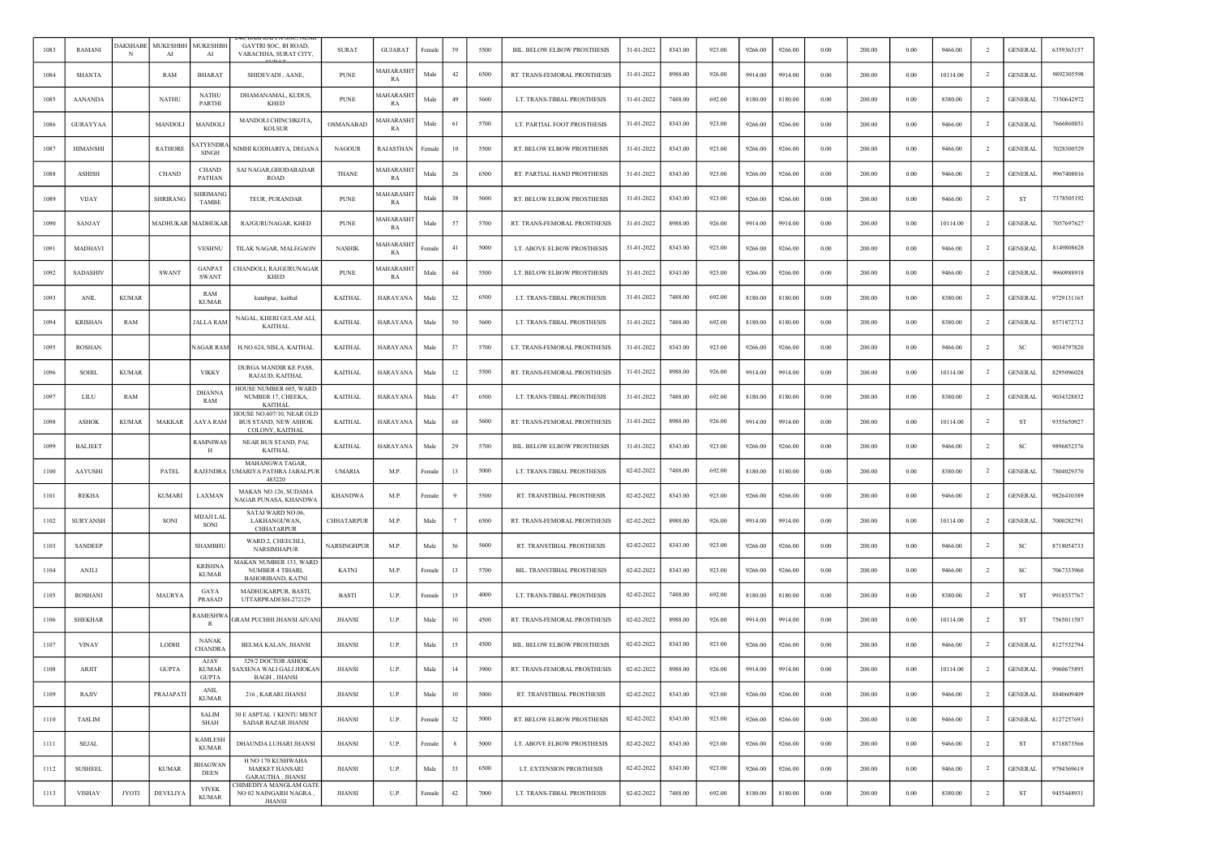| 1083 | RAMANI | DAKSHABEN | MUKESHBHAI | MUKESHBHAI | 240, IOOM KRUPA SOC, NEAR GAYTRI SOC, IH ROAD, VARACHHA, SURAT CITY, GUJARAT | SURAT | GUJARAT | Female | 39 | 5500 | BIL. BELOW ELBOW PROSTHESIS | 31-01-2022 | 8343.00 | 923.00 | 9266.00 | 9266.00 | 0.00 | 200.00 | 0.00 | 9466.00 | 2 | GENERAL | 6359363157 |
|---|---|---|---|---|---|---|---|---|---|---|---|---|---|---|---|---|---|---|---|---|---|---|---|
| 1084 | SHANTA | | RAM | BHARAT | SHIDEVADI , AANE, | PUNE | MAHARASHTRA | Male | 42 | 6500 | RT. TRANS-FEMORAL PROSTHESIS | 31-01-2022 | 8988.00 | 926.00 | 9914.00 | 9914.00 | 0.00 | 200.00 | 0.00 | 10114.00 | 2 | GENERAL | 9892305598 |
| 1085 | AANANDA | | NATHU | NATHU PARTHI | DHAMANAMAL, KUDUS, KHED | PUNE | MAHARASHTRA | Male | 49 | 5600 | LT. TRANS-TIBIAL PROSTHESIS | 31-01-2022 | 7488.00 | 692.00 | 8180.00 | 8180.00 | 0.00 | 200.00 | 0.00 | 8380.00 | 2 | GENERAL | 7350642972 |
| 1086 | GURAYYAA | | MANDOLI | MANDOLI | MANDOLI CHINCHKOTA, KOLSUR | OSMANABAD | MAHARASHTRA | Male | 61 | 5700 | LT. PARTIAL FOOT PROSTHESIS | 31-01-2022 | 8343.00 | 923.00 | 9266.00 | 9266.00 | 0.00 | 200.00 | 0.00 | 9466.00 | 2 | GENERAL | 7666860031 |
| 1087 | HIMANSHI | | RATHORE | SATYENDRA SINGH | NIMHI KODHARIYA, DEGANA | NAGOUR | RAJASTHAN | Female | 10 | 5500 | RT. BELOW ELBOW PROSTHESIS | 31-01-2022 | 8343.00 | 923.00 | 9266.00 | 9266.00 | 0.00 | 200.00 | 0.00 | 9466.00 | 2 | GENERAL | 7028300529 |
| 1088 | ASHISH | | CHAND | CHAND PATHAN | SAI NAGAR,GHODABADAR ROAD | THANE | MAHARASHTRA | Male | 26 | 6500 | RT. PARTIAL HAND PROSTHESIS | 31-01-2022 | 8343.00 | 923.00 | 9266.00 | 9266.00 | 0.00 | 200.00 | 0.00 | 9466.00 | 2 | GENERAL | 9967408016 |
| 1089 | VIJAY | | SHRIRANG | SHRIMANG TAMBE | TEUR, PURANDAR | PUNE | MAHARASHTRA | Male | 38 | 5600 | RT. BELOW ELBOW PROSTHESIS | 31-01-2022 | 8343.00 | 923.00 | 9266.00 | 9266.00 | 0.00 | 200.00 | 0.00 | 9466.00 | 2 | ST | 7378505192 |
| 1090 | SANJAY | | MADHUKAR | MADHUKAR | RAJGURUNAGAR, KHED | PUNE | MAHARASHTRA | Male | 57 | 5700 | RT. TRANS-FEMORAL PROSTHESIS | 31-01-2022 | 8988.00 | 926.00 | 9914.00 | 9914.00 | 0.00 | 200.00 | 0.00 | 10114.00 | 2 | GENERAL | 7057697627 |
| 1091 | MADHAVI | | | VESHNU | TILAK NAGAR, MALEGAON | NASHIK | MAHARASHTRA | Female | 41 | 5000 | LT. ABOVE ELBOW PROSTHESIS | 31-01-2022 | 8343.00 | 923.00 | 9266.00 | 9266.00 | 0.00 | 200.00 | 0.00 | 9466.00 | 2 | GENERAL | 8149808628 |
| 1092 | SADASHIV | | SWANT | GANPAT SWANT | CHANDOLI, RAJGURUNAGAR KHED | PUNE | MAHARASHTRA | Male | 64 | 5500 | LT. BELOW ELBOW PROSTHESIS | 31-01-2022 | 8343.00 | 923.00 | 9266.00 | 9266.00 | 0.00 | 200.00 | 0.00 | 9466.00 | 2 | GENERAL | 9960988918 |
| 1093 | ANIL | KUMAR | | RAM KUMAR | kutabpur, kaithal | KAITHAL | HARAYANA | Male | 32 | 6500 | LT. TRANS-TIBIAL PROSTHESIS | 31-01-2022 | 7488.00 | 692.00 | 8180.00 | 8180.00 | 0.00 | 200.00 | 0.00 | 8380.00 | 2 | GENERAL | 9729131165 |
| 1094 | KRISHAN | RAM | | JALLA RAM | NAGAL, KHERI GULAM ALI, KAITHAL | KAITHAL | HARAYANA | Male | 50 | 5600 | LT. TRANS-TIBIAL PROSTHESIS | 31-01-2022 | 7488.00 | 692.00 | 8180.00 | 8180.00 | 0.00 | 200.00 | 0.00 | 8380.00 | 2 | GENERAL | 8571872712 |
| 1095 | ROSHAN | | | NAGAR RAM | H.NO.624, SISLA, KAITHAL | KAITHAL | HARAYANA | Male | 37 | 5700 | LT. TRANS-FEMORAL PROSTHESIS | 31-01-2022 | 8343.00 | 923.00 | 9266.00 | 9266.00 | 0.00 | 200.00 | 0.00 | 9466.00 | 2 | SC | 9034797820 |
| 1096 | SOHIL | KUMAR | | VIKKY | DURGA MANDIR KE PASS, RAJAUD, KAITHAL | KAITHAL | HARAYANA | Male | 12 | 5500 | RT. TRANS-FEMORAL PROSTHESIS | 31-01-2022 | 8988.00 | 926.00 | 9914.00 | 9914.00 | 0.00 | 200.00 | 0.00 | 10114.00 | 2 | GENERAL | 8295096028 |
| 1097 | LILU | RAM | | DHANNA RAM | HOUSE NUMBER 605, WARD NUMBER 17, CHEEKA, KAITHAL | KAITHAL | HARAYANA | Male | 47 | 6500 | LT. TRANS-TIBIAL PROSTHESIS | 31-01-2022 | 7488.00 | 692.00 | 8180.00 | 8180.00 | 0.00 | 200.00 | 0.00 | 8380.00 | 2 | GENERAL | 9034328832 |
| 1098 | ASHOK | KUMAR | MAKKAR | AAYA RAM | HOUSE NO.607/10, NEAR OLD BUS STAND, NEW ASHOK COLONY, KAITHAL | KAITHAL | HARAYANA | Male | 68 | 5600 | RT. TRANS-FEMORAL PROSTHESIS | 31-01-2022 | 8988.00 | 926.00 | 9914.00 | 9914.00 | 0.00 | 200.00 | 0.00 | 10114.00 | 2 | ST | 9355650927 |
| 1099 | BALJEET | | | RAMNIWASH | NEAR BUS STAND, PAI, KAITHAL | KAITHAL | HARAYANA | Male | 29 | 5700 | BIL. BELOW ELBOW PROSTHESIS | 31-01-2022 | 8343.00 | 923.00 | 9266.00 | 9266.00 | 0.00 | 200.00 | 0.00 | 9466.00 | 2 | SC | 9896852376 |
| 1100 | AAYUSHI | | PATEL | RAJENDRA | MAHANGWA TAGAR, UMARIYA PATHRA JABALPUR 483220 | UMARIA | M.P. | Female | 13 | 5000 | LT. TRANS-TIBIAL PROSTHESIS | 02-02-2022 | 7488.00 | 692.00 | 8180.00 | 8180.00 | 0.00 | 200.00 | 0.00 | 8380.00 | 2 | GENERAL | 7804029370 |
| 1101 | REKHA | | KUMARI | LAXMAN | MAKAN NO.126, SUDAMA NAGAR PUNASA, KHANDWA | KHANDWA | M.P. | Female | 9 | 5500 | RT. TRANSTIBIAL PROSTHESIS | 02-02-2022 | 8343.00 | 923.00 | 9266.00 | 9266.00 | 0.00 | 200.00 | 0.00 | 9466.00 | 2 | GENERAL | 9826410389 |
| 1102 | SURYANSH | | SONI | MIJAJI LAL SONI | SATAI WARD NO.06, LAKHANGUWAN, CHHATARPUR | CHHATARPUR | M.P. | Male | 7 | 6500 | RT. TRANS-FEMORAL PROSTHESIS | 02-02-2022 | 8988.00 | 926.00 | 9914.00 | 9914.00 | 0.00 | 200.00 | 0.00 | 10114.00 | 2 | GENERAL | 7000282791 |
| 1103 | SANDEEP | | | SHAMBHU | WARD 2, CHEECHLI, NARSIMHAPUR | NARSINGHPUR | M.P. | Male | 36 | 5600 | RT. TRANSTIBIAL PROSTHESIS | 02-02-2022 | 8343.00 | 923.00 | 9266.00 | 9266.00 | 0.00 | 200.00 | 0.00 | 9466.00 | 2 | SC | 8718054733 |
| 1104 | ANJLI | | | KRISHNA KUMAR | MAKAN NUMBER 133, WARD NUMBER 4 TIHARI, BAHORIBAND, KATNI | KATNI | M.P. | Female | 13 | 5700 | BIL. TRANSTIBIAL PROSTHESIS | 02-02-2022 | 8343.00 | 923.00 | 9266.00 | 9266.00 | 0.00 | 200.00 | 0.00 | 9466.00 | 2 | SC | 7067333960 |
| 1105 | ROSHANI | | MAURYA | GAYA PRASAD | MADHUKARPUR, BASTI, UTTARPRADESH-272129 | BASTI | U.P. | Female | 15 | 4000 | LT. TRANS-TIBIAL PROSTHESIS | 02-02-2022 | 7488.00 | 692.00 | 8180.00 | 8180.00 | 0.00 | 200.00 | 0.00 | 8380.00 | 2 | ST | 9918537767 |
| 1106 | SHEKHAR | | | RAMESHWAR | GRAM PUCHHI JHANSI AIVANI | JHANSI | U.P. | Male | 10 | 4500 | RT. TRANS-FEMORAL PROSTHESIS | 02-02-2022 | 8988.00 | 926.00 | 9914.00 | 9914.00 | 0.00 | 200.00 | 0.00 | 10114.00 | 2 | ST | 7565011587 |
| 1107 | VINAY | | LODHI | NANAK CHANDRA | BELMA KALAN, JHANSI | JHANSI | U.P. | Male | 15 | 4500 | BIL. BELOW ELBOW PROSTHESIS | 02-02-2022 | 8343.00 | 923.00 | 9266.00 | 9266.00 | 0.00 | 200.00 | 0.00 | 9466.00 | 2 | GENERAL | 8127532794 |
| 1108 | ARJIT | | GUPTA | AJAY KUMAR GUPTA | 329/2 DOCTOR ASHOK SAXSENA WALI GALI JHOKAN BAGH , JHANSI | JHANSI | U.P. | Male | 14 | 3900 | RT. TRANS-FEMORAL PROSTHESIS | 02-02-2022 | 8988.00 | 926.00 | 9914.00 | 9914.00 | 0.00 | 200.00 | 0.00 | 10114.00 | 2 | GENERAL | 9960675895 |
| 1109 | RAJIV | | PRAJAPATI | ANIL KUMAR | 216 , KARARI JHANSI | JHANSI | U.P. | Male | 10 | 5000 | RT. TRANSTIBIAL PROSTHESIS | 02-02-2022 | 8343.00 | 923.00 | 9266.00 | 9266.00 | 0.00 | 200.00 | 0.00 | 9466.00 | 2 | GENERAL | 8840609409 |
| 1110 | TASLIM | | | SALIM SHAH | 30 E ASPTAL 1 KENTU MENT SADAR BAZAR JHANSI | JHANSI | U.P. | Female | 32 | 5000 | RT. BELOW ELBOW PROSTHESIS | 02-02-2022 | 8343.00 | 923.00 | 9266.00 | 9266.00 | 0.00 | 200.00 | 0.00 | 9466.00 | 2 | GENERAL | 8127257693 |
| 1111 | SEJAL | | | KAMLESH KUMAR | DHAUNDA LUHARI JHANSI | JHANSI | U.P. | Female | 8 | 5000 | LT. ABOVE ELBOW PROSTHESIS | 02-02-2022 | 8343.00 | 923.00 | 9266.00 | 9266.00 | 0.00 | 200.00 | 0.00 | 9466.00 | 2 | ST | 8718873566 |
| 1112 | SUSHEEL | | KUMAR | BHAGWAN DEEN | H NO 170 KUSHWAHA MARKET HANSARI GARAUTHA , JHANSI | JHANSI | U.P. | Male | 33 | 6500 | LT. EXTENSION PROSTHESIS | 02-02-2022 | 8343.00 | 923.00 | 9266.00 | 9266.00 | 0.00 | 200.00 | 0.00 | 9466.00 | 2 | GENERAL | 9794369619 |
| 1113 | VISHAV | JYOTI | DEVELIYA | VIVEK KUMAR | CHIMEDIYA MANGLAM GATE NO 02 NAINGARH NAGRA , JHANSI | JHANSI | U.P. | Female | 42 | 7000 | LT. TRANS-TIBIAL PROSTHESIS | 02-02-2022 | 7488.00 | 692.00 | 8180.00 | 8180.00 | 0.00 | 200.00 | 0.00 | 8380.00 | 2 | ST | 9455448931 |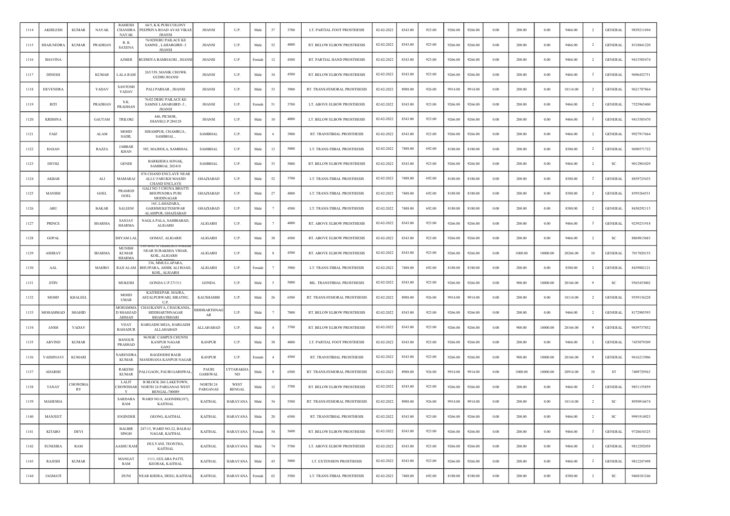| 1114 | AKHILESH | KUMAR | NAYAK | RAMESH CHANDRA NAYAK | 66/5, K K PURI COLONY PEEPRIYA ROAD AVAS VIKAS JHANSI | JHANSI | U.P. | Male | 37 | 3700 | LT. PARTIAL FOOT PROSTHESIS | 02-02-2022 | 8343.00 | 923.00 | 9266.00 | 9266.00 | 0.00 | 200.00 | 0.00 | 9466.00 | 2 | GENERAL | 9839211694 |
|---|---|---|---|---|---|---|---|---|---|---|---|---|---|---|---|---|---|---|---|---|---|---|---|
| 1115 | SHAILNEDRA | KUMAR | PRADHAN | R. K SAXENA | 76/02DEBU PAILACE KE SAMNE , LAHARGIRD -3 JHANSI | JHANSI | U.P. | Male | 52 | 4000 | RT. BELOW ELBOW PROSTHESIS | 02-02-2022 | 8343.00 | 923.00 | 9266.00 | 9266.00 | 0.00 | 200.00 | 0.00 | 9466.00 | 2 | GENERAL | 8318841220 |
| 1116 | SHAVINA | | | AJMER | BUDHIYA BAMHAURI , JHANSI | JHANSI | U.P. | Female | 12 | 4500 | RT. PARTIAL HAND PROSTHESIS | 02-02-2022 | 8343.00 | 923.00 | 9266.00 | 9266.00 | 0.00 | 200.00 | 0.00 | 9466.00 | 2 | GENERAL | 9415585474 |
| 1117 | DINESH | | KUMAR | LALA RAM | 265/339, MANIK CHOWK GUDRI JHANSI | JHANSI | U.P. | Male | 34 | 4500 | RT. BELOW ELBOW PROSTHESIS | 02-02-2022 | 8343.00 | 923.00 | 9266.00 | 9266.00 | 0.00 | 200.00 | 0.00 | 9466.00 | 2 | GENERAL | 9696452751 |
| 1118 | DEVENDRA | | YADAV | SANTOSH YADAV | PALI PARSAR , JHANSI | JHANSI | U.P. | Male | 33 | 3900 | RT. TRANS-FEMORAL PROSTHESIS | 02-02-2022 | 8988.00 | 926.00 | 9914.00 | 9914.00 | 0.00 | 200.00 | 0.00 | 10114.00 | 2 | GENERAL | 9621787864 |
| 1119 | RITI | | PRADHAN | S.K. PRADHAN | 76/02 DEBU PAILACE KE SAMNE LAHARGIRD -3 , JHANSI | JHANSI | U.P. | Female | 51 | 3700 | LT. ABOVE ELBOW PROSTHESIS | 02-02-2022 | 8343.00 | 923.00 | 9266.00 | 9266.00 | 0.00 | 200.00 | 0.00 | 9466.00 | 2 | GENERAL | 7525965400 |
| 1120 | KRISHNA | | GAUTAM | TRILOKI | 446, PICHOR, JHANSI,U.P.284128 | JHANSI | U.P. | Male | 10 | 4000 | LT. BELOW ELBOW PROSTHESIS | 02-02-2022 | 8343.00 | 923.00 | 9266.00 | 9266.00 | 0.00 | 200.00 | 0.00 | 9466.00 | 2 | GENERAL | 9415585470 |
| 1121 | FAIZ | | ALAM | MOHD SADIL | HISAMPUR, CHAMRUA , SAMBHAL , | SAMBHAL | U.P. | Male | 6 | 3900 | RT. TRANSTIBIAL PROSTHESIS | 02-02-2022 | 8343.00 | 923.00 | 9266.00 | 9266.00 | 0.00 | 200.00 | 0.00 | 9466.00 | 2 | GENERAL | 9927917664 |
| 1122 | HASAN | | RAZZA | JABBAR KHAN | 585, MAJHOLA, SAMBHAL | SAMBHAL | U.P. | Male | 13 | 5000 | LT. TRANS-TIBIAL PROSTHESIS | 02-02-2022 | 7488.00 | 692.00 | 8180.00 | 8180.00 | 0.00 | 200.00 | 0.00 | 8380.00 | 2 | GENERAL | 9690571722 |
| 1123 | DEVKI | | | GENDI | BARKHERA SONAK, SAMBHAL 202410 | SAMBHAL | U.P. | Male | 33 | 5000 | RT. BELOW ELBOW PROSTHESIS | 02-02-2022 | 8343.00 | 923.00 | 9266.00 | 9266.00 | 0.00 | 200.00 | 0.00 | 9466.00 | 2 | SC | 9012901029 |
| 1124 | AKBAR | | ALI | MAMARAJ | 876 CHAND ENCLAVE NEAR ALLU FARUKH MASJID CHAND ENCLAVE | GHAZIABAD | U.P. | Male | 52 | 3700 | LT. TRANS-TIBIAL PROSTHESIS | 02-02-2022 | 7488.00 | 692.00 | 8180.00 | 8180.00 | 0.00 | 200.00 | 0.00 | 8380.00 | 2 | GENERAL | 8859725435 |
| 1125 | MANISH | | GOEL | PRAMOD GOEL | GALI NO 3 CHUNA BHATTI BHUPENDRA PURI MODINAGAR | GHAZIABAD | U.P. | Male | 27 | 4000 | LT. TRANS-TIBIAL PROSTHESIS | 02-02-2022 | 7488.00 | 692.00 | 8180.00 | 8180.00 | 0.00 | 200.00 | 0.00 | 8380.00 | 2 | GENERAL | 8595264531 |
| 1126 | ABU | | BAKAR | SALEEM | 165, LAHADARA, GARHMUKETESHWAR ALAMPUR, GHAZIABAD | GHAZIABAD | U.P. | Male | 7 | 4500 | LT. TRANS-TIBIAL PROSTHESIS | 02-02-2022 | 7488.00 | 692.00 | 8180.00 | 8180.00 | 0.00 | 200.00 | 0.00 | 8380.00 | 2 | GENERAL | 8430292115 |
| 1127 | PRINCE | | SHARMA | SANJAY SHARMA | NAGLA PALA, SAHIBABAD, ALIGARH | ALIGARH | U.P. | Male | 7 | 4000 | RT. ABOVE ELBOW PROSTHESIS | 02-02-2022 | 8343.00 | 923.00 | 9266.00 | 9266.00 | 0.00 | 200.00 | 0.00 | 9466.00 | 2 | GENERAL | 9259231918 |
| 1128 | GOPAL | | | SHYAM LAL | GOMAT, ALIGARH | ALIGARH | U.P. | Male | 38 | 4500 | RT. ABOVE ELBOW PROSTHESIS | 02-02-2022 | 8343.00 | 923.00 | 9266.00 | 9266.00 | 0.00 | 200.00 | 0.00 | 9466.00 | 2 | SC | 8869815683 |
| 1129 | ASHRAY | | SHARMA | MUNISH KUMAR SHARMA | 7/69 H-03 A TRIMURTI NAGAR NEAR SURAKSHA VIHAR, KOIL, ALIGARH | ALIGARH | U.P. | Male | 8 | 4500 | RT. ABOVE ELBOW PROSTHESIS | 02-02-2022 | 8343.00 | 923.00 | 9266.00 | 9266.00 | 0.00 | 1000.00 | 10000.00 | 20266.00 | 10 | GENERAL | 7017020155 |
| 1130 | AAL | | MAHRO | RAJI ALAM | 336, MMULLAPARA, BHUJPARA, ASHIK ALI ROAD, KOIL, ALIGARH | ALIGARH | U.P. | Female | 7 | 3900 | LT. TRANS-TIBIAL PROSTHESIS | 02-02-2022 | 7488.00 | 692.00 | 8180.00 | 8180.00 | 0.00 | 200.00 | 0.00 | 8380.00 | 2 | GENERAL | 8439882121 |
| 1131 | JITIN | | | MUKESH | GONDA U.P 271311 | GONDA | U.P. | Male | 5 | 5000 | BIL. TRANSTIBIAL PROSTHESIS | 02-02-2022 | 8343.00 | 923.00 | 9266.00 | 9266.00 | 0.00 | 900.00 | 10000.00 | 20166.00 | 9 | SC | 9565453002 |
| 1132 | MOHD | KHALEEL | | MOHD UMAR | KAITHEEPAR, MAJRA, AFZALPURWARI, SIRATHU, U.P. | KAUSHAMBI | U.P. | Male | 26 | 6500 | RT. TRANS-FEMORAL PROSTHESIS | 02-02-2022 | 8988.00 | 926.00 | 9914.00 | 9914.00 | 0.00 | 200.00 | 0.00 | 10114.00 | 2 | GENERAL | 9559136228 |
| 1133 | MOHAMMAD | SHAHID | | MOHAMMAD SHAHJAD AHMAD | CHAUKANIYA, CHAUKANIA, SIDDHARTHNAGAR BHARATBHARI | SIDDHARTHNAGAR | U.P. | Male | 7 | 7000 | RT. BELOW ELBOW PROSTHESIS | 02-02-2022 | 8343.00 | 923.00 | 9266.00 | 9266.00 | 0.00 | 200.00 | 0.00 | 9466.00 | 2 | GENERAL | 8172905593 |
| 1134 | ANSH | YADAV | | VIJAY BAHADUR | HARGADH MEJA, HARGADH ALLAHABAD | ALLAHABAD | U.P. | Male | 4 | 3700 | RT. BELOW ELBOW PROSTHESIS | 02-02-2022 | 8343.00 | 923.00 | 9266.00 | 9266.00 | 0.00 | 900.00 | 10000.00 | 20166.00 | 9 | GENERAL | 9839737852 |
| 1135 | ARVIND | KUMAR | | BANGUR PRASHAD | 96/8GIC CAMPUS CHUNNI KANPUR NAGAR GANJ | KANPUR | U.P. | Male | 38 | 4000 | LT. PARTIAL FOOT PROSTHESIS | 02-02-2022 | 8343.00 | 923.00 | 9266.00 | 9266.00 | 0.00 | 200.00 | 0.00 | 9466.00 | 2 | GENERAL | 7455079309 |
| 1136 | VAISHNAVI | KUMARI | | NARENDRA KUMAR | BAGDODHI BAGR MANDHANA KANPUR NAGAR | KANPUR | U.P. | Female | 4 | 4500 | RT. TRANSTIBIAL PROSTHESIS | 02-02-2022 | 8343.00 | 923.00 | 9266.00 | 9266.00 | 0.00 | 900.00 | 10000.00 | 20166.00 | 9 | GENERAL | 9616213906 |
| 1137 | ADARSH | | | RAKESH KUMAR | PALI GAON, PAURI GARHWAL, | PAURI GARHWAL | UTTARAKHAND | Male | 8 | 6500 | RT. TRANS-FEMORAL PROSTHESIS | 02-02-2022 | 8988.00 | 926.00 | 9914.00 | 9914.00 | 0.00 | 1000.00 | 10000.00 | 20914.00 | 10 | ST | 7409729563 |
| 1138 | TANAY | CHOWDHARY | | LALIT CHOWDHARY | B BLOCK 266 LAKETOWN, NORTH 24 PARGANAS WEST BENGAL-700089 | NORTH 24 PARGANAS | WEST BENGAL | Male | 12 | 3700 | RT. BELOW ELBOW PROSTHESIS | 02-02-2022 | 8343.00 | 923.00 | 9266.00 | 9266.00 | 0.00 | 200.00 | 0.00 | 9466.00 | 2 | GENERAL | 9851155859 |
| 1139 | MAHESHA | | | SARDARA RAM | WARD NO.8, AGONDH(107), KAITHAL | KAITHAL | HARAYANA | Male | 36 | 5500 | RT. TRANS-FEMORAL PROSTHESIS | 02-02-2022 | 8988.00 | 926.00 | 9914.00 | 9914.00 | 0.00 | 200.00 | 0.00 | 10114.00 | 2 | SC | 8950916674 |
| 1140 | MANJEET | | | JOGINDER | GEONG, KAITHAL | KAITHAL | HARAYANA | Male | 20 | 6500 | RT. TRANSTIBIAL PROSTHESIS | 02-02-2022 | 8343.00 | 923.00 | 9266.00 | 9266.00 | 0.00 | 200.00 | 0.00 | 9466.00 | 2 | SC | 9991914923 |
| 1141 | KITABO | DEVI | | BALBIR SINGH | 247/13, WARD NO.22, BALRAJ NAGAR, KAITHAL | KAITHAL | HARAYANA | Female | 54 | 5600 | RT. BELOW ELBOW PROSTHESIS | 02-02-2022 | 8343.00 | 923.00 | 9266.00 | 9266.00 | 0.00 | 200.00 | 0.00 | 9466.00 | 2 | GENERAL | 9728634325 |
| 1142 | SUNEHRA | RAM | | AASHU RAM | DULYANI, TEONTHA, KAITHAL | KAITHAL | HARAYANA | Male | 74 | 5700 | LT. ABOVE ELBOW PROSTHESIS | 02-02-2022 | 8343.00 | 923.00 | 9266.00 | 9266.00 | 0.00 | 200.00 | 0.00 | 9466.00 | 2 | GENERAL | 9812292058 |
| 1143 | RAJESH | KUMAR | | MANGAT RAM | 1111, GULABA PATTI, KEORAK, KAITHAL | KAITHAL | HARAYANA | Male | 45 | 5000 | LT. EXTENSION PROSTHESIS | 02-02-2022 | 8343.00 | 923.00 | 9266.00 | 9266.00 | 0.00 | 200.00 | 0.00 | 9466.00 | 2 | GENERAL | 9812247498 |
| 1144 | JAGMATI | | | DUNI | NEAR KHERA, DEEG, KAITHAL | KAITHAL | HARAYANA | Female | 62 | 5500 | LT. TRANS-TIBIAL PROSTHESIS | 02-02-2022 | 7488.00 | 692.00 | 8180.00 | 8180.00 | 0.00 | 200.00 | 0.00 | 8380.00 | 2 | SC | 9468181246 |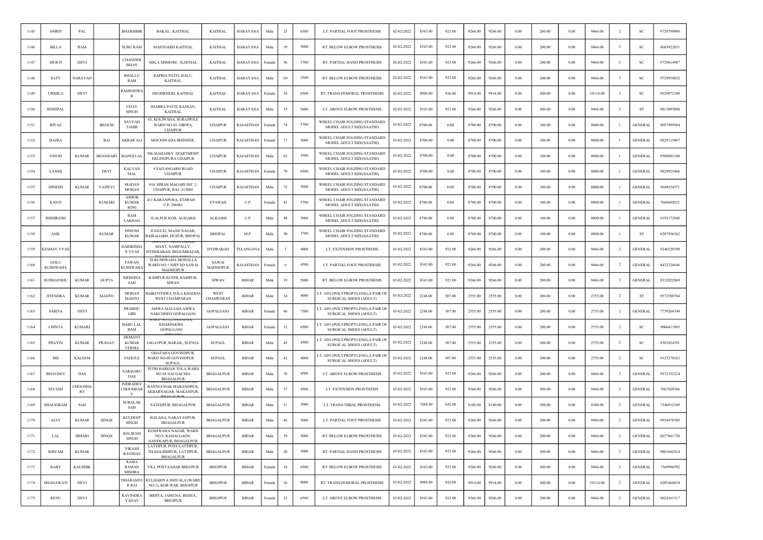| 1145 | AMRIT | PAL | | BHARMBIR | BAKAL , KAITHAL | KAITHAL | HARAYANA | Male | 25 | 6500 | LT. PARTIAL FOOT PROSTHESIS | 02-02-2022 | 8343.00 | 923.00 | 9266.00 | 9266.00 | 0.00 | 200.00 | 0.00 | 9466.00 | 2 | SC | 9728798900 |
|---|---|---|---|---|---|---|---|---|---|---|---|---|---|---|---|---|---|---|---|---|---|---|---|
| 1146 | BILLA | RAM | | SUBU RAM | MASTGARH KAITHAL | KAITHAL | HARAYANA | Male | 59 | 5600 | RT. BELOW ELBOW PROSTHESIS | 02-02-2022 | 8343.00 | 923.00 | 9266.00 | 9266.00 | 0.00 | 200.00 | 0.00 | 9466.00 | 2 | SC | 8683922831 |
| 1147 | MURTI | DEVI | | CHANDER BHAN | SISLA SISMORE , KAITHAL | KAITHAL | HARAYANA | Female | 56 | 5700 | RT. PARTIAL HAND PROSTHESIS | 02-02-2022 | 8343.00 | 923.00 | 9266.00 | 9266.00 | 0.00 | 200.00 | 0.00 | 9466.00 | 2 | SC | 9729814987 |
| 1148 | SATY | NARAYAN | | BHALLU RAM | RAPRIA PATTI, BALU, KAITHAL | KAITHAL | HARAYANA | Male | 69 | 5500 | RT. BELOW ELBOW PROSTHESIS | 02-02-2022 | 8343.00 | 923.00 | 9266.00 | 9266.00 | 0.00 | 200.00 | 0.00 | 9466.00 | 2 | SC | 9729958832 |
| 1149 | URMILA | DEVI | | RAMESHWA R | DEODKHERI, KAITHAL | KAITHAL | HARAYANA | Female | 38 | 6500 | RT. TRANS-FEMORAL PROSTHESIS | 02-02-2022 | 8988.00 | 926.00 | 9914.00 | 9914.00 | 0.00 | 200.00 | 0.00 | 10114.00 | 2 | SC | 8529972180 |
| 1150 | RISHIPAL | | | UDAY SINGH | JHABRA PATTI, KASSAN, KAITHAL | KAITHAL | HARAYANA | Male | 35 | 5600 | LT. ABOVE ELBOW PROSTHESIS | 02-02-2022 | 8343.00 | 923.00 | 9266.00 | 9266.00 | 0.00 | 200.00 | 0.00 | 9466.00 | 2 | ST | 9813893098 |
| 1151 | RIYAZ | | BEGUM | SAYYAD TAHIR | 63, KOLIWADA, SURAJPOLE WARD NO.43, GIRWA, UDAIPUR | UDAIPUR | RAJASTHAN | Female | 74 | 5700 | WHEEL CHAIR FOLDING STANDARD MODEL ADULT SIZE(SAATHI) | 03-02-2022 | 8700.00 | 0.00 | 8700.00 | 8700.00 | 0.00 | 100.00 | 0.00 | 8800.00 | 1 | GENERAL | 9057909504 |
| 1152 | HAJRA | | BAI | AKBAR ALI | MOCHIWADA BHINDER, | UDAIPUR | RAJASTHAN | Female | 71 | 5000 | WHEEL CHAIR FOLDING STANDARD MODEL ADULT SIZE(SAATHI) | 03-02-2022 | 8700.00 | 0.00 | 8700.00 | 8700.00 | 0.00 | 100.00 | 0.00 | 8800.00 | 1 | GENERAL | 9829115867 |
| 1153 | VINOD | KUMAR | BHANDARI | MANGI LAL | 506 MAHADEV APARTMEMT EKLINGPURA UDAIPUR | UDAIPUR | RAJASTHAN | Male | 62 | 5500 | WHEEL CHAIR FOLDING STANDARD MODEL ADULT SIZE(SAATHI) | 03-02-2022 | 8700.00 | 0.00 | 8700.00 | 8700.00 | 0.00 | 100.00 | 0.00 | 8800.00 | 1 | GENERAL | 9588883108 |
| 1154 | LAXMI | | DEVI | KALYAN MAL | 9 SAJJANGARH ROAD UDAIPUR | UDAIPUR | RAJASTHAN | Female | 70 | 6500 | WHEEL CHAIR FOLDING STANDARD MODEL ADULT SIZE(SAATHI) | 03-02-2022 | 8700.00 | 0.00 | 8700.00 | 8700.00 | 0.00 | 100.00 | 0.00 | 8800.00 | 1 | GENERAL | 9829925466 |
| 1155 | DINESH | KUMAR | VAJPEYI | MADAN MOHAN | 410, HIRAN MAGARI SEC.3, UDAIPUR, RAJ.-313002 | UDAIPUR | RAJASTHAN | Male | 72 | 5600 | WHEEL CHAIR FOLDING STANDARD MODEL ADULT SIZE(SAATHI) | 03-02-2022 | 8700.00 | 0.00 | 8700.00 | 8700.00 | 0.00 | 100.00 | 0.00 | 8800.00 | 1 | GENERAL | 9649524371 |
| 1156 | KANTI | | KUMARI | ASHOK KUMAR SONI | 411 KARANPURA, ETAWAH U.P. 206001 | ETAWAH | U.P. | Female | 41 | 5700 | WHEEL CHAIR FOLDING STANDARD MODEL ADULT SIZE(SAATHI) | 03-02-2022 | 8700.00 | 0.00 | 8700.00 | 8700.00 | 0.00 | 100.00 | 0.00 | 8800.00 | 1 | GENERAL | 7668684521 |
| 1157 | RISHIKESH | | | RAM LAKHAN | JLALPUR KOIL ALIGARH | ALIGARH | U.P. | Male | 48 | 3900 | WHEEL CHAIR FOLDING STANDARD MODEL ADULT SIZE(SAATHI) | 03-02-2022 | 8700.00 | 0.00 | 8700.00 | 8700.00 | 0.00 | 100.00 | 0.00 | 8800.00 | 1 | GENERAL | 9193172940 |
| 1158 | ANIL | | KUMAR | DINESH KUMAR | JUGGI 82, MAJHI NAGAR, BAIRAGARH, HUZUR, BHOPAL | BHOPAL | M.P. | Male | 50 | 3700 | WHEEL CHAIR FOLDING STANDARD MODEL ADULT SIZE(SAATHI) | 03-02-2022 | 8700.00 | 0.00 | 8700.00 | 8700.00 | 0.00 | 100.00 | 0.00 | 8800.00 | 1 | ST | 6287956362 |
| 1159 | KESHAV VYAS | | | HARIKISHA N VYAS | MAJIT, NAMPALLY, HYDERABAD, BEGUMBAZAR, TELANGANA | HYDRABAD | TELANGANA | Male | 3 | 4000 | LT. EXTENSION PROSTHESIS | 03-02-2022 | 8343.00 | 923.00 | 9266.00 | 9266.00 | 0.00 | 200.00 | 0.00 | 9466.00 | 2 | GENERAL | 9246520700 |
| 1160 | GOLU KUSHWAHA | | | PAWAN KUSHWAHA | 28 KUSHWAHA MOHALLA WARD NO 1 SHIVAD SAWAI MADHOPUR | SAWAI MADHOPUR | RAJASTHAN | Female | 6 | 4500 | LT. PARTIAL FOOT PROSTHESIS | 03-02-2022 | 8343.00 | 923.00 | 9266.00 | 9266.00 | 0.00 | 200.00 | 0.00 | 9466.00 | 2 | GENERAL | 8432224646 |
| 1161 | SUDHANSHU | KUMAR | GUPTA | KRISHNA SAH | RAMPUR KOTHI, RAMPUR, SIWAN | SIWAN | BIHAR | Male | 19 | 5000 | RT. BELOW ELBOW PROSTHESIS | 03-02-2022 | 8343.00 | 923.00 | 9266.00 | 9266.00 | 0.00 | 200.00 | 0.00 | 9466.00 | 2 | GENERAL | 8332022069 |
| 1162 | JITENDRA | KUMAR | MAHTO | MOHAN MAHTO | BAIKUNTHWA TOLA KHADDA WEST CHAMPARAN | WEST CHAMPARAN | BIHAR | Male | 34 | 4000 | LT. AFO (POLYPROPYLENE),A PAIR OF SURGICAL SHOES (ADULT) | 03-02-2022 | 2248.00 | 307.00 | 2555.00 | 2555.00 | 0.00 | 200.00 | 0.00 | 2755.00 | 2 | ST | 9572588704 |
| 1163 | SARITA | DEVI | | PRABHU GIRI | AMWA MAUJAM AMWA NAKCHHED GOPALGANJ | GOPALGANJ | BIHAR | Female | 46 | 7500 | LT. AFO (POLYPROPYLENE),A PAIR OF SURGICAL SHOES (ADULT) | 03-02-2022 | 2248.00 | 307.00 | 2555.00 | 2555.00 | 0.00 | 200.00 | 0.00 | 2755.00 | 2 | GENERAL | 7739264349 |
| 1164 | CHINTA | KUMARI | | BABU LAL RAM | WARD NO.12, NARAINIA, KHARPAKWA GOPALGANJ | GOPALGANJ | BIHAR | Female | 32 | 6500 | LT. AFO (POLYPROPYLENE),A PAIR OF SURGICAL SHOES (ADULT) | 03-02-2022 | 2248.00 | 307.00 | 2555.00 | 2555.00 | 0.00 | 200.00 | 0.00 | 2755.00 | 2 | SC | 9006411985 |
| 1165 | PRAVIN | KUMAR | PRANAV | HEMANT KUMAR VERMA | JAGATPUR, BARAIL, SUPAUL | SUPAUL | BIHAR | Male | 45 | 4500 | LT. AFO (POLYPROPYLENE),A PAIR OF SURGICAL SHOES (ADULT) | 03-02-2022 | 2248.00 | 307.00 | 2555.00 | 2555.00 | 0.00 | 200.00 | 0.00 | 2755.00 | 2 | SC | 8581024391 |
| 1166 | MD | KALEEM | | TAFEJUL | GHATAHA GOVINDPUR, WARD NO-09 GOVINDPUR SUPAUL | SUPAUL | BIHAR | Male | 42 | 4000 | LT. AFO (POLYPROPYLENE),A PAIR OF SURGICAL SHOES (ADULT) | 03-02-2022 | 2248.00 | 307.00 | 2555.00 | 2555.00 | 0.00 | 200.00 | 0.00 | 2755.00 | 2 | SC | 9123270163 |
| 1167 | BHAVDEV | DAS | | NAKHARU DAS | TETRI HARIJAN TOLA WARD NO 04 NAUGACHIA BHAGALPUR | BHAGALPUR | BIHAR | Male | 70 | 4500 | LT. ABOVE ELBOW PROSTHESIS | 03-02-2022 | 8343.00 | 923.00 | 9266.00 | 9266.00 | 0.00 | 200.00 | 0.00 | 9466.00 | 2 | GENERAL | 9572152224 |
| 1168 | NIVASH | CHOUDHA RY | | INDRADEV CHOUDHAR Y | RANNUCHAK MAKANDPUR, AKBARNAGAR, MAKANPUR, BHAGALPUR | BHAGALPUR | BIHAR | Male | 57 | 4500 | LT. EXTENSION PROSTHESIS | 03-02-2022 | 8343.00 | 923.00 | 9266.00 | 9266.00 | 0.00 | 200.00 | 0.00 | 9466.00 | 2 | GENERAL | 7667828386 |
| 1169 | SHALIGRAM | SAH | | SUBALAK SAH | FATEHPUR, BHAGALPUR | BHAGALPUR | BIHAR | Male | 51 | 3900 | LT. TRANS-TIBIAL PROSTHESIS | 03-02-2022 | 7488.00 | 692.00 | 8180.00 | 8180.00 | 0.00 | 200.00 | 0.00 | 8380.00 | 2 | GENERAL | 7546912549 |
| 1170 | AJAY | KUMAR | SINGH | KULDEEP SINGH | BALAHA, NARAYANPUR, BHAGALPUR | BHAGALPUR | BIHAR | Male | 46 | 5000 | LT. PARTIAL FOOT PROSTHESIS | 03-02-2022 | 8343.00 | 923.00 | 9266.00 | 9266.00 | 0.00 | 200.00 | 0.00 | 9466.00 | 2 | GENERAL | 9934478580 |
| 1171 | LAL | BIHARI | SINGH | BALIRAM SINGH | KUSHWAHA NAGAR, WARD NO.9, KAHALGAON, NANDLAPUR, BHAGALPUR | BHAGALPUR | BIHAR | Male | 59 | 5000 | RT. BELOW ELBOW PROSTHESIS | 03-02-2022 | 8343.00 | 923.00 | 9266.00 | 9266.00 | 0.00 | 200.00 | 0.00 | 9466.00 | 2 | GENERAL | 8677041720 |
| 1172 | SHIVAM | KUMAR | | VIKASH RAVIDAS | LATTIPUR, POST-LATTIPUR, THANA-BIHPUR, LATTIPUR, BHAGALPUR | BHAGALPUR | BIHAR | Male | 20 | 5000 | RT. PARTIAL HAND PROSTHESIS | 03-02-2022 | 8343.00 | 923.00 | 9266.00 | 9266.00 | 0.00 | 200.00 | 0.00 | 9466.00 | 2 | GENERAL | 9801642014 |
| 1173 | BABY | KAUSHIK | | RAMA RAMAN MISHRA | VILL POST SAHAR BHOJPUR | BHOJPUR | BIHAR | Female | 18 | 6500 | RT. BELOW ELBOW PROSTHESIS | 03-02-2022 | 8343.00 | 923.00 | 9266.00 | 9266.00 | 0.00 | 200.00 | 0.00 | 9466.00 | 2 | GENERAL | 7369994592 |
| 1174 | DHANAWATI | DEVI | | DHARAMVI R RAI | KULHARIYA SHIVALA (WARD NO.1), KOILWAR, BHOJPUR | BHOJPUR | BIHAR | Female | 36 | 8000 | RT. TRANS-FEMORAL PROSTHESIS | 03-02-2022 | 8988.00 | 926.00 | 9914.00 | 9914.00 | 0.00 | 200.00 | 0.00 | 10114.00 | 2 | GENERAL | 6205466834 |
| 1175 | RENU | DEVI | | RAVINDRA YADAV | BIHIYA, JAMUNA, BEHEA, BHOJPUR | BHOJPUR | BIHAR | Female | 33 | 6500 | LT. ABOVE ELBOW PROSTHESIS | 03-02-2022 | 8343.00 | 923.00 | 9266.00 | 9266.00 | 0.00 | 200.00 | 0.00 | 9466.00 | 2 | GENERAL | 9624161317 |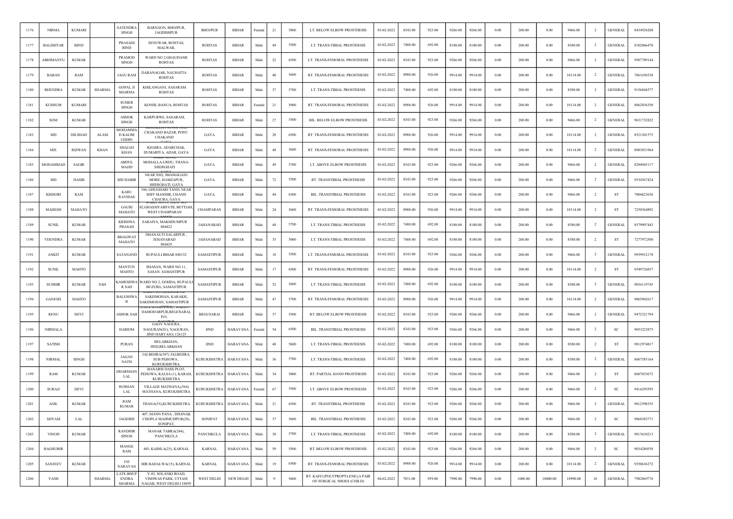| 1176 | NIRMA | KUMARI | | SATENDRA SINGH | BARNAON, BHOJPUR, JAGDISHPUR | BHOJPUR | BIHAR | Female | 21 | 5800 | LT. BELOW ELBOW PROSTHESIS | 03-02-2022 | 8343.00 | 923.00 | 9266.00 | 9266.00 | 0.00 | 200.00 | 0.00 | 9466.00 | 2 | GENERAL | 8434924208 |
|---|---|---|---|---|---|---|---|---|---|---|---|---|---|---|---|---|---|---|---|---|---|---|---|
| 1177 | BALISHTAR | BIND | | PRASADI BIND | SENUWAR, ROHTAS, MALWAR, | ROHTAS | BIHAR | Male | 49 | 5500 | LT. TRANS-TIBIAL PROSTHESIS | 03-02-2022 | 7488.00 | 692.00 | 8180.00 | 8180.00 | 0.00 | 200.00 | 0.00 | 8380.00 | 2 | GENERAL | 8102066470 |
| 1178 | ABHIMANYU | KUMAR | | PRAMOD SINGH | WARD NO 2.GHAUDANR ROHTAS | ROHTAS | BIHAR | Male | 22 | 6500 | LT. TRANS-FEMORAL PROSTHESIS | 03-02-2022 | 8343.00 | 923.00 | 9266.00 | 9266.00 | 0.00 | 200.00 | 0.00 | 9466.00 | 2 | GENERAL | 9507789144 |
| 1179 | BABAN | RAM | | JAGU RAM | DARANAGAR, NAUHATTA ROHTAS | ROHTAS | BIHAR | Male | 40 | 5600 | RT. TRANS-FEMORAL PROSTHESIS | 03-02-2022 | 8988.00 | 926.00 | 9914.00 | 9914.00 | 0.00 | 200.00 | 0.00 | 10114.00 | 2 | GENERAL | 7061650338 |
| 1180 | BIJENDRA | KUMAR | SHARMA | GOPAL JI SHARMA | KHILANGANJ, SASARAM ROHTAS | ROHTAS | BIHAR | Male | 37 | 5700 | LT. TRANS-TIBIAL PROSTHESIS | 03-02-2022 | 7488.00 | 692.00 | 8180.00 | 8180.00 | 0.00 | 200.00 | 0.00 | 8380.00 | 2 | GENERAL | 9156844577 |
| 1181 | KUSHUM | KUMARI | | SUMER SINGH | KONHI, BANUA, ROHTAS | ROHTAS | BIHAR | Female | 21 | 5000 | RT. TRANS-FEMORAL PROSTHESIS | 03-02-2022 | 8988.00 | 926.00 | 9914.00 | 9914.00 | 0.00 | 200.00 | 0.00 | 10114.00 | 2 | GENERAL | 8862836350 |
| 1182 | SOM | KUMAR | | ASHOK SINGH | KARPURWA, SASARAM, ROHTAS | ROHTAS | BIHAR | Male | 27 | 5500 | BIL. BELOW ELBOW PROSTHESIS | 03-02-2022 | 8343.00 | 923.00 | 9266.00 | 9266.00 | 0.00 | 200.00 | 0.00 | 9466.00 | 2 | GENERAL | 9631732822 |
| 1183 | MD | DILSHAD | ALAM | MOHAMMAD KALIM UDDIN | CHAKAND BAZAR, POST-CHAKAND | GAYA | BIHAR | Male | 28 | 6500 | RT. TRANS-FEMORAL PROSTHESIS | 03-02-2022 | 8988.00 | 926.00 | 9914.00 | 9914.00 | 0.00 | 200.00 | 0.00 | 10114.00 | 2 | GENERAL | 8521201575 |
| 1184 | MD. | RIZWAN | KHAN | SHAJAD KHAN | KHAIRA, ADARCHAK, DUMARIYA, ADAR, GAYA | GAYA | BIHAR | Male | 48 | 5600 | RT. TRANS-FEMORAL PROSTHESIS | 03-02-2022 | 8988.00 | 926.00 | 9914.00 | 9914.00 | 0.00 | 200.00 | 0.00 | 10114.00 | 2 | GENERAL | 8083031964 |
| 1185 | MOHAMMAD | SAGIR | | ABDUL MAJID | MOHALLA-URDU, THANA-SHERGHATI | GAYA | BIHAR | Male | 49 | 5700 | LT. ABOVE ELBOW PROSTHESIS | 03-02-2022 | 8343.00 | 923.00 | 9266.00 | 9266.00 | 0.00 | 200.00 | 0.00 | 9466.00 | 2 | GENERAL | 8294945117 |
| 1186 | MD | HASIB | | MD HABIB | NEAR NH2, IMAMAGANJ MORE, HAMZAPUR, SHERGHATI, GAYA | GAYA | BIHAR | Male | 72 | 5500 | RT. TRANSTIBIAL PROSTHESIS | 03-02-2022 | 8343.00 | 923.00 | 9266.00 | 9266.00 | 0.00 | 200.00 | 0.00 | 9466.00 | 2 | GENERAL | 9534567424 |
| 1187 | KISHORI | RAM | | KARU RAVIDAS | 346, GHUGHARI TAND, NEAR SHIV MANDIR, CHAND CHAURA, GAYA | GAYA | BIHAR | Male | 44 | 6500 | BIL. TRANSTIBIAL PROSTHESIS | 03-02-2022 | 8343.00 | 923.00 | 9266.00 | 9266.00 | 0.00 | 200.00 | 0.00 | 9466.00 | 2 | ST | 7004623636 |
| 1188 | MAHESH | MAHATO | | GAURI MAHATO | 02,GHASSIYARPATII, BETTIAH, WEST CHAMPARAN | CHAMPARAN | BIHAR | Male | 24 | 5600 | RT. TRANS-FEMORAL PROSTHESIS | 03-02-2022 | 8988.00 | 926.00 | 9914.00 | 9914.00 | 0.00 | 200.00 | 0.00 | 10114.00 | 2 | ST | 7250364892 |
| 1189 | SUNIL | KUMAR | | KRISHNA PRASAD | SARAIYA, MAKHDUMPUR 804422 | JAHANABAD | BIHAR | Male | 48 | 5700 | LT. TRANS-TIBIAL PROSTHESIS | 03-02-2022 | 7488.00 | 692.00 | 8180.00 | 8180.00 | 0.00 | 200.00 | 0.00 | 8380.00 | 2 | GENERAL | 8579907443 |
| 1190 | VIJENDRA | KUMAR | | BHAGWAT MAHATO | DHANAUTI SALARPUR , JEHANABAD 804429 | JAHANABAD | BIHAR | Male | 35 | 5000 | LT. TRANS-TIBIAL PROSTHESIS | 03-02-2022 | 7488.00 | 692.00 | 8180.00 | 8180.00 | 0.00 | 200.00 | 0.00 | 8380.00 | 2 | ST | 7277972500 |
| 1191 | ANKIT | KUMAR | | SATANAND | RUPAULI BIHAR 848132 | SAMASTIPUR | BIHAR | Male | 18 | 5500 | LT. TRANS-FEMORAL PROSTHESIS | 03-02-2022 | 8343.00 | 923.00 | 9266.00 | 9266.00 | 0.00 | 200.00 | 0.00 | 9466.00 | 2 | GENERAL | 9939912170 |
| 1192 | SUNIL | MAHTO | | MANTUN MAHTO | SHASAN, WARD NO.11, SASAN, SAMASTIPUR | SAMASTIPUR | BIHAR | Male | 17 | 6500 | RT. TRANS-FEMORAL PROSTHESIS | 03-02-2022 | 8988.00 | 926.00 | 9914.00 | 9914.00 | 0.00 | 200.00 | 0.00 | 10114.00 | 2 | ST | 9549726837 |
| 1193 | SUDHIR | KUMAR | SAH | KAMESHWAR SAH | WARD NO.2, GOHDA, RUPAULI BUZURG, SAMASTIPUR | SAMASTIPUR | BIHAR | Male | 52 | 5600 | LT. TRANS-TIBIAL PROSTHESIS | 03-02-2022 | 7488.00 | 692.00 | 8180.00 | 8180.00 | 0.00 | 200.00 | 0.00 | 8380.00 | 2 | GENERAL | 9034119745 |
| 1194 | GANESH | MAHTO | | BALESHWAR | SAKHMOHAN, KARAKH, SAKHMOHAN, SAMASTIPUR | SAMASTIPUR | BIHAR | Male | 47 | 5700 | RT. TRANS-FEMORAL PROSTHESIS | 03-02-2022 | 8988.00 | 926.00 | 9914.00 | 9914.00 | 0.00 | 200.00 | 0.00 | 10114.00 | 2 | GENERAL | 9065962617 |
| 1195 | RENU | DEVI | | ASHOK SAH | DAMODARPUR,BEGUSARAI, P.O; | BEGUSARAI | BIHAR | Female | 37 | 5500 | RT. BELOW ELBOW PROSTHESIS | 03-02-2022 | 8343.00 | 923.00 | 9266.00 | 9266.00 | 0.00 | 200.00 | 0.00 | 9466.00 | 2 | GENERAL | 9472321794 |
| 1196 | NIRMALA | | | HARIOM | GAOV NAGURA, NAGURAN(81), NAGURAN, JIND HARYANA 126125 | JIND | HARAYANA | Female | 54 | 6500 | BIL. TRANSTIBIAL PROSTHESIS | 03-02-2022 | 8343.00 | 923.00 | 9266.00 | 9266.00 | 0.00 | 200.00 | 0.00 | 9466.00 | 2 | SC | 9053223875 |
| 1197 | SATISH | | | PURAN | BELARKHAN, JIND,BELARKHAN | JIND | HARAYANA | Male | 48 | 5600 | LT. TRANS-TIBIAL PROSTHESIS | 03-02-2022 | 7488.00 | 692.00 | 8180.00 | 8180.00 | 0.00 | 200.00 | 0.00 | 8380.00 | 2 | ST | 9812974817 |
| 1198 | NIRMAL | SINGH | | JAGAN NATH | JAI BEHRA(307) JALBEHRA, SUB PEHOWA , KURUKSHETRA, | KURUKSHETRA | HARAYANA | Male | 36 | 5700 | LT. TRANS-TIBIAL PROSTHESIS | 03-02-2022 | 7488.00 | 692.00 | 8180.00 | 8180.00 | 0.00 | 200.00 | 0.00 | 8380.00 | 2 | GENERAL | 8607583164 |
| 1199 | RAM | KUMAR | | DHARSHAN LAL | BANARSI DASS PLOT, PEHOWA, KALSA (1), KARAH, KURUKSHETRA | KURUKSHETRA | HARAYANA | Male | 34 | 5000 | RT. PARTIAL HAND PROSTHESIS | 03-02-2022 | 8343.00 | 923.00 | 9266.00 | 9266.00 | 0.00 | 200.00 | 0.00 | 9466.00 | 2 | ST | 8607053672 |
| 1200 | SURAJI | DEVI | | ROSHAN LAL | VILLAGE MATHANA,(364) MATHANA, KURUKSHETRA | KURUKSHETRA | HARAYANA | Female | 67 | 5500 | LT. ABOVE ELBOW PROSTHESIS | 03-02-2022 | 8343.00 | 923.00 | 9266.00 | 9266.00 | 0.00 | 200.00 | 0.00 | 9466.00 | 2 | SC | 9416295595 |
| 1201 | ANIL | KUMAR | | RAM KUMAR | THANA(55),KURUKSHETRA | KURUKSHETRA | HARAYANA | Male | 21 | 6500 | RT. TRANSTIBIAL PROSTHESIS | 03-02-2022 | 8343.00 | 923.00 | 9266.00 | 9266.00 | 0.00 | 200.00 | 0.00 | 9466.00 | 2 | GENERAL | 9812598535 |
| 1202 | SHYAM | LAL | | JAGDISH | 407, MANN PANA , DHANAK CHOPLA MAHMUDPUR(28), SONIPAT, | SONIPAT | HARAYANA | Male | 37 | 5600 | BIL. TRANSTIBIAL PROSTHESIS | 03-02-2022 | 8343.00 | 923.00 | 9266.00 | 9266.00 | 0.00 | 200.00 | 0.00 | 9466.00 | 2 | SC | 9068383771 |
| 1203 | VINOD | KUMAR | | RANDHIR SINGH | MANAK TABRA(244), PANCHKULA | PANCHKULA | HARAYANA | Male | 38 | 5700 | LT. TRANS-TIBIAL PROSTHESIS | 03-02-2022 | 7488.00 | 692.00 | 8180.00 | 8180.00 | 0.00 | 200.00 | 0.00 | 8380.00 | 2 | GENERAL | 9813610213 |
| 1204 | RAGHUBIR | | | MANGE RAM | 485, KAIMLA(25), KARNAL | KARNAL | HARAYANA | Male | 59 | 5500 | RT. BELOW ELBOW PROSTHESIS | 03-02-2022 | 8343.00 | 923.00 | 9266.00 | 9266.00 | 0.00 | 200.00 | 0.00 | 9466.00 | 2 | SC | 9034280558 |
| 1205 | SANJEEV | KUMAR | | JAI NARAYAN | BIR BADALWA(15), KARNAL | KARNAL | HARAYANA | Male | 19 | 6500 | RT. TRANS-FEMORAL PROSTHESIS | 03-02-2022 | 8988.00 | 926.00 | 9914.00 | 9914.00 | 0.00 | 200.00 | 0.00 | 10114.00 | 2 | GENERAL | 9350636272 |
| 1206 | YASH | | SHARMA | LATE.BHUPENDRA SHARMA | Y-83, SOLANKI ROAD, VISHWAS PARK, UTTAM NAGAR, WEST DELHI-110059 | WEST DELHI | NEW DELHI | Male | 9 | 5600 | RT. KAFO (POLYPROPYLENE),A PAIR OF SURGICAL SHOES (CHILD) | 04-02-2022 | 7031.00 | 959.00 | 7990.00 | 7990.00 | 0.00 | 1000.00 | 10000.00 | 18990.00 | 10 | GENERAL | 7982869776 |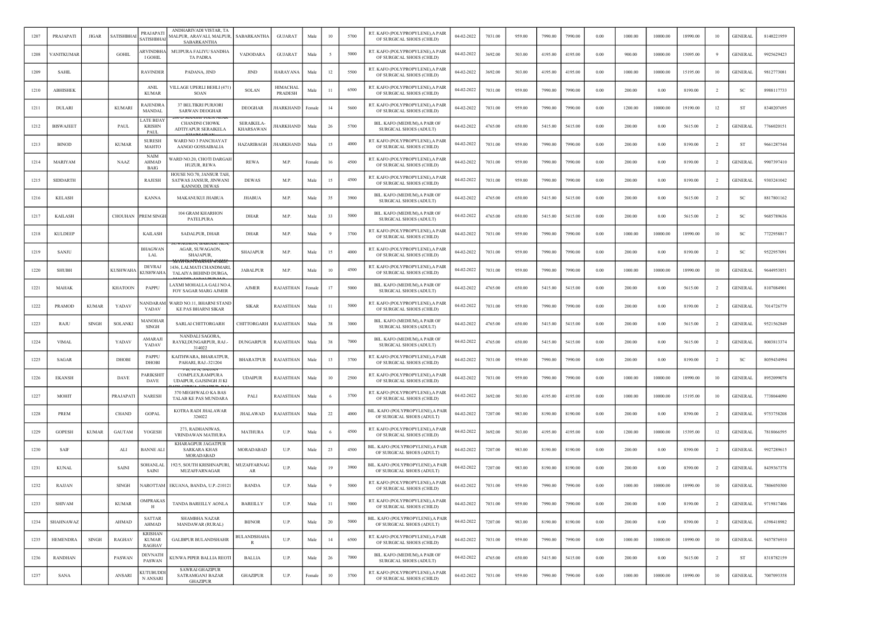| 1207 | PRAJAPATI | JIGAR | SATISHBHAI | PRAJAPATI SATISHBHAI | ANDHARIVADI VISTAR, TA MALPUR, ARAVALI, MALPUR, SABARKANTHA | SABARKANTHA | GUJARAT | Male | 10 | 5700 | RT. KAFO (POLYPROPYLENE),A PAIR OF SURGICAL SHOES (CHILD) | 04-02-2022 | 7031.00 | 959.00 | 7990.00 | 7990.00 | 0.00 | 1000.00 | 10000.00 | 18990.00 | 10 | GENERAL | 8140221959 |
|---|---|---|---|---|---|---|---|---|---|---|---|---|---|---|---|---|---|---|---|---|---|---|---|
| 1208 | VANITKUMAR | | GOHIL | ARVINDBHAI GOHIL | MUJPURA FALIYU SANDHA TA PADRA | VADODARA | GUJARAT | Male | 5 | 5000 | RT. KAFO (POLYPROPYLENE),A PAIR OF SURGICAL SHOES (CHILD) | 04-02-2022 | 3692.00 | 503.00 | 4195.00 | 4195.00 | 0.00 | 900.00 | 10000.00 | 15095.00 | 9 | GENERAL | 9925629423 |
| 1209 | SAHIL | | | RAVINDER | PADANA, JIND | JIND | HARAYANA | Male | 12 | 5500 | RT. KAFO (POLYPROPYLENE),A PAIR OF SURGICAL SHOES (CHILD) | 04-02-2022 | 3692.00 | 503.00 | 4195.00 | 4195.00 | 0.00 | 1000.00 | 10000.00 | 15195.00 | 10 | GENERAL | 9812773081 |
| 1210 | ABHISHEK | | | ANIL KUMAR | VILLAGE UPERLI BEHLI (471) SOAN | SOLAN | HIMACHAL PRADESH | Male | 11 | 6500 | RT. KAFO (POLYPROPYLENE),A PAIR OF SURGICAL SHOES (CHILD) | 04-02-2022 | 7031.00 | 959.00 | 7990.00 | 7990.00 | 0.00 | 200.00 | 0.00 | 8190.00 | 2 | SC | 8988117733 |
| 1211 | DULARI | | KUMARI | RAJENDRA MANDAL | 37 BELTIKRI PURJORI SARWAN DEOGHAR | DEOGHAR | JHARKHAND | Female | 14 | 5600 | RT. KAFO (POLYPROPYLENE),A PAIR OF SURGICAL SHOES (CHILD) | 04-02-2022 | 7031.00 | 959.00 | 7990.00 | 7990.00 | 0.00 | 1200.00 | 10000.00 | 19190.00 | 12 | ST | 8340207695 |
| 1212 | BISWAJEET | | PAUL | LATE BIJAY KRISHN PAUL | CHANDNI CHOWK ADTIYAPUR SERAIKELA | SERAIKELA-KHARSAWAN | JHARKHAND | Male | 26 | 5700 | BIL. KAFO (MEDIUM),A PAIR OF SURGICAL SHOES (ADULT) | 04-02-2022 | 4765.00 | 650.00 | 5415.00 | 5415.00 | 0.00 | 200.00 | 0.00 | 5615.00 | 2 | GENERAL | 7766020151 |
| 1213 | BINOD | | KUMAR | SURESH MAHTO | WARD NO 3 PANCHAYAT AANGO GOSSAIBALIA | HAZARIBAGH | JHARKHAND | Male | 15 | 4000 | RT. KAFO (POLYPROPYLENE),A PAIR OF SURGICAL SHOES (CHILD) | 04-02-2022 | 7031.00 | 959.00 | 7990.00 | 7990.00 | 0.00 | 200.00 | 0.00 | 8190.00 | 2 | ST | 9661287544 |
| 1214 | MARIYAM | | NAAZ | NAIM AHMAD BAIG | WARD NO.20, CHOTI DARGAH HUZUR, REWA | REWA | M.P. | Female | 16 | 4500 | RT. KAFO (POLYPROPYLENE),A PAIR OF SURGICAL SHOES (CHILD) | 04-02-2022 | 7031.00 | 959.00 | 7990.00 | 7990.00 | 0.00 | 200.00 | 0.00 | 8190.00 | 2 | GENERAL | 9907397410 |
| 1215 | SIDDARTH | | | RAJESH | HOUSE NO.70, JANSUR TAH, SATWAS JANSUR, JINWANI KANNOD, DEWAS | DEWAS | M.P. | Male | 15 | 4500 | RT. KAFO (POLYPROPYLENE),A PAIR OF SURGICAL SHOES (CHILD) | 04-02-2022 | 7031.00 | 959.00 | 7990.00 | 7990.00 | 0.00 | 200.00 | 0.00 | 8190.00 | 2 | GENERAL | 9303241042 |
| 1216 | KELASH | | | KANNA | MAKANUKUI JHABUA | JHABUA | M.P. | Male | 35 | 3900 | BIL. KAFO (MEDIUM),A PAIR OF SURGICAL SHOES (ADULT) | 04-02-2022 | 4765.00 | 650.00 | 5415.00 | 5415.00 | 0.00 | 200.00 | 0.00 | 5615.00 | 2 | SC | 8817801162 |
| 1217 | KAILASH | | CHOUHAN | PREM SINGH | 104 GRAM KHARHON PATELPURA | DHAR | M.P. | Male | 33 | 5000 | BIL. KAFO (MEDIUM),A PAIR OF SURGICAL SHOES (ADULT) | 04-02-2022 | 4765.00 | 650.00 | 5415.00 | 5415.00 | 0.00 | 200.00 | 0.00 | 5615.00 | 2 | SC | 9685789636 |
| 1218 | KULDEEP | | | KAILASH | SADALPUR, DHAR | DHAR | M.P. | Male | 9 | 3700 | RT. KAFO (POLYPROPYLENE),A PAIR OF SURGICAL SHOES (CHILD) | 04-02-2022 | 7031.00 | 959.00 | 7990.00 | 7990.00 | 0.00 | 1000.00 | 10000.00 | 18990.00 | 10 | SC | 7722958817 |
| 1219 | SANJU | | | BHAGWAN LAL | SUWAGAON, BARODE JILA, AGAR, SUWAGAON, SHAJAPUR, | SHAJAPUR | M.P. | Male | 15 | 4000 | RT. KAFO (POLYPROPYLENE),A PAIR OF SURGICAL SHOES (CHILD) | 04-02-2022 | 7031.00 | 959.00 | 7990.00 | 7990.00 | 0.00 | 200.00 | 0.00 | 8190.00 | 2 | SC | 9522957091 |
| 1220 | SHUBH | | KUSHWAHA | DEVRAJ KUSHWAHA | 1436, LALMATI CHANDMARI, TALAIYA BEHIND DURGA, | JABALPUR | M.P. | Male | 10 | 4500 | RT. KAFO (POLYPROPYLENE),A PAIR OF SURGICAL SHOES (CHILD) | 04-02-2022 | 7031.00 | 959.00 | 7990.00 | 7990.00 | 0.00 | 1000.00 | 10000.00 | 18990.00 | 10 | GENERAL | 9644953851 |
| 1221 | MAHAK | | KHATOON | PAPPU | LAXMI MOHALLA GALI NO.4, FOY SAGAR MARG AJMER | AJMER | RAJASTHAN | Female | 17 | 5000 | BIL. KAFO (MEDIUM),A PAIR OF SURGICAL SHOES (ADULT) | 04-02-2022 | 4765.00 | 650.00 | 5415.00 | 5415.00 | 0.00 | 200.00 | 0.00 | 5615.00 | 2 | GENERAL | 8107084901 |
| 1222 | PRAMOD | KUMAR | YADAV | NANDARAM YADAV | WARD NO.11, BHARNI STAND KE PAS BHARNI SIKAR | SIKAR | RAJASTHAN | Male | 11 | 5000 | RT. KAFO (POLYPROPYLENE),A PAIR OF SURGICAL SHOES (CHILD) | 04-02-2022 | 7031.00 | 959.00 | 7990.00 | 7990.00 | 0.00 | 200.00 | 0.00 | 8190.00 | 2 | GENERAL | 7014726779 |
| 1223 | RAJU | SINGH | SOLANKI | MANOHAR SINGH | SARLAI CHITTORGARH | CHITTORGARH | RAJASTHAN | Male | 38 | 3000 | BIL. KAFO (MEDIUM),A PAIR OF SURGICAL SHOES (ADULT) | 04-02-2022 | 4765.00 | 650.00 | 5415.00 | 5415.00 | 0.00 | 200.00 | 0.00 | 5615.00 | 2 | GENERAL | 9521562849 |
| 1224 | VIMAL | | YADAV | AMARAJI YADAV | NANDALI SAGORA, RAYKI,DUNGARPUR, RAJ.-314022 | DUNGARPUR | RAJASTHAN | Male | 38 | 7000 | BIL. KAFO (MEDIUM),A PAIR OF SURGICAL SHOES (ADULT) | 04-02-2022 | 4765.00 | 650.00 | 5415.00 | 5415.00 | 0.00 | 200.00 | 0.00 | 5615.00 | 2 | GENERAL | 8003813374 |
| 1225 | SAGAR | | DHOBI | PAPPU DHOBI | KAITHWARA, BHARATPUR, PAHARI, RAJ.-321204 | BHARATPUR | RAJASTHAN | Male | 13 | 3700 | RT. KAFO (POLYPROPYLENE),A PAIR OF SURGICAL SHOES (CHILD) | 04-02-2022 | 7031.00 | 959.00 | 7990.00 | 7990.00 | 0.00 | 200.00 | 0.00 | 8190.00 | 2 | SC | 8059434994 |
| 1226 | EKANSH | | DAVE | PARIKSHIT DAVE | COMPLEX,RAMPURA UDAIPUR, GAJSINGH JI KI | UDAIPUR | RAJASTHAN | Male | 10 | 2500 | RT. KAFO (POLYPROPYLENE),A PAIR OF SURGICAL SHOES (CHILD) | 04-02-2022 | 7031.00 | 959.00 | 7990.00 | 7990.00 | 0.00 | 1000.00 | 10000.00 | 18990.00 | 10 | GENERAL | 8952099078 |
| 1227 | MOHIT | | PRAJAPATI | NARESH | 370 MEGHWALO KA BAS TALAB KE PAS MUNDARA | PALI | RAJASTHAN | Male | 6 | 3700 | RT. KAFO (POLYPROPYLENE),A PAIR OF SURGICAL SHOES (CHILD) | 04-02-2022 | 3692.00 | 503.00 | 4195.00 | 4195.00 | 0.00 | 1000.00 | 10000.00 | 15195.00 | 10 | GENERAL | 7738044090 |
| 1228 | PREM | | CHAND | GOPAL | KOTRA RADI JHALAWAR 326022 | JHALAWAD | RAJASTHAN | Male | 22 | 4000 | BIL. KAFO (POLYPROPYLENE),A PAIR OF SURGICAL SHOES (ADULT) | 04-02-2022 | 7207.00 | 983.00 | 8190.00 | 8190.00 | 0.00 | 200.00 | 0.00 | 8390.00 | 2 | GENERAL | 9753758208 |
| 1229 | GOPESH | KUMAR | GAUTAM | YOGESH | 273, RADHANIWAS, VRINDAWAN MATHURA | MATHURA | U.P. | Male | 6 | 4500 | RT. KAFO (POLYPROPYLENE),A PAIR OF SURGICAL SHOES (CHILD) | 04-02-2022 | 3692.00 | 503.00 | 4195.00 | 4195.00 | 0.00 | 1200.00 | 10000.00 | 15395.00 | 12 | GENERAL | 7818066595 |
| 1230 | SAIF | | ALI | BANNE ALI | KHARAGPUR JAGATPUR SARKARA KHAS MORADABAD | MORADABAD | U.P. | Male | 23 | 4500 | BIL. KAFO (POLYPROPYLENE),A PAIR OF SURGICAL SHOES (ADULT) | 04-02-2022 | 7207.00 | 983.00 | 8190.00 | 8190.00 | 0.00 | 200.00 | 0.00 | 8390.00 | 2 | GENERAL | 9927289615 |
| 1231 | KUNAL | | SAINI | SOHANLAL SAINI | 192/5, SOUTH KRISHNAPURI, MUZAFFARNAGAR | MUZAFFARNAGAR | U.P. | Male | 19 | 3900 | BIL. KAFO (POLYPROPYLENE),A PAIR OF SURGICAL SHOES (ADULT) | 04-02-2022 | 7207.00 | 983.00 | 8190.00 | 8190.00 | 0.00 | 200.00 | 0.00 | 8390.00 | 2 | GENERAL | 8439367378 |
| 1232 | RAJJAN | | SINGH | NAROTTAM | EKUANA, BANDA, U.P.-210121 | BANDA | U.P. | Male | 9 | 5000 | RT. KAFO (POLYPROPYLENE),A PAIR OF SURGICAL SHOES (CHILD) | 04-02-2022 | 7031.00 | 959.00 | 7990.00 | 7990.00 | 0.00 | 1000.00 | 10000.00 | 18990.00 | 10 | GENERAL | 7806050300 |
| 1233 | SHIVAM | | KUMAR | OMPRAKASH | TANDA BAREILLY AONLA | BAREILLY | U.P. | Male | 11 | 5000 | RT. KAFO (POLYPROPYLENE),A PAIR OF SURGICAL SHOES (CHILD) | 04-02-2022 | 7031.00 | 959.00 | 7990.00 | 7990.00 | 0.00 | 200.00 | 0.00 | 8190.00 | 2 | GENERAL | 9719817406 |
| 1234 | SHAHNAWAZ | | AHMAD | SATTAR AHMAD | SHAMBHA NAZAR MANDAWAR (RURAL) | BIJNOR | U.P. | Male | 20 | 5000 | BIL. KAFO (POLYPROPYLENE),A PAIR OF SURGICAL SHOES (ADULT) | 04-02-2022 | 7207.00 | 983.00 | 8190.00 | 8190.00 | 0.00 | 200.00 | 0.00 | 8390.00 | 2 | GENERAL | 6398418982 |
| 1235 | HEMENDRA | SINGH | RAGHAV | KRISHAN KUMAR RAGHAV | GALIBPUR BULANDSHAHR | BULANDSHAHAR | U.P. | Male | 14 | 6500 | RT. KAFO (POLYPROPYLENE),A PAIR OF SURGICAL SHOES (CHILD) | 04-02-2022 | 7031.00 | 959.00 | 7990.00 | 7990.00 | 0.00 | 1000.00 | 10000.00 | 18990.00 | 10 | GENERAL | 9457876910 |
| 1236 | RANDHAN | | PASWAN | DEVNATH PASWAN | KUNWA PIPER BALLIA REOTI | BALLIA | U.P. | Male | 26 | 7000 | BIL. KAFO (MEDIUM),A PAIR OF SURGICAL SHOES (ADULT) | 04-02-2022 | 4765.00 | 650.00 | 5415.00 | 5415.00 | 0.00 | 200.00 | 0.00 | 5615.00 | 2 | ST | 8318782159 |
| 1237 | SANA | | ANSARI | KUTUBUDDIN ANSARI | SAWRAI GHAZIPUR SATRAMGANJ BAZAR GHAZIPUR | GHAZIPUR | U.P. | Female | 10 | 3700 | RT. KAFO (POLYPROPYLENE),A PAIR OF SURGICAL SHOES (CHILD) | 04-02-2022 | 7031.00 | 959.00 | 7990.00 | 7990.00 | 0.00 | 1000.00 | 10000.00 | 18990.00 | 10 | GENERAL | 7007093358 |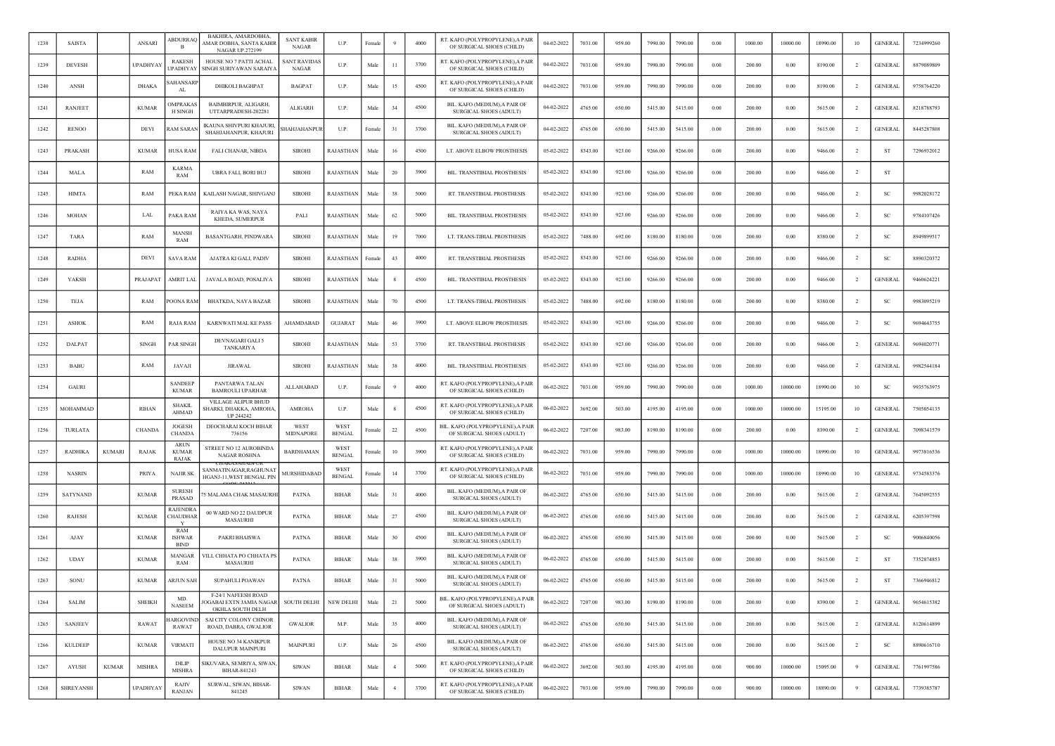| 1238 | SAISTA | | ANSARI | ABDURRAQ B | BAKHIRA, AMARDOBHA, AMAR DOBHA, SANTA KABIR NAGAR UP.272199 | SANT KABIR NAGAR | U.P. | Female | 9 | 4000 | RT. KAFO (POLYPROPYLENE),A PAIR OF SURGICAL SHOES (CHILD) | 04-02-2022 | 7031.00 | 959.00 | 7990.00 | 7990.00 | 0.00 | 1000.00 | 10000.00 | 18990.00 | 10 | GENERAL | 7234999260 |
|---|---|---|---|---|---|---|---|---|---|---|---|---|---|---|---|---|---|---|---|---|---|---|---|
| 1239 | DEVESH | | UPADHYAY | RAKESH UPADHYAY | HOUSE NO 7 PATTI ACHAL SINGH SURIYAWAN SARAIYA | SANT RAVIDAS NAGAR | U.P. | Male | 11 | 3700 | RT. KAFO (POLYPROPYLENE),A PAIR OF SURGICAL SHOES (CHILD) | 04-02-2022 | 7031.00 | 959.00 | 7990.00 | 7990.00 | 0.00 | 200.00 | 0.00 | 8190.00 | 2 | GENERAL | 8879089809 |
| 1240 | ANSH | | DHAKA | SAHANSARPAL | DHIKOLI BAGHPAT | BAGPAT | U.P. | Male | 15 | 4500 | RT. KAFO (POLYPROPYLENE),A PAIR OF SURGICAL SHOES (CHILD) | 04-02-2022 | 7031.00 | 959.00 | 7990.00 | 7990.00 | 0.00 | 200.00 | 0.00 | 8190.00 | 2 | GENERAL | 9758764220 |
| 1241 | RANJEET | | KUMAR | OMPRAKASH SINGH | BAIMBIRPUR, ALIGARH, UTTARPRADESH-202281 | ALIGARH | U.P. | Male | 34 | 4500 | BIL. KAFO (MEDIUM),A PAIR OF SURGICAL SHOES (ADULT) | 04-02-2022 | 4765.00 | 650.00 | 5415.00 | 5415.00 | 0.00 | 200.00 | 0.00 | 5615.00 | 2 | GENERAL | 8218788793 |
| 1242 | RENOO | | DEVI | RAM SARAN | IKAUNA SHIVPURI KHAJURI, SHAHJAHANPUR, KHAJURI | SHAHJAHANPUR | U.P. | Female | 31 | 3700 | BIL. KAFO (MEDIUM),A PAIR OF SURGICAL SHOES (ADULT) | 04-02-2022 | 4765.00 | 650.00 | 5415.00 | 5415.00 | 0.00 | 200.00 | 0.00 | 5615.00 | 2 | GENERAL | 8445287808 |
| 1243 | PRAKASH | | KUMAR | HUSA RAM | FALI CHANAR, NIBDA | SIROHI | RAJASTHAN | Male | 16 | 4500 | LT. ABOVE ELBOW PROSTHESIS | 05-02-2022 | 8343.00 | 923.00 | 9266.00 | 9266.00 | 0.00 | 200.00 | 0.00 | 9466.00 | 2 | ST | 7296932012 |
| 1244 | MALA | | RAM | KARMA RAM | UBRA FALI, BORI BUJ | SIROHI | RAJASTHAN | Male | 20 | 3900 | BIL. TRANSTIBIAL PROSTHESIS | 05-02-2022 | 8343.00 | 923.00 | 9266.00 | 9266.00 | 0.00 | 200.00 | 0.00 | 9466.00 | 2 | ST | |
| 1245 | HIMTA | | RAM | PEKA RAM | KAILASH NAGAR, SHIVGANJ | SIROHI | RAJASTHAN | Male | 38 | 5000 | RT. TRANSTIBIAL PROSTHESIS | 05-02-2022 | 8343.00 | 923.00 | 9266.00 | 9266.00 | 0.00 | 200.00 | 0.00 | 9466.00 | 2 | SC | 9982028172 |
| 1246 | MOHAN | | LAL | PAKA RAM | RAIYA KA WAS, NAYA KHEDA, SUMERPUR | PALI | RAJASTHAN | Male | 62 | 5000 | BIL. TRANSTIBIAL PROSTHESIS | 05-02-2022 | 8343.00 | 923.00 | 9266.00 | 9266.00 | 0.00 | 200.00 | 0.00 | 9466.00 | 2 | SC | 9784107426 |
| 1247 | TARA | | RAM | MANSH RAM | BASANTGARH, PINDWARA | SIROHI | RAJASTHAN | Male | 19 | 7000 | LT. TRANS-TIBIAL PROSTHESIS | 05-02-2022 | 7488.00 | 692.00 | 8180.00 | 8180.00 | 0.00 | 200.00 | 0.00 | 8380.00 | 2 | SC | 8949899517 |
| 1248 | RADHA | | DEVI | SAVA RAM | AJATRA KI GALI, PADIV | SIROHI | RAJASTHAN | Female | 43 | 4000 | RT. TRANSTIBIAL PROSTHESIS | 05-02-2022 | 8343.00 | 923.00 | 9266.00 | 9266.00 | 0.00 | 200.00 | 0.00 | 9466.00 | 2 | SC | 8890320372 |
| 1249 | YAKSH | | PRAJAPAT | AMRIT LAL | JAVALA ROAD, POSALIYA | SIROHI | RAJASTHAN | Male | 8 | 4500 | BIL. TRANSTIBIAL PROSTHESIS | 05-02-2022 | 8343.00 | 923.00 | 9266.00 | 9266.00 | 0.00 | 200.00 | 0.00 | 9466.00 | 2 | GENERAL | 9460624221 |
| 1250 | TEJA | | RAM | POONA RAM | BHATKDA, NAYA BAZAR | SIROHI | RAJASTHAN | Male | 70 | 4500 | LT. TRANS-TIBIAL PROSTHESIS | 05-02-2022 | 7488.00 | 692.00 | 8180.00 | 8180.00 | 0.00 | 200.00 | 0.00 | 8380.00 | 2 | SC | 9983095219 |
| 1251 | ASHOK | | RAM | RAJA RAM | KARNWATI MAL KE PASS | AHAMDABAD | GUJARAT | Male | 46 | 3900 | LT. ABOVE ELBOW PROSTHESIS | 05-02-2022 | 8343.00 | 923.00 | 9266.00 | 9266.00 | 0.00 | 200.00 | 0.00 | 9466.00 | 2 | SC | 9694643755 |
| 1252 | DALPAT | | SINGH | PAR SINGH | DEVNAGARI GALI 5 TANKARIYA | SIROHI | RAJASTHAN | Male | 53 | 3700 | RT. TRANSTIBIAL PROSTHESIS | 05-02-2022 | 8343.00 | 923.00 | 9266.00 | 9266.00 | 0.00 | 200.00 | 0.00 | 9466.00 | 2 | GENERAL | 9694020771 |
| 1253 | BABU | | RAM | JAVAJI | JIRAWAL | SIROHI | RAJASTHAN | Male | 38 | 4000 | BIL. TRANSTIBIAL PROSTHESIS | 05-02-2022 | 8343.00 | 923.00 | 9266.00 | 9266.00 | 0.00 | 200.00 | 0.00 | 9466.00 | 2 | GENERAL | 9982544184 |
| 1254 | GAURI | | | SANDEEP KUMAR | PANTARWA TALAN BAMROULI UPARHAR | ALLAHABAD | U.P. | Female | 9 | 4000 | RT. KAFO (POLYPROPYLENE),A PAIR OF SURGICAL SHOES (CHILD) | 06-02-2022 | 7031.00 | 959.00 | 7990.00 | 7990.00 | 0.00 | 1000.00 | 10000.00 | 18990.00 | 10 | SC | 9935763975 |
| 1255 | MOHAMMAD | | RIHAN | SHAKIL AHMAD | VILLAGE ALIPUR BHUD SHARKI, DHAKKA, AMROHA, UP 244242 | AMROHA | U.P. | Male | 8 | 4500 | RT. KAFO (POLYPROPYLENE),A PAIR OF SURGICAL SHOES (CHILD) | 06-02-2022 | 3692.00 | 503.00 | 4195.00 | 4195.00 | 0.00 | 1000.00 | 10000.00 | 15195.00 | 10 | GENERAL | 7505054135 |
| 1256 | TURLATA | | CHANDA | JOGESH CHANDA | DEOCHARAI KOCH BIHAR 736156 | WEST MIDNAPORE | WEST BENGAL | Female | 22 | 4500 | BIL. KAFO (POLYPROPYLENE),A PAIR OF SURGICAL SHOES (ADULT) | 06-02-2022 | 7207.00 | 983.00 | 8190.00 | 8190.00 | 0.00 | 200.00 | 0.00 | 8390.00 | 2 | GENERAL | 7098341579 |
| 1257 | RADHIKA | KUMARI | RAJAK | ARUN KUMAR RAJAK | STREET NO 12 AUROBINDA NAGAR ROSHNA | BARDHAMAN | WEST BENGAL | Female | 10 | 3900 | RT. KAFO (POLYPROPYLENE),A PAIR OF SURGICAL SHOES (CHILD) | 06-02-2022 | 7031.00 | 959.00 | 7990.00 | 7990.00 | 0.00 | 1000.00 | 10000.00 | 18990.00 | 10 | GENERAL | 9973816536 |
| 1258 | NASRIN | | PRIYA | NAJIR SK | SANMATINAGAR,RAGHUNATHGANJ-11,WEST BENGAL PIN | MURSHIDABAD | WEST BENGAL | Female | 14 | 3700 | RT. KAFO (POLYPROPYLENE),A PAIR OF SURGICAL SHOES (CHILD) | 06-02-2022 | 7031.00 | 959.00 | 7990.00 | 7990.00 | 0.00 | 1000.00 | 10000.00 | 18990.00 | 10 | GENERAL | 9734583376 |
| 1259 | SATYNAND | | KUMAR | SURESH PRASAD | 75 MALAMA CHAK MASAURHI | PATNA | BIHAR | Male | 31 | 4000 | BIL. KAFO (MEDIUM),A PAIR OF SURGICAL SHOES (ADULT) | 06-02-2022 | 4765.00 | 650.00 | 5415.00 | 5415.00 | 0.00 | 200.00 | 0.00 | 5615.00 | 2 | GENERAL | 7645092555 |
| 1260 | RAJESH | | KUMAR | RAJENDRA CHAUDHARY | 00 WARD NO 22 DAUDPUR MASAURHI | PATNA | BIHAR | Male | 27 | 4500 | BIL. KAFO (MEDIUM),A PAIR OF SURGICAL SHOES (ADULT) | 06-02-2022 | 4765.00 | 650.00 | 5415.00 | 5415.00 | 0.00 | 200.00 | 0.00 | 5615.00 | 2 | GENERAL | 6205397598 |
| 1261 | AJAY | | KUMAR | RAM ISHWAR BIND | PAKRI BHAISWA | PATNA | BIHAR | Male | 30 | 4500 | BIL. KAFO (MEDIUM),A PAIR OF SURGICAL SHOES (ADULT) | 06-02-2022 | 4765.00 | 650.00 | 5415.00 | 5415.00 | 0.00 | 200.00 | 0.00 | 5615.00 | 2 | SC | 9006840056 |
| 1262 | UDAY | | KUMAR | MANGAR RAM | VILL CHHATA PO CHHATA PS MASAURHI | PATNA | BIHAR | Male | 38 | 3900 | BIL. KAFO (MEDIUM),A PAIR OF SURGICAL SHOES (ADULT) | 06-02-2022 | 4765.00 | 650.00 | 5415.00 | 5415.00 | 0.00 | 200.00 | 0.00 | 5615.00 | 2 | ST | 7352874853 |
| 1263 | SONU | | KUMAR | ARJUN SAH | SUPAHULI POAWAN | PATNA | BIHAR | Male | 31 | 5000 | BIL. KAFO (MEDIUM),A PAIR OF SURGICAL SHOES (ADULT) | 06-02-2022 | 4765.00 | 650.00 | 5415.00 | 5415.00 | 0.00 | 200.00 | 0.00 | 5615.00 | 2 | ST | 7366946812 |
| 1264 | SALIM | | SHEIKH | MD. NASEEM | F-24/1 NAFEESH ROAD JOGABAI EXTN JAMIA NAGAR OKHLA SOUTH DELHI | SOUTH DELHI | NEW DELHI | Male | 21 | 5000 | BIL. KAFO (POLYPROPYLENE),A PAIR OF SURGICAL SHOES (ADULT) | 06-02-2022 | 7207.00 | 983.00 | 8190.00 | 8190.00 | 0.00 | 200.00 | 0.00 | 8390.00 | 2 | GENERAL | 9654615382 |
| 1265 | SANJEEV | | RAWAT | HARGOVIND RAWAT | SAI CITY COLONY CHINOR ROAD, DABRA, GWALIOR | GWALIOR | M.P. | Male | 35 | 4000 | BIL. KAFO (MEDIUM),A PAIR OF SURGICAL SHOES (ADULT) | 06-02-2022 | 4765.00 | 650.00 | 5415.00 | 5415.00 | 0.00 | 200.00 | 0.00 | 5615.00 | 2 | GENERAL | 8120614899 |
| 1266 | KULDEEP | | KUMAR | VIRMATI | HOUSE NO 34 KANIKPUR DALUPUR MAINPURI | MAINPURI | U.P. | Male | 26 | 4500 | BIL. KAFO (MEDIUM),A PAIR OF SURGICAL SHOES (ADULT) | 06-02-2022 | 4765.00 | 650.00 | 5415.00 | 5415.00 | 0.00 | 200.00 | 0.00 | 5615.00 | 2 | SC | 8890616710 |
| 1267 | AYUSH | KUMAR | MISHRA | DILIP MISHRA | SIKUVARA, SEMRIYA, SIWAN, BIHAR-841243 | SIWAN | BIHAR | Male | 4 | 5000 | RT. KAFO (POLYPROPYLENE),A PAIR OF SURGICAL SHOES (CHILD) | 06-02-2022 | 3692.00 | 503.00 | 4195.00 | 4195.00 | 0.00 | 900.00 | 10000.00 | 15095.00 | 9 | GENERAL | 7761997586 |
| 1268 | SHREYANSH | | UPADHYAY | RAJIV RANJAN | SURWAL, SIWAN, BIHAR-841245 | SIWAN | BIHAR | Male | 4 | 3700 | RT. KAFO (POLYPROPYLENE),A PAIR OF SURGICAL SHOES (CHILD) | 06-02-2022 | 7031.00 | 959.00 | 7990.00 | 7990.00 | 0.00 | 900.00 | 10000.00 | 18890.00 | 9 | GENERAL | 7739385787 |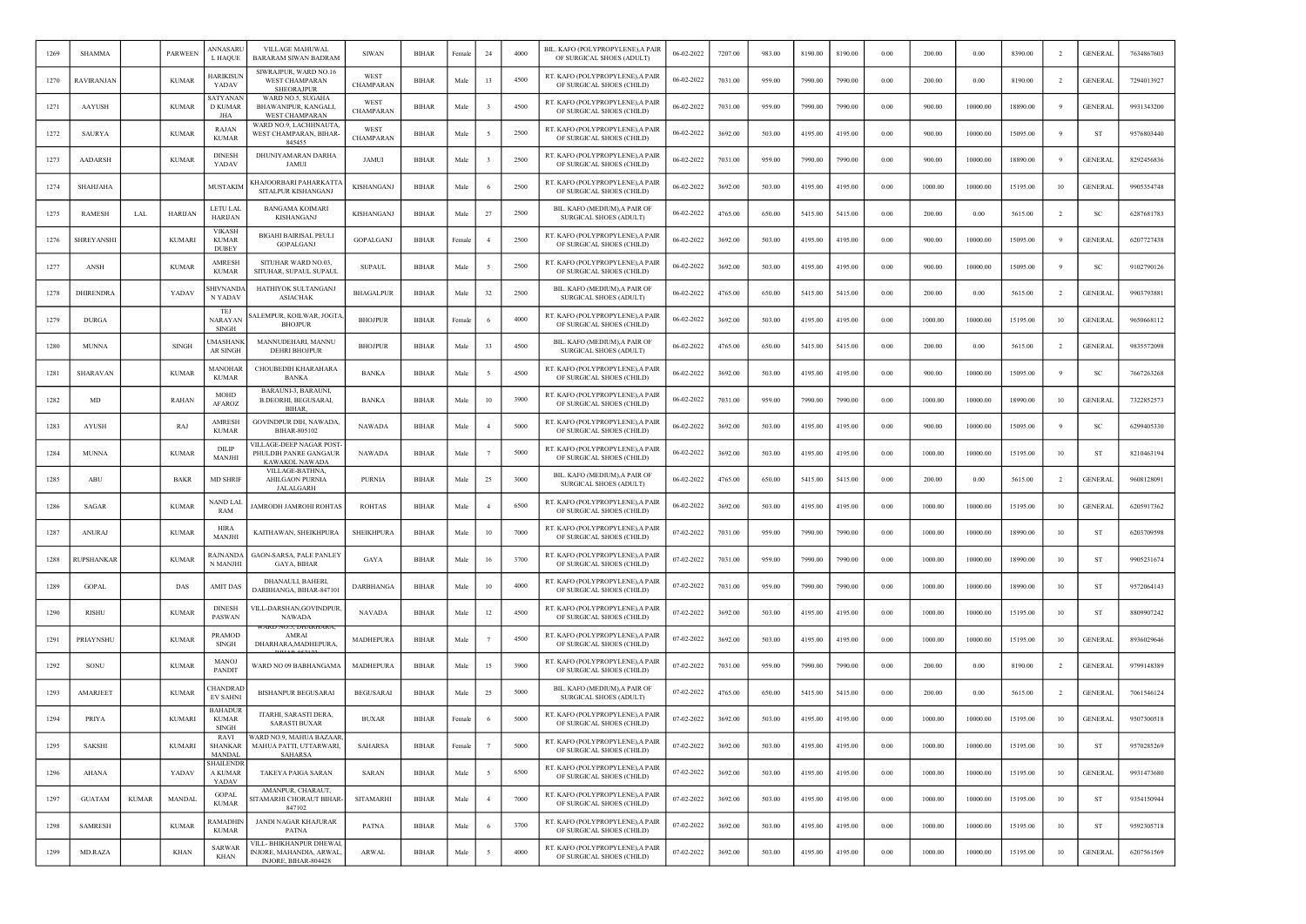| 1269 | SHAMMA | | PARWEEN | ANNASARUL HAQUE | VILLAGE MAHUWAL BARARAM SIWAN BADRAM | SIWAN | BIHAR | Female | 24 | 4000 | BIL. KAFO (POLYPROPYLENE),A PAIR OF SURGICAL SHOES (ADULT) | 06-02-2022 | 7207.00 | 983.00 | 8190.00 | 8190.00 | 0.00 | 200.00 | 0.00 | 8390.00 | 2 | GENERAL | 7634867603 |
|---|---|---|---|---|---|---|---|---|---|---|---|---|---|---|---|---|---|---|---|---|---|---|---|
| 1270 | RAVIRANJAN | | KUMAR | HARIKISUN YADAV | SIWRAJPUR, WARD NO.16 WEST CHAMPARAN SHEORAJPUR | WEST CHAMPARAN | BIHAR | Male | 13 | 4500 | RT. KAFO (POLYPROPYLENE),A PAIR OF SURGICAL SHOES (CHILD) | 06-02-2022 | 7031.00 | 959.00 | 7990.00 | 7990.00 | 0.00 | 200.00 | 0.00 | 8190.00 | 2 | GENERAL | 7294013927 |
| 1271 | AAYUSH | | KUMAR | SATYANAND KUMAR JHA | WARD NO.5, SUGAHA BHAWANIPUR, KANGALI, WEST CHAMPARAN | WEST CHAMPARAN | BIHAR | Male | 3 | 4500 | RT. KAFO (POLYPROPYLENE),A PAIR OF SURGICAL SHOES (CHILD) | 06-02-2022 | 7031.00 | 959.00 | 7990.00 | 7990.00 | 0.00 | 900.00 | 10000.00 | 18890.00 | 9 | GENERAL | 9931343200 |
| 1272 | SAURYA | | KUMAR | RAJAN KUMAR | WARD NO.9, LACHHNAUTA, WEST CHAMPARAN, BIHAR-845455 | WEST CHAMPARAN | BIHAR | Male | 5 | 2500 | RT. KAFO (POLYPROPYLENE),A PAIR OF SURGICAL SHOES (CHILD) | 06-02-2022 | 3692.00 | 503.00 | 4195.00 | 4195.00 | 0.00 | 900.00 | 10000.00 | 15095.00 | 9 | ST | 9576803440 |
| 1273 | AADARSH | | KUMAR | DINESH YADAV | DHUNIYAMARAN DARHA JAMUI | JAMUI | BIHAR | Male | 3 | 2500 | RT. KAFO (POLYPROPYLENE),A PAIR OF SURGICAL SHOES (CHILD) | 06-02-2022 | 7031.00 | 959.00 | 7990.00 | 7990.00 | 0.00 | 900.00 | 10000.00 | 18890.00 | 9 | GENERAL | 8292456836 |
| 1274 | SHAHJAHA | | | MUSTAKIM | KHAJOORBARI PAHARKATTA SITALPUR KISHANGANJ | KISHANGANJ | BIHAR | Male | 6 | 2500 | RT. KAFO (POLYPROPYLENE),A PAIR OF SURGICAL SHOES (CHILD) | 06-02-2022 | 3692.00 | 503.00 | 4195.00 | 4195.00 | 0.00 | 1000.00 | 10000.00 | 15195.00 | 10 | GENERAL | 9905354748 |
| 1275 | RAMESH | LAL | HARIJAN | LETU LAL HARIJAN | BANGAMA KOIMARI KISHANGANJ | KISHANGANJ | BIHAR | Male | 27 | 2500 | BIL. KAFO (MEDIUM),A PAIR OF SURGICAL SHOES (ADULT) | 06-02-2022 | 4765.00 | 650.00 | 5415.00 | 5415.00 | 0.00 | 200.00 | 0.00 | 5615.00 | 2 | SC | 6287681783 |
| 1276 | SHREYANSHI | | KUMARI | VIKASH KUMAR DUBEY | BIGAHI BAIRISAL PEULI GOPALGANJ | GOPALGANJ | BIHAR | Female | 4 | 2500 | RT. KAFO (POLYPROPYLENE),A PAIR OF SURGICAL SHOES (CHILD) | 06-02-2022 | 3692.00 | 503.00 | 4195.00 | 4195.00 | 0.00 | 900.00 | 10000.00 | 15095.00 | 9 | GENERAL | 6207727438 |
| 1277 | ANSH | | KUMAR | AMRESH KUMAR | SITUHAR WARD NO.03, SITUHAR, SUPAUL SUPAUL | SUPAUL | BIHAR | Male | 5 | 2500 | RT. KAFO (POLYPROPYLENE),A PAIR OF SURGICAL SHOES (CHILD) | 06-02-2022 | 3692.00 | 503.00 | 4195.00 | 4195.00 | 0.00 | 900.00 | 10000.00 | 15095.00 | 9 | SC | 9102790126 |
| 1278 | DHIRENDRA | | YADAV | SHIVNANDAN YADAV | HATHIYOK SULTANGANJ ASIACHAK | BHAGALPUR | BIHAR | Male | 32 | 2500 | BIL. KAFO (MEDIUM),A PAIR OF SURGICAL SHOES (ADULT) | 06-02-2022 | 4765.00 | 650.00 | 5415.00 | 5415.00 | 0.00 | 200.00 | 0.00 | 5615.00 | 2 | GENERAL | 9903793881 |
| 1279 | DURGA | | | TEJ NARAYAN SINGH | SALEMPUR, KOILWAR, JOGTA, BHOJPUR | BHOJPUR | BIHAR | Female | 6 | 4000 | RT. KAFO (POLYPROPYLENE),A PAIR OF SURGICAL SHOES (CHILD) | 06-02-2022 | 3692.00 | 503.00 | 4195.00 | 4195.00 | 0.00 | 1000.00 | 10000.00 | 15195.00 | 10 | GENERAL | 9650668112 |
| 1280 | MUNNA | | SINGH | UMASHANKAR SINGH | MANNUDEHARI, MANNU DEHRI BHOJPUR | BHOJPUR | BIHAR | Male | 33 | 4500 | BIL. KAFO (MEDIUM),A PAIR OF SURGICAL SHOES (ADULT) | 06-02-2022 | 4765.00 | 650.00 | 5415.00 | 5415.00 | 0.00 | 200.00 | 0.00 | 5615.00 | 2 | GENERAL | 9835572098 |
| 1281 | SHARAVAN | | KUMAR | MANOHAR KUMAR | CHOUBEDIH KHARAHARA BANKA | BANKA | BIHAR | Male | 5 | 4500 | RT. KAFO (POLYPROPYLENE),A PAIR OF SURGICAL SHOES (CHILD) | 06-02-2022 | 3692.00 | 503.00 | 4195.00 | 4195.00 | 0.00 | 900.00 | 10000.00 | 15095.00 | 9 | SC | 7667263268 |
| 1282 | MD | | RAHAN | MOHD AFAROZ | BARAUNI-3, BARAUNI, B.DEORHI, BEGUSARAI, BIHAR, | BANKA | BIHAR | Male | 10 | 3900 | RT. KAFO (POLYPROPYLENE),A PAIR OF SURGICAL SHOES (CHILD) | 06-02-2022 | 7031.00 | 959.00 | 7990.00 | 7990.00 | 0.00 | 1000.00 | 10000.00 | 18990.00 | 10 | GENERAL | 7322852573 |
| 1283 | AYUSH | | RAJ | AMRESH KUMAR | GOVINDPUR DIH, NAWADA, BIHAR-805102 | NAWADA | BIHAR | Male | 4 | 5000 | RT. KAFO (POLYPROPYLENE),A PAIR OF SURGICAL SHOES (CHILD) | 06-02-2022 | 3692.00 | 503.00 | 4195.00 | 4195.00 | 0.00 | 900.00 | 10000.00 | 15095.00 | 9 | SC | 6299405330 |
| 1284 | MUNNA | | KUMAR | DILIP MANJHI | VILLAGE-DEEP NAGAR POST-PHULDIH PANRE GANGAUR KAWAKOL NAWADA | NAWADA | BIHAR | Male | 7 | 5000 | RT. KAFO (POLYPROPYLENE),A PAIR OF SURGICAL SHOES (CHILD) | 06-02-2022 | 3692.00 | 503.00 | 4195.00 | 4195.00 | 0.00 | 1000.00 | 10000.00 | 15195.00 | 10 | ST | 8210463194 |
| 1285 | ABU | | BAKR | MD SHRIF | VILLAGE-BATHNA, AHILGAON PURNIA JALALGARH | PURNIA | BIHAR | Male | 25 | 3000 | BIL. KAFO (MEDIUM),A PAIR OF SURGICAL SHOES (ADULT) | 06-02-2022 | 4765.00 | 650.00 | 5415.00 | 5415.00 | 0.00 | 200.00 | 0.00 | 5615.00 | 2 | GENERAL | 9608128091 |
| 1286 | SAGAR | | KUMAR | NAND LAL RAM | JAMRODH JAMROHI ROHTAS | ROHTAS | BIHAR | Male | 4 | 6500 | RT. KAFO (POLYPROPYLENE),A PAIR OF SURGICAL SHOES (CHILD) | 06-02-2022 | 3692.00 | 503.00 | 4195.00 | 4195.00 | 0.00 | 1000.00 | 10000.00 | 15195.00 | 10 | GENERAL | 6205917362 |
| 1287 | ANURAJ | | KUMAR | HIRA MANJHI | KAITHAWAN, SHEIKHPURA | SHEIKHPURA | BIHAR | Male | 10 | 7000 | RT. KAFO (POLYPROPYLENE),A PAIR OF SURGICAL SHOES (CHILD) | 07-02-2022 | 7031.00 | 959.00 | 7990.00 | 7990.00 | 0.00 | 1000.00 | 10000.00 | 18990.00 | 10 | ST | 6203709598 |
| 1288 | RUPSHANKAR | | KUMAR | RAJNANDAN MANJHI | GAON-SARSA, PALE PANLEY GAYA, BIHAR | GAYA | BIHAR | Male | 16 | 3700 | RT. KAFO (POLYPROPYLENE),A PAIR OF SURGICAL SHOES (CHILD) | 07-02-2022 | 7031.00 | 959.00 | 7990.00 | 7990.00 | 0.00 | 1000.00 | 10000.00 | 18990.00 | 10 | ST | 9905231674 |
| 1289 | GOPAL | | DAS | AMIT DAS | DHANAULI, BAHERI, DARBHANGA, BIHAR-847101 | DARBHANGA | BIHAR | Male | 10 | 4000 | RT. KAFO (POLYPROPYLENE),A PAIR OF SURGICAL SHOES (CHILD) | 07-02-2022 | 7031.00 | 959.00 | 7990.00 | 7990.00 | 0.00 | 1000.00 | 10000.00 | 18990.00 | 10 | ST | 9572064143 |
| 1290 | RISHU | | KUMAR | DINESH PASWAN | VILL-DARSHAN,GOVINDPUR, NAWADA | NAWADA | BIHAR | Male | 12 | 4500 | RT. KAFO (POLYPROPYLENE),A PAIR OF SURGICAL SHOES (CHILD) | 07-02-2022 | 3692.00 | 503.00 | 4195.00 | 4195.00 | 0.00 | 1000.00 | 10000.00 | 15195.00 | 10 | ST | 8809907242 |
| 1291 | PRIAYNSHU | | KUMAR | PRAMOD SINGH | WARD NO.5, DHARHARA, AMRAI DHARHARA,MADHEPURA, BIHAR-852122 | MADHEPURA | BIHAR | Male | 7 | 4500 | RT. KAFO (POLYPROPYLENE),A PAIR OF SURGICAL SHOES (CHILD) | 07-02-2022 | 3692.00 | 503.00 | 4195.00 | 4195.00 | 0.00 | 1000.00 | 10000.00 | 15195.00 | 10 | GENERAL | 8936029646 |
| 1292 | SONU | | KUMAR | MANOJ PANDIT | WARD NO 09 BABHANGAMA | MADHEPURA | BIHAR | Male | 15 | 3900 | RT. KAFO (POLYPROPYLENE),A PAIR OF SURGICAL SHOES (CHILD) | 07-02-2022 | 7031.00 | 959.00 | 7990.00 | 7990.00 | 0.00 | 200.00 | 0.00 | 8190.00 | 2 | GENERAL | 9799148389 |
| 1293 | AMARJEET | | KUMAR | CHANDRADEV SAHNI | BISHANPUR BEGUSARAI | BEGUSARAI | BIHAR | Male | 25 | 5000 | BIL. KAFO (MEDIUM),A PAIR OF SURGICAL SHOES (ADULT) | 07-02-2022 | 4765.00 | 650.00 | 5415.00 | 5415.00 | 0.00 | 200.00 | 0.00 | 5615.00 | 2 | GENERAL | 7061546124 |
| 1294 | PRIYA | | KUMARI | BAHADUR KUMAR SINGH | ITARHI, SARASTI DERA, SARASTI BUXAR | BUXAR | BIHAR | Female | 6 | 5000 | RT. KAFO (POLYPROPYLENE),A PAIR OF SURGICAL SHOES (CHILD) | 07-02-2022 | 3692.00 | 503.00 | 4195.00 | 4195.00 | 0.00 | 1000.00 | 10000.00 | 15195.00 | 10 | GENERAL | 9507300518 |
| 1295 | SAKSHI | | KUMARI | RAVI SHANKAR MANDAL | WARD NO.9, MAHUA BAZAAR, MAHUA PATTI, UTTARWARI, SAHARSA | SAHARSA | BIHAR | Female | 7 | 5000 | RT. KAFO (POLYPROPYLENE),A PAIR OF SURGICAL SHOES (CHILD) | 07-02-2022 | 3692.00 | 503.00 | 4195.00 | 4195.00 | 0.00 | 1000.00 | 10000.00 | 15195.00 | 10 | ST | 9570285269 |
| 1296 | AHANA | | YADAV | SHAILENDRA KUMAR YADAV | TAKEYA PAIGA SARAN | SARAN | BIHAR | Male | 5 | 6500 | RT. KAFO (POLYPROPYLENE),A PAIR OF SURGICAL SHOES (CHILD) | 07-02-2022 | 3692.00 | 503.00 | 4195.00 | 4195.00 | 0.00 | 1000.00 | 10000.00 | 15195.00 | 10 | GENERAL | 9931473680 |
| 1297 | GUATAM | KUMAR | MANDAL | GOPAL KUMAR | AMANPUR, CHARAUT, SITAMARHI CHORAUT BIHAR-847102 | SITAMARHI | BIHAR | Male | 4 | 7000 | RT. KAFO (POLYPROPYLENE),A PAIR OF SURGICAL SHOES (CHILD) | 07-02-2022 | 3692.00 | 503.00 | 4195.00 | 4195.00 | 0.00 | 1000.00 | 10000.00 | 15195.00 | 10 | ST | 9354150944 |
| 1298 | SAMRESH | | KUMAR | RAMADHIN KUMAR | JANDI NAGAR KHAJURAR PATNA | PATNA | BIHAR | Male | 6 | 3700 | RT. KAFO (POLYPROPYLENE),A PAIR OF SURGICAL SHOES (CHILD) | 07-02-2022 | 3692.00 | 503.00 | 4195.00 | 4195.00 | 0.00 | 1000.00 | 10000.00 | 15195.00 | 10 | ST | 9592305718 |
| 1299 | MD.RAZA | | KHAN | SARWAR KHAN | VILL- BHIKHANPUR DHEWAL INJORE, MAHANDIA, ARWAL, INJORE, BIHAR-804428 | ARWAL | BIHAR | Male | 5 | 4000 | RT. KAFO (POLYPROPYLENE),A PAIR OF SURGICAL SHOES (CHILD) | 07-02-2022 | 3692.00 | 503.00 | 4195.00 | 4195.00 | 0.00 | 1000.00 | 10000.00 | 15195.00 | 10 | GENERAL | 6207561569 |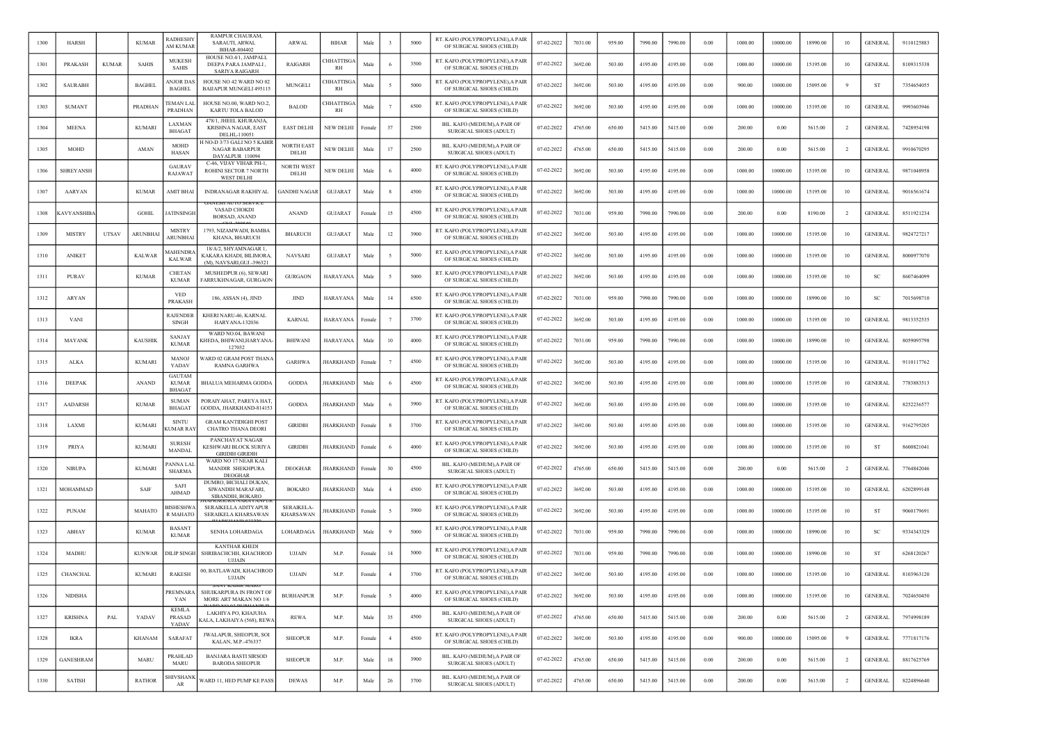| 1300 | HARSH | | KUMAR | RADHESHYAM KUMAR | RAMPUR CHAURAM, SARAUTI, ARWAL BIHAR-804402 | ARWAL | BIHAR | Male | 3 | 5000 | RT. KAFO (POLYPROPYLENE),A PAIR OF SURGICAL SHOES (CHILD) | 07-02-2022 | 7031.00 | 959.00 | 7990.00 | 7990.00 | 0.00 | 1000.00 | 10000.00 | 18990.00 | 10 | GENERAL | 9110125883 |
|---|---|---|---|---|---|---|---|---|---|---|---|---|---|---|---|---|---|---|---|---|---|---|---|
| 1301 | PRAKASH | KUMAR | SAHIS | MUKESH SAHIS | HOUSE NO.4/1, JAMPALI, DEEPA PARA JAMPALI , SARIYA RAIGARH | RAIGARH | CHHATTISGARH | Male | 6 | 3500 | RT. KAFO (POLYPROPYLENE),A PAIR OF SURGICAL SHOES (CHILD) | 07-02-2022 | 3692.00 | 503.00 | 4195.00 | 4195.00 | 0.00 | 1000.00 | 10000.00 | 15195.00 | 10 | GENERAL | 8109315338 |
| 1302 | SAURABH | | BAGHEL | ANJOR DAS BAGHEL | HOUSE NO 42 WARD NO 02 BAIJAPUR MUNGELI 495115 | MUNGELI | CHHATTISGARH | Male | 5 | 5000 | RT. KAFO (POLYPROPYLENE),A PAIR OF SURGICAL SHOES (CHILD) | 07-02-2022 | 3692.00 | 503.00 | 4195.00 | 4195.00 | 0.00 | 900.00 | 10000.00 | 15095.00 | 9 | ST | 7354654055 |
| 1303 | SUMANT | | PRADHAN | TEMAN LAL PRADHAN | HOUSE NO.00, WARD NO.2, KARTU TOLA BALOD | BALOD | CHHATTISGARH | Male | 7 | 6500 | RT. KAFO (POLYPROPYLENE),A PAIR OF SURGICAL SHOES (CHILD) | 07-02-2022 | 3692.00 | 503.00 | 4195.00 | 4195.00 | 0.00 | 1000.00 | 10000.00 | 15195.00 | 10 | GENERAL | 9993603946 |
| 1304 | MEENA | | KUMARI | LAXMAN BHAGAT | 478/1, JHEEL KHURANJA, KRISHNA NAGAR, EAST DELHI,-110051 | EAST DELHI | NEW DELHI | Female | 37 | 2500 | BIL. KAFO (MEDIUM),A PAIR OF SURGICAL SHOES (ADULT) | 07-02-2022 | 4765.00 | 650.00 | 5415.00 | 5415.00 | 0.00 | 200.00 | 0.00 | 5615.00 | 2 | GENERAL | 7428954198 |
| 1305 | MOHD | | AMAN | MOHD HASAN | H NO-D 3/73 GALI NO 5 KABIR NAGAR BABARPUR DAYALPUR 110094 | NORTH EAST DELHI | NEW DELHI | Male | 17 | 2500 | BIL. KAFO (MEDIUM),A PAIR OF SURGICAL SHOES (ADULT) | 07-02-2022 | 4765.00 | 650.00 | 5415.00 | 5415.00 | 0.00 | 200.00 | 0.00 | 5615.00 | 2 | GENERAL | 9910670295 |
| 1306 | SHREYANSH | | | GAURAV RAJAWAT | C-46, VIJAY VIHAR PH-1, ROHINI SECTOR 7 NORTH WEST DELHI | NORTH WEST DELHI | NEW DELHI | Male | 6 | 4000 | RT. KAFO (POLYPROPYLENE),A PAIR OF SURGICAL SHOES (CHILD) | 07-02-2022 | 3692.00 | 503.00 | 4195.00 | 4195.00 | 0.00 | 1000.00 | 10000.00 | 15195.00 | 10 | GENERAL | 9871048958 |
| 1307 | AARYAN | | KUMAR | AMIT BHAI | INDRANAGAR RAKHIYAL | GANDHI NAGAR | GUJARAT | Male | 8 | 4500 | RT. KAFO (POLYPROPYLENE),A PAIR OF SURGICAL SHOES (CHILD) | 07-02-2022 | 3692.00 | 503.00 | 4195.00 | 4195.00 | 0.00 | 1000.00 | 10000.00 | 15195.00 | 10 | GENERAL | 9016561674 |
| 1308 | KAVYANSHIBA | | GOHIL | JATINSINGH | GANESH AUTO SERVICE VASAD CHOKDI BORSAD, ANAND | ANAND | GUJARAT | Female | 15 | 4500 | RT. KAFO (POLYPROPYLENE),A PAIR OF SURGICAL SHOES (CHILD) | 07-02-2022 | 7031.00 | 959.00 | 7990.00 | 7990.00 | 0.00 | 200.00 | 0.00 | 8190.00 | 2 | GENERAL | 8511921234 |
| 1309 | MISTRY | UTSAV | ARUNBHAI | MISTRY ARUNBHAI | 1793, NIZAMWADI, BAMBA KHANA, BHARUCH | BHARUCH | GUJARAT | Male | 12 | 3900 | RT. KAFO (POLYPROPYLENE),A PAIR OF SURGICAL SHOES (CHILD) | 07-02-2022 | 3692.00 | 503.00 | 4195.00 | 4195.00 | 0.00 | 1000.00 | 10000.00 | 15195.00 | 10 | GENERAL | 9824727217 |
| 1310 | ANIKET | | KALWAR | MAHENDRA KALWAR | 18/A/2, SHYAMNAGAR 1, KAKARA KHADI, BILIMORA, (M), NAVSARI,GUJ.-396321 | NAVSARI | GUJARAT | Male | 5 | 5000 | RT. KAFO (POLYPROPYLENE),A PAIR OF SURGICAL SHOES (CHILD) | 07-02-2022 | 3692.00 | 503.00 | 4195.00 | 4195.00 | 0.00 | 1000.00 | 10000.00 | 15195.00 | 10 | GENERAL | 8000977070 |
| 1311 | PURAV | | KUMAR | CHETAN KUMAR | MUSHEDPUR (6), SEWARI FARRUKHNAGAR, GURGAON | GURGAON | HARAYANA | Male | 5 | 5000 | RT. KAFO (POLYPROPYLENE),A PAIR OF SURGICAL SHOES (CHILD) | 07-02-2022 | 3692.00 | 503.00 | 4195.00 | 4195.00 | 0.00 | 1000.00 | 10000.00 | 15195.00 | 10 | SC | 8607464099 |
| 1312 | ARYAN | | | VED PRAKASH | 186, ASSAN (4), JIND | JIND | HARAYANA | Male | 14 | 6500 | RT. KAFO (POLYPROPYLENE),A PAIR OF SURGICAL SHOES (CHILD) | 07-02-2022 | 7031.00 | 959.00 | 7990.00 | 7990.00 | 0.00 | 1000.00 | 10000.00 | 18990.00 | 10 | SC | 7015698710 |
| 1313 | VANI | | | RAJENDER SINGH | KHERI NARU-46, KARNAL HARYANA-132036 | KARNAL | HARAYANA | Female | 7 | 3700 | RT. KAFO (POLYPROPYLENE),A PAIR OF SURGICAL SHOES (CHILD) | 07-02-2022 | 3692.00 | 503.00 | 4195.00 | 4195.00 | 0.00 | 1000.00 | 10000.00 | 15195.00 | 10 | GENERAL | 9813352535 |
| 1314 | MAYANK | | KAUSHIK | SANJAY KUMAR | WARD NO.04, BAWANI KHEDA, BHIWANI,HARYANA-127032 | BHIWANI | HARAYANA | Male | 10 | 4000 | RT. KAFO (POLYPROPYLENE),A PAIR OF SURGICAL SHOES (CHILD) | 07-02-2022 | 7031.00 | 959.00 | 7990.00 | 7990.00 | 0.00 | 1000.00 | 10000.00 | 18990.00 | 10 | GENERAL | 8059095798 |
| 1315 | ALKA | | KUMARI | MANOJ YADAV | WARD 02 GRAM POST THANA RAMNA GARHWA | GARHWA | JHARKHAND | Female | 7 | 4500 | RT. KAFO (POLYPROPYLENE),A PAIR OF SURGICAL SHOES (CHILD) | 07-02-2022 | 3692.00 | 503.00 | 4195.00 | 4195.00 | 0.00 | 1000.00 | 10000.00 | 15195.00 | 10 | GENERAL | 9110117762 |
| 1316 | DEEPAK | | ANAND | GAUTAM KUMAR BHAGAT | BHALUA MEHARMA GODDA | GODDA | JHARKHAND | Male | 6 | 4500 | RT. KAFO (POLYPROPYLENE),A PAIR OF SURGICAL SHOES (CHILD) | 07-02-2022 | 3692.00 | 503.00 | 4195.00 | 4195.00 | 0.00 | 1000.00 | 10000.00 | 15195.00 | 10 | GENERAL | 7783883513 |
| 1317 | AADARSH | | KUMAR | SUMAN BHAGAT | PORAIYAHAT, PAREYA HAT, GODDA, JHARKHAND-814153 | GODDA | JHARKHAND | Male | 6 | 3900 | RT. KAFO (POLYPROPYLENE),A PAIR OF SURGICAL SHOES (CHILD) | 07-02-2022 | 3692.00 | 503.00 | 4195.00 | 4195.00 | 0.00 | 1000.00 | 10000.00 | 15195.00 | 10 | GENERAL | 8252236577 |
| 1318 | LAXMI | | KUMARI | SINTU KUMAR RAY | GRAM KANTIDIGHI POST CHATRO THANA DEORI | GIRIDIH | JHARKHAND | Female | 8 | 3700 | RT. KAFO (POLYPROPYLENE),A PAIR OF SURGICAL SHOES (CHILD) | 07-02-2022 | 3692.00 | 503.00 | 4195.00 | 4195.00 | 0.00 | 1000.00 | 10000.00 | 15195.00 | 10 | GENERAL | 9162795205 |
| 1319 | PRIYA | | KUMARI | SURESH MANDAL | PANCHAYAT NAGAR KESHWARI BLOCK SURIYA GIRIDIH GIRIDIH | GIRIDIH | JHARKHAND | Female | 6 | 4000 | RT. KAFO (POLYPROPYLENE),A PAIR OF SURGICAL SHOES (CHILD) | 07-02-2022 | 3692.00 | 503.00 | 4195.00 | 4195.00 | 0.00 | 1000.00 | 10000.00 | 15195.00 | 10 | ST | 8600821041 |
| 1320 | NIRUPA | | KUMARI | PANNA LAL SHARMA | WARD NO 17 NEAR KALI MANDIR SHEKHPURA DEOGHAR | DEOGHAR | JHARKHAND | Female | 30 | 4500 | BIL. KAFO (MEDIUM),A PAIR OF SURGICAL SHOES (ADULT) | 07-02-2022 | 4765.00 | 650.00 | 5415.00 | 5415.00 | 0.00 | 200.00 | 0.00 | 5615.00 | 2 | GENERAL | 7764842046 |
| 1321 | MOHAMMAD | | SAIF | SAFI AHMAD | DUMRO, BICHALI DUKAN, SIWANDIH MARAFARI, SIBANDIH, BOKARO | BOKARO | JHARKHAND | Male | 4 | 4500 | RT. KAFO (POLYPROPYLENE),A PAIR OF SURGICAL SHOES (CHILD) | 07-02-2022 | 3692.00 | 503.00 | 4195.00 | 4195.00 | 0.00 | 1000.00 | 10000.00 | 15195.00 | 10 | GENERAL | 6202899148 |
| 1322 | PUNAM | | MAHATO | BISHESHWAR MAHATO | JHAPRAGORA NARAYANPUR SERAIKELLA ADITYAPUR SERAIKELA KHARSAWAN | SERAIKELA-KHARSAWAN | JHARKHAND | Female | 5 | 3900 | RT. KAFO (POLYPROPYLENE),A PAIR OF SURGICAL SHOES (CHILD) | 07-02-2022 | 3692.00 | 503.00 | 4195.00 | 4195.00 | 0.00 | 1000.00 | 10000.00 | 15195.00 | 10 | ST | 9060179691 |
| 1323 | ABHAY | | KUMAR | BASANT KUMAR | SENHA LOHARDAGA | LOHARDAGA | JHARKHAND | Male | 9 | 5000 | RT. KAFO (POLYPROPYLENE),A PAIR OF SURGICAL SHOES (CHILD) | 07-02-2022 | 7031.00 | 959.00 | 7990.00 | 7990.00 | 0.00 | 1000.00 | 10000.00 | 18990.00 | 10 | SC | 9334343329 |
| 1324 | MADHU | | KUNWAR | DILIP SINGH | KANTHAR KHEDI SHRIBACHCHH, KHACHROD UJJAIN | UJJAIN | M.P. | Female | 14 | 5000 | RT. KAFO (POLYPROPYLENE),A PAIR OF SURGICAL SHOES (CHILD) | 07-02-2022 | 7031.00 | 959.00 | 7990.00 | 7990.00 | 0.00 | 1000.00 | 10000.00 | 18990.00 | 10 | ST | 6268120267 |
| 1325 | CHANCHAL | | KUMARI | RAKESH | 00, BATLAWADI, KHACHROD UJJAIN | UJJAIN | M.P. | Female | 4 | 3700 | RT. KAFO (POLYPROPYLENE),A PAIR OF SURGICAL SHOES (CHILD) | 07-02-2022 | 3692.00 | 503.00 | 4195.00 | 4195.00 | 0.00 | 1000.00 | 10000.00 | 15195.00 | 10 | GENERAL | 8103963120 |
| 1326 | NIDISHA | | | PREMNARAYAN | SANT KABIR MARG SHUJKARPURA IN FRONT OF MORE ART MAKAN NO 1/6 | BURHANPUR | M.P. | Female | 5 | 4000 | RT. KAFO (POLYPROPYLENE),A PAIR OF SURGICAL SHOES (CHILD) | 07-02-2022 | 3692.00 | 503.00 | 4195.00 | 4195.00 | 0.00 | 1000.00 | 10000.00 | 15195.00 | 10 | GENERAL | 7024650450 |
| 1327 | KRISHNA | PAL | YADAV | KEMLA PRASAD YADAV | LAKHIYA PO, KHAJUHA KALA, LAKHAIYA (568), REWA | REWA | M.P. | Male | 35 | 4500 | BIL. KAFO (MEDIUM),A PAIR OF SURGICAL SHOES (ADULT) | 07-02-2022 | 4765.00 | 650.00 | 5415.00 | 5415.00 | 0.00 | 200.00 | 0.00 | 5615.00 | 2 | GENERAL | 7974998189 |
| 1328 | IKRA | | KHANAM | SARAFAT | JWALAPUR, SHEOPUR, SOI KALAN, M.P.-476337 | SHEOPUR | M.P. | Female | 4 | 4500 | RT. KAFO (POLYPROPYLENE),A PAIR OF SURGICAL SHOES (CHILD) | 07-02-2022 | 3692.00 | 503.00 | 4195.00 | 4195.00 | 0.00 | 900.00 | 10000.00 | 15095.00 | 9 | GENERAL | 7771817176 |
| 1329 | GANESHRAM | | MARU | PRAHLAD MARU | BANJARA BASTI SIRSOD BARODA SHEOPUR | SHEOPUR | M.P. | Male | 18 | 3900 | BIL. KAFO (MEDIUM),A PAIR OF SURGICAL SHOES (ADULT) | 07-02-2022 | 4765.00 | 650.00 | 5415.00 | 5415.00 | 0.00 | 200.00 | 0.00 | 5615.00 | 2 | GENERAL | 8817625769 |
| 1330 | SATISH | | RATHOR | SHIVSHANKAR | WARD 11, HED PUMP KE PASS | DEWAS | M.P. | Male | 26 | 3700 | BIL. KAFO (MEDIUM),A PAIR OF SURGICAL SHOES (ADULT) | 07-02-2022 | 4765.00 | 650.00 | 5415.00 | 5415.00 | 0.00 | 200.00 | 0.00 | 5615.00 | 2 | GENERAL | 8224896640 |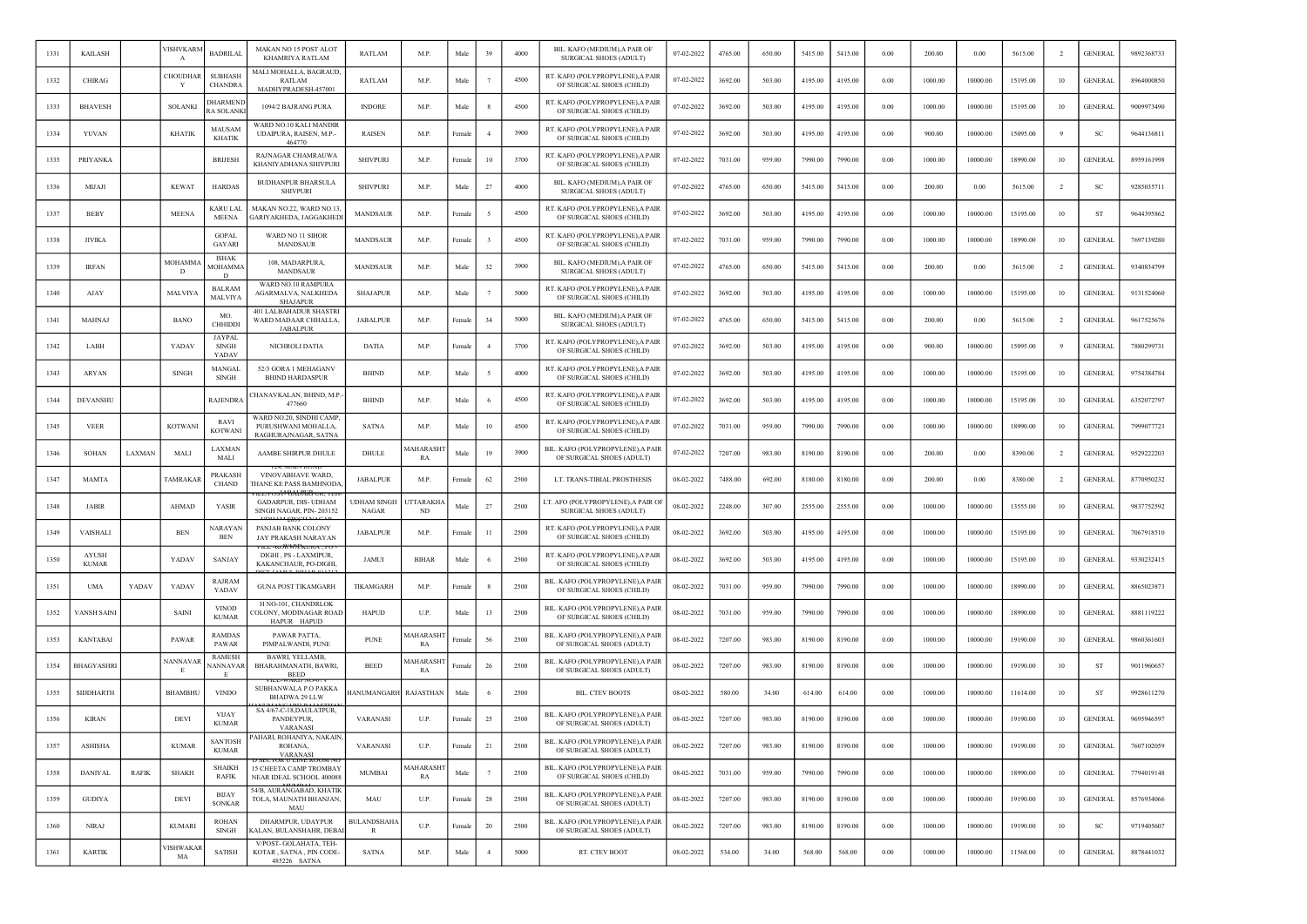| 1331 | KAILASH | | VISHVKARMA | BADRILAL | MAKAN NO 15 POST ALOT KHAMRIYA RATLAM | RATLAM | M.P. | Male | 39 | 4000 | BIL. KAFO (MEDIUM),A PAIR OF SURGICAL SHOES (ADULT) | 07-02-2022 | 4765.00 | 650.00 | 5415.00 | 5415.00 | 0.00 | 200.00 | 0.00 | 5615.00 | 2 | GENERAL | 9892368733 |
|---|---|---|---|---|---|---|---|---|---|---|---|---|---|---|---|---|---|---|---|---|---|---|---|
| 1332 | CHIRAG | | CHOUDHARY | SUBHASH CHANDRA | MALI MOHALLA, BAGRAUD, RATLAM MADHYPRADESH-457001 | RATLAM | M.P. | Male | 7 | 4500 | RT. KAFO (POLYPROPYLENE),A PAIR OF SURGICAL SHOES (CHILD) | 07-02-2022 | 3692.00 | 503.00 | 4195.00 | 4195.00 | 0.00 | 1000.00 | 10000.00 | 15195.00 | 10 | GENERAL | 8964000850 |
| 1333 | BHAVESH | | SOLANKI | DHARMENDRA SOLANKI | 1094/2 BAJRANG PURA | INDORE | M.P. | Male | 8 | 4500 | RT. KAFO (POLYPROPYLENE),A PAIR OF SURGICAL SHOES (CHILD) | 07-02-2022 | 3692.00 | 503.00 | 4195.00 | 4195.00 | 0.00 | 1000.00 | 10000.00 | 15195.00 | 10 | GENERAL | 9009973490 |
| 1334 | YUVAN | | KHATIK | MAUSAM KHATIK | WARD NO.10 KALI MANDIR UDAIPURA, RAISEN, M.P.-464770 | RAISEN | M.P. | Female | 4 | 3900 | RT. KAFO (POLYPROPYLENE),A PAIR OF SURGICAL SHOES (CHILD) | 07-02-2022 | 3692.00 | 503.00 | 4195.00 | 4195.00 | 0.00 | 900.00 | 10000.00 | 15095.00 | 9 | SC | 9644136811 |
| 1335 | PRIYANKA | | | BRIJESH | RAJNAGAR CHAMRAUWA KHANIYADHANA SHIVPURI | SHIVPURI | M.P. | Female | 10 | 3700 | RT. KAFO (POLYPROPYLENE),A PAIR OF SURGICAL SHOES (CHILD) | 07-02-2022 | 7031.00 | 959.00 | 7990.00 | 7990.00 | 0.00 | 1000.00 | 10000.00 | 18990.00 | 10 | GENERAL | 8959161998 |
| 1336 | MIJAJI | | KEWAT | HARDAS | BUDHANPUR BHARSULA SHIVPURI | SHIVPURI | M.P. | Male | 27 | 4000 | BIL. KAFO (MEDIUM),A PAIR OF SURGICAL SHOES (ADULT) | 07-02-2022 | 4765.00 | 650.00 | 5415.00 | 5415.00 | 0.00 | 200.00 | 0.00 | 5615.00 | 2 | SC | 9285035711 |
| 1337 | BEBY | | MEENA | KARU LAL MEENA | MAKAN NO.22, WARD NO.13, GARIYAKHEDA, JAGGAKHEDI | MANDSAUR | M.P. | Female | 5 | 4500 | RT. KAFO (POLYPROPYLENE),A PAIR OF SURGICAL SHOES (CHILD) | 07-02-2022 | 3692.00 | 503.00 | 4195.00 | 4195.00 | 0.00 | 1000.00 | 10000.00 | 15195.00 | 10 | ST | 9644395862 |
| 1338 | JIVIKA | | | GOPAL GAYARI | WARD NO 11 SIHOR MANDSAUR | MANDSAUR | M.P. | Female | 3 | 4500 | RT. KAFO (POLYPROPYLENE),A PAIR OF SURGICAL SHOES (CHILD) | 07-02-2022 | 7031.00 | 959.00 | 7990.00 | 7990.00 | 0.00 | 1000.00 | 10000.00 | 18990.00 | 10 | GENERAL | 7697139280 |
| 1339 | IRFAN | | MOHAMMAD | ISHAK MOHAMMAD | 108, MADARPURA, MANDSAUR | MANDSAUR | M.P. | Male | 32 | 3900 | BIL. KAFO (MEDIUM),A PAIR OF SURGICAL SHOES (ADULT) | 07-02-2022 | 4765.00 | 650.00 | 5415.00 | 5415.00 | 0.00 | 200.00 | 0.00 | 5615.00 | 2 | GENERAL | 9340834799 |
| 1340 | AJAY | | MALVIYA | BALRAM MALVIYA | WARD NO.10 RAMPURA AGARMALVA, NALKHEDA SHAJAPUR | SHAJAPUR | M.P. | Male | 7 | 5000 | RT. KAFO (POLYPROPYLENE),A PAIR OF SURGICAL SHOES (CHILD) | 07-02-2022 | 3692.00 | 503.00 | 4195.00 | 4195.00 | 0.00 | 1000.00 | 10000.00 | 15195.00 | 10 | GENERAL | 9131524060 |
| 1341 | MAHNAJ | | BANO | MO. CHHIDDI | 401 LALBAHADUR SHASTRI WARD MADAAR CHHALLA, JABALPUR | JABALPUR | M.P. | Female | 34 | 5000 | BIL. KAFO (MEDIUM),A PAIR OF SURGICAL SHOES (ADULT) | 07-02-2022 | 4765.00 | 650.00 | 5415.00 | 5415.00 | 0.00 | 200.00 | 0.00 | 5615.00 | 2 | GENERAL | 9617525676 |
| 1342 | LABH | | YADAV | JAYPAL SINGH YADAV | NICHROLI DATIA | DATIA | M.P. | Female | 4 | 3700 | RT. KAFO (POLYPROPYLENE),A PAIR OF SURGICAL SHOES (CHILD) | 07-02-2022 | 3692.00 | 503.00 | 4195.00 | 4195.00 | 0.00 | 900.00 | 10000.00 | 15095.00 | 9 | GENERAL | 7880299731 |
| 1343 | ARYAN | | SINGH | MANGAL SINGH | 52/3 GORA 1 MEHAGANV BHIND HARDASPUR | BHIND | M.P. | Male | 5 | 4000 | RT. KAFO (POLYPROPYLENE),A PAIR OF SURGICAL SHOES (CHILD) | 07-02-2022 | 3692.00 | 503.00 | 4195.00 | 4195.00 | 0.00 | 1000.00 | 10000.00 | 15195.00 | 10 | GENERAL | 9754384784 |
| 1344 | DEVANSHU | | | RAJENDRA | CHANAVKALAN, BHIND, M.P.-477660 | BHIND | M.P. | Male | 6 | 4500 | RT. KAFO (POLYPROPYLENE),A PAIR OF SURGICAL SHOES (CHILD) | 07-02-2022 | 3692.00 | 503.00 | 4195.00 | 4195.00 | 0.00 | 1000.00 | 10000.00 | 15195.00 | 10 | GENERAL | 6352072797 |
| 1345 | VEER | | KOTWANI | RAVI KOTWANI | WARD NO.20, SINDHI CAMP, PURUSHWANI MOHALLA, RAGHURAJNAGAR, SATNA | SATNA | M.P. | Male | 10 | 4500 | RT. KAFO (POLYPROPYLENE),A PAIR OF SURGICAL SHOES (CHILD) | 07-02-2022 | 7031.00 | 959.00 | 7990.00 | 7990.00 | 0.00 | 1000.00 | 10000.00 | 18990.00 | 10 | GENERAL | 7999077723 |
| 1346 | SOHAN | LAXMAN | MALI | LAXMAN MALI | AAMBE SHIRPUR DHULE | DHULE | MAHARASHTRA | Male | 19 | 3900 | BIL. KAFO (POLYPROPYLENE),A PAIR OF SURGICAL SHOES (ADULT) | 07-02-2022 | 7207.00 | 983.00 | 8190.00 | 8190.00 | 0.00 | 200.00 | 0.00 | 8390.00 | 2 | GENERAL | 9529222203 |
| 1347 | MAMTA | | TAMRAKAR | PRAKASH CHAND | 124, MAIN ROAD VINOVABHAVE WARD, THANE KE PASS BAMHNODA | JABALPUR | M.P. | Female | 62 | 2500 | L.T. TRANS-TIBIAL PROSTHESIS | 08-02-2022 | 7488.00 | 692.00 | 8180.00 | 8180.00 | 0.00 | 200.00 | 0.00 | 8380.00 | 2 | GENERAL | 8770950232 |
| 1348 | JABIR | | AHMAD | YASIR | VILL-POST-GADARPUR, TEH-GADARPUR, DIS- UDHAM SINGH NAGAR, PIN- 203152 | UDHAM SINGH NAGAR | UTTARAKHAND | Male | 27 | 2500 | LT. AFO (POLYPROPYLENE),A PAIR OF SURGICAL SHOES (ADULT) | 08-02-2022 | 2248.00 | 307.00 | 2555.00 | 2555.00 | 0.00 | 1000.00 | 10000.00 | 13555.00 | 10 | GENERAL | 9837752592 |
| 1349 | VAISHALI | | BEN | NARAYAN BEN | PANJAB BANK COLONY JAY PRAKASH NARAYAN | JABALPUR | M.P. | Female | 11 | 2500 | RT. KAFO (POLYPROPYLENE),A PAIR OF SURGICAL SHOES (CHILD) | 08-02-2022 | 3692.00 | 503.00 | 4195.00 | 4195.00 | 0.00 | 1000.00 | 10000.00 | 15195.00 | 10 | GENERAL | 7067918510 |
| 1350 | AYUSH KUMAR | | YADAV | SANJAY | DIGHI , PS - LAXMIPUR, KAKANCHAUR, PO-DIGHI | JAMUI | BIHAR | Male | 6 | 2500 | RT. KAFO (POLYPROPYLENE),A PAIR OF SURGICAL SHOES (CHILD) | 08-02-2022 | 3692.00 | 503.00 | 4195.00 | 4195.00 | 0.00 | 1000.00 | 10000.00 | 15195.00 | 10 | GENERAL | 9330232415 |
| 1351 | UMA | YADAV | YADAV | RAJRAM YADAV | GUNA POST TIKAMGARH | TIKAMGARH | M.P. | Female | 8 | 2500 | BIL. KAFO (POLYPROPYLENE),A PAIR OF SURGICAL SHOES (CHILD) | 08-02-2022 | 7031.00 | 959.00 | 7990.00 | 7990.00 | 0.00 | 1000.00 | 10000.00 | 18990.00 | 10 | GENERAL | 8865023873 |
| 1352 | VANSH SAINI | | SAINI | VINOD KUMAR | H NO-101, CHANDRLOK COLONY, MODINAGAR ROAD HAPUR HAPUD | HAPUD | U.P. | Male | 13 | 2500 | BIL. KAFO (POLYPROPYLENE),A PAIR OF SURGICAL SHOES (CHILD) | 08-02-2022 | 7031.00 | 959.00 | 7990.00 | 7990.00 | 0.00 | 1000.00 | 10000.00 | 18990.00 | 10 | GENERAL | 8881119222 |
| 1353 | KANTABAI | | PAWAR | RAMDAS PAWAR | PAWAR PATTA, PIMPALWANDI, PUNE | PUNE | MAHARASHTRA | Female | 56 | 2500 | BIL. KAFO (POLYPROPYLENE),A PAIR OF SURGICAL SHOES (ADULT) | 08-02-2022 | 7207.00 | 983.00 | 8190.00 | 8190.00 | 0.00 | 1000.00 | 10000.00 | 19190.00 | 10 | GENERAL | 9860361603 |
| 1354 | BHAGYASHRI | | NANNAVARE | RAMESH NANNAVARE | BAWRI, YELLAMB, BHARAHMANATH, BAWRI, BEED | BEED | MAHARASHTRA | Female | 26 | 2500 | BIL. KAFO (POLYPROPYLENE),A PAIR OF SURGICAL SHOES (ADULT) | 08-02-2022 | 7207.00 | 983.00 | 8190.00 | 8190.00 | 0.00 | 1000.00 | 10000.00 | 19190.00 | 10 | ST | 9011960657 |
| 1355 | SIDDHARTH | | BHAMBHU | VINDO | VILL-WARD NO-07, SUBHANWALA P.O PAKKA BHADWA 29 LLW | HANUMANGARH | RAJASTHAN | Male | 6 | 2500 | BIL. CTEV BOOTS | 08-02-2022 | 580.00 | 34.00 | 614.00 | 614.00 | 0.00 | 1000.00 | 10000.00 | 11614.00 | 10 | ST | 9928611270 |
| 1356 | KIRAN | | DEVI | VIJAY KUMAR | SA 4/67-C-18,DAULATPUR, PANDEYPUR, VARANASI | VARANASI | U.P. | Female | 25 | 2500 | BIL. KAFO (POLYPROPYLENE),A PAIR OF SURGICAL SHOES (ADULT) | 08-02-2022 | 7207.00 | 983.00 | 8190.00 | 8190.00 | 0.00 | 1000.00 | 10000.00 | 19190.00 | 10 | GENERAL | 9695946597 |
| 1357 | ASHISHA | | KUMAR | SANTOSH KUMAR | PAHARI, ROHANIYA, NAKAIN, ROHANA, VARANASI | VARANASI | U.P. | Female | 21 | 2500 | BIL. KAFO (POLYPROPYLENE),A PAIR OF SURGICAL SHOES (ADULT) | 08-02-2022 | 7207.00 | 983.00 | 8190.00 | 8190.00 | 0.00 | 1000.00 | 10000.00 | 19190.00 | 10 | GENERAL | 7607102059 |
| 1358 | DANIYAL | RAFIK | SHAIKH | SHAIKH RAFIK | D SECTOR C LINE ROOM NO 15 CHEETA CAMP TROMBAY NEAR IDEAL SCHOOL 400088 | MUMBAI | MAHARASHTRA | Male | 7 | 2500 | BIL. KAFO (POLYPROPYLENE),A PAIR OF SURGICAL SHOES (CHILD) | 08-02-2022 | 7031.00 | 959.00 | 7990.00 | 7990.00 | 0.00 | 1000.00 | 10000.00 | 18990.00 | 10 | GENERAL | 7794019148 |
| 1359 | GUDIYA | | DEVI | BIJAY SONKAR | 54/B, AURANGABAD, KHATIK TOLA, MAUNATH BHANJAN, MAU | MAU | U.P. | Female | 28 | 2500 | BIL. KAFO (POLYPROPYLENE),A PAIR OF SURGICAL SHOES (ADULT) | 08-02-2022 | 7207.00 | 983.00 | 8190.00 | 8190.00 | 0.00 | 1000.00 | 10000.00 | 19190.00 | 10 | GENERAL | 8576934066 |
| 1360 | NIRAJ | | KUMARI | ROHAN SINGH | DHARMPUR, UDAYPUR KALAN, BULANSHAHR, DEBAI | BULANDSHAHAR | U.P. | Female | 20 | 2500 | BIL. KAFO (POLYPROPYLENE),A PAIR OF SURGICAL SHOES (ADULT) | 08-02-2022 | 7207.00 | 983.00 | 8190.00 | 8190.00 | 0.00 | 1000.00 | 10000.00 | 19190.00 | 10 | SC | 9719405607 |
| 1361 | KARTIK | | VISHWAKARMA | SATISH | V/POST- GOLAHATA, TEH-KOTAR , SATNA , PIN CODE-485226 SATNA | SATNA | M.P. | Male | 4 | 5000 | RT. CTEV BOOT | 08-02-2022 | 534.00 | 34.00 | 568.00 | 568.00 | 0.00 | 1000.00 | 10000.00 | 11568.00 | 10 | GENERAL | 8878441032 |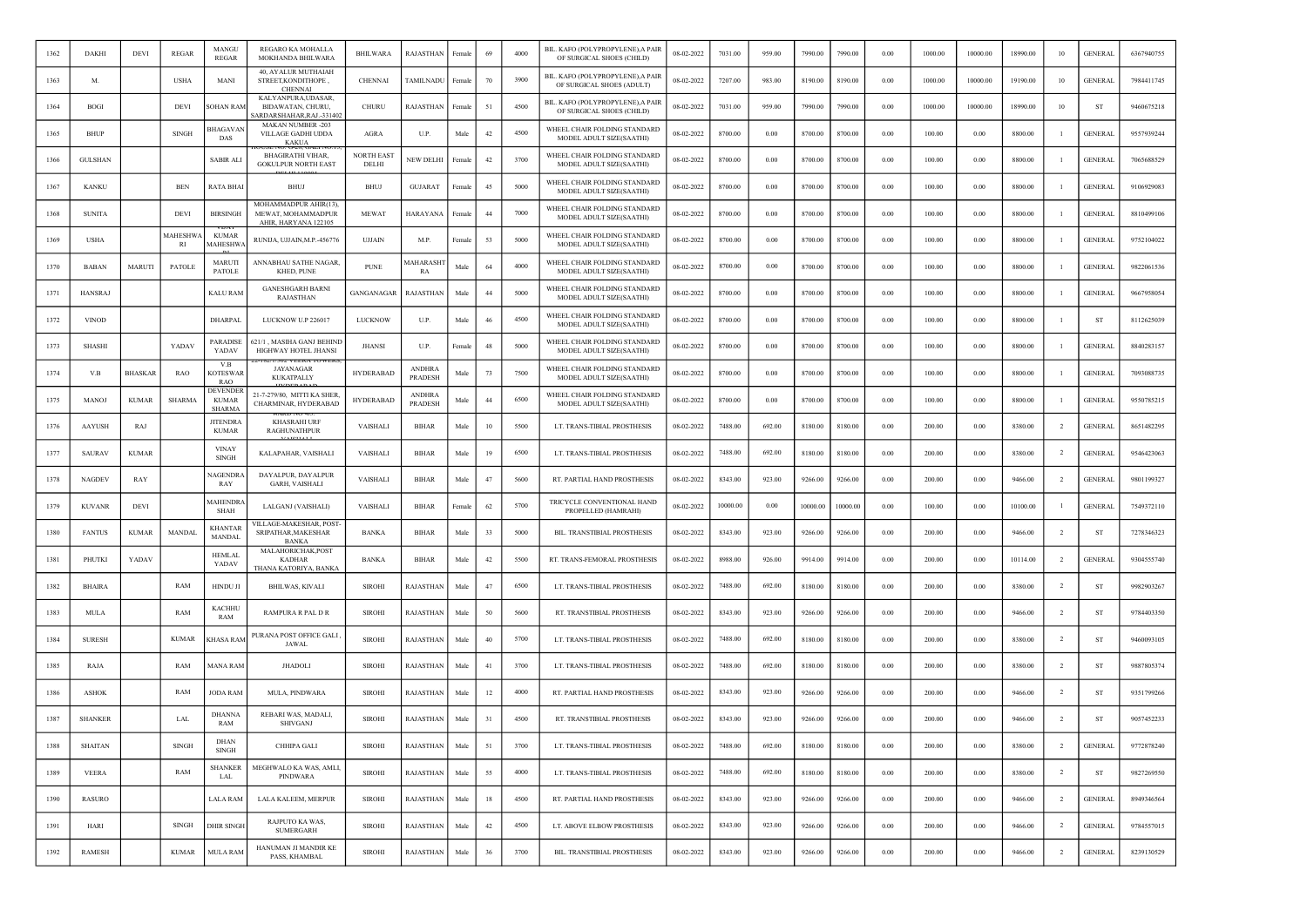| 1362 | DAKHI | DEVI | REGAR | MANGU REGAR | REGARO KA MOHALLA MOKHANDA BHILWARA | BHILWARA | RAJASTHAN | Female | 69 | 4000 | BIL. KAFO (POLYPROPYLENE),A PAIR OF SURGICAL SHOES (CHILD) | 08-02-2022 | 7031.00 | 959.00 | 7990.00 | 7990.00 | 0.00 | 1000.00 | 10000.00 | 18990.00 | 10 | GENERAL | 6367940755 |
|---|---|---|---|---|---|---|---|---|---|---|---|---|---|---|---|---|---|---|---|---|---|---|---|
| 1363 | M. | | USHA | MANI | 40, AYALUR MUTHAIAH STREET,KONDITHOPE , CHENNAI | CHENNAI | TAMILNADU | Female | 70 | 3900 | BIL. KAFO (POLYPROPYLENE),A PAIR OF SURGICAL SHOES (ADULT) | 08-02-2022 | 7207.00 | 983.00 | 8190.00 | 8190.00 | 0.00 | 1000.00 | 10000.00 | 19190.00 | 10 | GENERAL | 7984411745 |
| 1364 | BOGI | | DEVI | SOHAN RAM | KALYANPURA,UDASAR, BIDAWATAN, CHURU, SARDARSHAHAR,RAJ.-331402 | CHURU | RAJASTHAN | Female | 51 | 4500 | BIL. KAFO (POLYPROPYLENE),A PAIR OF SURGICAL SHOES (CHILD) | 08-02-2022 | 7031.00 | 959.00 | 7990.00 | 7990.00 | 0.00 | 1000.00 | 10000.00 | 18990.00 | 10 | ST | 9460675218 |
| 1365 | BHUP | | SINGH | BHAGAVAN DAS | MAKAN NUMBER -203 VILLAGE GADHI UDDA KAKUA | AGRA | U.P. | Male | 42 | 4500 | WHEEL CHAIR FOLDING STANDARD MODEL ADULT SIZE(SAATHI) | 08-02-2022 | 8700.00 | 0.00 | 8700.00 | 8700.00 | 0.00 | 100.00 | 0.00 | 8800.00 | 1 | GENERAL | 9557939244 |
| 1366 | GULSHAN | | SABIR ALI | | BHAGIRATHI VIHAR, GOKULPUR NORTH EAST | NORTH EAST DELHI | NEW DELHI | Female | 42 | 3700 | WHEEL CHAIR FOLDING STANDARD MODEL ADULT SIZE(SAATHI) | 08-02-2022 | 8700.00 | 0.00 | 8700.00 | 8700.00 | 0.00 | 100.00 | 0.00 | 8800.00 | 1 | GENERAL | 7065688529 |
| 1367 | KANKU | | BEN | RATA BHAI | BHUJ | BHUJ | GUJARAT | Female | 45 | 5000 | WHEEL CHAIR FOLDING STANDARD MODEL ADULT SIZE(SAATHI) | 08-02-2022 | 8700.00 | 0.00 | 8700.00 | 8700.00 | 0.00 | 100.00 | 0.00 | 8800.00 | 1 | GENERAL | 9106929083 |
| 1368 | SUNITA | | DEVI | BIRSINGH | MOHAMMADPUR AHIR(13), MEWAT, MOHAMMADPUR AHIR, HARYANA 122105 | MEWAT | HARAYANA | Female | 44 | 7000 | WHEEL CHAIR FOLDING STANDARD MODEL ADULT SIZE(SAATHI) | 08-02-2022 | 8700.00 | 0.00 | 8700.00 | 8700.00 | 0.00 | 100.00 | 0.00 | 8800.00 | 1 | GENERAL | 8810499106 |
| 1369 | USHA | | MAHESHWARI | KUMAR MAHESHWA | RUNIJA, UJJAIN,M.P.-456776 | UJJAIN | M.P. | Female | 53 | 5000 | WHEEL CHAIR FOLDING STANDARD MODEL ADULT SIZE(SAATHI) | 08-02-2022 | 8700.00 | 0.00 | 8700.00 | 8700.00 | 0.00 | 100.00 | 0.00 | 8800.00 | 1 | GENERAL | 9752104022 |
| 1370 | BABAN | MARUTI | PATOLE | MARUTI PATOLE | ANNABHAU SATHE NAGAR, KHED, PUNE | PUNE | MAHARASHTRA | Male | 64 | 4000 | WHEEL CHAIR FOLDING STANDARD MODEL ADULT SIZE(SAATHI) | 08-02-2022 | 8700.00 | 0.00 | 8700.00 | 8700.00 | 0.00 | 100.00 | 0.00 | 8800.00 | 1 | GENERAL | 9822061536 |
| 1371 | HANSRAJ | | | KALU RAM | GANESHGARH BARNI RAJASTHAN | GANGANAGAR | RAJASTHAN | Male | 44 | 5000 | WHEEL CHAIR FOLDING STANDARD MODEL ADULT SIZE(SAATHI) | 08-02-2022 | 8700.00 | 0.00 | 8700.00 | 8700.00 | 0.00 | 100.00 | 0.00 | 8800.00 | 1 | GENERAL | 9667958054 |
| 1372 | VINOD | | | DHARPAL | LUCKNOW U.P 226017 | LUCKNOW | U.P. | Male | 46 | 4500 | WHEEL CHAIR FOLDING STANDARD MODEL ADULT SIZE(SAATHI) | 08-02-2022 | 8700.00 | 0.00 | 8700.00 | 8700.00 | 0.00 | 100.00 | 0.00 | 8800.00 | 1 | ST | 8112625039 |
| 1373 | SHASHI | | YADAV | PARADISE YADAV | 621/1 , MASIHA GANJ BEHIND HIGHWAY HOTEL JHANSI | JHANSI | U.P. | Female | 48 | 5000 | WHEEL CHAIR FOLDING STANDARD MODEL ADULT SIZE(SAATHI) | 08-02-2022 | 8700.00 | 0.00 | 8700.00 | 8700.00 | 0.00 | 100.00 | 0.00 | 8800.00 | 1 | GENERAL | 8840283157 |
| 1374 | V.B | BHASKAR | RAO | V.B KOTESWAR RAO | JAYANAGAR KUKATPALLY | HYDERABAD | ANDHRA PRADESH | Male | 73 | 7500 | WHEEL CHAIR FOLDING STANDARD MODEL ADULT SIZE(SAATHI) | 08-02-2022 | 8700.00 | 0.00 | 8700.00 | 8700.00 | 0.00 | 100.00 | 0.00 | 8800.00 | 1 | GENERAL | 7093088735 |
| 1375 | MANOJ | KUMAR | SHARMA | DEVENDER KUMAR SHARMA | 21-7-279/80, MITTI KA SHER, CHARMINAR, HYDERABAD | HYDERABAD | ANDHRA PRADESH | Male | 44 | 6500 | WHEEL CHAIR FOLDING STANDARD MODEL ADULT SIZE(SAATHI) | 08-02-2022 | 8700.00 | 0.00 | 8700.00 | 8700.00 | 0.00 | 100.00 | 0.00 | 8800.00 | 1 | GENERAL | 9550785215 |
| 1376 | AAYUSH | RAJ | | JITENDRA KUMAR | KHASRAHI URF RAGHUNATHPUR | VAISHALI | BIHAR | Male | 10 | 5500 | LT. TRANS-TIBIAL PROSTHESIS | 08-02-2022 | 7488.00 | 692.00 | 8180.00 | 8180.00 | 0.00 | 200.00 | 0.00 | 8380.00 | 2 | GENERAL | 8651482295 |
| 1377 | SAURAV | KUMAR | | VINAY SINGH | KALAPAHAR, VAISHALI | VAISHALI | BIHAR | Male | 19 | 6500 | LT. TRANS-TIBIAL PROSTHESIS | 08-02-2022 | 7488.00 | 692.00 | 8180.00 | 8180.00 | 0.00 | 200.00 | 0.00 | 8380.00 | 2 | GENERAL | 9546423063 |
| 1378 | NAGDEV | RAY | | NAGENDRA RAY | DAYALPUR, DAYALPUR GARH, VAISHALI | VAISHALI | BIHAR | Male | 47 | 5600 | RT. PARTIAL HAND PROSTHESIS | 08-02-2022 | 8343.00 | 923.00 | 9266.00 | 9266.00 | 0.00 | 200.00 | 0.00 | 9466.00 | 2 | GENERAL | 9801199327 |
| 1379 | KUVANR | DEVI | | MAHENDRA SHAH | LALGANJ (VAISHALI) | VAISHALI | BIHAR | Female | 62 | 5700 | TRICYCLE CONVENTIONAL HAND PROPELLED (HAMRAHI) | 08-02-2022 | 10000.00 | 0.00 | 10000.00 | 10000.00 | 0.00 | 100.00 | 0.00 | 10100.00 | 1 | GENERAL | 7549372110 |
| 1380 | FANTUS | KUMAR | MANDAL | KHANTAR MANDAL | VILLAGE-MAKESHAR, POST-SRIPATHAR,MAKESHAR BANKA | BANKA | BIHAR | Male | 33 | 5000 | BIL. TRANSTIBIAL PROSTHESIS | 08-02-2022 | 8343.00 | 923.00 | 9266.00 | 9266.00 | 0.00 | 200.00 | 0.00 | 9466.00 | 2 | ST | 7278346323 |
| 1381 | PHUTKI | YADAV | | HEMLAL YADAV | MALAHORICHAK,POST KADHAR THANA KATORIYA, BANKA | BANKA | BIHAR | Male | 42 | 5500 | RT. TRANS-FEMORAL PROSTHESIS | 08-02-2022 | 8988.00 | 926.00 | 9914.00 | 9914.00 | 0.00 | 200.00 | 0.00 | 10114.00 | 2 | GENERAL | 9304555740 |
| 1382 | BHAIRA | | RAM | HINDU JI | BHILWAS, KIVALI | SIROHI | RAJASTHAN | Male | 47 | 6500 | LT. TRANS-TIBIAL PROSTHESIS | 08-02-2022 | 7488.00 | 692.00 | 8180.00 | 8180.00 | 0.00 | 200.00 | 0.00 | 8380.00 | 2 | ST | 9982903267 |
| 1383 | MULA | | RAM | KACHHU RAM | RAMPURA R PAL D R | SIROHI | RAJASTHAN | Male | 50 | 5600 | RT. TRANSTIBIAL PROSTHESIS | 08-02-2022 | 8343.00 | 923.00 | 9266.00 | 9266.00 | 0.00 | 200.00 | 0.00 | 9466.00 | 2 | ST | 9784403350 |
| 1384 | SURESH | | KUMAR | KHASA RAM | PURANA POST OFFICE GALI , JAWAL | SIROHI | RAJASTHAN | Male | 40 | 5700 | LT. TRANS-TIBIAL PROSTHESIS | 08-02-2022 | 7488.00 | 692.00 | 8180.00 | 8180.00 | 0.00 | 200.00 | 0.00 | 8380.00 | 2 | ST | 9460093105 |
| 1385 | RAJA | | RAM | MANA RAM | JHADOLI | SIROHI | RAJASTHAN | Male | 41 | 3700 | LT. TRANS-TIBIAL PROSTHESIS | 08-02-2022 | 7488.00 | 692.00 | 8180.00 | 8180.00 | 0.00 | 200.00 | 0.00 | 8380.00 | 2 | ST | 9887805374 |
| 1386 | ASHOK | | RAM | JODA RAM | MULA, PINDWARA | SIROHI | RAJASTHAN | Male | 12 | 4000 | RT. PARTIAL HAND PROSTHESIS | 08-02-2022 | 8343.00 | 923.00 | 9266.00 | 9266.00 | 0.00 | 200.00 | 0.00 | 9466.00 | 2 | ST | 9351799266 |
| 1387 | SHANKER | | LAL | DHANNA RAM | REBARI WAS, MADALI, SHIVGANJ | SIROHI | RAJASTHAN | Male | 31 | 4500 | RT. TRANSTIBIAL PROSTHESIS | 08-02-2022 | 8343.00 | 923.00 | 9266.00 | 9266.00 | 0.00 | 200.00 | 0.00 | 9466.00 | 2 | ST | 9057452233 |
| 1388 | SHAITAN | | SINGH | DHAN SINGH | CHHIPA GALI | SIROHI | RAJASTHAN | Male | 51 | 3700 | LT. TRANS-TIBIAL PROSTHESIS | 08-02-2022 | 7488.00 | 692.00 | 8180.00 | 8180.00 | 0.00 | 200.00 | 0.00 | 8380.00 | 2 | GENERAL | 9772878240 |
| 1389 | VEERA | | RAM | SHANKER LAL | MEGHWALO KA WAS, AMLI, PINDWARA | SIROHI | RAJASTHAN | Male | 55 | 4000 | LT. TRANS-TIBIAL PROSTHESIS | 08-02-2022 | 7488.00 | 692.00 | 8180.00 | 8180.00 | 0.00 | 200.00 | 0.00 | 8380.00 | 2 | ST | 9827269550 |
| 1390 | RASURO | | | LALA RAM | LALA KALEEM, MERPUR | SIROHI | RAJASTHAN | Male | 18 | 4500 | RT. PARTIAL HAND PROSTHESIS | 08-02-2022 | 8343.00 | 923.00 | 9266.00 | 9266.00 | 0.00 | 200.00 | 0.00 | 9466.00 | 2 | GENERAL | 8949346564 |
| 1391 | HARI | | SINGH | DHIR SINGH | RAJPUTO KA WAS, SUMERGARH | SIROHI | RAJASTHAN | Male | 42 | 4500 | LT. ABOVE ELBOW PROSTHESIS | 08-02-2022 | 8343.00 | 923.00 | 9266.00 | 9266.00 | 0.00 | 200.00 | 0.00 | 9466.00 | 2 | GENERAL | 9784557015 |
| 1392 | RAMESH | | KUMAR | MULA RAM | HANUMAN JI MANDIR KE PASS, KHAMBAL | SIROHI | RAJASTHAN | Male | 36 | 3700 | BIL. TRANSTIBIAL PROSTHESIS | 08-02-2022 | 8343.00 | 923.00 | 9266.00 | 9266.00 | 0.00 | 200.00 | 0.00 | 9466.00 | 2 | GENERAL | 8239130529 |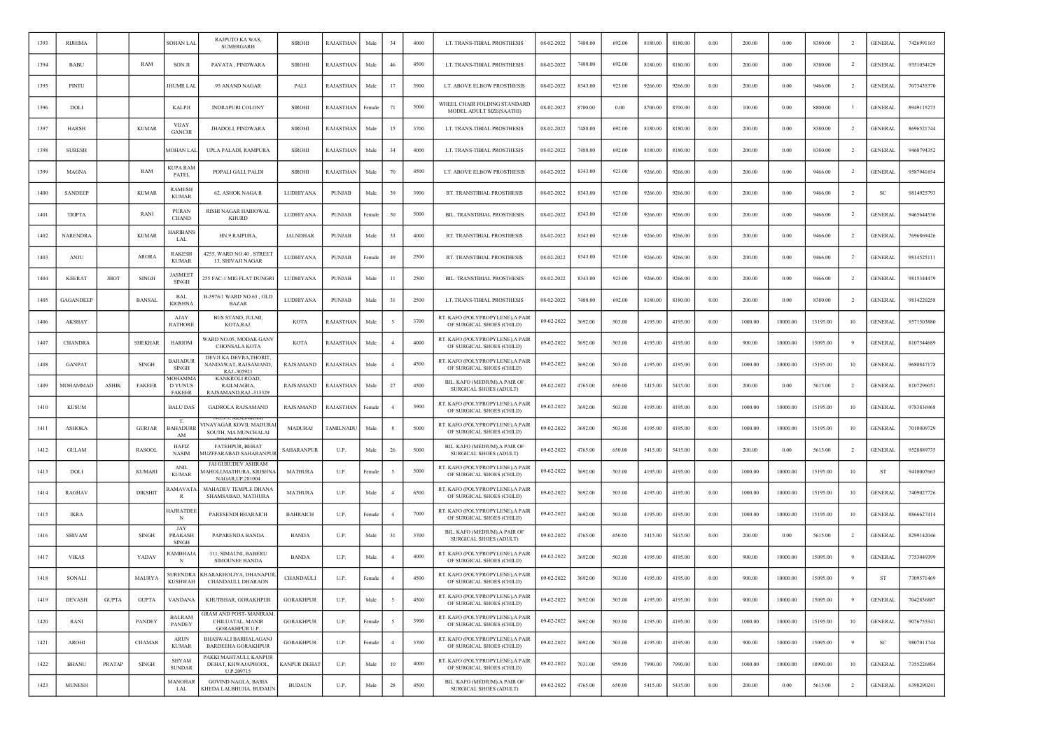| 1393 | RIJHIMA | | | SOHAN LAL | RAJPUTO KA WAS, SUMERGARH | SIROHI | RAJASTHAN | Male | 34 | 4000 | LT. TRANS-TIBIAL PROSTHESIS | 08-02-2022 | 7488.00 | 692.00 | 8180.00 | 8180.00 | 0.00 | 200.00 | 0.00 | 8380.00 | 2 | GENERAL | 7426991165 |
|---|---|---|---|---|---|---|---|---|---|---|---|---|---|---|---|---|---|---|---|---|---|---|---|
| 1394 | BABU | | RAM | SON JI | PAVATA , PINDWARA | SIROHI | RAJASTHAN | Male | 46 | 4500 | LT. TRANS-TIBIAL PROSTHESIS | 08-02-2022 | 7488.00 | 692.00 | 8180.00 | 8180.00 | 0.00 | 200.00 | 0.00 | 8380.00 | 2 | GENERAL | 9351054129 |
| 1395 | PINTU | | | JHUMR LAL | 95 ANAND NAGAR | PALI | RAJASTHAN | Male | 17 | 3900 | LT. ABOVE ELBOW PROSTHESIS | 08-02-2022 | 8343.00 | 923.00 | 9266.00 | 9266.00 | 0.00 | 200.00 | 0.00 | 9466.00 | 2 | GENERAL | 7073435370 |
| 1396 | DOLI | | | KALPJI | INDRAPURI COLONY | SIROHI | RAJASTHAN | Female | 71 | 5000 | WHEEL CHAIR FOLDING STANDARD MODEL ADULT SIZE(SAATHI) | 08-02-2022 | 8700.00 | 0.00 | 8700.00 | 8700.00 | 0.00 | 100.00 | 0.00 | 8800.00 | 1 | GENERAL | 8949115275 |
| 1397 | HARSH | | KUMAR | VIJAY GANCHI | JHADOLI, PINDWARA | SIROHI | RAJASTHAN | Male | 15 | 3700 | LT. TRANS-TIBIAL PROSTHESIS | 08-02-2022 | 7488.00 | 692.00 | 8180.00 | 8180.00 | 0.00 | 200.00 | 0.00 | 8380.00 | 2 | GENERAL | 8696521744 |
| 1398 | SURESH | | | MOHAN LAL | UPLA PALADI, RAMPURA | SIROHI | RAJASTHAN | Male | 34 | 4000 | LT. TRANS-TIBIAL PROSTHESIS | 08-02-2022 | 7488.00 | 692.00 | 8180.00 | 8180.00 | 0.00 | 200.00 | 0.00 | 8380.00 | 2 | GENERAL | 9460794352 |
| 1399 | MAGNA | | RAM | KUPA RAM PATEL | POPALI GALI, PALDI | SIROHI | RAJASTHAN | Male | 70 | 4500 | LT. ABOVE ELBOW PROSTHESIS | 08-02-2022 | 8343.00 | 923.00 | 9266.00 | 9266.00 | 0.00 | 200.00 | 0.00 | 9466.00 | 2 | GENERAL | 9587941854 |
| 1400 | SANDEEP | | KUMAR | RAMESH KUMAR | 62, ASHOK NAGA R | LUDHIYANA | PUNJAB | Male | 39 | 3900 | RT. TRANSTIBIAL PROSTHESIS | 08-02-2022 | 8343.00 | 923.00 | 9266.00 | 9266.00 | 0.00 | 200.00 | 0.00 | 9466.00 | 2 | SC | 9814925793 |
| 1401 | TRIPTA | | RANI | PURAN CHAND | RISHI NAGAR HABIOWAL KHURD | LUDHIYANA | PUNJAB | Female | 50 | 5000 | BIL. TRANSTIBIAL PROSTHESIS | 08-02-2022 | 8343.00 | 923.00 | 9266.00 | 9266.00 | 0.00 | 200.00 | 0.00 | 9466.00 | 2 | GENERAL | 9465644536 |
| 1402 | NARENDRA | | KUMAR | HARIBANS LAL | HN.9 RAIPURA, | JALNDHAR | PUNJAB | Male | 33 | 4000 | RT. TRANSTIBIAL PROSTHESIS | 08-02-2022 | 8343.00 | 923.00 | 9266.00 | 9266.00 | 0.00 | 200.00 | 0.00 | 9466.00 | 2 | GENERAL | 7696869426 |
| 1403 | ANJU | | ARORA | RAKESH KUMAR | 4255, WARD NO.40 , STREET 13, SHIVAJI NAGAR | LUDHIYANA | PUNJAB | Female | 49 | 2500 | RT. TRANSTIBIAL PROSTHESIS | 08-02-2022 | 8343.00 | 923.00 | 9266.00 | 9266.00 | 0.00 | 200.00 | 0.00 | 9466.00 | 2 | GENERAL | 9814525111 |
| 1404 | KEERAT | JHOT | SINGH | JASMEET SINGH | 255 FAC-1 MIG FLAT DUNGRI | LUDHIYANA | PUNJAB | Male | 11 | 2500 | BIL. TRANSTIBIAL PROSTHESIS | 08-02-2022 | 8343.00 | 923.00 | 9266.00 | 9266.00 | 0.00 | 200.00 | 0.00 | 9466.00 | 2 | GENERAL | 9815344479 |
| 1405 | GAGANDEEP | | BANSAL | BAL KRISHNA | B-3976/1 WARD NO.63 , OLD BAZAR | LUDHIYANA | PUNJAB | Male | 31 | 2500 | LT. TRANS-TIBIAL PROSTHESIS | 08-02-2022 | 7488.00 | 692.00 | 8180.00 | 8180.00 | 0.00 | 200.00 | 0.00 | 8380.00 | 2 | GENERAL | 9814220258 |
| 1406 | AKSHAY | | | AJAY RATHORE | BUS STAND, JULMI, KOTA,RAJ. | KOTA | RAJASTHAN | Male | 5 | 3700 | RT. KAFO (POLYPROPYLENE),A PAIR OF SURGICAL SHOES (CHILD) | 09-02-2022 | 3692.00 | 503.00 | 4195.00 | 4195.00 | 0.00 | 1000.00 | 10000.00 | 15195.00 | 10 | GENERAL | 9571503880 |
| 1407 | CHANDRA | | SHEKHAR | HARIOM | WARD NO.05, MODAK GANV CHONSALA KOTA | KOTA | RAJASTHAN | Male | 4 | 4000 | RT. KAFO (POLYPROPYLENE),A PAIR OF SURGICAL SHOES (CHILD) | 09-02-2022 | 3692.00 | 503.00 | 4195.00 | 4195.00 | 0.00 | 900.00 | 10000.00 | 15095.00 | 9 | GENERAL | 8107544689 |
| 1408 | GANPAT | | SINGH | BAHADUR SINGH | DEVJI KA DEVRA,THORIT, NANDAWAT, RAJSAMAND, RAJ.-305921 | RAJSAMAND | RAJASTHAN | Male | 4 | 4500 | RT. KAFO (POLYPROPYLENE),A PAIR OF SURGICAL SHOES (CHILD) | 09-02-2022 | 3692.00 | 503.00 | 4195.00 | 4195.00 | 0.00 | 1000.00 | 10000.00 | 15195.00 | 10 | GENERAL | 9680847178 |
| 1409 | MOHAMMAD | ASHIK | FAKEER | MOHAMMA D YUNUS FAKEER | KANKROLI ROAD, RAILMAGRA, RAJSAMAND,RAJ.-313329 | RAJSAMAND | RAJASTHAN | Male | 27 | 4500 | BIL. KAFO (MEDIUM),A PAIR OF SURGICAL SHOES (ADULT) | 09-02-2022 | 4765.00 | 650.00 | 5415.00 | 5415.00 | 0.00 | 200.00 | 0.00 | 5615.00 | 2 | GENERAL | 8107296051 |
| 1410 | KUSUM | | | BALU DAS | GADROLA RAJSAMAND | RAJSAMAND | RAJASTHAN | Female | 4 | 3900 | RT. KAFO (POLYPROPYLENE),A PAIR OF SURGICAL SHOES (CHILD) | 09-02-2022 | 3692.00 | 503.00 | 4195.00 | 4195.00 | 0.00 | 1000.00 | 10000.00 | 15195.00 | 10 | GENERAL | 9783836968 |
| 1411 | ASHOKA | | GURJAR | T. BAHADURR AM | VINAYAGAR KOVIL MADURAI SOUTH, MA MUNCHALAI | MADURAI | TAMILNADU | Male | 8 | 5000 | RT. KAFO (POLYPROPYLENE),A PAIR OF SURGICAL SHOES (CHILD) | 09-02-2022 | 3692.00 | 503.00 | 4195.00 | 4195.00 | 0.00 | 1000.00 | 10000.00 | 15195.00 | 10 | GENERAL | 7010409729 |
| 1412 | GULAM | | RASOOL | HAFIZ NASIM | FATEHPUR, BEHAT MUZFFARABAD SAHARANPUR | SAHARANPUR | U.P. | Male | 26 | 5000 | BIL. KAFO (MEDIUM),A PAIR OF SURGICAL SHOES (ADULT) | 09-02-2022 | 4765.00 | 650.00 | 5415.00 | 5415.00 | 0.00 | 200.00 | 0.00 | 5615.00 | 2 | GENERAL | 9528889735 |
| 1413 | DOLI | | KUMARI | ANIL KUMAR | JAI GURUDEV ASHRAM MAHOLI,MATHURA, KRISHNA NAGAR,UP,281004 | MATHURA | U.P. | Female | 5 | 5000 | RT. KAFO (POLYPROPYLENE),A PAIR OF SURGICAL SHOES (CHILD) | 09-02-2022 | 3692.00 | 503.00 | 4195.00 | 4195.00 | 0.00 | 1000.00 | 10000.00 | 15195.00 | 10 | ST | 9410007665 |
| 1414 | RAGHAV | | DIKSHIT | RAMAVATA R | MAHADEV TEMPLE DHANA SHAMSABAD, MATHURA | MATHURA | U.P. | Male | 4 | 6500 | RT. KAFO (POLYPROPYLENE),A PAIR OF SURGICAL SHOES (CHILD) | 09-02-2022 | 3692.00 | 503.00 | 4195.00 | 4195.00 | 0.00 | 1000.00 | 10000.00 | 15195.00 | 10 | GENERAL | 7409027726 |
| 1415 | IKRA | | | HAJRATDEE N | PARESENDI BHARAICH | BAHRAICH | U.P. | Female | 4 | 7000 | RT. KAFO (POLYPROPYLENE),A PAIR OF SURGICAL SHOES (CHILD) | 09-02-2022 | 3692.00 | 503.00 | 4195.00 | 4195.00 | 0.00 | 1000.00 | 10000.00 | 15195.00 | 10 | GENERAL | 8866627414 |
| 1416 | SHIVAM | | SINGH | JAY PRAKASH SINGH | PAPARENDA BANDA | BANDA | U.P. | Male | 31 | 3700 | BIL. KAFO (MEDIUM),A PAIR OF SURGICAL SHOES (ADULT) | 09-02-2022 | 4765.00 | 650.00 | 5415.00 | 5415.00 | 0.00 | 200.00 | 0.00 | 5615.00 | 2 | GENERAL | 8299142046 |
| 1417 | VIKAS | | YADAV | RAMBHAJA N | 311, SIMAUNI, BABERU SIMOUNEE BANDA | BANDA | U.P. | Male | 4 | 4000 | RT. KAFO (POLYPROPYLENE),A PAIR OF SURGICAL SHOES (CHILD) | 09-02-2022 | 3692.00 | 503.00 | 4195.00 | 4195.00 | 0.00 | 900.00 | 10000.00 | 15095.00 | 9 | GENERAL | 7753049399 |
| 1418 | SONALI | | MAURYA | SURENDRA KUSHWAH | KHARAKHOLIYA, DHANAPUR, CHANDAULI, DHARAON | CHANDAULI | U.P. | Female | 4 | 4500 | RT. KAFO (POLYPROPYLENE),A PAIR OF SURGICAL SHOES (CHILD) | 09-02-2022 | 3692.00 | 503.00 | 4195.00 | 4195.00 | 0.00 | 900.00 | 10000.00 | 15095.00 | 9 | ST | 7309571469 |
| 1419 | DEVASH | GUPTA | GUPTA | VANDANA | KHUTBHAR, GORAKHPUR | GORAKHPUR | U.P. | Male | 5 | 4500 | RT. KAFO (POLYPROPYLENE),A PAIR OF SURGICAL SHOES (CHILD) | 09-02-2022 | 3692.00 | 503.00 | 4195.00 | 4195.00 | 0.00 | 900.00 | 10000.00 | 15095.00 | 9 | GENERAL | 7042836887 |
| 1420 | RANI | | PANDEY | BALRAM PANDEY | GRAM AND POST- MANIRAM, CHILUATAL, MANIR GORAKHPUR U.P. | GORAKHPUR | U.P. | Female | 5 | 3900 | RT. KAFO (POLYPROPYLENE),A PAIR OF SURGICAL SHOES (CHILD) | 09-02-2022 | 3692.00 | 503.00 | 4195.00 | 4195.00 | 0.00 | 1000.00 | 10000.00 | 15195.00 | 10 | GENERAL | 9076755341 |
| 1421 | AROHI | | CHAMAR | ARUN KUMAR | BHASWALI BARHALAGANJ BARDEEHA GORAKHPUR | GORAKHPUR | U.P. | Female | 4 | 3700 | RT. KAFO (POLYPROPYLENE),A PAIR OF SURGICAL SHOES (CHILD) | 09-02-2022 | 3692.00 | 503.00 | 4195.00 | 4195.00 | 0.00 | 900.00 | 10000.00 | 15095.00 | 9 | SC | 9807011744 |
| 1422 | BHANU | PRATAP | SINGH | SHYAM SUNDAR | PAKKI MAHTAULI, KANPUR DEHAT, KHWAJAPHOOL, U.P.209715 | KANPUR DEHAT | U.P. | Male | 10 | 4000 | RT. KAFO (POLYPROPYLENE),A PAIR OF SURGICAL SHOES (CHILD) | 09-02-2022 | 7031.00 | 959.00 | 7990.00 | 7990.00 | 0.00 | 1000.00 | 10000.00 | 18990.00 | 10 | GENERAL | 7355226884 |
| 1423 | MUNESH | | | MANOHAR LAL | GOVIND NAGLA, BASIA KHEDA LALBHUJIA, BUDAUN | BUDAUN | U.P. | Male | 28 | 4500 | BIL. KAFO (MEDIUM),A PAIR OF SURGICAL SHOES (ADULT) | 09-02-2022 | 4765.00 | 650.00 | 5415.00 | 5415.00 | 0.00 | 200.00 | 0.00 | 5615.00 | 2 | GENERAL | 6398290241 |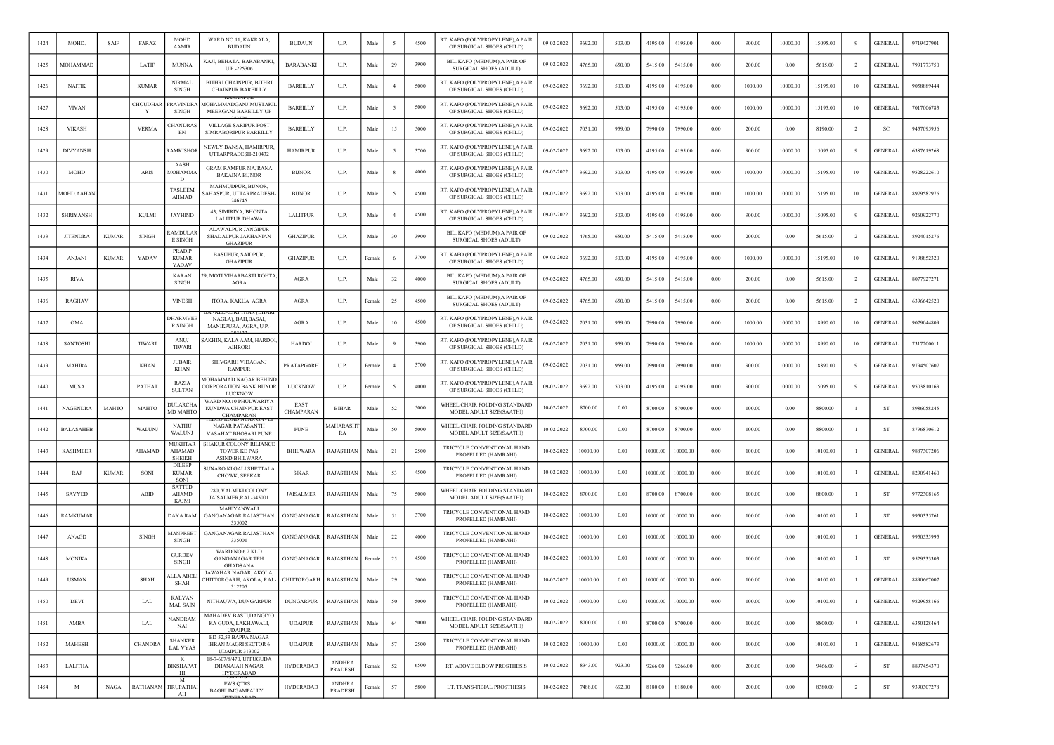| 1424 | MOHD. | SAIF | FARAZ | MOHD AAMIR | WARD NO.11, KAKRALA, BUDAUN | BUDAUN | U.P. | Male | 5 | 4500 | RT. KAFO (POLYPROPYLENE),A PAIR OF SURGICAL SHOES (CHILD) | 09-02-2022 | 3692.00 | 503.00 | 4195.00 | 4195.00 | 0.00 | 900.00 | 10000.00 | 15095.00 | 9 | GENERAL | 9719427901 |
|---|---|---|---|---|---|---|---|---|---|---|---|---|---|---|---|---|---|---|---|---|---|---|---|
| 1425 | MOHAMMAD | | LATIF | MUNNA | KAJI, BEHATA, BARABANKI, U.P.-225306 | BARABANKI | U.P. | Male | 29 | 3900 | BIL. KAFO (MEDIUM),A PAIR OF SURGICAL SHOES (ADULT) | 09-02-2022 | 4765.00 | 650.00 | 5415.00 | 5415.00 | 0.00 | 200.00 | 0.00 | 5615.00 | 2 | GENERAL | 7991773750 |
| 1426 | NAITIK | | KUMAR | NIRMAL SINGH | BITHRI CHAINPUR, BITHRI CHAINPUR BAREILLY | BAREILLY | U.P. | Male | 4 | 5000 | RT. KAFO (POLYPROPYLENE),A PAIR OF SURGICAL SHOES (CHILD) | 09-02-2022 | 3692.00 | 503.00 | 4195.00 | 4195.00 | 0.00 | 1000.00 | 10000.00 | 15195.00 | 10 | GENERAL | 9058889444 |
| 1427 | VIVAN | | CHOUDHARY | PRAVINDRA SINGH | KARANPUR MOHAMMADGANJ MUSTAKIL MEERGANJ BAREILLY UP | BAREILLY | U.P. | Male | 5 | 5000 | RT. KAFO (POLYPROPYLENE),A PAIR OF SURGICAL SHOES (CHILD) | 09-02-2022 | 3692.00 | 503.00 | 4195.00 | 4195.00 | 0.00 | 1000.00 | 10000.00 | 15195.00 | 10 | GENERAL | 7017006783 |
| 1428 | VIKASH | | VERMA | CHANDRASEN | VILLAGE SARIPUR POST SIMRABORIPUR BAREILLY | BAREILLY | U.P. | Male | 15 | 5000 | RT. KAFO (POLYPROPYLENE),A PAIR OF SURGICAL SHOES (CHILD) | 09-02-2022 | 7031.00 | 959.00 | 7990.00 | 7990.00 | 0.00 | 200.00 | 0.00 | 8190.00 | 2 | SC | 9457095956 |
| 1429 | DIVYANSH | | | RAMKISHOR | NEWLY BANSA, HAMIRPUR, UTTARPRADESH-210432 | HAMIRPUR | U.P. | Male | 5 | 3700 | RT. KAFO (POLYPROPYLENE),A PAIR OF SURGICAL SHOES (CHILD) | 09-02-2022 | 3692.00 | 503.00 | 4195.00 | 4195.00 | 0.00 | 900.00 | 10000.00 | 15095.00 | 9 | GENERAL | 6387619268 |
| 1430 | MOHD | | ARIS | AASH MOHAMMAD | GRAM RAMPUR NAJRANA BAKAINA BIJNOR | BIJNOR | U.P. | Male | 8 | 4000 | RT. KAFO (POLYPROPYLENE),A PAIR OF SURGICAL SHOES (CHILD) | 09-02-2022 | 3692.00 | 503.00 | 4195.00 | 4195.00 | 0.00 | 1000.00 | 10000.00 | 15195.00 | 10 | GENERAL | 9528222610 |
| 1431 | MOHD.AAHAN | | | TASLEEM AHMAD | MAHMUDPUR, BIJNOR, SAHASPUR, UTTARPRADESH-246745 | BIJNOR | U.P. | Male | 5 | 4500 | RT. KAFO (POLYPROPYLENE),A PAIR OF SURGICAL SHOES (CHILD) | 09-02-2022 | 3692.00 | 503.00 | 4195.00 | 4195.00 | 0.00 | 1000.00 | 10000.00 | 15195.00 | 10 | GENERAL | 8979582976 |
| 1432 | SHRIYANSH | | KULMI | JAYHIND | 43, SIMIRIYA, BHONTA LALITPUR DHAWA | LALITPUR | U.P. | Male | 4 | 4500 | RT. KAFO (POLYPROPYLENE),A PAIR OF SURGICAL SHOES (CHILD) | 09-02-2022 | 3692.00 | 503.00 | 4195.00 | 4195.00 | 0.00 | 900.00 | 10000.00 | 15095.00 | 9 | GENERAL | 9260922770 |
| 1433 | JITENDRA | KUMAR | SINGH | RAMDULARE SINGH | ALAWALPUR JANGIPUR SHADALPUR JAKHANIAN GHAZIPUR | GHAZIPUR | U.P. | Male | 30 | 3900 | BIL. KAFO (MEDIUM),A PAIR OF SURGICAL SHOES (ADULT) | 09-02-2022 | 4765.00 | 650.00 | 5415.00 | 5415.00 | 0.00 | 200.00 | 0.00 | 5615.00 | 2 | GENERAL | 8924015276 |
| 1434 | ANJANI | KUMAR | YADAV | PRADIP KUMAR YADAV | BASUPUR, SAIDPUR, GHAZIPUR | GHAZIPUR | U.P. | Female | 6 | 3700 | RT. KAFO (POLYPROPYLENE),A PAIR OF SURGICAL SHOES (CHILD) | 09-02-2022 | 3692.00 | 503.00 | 4195.00 | 4195.00 | 0.00 | 1000.00 | 10000.00 | 15195.00 | 10 | GENERAL | 9198852320 |
| 1435 | RIVA | | | KARAN SINGH | 29, MOTI VIHARBASTI ROHTA, AGRA | AGRA | U.P. | Male | 32 | 4000 | BIL. KAFO (MEDIUM),A PAIR OF SURGICAL SHOES (ADULT) | 09-02-2022 | 4765.00 | 650.00 | 5415.00 | 5415.00 | 0.00 | 200.00 | 0.00 | 5615.00 | 2 | GENERAL | 8077927271 |
| 1436 | RAGHAV | | | VINESH | ITORA, KAKUA AGRA | AGRA | U.P. | Female | 25 | 4500 | BIL. KAFO (MEDIUM),A PAIR OF SURGICAL SHOES (ADULT) | 09-02-2022 | 4765.00 | 650.00 | 5415.00 | 5415.00 | 0.00 | 200.00 | 0.00 | 5615.00 | 2 | GENERAL | 6396642520 |
| 1437 | OMA | | | DHARMVEER SINGH | BANKELAL KI THAR (BIHARI NAGLA), BAH,BASAI, MANIKPURA, AGRA, U.P.- | AGRA | U.P. | Male | 10 | 4500 | RT. KAFO (POLYPROPYLENE),A PAIR OF SURGICAL SHOES (CHILD) | 09-02-2022 | 7031.00 | 959.00 | 7990.00 | 7990.00 | 0.00 | 1000.00 | 10000.00 | 18990.00 | 10 | GENERAL | 9079044809 |
| 1438 | SANTOSHI | | TIWARI | ANUJ TIWARI | SAKHIN, KALA AAM, HARDOI, AHRORI | HARDOI | U.P. | Male | 9 | 3900 | RT. KAFO (POLYPROPYLENE),A PAIR OF SURGICAL SHOES (CHILD) | 09-02-2022 | 7031.00 | 959.00 | 7990.00 | 7990.00 | 0.00 | 1000.00 | 10000.00 | 18990.00 | 10 | GENERAL | 7317200011 |
| 1439 | MAHIRA | | KHAN | JUBAIR KHAN | SHIVGARH VIDAGANJ RAMPUR | PRATAPGARH | U.P. | Female | 4 | 3700 | RT. KAFO (POLYPROPYLENE),A PAIR OF SURGICAL SHOES (CHILD) | 09-02-2022 | 7031.00 | 959.00 | 7990.00 | 7990.00 | 0.00 | 900.00 | 10000.00 | 18890.00 | 9 | GENERAL | 9794507607 |
| 1440 | MUSA | | PATHAT | RAZIA SULTAN | MOHAMMAD NAGAR BEHIND CORPORATION BANK BIJNOR LUCKNOW | LUCKNOW | U.P. | Female | 5 | 4000 | RT. KAFO (POLYPROPYLENE),A PAIR OF SURGICAL SHOES (CHILD) | 09-02-2022 | 3692.00 | 503.00 | 4195.00 | 4195.00 | 0.00 | 900.00 | 10000.00 | 15095.00 | 9 | GENERAL | 9503810163 |
| 1441 | NAGENDRA | MAHTO | MAHTO | DULARCHAND MAHTO | WARD NO.10 PHULWARIYA KUNDWA CHAINPUR EAST CHAMPARAN | EAST CHAMPARAN | BIHAR | Male | 52 | 5000 | WHEEL CHAIR FOLDING STANDARD MODEL ADULT SIZE(SAATHI) | 10-02-2022 | 8700.00 | 0.00 | 8700.00 | 8700.00 | 0.00 | 100.00 | 0.00 | 8800.00 | 1 | ST | 8986058245 |
| 1442 | BALASAHEB | | WALUNJ | NATHU WALUNJ | TELCO ROAD NEAR SAVLE NAGAR PATASANTH VASAHAT BHOSARI PUNE | PUNE | MAHARASHTRA | Male | 50 | 5000 | WHEEL CHAIR FOLDING STANDARD MODEL ADULT SIZE(SAATHI) | 10-02-2022 | 8700.00 | 0.00 | 8700.00 | 8700.00 | 0.00 | 100.00 | 0.00 | 8800.00 | 1 | ST | 8796870612 |
| 1443 | KASHMEER | | AHAMAD | MUKHTAR AHAMAD SHEIKH | SHAKUR COLONY RILIANCE TOWER KE PAS ASIND,BHILWARA | BHILWARA | RAJASTHAN | Male | 21 | 2500 | TRICYCLE CONVENTIONAL HAND PROPELLED (HAMRAHI) | 10-02-2022 | 10000.00 | 0.00 | 10000.00 | 10000.00 | 0.00 | 100.00 | 0.00 | 10100.00 | 1 | GENERAL | 9887307206 |
| 1444 | RAJ | KUMAR | SONI | DILEEP KUMAR SONI | SUNARO KI GALI SHETTALA CHOWK, SEEKAR | SIKAR | RAJASTHAN | Male | 53 | 4500 | TRICYCLE CONVENTIONAL HAND PROPELLED (HAMRAHI) | 10-02-2022 | 10000.00 | 0.00 | 10000.00 | 10000.00 | 0.00 | 100.00 | 0.00 | 10100.00 | 1 | GENERAL | 8290941460 |
| 1445 | SAYYED | | ABID | SATTED AHAMD KAJMI | 280, VALMIKI COLONY JAISALMER,RAJ.-345001 | JAISALMER | RAJASTHAN | Male | 75 | 5000 | WHEEL CHAIR FOLDING STANDARD MODEL ADULT SIZE(SAATHI) | 10-02-2022 | 8700.00 | 0.00 | 8700.00 | 8700.00 | 0.00 | 100.00 | 0.00 | 8800.00 | 1 | ST | 9772308165 |
| 1446 | RAMKUMAR | | | DAYA RAM | MAHIYANWALI GANGANAGAR RAJASTHAN 335002 | GANGANAGAR | RAJASTHAN | Male | 51 | 3700 | TRICYCLE CONVENTIONAL HAND PROPELLED (HAMRAHI) | 10-02-2022 | 10000.00 | 0.00 | 10000.00 | 10000.00 | 0.00 | 100.00 | 0.00 | 10100.00 | 1 | ST | 9950335761 |
| 1447 | ANAGD | | SINGH | MANPREET SINGH | GANGANAGAR RAJASTHAN 335001 | GANGANAGAR | RAJASTHAN | Male | 22 | 4000 | TRICYCLE CONVENTIONAL HAND PROPELLED (HAMRAHI) | 10-02-2022 | 10000.00 | 0.00 | 10000.00 | 10000.00 | 0.00 | 100.00 | 0.00 | 10100.00 | 1 | GENERAL | 9950535995 |
| 1448 | MONIKA | | | GURDEV SINGH | WARD NO 6 2 KLD GANGANAGAR TEH GHADSANA | GANGANAGAR | RAJASTHAN | Female | 25 | 4500 | TRICYCLE CONVENTIONAL HAND PROPELLED (HAMRAHI) | 10-02-2022 | 10000.00 | 0.00 | 10000.00 | 10000.00 | 0.00 | 100.00 | 0.00 | 10100.00 | 1 | ST | 9529333303 |
| 1449 | USMAN | | SHAH | ALLA ABELI SHAH | JAWAHAR NAGAR, AKOLA, CHITTORGARH, AKOLA, RAJ.-312205 | CHITTORGARH | RAJASTHAN | Male | 29 | 5000 | TRICYCLE CONVENTIONAL HAND PROPELLED (HAMRAHI) | 10-02-2022 | 10000.00 | 0.00 | 10000.00 | 10000.00 | 0.00 | 100.00 | 0.00 | 10100.00 | 1 | GENERAL | 8890667007 |
| 1450 | DEVI | | LAL | KALYAN MAL SAIN | NITHAUWA, DUNGARPUR | DUNGARPUR | RAJASTHAN | Male | 50 | 5000 | TRICYCLE CONVENTIONAL HAND PROPELLED (HAMRAHI) | 10-02-2022 | 10000.00 | 0.00 | 10000.00 | 10000.00 | 0.00 | 100.00 | 0.00 | 10100.00 | 1 | GENERAL | 9829958166 |
| 1451 | AMBA | | LAL | NANDRAM NAI | MAHADEV BASTI,DANGIYO KA GUDA, LAKHAWALI, UDAIPUR | UDAIPUR | RAJASTHAN | Male | 64 | 5000 | WHEEL CHAIR FOLDING STANDARD MODEL ADULT SIZE(SAATHI) | 10-02-2022 | 8700.00 | 0.00 | 8700.00 | 8700.00 | 0.00 | 100.00 | 0.00 | 8800.00 | 1 | GENERAL | 6350128464 |
| 1452 | MAHESH | | CHANDRA | SHANKER LAL VYAS | ED-52,53 BAPPA NAGAR IHRAN MAGRI SECTOR 6 UDAIPUR 313002 | UDAIPUR | RAJASTHAN | Male | 57 | 2500 | TRICYCLE CONVENTIONAL HAND PROPELLED (HAMRAHI) | 10-02-2022 | 10000.00 | 0.00 | 10000.00 | 10000.00 | 0.00 | 100.00 | 0.00 | 10100.00 | 1 | GENERAL | 9468582673 |
| 1453 | LALITHA | | | K BIKSHAPATHI | 18-7-607/8/470, UPPUGUDA DHANAIAH NAGAR HYDERABAD | HYDERABAD | ANDHRA PRADESH | Female | 52 | 6500 | RT. ABOVE ELBOW PROSTHESIS | 10-02-2022 | 8343.00 | 923.00 | 9266.00 | 9266.00 | 0.00 | 200.00 | 0.00 | 9466.00 | 2 | ST | 8897454370 |
| 1454 | M | NAGA | RATHANAM | M TIRUPATHAIAH | EWS QTRS BAGHLIMGAMPALLY HYDERABAD | HYDERABAD | ANDHRA PRADESH | Female | 57 | 5800 | LT. TRANS-TIBIAL PROSTHESIS | 10-02-2022 | 7488.00 | 692.00 | 8180.00 | 8180.00 | 0.00 | 200.00 | 0.00 | 8380.00 | 2 | ST | 9390307278 |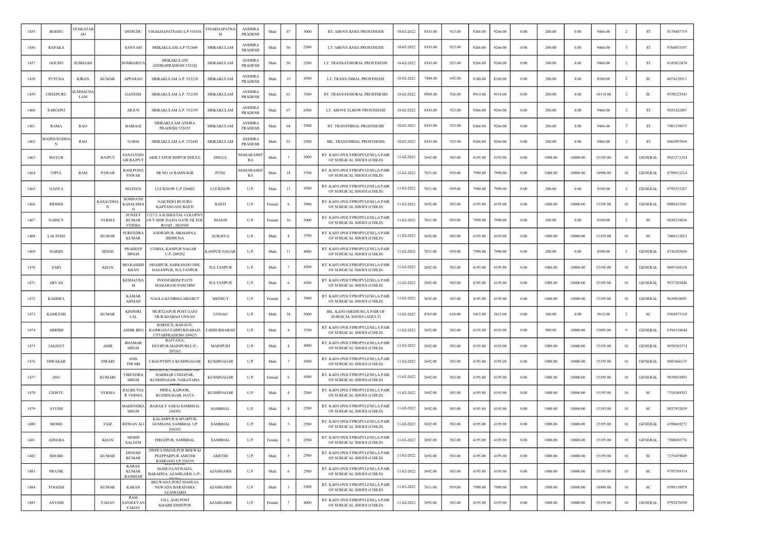| 1455 | BODDU | VENKATARAO | | DEMUDU | VISAKHAPATNAM A.P 531036 | VISAKHAPATNAM | ANDHRA PRADESH | Male | 47 | 3000 | RT. ABOVE KNEE PROSTHESIS | 10-02-2022 | 8343.00 | 923.00 | 9266.00 | 9266.00 | 0.00 | 200.00 | 0.00 | 9466.00 | 2 | ST | 8179407719 |
|---|---|---|---|---|---|---|---|---|---|---|---|---|---|---|---|---|---|---|---|---|---|---|---|
| 1456 | RAPAKA | | | SANYASI | SRIKAKULAM A.P 532440 | SRIKAKULAM | ANDHRA PRADESH | Male | 56 | 2500 | LT. ABOVE KNEE PROSTHESIS | 10-02-2022 | 8343.00 | 923.00 | 9266.00 | 9266.00 | 0.00 | 200.00 | 0.00 | 9466.00 | 2 | ST | 9704053197 |
| 1457 | GOUDO | SUBHASH | | SOMBARIYA | SRIKAKULAM ANDRAPRADESH 532242 | SRIKAKULAM | ANDHRA PRADESH | Male | 50 | 2500 | LT. TRANS-FEMORAL PROSTHESIS | 10-02-2022 | 8343.00 | 923.00 | 9266.00 | 9266.00 | 0.00 | 200.00 | 0.00 | 9466.00 | 2 | ST | 8185022470 |
| 1458 | PUTCHA | KIRAN | KUMAR | APPARAO | SRIKAKULAM A.P. 532218 | SRIKAKULAM | ANDHRA PRADESH | Male | 19 | 4500 | LT. TRANS-TIBIAL PROSTHESIS | 10-02-2022 | 7488.00 | 692.00 | 8180.00 | 8180.00 | 0.00 | 200.00 | 0.00 | 8380.00 | 2 | SC | 8074120511 |
| 1459 | CHEEPURU | SLMHACHALAM | | GANESH | SRIKAKULAM A.P. 532185 | SRIKAKULAM | ANDHRA PRADESH | Male | 61 | 3500 | RT. TRANS-FEMORAL PROSTHESIS | 10-02-2022 | 8988.00 | 926.00 | 9914.00 | 9914.00 | 0.00 | 200.00 | 0.00 | 10114.00 | 2 | SC | 9550123543 |
| 1460 | SAROJINI | | | ARJUN | SRIKAKULAM A.P. 532195 | SRIKAKULAM | ANDHRA PRADESH | Male | 67 | 6500 | LT. ABOVE ELBOW PROSTHESIS | 10-02-2022 | 8343.00 | 923.00 | 9266.00 | 9266.00 | 0.00 | 200.00 | 0.00 | 9466.00 | 2 | ST | 9652422807 |
| 1461 | RAMA | RAO | | BAIRAGI | SRIKAKULAM ANDRA PRADESH 532455 | SRIKAKULAM | ANDHRA PRADESH | Male | 64 | 2500 | RT. TRANSTIBIAL PROSTHESIS | 10-02-2022 | 8343.00 | 923.00 | 9266.00 | 9266.00 | 0.00 | 200.00 | 0.00 | 9466.00 | 2 | ST | 7981158975 |
| 1462 | MADHUSUDHAN | RAO | | NARSI | SRIKAKULAM A.P. 532445 | SRIKAKULAM | ANDHRA PRADESH | Male | 52 | 2500 | BIL. TRANSTIBIAL PROSTHESIS | 10-02-2022 | 8343.00 | 923.00 | 9266.00 | 9266.00 | 0.00 | 200.00 | 0.00 | 9466.00 | 2 | ST | 9603997010 |
| 1463 | MAYUR | | RAJPUT | SANJAYSINGH RAJPUT | AHILYAPUR SHIPUR DHULE | DHULE | MAHARASHTRA | Male | 7 | 5000 | RT. KAFO (POLYPROPYLENE),A PAIR OF SURGICAL SHOES (CHILD) | 11-02-2022 | 3692.00 | 503.00 | 4195.00 | 4195.00 | 0.00 | 1000.00 | 10000.00 | 15195.00 | 10 | GENERAL | 9921271254 |
| 1464 | VIPUL | RAM | PAWAR | RAM PONA PAWAR | SR NO 14 RAMNAGR | PUNE | MAHARASHTRA | Male | 14 | 3700 | RT. KAFO (POLYPROPYLENE),A PAIR OF SURGICAL SHOES (CHILD) | 11-02-2022 | 7031.00 | 959.00 | 7990.00 | 7990.00 | 0.00 | 1000.00 | 10000.00 | 18990.00 | 10 | GENERAL | 8799812214 |
| 1465 | NAJIYA | | | MATEEN | LUCKNOW U.P 226003 | LUCKNOW | U.P. | Male | 13 | 4500 | RT. KAFO (POLYPROPYLENE),A PAIR OF SURGICAL SHOES (CHILD) | 11-02-2022 | 7031.00 | 959.00 | 7990.00 | 7990.00 | 0.00 | 200.00 | 0.00 | 8190.00 | 2 | GENERAL | 9795253287 |
| 1466 | RIDDHI | | KASAUDHAN | SOMNATH KASAUDHAN | NAKTIDEI BUJURG KAPTANGANJ BASTI | BASTI | U.P. | Female | 6 | 3900 | RT. KAFO (POLYPROPYLENE),A PAIR OF SURGICAL SHOES (CHILD) | 11-02-2022 | 3692.00 | 503.00 | 4195.00 | 4195.00 | 0.00 | 1000.00 | 10000.00 | 15195.00 | 10 | GENERAL | 9889415501 |
| 1467 | NAINCY | | VERMA | SUNEET KUMAR VERMA | 1127/2 A B SHEETAL COLOPNY OUT SIDE DATIA GATE FILTER ROAD , JHANSI | JHANSI | U.P. | Female | 16 | 5000 | RT. KAFO (POLYPROPYLENE),A PAIR OF SURGICAL SHOES (CHILD) | 11-02-2022 | 7031.00 | 959.00 | 7990.00 | 7990.00 | 0.00 | 200.00 | 0.00 | 8190.00 | 2 | SC | 9838238036 |
| 1468 | LALTESH | | KUMAR | SURENDRA KUMAR | SADRAPUR, SIKHARNA, BIDHUNA | AURAIYA | U.P. | Male | 8 | 3700 | RT. KAFO (POLYPROPYLENE),A PAIR OF SURGICAL SHOES (CHILD) | 11-02-2022 | 3692.00 | 503.00 | 4195.00 | 4195.00 | 0.00 | 1000.00 | 10000.00 | 15195.00 | 10 | SC | 7060112023 |
| 1469 | HARSH | | SINGH | PRADEEP SINGH | UTHHA, KANPUR NAGAR U.P.-209202 | KANPUR NAGAR | U.P. | Male | 11 | 4000 | RT. KAFO (POLYPROPYLENE),A PAIR OF SURGICAL SHOES (CHILD) | 11-02-2022 | 7031.00 | 959.00 | 7990.00 | 7990.00 | 0.00 | 200.00 | 0.00 | 8190.00 | 2 | GENERAL | 9336285836 |
| 1470 | ZAID | | KHAN | MO.RASHID KHAN | SHAHPUR, SARKANDO DIH, HASANPUR, SULTANPUR | SULTANPUR | U.P. | Male | 7 | 4500 | RT. KAFO (POLYPROPYLENE),A PAIR OF SURGICAL SHOES (CHILD) | 11-02-2022 | 3692.00 | 503.00 | 4195.00 | 4195.00 | 0.00 | 1000.00 | 10000.00 | 15195.00 | 10 | GENERAL | 9695160118 |
| 1471 | ARVAN | | | KESHAVRAM | POONI BHIM PATTI MAHARANI PASCHIM | SULTANPUR | U.P. | Male | 6 | 4500 | RT. KAFO (POLYPROPYLENE),A PAIR OF SURGICAL SHOES (CHILD) | 11-02-2022 | 3692.00 | 503.00 | 4195.00 | 4195.00 | 0.00 | 1000.00 | 10000.00 | 15195.00 | 10 | GENERAL | 9537203448 |
| 1472 | KASHIFA | | | KAMAR AHMAD | NAGLA KUMBHA MEERUT | MEERUT | U.P. | Female | 6 | 3900 | RT. KAFO (POLYPROPYLENE),A PAIR OF SURGICAL SHOES (CHILD) | 11-02-2022 | 3692.00 | 503.00 | 4195.00 | 4195.00 | 0.00 | 1000.00 | 10000.00 | 15195.00 | 10 | GENERAL | 9639010691 |
| 1473 | KAMLESH | | KUMAR | KISHORI LAL | MURTZAPUR POST GANJ MURADABAD UNNAO | UNNAO | U.P. | Male | 38 | 5000 | BIL. KAFO (MEDIUM),A PAIR OF SURGICAL SHOES (ADULT) | 11-02-2022 | 4765.00 | 650.00 | 5415.00 | 5415.00 | 0.00 | 200.00 | 0.00 | 5615.00 | 2 | SC | 9569473118 |
| 1474 | ABRISH | | | ASHIK BEG | BAROUN, BARAUN, KAIMGANJ FARRUKHABAD, UTTARPRADESH-209625 | FARRUKHABAD | U.P. | Male | 4 | 3700 | RT. KAFO (POLYPROPYLENE),A PAIR OF SURGICAL SHOES (CHILD) | 11-02-2022 | 3692.00 | 503.00 | 4195.00 | 4195.00 | 0.00 | 900.00 | 10000.00 | 15095.00 | 9 | GENERAL | 6394318644 |
| 1475 | JAGJEET | | AHIR | BHAMAR SINGH | RAJVANA, DEVIPUR,MAINPURI,U.P.-205262 | MAINPURI | U.P. | Male | 4 | 4000 | RT. KAFO (POLYPROPYLENE),A PAIR OF SURGICAL SHOES (CHILD) | 11-02-2022 | 3692.00 | 503.00 | 4195.00 | 4195.00 | 0.00 | 1000.00 | 10000.00 | 15195.00 | 10 | GENERAL | 9058365574 |
| 1476 | DIWAKAR | | TIWARI | ANIL TIWARI | CHAUPTHIYA KUSHINAGAR | KUSHINAGAR | U.P. | Male | 7 | 4500 | RT. KAFO (POLYPROPYLENE),A PAIR OF SURGICAL SHOES (CHILD) | 11-02-2022 | 3692.00 | 503.00 | 4195.00 | 4195.00 | 0.00 | 1000.00 | 10000.00 | 15195.00 | 10 | GENERAL | 8881066135 |
| 1477 | ANU | | KUMARI | VIRENDRA SINGH | BHANPUR, NAKATAHA URF HARIHAR CHHAPAR, KUSHINAGAR, NAKATAHA | KUSHINAGAR | U.P. | Female | 6 | 4500 | RT. KAFO (POLYPROPYLENE),A PAIR OF SURGICAL SHOES (CHILD) | 11-02-2022 | 3692.00 | 503.00 | 4195.00 | 4195.00 | 0.00 | 1000.00 | 10000.00 | 15195.00 | 10 | GENERAL | 9839035893 |
| 1478 | CHINTU | | VERMA | RAGHUVEER VERMA | PIPRA, KAPOOR, KUSHINAGAR, HATA | KUSHINAGAR | U.P. | Male | 4 | 2500 | RT. KAFO (POLYPROPYLENE),A PAIR OF SURGICAL SHOES (CHILD) | 11-02-2022 | 3692.00 | 503.00 | 4195.00 | 4195.00 | 0.00 | 1000.00 | 10000.00 | 15195.00 | 10 | SC | 7318369352 |
| 1479 | AYUSH | | | MAHENDRA SINGH | BARAILY SARAI SAMBHAL 244302 | SAMBHAL | U.P. | Male | 8 | 2500 | RT. KAFO (POLYPROPYLENE),A PAIR OF SURGICAL SHOES (CHILD) | 11-02-2022 | 3692.00 | 503.00 | 4195.00 | 4195.00 | 0.00 | 1000.00 | 10000.00 | 15195.00 | 10 | SC | 9837932039 |
| 1480 | MOHD | | FAIZ | RIJWAN ALI | KALAMPUR KAFURPUR, GUMSANI, SAMBHAL UP 244102 | SAMBHAL | U.P. | Male | 5 | 2500 | RT. KAFO (POLYPROPYLENE),A PAIR OF SURGICAL SHOES (CHILD) | 11-02-2022 | 3692.00 | 503.00 | 4195.00 | 4195.00 | 0.00 | 1000.00 | 10000.00 | 15195.00 | 10 | GENERAL | 6398669272 |
| 1481 | ADEEBA | | KHAN | MOHD SALEEM | FIROZPUR, SAMBHAL | SAMBHAL | U.P. | Female | 6 | 2500 | RT. KAFO (POLYPROPYLENE),A PAIR OF SURGICAL SHOES (CHILD) | 11-02-2022 | 3692.00 | 503.00 | 4195.00 | 4195.00 | 0.00 | 1000.00 | 10000.00 | 15195.00 | 10 | GENERAL | 7500692776 |
| 1482 | SHUBH | | KUMAR | DINESH KUMAR | DIHWA ISMAILPUR BHEWAI PEEPPARPUR AMETHI RAMGANJ UP 228159 | AMETHI | U.P. | Male | 5 | 2500 | RT. KAFO (POLYPROPYLENE),A PAIR OF SURGICAL SHOES (CHILD) | 11-02-2022 | 3692.00 | 503.00 | 4195.00 | 4195.00 | 0.00 | 1000.00 | 10000.00 | 15195.00 | 10 | SC | 7275459049 |
| 1483 | PRATIK | | | KARAN KUMAR RAJBHAR | BELWANA, MAHUJA,NEWADA, BARADHA, AZAMGARH, U.P.- | AZAMGARH | U.P. | Male | 6 | 2500 | RT. KAFO (POLYPROPYLENE),A PAIR OF SURGICAL SHOES (CHILD) | 11-02-2022 | 3692.00 | 503.00 | 4195.00 | 4195.00 | 0.00 | 1000.00 | 10000.00 | 15195.00 | 10 | SC | 9795789374 |
| 1484 | YOGESH | | KUMAR | KARAN | BELWANA POST MAHUJA NEWADA BARADAHA AZAMGARH | AZAMGARH | U.P. | Male | 3 | 2500 | RT. KAFO (POLYPROPYLENE),A PAIR OF SURGICAL SHOES (CHILD) | 11-02-2022 | 7031.00 | 959.00 | 7990.00 | 7990.00 | 0.00 | 1000.00 | 10000.00 | 18990.00 | 10 | SC | 9599118978 |
| 1485 | AYUSHI | | YADAV | RAM SANJEEVAN YADAV | VILL AND POST KHAIRUDDINPUR | AZAMGARH | U.P. | Female | 7 | 4000 | RT. KAFO (POLYPROPYLENE),A PAIR OF SURGICAL SHOES (CHILD) | 11-02-2022 | 3692.00 | 503.00 | 4195.00 | 4195.00 | 0.00 | 1000.00 | 10000.00 | 15195.00 | 10 | GENERAL | 9792478550 |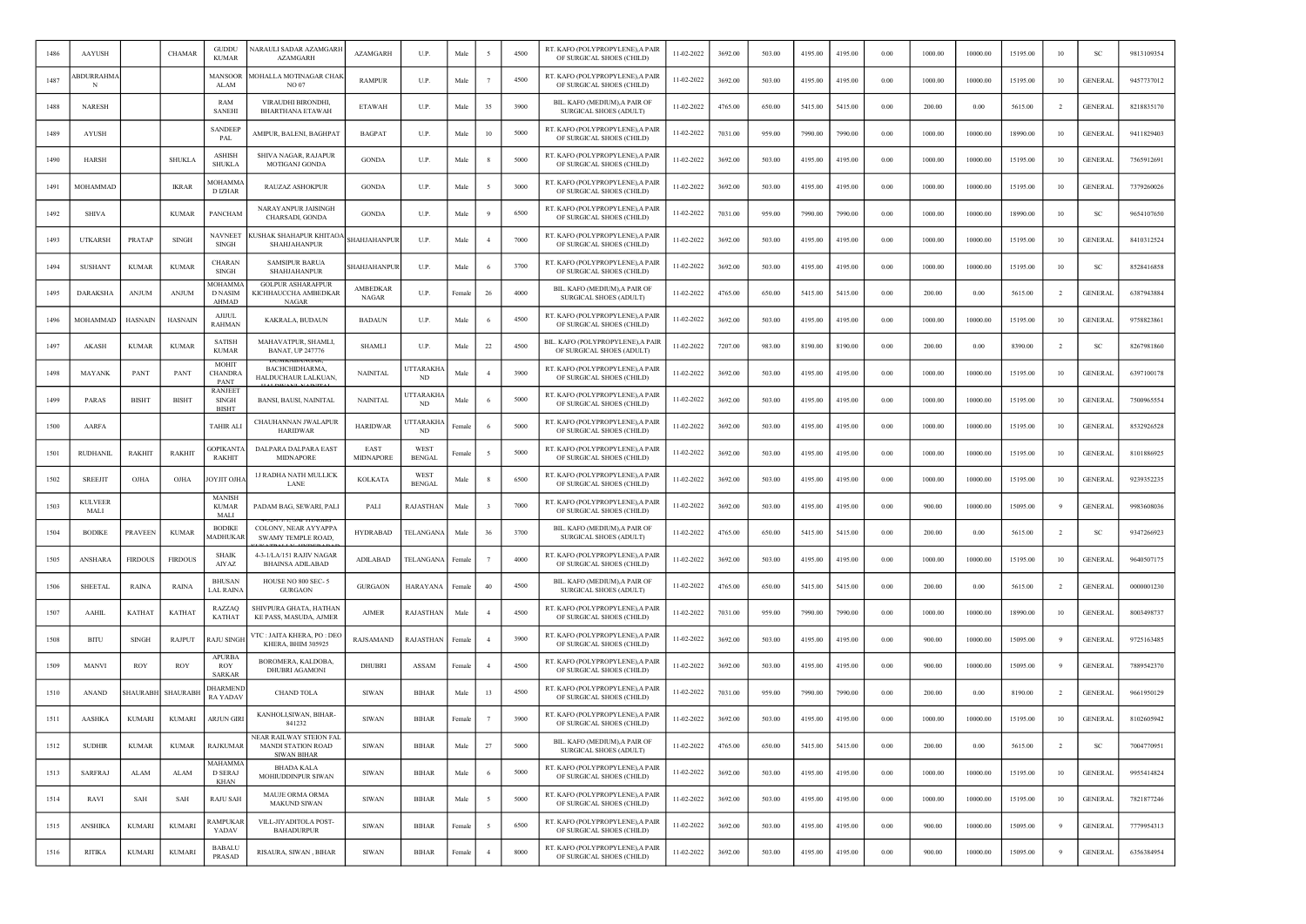| 1486 | AAYUSH | | CHAMAR | GUDDU KUMAR | NARAULI SADAR AZAMGARH AZAMGARH | AZAMGARH | U.P. | Male | 5 | 4500 | RT. KAFO (POLYPROPYLENE),A PAIR OF SURGICAL SHOES (CHILD) | 11-02-2022 | 3692.00 | 503.00 | 4195.00 | 4195.00 | 0.00 | 1000.00 | 10000.00 | 15195.00 | 10 | SC | 9813109354 |
|---|---|---|---|---|---|---|---|---|---|---|---|---|---|---|---|---|---|---|---|---|---|---|---|
| 1487 | ABDURRAHMAN | | | MANSOOR ALAM | MOHALLA MOTINAGAR CHAK NO 07 | RAMPUR | U.P. | Male | 7 | 4500 | RT. KAFO (POLYPROPYLENE),A PAIR OF SURGICAL SHOES (CHILD) | 11-02-2022 | 3692.00 | 503.00 | 4195.00 | 4195.00 | 0.00 | 1000.00 | 10000.00 | 15195.00 | 10 | GENERAL | 9457737012 |
| 1488 | NARESH | | | RAM SANEHI | VIRAUDHI BIRONDHI, BHARTHANA ETAWAH | ETAWAH | U.P. | Male | 35 | 3900 | BIL. KAFO (MEDIUM),A PAIR OF SURGICAL SHOES (ADULT) | 11-02-2022 | 4765.00 | 650.00 | 5415.00 | 5415.00 | 0.00 | 200.00 | 0.00 | 5615.00 | 2 | GENERAL | 8218835170 |
| 1489 | AYUSH | | | SANDEEP PAL | AMIPUR, BALENI, BAGHPAT | BAGPAT | U.P. | Male | 10 | 5000 | RT. KAFO (POLYPROPYLENE),A PAIR OF SURGICAL SHOES (CHILD) | 11-02-2022 | 7031.00 | 959.00 | 7990.00 | 7990.00 | 0.00 | 1000.00 | 10000.00 | 18990.00 | 10 | GENERAL | 9411829403 |
| 1490 | HARSH | | SHUKLA | ASHISH SHUKLA | SHIVA NAGAR, RAJAPUR MOTIGANJ GONDA | GONDA | U.P. | Male | 8 | 5000 | RT. KAFO (POLYPROPYLENE),A PAIR OF SURGICAL SHOES (CHILD) | 11-02-2022 | 3692.00 | 503.00 | 4195.00 | 4195.00 | 0.00 | 1000.00 | 10000.00 | 15195.00 | 10 | GENERAL | 7565912691 |
| 1491 | MOHAMMAD | | IKRAR | MOHAMMAD IZHAR | RAUZAZ ASHOKPUR | GONDA | U.P. | Male | 5 | 3000 | RT. KAFO (POLYPROPYLENE),A PAIR OF SURGICAL SHOES (CHILD) | 11-02-2022 | 3692.00 | 503.00 | 4195.00 | 4195.00 | 0.00 | 1000.00 | 10000.00 | 15195.00 | 10 | GENERAL | 7379260026 |
| 1492 | SHIVA | | KUMAR | PANCHAM | NARAYANPUR JAISINGH CHARSADI, GONDA | GONDA | U.P. | Male | 9 | 6500 | RT. KAFO (POLYPROPYLENE),A PAIR OF SURGICAL SHOES (CHILD) | 11-02-2022 | 7031.00 | 959.00 | 7990.00 | 7990.00 | 0.00 | 1000.00 | 10000.00 | 18990.00 | 10 | SC | 9654107650 |
| 1493 | UTKARSH | PRATAP | SINGH | NAVNEET SINGH | KUSHAK SHAHAPUR KHITAOA SHAHJAHANPUR | SHAHJAHANPUR | U.P. | Male | 4 | 7000 | RT. KAFO (POLYPROPYLENE),A PAIR OF SURGICAL SHOES (CHILD) | 11-02-2022 | 3692.00 | 503.00 | 4195.00 | 4195.00 | 0.00 | 1000.00 | 10000.00 | 15195.00 | 10 | GENERAL | 8410312524 |
| 1494 | SUSHANT | KUMAR | KUMAR | CHARAN SINGH | SAMSIPUR BARUA SHAHJAHANPUR | SHAHJAHANPUR | U.P. | Male | 6 | 3700 | RT. KAFO (POLYPROPYLENE),A PAIR OF SURGICAL SHOES (CHILD) | 11-02-2022 | 3692.00 | 503.00 | 4195.00 | 4195.00 | 0.00 | 1000.00 | 10000.00 | 15195.00 | 10 | SC | 8528416858 |
| 1495 | DARAKSHA | ANJUM | ANJUM | MOHAMMAD NASIM AHMAD | GOLPUR ASHARAFPUR KICHHAUCCHA AMBEDKAR NAGAR | AMBEDKAR NAGAR | U.P. | Female | 26 | 4000 | BIL. KAFO (MEDIUM),A PAIR OF SURGICAL SHOES (ADULT) | 11-02-2022 | 4765.00 | 650.00 | 5415.00 | 5415.00 | 0.00 | 200.00 | 0.00 | 5615.00 | 2 | GENERAL | 6387943884 |
| 1496 | MOHAMMAD | HASNAIN | HASNAIN | AJIJUL RAHMAN | KAKRALA, BUDAUN | BADAUN | U.P. | Male | 6 | 4500 | RT. KAFO (POLYPROPYLENE),A PAIR OF SURGICAL SHOES (CHILD) | 11-02-2022 | 3692.00 | 503.00 | 4195.00 | 4195.00 | 0.00 | 1000.00 | 10000.00 | 15195.00 | 10 | GENERAL | 9758823861 |
| 1497 | AKASH | KUMAR | KUMAR | SATISH KUMAR | MAHAVATPUR, SHAMLI, BANAT, UP 247776 | SHAMLI | U.P. | Male | 22 | 4500 | BIL. KAFO (POLYPROPYLENE),A PAIR OF SURGICAL SHOES (ADULT) | 11-02-2022 | 7207.00 | 983.00 | 8190.00 | 8190.00 | 0.00 | 200.00 | 0.00 | 8390.00 | 2 | SC | 8267981860 |
| 1498 | MAYANK | PANT | PANT | MOHIT CHANDRA PANT | BACHCHIDHARMA, HALDUCHAUR LALKUAN, | NAINITAL | UTTARAKHAND | Male | 4 | 3900 | RT. KAFO (POLYPROPYLENE),A PAIR OF SURGICAL SHOES (CHILD) | 11-02-2022 | 3692.00 | 503.00 | 4195.00 | 4195.00 | 0.00 | 1000.00 | 10000.00 | 15195.00 | 10 | GENERAL | 6397100178 |
| 1499 | PARAS | BISHT | BISHT | RANJEET SINGH BISHT | BANSI, BAUSI, NAINITAL | NAINITAL | UTTARAKHAND | Male | 6 | 5000 | RT. KAFO (POLYPROPYLENE),A PAIR OF SURGICAL SHOES (CHILD) | 11-02-2022 | 3692.00 | 503.00 | 4195.00 | 4195.00 | 0.00 | 1000.00 | 10000.00 | 15195.00 | 10 | GENERAL | 7500965554 |
| 1500 | AARFA | | | TAHIR ALI | CHAUHANNAN JWALAPUR HARIDWAR | HARIDWAR | UTTARAKHAND | Female | 6 | 5000 | RT. KAFO (POLYPROPYLENE),A PAIR OF SURGICAL SHOES (CHILD) | 11-02-2022 | 3692.00 | 503.00 | 4195.00 | 4195.00 | 0.00 | 1000.00 | 10000.00 | 15195.00 | 10 | GENERAL | 8532926528 |
| 1501 | RUDHANIL | RAKHIT | RAKHIT | GOPIKANTA RAKHIT | DALPARA DALPARA EAST MIDNAPORE | EAST MIDNAPORE | WEST BENGAL | Female | 5 | 5000 | RT. KAFO (POLYPROPYLENE),A PAIR OF SURGICAL SHOES (CHILD) | 11-02-2022 | 3692.00 | 503.00 | 4195.00 | 4195.00 | 0.00 | 1000.00 | 10000.00 | 15195.00 | 10 | GENERAL | 8101886925 |
| 1502 | SREEJIT | OJHA | OJHA | JOYJIT OJHA | 1J RADHA NATH MULLICK LANE | KOLKATA | WEST BENGAL | Male | 8 | 6500 | RT. KAFO (POLYPROPYLENE),A PAIR OF SURGICAL SHOES (CHILD) | 11-02-2022 | 3692.00 | 503.00 | 4195.00 | 4195.00 | 0.00 | 1000.00 | 10000.00 | 15195.00 | 10 | GENERAL | 9239352235 |
| 1503 | KULVEER MALI | | | MANISH KUMAR MALI | PADAM BAG, SEWARI, PALI | PALI | RAJASTHAN | Male | 3 | 7000 | RT. KAFO (POLYPROPYLENE),A PAIR OF SURGICAL SHOES (CHILD) | 11-02-2022 | 3692.00 | 503.00 | 4195.00 | 4195.00 | 0.00 | 900.00 | 10000.00 | 15095.00 | 9 | GENERAL | 9983608036 |
| 1504 | BODIKE | PRAVEEN | KUMAR | BODIKE MADHUKAR | COLONY, NEAR AYYAPPA SWAMY TEMPLE ROAD, | HYDRABAD | TELANGANA | Male | 36 | 3700 | BIL. KAFO (MEDIUM),A PAIR OF SURGICAL SHOES (ADULT) | 11-02-2022 | 4765.00 | 650.00 | 5415.00 | 5415.00 | 0.00 | 200.00 | 0.00 | 5615.00 | 2 | SC | 9347266923 |
| 1505 | ANSHARA | FIRDOUS | FIRDOUS | SHAIK AIYAZ | 4-3-1/LA/151 RAJIV NAGAR BHAINSA ADILABAD | ADILABAD | TELANGANA | Female | 7 | 4000 | RT. KAFO (POLYPROPYLENE),A PAIR OF SURGICAL SHOES (CHILD) | 11-02-2022 | 3692.00 | 503.00 | 4195.00 | 4195.00 | 0.00 | 1000.00 | 10000.00 | 15195.00 | 10 | GENERAL | 9640507175 |
| 1506 | SHEETAL | RAINA | RAINA | BHUSAN LAL RAINA | HOUSE NO 800 SEC- 5 GURGAON | GURGAON | HARAYANA | Female | 40 | 4500 | BIL. KAFO (MEDIUM),A PAIR OF SURGICAL SHOES (ADULT) | 11-02-2022 | 4765.00 | 650.00 | 5415.00 | 5415.00 | 0.00 | 200.00 | 0.00 | 5615.00 | 2 | GENERAL | 0000001230 |
| 1507 | AAHIL | KATHAT | KATHAT | RAZZAQ KATHAT | SHIVPURA GHATA, HATHAN KE PASS, MASUDA, AJMER | AJMER | RAJASTHAN | Male | 4 | 4500 | RT. KAFO (POLYPROPYLENE),A PAIR OF SURGICAL SHOES (CHILD) | 11-02-2022 | 7031.00 | 959.00 | 7990.00 | 7990.00 | 0.00 | 1000.00 | 10000.00 | 18990.00 | 10 | GENERAL | 8003498737 |
| 1508 | BITU | SINGH | RAJPUT | RAJU SINGH | VTC : JAITA KHERA, PO : DEO KHERA, BHIM 305925 | RAJSAMAND | RAJASTHAN | Female | 4 | 3900 | RT. KAFO (POLYPROPYLENE),A PAIR OF SURGICAL SHOES (CHILD) | 11-02-2022 | 3692.00 | 503.00 | 4195.00 | 4195.00 | 0.00 | 900.00 | 10000.00 | 15095.00 | 9 | GENERAL | 9725163485 |
| 1509 | MANVI | ROY | ROY | APURBA ROY SARKAR | BOROMERA, KALDOBA, DHUBRI AGAMONI | DHUBRI | ASSAM | Female | 4 | 4500 | RT. KAFO (POLYPROPYLENE),A PAIR OF SURGICAL SHOES (CHILD) | 11-02-2022 | 3692.00 | 503.00 | 4195.00 | 4195.00 | 0.00 | 900.00 | 10000.00 | 15095.00 | 9 | GENERAL | 7889542370 |
| 1510 | ANAND | SHAURABH | SHAURABH | DHARMENDRA YADAV | CHAND TOLA | SIWAN | BIHAR | Male | 13 | 4500 | RT. KAFO (POLYPROPYLENE),A PAIR OF SURGICAL SHOES (CHILD) | 11-02-2022 | 7031.00 | 959.00 | 7990.00 | 7990.00 | 0.00 | 200.00 | 0.00 | 8190.00 | 2 | GENERAL | 9661950129 |
| 1511 | AASHKA | KUMARI | KUMARI | ARJUN GIRI | KANHOLI,SIWAN, BIHAR-841232 | SIWAN | BIHAR | Female | 7 | 3900 | RT. KAFO (POLYPROPYLENE),A PAIR OF SURGICAL SHOES (CHILD) | 11-02-2022 | 3692.00 | 503.00 | 4195.00 | 4195.00 | 0.00 | 1000.00 | 10000.00 | 15195.00 | 10 | GENERAL | 8102605942 |
| 1512 | SUDHIR | KUMAR | KUMAR | RAJKUMAR | NEAR RAILWAY STEION FAL MANDI STATION ROAD SIWAN BIHAR | SIWAN | BIHAR | Male | 27 | 5000 | BIL. KAFO (MEDIUM),A PAIR OF SURGICAL SHOES (ADULT) | 11-02-2022 | 4765.00 | 650.00 | 5415.00 | 5415.00 | 0.00 | 200.00 | 0.00 | 5615.00 | 2 | SC | 7004770951 |
| 1513 | SARFRAJ | ALAM | ALAM | MAHAMMAD SERAJ KHAN | BHADA KALA MOHIUDDINPUR SIWAN | SIWAN | BIHAR | Male | 6 | 5000 | RT. KAFO (POLYPROPYLENE),A PAIR OF SURGICAL SHOES (CHILD) | 11-02-2022 | 3692.00 | 503.00 | 4195.00 | 4195.00 | 0.00 | 1000.00 | 10000.00 | 15195.00 | 10 | GENERAL | 9955414824 |
| 1514 | RAVI | SAH | SAH | RAJU SAH | MAUJE ORMA ORMA MAKUND SIWAN | SIWAN | BIHAR | Male | 5 | 5000 | RT. KAFO (POLYPROPYLENE),A PAIR OF SURGICAL SHOES (CHILD) | 11-02-2022 | 3692.00 | 503.00 | 4195.00 | 4195.00 | 0.00 | 1000.00 | 10000.00 | 15195.00 | 10 | GENERAL | 7821877246 |
| 1515 | ANSHIKA | KUMARI | KUMARI | RAMPUKAR YADAV | VILL-JIYADITOLA POST-BAHADURPUR | SIWAN | BIHAR | Female | 5 | 6500 | RT. KAFO (POLYPROPYLENE),A PAIR OF SURGICAL SHOES (CHILD) | 11-02-2022 | 3692.00 | 503.00 | 4195.00 | 4195.00 | 0.00 | 900.00 | 10000.00 | 15095.00 | 9 | GENERAL | 7779954313 |
| 1516 | RITIKA | KUMARI | KUMARI | BABALU PRASAD | RISAURA, SIWAN , BIHAR | SIWAN | BIHAR | Female | 4 | 8000 | RT. KAFO (POLYPROPYLENE),A PAIR OF SURGICAL SHOES (CHILD) | 11-02-2022 | 3692.00 | 503.00 | 4195.00 | 4195.00 | 0.00 | 900.00 | 10000.00 | 15095.00 | 9 | GENERAL | 6356384954 |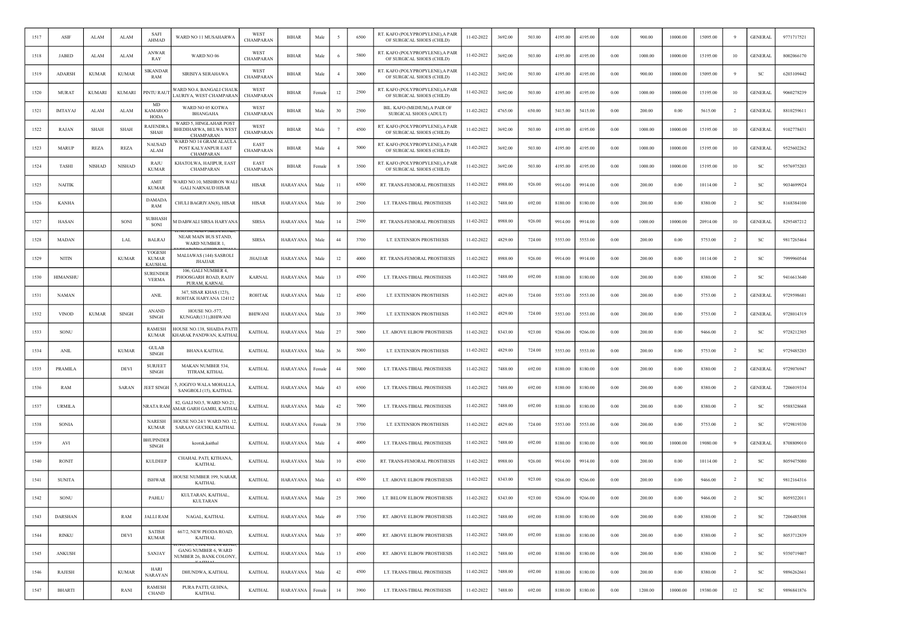| 1517 | ASIF | ALAM | ALAM | SAFI AHMAD | WARD NO 11 MUSAHARWA | WEST CHAMPARAN | BIHAR | Male | 5 | 6500 | RT. KAFO (POLYPROPYLENE),A PAIR OF SURGICAL SHOES (CHILD) | 11-02-2022 | 3692.00 | 503.00 | 4195.00 | 4195.00 | 0.00 | 900.00 | 10000.00 | 15095.00 | 9 | GENERAL | 9771717521 |
|---|---|---|---|---|---|---|---|---|---|---|---|---|---|---|---|---|---|---|---|---|---|---|---|
| 1518 | JABED | ALAM | ALAM | ANWAR RAY | WARD NO 06 | WEST CHAMPARAN | BIHAR | Male | 6 | 5800 | RT. KAFO (POLYPROPYLENE),A PAIR OF SURGICAL SHOES (CHILD) | 11-02-2022 | 3692.00 | 503.00 | 4195.00 | 4195.00 | 0.00 | 1000.00 | 10000.00 | 15195.00 | 10 | GENERAL | 8002066170 |
| 1519 | ADARSH | KUMAR | KUMAR | SIKANDAR RAM | SIRISIYA SERAHAWA | WEST CHAMPARAN | BIHAR | Male | 4 | 3000 | RT. KAFO (POLYPROPYLENE),A PAIR OF SURGICAL SHOES (CHILD) | 11-02-2022 | 3692.00 | 503.00 | 4195.00 | 4195.00 | 0.00 | 900.00 | 10000.00 | 15095.00 | 9 | SC | 6203109442 |
| 1520 | MURAT | KUMARI | KUMARI | PINTU RAUT | WARD NO.4, BANGALI CHAUK LAURIYA, WEST CHAMPARAN | WEST CHAMPARAN | BIHAR | Female | 12 | 2500 | RT. KAFO (POLYPROPYLENE),A PAIR OF SURGICAL SHOES (CHILD) | 11-02-2022 | 3692.00 | 503.00 | 4195.00 | 4195.00 | 0.00 | 1000.00 | 10000.00 | 15195.00 | 10 | GENERAL | 9060278239 |
| 1521 | IMTAYAJ | ALAM | ALAM | MD KAMAROO HODA | WARD NO 05 KOTWA BHANGAHA | WEST CHAMPARAN | BIHAR | Male | 30 | 2500 | BIL. KAFO (MEDIUM),A PAIR OF SURGICAL SHOES (ADULT) | 11-02-2022 | 4765.00 | 650.00 | 5415.00 | 5415.00 | 0.00 | 200.00 | 0.00 | 5615.00 | 2 | GENERAL | 8810259611 |
| 1522 | RAJAN | SHAH | SHAH | RAJENDRA SHAH | WARD 5, HINGLAHAR POST BHEDIHARWA, BELWA WEST CHAMPARAN | WEST CHAMPARAN | BIHAR | Male | 7 | 4500 | RT. KAFO (POLYPROPYLENE),A PAIR OF SURGICAL SHOES (CHILD) | 11-02-2022 | 3692.00 | 503.00 | 4195.00 | 4195.00 | 0.00 | 1000.00 | 10000.00 | 15195.00 | 10 | GENERAL | 9102778431 |
| 1523 | MARUP | REZA | REZA | NAUSAD ALAM | WARD NO 14 GRAM ALAULA POST KALYANPUR EAST CHAMPARAN | EAST CHAMPARAN | BIHAR | Male | 4 | 5000 | RT. KAFO (POLYPROPYLENE),A PAIR OF SURGICAL SHOES (CHILD) | 11-02-2022 | 3692.00 | 503.00 | 4195.00 | 4195.00 | 0.00 | 1000.00 | 10000.00 | 15195.00 | 10 | GENERAL | 9525602262 |
| 1524 | TASHI | NISHAD | NISHAD | RAJU KUMAR | KHATOLWA, HAJIPUR, EAST CHAMPARAN | EAST CHAMPARAN | BIHAR | Female | 8 | 3500 | RT. KAFO (POLYPROPYLENE),A PAIR OF SURGICAL SHOES (CHILD) | 11-02-2022 | 3692.00 | 503.00 | 4195.00 | 4195.00 | 0.00 | 1000.00 | 10000.00 | 15195.00 | 10 | SC | 9576975203 |
| 1525 | NAITIK | | | AMIT KUMAR | WARD NO.10, MISHRON WALI GALI NARNAUD HISAR | HISAR | HARAYANA | Male | 11 | 6500 | RT. TRANS-FEMORAL PROSTHESIS | 11-02-2022 | 8988.00 | 926.00 | 9914.00 | 9914.00 | 0.00 | 200.00 | 0.00 | 10114.00 | 2 | SC | 9034699924 |
| 1526 | KANHA | | | DAMADA RAM | CHULI BAGRIYAN(8), HISAR | HISAR | HARAYANA | Male | 10 | 2500 | LT. TRANS-TIBIAL PROSTHESIS | 11-02-2022 | 7488.00 | 692.00 | 8180.00 | 8180.00 | 0.00 | 200.00 | 0.00 | 8380.00 | 2 | SC | 8168384100 |
| 1527 | HASAN | | SONI | SUBHASH SONI | M DABWALI SIRSA HARYANA | SIRSA | HARAYANA | Male | 14 | 2500 | RT. TRANS-FEMORAL PROSTHESIS | 11-02-2022 | 8988.00 | 926.00 | 9914.00 | 9914.00 | 0.00 | 1000.00 | 10000.00 | 20914.00 | 10 | GENERAL | 8295487212 |
| 1528 | MADAN | | LAL | BALRAJ | NEAR MAIN BUS STAND, WARD NUMBER 1, | SIRSA | HARAYANA | Male | 44 | 3700 | LT. EXTENSION PROSTHESIS | 11-02-2022 | 4829.00 | 724.00 | 5553.00 | 5553.00 | 0.00 | 200.00 | 0.00 | 5753.00 | 2 | SC | 9817265464 |
| 1529 | NITIN | | KUMAR | YOGESH KUMAR KAUSHAL | MALIAWAS (144) SASROLI JHAJJAR | JHAJJAR | HARAYANA | Male | 12 | 4000 | RT. TRANS-FEMORAL PROSTHESIS | 11-02-2022 | 8988.00 | 926.00 | 9914.00 | 9914.00 | 0.00 | 200.00 | 0.00 | 10114.00 | 2 | SC | 7999960544 |
| 1530 | HIMANSHU | | | SURENDER VERMA | 106, GALI NUMBER 4, PHOOSGARH ROAD, RAJIV PURAM, KARNAL | KARNAL | HARAYANA | Male | 13 | 4500 | LT. TRANS-TIBIAL PROSTHESIS | 11-02-2022 | 7488.00 | 692.00 | 8180.00 | 8180.00 | 0.00 | 200.00 | 0.00 | 8380.00 | 2 | SC | 9416613640 |
| 1531 | NAMAN | | | ANIL | 347, SISAR KHAS (123), ROHTAK HARYANA 124112 | ROHTAK | HARAYANA | Male | 12 | 4500 | LT. EXTENSION PROSTHESIS | 11-02-2022 | 4829.00 | 724.00 | 5553.00 | 5553.00 | 0.00 | 200.00 | 0.00 | 5753.00 | 2 | GENERAL | 9729598681 |
| 1532 | VINOD | KUMAR | SINGH | ANAND SINGH | HOUSE NO.-577, KUNGAR(131),BHIWANI | BHIWANI | HARAYANA | Male | 33 | 3900 | LT. EXTENSION PROSTHESIS | 11-02-2022 | 4829.00 | 724.00 | 5553.00 | 5553.00 | 0.00 | 200.00 | 0.00 | 5753.00 | 2 | GENERAL | 9728014319 |
| 1533 | SONU | | | RAMESH KUMAR | HOUSE NO.138, SHAIDA PATTI KHARAK PANDWAN, KAITHAL | KAITHAL | HARAYANA | Male | 27 | 5000 | LT. ABOVE ELBOW PROSTHESIS | 11-02-2022 | 8343.00 | 923.00 | 9266.00 | 9266.00 | 0.00 | 200.00 | 0.00 | 9466.00 | 2 | SC | 9728212305 |
| 1534 | ANIL | | KUMAR | GULAB SINGH | BHANA KAITHAL | KAITHAL | HARAYANA | Male | 36 | 5000 | LT. EXTENSION PROSTHESIS | 11-02-2022 | 4829.00 | 724.00 | 5553.00 | 5553.00 | 0.00 | 200.00 | 0.00 | 5753.00 | 2 | SC | 9729485285 |
| 1535 | PRAMILA | | DEVI | SURJEET SINGH | MAKAN NUMBER 534, TITRAM, KITHAL | KAITHAL | HARAYANA | Female | 44 | 5000 | LT. TRANS-TIBIAL PROSTHESIS | 11-02-2022 | 7488.00 | 692.00 | 8180.00 | 8180.00 | 0.00 | 200.00 | 0.00 | 8380.00 | 2 | GENERAL | 9729076947 |
| 1536 | RAM | | SARAN | JEET SINGH | 5, JOGIYO WALA MOHALLA, SANGROLI (15), KAITHAL | KAITHAL | HARAYANA | Male | 43 | 6500 | LT. TRANS-TIBIAL PROSTHESIS | 11-02-2022 | 7488.00 | 692.00 | 8180.00 | 8180.00 | 0.00 | 200.00 | 0.00 | 8380.00 | 2 | GENERAL | 7206019334 |
| 1537 | URMILA | | | NRATA RAM | 82, GALI NO.5, WARD NO.21, AMAR GARH GAMRI, KAITHAL | KAITHAL | HARAYANA | Male | 42 | 7000 | LT. TRANS-TIBIAL PROSTHESIS | 11-02-2022 | 7488.00 | 692.00 | 8180.00 | 8180.00 | 0.00 | 200.00 | 0.00 | 8380.00 | 2 | SC | 9588328668 |
| 1538 | SONIA | | | NARESH KUMAR | HOUSE NO.24/1 WARD NO. 12, SARAAY GUCHKI, KAITHAL | KAITHAL | HARAYANA | Female | 38 | 3700 | LT. EXTENSION PROSTHESIS | 11-02-2022 | 4829.00 | 724.00 | 5553.00 | 5553.00 | 0.00 | 200.00 | 0.00 | 5753.00 | 2 | SC | 9729819330 |
| 1539 | AVI | | | BHUPINDER SINGH | keorak,kaithal | KAITHAL | HARAYANA | Male | 4 | 4000 | LT. TRANS-TIBIAL PROSTHESIS | 11-02-2022 | 7488.00 | 692.00 | 8180.00 | 8180.00 | 0.00 | 900.00 | 10000.00 | 19080.00 | 9 | GENERAL | 8708809010 |
| 1540 | RONIT | | | KULDEEP | CHAHAL PATI, KITHANA, KAITHAL | KAITHAL | HARAYANA | Male | 10 | 4500 | RT. TRANS-FEMORAL PROSTHESIS | 11-02-2022 | 8988.00 | 926.00 | 9914.00 | 9914.00 | 0.00 | 200.00 | 0.00 | 10114.00 | 2 | SC | 8059475080 |
| 1541 | SUNITA | | | ISHWAR | HOUSE NUMBER 199, NARAR, KAITHAL | KAITHAL | HARAYANA | Male | 43 | 4500 | LT. ABOVE ELBOW PROSTHESIS | 11-02-2022 | 8343.00 | 923.00 | 9266.00 | 9266.00 | 0.00 | 200.00 | 0.00 | 9466.00 | 2 | SC | 9812164316 |
| 1542 | SONU | | | PAHLU | KULTARAN, KAITHAL, KULTARAN | KAITHAL | HARAYANA | Male | 25 | 3900 | LT. BELOW ELBOW PROSTHESIS | 11-02-2022 | 8343.00 | 923.00 | 9266.00 | 9266.00 | 0.00 | 200.00 | 0.00 | 9466.00 | 2 | SC | 8059322011 |
| 1543 | DARSHAN | | RAM | JALLI RAM | NAGAL, KAITHAL | KAITHAL | HARAYANA | Male | 49 | 3700 | RT. ABOVE ELBOW PROSTHESIS | 11-02-2022 | 7488.00 | 692.00 | 8180.00 | 8180.00 | 0.00 | 200.00 | 0.00 | 8380.00 | 2 | SC | 7206485308 |
| 1544 | RINKU | | DEVI | SATISH KUMAR | 667/2, NEW PEODA ROAD, KAITHAL | KAITHAL | HARAYANA | Male | 37 | 4000 | RT. ABOVE ELBOW PROSTHESIS | 11-02-2022 | 7488.00 | 692.00 | 8180.00 | 8180.00 | 0.00 | 200.00 | 0.00 | 8380.00 | 2 | SC | 8053712839 |
| 1545 | ANKUSH | | | SANJAY | GANG NUMBER 6, WARD NUMBER 26, BANK COLONY, | KAITHAL | HARAYANA | Male | 13 | 4500 | RT. ABOVE ELBOW PROSTHESIS | 11-02-2022 | 7488.00 | 692.00 | 8180.00 | 8180.00 | 0.00 | 200.00 | 0.00 | 8380.00 | 2 | SC | 9350719407 |
| 1546 | RAJESH | | KUMAR | HARI NARAYAN | DHUNDWA, KAITHAL | KAITHAL | HARAYANA | Male | 42 | 4500 | LT. TRANS-TIBIAL PROSTHESIS | 11-02-2022 | 7488.00 | 692.00 | 8180.00 | 8180.00 | 0.00 | 200.00 | 0.00 | 8380.00 | 2 | SC | 9896262661 |
| 1547 | BHARTI | | RANI | RAMESH CHAND | PURA PATTI, GUHNA, KAITHAL | KAITHAL | HARAYANA | Female | 14 | 3900 | LT. TRANS-TIBIAL PROSTHESIS | 11-02-2022 | 7488.00 | 692.00 | 8180.00 | 8180.00 | 0.00 | 1200.00 | 10000.00 | 19380.00 | 12 | SC | 9896841876 |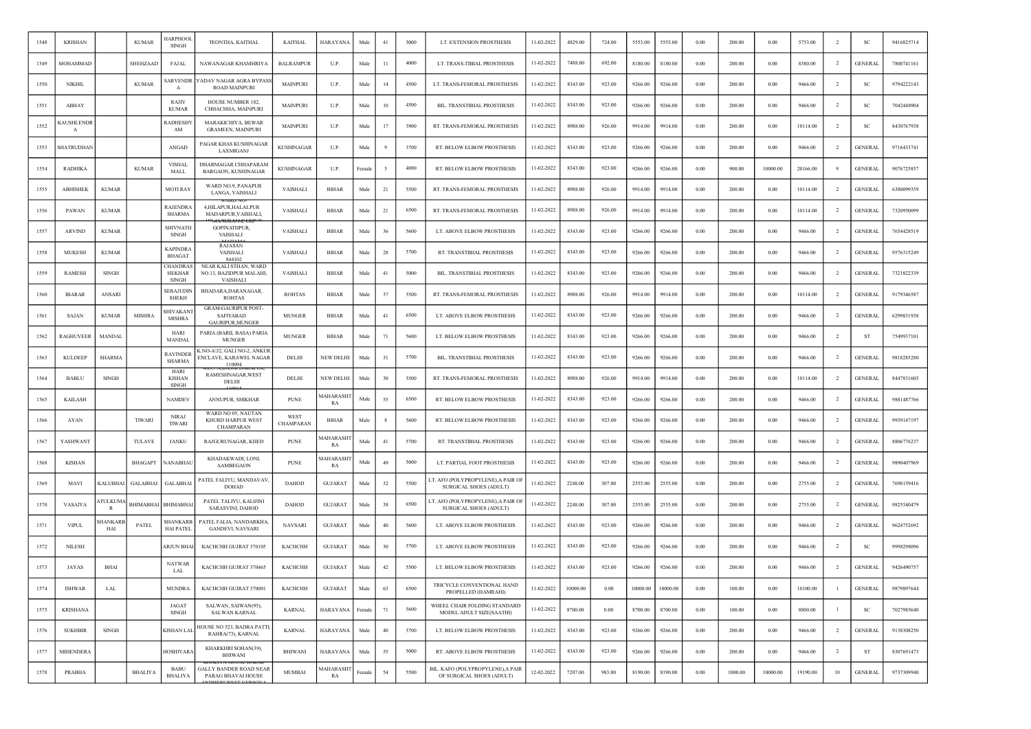| 1548 | KRISHAN | | KUMAR | HARPHOOL SINGH | TEONTHA, KAITHAL | KAITHAL | HARAYANA | Male | 41 | 5000 | LT. EXTENSION PROSTHESIS | 11-02-2022 | 4829.00 | 724.00 | 5553.00 | 5553.00 | 0.00 | 200.00 | 0.00 | 5753.00 | 2 | SC | 9416825714 |
|---|---|---|---|---|---|---|---|---|---|---|---|---|---|---|---|---|---|---|---|---|---|---|---|
| 1549 | MOHAMMAD | | SHEHZAAD | FAJAL | NAWANAGAR KHAMHRIYA | BALRAMPUR | U.P. | Male | 11 | 4000 | LT. TRANS-TIBIAL PROSTHESIS | 11-02-2022 | 7488.00 | 692.00 | 8180.00 | 8180.00 | 0.00 | 200.00 | 0.00 | 8380.00 | 2 | GENERAL | 7800741161 |
| 1550 | NIKHIL | | KUMAR | SARVENDRA | YADAV NAGAR AGRA BYPASS ROAD MAINPURI | MAINPURI | U.P. | Male | 14 | 4500 | LT. TRANS-FEMORAL PROSTHESIS | 11-02-2022 | 8343.00 | 923.00 | 9266.00 | 9266.00 | 0.00 | 200.00 | 0.00 | 9466.00 | 2 | SC | 9794222143 |
| 1551 | ABHAY | | | RAJIV KUMAR | HOUSE NUMBER 182, CHHACHHA, MAINPURI | MAINPURI | U.P. | Male | 10 | 4500 | BIL. TRANSTIBIAL PROSTHESIS | 11-02-2022 | 8343.00 | 923.00 | 9266.00 | 9266.00 | 0.00 | 200.00 | 0.00 | 9466.00 | 2 | SC | 7042448904 |
| 1552 | KAUSHLENDRA | | | RADHESHYAM | MARAKICHIYA, BEWAR GRAMEEN, MAINPURI | MAINPURI | U.P. | Male | 17 | 3900 | RT. TRANS-FEMORAL PROSTHESIS | 11-02-2022 | 8988.00 | 926.00 | 9914.00 | 9914.00 | 0.00 | 200.00 | 0.00 | 10114.00 | 2 | SC | 8430767938 |
| 1553 | SHATRUDHAN | | | ANGAD | PAGAR KHAS KUSHINAGAR LAXMIGANJ | KUSHINAGAR | U.P. | Male | 9 | 3700 | RT. BELOW ELBOW PROSTHESIS | 11-02-2022 | 8343.00 | 923.00 | 9266.00 | 9266.00 | 0.00 | 200.00 | 0.00 | 9466.00 | 2 | GENERAL | 9716433741 |
| 1554 | RADHIKA | | KUMAR | VISHAL MALL | DHARMAGAR CHHAPARAM BARGAON, KUSHINAGAR | KUSHINAGAR | U.P. | Female | 5 | 4000 | RT. BELOW ELBOW PROSTHESIS | 11-02-2022 | 8343.00 | 923.00 | 9266.00 | 9266.00 | 0.00 | 900.00 | 10000.00 | 20166.00 | 9 | GENERAL | 9076725857 |
| 1555 | ABHISHEK | KUMAR | | MOTI RAY | WARD NO.9, PANAPUR LANGA, VAISHALI | VAISHALI | BIHAR | Male | 21 | 5500 | RT. TRANS-FEMORAL PROSTHESIS | 11-02-2022 | 8988.00 | 926.00 | 9914.00 | 9914.00 | 0.00 | 200.00 | 0.00 | 10114.00 | 2 | GENERAL | 6380099359 |
| 1556 | PAWAN | KUMAR | | RAJENDRA SHARMA | WARD NO-4,HILAPUR,HALALPUR MADARPUR,VAISHALI, | VAISHALI | BIHAR | Male | 21 | 6500 | RT. TRANS-FEMORAL PROSTHESIS | 11-02-2022 | 8988.00 | 926.00 | 9914.00 | 9914.00 | 0.00 | 200.00 | 0.00 | 10114.00 | 2 | GENERAL | 7320950099 |
| 1557 | ARVIND | KUMAR | | SHIVNATH SINGH | GOPINATHPUR, VAISHALI | VAISHALI | BIHAR | Male | 36 | 5600 | LT. ABOVE ELBOW PROSTHESIS | 11-02-2022 | 8343.00 | 923.00 | 9266.00 | 9266.00 | 0.00 | 200.00 | 0.00 | 9466.00 | 2 | GENERAL | 7654428519 |
| 1558 | MUKESH | KUMAR | | KAPINDRA BHAGAT | RAJASAN VAISHALI 844102 | VAISHALI | BIHAR | Male | 28 | 5700 | RT. TRANSTIBIAL PROSTHESIS | 11-02-2022 | 8343.00 | 923.00 | 9266.00 | 9266.00 | 0.00 | 200.00 | 0.00 | 9466.00 | 2 | GENERAL | 9576315249 |
| 1559 | RAMESH | SINGH | | CHANDRASHEKHAR SINGH | NEAR KALI STHAN, WARD NO.13, BAZIDPUR MALAHI, VAISHALI | VAISHALI | BIHAR | Male | 41 | 5000 | BIL. TRANSTIBIAL PROSTHESIS | 11-02-2022 | 8343.00 | 923.00 | 9266.00 | 9266.00 | 0.00 | 200.00 | 0.00 | 9466.00 | 2 | GENERAL | 7321822339 |
| 1560 | IBARAR | ANSARI | | SERAJUDIN SHEKH | BHADARA,DARANAGAR, ROHTAS | ROHTAS | BIHAR | Male | 37 | 5500 | RT. TRANS-FEMORAL PROSTHESIS | 11-02-2022 | 8988.00 | 926.00 | 9914.00 | 9914.00 | 0.00 | 200.00 | 0.00 | 10114.00 | 2 | GENERAL | 9179346587 |
| 1561 | SAJAN | KUMAR | MISHRA | SHIVAKANT MISHRA | GRAM-GAURIPUR POST-SAFIYABAD GAURIPUR,MUNGER | MUNGER | BIHAR | Male | 41 | 6500 | LT. ABOVE ELBOW PROSTHESIS | 11-02-2022 | 8343.00 | 923.00 | 9266.00 | 9266.00 | 0.00 | 200.00 | 0.00 | 9466.00 | 2 | GENERAL | 6299831938 |
| 1562 | RAGHUVEER | MANDAL | | HARI MANDAL | PARIA (BARIL BASA) PARIA MUNGER | MUNGER | BIHAR | Male | 71 | 5600 | LT. BELOW ELBOW PROSTHESIS | 11-02-2022 | 8343.00 | 923.00 | 9266.00 | 9266.00 | 0.00 | 200.00 | 0.00 | 9466.00 | 2 | ST | 7549937101 |
| 1563 | KULDEEP | SHARMA | | RAVINDER SHARMA | K.NO-A/32, GALI NO-2, ANKUR ENCLAVE, KARAWEL NAGAR 110094 | DELHI | NEW DELHI | Male | 31 | 5700 | BIL. TRANSTIBIAL PROSTHESIS | 11-02-2022 | 8343.00 | 923.00 | 9266.00 | 9266.00 | 0.00 | 200.00 | 0.00 | 9466.00 | 2 | GENERAL | 9818285280 |
| 1564 | BABLU | SINGH | | HARI KISHAN SINGH | RAMESHNAGAR,WEST DELHI | DELHI | NEW DELHI | Male | 30 | 5500 | RT. TRANS-FEMORAL PROSTHESIS | 11-02-2022 | 8988.00 | 926.00 | 9914.00 | 9914.00 | 0.00 | 200.00 | 0.00 | 10114.00 | 2 | GENERAL | 8447831605 |
| 1565 | KAILASH | | | NAMDEV | ANNUPUR, SHIKHAR | PUNE | MAHARASHTRA | Male | 55 | 6500 | RT. BELOW ELBOW PROSTHESIS | 11-02-2022 | 8343.00 | 923.00 | 9266.00 | 9266.00 | 0.00 | 200.00 | 0.00 | 9466.00 | 2 | GENERAL | 9881487766 |
| 1566 | AYAN | | TIWARI | NIRAJ TIWARI | WARD NO 05, NAUTAN KHURD HARPUR WEST CHAMPARAN | WEST CHAMPARAN | BIHAR | Male | 8 | 5600 | RT. BELOW ELBOW PROSTHESIS | 11-02-2022 | 8343.00 | 923.00 | 9266.00 | 9266.00 | 0.00 | 200.00 | 0.00 | 9466.00 | 2 | GENERAL | 9939147197 |
| 1567 | YASHWANT | | TULAVE | JANKU | RAJGURUNAGAR, KHED | PUNE | MAHARASHTRA | Male | 41 | 5700 | RT. TRANSTIBIAL PROSTHESIS | 11-02-2022 | 8343.00 | 923.00 | 9266.00 | 9266.00 | 0.00 | 200.00 | 0.00 | 9466.00 | 2 | GENERAL | 8806776237 |
| 1568 | KISHAN | | BHAGAPT | NANABHAU | KHADAKWADI, LONI, AAMBEGAON | PUNE | MAHARASHTRA | Male | 49 | 5000 | LT. PARTIAL FOOT PROSTHESIS | 11-02-2022 | 8343.00 | 923.00 | 9266.00 | 9266.00 | 0.00 | 200.00 | 0.00 | 9466.00 | 2 | GENERAL | 9890407969 |
| 1569 | MAVI | KALUBHAI | GALABHAI | GALABHAI | PATEL FALIYU, MANDAVAV, DOHAD | DAHOD | GUJARAT | Male | 32 | 5500 | LT. AFO (POLYPROPYLENE),A PAIR OF SURGICAL SHOES (ADULT) | 11-02-2022 | 2248.00 | 307.00 | 2555.00 | 2555.00 | 0.00 | 200.00 | 0.00 | 2755.00 | 2 | GENERAL | 7698159416 |
| 1570 | VASAIYA | ATULKUMAR | BHIMABHAI | BHIMABHAI | PATEL TALIYU, KALIJINI SARASVINI, DAHOD | DAHOD | GUJARAT | Male | 38 | 6500 | LT. AFO (POLYPROPYLENE),A PAIR OF SURGICAL SHOES (ADULT) | 11-02-2022 | 2248.00 | 307.00 | 2555.00 | 2555.00 | 0.00 | 200.00 | 0.00 | 2755.00 | 2 | GENERAL | 9825540479 |
| 1571 | VIPUL | SHANKARBHAI | PATEL | SHANKARBHAI PATEL | PATEL FALIA, NANDARKHA, GANDEVI, NAVSARI | NAVSARI | GUJARAT | Male | 40 | 5600 | LT. ABOVE ELBOW PROSTHESIS | 11-02-2022 | 8343.00 | 923.00 | 9266.00 | 9266.00 | 0.00 | 200.00 | 0.00 | 9466.00 | 2 | GENERAL | 9624752692 |
| 1572 | NILESH | | | ARJUN BHAI | KACHCHH GUJRAT 370105 | KACHCHH | GUJARAT | Male | 30 | 5700 | LT. ABOVE ELBOW PROSTHESIS | 11-02-2022 | 8343.00 | 923.00 | 9266.00 | 9266.00 | 0.00 | 200.00 | 0.00 | 9466.00 | 2 | SC | 9998298096 |
| 1573 | JAYAS | BHAI | | NATWAR LAL | KACHCHH GUJRAT 370465 | KACHCHH | GUJARAT | Male | 42 | 5500 | LT. BELOW ELBOW PROSTHESIS | 11-02-2022 | 8343.00 | 923.00 | 9266.00 | 9266.00 | 0.00 | 200.00 | 0.00 | 9466.00 | 2 | GENERAL | 9426490757 |
| 1574 | ISHWAR | LAL | | MUNDRA | KACHCHH GUJRAT 370001 | KACHCHH | GUJARAT | Male | 63 | 6500 | TRICYCLE CONVENTIONAL HAND PROPELLED (HAMRAHI) | 11-02-2022 | 10000.00 | 0.00 | 10000.00 | 10000.00 | 0.00 | 100.00 | 0.00 | 10100.00 | 1 | GENERAL | 9879897644 |
| 1575 | KRISHANA | | | JAGAT SINGH | SALWAN, SAIWAN(95), SALWAN KARNAL | KARNAL | HARAYANA | Female | 71 | 5600 | WHEEL CHAIR FOLDING STANDARD MODEL ADULT SIZE(SAATHI) | 11-02-2022 | 8700.00 | 0.00 | 8700.00 | 8700.00 | 0.00 | 100.00 | 0.00 | 8800.00 | 1 | SC | 7027985640 |
| 1576 | SUKHBIR | SINGH | | KISHAN LAL | HOUSE NO 523, BADRA PATTI, RAHRA(73), KARNAL | KARNAL | HARAYANA | Male | 40 | 5700 | LT. BELOW ELBOW PROSTHESIS | 11-02-2022 | 8343.00 | 923.00 | 9266.00 | 9266.00 | 0.00 | 200.00 | 0.00 | 9466.00 | 2 | GENERAL | 9138308250 |
| 1577 | MIHENDERA | | | HOSHIYARA | KHARKHRI SOHAN(39), BHIWANI | BHIWANI | HARAYANA | Male | 55 | 5000 | RT. ABOVE ELBOW PROSTHESIS | 11-02-2022 | 8343.00 | 923.00 | 9266.00 | 9266.00 | 0.00 | 200.00 | 0.00 | 9466.00 | 2 | ST | 8307691473 |
| 1578 | PRABHA | | BHALIYA | BABU BHALIYA | GALLY BANDER ROAD NEAR PARAG BHAVAI HOUSE | MUMBAI | MAHARASHTRA | Female | 54 | 5500 | BIL. KAFO (POLYPROPYLENE),A PAIR OF SURGICAL SHOES (ADULT) | 12-02-2022 | 7207.00 | 983.00 | 8190.00 | 8190.00 | 0.00 | 1000.00 | 10000.00 | 19190.00 | 10 | GENERAL | 9737309940 |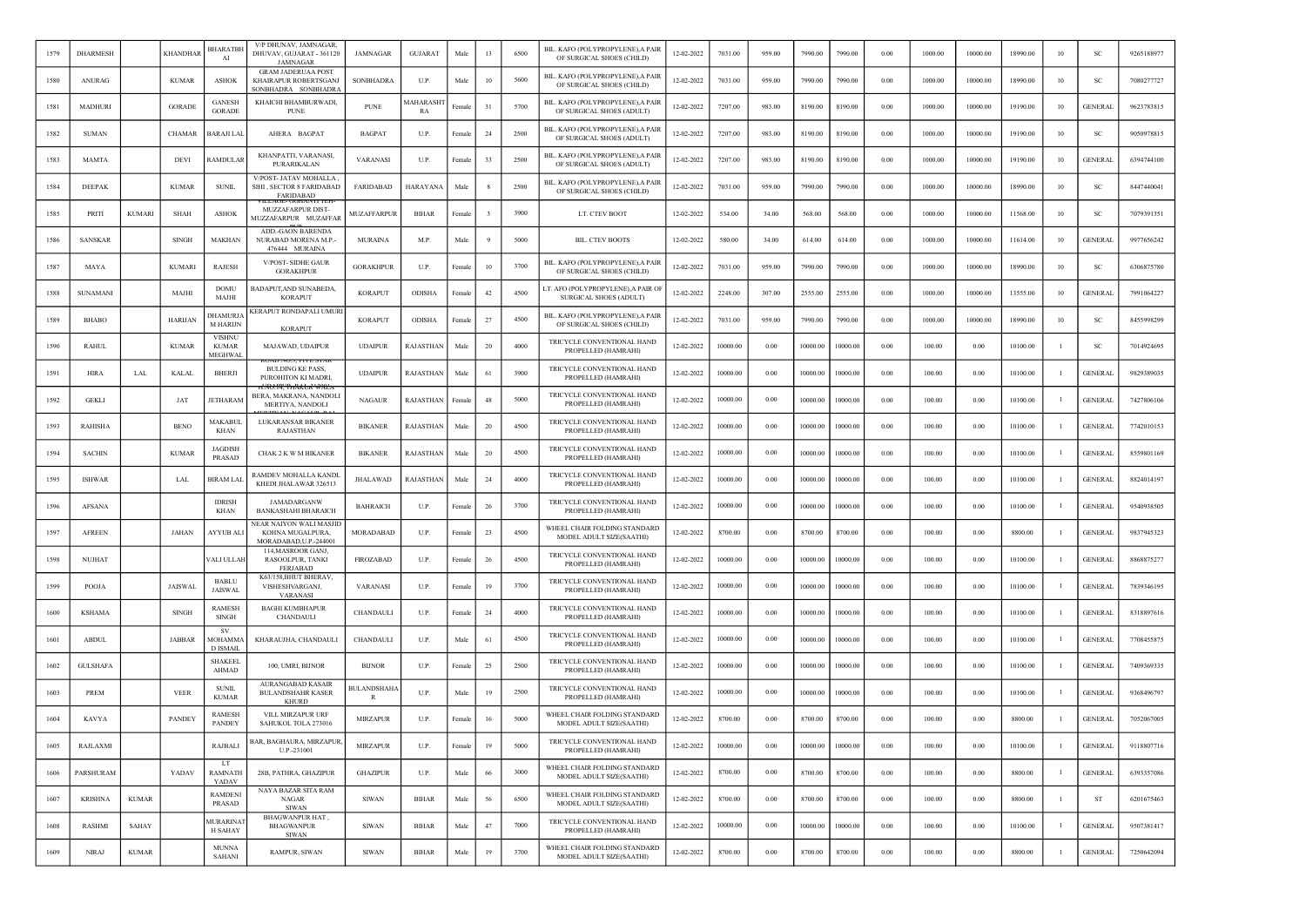| 1579 | DHARMESH | | KHANDHAR | BHARATBHAI | V/P DHUNAV, JAMNAGAR, DHUVAV, GUJARAT - 361120 JAMNAGAR | JAMNAGAR | GUJARAT | Male | 13 | 6500 | BIL. KAFO (POLYPROPYLENE),A PAIR OF SURGICAL SHOES (CHILD) | 12-02-2022 | 7031.00 | 959.00 | 7990.00 | 7990.00 | 0.00 | 1000.00 | 10000.00 | 18990.00 | 10 | SC | 9265188977 |
|---|---|---|---|---|---|---|---|---|---|---|---|---|---|---|---|---|---|---|---|---|---|---|---|
| 1580 | ANURAG | | KUMAR | ASHOK | GRAM JADERUAA POST KHAIRAPUR ROBERTSGANJ SONBHADRA SONBHADRA | SONBHADRA | U.P. | Male | 10 | 5600 | BIL. KAFO (POLYPROPYLENE),A PAIR OF SURGICAL SHOES (CHILD) | 12-02-2022 | 7031.00 | 959.00 | 7990.00 | 7990.00 | 0.00 | 1000.00 | 10000.00 | 18990.00 | 10 | SC | 7080277727 |
| 1581 | MADHURI | | GORADE | GANESH GORADE | KHAICHI BHAMBURWADI, PUNE | PUNE | MAHARASHTRA | Female | 31 | 5700 | BIL. KAFO (POLYPROPYLENE),A PAIR OF SURGICAL SHOES (ADULT) | 12-02-2022 | 7207.00 | 983.00 | 8190.00 | 8190.00 | 0.00 | 1000.00 | 10000.00 | 19190.00 | 10 | GENERAL | 9623783815 |
| 1582 | SUMAN | | CHAMAR | BARAJI LAL | AHERA BAGPAT | BAGPAT | U.P. | Female | 24 | 2500 | BIL. KAFO (POLYPROPYLENE),A PAIR OF SURGICAL SHOES (ADULT) | 12-02-2022 | 7207.00 | 983.00 | 8190.00 | 8190.00 | 0.00 | 1000.00 | 10000.00 | 19190.00 | 10 | SC | 9050978815 |
| 1583 | MAMTA | | DEVI | RAMDULAR | KHANPATTI, VARANASI, PURARIKALAN | VARANASI | U.P. | Female | 33 | 2500 | BIL. KAFO (POLYPROPYLENE),A PAIR OF SURGICAL SHOES (ADULT) | 12-02-2022 | 7207.00 | 983.00 | 8190.00 | 8190.00 | 0.00 | 1000.00 | 10000.00 | 19190.00 | 10 | GENERAL | 6394744100 |
| 1584 | DEEPAK | | KUMAR | SUNIL | V/POST- JATAV MOHALLA , SIHI , SECTOR 8 FARIDABAD FARIDABAD | FARIDABAD | HARAYANA | Male | 8 | 2500 | BIL. KAFO (POLYPROPYLENE),A PAIR OF SURGICAL SHOES (CHILD) | 12-02-2022 | 7031.00 | 959.00 | 7990.00 | 7990.00 | 0.00 | 1000.00 | 10000.00 | 18990.00 | 10 | SC | 8447440041 |
| 1585 | PRITI | KUMARI | SHAH | ASHOK | VILLAGE-GOSHANTI TEH-MUZZAFARPUR DIST-MUZZAFARPUR MUZAFFAR | MUZAFFARPUR | BIHAR | Female | 3 | 3900 | LT. CTEV BOOT | 12-02-2022 | 534.00 | 34.00 | 568.00 | 568.00 | 0.00 | 1000.00 | 10000.00 | 11568.00 | 10 | SC | 7079391351 |
| 1586 | SANSKAR | | SINGH | MAKHAN | ADD.-GAON BARENDA NURABAD MORENA M.P.-476444 MURAINA | MURAINA | M.P. | Male | 9 | 5000 | BIL. CTEV BOOTS | 12-02-2022 | 580.00 | 34.00 | 614.00 | 614.00 | 0.00 | 1000.00 | 10000.00 | 11614.00 | 10 | GENERAL | 9977656242 |
| 1587 | MAYA | | KUMARI | RAJESH | V/POST- SIDHE GAUR GORAKHPUR | GORAKHPUR | U.P. | Female | 10 | 3700 | BIL. KAFO (POLYPROPYLENE),A PAIR OF SURGICAL SHOES (CHILD) | 12-02-2022 | 7031.00 | 959.00 | 7990.00 | 7990.00 | 0.00 | 1000.00 | 10000.00 | 18990.00 | 10 | SC | 6306875780 |
| 1588 | SUNAMANI | | MAJHI | DOMU MAJHI | BADAPUT,AND SUNABEDA, KORAPUT | KORAPUT | ODISHA | Female | 42 | 4500 | LT. AFO (POLYPROPYLENE),A PAIR OF SURGICAL SHOES (ADULT) | 12-02-2022 | 2248.00 | 307.00 | 2555.00 | 2555.00 | 0.00 | 1000.00 | 10000.00 | 13555.00 | 10 | GENERAL | 7991064227 |
| 1589 | BHABO | | HARIJAN | DHAMURJAM HARIJN | KERAPUT RONDAPALI UMURI KORAPUT | KORAPUT | ODISHA | Female | 27 | 4500 | BIL. KAFO (POLYPROPYLENE),A PAIR OF SURGICAL SHOES (CHILD) | 12-02-2022 | 7031.00 | 959.00 | 7990.00 | 7990.00 | 0.00 | 1000.00 | 10000.00 | 18990.00 | 10 | SC | 8455998299 |
| 1590 | RAHUL | | KUMAR | VISHNU KUMAR MEGHWAL | MAJAWAD, UDAIPUR | UDAIPUR | RAJASTHAN | Male | 20 | 4000 | TRICYCLE CONVENTIONAL HAND PROPELLED (HAMRAHI) | 12-02-2022 | 10000.00 | 0.00 | 10000.00 | 10000.00 | 0.00 | 100.00 | 0.00 | 10100.00 | 1 | SC | 7014924695 |
| 1591 | HIRA | LAL | KALAL | BHERJI | ROAD NO.3, FIVE STAR BULDING KE PASS, PUROHITON KI MADRI, UDAIPUR | UDAIPUR | RAJASTHAN | Male | 61 | 3900 | TRICYCLE CONVENTIONAL HAND PROPELLED (HAMRAHI) | 12-02-2022 | 10000.00 | 0.00 | 10000.00 | 10000.00 | 0.00 | 100.00 | 0.00 | 10100.00 | 1 | GENERAL | 9829389035 |
| 1592 | GEKLI | | JAT | JETHARAM | BERA, MAKRANA, NANDOLI MERTIYA, NANDOLI | NAGAUR | RAJASTHAN | Female | 48 | 5000 | TRICYCLE CONVENTIONAL HAND PROPELLED (HAMRAHI) | 12-02-2022 | 10000.00 | 0.00 | 10000.00 | 10000.00 | 0.00 | 100.00 | 0.00 | 10100.00 | 1 | GENERAL | 7427806106 |
| 1593 | RAHISHA | | BENO | MAKABUL KHAN | LUKARANSAR BIKANER RAJASTHAN | BIKANER | RAJASTHAN | Male | 20 | 4500 | TRICYCLE CONVENTIONAL HAND PROPELLED (HAMRAHI) | 12-02-2022 | 10000.00 | 0.00 | 10000.00 | 10000.00 | 0.00 | 100.00 | 0.00 | 10100.00 | 1 | GENERAL | 7742010153 |
| 1594 | SACHIN | | KUMAR | JAGDISH PRASAD | CHAK 2 K W M BIKANER | BIKANER | RAJASTHAN | Male | 20 | 4500 | TRICYCLE CONVENTIONAL HAND PROPELLED (HAMRAHI) | 12-02-2022 | 10000.00 | 0.00 | 10000.00 | 10000.00 | 0.00 | 100.00 | 0.00 | 10100.00 | 1 | GENERAL | 8559801169 |
| 1595 | ISHWAR | | LAL | BIRAM LAL | RAMDEV MOHALLA KANDL KHEDI JHALAWAR 326513 | JHALAWAD | RAJASTHAN | Male | 24 | 4000 | TRICYCLE CONVENTIONAL HAND PROPELLED (HAMRAHI) | 12-02-2022 | 10000.00 | 0.00 | 10000.00 | 10000.00 | 0.00 | 100.00 | 0.00 | 10100.00 | 1 | GENERAL | 8824014197 |
| 1596 | AFSANA | | | IDRISH KHAN | JAMADARGANW BANKASHAHI BHARAICH | BAHRAICH | U.P. | Female | 26 | 3700 | TRICYCLE CONVENTIONAL HAND PROPELLED (HAMRAHI) | 12-02-2022 | 10000.00 | 0.00 | 10000.00 | 10000.00 | 0.00 | 100.00 | 0.00 | 10100.00 | 1 | GENERAL | 9540938505 |
| 1597 | AFREEN | | JAHAN | AYYUB ALI | NEAR NAIYON WALI MASJID KOHNA MUGALPURA, MORADABAD,U.P.-244001 | MORADABAD | U.P. | Female | 23 | 4500 | WHEEL CHAIR FOLDING STANDARD MODEL ADULT SIZE(SAATHI) | 12-02-2022 | 8700.00 | 0.00 | 8700.00 | 8700.00 | 0.00 | 100.00 | 0.00 | 8800.00 | 1 | GENERAL | 9837945323 |
| 1598 | NUJHAT | | | VALI ULLAH | 114,MASROOR GANJ, RASOOLPUR, TANKI FERJABAD | FIROZABAD | U.P. | Female | 26 | 4500 | TRICYCLE CONVENTIONAL HAND PROPELLED (HAMRAHI) | 12-02-2022 | 10000.00 | 0.00 | 10000.00 | 10000.00 | 0.00 | 100.00 | 0.00 | 10100.00 | 1 | GENERAL | 8868875277 |
| 1599 | POOJA | | JAISWAL | BABLU JAISWAL | K63/158,BHUT BHERAV, VISHESHVARGANJ, VARANASI | VARANASI | U.P. | Female | 19 | 3700 | TRICYCLE CONVENTIONAL HAND PROPELLED (HAMRAHI) | 12-02-2022 | 10000.00 | 0.00 | 10000.00 | 10000.00 | 0.00 | 100.00 | 0.00 | 10100.00 | 1 | GENERAL | 7839346195 |
| 1600 | KSHAMA | | SINGH | RAMESH SINGH | BAGHI KUMBHAPUR CHANDAULI | CHANDAULI | U.P. | Female | 24 | 4000 | TRICYCLE CONVENTIONAL HAND PROPELLED (HAMRAHI) | 12-02-2022 | 10000.00 | 0.00 | 10000.00 | 10000.00 | 0.00 | 100.00 | 0.00 | 10100.00 | 1 | GENERAL | 8318897616 |
| 1601 | ABDUL | | JABBAR | SV. MOHAMMAD ISMAIL | KHARAUJHA, CHANDAULI | CHANDAULI | U.P. | Male | 61 | 4500 | TRICYCLE CONVENTIONAL HAND PROPELLED (HAMRAHI) | 12-02-2022 | 10000.00 | 0.00 | 10000.00 | 10000.00 | 0.00 | 100.00 | 0.00 | 10100.00 | 1 | GENERAL | 7708455875 |
| 1602 | GULSHAFA | | | SHAKEEL AHMAD | 100, UMRI, BIJNOR | BIJNOR | U.P. | Female | 25 | 2500 | TRICYCLE CONVENTIONAL HAND PROPELLED (HAMRAHI) | 12-02-2022 | 10000.00 | 0.00 | 10000.00 | 10000.00 | 0.00 | 100.00 | 0.00 | 10100.00 | 1 | GENERAL | 7409369335 |
| 1603 | PREM | | VEER | SUNIL KUMAR | AURANGABAD KASAIR BULANDSHAHR KASER KHURD | BULANDSHAHAR | U.P. | Male | 19 | 2500 | TRICYCLE CONVENTIONAL HAND PROPELLED (HAMRAHI) | 12-02-2022 | 10000.00 | 0.00 | 10000.00 | 10000.00 | 0.00 | 100.00 | 0.00 | 10100.00 | 1 | GENERAL | 9368496797 |
| 1604 | KAVYA | | PANDEY | RAMESH PANDEY | VILL MIRZAPUR URF SAHUKOL TOLA 273016 | MIRZAPUR | U.P. | Female | 16 | 5000 | WHEEL CHAIR FOLDING STANDARD MODEL ADULT SIZE(SAATHI) | 12-02-2022 | 8700.00 | 0.00 | 8700.00 | 8700.00 | 0.00 | 100.00 | 0.00 | 8800.00 | 1 | GENERAL | 7052067005 |
| 1605 | RAJLAXMI | | | RAJBALI | BAR, BAGHAURA, MIRZAPUR, U.P.-231001 | MIRZAPUR | U.P. | Female | 19 | 5000 | TRICYCLE CONVENTIONAL HAND PROPELLED (HAMRAHI) | 12-02-2022 | 10000.00 | 0.00 | 10000.00 | 10000.00 | 0.00 | 100.00 | 0.00 | 10100.00 | 1 | GENERAL | 9118807716 |
| 1606 | PARSHURAM | | YADAV | LT RAMNATH YADAV | 28B, PATHRA, GHAZIPUR | GHAZIPUR | U.P. | Male | 66 | 3000 | WHEEL CHAIR FOLDING STANDARD MODEL ADULT SIZE(SAATHI) | 12-02-2022 | 8700.00 | 0.00 | 8700.00 | 8700.00 | 0.00 | 100.00 | 0.00 | 8800.00 | 1 | GENERAL | 6393357086 |
| 1607 | KRISHNA | KUMAR | | RAMDENI PRASAD | NAYA BAZAR SITA RAM NAGAR SIWAN | SIWAN | BIHAR | Male | 56 | 6500 | WHEEL CHAIR FOLDING STANDARD MODEL ADULT SIZE(SAATHI) | 12-02-2022 | 8700.00 | 0.00 | 8700.00 | 8700.00 | 0.00 | 100.00 | 0.00 | 8800.00 | 1 | ST | 6201675463 |
| 1608 | RASHMI | SAHAY | | MURARINATH SAHAY | BHAGWANPUR HAT , BHAGWANPUR SIWAN | SIWAN | BIHAR | Male | 47 | 7000 | TRICYCLE CONVENTIONAL HAND PROPELLED (HAMRAHI) | 12-02-2022 | 10000.00 | 0.00 | 10000.00 | 10000.00 | 0.00 | 100.00 | 0.00 | 10100.00 | 1 | GENERAL | 9507381417 |
| 1609 | NIRAJ | KUMAR | | MUNNA SAHANI | RAMPUR, SIWAN | SIWAN | BIHAR | Male | 19 | 3700 | WHEEL CHAIR FOLDING STANDARD MODEL ADULT SIZE(SAATHI) | 12-02-2022 | 8700.00 | 0.00 | 8700.00 | 8700.00 | 0.00 | 100.00 | 0.00 | 8800.00 | 1 | GENERAL | 7250642094 |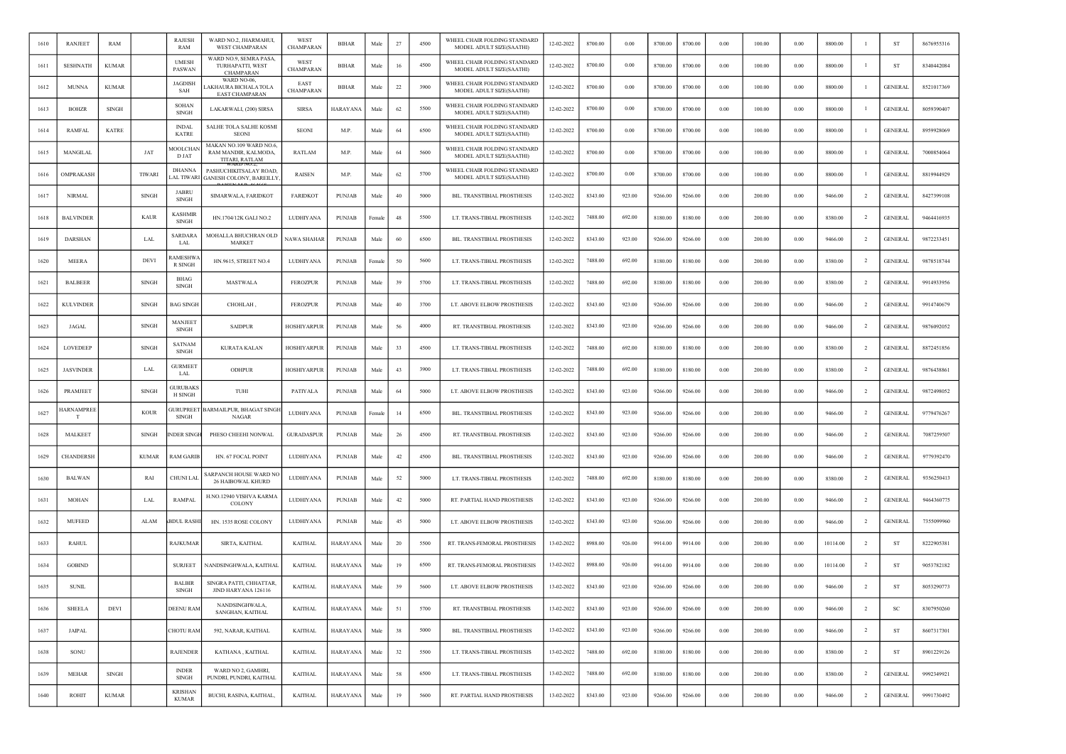| 1610 | RANJEET | RAM | | RAJESH RAM | WARD NO.2, JHARMAHUI, WEST CHAMPARAN | WEST CHAMPARAN | BIHAR | Male | 27 | 4500 | WHEEL CHAIR FOLDING STANDARD MODEL ADULT SIZE(SAATHI) | 12-02-2022 | 8700.00 | 0.00 | 8700.00 | 8700.00 | 0.00 | 100.00 | 0.00 | 8800.00 | 1 | ST | 8676955316 |
|---|---|---|---|---|---|---|---|---|---|---|---|---|---|---|---|---|---|---|---|---|---|---|---|
| 1611 | SESHNATH | KUMAR | | UMESH PASWAN | WARD NO.9, SEMRA PASA, TURHAPATTI, WEST CHAMPARAN | WEST CHAMPARAN | BIHAR | Male | 16 | 4500 | WHEEL CHAIR FOLDING STANDARD MODEL ADULT SIZE(SAATHI) | 12-02-2022 | 8700.00 | 0.00 | 8700.00 | 8700.00 | 0.00 | 100.00 | 0.00 | 8800.00 | 1 | ST | 8340442084 |
| 1612 | MUNNA | KUMAR | | JAGDISH SAH | WARD NO-06, LAKHAURA BICHALA TOLA EAST CHAMPARAN | EAST CHAMPARAN | BIHAR | Male | 22 | 3900 | WHEEL CHAIR FOLDING STANDARD MODEL ADULT SIZE(SAATHI) | 12-02-2022 | 8700.00 | 0.00 | 8700.00 | 8700.00 | 0.00 | 100.00 | 0.00 | 8800.00 | 1 | GENERAL | 8521017369 |
| 1613 | BOHZR | SINGH | | SOHAN SINGH | LAKARWALI, (200) SIRSA | SIRSA | HARAYANA | Male | 62 | 5500 | WHEEL CHAIR FOLDING STANDARD MODEL ADULT SIZE(SAATHI) | 12-02-2022 | 8700.00 | 0.00 | 8700.00 | 8700.00 | 0.00 | 100.00 | 0.00 | 8800.00 | 1 | GENERAL | 8059390407 |
| 1614 | RAMFAL | KATRE | | INDAL KATRE | SALHE TOLA SALHE KOSMI SEONI | SEONI | M.P. | Male | 64 | 6500 | WHEEL CHAIR FOLDING STANDARD MODEL ADULT SIZE(SAATHI) | 12-02-2022 | 8700.00 | 0.00 | 8700.00 | 8700.00 | 0.00 | 100.00 | 0.00 | 8800.00 | 1 | GENERAL | 8959928069 |
| 1615 | MANGILAL | | JAT | MOOLCHAN D JAT | MAKAN NO.109 WARD NO.6, RAM MANDIR, KALMODA, TITARI, RATLAM | RATLAM | M.P. | Male | 64 | 5600 | WHEEL CHAIR FOLDING STANDARD MODEL ADULT SIZE(SAATHI) | 12-02-2022 | 8700.00 | 0.00 | 8700.00 | 8700.00 | 0.00 | 100.00 | 0.00 | 8800.00 | 1 | GENERAL | 7000854064 |
| 1616 | OMPRAKASH | | TIWARI | DHANNA LAL TIWARI | WARD NO.2, PASHUCHIKITSALAY ROAD, GANESH COLONY, BAREILLY, | RAISEN | M.P. | Male | 62 | 5700 | WHEEL CHAIR FOLDING STANDARD MODEL ADULT SIZE(SAATHI) | 12-02-2022 | 8700.00 | 0.00 | 8700.00 | 8700.00 | 0.00 | 100.00 | 0.00 | 8800.00 | 1 | GENERAL | 8819944929 |
| 1617 | NIRMAL | | SINGH | JABRU SINGH | SIMARWALA, FARIDKOT | FARIDKOT | PUNJAB | Male | 40 | 5000 | BIL. TRANSTIBIAL PROSTHESIS | 12-02-2022 | 8343.00 | 923.00 | 9266.00 | 9266.00 | 0.00 | 200.00 | 0.00 | 9466.00 | 2 | GENERAL | 8427399108 |
| 1618 | BALVINDER | | KAUR | KASHMIR SINGH | HN.1704/12K GALI NO.2 | LUDHIYANA | PUNJAB | Female | 48 | 5500 | LT. TRANS-TIBIAL PROSTHESIS | 12-02-2022 | 7488.00 | 692.00 | 8180.00 | 8180.00 | 0.00 | 200.00 | 0.00 | 8380.00 | 2 | GENERAL | 9464416935 |
| 1619 | DARSHAN | | LAL | SARDARA LAL | MOHALLA BHUCHRAN OLD MARKET | NAWA SHAHAR | PUNJAB | Male | 60 | 6500 | BIL. TRANSTIBIAL PROSTHESIS | 12-02-2022 | 8343.00 | 923.00 | 9266.00 | 9266.00 | 0.00 | 200.00 | 0.00 | 9466.00 | 2 | GENERAL | 9872233451 |
| 1620 | MEERA | | DEVI | RAMESHWA R SINGH | HN.9615, STREET NO.4 | LUDHIYANA | PUNJAB | Female | 50 | 5600 | LT. TRANS-TIBIAL PROSTHESIS | 12-02-2022 | 7488.00 | 692.00 | 8180.00 | 8180.00 | 0.00 | 200.00 | 0.00 | 8380.00 | 2 | GENERAL | 9878518744 |
| 1621 | BALBEER | | SINGH | BHAG SINGH | MASTWALA | FEROZPUR | PUNJAB | Male | 39 | 5700 | LT. TRANS-TIBIAL PROSTHESIS | 12-02-2022 | 7488.00 | 692.00 | 8180.00 | 8180.00 | 0.00 | 200.00 | 0.00 | 8380.00 | 2 | GENERAL | 9914933956 |
| 1622 | KULVINDER | | SINGH | BAG SINGH | CHOHLAH , | FEROZPUR | PUNJAB | Male | 40 | 3700 | LT. ABOVE ELBOW PROSTHESIS | 12-02-2022 | 8343.00 | 923.00 | 9266.00 | 9266.00 | 0.00 | 200.00 | 0.00 | 9466.00 | 2 | GENERAL | 9914740679 |
| 1623 | JAGAL | | SINGH | MANJEET SINGH | SAIDPUR | HOSHIYARPUR | PUNJAB | Male | 56 | 4000 | RT. TRANSTIBIAL PROSTHESIS | 12-02-2022 | 8343.00 | 923.00 | 9266.00 | 9266.00 | 0.00 | 200.00 | 0.00 | 9466.00 | 2 | GENERAL | 9876092052 |
| 1624 | LOVEDEEP | | SINGH | SATNAM SINGH | KURATA KALAN | HOSHIYARPUR | PUNJAB | Male | 33 | 4500 | LT. TRANS-TIBIAL PROSTHESIS | 12-02-2022 | 7488.00 | 692.00 | 8180.00 | 8180.00 | 0.00 | 200.00 | 0.00 | 8380.00 | 2 | GENERAL | 8872451856 |
| 1625 | JASVINDER | | LAL | GURMEET LAL | ODHPUR | HOSHIYARPUR | PUNJAB | Male | 43 | 3900 | LT. TRANS-TIBIAL PROSTHESIS | 12-02-2022 | 7488.00 | 692.00 | 8180.00 | 8180.00 | 0.00 | 200.00 | 0.00 | 8380.00 | 2 | GENERAL | 9876438861 |
| 1626 | PRAMJEET | | SINGH | GURUBAKS H SINGH | TUHI | PATIYALA | PUNJAB | Male | 64 | 5000 | LT. ABOVE ELBOW PROSTHESIS | 12-02-2022 | 8343.00 | 923.00 | 9266.00 | 9266.00 | 0.00 | 200.00 | 0.00 | 9466.00 | 2 | GENERAL | 9872498052 |
| 1627 | HARNAMPREE T | | KOUR | GURUPREET SINGH | BARMAILPUR, BHAGAT SINGH NAGAR | LUDHIYANA | PUNJAB | Female | 14 | 6500 | BIL. TRANSTIBIAL PROSTHESIS | 12-02-2022 | 8343.00 | 923.00 | 9266.00 | 9266.00 | 0.00 | 200.00 | 0.00 | 9466.00 | 2 | GENERAL | 9779476267 |
| 1628 | MALKEET | | SINGH | INDER SINGH | PHESO CHEEHI NONWAL | GURADASPUR | PUNJAB | Male | 26 | 4500 | RT. TRANSTIBIAL PROSTHESIS | 12-02-2022 | 8343.00 | 923.00 | 9266.00 | 9266.00 | 0.00 | 200.00 | 0.00 | 9466.00 | 2 | GENERAL | 7087259507 |
| 1629 | CHANDERSH | | KUMAR | RAM GARIB | HN. 67 FOCAL POINT | LUDHIYANA | PUNJAB | Male | 42 | 4500 | BIL. TRANSTIBIAL PROSTHESIS | 12-02-2022 | 8343.00 | 923.00 | 9266.00 | 9266.00 | 0.00 | 200.00 | 0.00 | 9466.00 | 2 | GENERAL | 9779392470 |
| 1630 | BALWAN | | RAI | CHUNI LAL | SARPANCH HOUSE WARD NO 26 HAIBOWAL KHURD | LUDHIYANA | PUNJAB | Male | 52 | 5000 | LT. TRANS-TIBIAL PROSTHESIS | 12-02-2022 | 7488.00 | 692.00 | 8180.00 | 8180.00 | 0.00 | 200.00 | 0.00 | 8380.00 | 2 | GENERAL | 9356250413 |
| 1631 | MOHAN | | LAL | RAMPAL | H.NO.12940 VISHVA KARMA COLONY | LUDHIYANA | PUNJAB | Male | 42 | 5000 | RT. PARTIAL HAND PROSTHESIS | 12-02-2022 | 8343.00 | 923.00 | 9266.00 | 9266.00 | 0.00 | 200.00 | 0.00 | 9466.00 | 2 | GENERAL | 9464360775 |
| 1632 | MUFEED | | ALAM | ABDUL RASHI | HN. 1535 ROSE COLONY | LUDHIYANA | PUNJAB | Male | 45 | 5000 | LT. ABOVE ELBOW PROSTHESIS | 12-02-2022 | 8343.00 | 923.00 | 9266.00 | 9266.00 | 0.00 | 200.00 | 0.00 | 9466.00 | 2 | GENERAL | 7355099960 |
| 1633 | RAHUL | | | RAJKUMAR | SIRTA, KAITHAL | KAITHAL | HARAYANA | Male | 20 | 5500 | RT. TRANS-FEMORAL PROSTHESIS | 13-02-2022 | 8988.00 | 926.00 | 9914.00 | 9914.00 | 0.00 | 200.00 | 0.00 | 10114.00 | 2 | ST | 8222905381 |
| 1634 | GOBIND | | | SURJEET | NANDSINGHWALA, KAITHAL | KAITHAL | HARAYANA | Male | 19 | 6500 | RT. TRANS-FEMORAL PROSTHESIS | 13-02-2022 | 8988.00 | 926.00 | 9914.00 | 9914.00 | 0.00 | 200.00 | 0.00 | 10114.00 | 2 | ST | 9053782182 |
| 1635 | SUNIL | | | BALBIR SINGH | SINGRA PATTI, CHHATTAR, JIND HARYANA 126116 | KAITHAL | HARAYANA | Male | 39 | 5600 | LT. ABOVE ELBOW PROSTHESIS | 13-02-2022 | 8343.00 | 923.00 | 9266.00 | 9266.00 | 0.00 | 200.00 | 0.00 | 9466.00 | 2 | ST | 8053290773 |
| 1636 | SHEELA | DEVI | | DEENU RAM | NANDSINGHWALA, SANGHAN, KAITHAL | KAITHAL | HARAYANA | Male | 51 | 5700 | RT. TRANSTIBIAL PROSTHESIS | 13-02-2022 | 8343.00 | 923.00 | 9266.00 | 9266.00 | 0.00 | 200.00 | 0.00 | 9466.00 | 2 | SC | 8307950260 |
| 1637 | JAIPAL | | | CHOTU RAM | 592, NARAR, KAITHAL | KAITHAL | HARAYANA | Male | 38 | 5000 | BIL. TRANSTIBIAL PROSTHESIS | 13-02-2022 | 8343.00 | 923.00 | 9266.00 | 9266.00 | 0.00 | 200.00 | 0.00 | 9466.00 | 2 | ST | 8607317301 |
| 1638 | SONU | | | RAJENDER | KATHANA , KAITHAL | KAITHAL | HARAYANA | Male | 32 | 5500 | LT. TRANS-TIBIAL PROSTHESIS | 13-02-2022 | 7488.00 | 692.00 | 8180.00 | 8180.00 | 0.00 | 200.00 | 0.00 | 8380.00 | 2 | ST | 8901229126 |
| 1639 | MEHAR | SINGH | | INDER SINGH | WARD NO 2, GAMHRI, PUNDRI, PUNDRI, KAITHAL | KAITHAL | HARAYANA | Male | 58 | 6500 | LT. TRANS-TIBIAL PROSTHESIS | 13-02-2022 | 7488.00 | 692.00 | 8180.00 | 8180.00 | 0.00 | 200.00 | 0.00 | 8380.00 | 2 | GENERAL | 9992349921 |
| 1640 | ROHIT | KUMAR | | KRISHAN KUMAR | BUCHI, RASINA, KAITHAL, | KAITHAL | HARAYANA | Male | 19 | 5600 | RT. PARTIAL HAND PROSTHESIS | 13-02-2022 | 8343.00 | 923.00 | 9266.00 | 9266.00 | 0.00 | 200.00 | 0.00 | 9466.00 | 2 | GENERAL | 9991730492 |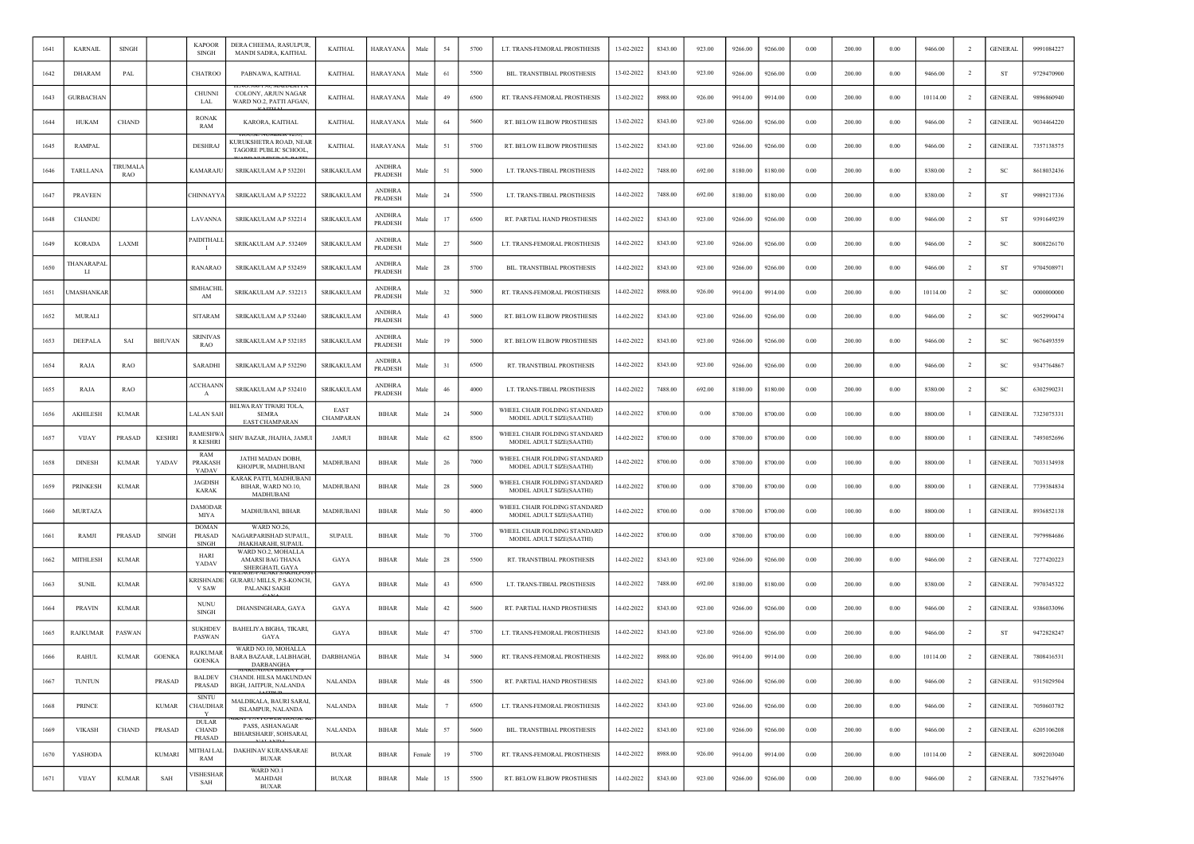| 1641 | KARNAIL | SINGH | | KAPOOR SINGH | DERA CHEEMA, RASULPUR, MANDI SADRA, KAITHAL | KAITHAL | HARAYANA | Male | 54 | 5700 | LT. TRANS-FEMORAL PROSTHESIS | 13-02-2022 | 8343.00 | 923.00 | 9266.00 | 9266.00 | 0.00 | 200.00 | 0.00 | 9466.00 | 2 | GENERAL | 9991084227 |
|---|---|---|---|---|---|---|---|---|---|---|---|---|---|---|---|---|---|---|---|---|---|---|---|
| 1642 | DHARAM | PAL | | CHATROO | PABNAWA, KAITHAL | KAITHAL | HARAYANA | Male | 61 | 5500 | BIL. TRANSTIBIAL PROSTHESIS | 13-02-2022 | 8343.00 | 923.00 | 9266.00 | 9266.00 | 0.00 | 200.00 | 0.00 | 9466.00 | 2 | ST | 9729470900 |
| 1643 | GURBACHAN | | | CHUNNI LAL | COLONY, ARJUN NAGAR WARD NO.2, PATTI AFGAN, KAITHAL | KAITHAL | HARAYANA | Male | 49 | 6500 | RT. TRANS-FEMORAL PROSTHESIS | 13-02-2022 | 8988.00 | 926.00 | 9914.00 | 9914.00 | 0.00 | 200.00 | 0.00 | 10114.00 | 2 | GENERAL | 9896860940 |
| 1644 | HUKAM | CHAND | | RONAK RAM | KARORA, KAITHAL | KAITHAL | HARAYANA | Male | 64 | 5600 | RT. BELOW ELBOW PROSTHESIS | 13-02-2022 | 8343.00 | 923.00 | 9266.00 | 9266.00 | 0.00 | 200.00 | 0.00 | 9466.00 | 2 | GENERAL | 9034464220 |
| 1645 | RAMPAL | | | DESHRAJ | KURUKSHETRA ROAD, NEAR TAGORE PUBLIC SCHOOL, | KAITHAL | HARAYANA | Male | 51 | 5700 | RT. BELOW ELBOW PROSTHESIS | 13-02-2022 | 8343.00 | 923.00 | 9266.00 | 9266.00 | 0.00 | 200.00 | 0.00 | 9466.00 | 2 | GENERAL | 7357138575 |
| 1646 | TARLLANA | TIRUMALA RAO | | KAMARAJU | SRIKAKULAM A.P 532201 | SRIKAKULAM | ANDHRA PRADESH | Male | 51 | 5000 | LT. TRANS-TIBIAL PROSTHESIS | 14-02-2022 | 7488.00 | 692.00 | 8180.00 | 8180.00 | 0.00 | 200.00 | 0.00 | 8380.00 | 2 | SC | 8618032436 |
| 1647 | PRAVEEN | | | CHINNAYYA | SRIKAKULAM A.P 532222 | SRIKAKULAM | ANDHRA PRADESH | Male | 24 | 5500 | LT. TRANS-TIBIAL PROSTHESIS | 14-02-2022 | 7488.00 | 692.00 | 8180.00 | 8180.00 | 0.00 | 200.00 | 0.00 | 8380.00 | 2 | ST | 9989217336 |
| 1648 | CHANDU | | | LAVANNA | SRIKAKULAM A.P 532214 | SRIKAKULAM | ANDHRA PRADESH | Male | 17 | 6500 | RT. PARTIAL HAND PROSTHESIS | 14-02-2022 | 8343.00 | 923.00 | 9266.00 | 9266.00 | 0.00 | 200.00 | 0.00 | 9466.00 | 2 | ST | 9391649239 |
| 1649 | KORADA | LAXMI | | PAIDITHALLI | SRIKAKULAM A.P. 532409 | SRIKAKULAM | ANDHRA PRADESH | Male | 27 | 5600 | LT. TRANS-FEMORAL PROSTHESIS | 14-02-2022 | 8343.00 | 923.00 | 9266.00 | 9266.00 | 0.00 | 200.00 | 0.00 | 9466.00 | 2 | SC | 8008226170 |
| 1650 | THANARAPALLI | | | RANARAO | SRIKAKULAM A.P 532459 | SRIKAKULAM | ANDHRA PRADESH | Male | 28 | 5700 | BIL. TRANSTIBIAL PROSTHESIS | 14-02-2022 | 8343.00 | 923.00 | 9266.00 | 9266.00 | 0.00 | 200.00 | 0.00 | 9466.00 | 2 | ST | 9704508971 |
| 1651 | UMASHANKAR | | | SIMHACHILAM | SRIKAKULAM A.P.. 532213 | SRIKAKULAM | ANDHRA PRADESH | Male | 32 | 5000 | RT. TRANS-FEMORAL PROSTHESIS | 14-02-2022 | 8988.00 | 926.00 | 9914.00 | 9914.00 | 0.00 | 200.00 | 0.00 | 10114.00 | 2 | SC | 0000000000 |
| 1652 | MURALI | | | SITARAM | SRIKAKULAM A.P 532440 | SRIKAKULAM | ANDHRA PRADESH | Male | 43 | 5000 | RT. BELOW ELBOW PROSTHESIS | 14-02-2022 | 8343.00 | 923.00 | 9266.00 | 9266.00 | 0.00 | 200.00 | 0.00 | 9466.00 | 2 | SC | 9052990474 |
| 1653 | DEEPALA | SAI | BHUVAN | SRINIVAS RAO | SRIKAKULAM A.P 532185 | SRIKAKULAM | ANDHRA PRADESH | Male | 19 | 5000 | RT. BELOW ELBOW PROSTHESIS | 14-02-2022 | 8343.00 | 923.00 | 9266.00 | 9266.00 | 0.00 | 200.00 | 0.00 | 9466.00 | 2 | SC | 9676493559 |
| 1654 | RAJA | RAO | | SARADHI | SRIKAKULAM A.P 532290 | SRIKAKULAM | ANDHRA PRADESH | Male | 31 | 6500 | RT. TRANSTIBIAL PROSTHESIS | 14-02-2022 | 8343.00 | 923.00 | 9266.00 | 9266.00 | 0.00 | 200.00 | 0.00 | 9466.00 | 2 | SC | 9347764867 |
| 1655 | RAJA | RAO | | ACCHAANNA | SRIKAKULAM A.P 532410 | SRIKAKULAM | ANDHRA PRADESH | Male | 46 | 4000 | LT. TRANS-TIBIAL PROSTHESIS | 14-02-2022 | 7488.00 | 692.00 | 8180.00 | 8180.00 | 0.00 | 200.00 | 0.00 | 8380.00 | 2 | SC | 6302590231 |
| 1656 | AKHILESH | KUMAR | | LALAN SAH | BELWA RAY TIWARI TOLA, SEMRA EAST CHAMPARAN | EAST CHAMPARAN | BIHAR | Male | 24 | 5000 | WHEEL CHAIR FOLDING STANDARD MODEL ADULT SIZE(SAATHI) | 14-02-2022 | 8700.00 | 0.00 | 8700.00 | 8700.00 | 0.00 | 100.00 | 0.00 | 8800.00 | 1 | GENERAL | 7323075331 |
| 1657 | VIJAY | PRASAD | KESHRI | RAMESHWAR KESHRI | SHIV BAZAR, JHAJHA, JAMUI | JAMUI | BIHAR | Male | 62 | 8500 | WHEEL CHAIR FOLDING STANDARD MODEL ADULT SIZE(SAATHI) | 14-02-2022 | 8700.00 | 0.00 | 8700.00 | 8700.00 | 0.00 | 100.00 | 0.00 | 8800.00 | 1 | GENERAL | 7493052696 |
| 1658 | DINESH | KUMAR | YADAV | RAM PRAKASH YADAV | JATHI MADAN DOBHI, KHOJPUR, MADHUBANI | MADHUBANI | BIHAR | Male | 26 | 7000 | WHEEL CHAIR FOLDING STANDARD MODEL ADULT SIZE(SAATHI) | 14-02-2022 | 8700.00 | 0.00 | 8700.00 | 8700.00 | 0.00 | 100.00 | 0.00 | 8800.00 | 1 | GENERAL | 7033134938 |
| 1659 | PRINKESH | KUMAR | | JAGDISH KARAK | KARAK PATTI, MADHUBANI BIHAR, WARD NO.10, MADHUBANI | MADHUBANI | BIHAR | Male | 28 | 5000 | WHEEL CHAIR FOLDING STANDARD MODEL ADULT SIZE(SAATHI) | 14-02-2022 | 8700.00 | 0.00 | 8700.00 | 8700.00 | 0.00 | 100.00 | 0.00 | 8800.00 | 1 | GENERAL | 7739384834 |
| 1660 | MURTAZA | | | DAMODAR MIYA | MADHUBANI, BIHAR | MADHUBANI | BIHAR | Male | 50 | 4000 | WHEEL CHAIR FOLDING STANDARD MODEL ADULT SIZE(SAATHI) | 14-02-2022 | 8700.00 | 0.00 | 8700.00 | 8700.00 | 0.00 | 100.00 | 0.00 | 8800.00 | 1 | GENERAL | 8936852138 |
| 1661 | RAMJI | PRASAD | SINGH | DOMAN PRASAD SINGH | WARD NO.26, NAGARPARISHAD SUPAUL, JHAKHARAHI, SUPAUL | SUPAUL | BIHAR | Male | 70 | 3700 | WHEEL CHAIR FOLDING STANDARD MODEL ADULT SIZE(SAATHI) | 14-02-2022 | 8700.00 | 0.00 | 8700.00 | 8700.00 | 0.00 | 100.00 | 0.00 | 8800.00 | 1 | GENERAL | 7979984686 |
| 1662 | MITHLESH | KUMAR | | HARI YADAV | WARD NO.2, MOHALLA AMARSI BAG THANA SHERGHATI, GAYA | GAYA | BIHAR | Male | 28 | 5500 | RT. TRANSTIBIAL PROSTHESIS | 14-02-2022 | 8343.00 | 923.00 | 9266.00 | 9266.00 | 0.00 | 200.00 | 0.00 | 9466.00 | 2 | GENERAL | 7277420223 |
| 1663 | SUNIL | KUMAR | | KRISHNADEV SAW | GURARU MILLS, P.S-KONCH, PALANKI SAKHI | GAYA | BIHAR | Male | 43 | 6500 | LT. TRANS-TIBIAL PROSTHESIS | 14-02-2022 | 7488.00 | 692.00 | 8180.00 | 8180.00 | 0.00 | 200.00 | 0.00 | 8380.00 | 2 | GENERAL | 7970345322 |
| 1664 | PRAVIN | KUMAR | | NUNU SINGH | DHANSINGHARA, GAYA | GAYA | BIHAR | Male | 42 | 5600 | RT. PARTIAL HAND PROSTHESIS | 14-02-2022 | 8343.00 | 923.00 | 9266.00 | 9266.00 | 0.00 | 200.00 | 0.00 | 9466.00 | 2 | GENERAL | 9386033096 |
| 1665 | RAJKUMAR | PASWAN | | SUKHDEV PASWAN | BAHELIYA BIGHA, TIKARI, GAYA | GAYA | BIHAR | Male | 47 | 5700 | LT. TRANS-FEMORAL PROSTHESIS | 14-02-2022 | 8343.00 | 923.00 | 9266.00 | 9266.00 | 0.00 | 200.00 | 0.00 | 9466.00 | 2 | ST | 9472828247 |
| 1666 | RAHUL | KUMAR | GOENKA | RAJKUMAR GOENKA | WARD NO.10, MOHALLA BARA BAZAAR, LALBHAGH, DARBANGHA | DARBHANGA | BIHAR | Male | 34 | 5000 | RT. TRANS-FEMORAL PROSTHESIS | 14-02-2022 | 8988.00 | 926.00 | 9914.00 | 9914.00 | 0.00 | 200.00 | 0.00 | 10114.00 | 2 | GENERAL | 7808416531 |
| 1667 | TUNTUN | | PRASAD | BALDEV PRASAD | CHANDI, HILSA MAKUNDAN BIGH, JAITPUR, NALANDA | NALANDA | BIHAR | Male | 48 | 5500 | RT. PARTIAL HAND PROSTHESIS | 14-02-2022 | 8343.00 | 923.00 | 9266.00 | 9266.00 | 0.00 | 200.00 | 0.00 | 9466.00 | 2 | GENERAL | 9315029504 |
| 1668 | PRINCE | | KUMAR | SINTU CHAUDHARY | MALDIKALA, BAURI SARAI, ISLAMPUR, NALANDA | NALANDA | BIHAR | Male | 7 | 6500 | LT. TRANS-FEMORAL PROSTHESIS | 14-02-2022 | 8343.00 | 923.00 | 9266.00 | 9266.00 | 0.00 | 200.00 | 0.00 | 9466.00 | 2 | GENERAL | 7050603782 |
| 1669 | VIKASH | CHAND | PRASAD | DULAR CHAND PRASAD | PASS, ASHANAGAR BIHARSHARIF, SOHSARAI, NALANDA | NALANDA | BIHAR | Male | 57 | 5600 | BIL. TRANSTIBIAL PROSTHESIS | 14-02-2022 | 8343.00 | 923.00 | 9266.00 | 9266.00 | 0.00 | 200.00 | 0.00 | 9466.00 | 2 | GENERAL | 6205106208 |
| 1670 | YASHODA | | KUMARI | MITHAI LAL RAM | DAKHINAV KURANSARAE BUXAR | BUXAR | BIHAR | Female | 19 | 5700 | RT. TRANS-FEMORAL PROSTHESIS | 14-02-2022 | 8988.00 | 926.00 | 9914.00 | 9914.00 | 0.00 | 200.00 | 0.00 | 10114.00 | 2 | GENERAL | 8092203040 |
| 1671 | VIJAY | KUMAR | SAH | VISHESHAR SAH | WARD NO.1 MAHDAH BUXAR | BUXAR | BIHAR | Male | 15 | 5500 | RT. BELOW ELBOW PROSTHESIS | 14-02-2022 | 8343.00 | 923.00 | 9266.00 | 9266.00 | 0.00 | 200.00 | 0.00 | 9466.00 | 2 | GENERAL | 7352764976 |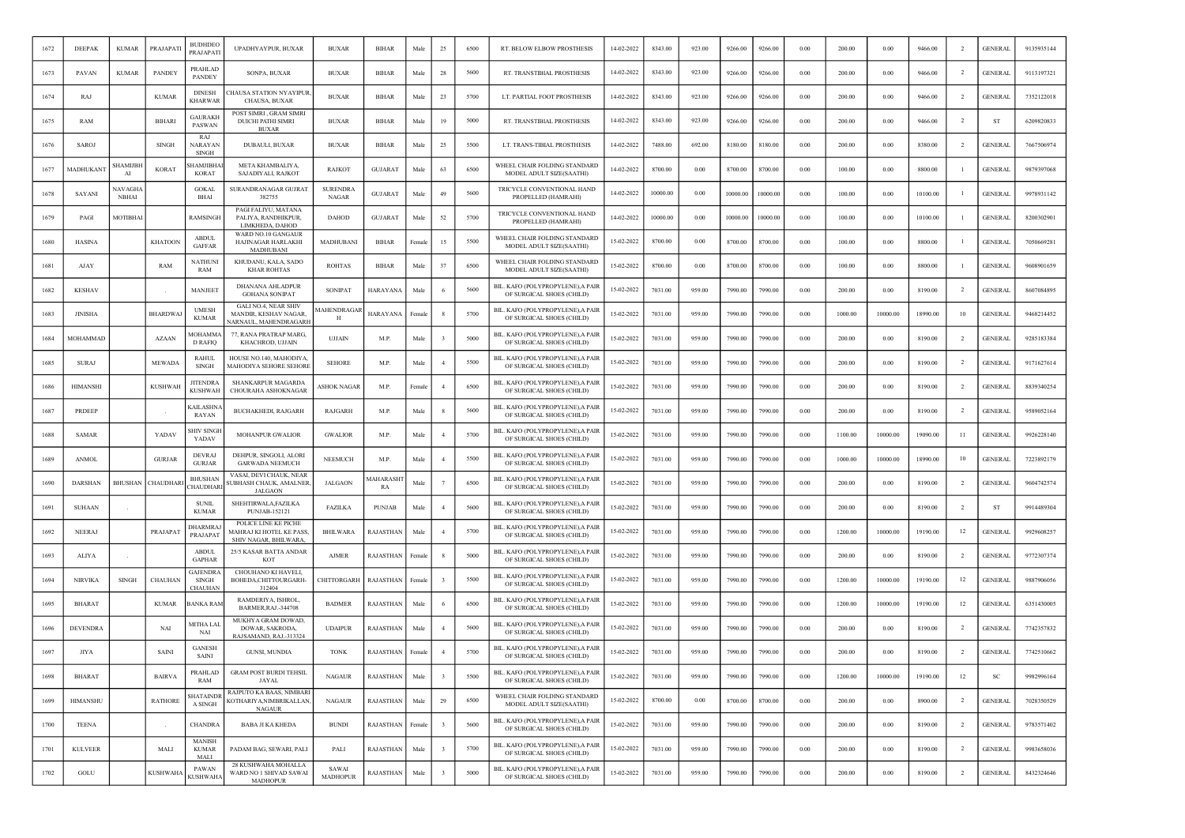| 1672 | DEEPAK | KUMAR | PRAJAPATI | BUDHDEO PRAJAPATI | UPADHYAYPUR, BUXAR | BUXAR | BIHAR | Male | 25 | 6500 | RT. BELOW ELBOW PROSTHESIS | 14-02-2022 | 8343.00 | 923.00 | 9266.00 | 9266.00 | 0.00 | 200.00 | 0.00 | 9466.00 | 2 | GENERAL | 9135935144 |
|---|---|---|---|---|---|---|---|---|---|---|---|---|---|---|---|---|---|---|---|---|---|---|---|
| 1673 | PAVAN | KUMAR | PANDEY | PRAHLAD PANDEY | SONPA, BUXAR | BUXAR | BIHAR | Male | 28 | 5600 | RT. TRANSTIBIAL PROSTHESIS | 14-02-2022 | 8343.00 | 923.00 | 9266.00 | 9266.00 | 0.00 | 200.00 | 0.00 | 9466.00 | 2 | GENERAL | 9113197321 |
| 1674 | RAJ | | KUMAR | DINESH KHARWAR | CHAUSA STATION NYAYIPUR, CHAUSA, BUXAR | BUXAR | BIHAR | Male | 23 | 5700 | LT. PARTIAL FOOT PROSTHESIS | 14-02-2022 | 8343.00 | 923.00 | 9266.00 | 9266.00 | 0.00 | 200.00 | 0.00 | 9466.00 | 2 | GENERAL | 7352122018 |
| 1675 | RAM | | BIHARI | GAURAKH PASWAN | POST SIMRI , GRAM SIMRI DUICHI PATHI SIMRI BUXAR | BUXAR | BIHAR | Male | 19 | 5000 | RT. TRANSTIBIAL PROSTHESIS | 14-02-2022 | 8343.00 | 923.00 | 9266.00 | 9266.00 | 0.00 | 200.00 | 0.00 | 9466.00 | 2 | ST | 6209820833 |
| 1676 | SAROJ | | SINGH | RAJ NARAYAN SINGH | DUBAULI, BUXAR | BUXAR | BIHAR | Male | 25 | 5500 | LT. TRANS-TIBIAL PROSTHESIS | 14-02-2022 | 7488.00 | 692.00 | 8180.00 | 8180.00 | 0.00 | 200.00 | 0.00 | 8380.00 | 2 | GENERAL | 7667506974 |
| 1677 | MADHUKANT | SHAMJIBHAI | KORAT | SHAMJIBHAI KORAT | META KHAMBALIYA, SAJADIYALI, RAJKOT | RAJKOT | GUJARAT | Male | 63 | 6500 | WHEEL CHAIR FOLDING STANDARD MODEL ADULT SIZE(SAATHI) | 14-02-2022 | 8700.00 | 0.00 | 8700.00 | 8700.00 | 0.00 | 100.00 | 0.00 | 8800.00 | 1 | GENERAL | 9879397068 |
| 1678 | SAYANI | NAVAGHA NBHAI | | GOKAL BHAI | SURANDRANAGAR GUJRAT 382755 | SURENDRA NAGAR | GUJARAT | Male | 49 | 5600 | TRICYCLE CONVENTIONAL HAND PROPELLED (HAMRAHI) | 14-02-2022 | 10000.00 | 0.00 | 10000.00 | 10000.00 | 0.00 | 100.00 | 0.00 | 10100.00 | 1 | GENERAL | 9978931142 |
| 1679 | PAGI | MOTIBHAI | | RAMSINGH | PAGI FALIYU, MATANA PALIYA, RANDHIKPUR, LIMKHEDA, DAHOD | DAHOD | GUJARAT | Male | 52 | 5700 | TRICYCLE CONVENTIONAL HAND PROPELLED (HAMRAHI) | 14-02-2022 | 10000.00 | 0.00 | 10000.00 | 10000.00 | 0.00 | 100.00 | 0.00 | 10100.00 | 1 | GENERAL | 8200302901 |
| 1680 | HASINA | | KHATOON | ABDUL GAFFAR | WARD NO.10 GANGAUR HAJINAGAR HARLAKHI MADHUBANI | MADHUBANI | BIHAR | Female | 15 | 5500 | WHEEL CHAIR FOLDING STANDARD MODEL ADULT SIZE(SAATHI) | 15-02-2022 | 8700.00 | 0.00 | 8700.00 | 8700.00 | 0.00 | 100.00 | 0.00 | 8800.00 | 1 | GENERAL | 7050669281 |
| 1681 | AJAY | | RAM | NATHUNI RAM | KHUDANU, KALA, SADO KHAR ROHTAS | ROHTAS | BIHAR | Male | 37 | 6500 | WHEEL CHAIR FOLDING STANDARD MODEL ADULT SIZE(SAATHI) | 15-02-2022 | 8700.00 | 0.00 | 8700.00 | 8700.00 | 0.00 | 100.00 | 0.00 | 8800.00 | 1 | GENERAL | 9608901659 |
| 1682 | KESHAV | | . | MANJEET | DHANANA AHLADPUR GOHANA SONIPAT | SONIPAT | HARAYANA | Male | 6 | 5600 | BIL. KAFO (POLYPROPYLENE),A PAIR OF SURGICAL SHOES (CHILD) | 15-02-2022 | 7031.00 | 959.00 | 7990.00 | 7990.00 | 0.00 | 200.00 | 0.00 | 8190.00 | 2 | GENERAL | 8607084895 |
| 1683 | JINISHA | | BHARDWAJ | UMESH KUMAR | GALI NO.4, NEAR SHIV MANDIR, KESHAV NAGAR, NARNAUL, MAHENDRAGARH | MAHENDRAGARH | HARAYANA | Female | 8 | 5700 | BIL. KAFO (POLYPROPYLENE),A PAIR OF SURGICAL SHOES (CHILD) | 15-02-2022 | 7031.00 | 959.00 | 7990.00 | 7990.00 | 0.00 | 1000.00 | 10000.00 | 18990.00 | 10 | GENERAL | 9468214452 |
| 1684 | MOHAMMAD | | AZAAN | MOHAMMA D RAFIQ | 77, RANA PRATRAP MARG, KHACHROD, UJJAIN | UJJAIN | M.P. | Male | 3 | 5000 | BIL. KAFO (POLYPROPYLENE),A PAIR OF SURGICAL SHOES (CHILD) | 15-02-2022 | 7031.00 | 959.00 | 7990.00 | 7990.00 | 0.00 | 200.00 | 0.00 | 8190.00 | 2 | GENERAL | 9285183384 |
| 1685 | SURAJ | | MEWADA | RAHUL SINGH | HOUSE NO.140, MAHODIYA, MAHODIYA SEHORE SEHORE | SEHORE | M.P. | Male | 4 | 5500 | BIL. KAFO (POLYPROPYLENE),A PAIR OF SURGICAL SHOES (CHILD) | 15-02-2022 | 7031.00 | 959.00 | 7990.00 | 7990.00 | 0.00 | 200.00 | 0.00 | 8190.00 | 2 | GENERAL | 9171627614 |
| 1686 | HIMANSHI | | KUSHWAH | JITENDRA KUSHWAH | SHANKARPUR MAGARDA CHOURAHA ASHOKNAGAR | ASHOK NAGAR | M.P. | Female | 4 | 6500 | BIL. KAFO (POLYPROPYLENE),A PAIR OF SURGICAL SHOES (CHILD) | 15-02-2022 | 7031.00 | 959.00 | 7990.00 | 7990.00 | 0.00 | 200.00 | 0.00 | 8190.00 | 2 | GENERAL | 8839340254 |
| 1687 | PRDEEP | | . | KAILASHNA RAYAN | BUCHAKHEDI, RAJGARH | RAJGARH | M.P. | Male | 8 | 5600 | BIL. KAFO (POLYPROPYLENE),A PAIR OF SURGICAL SHOES (CHILD) | 15-02-2022 | 7031.00 | 959.00 | 7990.00 | 7990.00 | 0.00 | 200.00 | 0.00 | 8190.00 | 2 | GENERAL | 9589052164 |
| 1688 | SAMAR | | YADAV | SHIV SINGH YADAV | MOHANPUR GWALIOR | GWALIOR | M.P. | Male | 4 | 5700 | BIL. KAFO (POLYPROPYLENE),A PAIR OF SURGICAL SHOES (CHILD) | 15-02-2022 | 7031.00 | 959.00 | 7990.00 | 7990.00 | 0.00 | 1100.00 | 10000.00 | 19090.00 | 11 | GENERAL | 9926228140 |
| 1689 | ANMOL | | GURJAR | DEVRAJ GURJAR | DEHPUR, SINGOLI, ALORI GARWADA NEEMUCH | NEEMUCH | M.P. | Male | 4 | 5500 | BIL. KAFO (POLYPROPYLENE),A PAIR OF SURGICAL SHOES (CHILD) | 15-02-2022 | 7031.00 | 959.00 | 7990.00 | 7990.00 | 0.00 | 1000.00 | 10000.00 | 18990.00 | 10 | GENERAL | 7223892179 |
| 1690 | DARSHAN | BHUSHAN | CHAUDHARI | BHUSHAN CHAUDHARI | VASAL DEVI CHAUK, NEAR SUBHASH CHAUK, AMALNER, JALGAON | JALGAON | MAHARASHTRA | Male | 7 | 6500 | BIL. KAFO (POLYPROPYLENE),A PAIR OF SURGICAL SHOES (CHILD) | 15-02-2022 | 7031.00 | 959.00 | 7990.00 | 7990.00 | 0.00 | 200.00 | 0.00 | 8190.00 | 2 | GENERAL | 9604742574 |
| 1691 | SUHAAN | . | | SUNIL KUMAR | SHEHTIRWALA,FAZILKA PUNJAB-152121 | FAZILKA | PUNJAB | Male | 4 | 5600 | BIL. KAFO (POLYPROPYLENE),A PAIR OF SURGICAL SHOES (CHILD) | 15-02-2022 | 7031.00 | 959.00 | 7990.00 | 7990.00 | 0.00 | 200.00 | 0.00 | 8190.00 | 2 | ST | 9914489304 |
| 1692 | NEERAJ | | PRAJAPAT | DHARMRAJ PRAJAPAT | POLICE LINE KE PICHE MAHRAJ KI HOTEL KE PASS, SHIV NAGAR, BHILWARA, | BHILWARA | RAJASTHAN | Male | 4 | 5700 | BIL. KAFO (POLYPROPYLENE),A PAIR OF SURGICAL SHOES (CHILD) | 15-02-2022 | 7031.00 | 959.00 | 7990.00 | 7990.00 | 0.00 | 1200.00 | 10000.00 | 19190.00 | 12 | GENERAL | 9929608257 |
| 1693 | ALIYA | . | | ABDUL GAPHAR | 25/5 KASAR BATTA ANDAR KOT | AJMER | RAJASTHAN | Female | 8 | 5000 | BIL. KAFO (POLYPROPYLENE),A PAIR OF SURGICAL SHOES (CHILD) | 15-02-2022 | 7031.00 | 959.00 | 7990.00 | 7990.00 | 0.00 | 200.00 | 0.00 | 8190.00 | 2 | GENERAL | 9772307374 |
| 1694 | NIRVIKA | SINGH | CHAUHAN | GAJENDRA SINGH CHAUHAN | CHOUHANO KI HAVELI, BOHEDA,CHITTOURGARH-312404 | CHITTORGARH | RAJASTHAN | Female | 3 | 5500 | BIL. KAFO (POLYPROPYLENE),A PAIR OF SURGICAL SHOES (CHILD) | 15-02-2022 | 7031.00 | 959.00 | 7990.00 | 7990.00 | 0.00 | 1200.00 | 10000.00 | 19190.00 | 12 | GENERAL | 9887906056 |
| 1695 | BHARAT | | KUMAR | BANKA RAM | RAMDERIYA, ISHROL, BARMER,RAJ.-344708 | BADMER | RAJASTHAN | Male | 6 | 6500 | BIL. KAFO (POLYPROPYLENE),A PAIR OF SURGICAL SHOES (CHILD) | 15-02-2022 | 7031.00 | 959.00 | 7990.00 | 7990.00 | 0.00 | 1200.00 | 10000.00 | 19190.00 | 12 | GENERAL | 6351430005 |
| 1696 | DEVENDRA | | NAI | MITHA LAL NAI | MUKHYA GRAM DOWAD, DOWAR, SAKRODA, RAJSAMAND, RAJ.-313324 | UDAIPUR | RAJASTHAN | Male | 4 | 5600 | BIL. KAFO (POLYPROPYLENE),A PAIR OF SURGICAL SHOES (CHILD) | 15-02-2022 | 7031.00 | 959.00 | 7990.00 | 7990.00 | 0.00 | 200.00 | 0.00 | 8190.00 | 2 | GENERAL | 7742357832 |
| 1697 | JIYA | | SAINI | GANESH SAINI | GUNSI, MUNDIA | TONK | RAJASTHAN | Female | 4 | 5700 | BIL. KAFO (POLYPROPYLENE),A PAIR OF SURGICAL SHOES (CHILD) | 15-02-2022 | 7031.00 | 959.00 | 7990.00 | 7990.00 | 0.00 | 200.00 | 0.00 | 8190.00 | 2 | GENERAL | 7742510662 |
| 1698 | BHARAT | | BAIRVA | PRAHLAD RAM | GRAM POST BURDI TEHSIL JAYAL | NAGAUR | RAJASTHAN | Male | 3 | 5500 | BIL. KAFO (POLYPROPYLENE),A PAIR OF SURGICAL SHOES (CHILD) | 15-02-2022 | 7031.00 | 959.00 | 7990.00 | 7990.00 | 0.00 | 1200.00 | 10000.00 | 19190.00 | 12 | SC | 9982996164 |
| 1699 | HIMANSHU | | RATHORE | SHATAINDR A SINGH | RAJPUTO KA BAAS, NIMBARI KOTHARIYA,NIMBRIKALLAN, NAGAUR | NAGAUR | RAJASTHAN | Male | 29 | 6500 | WHEEL CHAIR FOLDING STANDARD MODEL ADULT SIZE(SAATHI) | 15-02-2022 | 8700.00 | 0.00 | 8700.00 | 8700.00 | 0.00 | 200.00 | 0.00 | 8900.00 | 2 | GENERAL | 7028350529 |
| 1700 | TEENA | | . | CHANDRA | BABA JI KA KHEDA | BUNDI | RAJASTHAN | Female | 3 | 5600 | BIL. KAFO (POLYPROPYLENE),A PAIR OF SURGICAL SHOES (CHILD) | 15-02-2022 | 7031.00 | 959.00 | 7990.00 | 7990.00 | 0.00 | 200.00 | 0.00 | 8190.00 | 2 | GENERAL | 9783571402 |
| 1701 | KULVEER | | MALI | MANISH KUMAR MALI | PADAM BAG, SEWARI, PALI | PALI | RAJASTHAN | Male | 3 | 5700 | BIL. KAFO (POLYPROPYLENE),A PAIR OF SURGICAL SHOES (CHILD) | 15-02-2022 | 7031.00 | 959.00 | 7990.00 | 7990.00 | 0.00 | 200.00 | 0.00 | 8190.00 | 2 | GENERAL | 9983658036 |
| 1702 | GOLU | | KUSHWAHA | PAWAN KUSHWAHA | 28 KUSHWAHA MOHALLA WARD NO 1 SHIVAD SAWAI MADHOPUR | SAWAI MADHOPUR | RAJASTHAN | Male | 3 | 5000 | BIL. KAFO (POLYPROPYLENE),A PAIR OF SURGICAL SHOES (CHILD) | 15-02-2022 | 7031.00 | 959.00 | 7990.00 | 7990.00 | 0.00 | 200.00 | 0.00 | 8190.00 | 2 | GENERAL | 8432324646 |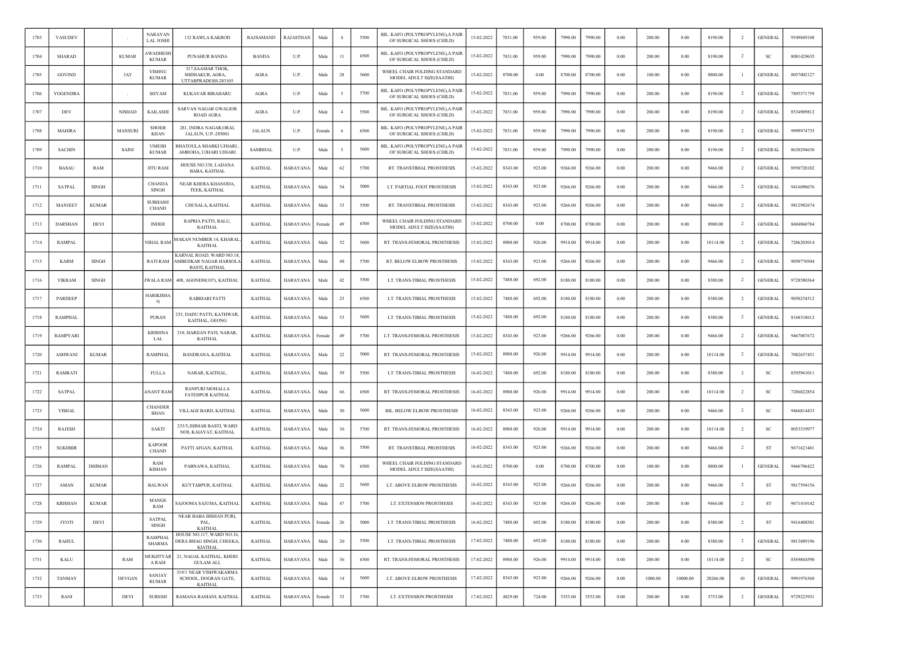| 1703 | VASUDEV | | . | NARAYAN LAL JOSHI | 132 RAWLA KAKROD | RAJSAMAND | RAJASTHAN | Male | 4 | 5500 | BIL. KAFO (POLYPROPYLENE),A PAIR OF SURGICAL SHOES (CHILD) | 15-02-2022 | 7031.00 | 959.00 | 7990.00 | 7990.00 | 0.00 | 200.00 | 0.00 | 8190.00 | 2 | GENERAL | 9549849108 |
|---|---|---|---|---|---|---|---|---|---|---|---|---|---|---|---|---|---|---|---|---|---|---|---|
| 1704 | SHARAD | | KUMAR | AWADHESH KUMAR | PUNAHUR BANDA | BANDA | U.P. | Male | 11 | 6500 | BIL. KAFO (POLYPROPYLENE),A PAIR OF SURGICAL SHOES (CHILD) | 15-02-2022 | 7031.00 | 959.00 | 7990.00 | 7990.00 | 0.00 | 200.00 | 0.00 | 8190.00 | 2 | SC | 8081429635 |
| 1705 | GOVIND | | JAT | VISHNU KUMAR | 317,SAAMAR THOK, MIDHAKUR, AGRA, UTTARPRADESH-283105 | AGRA | U.P. | Male | 28 | 5600 | WHEEL CHAIR FOLDING STANDARD MODEL ADULT SIZE(SAATHI) | 15-02-2022 | 8700.00 | 0.00 | 8700.00 | 8700.00 | 0.00 | 100.00 | 0.00 | 8800.00 | 1 | GENERAL | 8057002127 |
| 1706 | YOGENDRA | | . | SHYAM | KUKAVAR BIRAHARU | AGRA | U.P. | Male | 5 | 5700 | BIL. KAFO (POLYPROPYLENE),A PAIR OF SURGICAL SHOES (CHILD) | 15-02-2022 | 7031.00 | 959.00 | 7990.00 | 7990.00 | 0.00 | 200.00 | 0.00 | 8190.00 | 2 | GENERAL | 7895571759 |
| 1707 | DEV | | NISHAD | KAILASHI | SARVAN NAGAR GWALIOR ROAD AGRA | AGRA | U.P. | Male | 4 | 5500 | BIL. KAFO (POLYPROPYLENE),A PAIR OF SURGICAL SHOES (CHILD) | 15-02-2022 | 7031.00 | 959.00 | 7990.00 | 7990.00 | 0.00 | 200.00 | 0.00 | 8190.00 | 2 | GENERAL | 8534909812 |
| 1708 | MAHIRA | | MANSURI | SHOEB KHAN | 281, INDRA NAGAR,ORAI, JALAUN, U.P.-285001 | JALAUN | U.P. | Female | 6 | 6500 | BIL. KAFO (POLYPROPYLENE),A PAIR OF SURGICAL SHOES (CHILD) | 15-02-2022 | 7031.00 | 959.00 | 7990.00 | 7990.00 | 0.00 | 200.00 | 0.00 | 8190.00 | 2 | GENERAL | 9999974735 |
| 1709 | SACHIN | | SAINI | UMESH KUMAR | BHATOULA SHARKI UJHARI , AMROHA, UJHARI UJHARI | SAMBHAL | U.P. | Male | 3 | 5600 | BIL. KAFO (POLYPROPYLENE),A PAIR OF SURGICAL SHOES (CHILD) | 15-02-2022 | 7031.00 | 959.00 | 7990.00 | 7990.00 | 0.00 | 200.00 | 0.00 | 8190.00 | 2 | GENERAL | 8630294630 |
| 1710 | BASAU | RAM | | JITU RAM | HOUSE NO.338, LADANA BABA, KAITHAL | KAITHAL | HARAYANA | Male | 62 | 5700 | RT. TRANSTIBIAL PROSTHESIS | 15-02-2022 | 8343.00 | 923.00 | 9266.00 | 9266.00 | 0.00 | 200.00 | 0.00 | 9466.00 | 2 | GENERAL | 8950720102 |
| 1711 | SATPAL | SINGH | | CHANDA SINGH | NEAR KHERA KHANODA, TEEK, KAITHAL | KAITHAL | HARAYANA | Male | 54 | 5000 | LT. PARTIAL FOOT PROSTHESIS | 15-02-2022 | 8343.00 | 923.00 | 9266.00 | 9266.00 | 0.00 | 200.00 | 0.00 | 9466.00 | 2 | GENERAL | 9416090676 |
| 1712 | MANJEET | KUMAR | | SUBHASH CHAND | CHUSALA, KAITHAL | KAITHAL | HARAYANA | Male | 33 | 5500 | RT. TRANSTIBIAL PROSTHESIS | 15-02-2022 | 8343.00 | 923.00 | 9266.00 | 9266.00 | 0.00 | 200.00 | 0.00 | 9466.00 | 2 | GENERAL | 9812982674 |
| 1713 | DARSHAN | DEVI | | INDER | RAPRIA PATTI, BALU, KAITHAL | KAITHAL | HARAYANA | Female | 49 | 6500 | WHEEL CHAIR FOLDING STANDARD MODEL ADULT SIZE(SAATHI) | 15-02-2022 | 8700.00 | 0.00 | 8700.00 | 8700.00 | 0.00 | 200.00 | 0.00 | 8900.00 | 2 | GENERAL | 8684860784 |
| 1714 | RAMPAL | | | NIHAL RAM | MAKAN NUMBER 14, KHARAL, KAITHAL | KAITHAL | HARAYANA | Male | 52 | 5600 | RT. TRANS-FEMORAL PROSTHESIS | 15-02-2022 | 8988.00 | 926.00 | 9914.00 | 9914.00 | 0.00 | 200.00 | 0.00 | 10114.00 | 2 | GENERAL | 7206203014 |
| 1715 | KARM | SINGH | | RATI RAM | KARNAL ROAD, WARD NO.18, AMBEDKAR NAGAR HARSOLA BASTI, KAITHAL | KAITHAL | HARAYANA | Male | 48 | 5700 | RT. BELOW ELBOW PROSTHESIS | 15-02-2022 | 8343.00 | 923.00 | 9266.00 | 9266.00 | 0.00 | 200.00 | 0.00 | 9466.00 | 2 | GENERAL | 9050776944 |
| 1716 | VIKRAM | SINGH | | JWALA RAM | 408, AGONDH(107), KAITHAL | KAITHAL | HARAYANA | Male | 42 | 5500 | LT. TRANS-TIBIAL PROSTHESIS | 15-02-2022 | 7488.00 | 692.00 | 8180.00 | 8180.00 | 0.00 | 200.00 | 0.00 | 8380.00 | 2 | GENERAL | 9728580364 |
| 1717 | PARDEEP | | | HARIKISHAN | RAIBHARI PATTI | KAITHAL | HARAYANA | Male | 23 | 6500 | LT. TRANS-TIBIAL PROSTHESIS | 15-02-2022 | 7488.00 | 692.00 | 8180.00 | 8180.00 | 0.00 | 200.00 | 0.00 | 8380.00 | 2 | GENERAL | 9050234512 |
| 1718 | RAMPHAL | | | PURAN | 253, DADU PATTI, KATHWAR, KAITHAL, GEONG | KAITHAL | HARAYANA | Male | 53 | 5600 | LT. TRANS-TIBIAL PROSTHESIS | 15-02-2022 | 7488.00 | 692.00 | 8180.00 | 8180.00 | 0.00 | 200.00 | 0.00 | 8380.00 | 2 | GENERAL | 8168318612 |
| 1719 | RAMPYARI | | | KRISHNA LAL | 310, HARIJAN PATI, NARAR, KAITHAL | KAITHAL | HARAYANA | Female | 49 | 5700 | LT. TRANS-FEMORAL PROSTHESIS | 15-02-2022 | 8343.00 | 923.00 | 9266.00 | 9266.00 | 0.00 | 200.00 | 0.00 | 9466.00 | 2 | GENERAL | 9467087672 |
| 1720 | ASHWANI | KUMAR | | RAMPHAL | BANDRANA, KAITHAL | KAITHAL | HARAYANA | Male | 22 | 5000 | RT. TRANS-FEMORAL PROSTHESIS | 15-02-2022 | 8988.00 | 926.00 | 9914.00 | 9914.00 | 0.00 | 200.00 | 0.00 | 10114.00 | 2 | GENERAL | 7082657451 |
| 1721 | RAMRATI | | | FULLA | NARAR, KAITHAL, | KAITHAL | HARAYANA | Male | 59 | 5500 | LT. TRANS-TIBIAL PROSTHESIS | 16-02-2022 | 7488.00 | 692.00 | 8180.00 | 8180.00 | 0.00 | 200.00 | 0.00 | 8380.00 | 2 | SC | 8395941011 |
| 1722 | SATPAL | | | ANANT RAM | RANPURI MOHALLA FATEHPUR KAITHAL | KAITHAL | HARAYANA | Male | 66 | 6500 | RT. TRANS-FEMORAL PROSTHESIS | 16-02-2022 | 8988.00 | 926.00 | 9914.00 | 9914.00 | 0.00 | 200.00 | 0.00 | 10114.00 | 2 | SC | 7206822854 |
| 1723 | VISHAL | | | CHANDER BHAN | VILLAGE BARD, KAITHAL | KAITHAL | HARAYANA | Male | 30 | 5600 | BIL. BELOW ELBOW PROSTHESIS | 16-02-2022 | 8343.00 | 923.00 | 9266.00 | 9266.00 | 0.00 | 200.00 | 0.00 | 9466.00 | 2 | SC | 9466814433 |
| 1724 | RAJESH | | | SAKTI | 233/5,JHIMAR BASTI, WARD NO8, KAIAYAT, KAITHAL | KAITHAL | HARAYANA | Male | 36 | 5700 | RT. TRANS-FEMORAL PROSTHESIS | 16-02-2022 | 8988.00 | 926.00 | 9914.00 | 9914.00 | 0.00 | 200.00 | 0.00 | 10114.00 | 2 | SC | 8053339977 |
| 1725 | SUKHBIR | | | KAPOOR CHAND | PATTI AFGAN, KAITHAL | KAITHAL | HARAYANA | Male | 36 | 5500 | RT. TRANSTIBIAL PROSTHESIS | 16-02-2022 | 8343.00 | 923.00 | 9266.00 | 9266.00 | 0.00 | 200.00 | 0.00 | 9466.00 | 2 | ST | 9671621401 |
| 1726 | RAMPAL | DHIMAN | | RAM KISHAN | PABNAWA, KAITHAL | KAITHAL | HARAYANA | Male | 70 | 6500 | WHEEL CHAIR FOLDING STANDARD MODEL ADULT SIZE(SAATHI) | 16-02-2022 | 8700.00 | 0.00 | 8700.00 | 8700.00 | 0.00 | 100.00 | 0.00 | 8800.00 | 1 | GENERAL | 9466706422 |
| 1727 | AMAN | KUMAR | | BALWAN | KUYTABPUR, KAITHAL | KAITHAL | HARAYANA | Male | 22 | 5600 | LT. ABOVE ELBOW PROSTHESIS | 16-02-2022 | 8343.00 | 923.00 | 9266.00 | 9266.00 | 0.00 | 200.00 | 0.00 | 9466.00 | 2 | ST | 9817594156 |
| 1728 | KRISHAN | KUMAR | | MANGE RAM | SAJOOMA SAJUMA, KAITHAL | KAITHAL | HARAYANA | Male | 47 | 5700 | LT. EXTENSION PROSTHESIS | 16-02-2022 | 8343.00 | 923.00 | 9266.00 | 9266.00 | 0.00 | 200.00 | 0.00 | 9466.00 | 2 | ST | 9671410142 |
| 1729 | JYOTI | DEVI | | SATPAL SINGH | NEAR BABA BISHAN PURI, PAL, KAITHAL | KAITHAL | HARAYANA | Female | 26 | 5000 | LT. TRANS-TIBIAL PROSTHESIS | 16-02-2022 | 7488.00 | 692.00 | 8180.00 | 8180.00 | 0.00 | 200.00 | 0.00 | 8380.00 | 2 | ST | 9416408301 |
| 1730 | RAHUL | | | RAMPHAL SHARMA | HOUSE NO.117, WARD NO.16, DERA BHAG SINGH, CHEEKA, KIATHAL | KAITHAL | HARAYANA | Male | 20 | 5500 | LT. TRANS-TIBIAL PROSTHESIS | 17-02-2022 | 7488.00 | 692.00 | 8180.00 | 8180.00 | 0.00 | 200.00 | 0.00 | 8380.00 | 2 | GENERAL | 9813889196 |
| 1731 | KALU | | RAM | MUKHTYAR A RAM | 21, NAGAL KAITHAL, KHERI GULAM ALI, | KAITHAL | HARAYANA | Male | 36 | 6500 | RT. TRANS-FEMORAL PROSTHESIS | 17-02-2022 | 8988.00 | 926.00 | 9914.00 | 9914.00 | 0.00 | 200.00 | 0.00 | 10114.00 | 2 | SC | 8569844590 |
| 1732 | TANMAY | | DEVGAN | SANJAY KUMAR | 319/1 NEAR VISHWAKARMA SCHOOL, DOGRAN GATE, KAITHAL | KAITHAL | HARAYANA | Male | 14 | 5600 | LT. ABOVE ELBOW PROSTHESIS | 17-02-2022 | 8343.00 | 923.00 | 9266.00 | 9266.00 | 0.00 | 1000.00 | 10000.00 | 20266.00 | 10 | GENERAL | 9991976360 |
| 1733 | RANI | | DEVI | SURESH | RAMANA RAMANI, KAITHAL | KAITHAL | HARAYANA | Female | 33 | 5700 | LT. EXTENSION PROSTHESIS | 17-02-2022 | 4829.00 | 724.00 | 5553.00 | 5553.00 | 0.00 | 200.00 | 0.00 | 5753.00 | 2 | GENERAL | 9729223931 |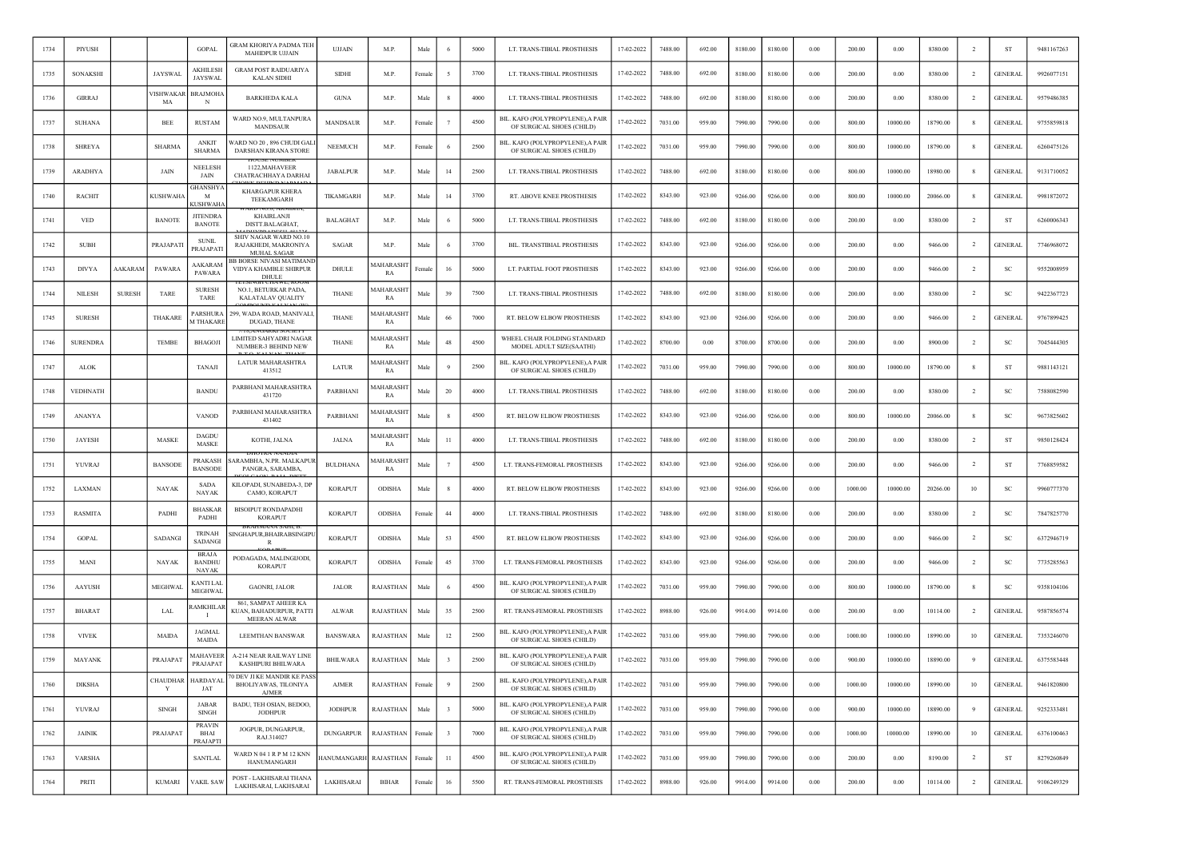| 1734 | PIYUSH | | | GOPAL | GRAM KHORIYA PADMA TEH MAHIDPUR UJJAIN | UJJAIN | M.P. | Male | 6 | 5000 | LT. TRANS-TIBIAL PROSTHESIS | 17-02-2022 | 7488.00 | 692.00 | 8180.00 | 8180.00 | 0.00 | 200.00 | 0.00 | 8380.00 | 2 | ST | 9481167263 |
|---|---|---|---|---|---|---|---|---|---|---|---|---|---|---|---|---|---|---|---|---|---|---|---|
| 1735 | SONAKSHI | | JAYSWAL | AKHILESH JAYSWAL | GRAM POST RAIDUARIYA KALAN SIDHI | SIDHI | M.P. | Female | 5 | 3700 | LT. TRANS-TIBIAL PROSTHESIS | 17-02-2022 | 7488.00 | 692.00 | 8180.00 | 8180.00 | 0.00 | 200.00 | 0.00 | 8380.00 | 2 | GENERAL | 9926077151 |
| 1736 | GIRRAJ | | VISHWAKARMA | BRAJMOHAN | BARKHEDA KALA | GUNA | M.P. | Male | 8 | 4000 | LT. TRANS-TIBIAL PROSTHESIS | 17-02-2022 | 7488.00 | 692.00 | 8180.00 | 8180.00 | 0.00 | 200.00 | 0.00 | 8380.00 | 2 | GENERAL | 9579486385 |
| 1737 | SUHANA | | BEE | RUSTAM | WARD NO.9, MULTANPURA MANDSAUR | MANDSAUR | M.P. | Female | 7 | 4500 | BIL. KAFO (POLYPROPYLENE),A PAIR OF SURGICAL SHOES (CHILD) | 17-02-2022 | 7031.00 | 959.00 | 7990.00 | 7990.00 | 0.00 | 800.00 | 10000.00 | 18790.00 | 8 | GENERAL | 9755859818 |
| 1738 | SHREYA | | SHARMA | ANKIT SHARMA | WARD NO 20 , 896 CHUDI GALI DARSHAN KIRANA STORE | NEEMUCH | M.P. | Female | 6 | 2500 | BIL. KAFO (POLYPROPYLENE),A PAIR OF SURGICAL SHOES (CHILD) | 17-02-2022 | 7031.00 | 959.00 | 7990.00 | 7990.00 | 0.00 | 800.00 | 10000.00 | 18790.00 | 8 | GENERAL | 6260475126 |
| 1739 | ARADHYA | | JAIN | NEELESH JAIN | HOUSE NUMBER 1122,MAHAVEER CHATRACHHAYA DARHAI | JABALPUR | M.P. | Male | 14 | 2500 | LT. TRANS-TIBIAL PROSTHESIS | 17-02-2022 | 7488.00 | 692.00 | 8180.00 | 8180.00 | 0.00 | 800.00 | 10000.00 | 18980.00 | 8 | GENERAL | 9131710052 |
| 1740 | RACHIT | | KUSHWAHA | GHANSHYAM KUSHWAHA | KHARGAPUR KHERA TEEKAMGARH | TIKAMGARH | M.P. | Male | 14 | 3700 | RT. ABOVE KNEE PROSTHESIS | 17-02-2022 | 8343.00 | 923.00 | 9266.00 | 9266.00 | 0.00 | 800.00 | 10000.00 | 20066.00 | 8 | GENERAL | 9981872072 |
| 1741 | VED | | BANOTE | JITENDRA BANOTE | WARD NO.3, AKMETA, KHAIRLANJI DISTT.BALAGHAT, | BALAGHAT | M.P. | Male | 6 | 5000 | LT. TRANS-TIBIAL PROSTHESIS | 17-02-2022 | 7488.00 | 692.00 | 8180.00 | 8180.00 | 0.00 | 200.00 | 0.00 | 8380.00 | 2 | ST | 6260006343 |
| 1742 | SUBH | | PRAJAPATI | SUNIL PRAJAPATI | SHIV NAGAR WARD NO.10 RAJAKHEDI, MAKRONIYA MUHAL SAGAR | SAGAR | M.P. | Male | 6 | 3700 | BIL. TRANSTIBIAL PROSTHESIS | 17-02-2022 | 8343.00 | 923.00 | 9266.00 | 9266.00 | 0.00 | 200.00 | 0.00 | 9466.00 | 2 | GENERAL | 7746968072 |
| 1743 | DIVYA | AAKARAM | PAWARA | AAKARAM PAWARA | BB BORSE NIVASI MATIMAND VIDYA KHAMBLE SHIRPUR DHULE | DHULE | MAHARASHTRA | Female | 16 | 5000 | LT. PARTIAL FOOT PROSTHESIS | 17-02-2022 | 8343.00 | 923.00 | 9266.00 | 9266.00 | 0.00 | 200.00 | 0.00 | 9466.00 | 2 | SC | 9552008959 |
| 1744 | NILESH | SURESH | TARE | SURESH TARE | JETSINGH CHAWL, ROOM NO.1, BETURKAR PADA, KALATALAV QUALITY | THANE | MAHARASHTRA | Male | 39 | 7500 | LT. TRANS-TIBIAL PROSTHESIS | 17-02-2022 | 7488.00 | 692.00 | 8180.00 | 8180.00 | 0.00 | 200.00 | 0.00 | 8380.00 | 2 | SC | 9422367723 |
| 1745 | SURESH | | THAKARE | PARSHURAM THAKARE | 299, WADA ROAD, MANIVALI, DUGAD, THANE | THANE | MAHARASHTRA | Male | 66 | 7000 | RT. BELOW ELBOW PROSTHESIS | 17-02-2022 | 8343.00 | 923.00 | 9266.00 | 9266.00 | 0.00 | 200.00 | 0.00 | 9466.00 | 2 | GENERAL | 9767899425 |
| 1746 | SURENDRA | | TEMBE | BHAGOJI | 7/13,ANURAG SOCIETY LIMITED SAHYADRI NAGAR NUMBER-3 BEHIND NEW | THANE | MAHARASHTRA | Male | 48 | 4500 | WHEEL CHAIR FOLDING STANDARD MODEL ADULT SIZE(SAATHI) | 17-02-2022 | 8700.00 | 0.00 | 8700.00 | 8700.00 | 0.00 | 200.00 | 0.00 | 8900.00 | 2 | SC | 7045444305 |
| 1747 | ALOK | | | TANAJI | LATUR MAHARASHTRA 413512 | LATUR | MAHARASHTRA | Male | 9 | 2500 | BIL. KAFO (POLYPROPYLENE),A PAIR OF SURGICAL SHOES (CHILD) | 17-02-2022 | 7031.00 | 959.00 | 7990.00 | 7990.00 | 0.00 | 800.00 | 10000.00 | 18790.00 | 8 | ST | 9881143121 |
| 1748 | VEDHNATH | | | BANDU | PARBHANI MAHARASHTRA 431720 | PARBHANI | MAHARASHTRA | Male | 20 | 4000 | LT. TRANS-TIBIAL PROSTHESIS | 17-02-2022 | 7488.00 | 692.00 | 8180.00 | 8180.00 | 0.00 | 200.00 | 0.00 | 8380.00 | 2 | SC | 7588082590 |
| 1749 | ANANYA | | | VANOD | PARBHANI MAHARASHTRA 431402 | PARBHANI | MAHARASHTRA | Male | 8 | 4500 | RT. BELOW ELBOW PROSTHESIS | 17-02-2022 | 8343.00 | 923.00 | 9266.00 | 9266.00 | 0.00 | 800.00 | 10000.00 | 20066.00 | 8 | SC | 9673825602 |
| 1750 | JAYESH | | MASKE | DAGDU MASKE | KOTHI, JALNA | JALNA | MAHARASHTRA | Male | 11 | 4000 | LT. TRANS-TIBIAL PROSTHESIS | 17-02-2022 | 7488.00 | 692.00 | 8180.00 | 8180.00 | 0.00 | 200.00 | 0.00 | 8380.00 | 2 | ST | 9850128424 |
| 1751 | YUVRAJ | | BANSODE | PRAKASH BANSODE | BHOTRA NANDIA SARAMBHA, N.PR. MALKAPUR PANGRA, SARAMBA, | BULDHANA | MAHARASHTRA | Male | 7 | 4500 | LT. TRANS-FEMORAL PROSTHESIS | 17-02-2022 | 8343.00 | 923.00 | 9266.00 | 9266.00 | 0.00 | 200.00 | 0.00 | 9466.00 | 2 | ST | 7768859582 |
| 1752 | LAXMAN | | NAYAK | SADA NAYAK | KILOPADI, SUNABEDA-3, DP CAMO, KORAPUT | KORAPUT | ODISHA | Male | 8 | 4000 | RT. BELOW ELBOW PROSTHESIS | 17-02-2022 | 8343.00 | 923.00 | 9266.00 | 9266.00 | 0.00 | 1000.00 | 10000.00 | 20266.00 | 10 | SC | 9960777370 |
| 1753 | RASMITA | | PADHI | BHASKAR PADHI | BISOIPUT RONDAPADHI KORAPUT | KORAPUT | ODISHA | Female | 44 | 4000 | LT. TRANS-TIBIAL PROSTHESIS | 17-02-2022 | 7488.00 | 692.00 | 8180.00 | 8180.00 | 0.00 | 200.00 | 0.00 | 8380.00 | 2 | SC | 7847825770 |
| 1754 | GOPAL | | SADANGI | TRINAH SADANGI | BRAHMANA SAHI, B. SINGHAPUR,BHAIRABSINGIPUR | KORAPUT | ODISHA | Male | 53 | 4500 | RT. BELOW ELBOW PROSTHESIS | 17-02-2022 | 8343.00 | 923.00 | 9266.00 | 9266.00 | 0.00 | 200.00 | 0.00 | 9466.00 | 2 | SC | 6372946719 |
| 1755 | MANI | | NAYAK | BRAJA BANDHU NAYAK | PODAGADA, MALINGIJODI, KORAPUT | KORAPUT | ODISHA | Female | 45 | 3700 | LT. TRANS-FEMORAL PROSTHESIS | 17-02-2022 | 8343.00 | 923.00 | 9266.00 | 9266.00 | 0.00 | 200.00 | 0.00 | 9466.00 | 2 | SC | 7735285563 |
| 1756 | AAYUSH | | MEGHWAL | KANTI LAL MEGHWAL | GAONRI, JALOR | JALOR | RAJASTHAN | Male | 6 | 4500 | BIL. KAFO (POLYPROPYLENE),A PAIR OF SURGICAL SHOES (CHILD) | 17-02-2022 | 7031.00 | 959.00 | 7990.00 | 7990.00 | 0.00 | 800.00 | 10000.00 | 18790.00 | 8 | SC | 9358104106 |
| 1757 | BHARAT | | LAL | RAMKHILARI | 861, SAMPAT AHEER KA KUAN, BAHADURPUR, PATTI MEERAN ALWAR | ALWAR | RAJASTHAN | Male | 35 | 2500 | RT. TRANS-FEMORAL PROSTHESIS | 17-02-2022 | 8988.00 | 926.00 | 9914.00 | 9914.00 | 0.00 | 200.00 | 0.00 | 10114.00 | 2 | GENERAL | 9587856574 |
| 1758 | VIVEK | | MAIDA | JAGMAL MAIDA | LEEMTHAN BANSWAR | BANSWARA | RAJASTHAN | Male | 12 | 2500 | BIL. KAFO (POLYPROPYLENE),A PAIR OF SURGICAL SHOES (CHILD) | 17-02-2022 | 7031.00 | 959.00 | 7990.00 | 7990.00 | 0.00 | 1000.00 | 10000.00 | 18990.00 | 10 | GENERAL | 7353246070 |
| 1759 | MAYANK | | PRAJAPAT | MAHAVEER PRAJAPAT | A-214 NEAR RAILWAY LINE KASHIPURI BHILWARA | BHILWARA | RAJASTHAN | Male | 3 | 2500 | BIL. KAFO (POLYPROPYLENE),A PAIR OF SURGICAL SHOES (CHILD) | 17-02-2022 | 7031.00 | 959.00 | 7990.00 | 7990.00 | 0.00 | 900.00 | 10000.00 | 18890.00 | 9 | GENERAL | 6375583448 |
| 1760 | DIKSHA | | CHAUDHARY | HARDAYAL JAT | 70 DEV JI KE MANDIR KE PASS BHOLIYAWAS, TILONIYA AJMER | AJMER | RAJASTHAN | Female | 9 | 2500 | BIL. KAFO (POLYPROPYLENE),A PAIR OF SURGICAL SHOES (CHILD) | 17-02-2022 | 7031.00 | 959.00 | 7990.00 | 7990.00 | 0.00 | 1000.00 | 10000.00 | 18990.00 | 10 | GENERAL | 9461820800 |
| 1761 | YUVRAJ | | SINGH | JABAR SINGH | BADU, TEH OSIAN, BEDOO, JODHPUR | JODHPUR | RAJASTHAN | Male | 3 | 5000 | BIL. KAFO (POLYPROPYLENE),A PAIR OF SURGICAL SHOES (CHILD) | 17-02-2022 | 7031.00 | 959.00 | 7990.00 | 7990.00 | 0.00 | 900.00 | 10000.00 | 18890.00 | 9 | GENERAL | 9252333481 |
| 1762 | JAINIK | | PRAJAPAT | PRAVIN BHAI PRAJAPTI | JOGPUR, DUNGARPUR, RAJ.314027 | DUNGARPUR | RAJASTHAN | Female | 3 | 7000 | BIL. KAFO (POLYPROPYLENE),A PAIR OF SURGICAL SHOES (CHILD) | 17-02-2022 | 7031.00 | 959.00 | 7990.00 | 7990.00 | 0.00 | 1000.00 | 10000.00 | 18990.00 | 10 | GENERAL | 6376100463 |
| 1763 | VARSHA | | SANTLAL | | WARD N 04 1 R P M 12 KNN HANUMANGARH | HANUMANGARH | RAJASTHAN | Female | 11 | 4500 | BIL. KAFO (POLYPROPYLENE),A PAIR OF SURGICAL SHOES (CHILD) | 17-02-2022 | 7031.00 | 959.00 | 7990.00 | 7990.00 | 0.00 | 200.00 | 0.00 | 8190.00 | 2 | ST | 8279260849 |
| 1764 | PRITI | | KUMARI | VAKIL SAW | POST - LAKHISARAI THANA LAKHISARAI, LAKHSARAI | LAKHISARAI | BIHAR | Female | 16 | 5500 | RT. TRANS-FEMORAL PROSTHESIS | 17-02-2022 | 8988.00 | 926.00 | 9914.00 | 9914.00 | 0.00 | 200.00 | 0.00 | 10114.00 | 2 | GENERAL | 9106249329 |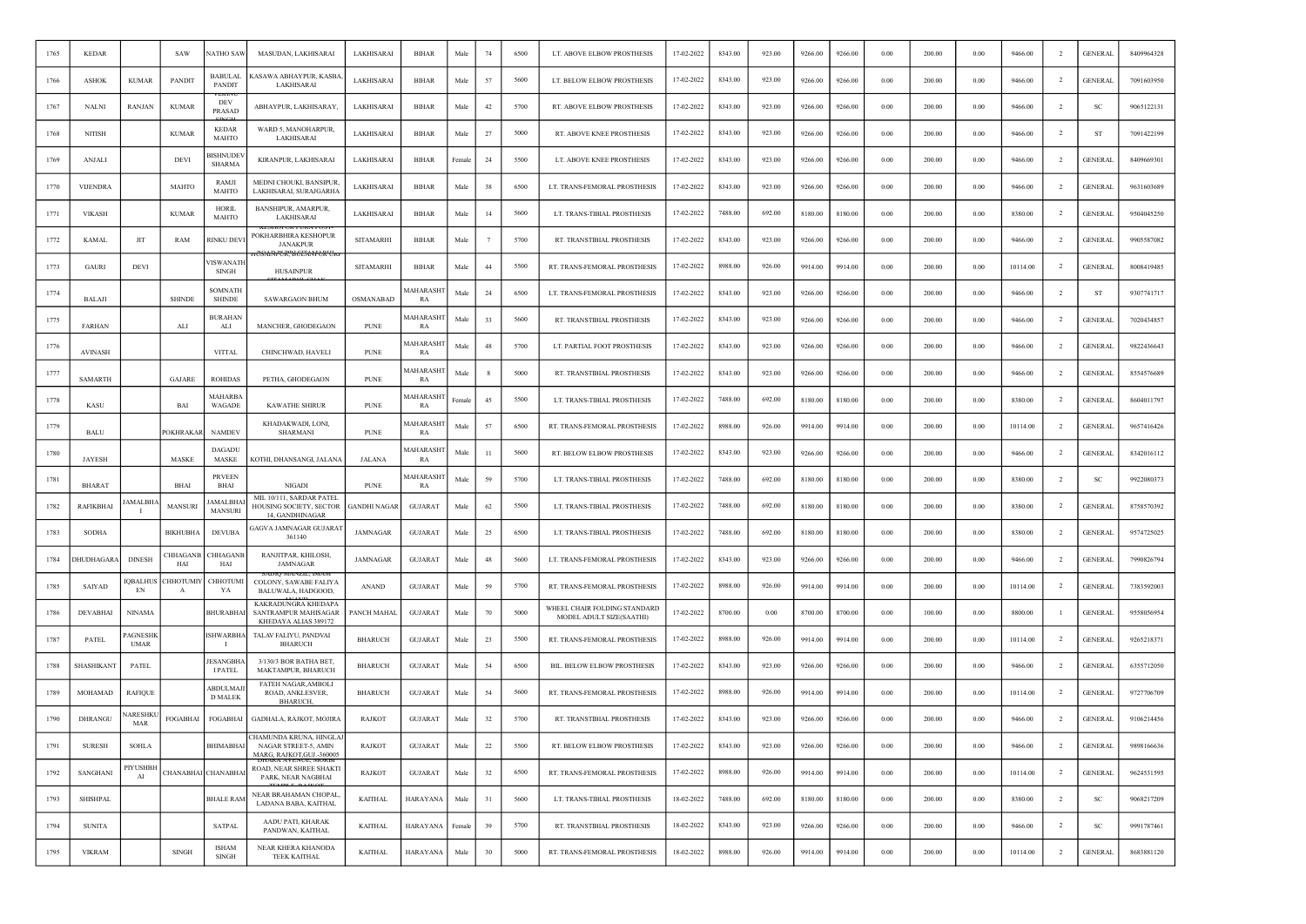| 1765 | KEDAR | | SAW | NATHO SAW | MASUDAN, LAKHISARAI | LAKHISARAI | BIHAR | Male | 74 | 6500 | LT. ABOVE ELBOW PROSTHESIS | 17-02-2022 | 8343.00 | 923.00 | 9266.00 | 9266.00 | 0.00 | 200.00 | 0.00 | 9466.00 | 2 | GENERAL | 8409964328 |
|---|---|---|---|---|---|---|---|---|---|---|---|---|---|---|---|---|---|---|---|---|---|---|---|
| 1766 | ASHOK | KUMAR | PANDIT | BABULAL PANDIT | KASAWA ABHAYPUR, KASBA, LAKHISARAI | LAKHISARAI | BIHAR | Male | 57 | 5600 | LT. BELOW ELBOW PROSTHESIS | 17-02-2022 | 8343.00 | 923.00 | 9266.00 | 9266.00 | 0.00 | 200.00 | 0.00 | 9466.00 | 2 | GENERAL | 7091603950 |
| 1767 | NALNI | RANJAN | KUMAR | DEV PRASAD SINGH | ABHAYPUR, LAKHISARAY, | LAKHISARAI | BIHAR | Male | 42 | 5700 | RT. ABOVE ELBOW PROSTHESIS | 17-02-2022 | 8343.00 | 923.00 | 9266.00 | 9266.00 | 0.00 | 200.00 | 0.00 | 9466.00 | 2 | SC | 9065122131 |
| 1768 | NITISH | | KUMAR | KEDAR MAHTO | WARD 5, MANOHARPUR, LAKHISARAI | LAKHISARAI | BIHAR | Male | 27 | 5000 | RT. ABOVE KNEE PROSTHESIS | 17-02-2022 | 8343.00 | 923.00 | 9266.00 | 9266.00 | 0.00 | 200.00 | 0.00 | 9466.00 | 2 | ST | 7091422199 |
| 1769 | ANJALI | | DEVI | BISHNUDEV SHARMA | KIRANPUR, LAKHISARAI | LAKHISARAI | BIHAR | Female | 24 | 5500 | LT. ABOVE KNEE PROSTHESIS | 17-02-2022 | 8343.00 | 923.00 | 9266.00 | 9266.00 | 0.00 | 200.00 | 0.00 | 9466.00 | 2 | GENERAL | 8409669301 |
| 1770 | VIJENDRA | | MAHTO | RAMJI MAHTO | MEDNI CHOUKI, BANSIPUR, LAKHISARAI, SURAJGARHA | LAKHISARAI | BIHAR | Male | 38 | 6500 | LT. TRANS-FEMORAL PROSTHESIS | 17-02-2022 | 8343.00 | 923.00 | 9266.00 | 9266.00 | 0.00 | 200.00 | 0.00 | 9466.00 | 2 | GENERAL | 9631603689 |
| 1771 | VIKASH | | KUMAR | HORIL MAHTO | BANSHIPUR, AMARPUR, LAKHISARAI | LAKHISARAI | BIHAR | Male | 14 | 5600 | LT. TRANS-TIBIAL PROSTHESIS | 17-02-2022 | 7488.00 | 692.00 | 8180.00 | 8180.00 | 0.00 | 200.00 | 0.00 | 8380.00 | 2 | GENERAL | 9504045250 |
| 1772 | KAMAL | JIT | RAM | RINKU DEVI | KESHOPUR PURANPOST-POKHARBHIRA KESHOPUR JANAKPUR | SITAMARHI | BIHAR | Male | 7 | 5700 | RT. TRANSTIBIAL PROSTHESIS | 17-02-2022 | 8343.00 | 923.00 | 9266.00 | 9266.00 | 0.00 | 200.00 | 0.00 | 9466.00 | 2 | GENERAL | 9905587082 |
| 1773 | GAURI | DEVI | | VISWANATH SINGH | HUSAINPUR | SITAMARHI | BIHAR | Male | 44 | 5500 | RT. TRANS-FEMORAL PROSTHESIS | 17-02-2022 | 8988.00 | 926.00 | 9914.00 | 9914.00 | 0.00 | 200.00 | 0.00 | 10114.00 | 2 | GENERAL | 8008419485 |
| 1774 | BALAJI | | SHINDE | SOMNATH SHINDE | SAWARGAON BHUM | OSMANABAD | MAHARASHTRA | Male | 24 | 6500 | LT. TRANS-FEMORAL PROSTHESIS | 17-02-2022 | 8343.00 | 923.00 | 9266.00 | 9266.00 | 0.00 | 200.00 | 0.00 | 9466.00 | 2 | ST | 9307741717 |
| 1775 | FARHAN | | ALI | BURAHAN ALI | MANCHER, GHODEGAON | PUNE | MAHARASHTRA | Male | 33 | 5600 | RT. TRANSTIBIAL PROSTHESIS | 17-02-2022 | 8343.00 | 923.00 | 9266.00 | 9266.00 | 0.00 | 200.00 | 0.00 | 9466.00 | 2 | GENERAL | 7020434857 |
| 1776 | AVINASH | | | VITTAL | CHINCHWAD, HAVELI | PUNE | MAHARASHTRA | Male | 48 | 5700 | LT. PARTIAL FOOT PROSTHESIS | 17-02-2022 | 8343.00 | 923.00 | 9266.00 | 9266.00 | 0.00 | 200.00 | 0.00 | 9466.00 | 2 | GENERAL | 9822436643 |
| 1777 | SAMARTH | | GAJARE | ROHIDAS | PETHA, GHODEGAON | PUNE | MAHARASHTRA | Male | 8 | 5000 | RT. TRANSTIBIAL PROSTHESIS | 17-02-2022 | 8343.00 | 923.00 | 9266.00 | 9266.00 | 0.00 | 200.00 | 0.00 | 9466.00 | 2 | GENERAL | 8554576689 |
| 1778 | KASU | | BAI | MAHARBA WAGADE | KAWATHE SHIRUR | PUNE | MAHARASHTRA | Female | 45 | 5500 | LT. TRANS-TIBIAL PROSTHESIS | 17-02-2022 | 7488.00 | 692.00 | 8180.00 | 8180.00 | 0.00 | 200.00 | 0.00 | 8380.00 | 2 | GENERAL | 8604011797 |
| 1779 | BALU | | POKHRAKAR | NAMDEV | KHADAKWADI, LONI, SHARMANI | PUNE | MAHARASHTRA | Male | 57 | 6500 | RT. TRANS-FEMORAL PROSTHESIS | 17-02-2022 | 8988.00 | 926.00 | 9914.00 | 9914.00 | 0.00 | 200.00 | 0.00 | 10114.00 | 2 | GENERAL | 9657416426 |
| 1780 | JAYESH | | MASKE | DAGADU MASKE | KOTHI, DHANSANGI, JALANA | JALANA | MAHARASHTRA | Male | 11 | 5600 | RT. BELOW ELBOW PROSTHESIS | 17-02-2022 | 8343.00 | 923.00 | 9266.00 | 9266.00 | 0.00 | 200.00 | 0.00 | 9466.00 | 2 | GENERAL | 8342016112 |
| 1781 | BHARAT | | BHAI | PRVEEN BHAI | NIGADI | PUNE | MAHARASHTRA | Male | 59 | 5700 | LT. TRANS-TIBIAL PROSTHESIS | 17-02-2022 | 7488.00 | 692.00 | 8180.00 | 8180.00 | 0.00 | 200.00 | 0.00 | 8380.00 | 2 | SC | 9922080373 |
| 1782 | RAFIKBHAI | JAMALBHAI | MANSURI | JAMALBHAI MANSURI | MIL 10/111, SARDAR PATEL HOUSING SOCIETY, SECTOR 14, GANDHINAGAR | GANDHI NAGAR | GUJARAT | Male | 62 | 5500 | LT. TRANS-TIBIAL PROSTHESIS | 17-02-2022 | 7488.00 | 692.00 | 8180.00 | 8180.00 | 0.00 | 200.00 | 0.00 | 8380.00 | 2 | GENERAL | 8758570392 |
| 1783 | SODHA | | BIKHUBHA | DEVUBA | GAGVA JAMNAGAR GUJARAT 361140 | JAMNAGAR | GUJARAT | Male | 25 | 6500 | LT. TRANS-TIBIAL PROSTHESIS | 17-02-2022 | 7488.00 | 692.00 | 8180.00 | 8180.00 | 0.00 | 200.00 | 0.00 | 8380.00 | 2 | GENERAL | 9574725025 |
| 1784 | DHUDHAGARA | DINESH | CHHAGANBHAI | CHHAGANBHAI | RANJITPAR, KHILOSH, JAMNAGAR | JAMNAGAR | GUJARAT | Male | 48 | 5600 | LT. TRANS-FEMORAL PROSTHESIS | 17-02-2022 | 8343.00 | 923.00 | 9266.00 | 9266.00 | 0.00 | 200.00 | 0.00 | 9466.00 | 2 | GENERAL | 7990826794 |
| 1785 | SAIYAD | IQBALHUSEN | CHHOTUMIYA | CHHOTUMIYA | SADIQ MANZIL, IMAM COLONY, SAWABE FALIYA BALUWALA, HADGOOD, ANAND | ANAND | GUJARAT | Male | 59 | 5700 | RT. TRANS-FEMORAL PROSTHESIS | 17-02-2022 | 8988.00 | 926.00 | 9914.00 | 9914.00 | 0.00 | 200.00 | 0.00 | 10114.00 | 2 | GENERAL | 7383592003 |
| 1786 | DEVABHAI | NINAMA | | BHURABHAI | KAKRADUNGRA KHEDAPA SANTRAMPUR MAHISAGAR KHEDAYA ALIAS 389172 | PANCH MAHAL | GUJARAT | Male | 70 | 5000 | WHEEL CHAIR FOLDING STANDARD MODEL ADULT SIZE(SAATHI) | 17-02-2022 | 8700.00 | 0.00 | 8700.00 | 8700.00 | 0.00 | 100.00 | 0.00 | 8800.00 | 1 | GENERAL | 9558056954 |
| 1787 | PATEL | PAGNESHKUMAR | | ISHWARBHAI | TALAV FALIYU, PANDVAI BHARUCH | BHARUCH | GUJARAT | Male | 23 | 5500 | RT. TRANS-FEMORAL PROSTHESIS | 17-02-2022 | 8988.00 | 926.00 | 9914.00 | 9914.00 | 0.00 | 200.00 | 0.00 | 10114.00 | 2 | GENERAL | 9265218371 |
| 1788 | SHASHIKANT | PATEL | | JESANGBHAI PATEL | 3/130/3 BOR BATHA BET, MAKTAMPUR, BHARUCH | BHARUCH | GUJARAT | Male | 54 | 6500 | BIL. BELOW ELBOW PROSTHESIS | 17-02-2022 | 8343.00 | 923.00 | 9266.00 | 9266.00 | 0.00 | 200.00 | 0.00 | 9466.00 | 2 | GENERAL | 6355712050 |
| 1789 | MOHAMAD | RAFIQUE | | ABDULMAJID MALEK | FATEH NAGAR,AMBOLI ROAD, ANKLESVER, BHARUCH, | BHARUCH | GUJARAT | Male | 54 | 5600 | RT. TRANS-FEMORAL PROSTHESIS | 17-02-2022 | 8988.00 | 926.00 | 9914.00 | 9914.00 | 0.00 | 200.00 | 0.00 | 10114.00 | 2 | GENERAL | 9727706709 |
| 1790 | DHRANGU | NARESHKUMAR | FOGABHAI | FOGABHAI | GADHALA, RAJKOT, MOJIRA | RAJKOT | GUJARAT | Male | 32 | 5700 | RT. TRANSTIBIAL PROSTHESIS | 17-02-2022 | 8343.00 | 923.00 | 9266.00 | 9266.00 | 0.00 | 200.00 | 0.00 | 9466.00 | 2 | GENERAL | 9106214456 |
| 1791 | SURESH | SOHLA | | BHIMABHAI | CHAMUNDA KRUNA, HINGLAJ NAGAR STREET-5, AMIN MARG, RAJKOT,GUJ.-360005 | RAJKOT | GUJARAT | Male | 22 | 5500 | RT. BELOW ELBOW PROSTHESIS | 17-02-2022 | 8343.00 | 923.00 | 9266.00 | 9266.00 | 0.00 | 200.00 | 0.00 | 9466.00 | 2 | GENERAL | 9898166636 |
| 1792 | SANGHANI | PIYUSHBHAI | CHANABHAI | CHANABHAI | DHARA AVENUE, MORBI ROAD, NEAR SHREE SHAKTI PARK, NEAR NAGBHAI TEMPLE, RAJKOT | RAJKOT | GUJARAT | Male | 32 | 6500 | RT. TRANS-FEMORAL PROSTHESIS | 17-02-2022 | 8988.00 | 926.00 | 9914.00 | 9914.00 | 0.00 | 200.00 | 0.00 | 10114.00 | 2 | GENERAL | 9624531595 |
| 1793 | SHISHPAL | | | BHALE RAM | NEAR BRAHAMAN CHOPAL, LADANA BABA, KAITHAL | KAITHAL | HARAYANA | Male | 31 | 5600 | LT. TRANS-TIBIAL PROSTHESIS | 18-02-2022 | 7488.00 | 692.00 | 8180.00 | 8180.00 | 0.00 | 200.00 | 0.00 | 8380.00 | 2 | SC | 9068217209 |
| 1794 | SUNITA | | | SATPAL | AADU PATI, KHARAK PANDWAN, KAITHAL | KAITHAL | HARAYANA | Female | 39 | 5700 | RT. TRANSTIBIAL PROSTHESIS | 18-02-2022 | 8343.00 | 923.00 | 9266.00 | 9266.00 | 0.00 | 200.00 | 0.00 | 9466.00 | 2 | SC | 9991787461 |
| 1795 | VIKRAM | | SINGH | ISHAM SINGH | NEAR KHERA KHANODA TEEK KAITHAL | KAITHAL | HARAYANA | Male | 30 | 5000 | RT. TRANS-FEMORAL PROSTHESIS | 18-02-2022 | 8988.00 | 926.00 | 9914.00 | 9914.00 | 0.00 | 200.00 | 0.00 | 10114.00 | 2 | GENERAL | 8683881120 |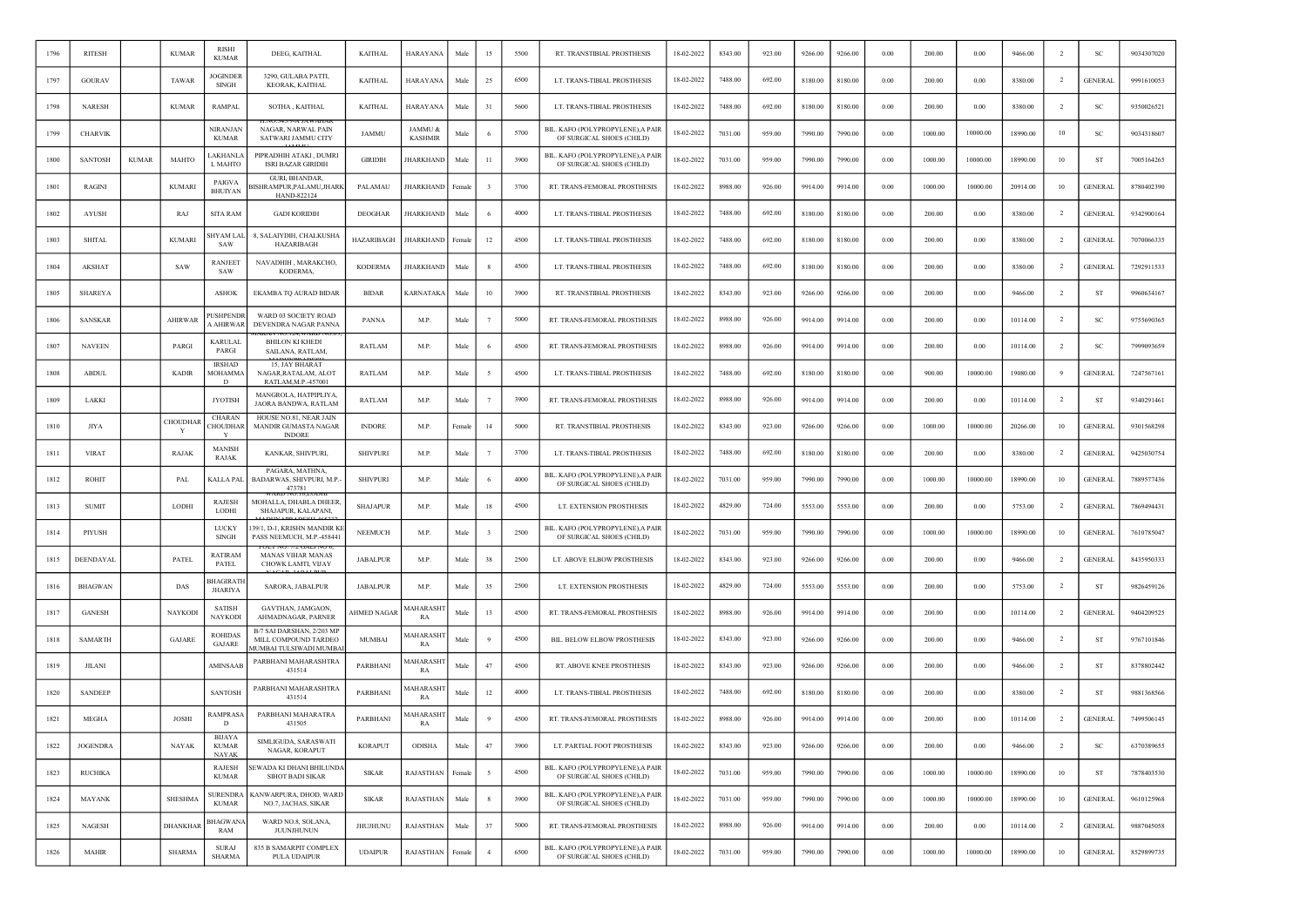| 1796 | RITESH | | KUMAR | RISHI KUMAR | DEEG, KAITHAL | KAITHAL | HARAYANA | Male | 15 | 5500 | RT. TRANSTIBIAL PROSTHESIS | 18-02-2022 | 8343.00 | 923.00 | 9266.00 | 9266.00 | 0.00 | 200.00 | 0.00 | 9466.00 | 2 | SC | 9034307020 |
|---|---|---|---|---|---|---|---|---|---|---|---|---|---|---|---|---|---|---|---|---|---|---|---|
| 1797 | GOURAV | | TAWAR | JOGINDER SINGH | 3290, GULABA PATTI, KEORAK, KAITHAL | KAITHAL | HARAYANA | Male | 25 | 6500 | LT. TRANS-TIBIAL PROSTHESIS | 18-02-2022 | 7488.00 | 692.00 | 8180.00 | 8180.00 | 0.00 | 200.00 | 0.00 | 8380.00 | 2 | GENERAL | 9991610053 |
| 1798 | NARESH | | KUMAR | RAMPAL | SOTHA , KAITHAL | KAITHAL | HARAYANA | Male | 31 | 5600 | LT. TRANS-TIBIAL PROSTHESIS | 18-02-2022 | 7488.00 | 692.00 | 8180.00 | 8180.00 | 0.00 | 200.00 | 0.00 | 8380.00 | 2 | SC | 9350026521 |
| 1799 | CHARVIK | | | NIRANJAN KUMAR | H.NO.343/9A JAWAHAR NAGAR, NARWAL PAIN SATWARI JAMMU CITY JAMMU | JAMMU | JAMMU & KASHMIR | Male | 6 | 5700 | BIL. KAFO (POLYPROPYLENE),A PAIR OF SURGICAL SHOES (CHILD) | 18-02-2022 | 7031.00 | 959.00 | 7990.00 | 7990.00 | 0.00 | 1000.00 | 10000.00 | 18990.00 | 10 | SC | 9034318607 |
| 1800 | SANTOSH | KUMAR | MAHTO | LAKHANLAL MAHTO | PIPRADHIH ATAKI , DUMRI ISRI BAZAR GIRIDIH | GIRIDIH | JHARKHAND | Male | 11 | 3900 | BIL. KAFO (POLYPROPYLENE),A PAIR OF SURGICAL SHOES (CHILD) | 18-02-2022 | 7031.00 | 959.00 | 7990.00 | 7990.00 | 0.00 | 1000.00 | 10000.00 | 18990.00 | 10 | ST | 7005164265 |
| 1801 | RAGINI | | KUMARI | PAIGVA BHUIYAN | GURI, BHANDAR, BISHRAMPUR,PALAMU,JHARKHAND-822124 | PALAMAU | JHARKHAND | Female | 3 | 3700 | RT. TRANS-FEMORAL PROSTHESIS | 18-02-2022 | 8988.00 | 926.00 | 9914.00 | 9914.00 | 0.00 | 1000.00 | 10000.00 | 20914.00 | 10 | GENERAL | 8780402390 |
| 1802 | AYUSH | | RAJ | SITA RAM | GADI KORIDIH | DEOGHAR | JHARKHAND | Male | 6 | 4000 | LT. TRANS-TIBIAL PROSTHESIS | 18-02-2022 | 7488.00 | 692.00 | 8180.00 | 8180.00 | 0.00 | 200.00 | 0.00 | 8380.00 | 2 | GENERAL | 9342900164 |
| 1803 | SHITAL | | KUMARI | SHYAM LAL SAW | 8, SALAIYDIH, CHALKUSHA HAZARIBAGH | HAZARIBAGH | JHARKHAND | Female | 12 | 4500 | LT. TRANS-TIBIAL PROSTHESIS | 18-02-2022 | 7488.00 | 692.00 | 8180.00 | 8180.00 | 0.00 | 200.00 | 0.00 | 8380.00 | 2 | GENERAL | 7070066335 |
| 1804 | AKSHAT | | SAW | RANJEET SAW | NAVADHIH , MARAKCHO, KODERMA, | KODERMA | JHARKHAND | Male | 8 | 4500 | LT. TRANS-TIBIAL PROSTHESIS | 18-02-2022 | 7488.00 | 692.00 | 8180.00 | 8180.00 | 0.00 | 200.00 | 0.00 | 8380.00 | 2 | GENERAL | 7292911533 |
| 1805 | SHAREYA | | | ASHOK | EKAMBA TQ AURAD BIDAR | BIDAR | KARNATAKA | Male | 10 | 3900 | RT. TRANSTIBIAL PROSTHESIS | 18-02-2022 | 8343.00 | 923.00 | 9266.00 | 9266.00 | 0.00 | 200.00 | 0.00 | 9466.00 | 2 | ST | 9960634167 |
| 1806 | SANSKAR | | AHIRWAR | PUSHPENDRA AHIRWAR | WARD 03 SOCIETY ROAD DEVENDRA NAGAR PANNA | PANNA | M.P. | Male | 7 | 5000 | RT. TRANS-FEMORAL PROSTHESIS | 18-02-2022 | 8988.00 | 926.00 | 9914.00 | 9914.00 | 0.00 | 200.00 | 0.00 | 10114.00 | 2 | SC | 9755690365 |
| 1807 | NAVEEN | | PARGI | KARULAL PARGI | MAKAN NO.124, WARD NO.07, BHILON KI KHEDI SAILANA, RATLAM, MADHYPRADESH | RATLAM | M.P. | Male | 6 | 4500 | RT. TRANS-FEMORAL PROSTHESIS | 18-02-2022 | 8988.00 | 926.00 | 9914.00 | 9914.00 | 0.00 | 200.00 | 0.00 | 10114.00 | 2 | SC | 7999093659 |
| 1808 | ABDUL | | KADIR | IRSHAD MOHAMMAD | 15, JAY BHARAT NAGAR,RATALAM, ALOT RATLAM,M.P.-457001 | RATLAM | M.P. | Male | 5 | 4500 | LT. TRANS-TIBIAL PROSTHESIS | 18-02-2022 | 7488.00 | 692.00 | 8180.00 | 8180.00 | 0.00 | 900.00 | 10000.00 | 19080.00 | 9 | GENERAL | 7247567161 |
| 1809 | LAKKI | | | JYOTISH | MANGROLA, HATPIPLIYA, JAORA BANDWA, RATLAM | RATLAM | M.P. | Male | 7 | 3900 | RT. TRANS-FEMORAL PROSTHESIS | 18-02-2022 | 8988.00 | 926.00 | 9914.00 | 9914.00 | 0.00 | 200.00 | 0.00 | 10114.00 | 2 | ST | 9340291461 |
| 1810 | JIYA | | CHOUDHARY | CHARAN CHOUDHARY | HOUSE NO.81, NEAR JAIN MANDIR GUMASTA NAGAR INDORE | INDORE | M.P. | Female | 14 | 5000 | RT. TRANSTIBIAL PROSTHESIS | 18-02-2022 | 8343.00 | 923.00 | 9266.00 | 9266.00 | 0.00 | 1000.00 | 10000.00 | 20266.00 | 10 | GENERAL | 9301568298 |
| 1811 | VIRAT | | RAJAK | MANISH RAJAK | KANKAR, SHIVPURI, | SHIVPURI | M.P. | Male | 7 | 3700 | LT. TRANS-TIBIAL PROSTHESIS | 18-02-2022 | 7488.00 | 692.00 | 8180.00 | 8180.00 | 0.00 | 200.00 | 0.00 | 8380.00 | 2 | GENERAL | 9425030754 |
| 1812 | ROHIT | | PAL | KALLA PAL | PAGARA, MATHNA, BADARWAS, SHIVPURI, M.P.-473781 | SHIVPURI | M.P. | Male | 6 | 4000 | BIL. KAFO (POLYPROPYLENE),A PAIR OF SURGICAL SHOES (CHILD) | 18-02-2022 | 7031.00 | 959.00 | 7990.00 | 7990.00 | 0.00 | 1000.00 | 10000.00 | 18990.00 | 10 | GENERAL | 7889577436 |
| 1813 | SUMIT | | LODHI | RAJESH LODHI | WARD NO.10,LODHI MOHALLA, DHABLA DHEER, SHAJAPUR, KALAPANI, MADHYAPRADESH-465227 | SHAJAPUR | M.P. | Male | 18 | 4500 | LT. EXTENSION PROSTHESIS | 18-02-2022 | 4829.00 | 724.00 | 5553.00 | 5553.00 | 0.00 | 200.00 | 0.00 | 5753.00 | 2 | GENERAL | 7869494431 |
| 1814 | PIYUSH | | | LUCKY SINGH | 139/1, D-1, KRISHN MANDIR KE PASS NEEMUCH, M.P.-458441 | NEEMUCH | M.P. | Male | 3 | 2500 | BIL. KAFO (POLYPROPYLENE),A PAIR OF SURGICAL SHOES (CHILD) | 18-02-2022 | 7031.00 | 959.00 | 7990.00 | 7990.00 | 0.00 | 1000.00 | 10000.00 | 18990.00 | 10 | GENERAL | 7610785047 |
| 1815 | DEENDAYAL | | PATEL | RATIRAM PATEL | PLOT NO. 7/2 GALI NO 6, MANAS VIHAR MANAS CHOWK LAMTI, VIJAY NAGAR, JABALPUR | JABALPUR | M.P. | Male | 38 | 2500 | LT. ABOVE ELBOW PROSTHESIS | 18-02-2022 | 8343.00 | 923.00 | 9266.00 | 9266.00 | 0.00 | 200.00 | 0.00 | 9466.00 | 2 | GENERAL | 8435950333 |
| 1816 | BHAGWAN | | DAS | BHAGIRATH JHARIYA | SARORA, JABALPUR | JABALPUR | M.P. | Male | 35 | 2500 | LT. EXTENSION PROSTHESIS | 18-02-2022 | 4829.00 | 724.00 | 5553.00 | 5553.00 | 0.00 | 200.00 | 0.00 | 5753.00 | 2 | ST | 9826459126 |
| 1817 | GANESH | | NAYKODI | SATISH NAYKODI | GAVTHAN, JAMGAON, AHMADNAGAR, PARNER | AHMED NAGAR | MAHARASHTRA | Male | 13 | 4500 | RT. TRANS-FEMORAL PROSTHESIS | 18-02-2022 | 8988.00 | 926.00 | 9914.00 | 9914.00 | 0.00 | 200.00 | 0.00 | 10114.00 | 2 | GENERAL | 9404209525 |
| 1818 | SAMARTH | | GAJARE | ROHIDAS GAJARE | B/7 SAI DARSHAN, 2/203 MP MILL COMPOUND TARDEO MUMBAI TULSIWADI MUMBAI | MUMBAI | MAHARASHTRA | Male | 9 | 4500 | BIL. BELOW ELBOW PROSTHESIS | 18-02-2022 | 8343.00 | 923.00 | 9266.00 | 9266.00 | 0.00 | 200.00 | 0.00 | 9466.00 | 2 | ST | 9767101846 |
| 1819 | JILANI | | | AMINSAAB | PARBHANI MAHARASHTRA 431514 | PARBHANI | MAHARASHTRA | Male | 47 | 4500 | RT. ABOVE KNEE PROSTHESIS | 18-02-2022 | 8343.00 | 923.00 | 9266.00 | 9266.00 | 0.00 | 200.00 | 0.00 | 9466.00 | 2 | ST | 8378802442 |
| 1820 | SANDEEP | | | SANTOSH | PARBHANI MAHARASHTRA 431514 | PARBHANI | MAHARASHTRA | Male | 12 | 4000 | LT. TRANS-TIBIAL PROSTHESIS | 18-02-2022 | 7488.00 | 692.00 | 8180.00 | 8180.00 | 0.00 | 200.00 | 0.00 | 8380.00 | 2 | ST | 9881368566 |
| 1821 | MEGHA | | JOSHI | RAMPRASAD | PARBHANI MAHARATRA 431505 | PARBHANI | MAHARASHTRA | Male | 9 | 4500 | RT. TRANS-FEMORAL PROSTHESIS | 18-02-2022 | 8988.00 | 926.00 | 9914.00 | 9914.00 | 0.00 | 200.00 | 0.00 | 10114.00 | 2 | GENERAL | 7499506145 |
| 1822 | JOGENDRA | | NAYAK | BIJAYA KUMAR NAYAK | SIMLIGUDA, SARASWATI NAGAR, KORAPUT | KORAPUT | ODISHA | Male | 47 | 3900 | LT. PARTIAL FOOT PROSTHESIS | 18-02-2022 | 8343.00 | 923.00 | 9266.00 | 9266.00 | 0.00 | 200.00 | 0.00 | 9466.00 | 2 | SC | 6370389655 |
| 1823 | RUCHIKA | | | RAJESH KUMAR | SEWADA KI DHANI BHILUNDA SIHOT BADI SIKAR | SIKAR | RAJASTHAN | Female | 5 | 4500 | BIL. KAFO (POLYPROPYLENE),A PAIR OF SURGICAL SHOES (CHILD) | 18-02-2022 | 7031.00 | 959.00 | 7990.00 | 7990.00 | 0.00 | 1000.00 | 10000.00 | 18990.00 | 10 | ST | 7878403530 |
| 1824 | MAYANK | | SHESHMA | SURENDRA KUMAR | KANWARPURA, DHOD, WARD NO.7, JACHAS, SIKAR | SIKAR | RAJASTHAN | Male | 8 | 3900 | BIL. KAFO (POLYPROPYLENE),A PAIR OF SURGICAL SHOES (CHILD) | 18-02-2022 | 7031.00 | 959.00 | 7990.00 | 7990.00 | 0.00 | 1000.00 | 10000.00 | 18990.00 | 10 | GENERAL | 9610125968 |
| 1825 | NAGESH | | DHANKHAR | BHAGWANA RAM | WARD NO.8, SOLANA, JUUNJHUNUN | JHUJHUNU | RAJASTHAN | Male | 37 | 5000 | RT. TRANS-FEMORAL PROSTHESIS | 18-02-2022 | 8988.00 | 926.00 | 9914.00 | 9914.00 | 0.00 | 200.00 | 0.00 | 10114.00 | 2 | GENERAL | 9887045058 |
| 1826 | MAHIR | | SHARMA | SURAJ SHARMA | 835 B SAMARPIT COMPLEX PULA UDAIPUR | UDAIPUR | RAJASTHAN | Female | 4 | 6500 | BIL. KAFO (POLYPROPYLENE),A PAIR OF SURGICAL SHOES (CHILD) | 18-02-2022 | 7031.00 | 959.00 | 7990.00 | 7990.00 | 0.00 | 1000.00 | 10000.00 | 18990.00 | 10 | GENERAL | 8529899735 |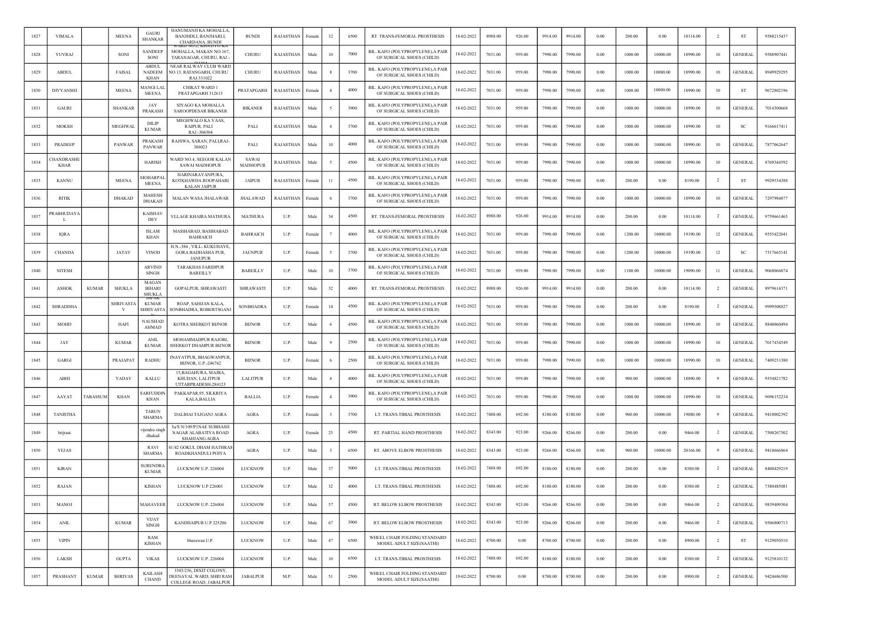| 1827 | VIMALA | | MEENA | GAURI SHANKAR | HANUMANJI KA MOHALLA, BANJHDLI, BANJHARLI, CHARDANA, BUNDI | BUNDI | RAJASTHAN | Female | 32 | 6500 | RT. TRANS-FEMORAL PROSTHESIS | 18-02-2022 | 8988.00 | 926.00 | 9914.00 | 9914.00 | 0.00 | 200.00 | 0.00 | 10114.00 | 2 | ST | 9588215437 |
|---|---|---|---|---|---|---|---|---|---|---|---|---|---|---|---|---|---|---|---|---|---|---|---|
| 1828 | YUVRAJ | | SONI | SANDEEP SONI | WARD NO.2, KHATIYO KA MOHALLA, MAKAN NO.167, TARANAGAR, CHURU, RAJ.- | CHURU | RAJASTHAN | Male | 10 | 7000 | BIL. KAFO (POLYPROPYLENE),A PAIR OF SURGICAL SHOES (CHILD) | 18-02-2022 | 7031.00 | 959.00 | 7990.00 | 7990.00 | 0.00 | 1000.00 | 10000.00 | 18990.00 | 10 | GENERAL | 9588907441 |
| 1829 | ABDUL | | FAISAL | ABDUL NADEEM KHAN | NEAR RALWAY CLUB WARD NO.13, RATANGARH, CHURU RAJ.331022 | CHURU | RAJASTHAN | Male | 8 | 3700 | BIL. KAFO (POLYPROPYLENE),A PAIR OF SURGICAL SHOES (CHILD) | 18-02-2022 | 7031.00 | 959.00 | 7990.00 | 7990.00 | 0.00 | 1000.00 | 10000.00 | 18990.00 | 10 | GENERAL | 8949929295 |
| 1830 | DIVYANSHI | | MEENA | MANGI LAL MEENA | CHIKAT WARD 1 PRATAPGARH 312615 | PRATAPGARH | RAJASTHAN | Female | 4 | 4000 | BIL. KAFO (POLYPROPYLENE),A PAIR OF SURGICAL SHOES (CHILD) | 18-02-2022 | 7031.00 | 959.00 | 7990.00 | 7990.00 | 0.00 | 1000.00 | 10000.00 | 18990.00 | 10 | ST | 9672802196 |
| 1831 | GAURI | | SHANKAR | JAY PRAKASH | SIYAGO KA MOHALLA SAROOPDESAR BIKANER | BIKANER | RAJASTHAN | Male | 5 | 3900 | BIL. KAFO (POLYPROPYLENE),A PAIR OF SURGICAL SHOES (CHILD) | 18-02-2022 | 7031.00 | 959.00 | 7990.00 | 7990.00 | 0.00 | 1000.00 | 10000.00 | 18990.00 | 10 | GENERAL | 7014300668 |
| 1832 | MOKSH | | MEGHWAL | DILIP KUMAR | MEGHWALO KA VAAS, RAIPUR, PALI RAJ.-306304 | PALI | RAJASTHAN | Male | 4 | 3700 | BIL. KAFO (POLYPROPYLENE),A PAIR OF SURGICAL SHOES (CHILD) | 18-02-2022 | 7031.00 | 959.00 | 7990.00 | 7990.00 | 0.00 | 1000.00 | 10000.00 | 18990.00 | 10 | SC | 9166617411 |
| 1833 | PRADEEP | | PANWAR | PRAKASH PANWAR | RAJSWA, SARAN, PALI,RAJ-306023 | PALI | RAJASTHAN | Male | 10 | 4000 | BIL. KAFO (POLYPROPYLENE),A PAIR OF SURGICAL SHOES (CHILD) | 18-02-2022 | 7031.00 | 959.00 | 7990.00 | 7990.00 | 0.00 | 1000.00 | 10000.00 | 18990.00 | 10 | GENERAL | 7877062647 |
| 1834 | CHANDRASHEKHAR | | | HARISH | WARD NO.4, SEEGOR KALAN SAWAI MADHOPUR | SAWAI MADHOPUR | RAJASTHAN | Male | 5 | 4500 | BIL. KAFO (POLYPROPYLENE),A PAIR OF SURGICAL SHOES (CHILD) | 18-02-2022 | 7031.00 | 959.00 | 7990.00 | 7990.00 | 0.00 | 1000.00 | 10000.00 | 18990.00 | 10 | GENERAL | 8769344592 |
| 1835 | KANNU | | MEENA | MOHARPAL MEENA | HARINARAYANPURA, KOTKHAWDA ROOPAHARI KALAN JAIPUR | JAIPUR | RAJASTHAN | Female | 11 | 4500 | BIL. KAFO (POLYPROPYLENE),A PAIR OF SURGICAL SHOES (CHILD) | 18-02-2022 | 7031.00 | 959.00 | 7990.00 | 7990.00 | 0.00 | 200.00 | 0.00 | 8190.00 | 2 | ST | 9929534388 |
| 1836 | RITIK | | DHAKAD | MAHESH DHAKAD | MALAN WASA JHALAWAR | JHALAWAD | RAJASTHAN | Female | 6 | 3700 | BIL. KAFO (POLYPROPYLENE),A PAIR OF SURGICAL SHOES (CHILD) | 18-02-2022 | 7031.00 | 959.00 | 7990.00 | 7990.00 | 0.00 | 1000.00 | 10000.00 | 18990.00 | 10 | GENERAL | 7297984877 |
| 1837 | PRABHUDAYAL | | | KAISHAV DEV | VLLAGE KHAIRA MATHURA | MATHURA | U.P. | Male | 34 | 4500 | RT. TRANS-FEMORAL PROSTHESIS | 18-02-2022 | 8988.00 | 926.00 | 9914.00 | 9914.00 | 0.00 | 200.00 | 0.00 | 10114.00 | 2 | GENERAL | 9759661465 |
| 1838 | IQRA | | | ISLAM KHAN | MASIHABAD, BASIHABAD BAHRAICH | BAHRAICH | U.P. | Female | 7 | 4000 | BIL. KAFO (POLYPROPYLENE),A PAIR OF SURGICAL SHOES (CHILD) | 18-02-2022 | 7031.00 | 959.00 | 7990.00 | 7990.00 | 0.00 | 1200.00 | 10000.00 | 19190.00 | 12 | GENERAL | 9555422041 |
| 1839 | CHANDA | | JATAV | VINOD | H.N.-384 , VILL- KUKUHAYE, GORA BADHASHA PUR, JANUPUR | JAUNPUR | U.P. | Female | 5 | 3700 | BIL. KAFO (POLYPROPYLENE),A PAIR OF SURGICAL SHOES (CHILD) | 18-02-2022 | 7031.00 | 959.00 | 7990.00 | 7990.00 | 0.00 | 1200.00 | 10000.00 | 19190.00 | 12 | SC | 7317665141 |
| 1840 | NITESH | | | ARVIND SINGH | TARAKHAS FARIDPUR BAREILLY | BAREILLY | U.P. | Male | 10 | 3700 | BIL. KAFO (POLYPROPYLENE),A PAIR OF SURGICAL SHOES (CHILD) | 18-02-2022 | 7031.00 | 959.00 | 7990.00 | 7990.00 | 0.00 | 1100.00 | 10000.00 | 19090.00 | 11 | GENERAL | 9068066874 |
| 1841 | ASHOK | KUMAR | SHUKLA | MAGAN BIHARI SHUKLA | GOPALPUR, SHRAWASTI | SHRAWASTI | U.P. | Male | 32 | 4000 | RT. TRANS-FEMORAL PROSTHESIS | 18-02-2022 | 8988.00 | 926.00 | 9914.00 | 9914.00 | 0.00 | 200.00 | 0.00 | 10114.00 | 2 | GENERAL | 8979614371 |
| 1842 | SHRADDHA | | SHRIVASTAV | DIPAK KUMAR SHRIVASTAV | ROAP, SAHIJAN KALA, SONBHADRA, ROBERTSGANJ | SONBHADRA | U.P. | Female | 14 | 4500 | BIL. KAFO (POLYPROPYLENE),A PAIR OF SURGICAL SHOES (CHILD) | 18-02-2022 | 7031.00 | 959.00 | 7990.00 | 7990.00 | 0.00 | 200.00 | 0.00 | 8190.00 | 2 | GENERAL | 9999508827 |
| 1843 | MOHD | | HAFI | NAUSHAD AHMAD | KOTRA SHERKOT BIJNOR | BIJNOR | U.P. | Male | 6 | 4500 | BIL. KAFO (POLYPROPYLENE),A PAIR OF SURGICAL SHOES (CHILD) | 18-02-2022 | 7031.00 | 959.00 | 7990.00 | 7990.00 | 0.00 | 1000.00 | 10000.00 | 18990.00 | 10 | GENERAL | 8840060494 |
| 1844 | JAY | | KUMAR | ANIL KUMAR | MOHAMMADPUR RAJORI, SHERKOT DHAMPUR BIJNOR | BIJNOR | U.P. | Male | 9 | 2500 | BIL. KAFO (POLYPROPYLENE),A PAIR OF SURGICAL SHOES (CHILD) | 18-02-2022 | 7031.00 | 959.00 | 7990.00 | 7990.00 | 0.00 | 1000.00 | 10000.00 | 18990.00 | 10 | GENERAL | 7017434549 |
| 1845 | GARGI | | PRAJAPAT | RADHU | INAYATPUR, BHAGWANPUR, BIJNOR, U.P.-246762 | BIJNOR | U.P. | Female | 6 | 2500 | BIL. KAFO (POLYPROPYLENE),A PAIR OF SURGICAL SHOES (CHILD) | 18-02-2022 | 7031.00 | 959.00 | 7990.00 | 7990.00 | 0.00 | 1000.00 | 10000.00 | 18990.00 | 10 | GENERAL | 7409231380 |
| 1846 | ABHI | | YADAV | KALLU | 15,BAGAHURA, MAJRA, KHUDAN, LALITPUR UTTARPRADESH-284123 | LALITPUR | U.P. | Male | 4 | 4000 | BIL. KAFO (POLYPROPYLENE),A PAIR OF SURGICAL SHOES (CHILD) | 18-02-2022 | 7031.00 | 959.00 | 7990.00 | 7990.00 | 0.00 | 900.00 | 10000.00 | 18890.00 | 9 | GENERAL | 9354821782 |
| 1847 | AAYAT | TABASSUM | KHAN | SARFUDDIN KHAN | PAKKAPAR,95, SILKRIYA KALA,BALLIA | BALLIA | U.P. | Female | 4 | 3900 | BIL. KAFO (POLYPROPYLENE),A PAIR OF SURGICAL SHOES (CHILD) | 18-02-2022 | 7031.00 | 959.00 | 7990.00 | 7990.00 | 0.00 | 1000.00 | 10000.00 | 18990.00 | 10 | GENERAL | 9696152234 |
| 1848 | TANISTHA | | | TARUN SHARMA | DALIHAI TAJGANJ AGRA | AGRA | U.P. | Female | 3 | 3700 | LT. TRANS-TIBIAL PROSTHESIS | 18-02-2022 | 7488.00 | 692.00 | 8180.00 | 8180.00 | 0.00 | 900.00 | 10000.00 | 19080.00 | 9 | GENERAL | 9410002392 |
| 1849 | brijrani | | | vijendra singh dhakad | 5a/S N/109/P1NAE SUBHASH NAGAR ALABATIYA ROAD SHAHJANG AGRA | AGRA | U.P. | Female | 25 | 4500 | RT. PARTIAL HAND PROSTHESIS | 18-02-2022 | 8343.00 | 923.00 | 9266.00 | 9266.00 | 0.00 | 200.00 | 0.00 | 9466.00 | 2 | GENERAL | 7500267502 |
| 1850 | YEJAS | | | RAVI SHARMA | 41/42 GOKUL DHAM HATHRAS ROADKHANDULI POIYA | AGRA | U.P. | Male | 3 | 6500 | RT. ABOVE ELBOW PROSTHESIS | 18-02-2022 | 8343.00 | 923.00 | 9266.00 | 9266.00 | 0.00 | 900.00 | 10000.00 | 20166.00 | 9 | GENERAL | 9410666864 |
| 1851 | KIRAN | | | SURENDRA KUMAR | LUCKNOW U.P. 226004 | LUCKNOW | U.P. | Male | 37 | 5000 | LT. TRANS-TIBIAL PROSTHESIS | 18-02-2022 | 7488.00 | 692.00 | 8180.00 | 8180.00 | 0.00 | 200.00 | 0.00 | 8380.00 | 2 | GENERAL | 8400429219 |
| 1852 | RAJAN | | | KISHAN | LUCKNOW U.P 226001 | LUCKNOW | U.P. | Male | 32 | 4000 | LT. TRANS-TIBIAL PROSTHESIS | 18-02-2022 | 7488.00 | 692.00 | 8180.00 | 8180.00 | 0.00 | 200.00 | 0.00 | 8380.00 | 2 | GENERAL | 7380485081 |
| 1853 | MANOJ | | | MAHAVEER | LUCKNOW U.P. 226004 | LUCKNOW | U.P. | Male | 57 | 4500 | RT. BELOW ELBOW PROSTHESIS | 18-02-2022 | 8343.00 | 923.00 | 9266.00 | 9266.00 | 0.00 | 200.00 | 0.00 | 9466.00 | 2 | GENERAL | 9839409304 |
| 1854 | ANIL | | KUMAR | VIJAY SINGH | KANDHAIPUR U.P 225206 | LUCKNOW | U.P. | Male | 67 | 3900 | RT. BELOW ELBOW PROSTHESIS | 18-02-2022 | 8343.00 | 923.00 | 9266.00 | 9266.00 | 0.00 | 200.00 | 0.00 | 9466.00 | 2 | GENERAL | 9506800713 |
| 1855 | VIPIN | | | RAM KISHAN | bharawan U.P. | LUCKNOW | U.P. | Male | 47 | 6500 | WHEEL CHAIR FOLDING STANDARD MODEL ADULT SIZE(SAATHI) | 18-02-2022 | 8700.00 | 0.00 | 8700.00 | 8700.00 | 0.00 | 200.00 | 0.00 | 8900.00 | 2 | ST | 9129050510 |
| 1856 | LAKSH | | GUPTA | VIKAS | LUCKNOW U.P. 226004 | LUCKNOW | U.P. | Male | 10 | 6500 | LT. TRANS-TIBIAL PROSTHESIS | 18-02-2022 | 7488.00 | 692.00 | 8180.00 | 8180.00 | 0.00 | 200.00 | 0.00 | 8380.00 | 2 | GENERAL | 9125810132 |
| 1857 | PRASHANT | KUMAR | SHRIVAS | KAILASH CHAND | 3303/256, DIXIT COLONY, DEENAYAL WARD, SHRI RAM COLLEGE ROAD, JABALPUR | JABALPUR | M.P. | Male | 51 | 2500 | WHEEL CHAIR FOLDING STANDARD MODEL ADULT SIZE(SAATHI) | 19-02-2022 | 8700.00 | 0.00 | 8700.00 | 8700.00 | 0.00 | 200.00 | 0.00 | 8900.00 | 2 | GENERAL | 9424686500 |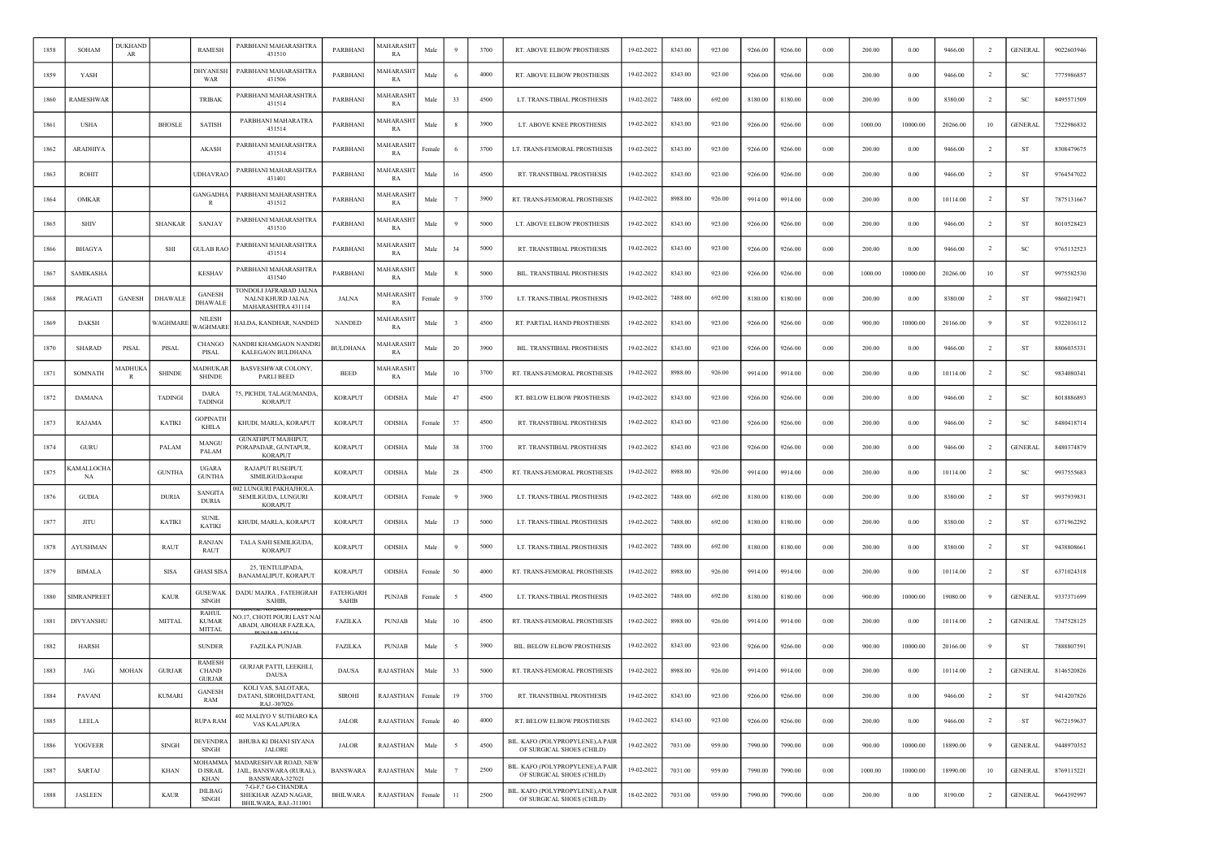| 1858 | SOHAM | DUKHANDAR | | RAMESH | PARBHANI MAHARASHTRA 431510 | PARBHANI | MAHARASHTRA | Male | 9 | 3700 | RT. ABOVE ELBOW PROSTHESIS | 19-02-2022 | 8343.00 | 923.00 | 9266.00 | 9266.00 | 0.00 | 200.00 | 0.00 | 9466.00 | 2 | GENERAL | 9022603946 |
|---|---|---|---|---|---|---|---|---|---|---|---|---|---|---|---|---|---|---|---|---|---|---|---|
| 1859 | YASH | | | DHYANESHWAR | PARBHANI MAHARASHTRA 431506 | PARBHANI | MAHARASHTRA | Male | 6 | 4000 | RT. ABOVE ELBOW PROSTHESIS | 19-02-2022 | 8343.00 | 923.00 | 9266.00 | 9266.00 | 0.00 | 200.00 | 0.00 | 9466.00 | 2 | SC | 7775986857 |
| 1860 | RAMESHWAR | | | TRIBAK | PARBHANI MAHARASHTRA 431514 | PARBHANI | MAHARASHTRA | Male | 33 | 4500 | LT. TRANS-TIBIAL PROSTHESIS | 19-02-2022 | 7488.00 | 692.00 | 8180.00 | 8180.00 | 0.00 | 200.00 | 0.00 | 8380.00 | 2 | SC | 8495571509 |
| 1861 | USHA | | BHOSLE | SATISH | PARBHANI MAHARATRA 431514 | PARBHANI | MAHARASHTRA | Male | 8 | 3900 | LT. ABOVE KNEE PROSTHESIS | 19-02-2022 | 8343.00 | 923.00 | 9266.00 | 9266.00 | 0.00 | 1000.00 | 10000.00 | 20266.00 | 10 | GENERAL | 7522986832 |
| 1862 | ARADHIYA | | | AKASH | PARBHANI MAHARASHTRA 431514 | PARBHANI | MAHARASHTRA | Female | 6 | 3700 | LT. TRANS-FEMORAL PROSTHESIS | 19-02-2022 | 8343.00 | 923.00 | 9266.00 | 9266.00 | 0.00 | 200.00 | 0.00 | 9466.00 | 2 | ST | 8308479675 |
| 1863 | ROHIT | | | UDHAVRAO | PARBHANI MAHARASHTRA 431401 | PARBHANI | MAHARASHTRA | Male | 16 | 4500 | RT. TRANSTIBIAL PROSTHESIS | 19-02-2022 | 8343.00 | 923.00 | 9266.00 | 9266.00 | 0.00 | 200.00 | 0.00 | 9466.00 | 2 | ST | 9764547022 |
| 1864 | OMKAR | | | GANGADHAR | PARBHANI MAHARASHTRA 431512 | PARBHANI | MAHARASHTRA | Male | 7 | 3900 | RT. TRANS-FEMORAL PROSTHESIS | 19-02-2022 | 8988.00 | 926.00 | 9914.00 | 9914.00 | 0.00 | 200.00 | 0.00 | 10114.00 | 2 | ST | 7875131667 |
| 1865 | SHIV | | SHANKAR | SANJAY | PARBHANI MAHARASHTRA 431510 | PARBHANI | MAHARASHTRA | Male | 9 | 5000 | LT. ABOVE ELBOW PROSTHESIS | 19-02-2022 | 8343.00 | 923.00 | 9266.00 | 9266.00 | 0.00 | 200.00 | 0.00 | 9466.00 | 2 | ST | 8010528423 |
| 1866 | BHAGYA | | SHI | GULAB RAO | PARBHANI MAHARASHTRA 431514 | PARBHANI | MAHARASHTRA | Male | 34 | 5000 | RT. TRANSTIBIAL PROSTHESIS | 19-02-2022 | 8343.00 | 923.00 | 9266.00 | 9266.00 | 0.00 | 200.00 | 0.00 | 9466.00 | 2 | SC | 9765132523 |
| 1867 | SAMIKASHA | | | KESHAV | PARBHANI MAHARASHTRA 431540 | PARBHANI | MAHARASHTRA | Male | 8 | 5000 | BIL. TRANSTIBIAL PROSTHESIS | 19-02-2022 | 8343.00 | 923.00 | 9266.00 | 9266.00 | 0.00 | 1000.00 | 10000.00 | 20266.00 | 10 | ST | 9975582530 |
| 1868 | PRAGATI | GANESH | DHAWALE | GANESH DHAWALE | TONDOLI JAFRABAD JALNA NALNI KHURD JALNA MAHARASHTRA 431114 | JALNA | MAHARASHTRA | Female | 9 | 3700 | LT. TRANS-TIBIAL PROSTHESIS | 19-02-2022 | 7488.00 | 692.00 | 8180.00 | 8180.00 | 0.00 | 200.00 | 0.00 | 8380.00 | 2 | ST | 9860219471 |
| 1869 | DAKSH | | WAGHMARE | NILESH WAGHMARE | HALDA, KANDHAR, NANDED | NANDED | MAHARASHTRA | Male | 3 | 4500 | RT. PARTIAL HAND PROSTHESIS | 19-02-2022 | 8343.00 | 923.00 | 9266.00 | 9266.00 | 0.00 | 900.00 | 10000.00 | 20166.00 | 9 | ST | 9322016112 |
| 1870 | SHARAD | PISAL | PISAL | CHANGO PISAL | NANDRI KHAMGAON NANDRI KALEGAON BULDHANA | BULDHANA | MAHARASHTRA | Male | 20 | 3900 | BIL. TRANSTIBIAL PROSTHESIS | 19-02-2022 | 8343.00 | 923.00 | 9266.00 | 9266.00 | 0.00 | 200.00 | 0.00 | 9466.00 | 2 | ST | 8806035331 |
| 1871 | SOMNATH | MADHUKAR | SHINDE | MADHUKAR SHINDE | BASVESHWAR COLONY, PARLI BEED | BEED | MAHARASHTRA | Male | 10 | 3700 | RT. TRANS-FEMORAL PROSTHESIS | 19-02-2022 | 8988.00 | 926.00 | 9914.00 | 9914.00 | 0.00 | 200.00 | 0.00 | 10114.00 | 2 | SC | 9834080341 |
| 1872 | DAMANA | | TADINGI | DARA TADINGI | 75, PICHDI, TALAGUMANDA, KORAPUT | KORAPUT | ODISHA | Male | 47 | 4500 | RT. BELOW ELBOW PROSTHESIS | 19-02-2022 | 8343.00 | 923.00 | 9266.00 | 9266.00 | 0.00 | 200.00 | 0.00 | 9466.00 | 2 | SC | 8018886893 |
| 1873 | RAJAMA | | KATIKI | GOPINATH KHILA | KHUDI, MARLA, KORAPUT | KORAPUT | ODISHA | Female | 37 | 4500 | RT. TRANSTIBIAL PROSTHESIS | 19-02-2022 | 8343.00 | 923.00 | 9266.00 | 9266.00 | 0.00 | 200.00 | 0.00 | 9466.00 | 2 | SC | 8480418714 |
| 1874 | GURU | | PALAM | MANGU PALAM | GUNATHPUT MAJHIPUT, PORAPADAR, GUNTAPUR, KORAPUT | KORAPUT | ODISHA | Male | 38 | 3700 | RT. TRANSTIBIAL PROSTHESIS | 19-02-2022 | 8343.00 | 923.00 | 9266.00 | 9266.00 | 0.00 | 200.00 | 0.00 | 9466.00 | 2 | GENERAL | 8480374879 |
| 1875 | KAMALLOCHANA | | GUNTHA | UGARA GUNTHA | RAJAPUT RUSEIPUT, SIMILIGUD,koraput | KORAPUT | ODISHA | Male | 28 | 4500 | RT. TRANS-FEMORAL PROSTHESIS | 19-02-2022 | 8988.00 | 926.00 | 9914.00 | 9914.00 | 0.00 | 200.00 | 0.00 | 10114.00 | 2 | SC | 9937555683 |
| 1876 | GUDIA | | DURIA | SANGITA DURIA | 002 LUNGURI PAKHAJHOLA SEMILIGUDA, LUNGURI KORAPUT | KORAPUT | ODISHA | Female | 9 | 3900 | LT. TRANS-TIBIAL PROSTHESIS | 19-02-2022 | 7488.00 | 692.00 | 8180.00 | 8180.00 | 0.00 | 200.00 | 0.00 | 8380.00 | 2 | ST | 9937939831 |
| 1877 | JITU | | KATIKI | SUNIL KATIKI | KHUDI, MARLA, KORAPUT | KORAPUT | ODISHA | Male | 13 | 5000 | LT. TRANS-TIBIAL PROSTHESIS | 19-02-2022 | 7488.00 | 692.00 | 8180.00 | 8180.00 | 0.00 | 200.00 | 0.00 | 8380.00 | 2 | ST | 6371962292 |
| 1878 | AYUSHMAN | | RAUT | RANJAN RAUT | TALA SAHI SEMILIGUDA, KORAPUT | KORAPUT | ODISHA | Male | 9 | 5000 | LT. TRANS-TIBIAL PROSTHESIS | 19-02-2022 | 7488.00 | 692.00 | 8180.00 | 8180.00 | 0.00 | 200.00 | 0.00 | 8380.00 | 2 | ST | 9438808661 |
| 1879 | BIMALA | | SISA | GHASI SISA | 25, TENTULIPADA, BANAMALIPUT, KORAPUT | KORAPUT | ODISHA | Female | 50 | 4000 | RT. TRANS-FEMORAL PROSTHESIS | 19-02-2022 | 8988.00 | 926.00 | 9914.00 | 9914.00 | 0.00 | 200.00 | 0.00 | 10114.00 | 2 | ST | 6371024318 |
| 1880 | SIMRANPREET | | KAUR | GUSEWAK SINGH | DADU MAJRA , FATEHGRAH SAHIB, | FATEHGARH SAHIB | PUNJAB | Female | 5 | 4500 | LT. TRANS-TIBIAL PROSTHESIS | 19-02-2022 | 7488.00 | 692.00 | 8180.00 | 8180.00 | 0.00 | 900.00 | 10000.00 | 19080.00 | 9 | GENERAL | 9337371699 |
| 1881 | DIVYANSHU | | MITTAL | RAHUL KUMAR MITTAL | HOUSE NO.2000, STREET NO.17, CHOTI POURI LAST NAI ABADI, ABOHAR FAZILKA, PUNJAB-152116 | FAZILKA | PUNJAB | Male | 10 | 4500 | RT. TRANS-FEMORAL PROSTHESIS | 19-02-2022 | 8988.00 | 926.00 | 9914.00 | 9914.00 | 0.00 | 200.00 | 0.00 | 10114.00 | 2 | GENERAL | 7347528125 |
| 1882 | HARSH | | | SUNDER | FAZILKA PUNJAB. | FAZILKA | PUNJAB | Male | 5 | 3900 | BIL. BELOW ELBOW PROSTHESIS | 19-02-2022 | 8343.00 | 923.00 | 9266.00 | 9266.00 | 0.00 | 900.00 | 10000.00 | 20166.00 | 9 | ST | 7888807591 |
| 1883 | JAG | MOHAN | GURJAR | RAMESH CHAND GURJAR | GURJAR PATTI, LEEKHLI, DAUSA | DAUSA | RAJASTHAN | Male | 33 | 5000 | RT. TRANS-FEMORAL PROSTHESIS | 19-02-2022 | 8988.00 | 926.00 | 9914.00 | 9914.00 | 0.00 | 200.00 | 0.00 | 10114.00 | 2 | GENERAL | 8146520826 |
| 1884 | PAVANI | | KUMARI | GANESH RAM | KOLI VAS, SALOTARA, DATANI, SIROHI,DATTANI, RAJ.-307026 | SIROHI | RAJASTHAN | Female | 19 | 3700 | RT. TRANSTIBIAL PROSTHESIS | 19-02-2022 | 8343.00 | 923.00 | 9266.00 | 9266.00 | 0.00 | 200.00 | 0.00 | 9466.00 | 2 | ST | 9414207826 |
| 1885 | LEELA | | | RUPA RAM | 402 MALIYO V SUTHARO KA VAS KALAPURA | JALOR | RAJASTHAN | Female | 40 | 4000 | RT. BELOW ELBOW PROSTHESIS | 19-02-2022 | 8343.00 | 923.00 | 9266.00 | 9266.00 | 0.00 | 200.00 | 0.00 | 9466.00 | 2 | ST | 9672159637 |
| 1886 | YOGVEER | | SINGH | DEVENDRA SINGH | BHUBA KI DHANI SIYANA JALORE | JALOR | RAJASTHAN | Male | 5 | 4500 | BIL. KAFO (POLYPROPYLENE),A PAIR OF SURGICAL SHOES (CHILD) | 19-02-2022 | 7031.00 | 959.00 | 7990.00 | 7990.00 | 0.00 | 900.00 | 10000.00 | 18890.00 | 9 | GENERAL | 9448970352 |
| 1887 | SARTAJ | | KHAN | MOHAMMAD ISRAIL KHAN | MADARESHVAR ROAD, NEW JAIL, BANSWARA (RURAL), BANSWARA-327021 | BANSWARA | RAJASTHAN | Male | 7 | 2500 | BIL. KAFO (POLYPROPYLENE),A PAIR OF SURGICAL SHOES (CHILD) | 19-02-2022 | 7031.00 | 959.00 | 7990.00 | 7990.00 | 0.00 | 1000.00 | 10000.00 | 18990.00 | 10 | GENERAL | 8769115221 |
| 1888 | JASLEEN | | KAUR | DILBAG SINGH | 7-G-F,7 G-6 CHANDRA SHEKHAR AZAD NAGAR, BHILWARA, RAJ.-311001 | BHILWARA | RAJASTHAN | Female | 11 | 2500 | BIL. KAFO (POLYPROPYLENE),A PAIR OF SURGICAL SHOES (CHILD) | 18-02-2022 | 7031.00 | 959.00 | 7990.00 | 7990.00 | 0.00 | 200.00 | 0.00 | 8190.00 | 2 | GENERAL | 9664392997 |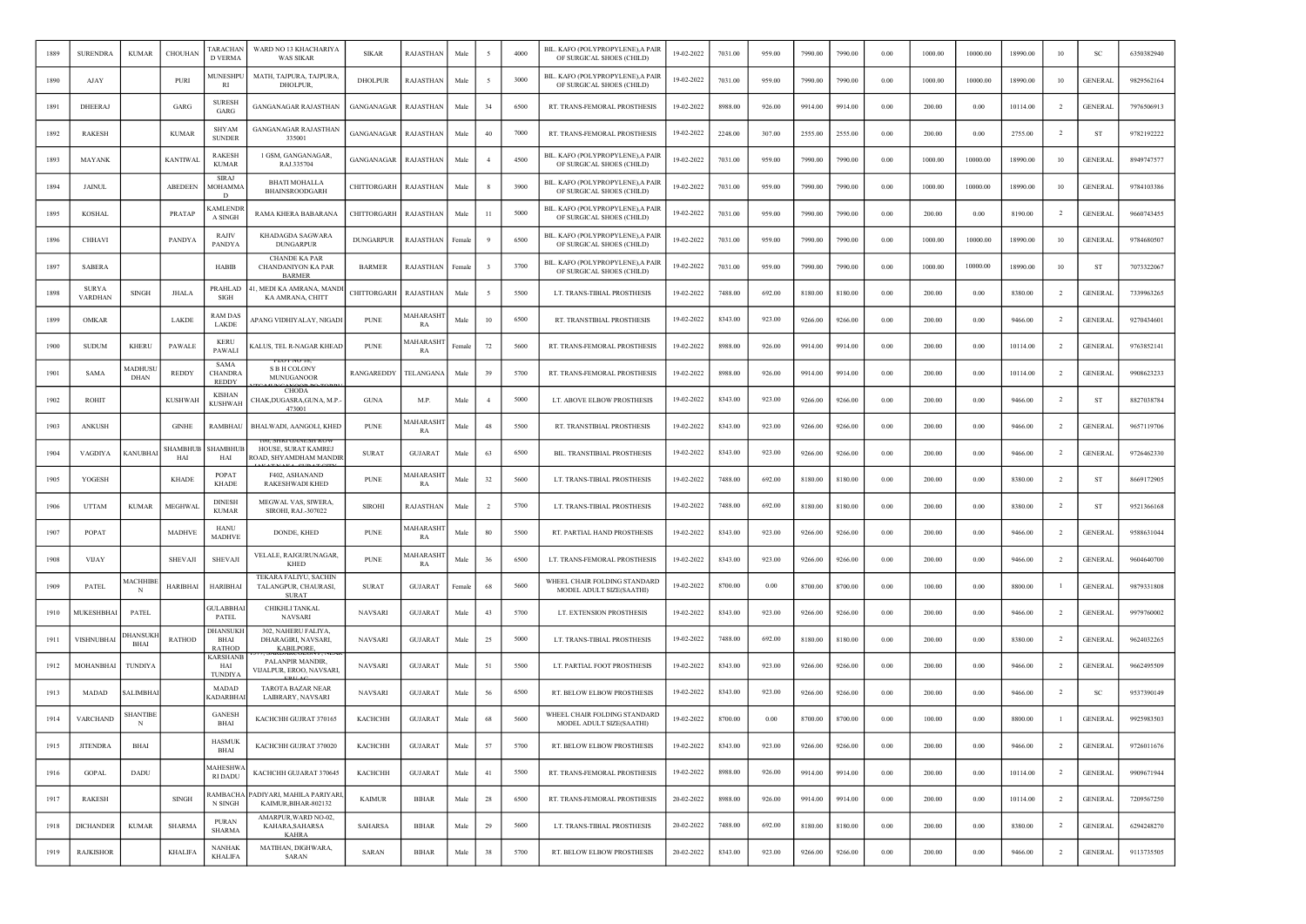| 1889 | SURENDRA | KUMAR | CHOUHAN | TARACHAND VERMA | WARD NO 13 KHACHARIYA WAS SIKAR | SIKAR | RAJASTHAN | Male | 5 | 4000 | BIL. KAFO (POLYPROPYLENE),A PAIR OF SURGICAL SHOES (CHILD) | 19-02-2022 | 7031.00 | 959.00 | 7990.00 | 7990.00 | 0.00 | 1000.00 | 10000.00 | 18990.00 | 10 | SC | 6350382940 |
|---|---|---|---|---|---|---|---|---|---|---|---|---|---|---|---|---|---|---|---|---|---|---|---|
| 1890 | AJAY | | PURI | MUNESHPURI | MATH, TAJPURA, TAJPURA, DHOLPUR, | DHOLPUR | RAJASTHAN | Male | 5 | 3000 | BIL. KAFO (POLYPROPYLENE),A PAIR OF SURGICAL SHOES (CHILD) | 19-02-2022 | 7031.00 | 959.00 | 7990.00 | 7990.00 | 0.00 | 1000.00 | 10000.00 | 18990.00 | 10 | GENERAL | 9829562164 |
| 1891 | DHEERAJ | | GARG | SURESH GARG | GANGANAGAR RAJASTHAN | GANGANAGAR | RAJASTHAN | Male | 34 | 6500 | RT. TRANS-FEMORAL PROSTHESIS | 19-02-2022 | 8988.00 | 926.00 | 9914.00 | 9914.00 | 0.00 | 200.00 | 0.00 | 10114.00 | 2 | GENERAL | 7976506913 |
| 1892 | RAKESH | | KUMAR | SHYAM SUNDER | GANGANAGAR RAJASTHAN 335001 | GANGANAGAR | RAJASTHAN | Male | 40 | 7000 | RT. TRANS-FEMORAL PROSTHESIS | 19-02-2022 | 2248.00 | 307.00 | 2555.00 | 2555.00 | 0.00 | 200.00 | 0.00 | 2755.00 | 2 | ST | 9782192222 |
| 1893 | MAYANK | | KANTIWAL | RAKESH KUMAR | 1 GSM, GANGANAGAR, RAJ.335704 | GANGANAGAR | RAJASTHAN | Male | 4 | 4500 | BIL. KAFO (POLYPROPYLENE),A PAIR OF SURGICAL SHOES (CHILD) | 19-02-2022 | 7031.00 | 959.00 | 7990.00 | 7990.00 | 0.00 | 1000.00 | 10000.00 | 18990.00 | 10 | GENERAL | 8949747577 |
| 1894 | JAINUL | | ABEDEEN | SIRAJ MOHAMMAD | BHATI MOHALLA BHAINSROODGARH | CHITTORGARH | RAJASTHAN | Male | 8 | 3900 | BIL. KAFO (POLYPROPYLENE),A PAIR OF SURGICAL SHOES (CHILD) | 19-02-2022 | 7031.00 | 959.00 | 7990.00 | 7990.00 | 0.00 | 1000.00 | 10000.00 | 18990.00 | 10 | GENERAL | 9784103386 |
| 1895 | KOSHAL | | PRATAP | KAMLENDRA SINGH | RAMA KHERA BABARANA | CHITTORGARH | RAJASTHAN | Male | 11 | 5000 | BIL. KAFO (POLYPROPYLENE),A PAIR OF SURGICAL SHOES (CHILD) | 19-02-2022 | 7031.00 | 959.00 | 7990.00 | 7990.00 | 0.00 | 200.00 | 0.00 | 8190.00 | 2 | GENERAL | 9660743455 |
| 1896 | CHHAVI | | PANDYA | RAJIV PANDYA | KHADAGDA SAGWARA DUNGARPUR | DUNGARPUR | RAJASTHAN | Female | 9 | 6500 | BIL. KAFO (POLYPROPYLENE),A PAIR OF SURGICAL SHOES (CHILD) | 19-02-2022 | 7031.00 | 959.00 | 7990.00 | 7990.00 | 0.00 | 1000.00 | 10000.00 | 18990.00 | 10 | GENERAL | 9784680507 |
| 1897 | SABERA | | | HABIB | CHANDE KA PAR CHANDANIYON KA PAR BARMER | BARMER | RAJASTHAN | Female | 3 | 3700 | BIL. KAFO (POLYPROPYLENE),A PAIR OF SURGICAL SHOES (CHILD) | 19-02-2022 | 7031.00 | 959.00 | 7990.00 | 7990.00 | 0.00 | 1000.00 | 10000.00 | 18990.00 | 10 | ST | 7073322067 |
| 1898 | SURYA VARDHAN | SINGH | JHALA | PRAHLAD SIGH | 41, MEDI KA AMRANA, MANDI KA AMRANA, CHITT | CHITTORGARH | RAJASTHAN | Male | 5 | 5500 | LT. TRANS-TIBIAL PROSTHESIS | 19-02-2022 | 7488.00 | 692.00 | 8180.00 | 8180.00 | 0.00 | 200.00 | 0.00 | 8380.00 | 2 | GENERAL | 7339963265 |
| 1899 | OMKAR | | LAKDE | RAM DAS LAKDE | APANG VIDHIYALAY, NIGADI | PUNE | MAHARASHTRA | Male | 10 | 6500 | RT. TRANSTIBIAL PROSTHESIS | 19-02-2022 | 8343.00 | 923.00 | 9266.00 | 9266.00 | 0.00 | 200.00 | 0.00 | 9466.00 | 2 | GENERAL | 9270434601 |
| 1900 | SUDUM | KHERU | PAWALE | KERU PAWALI | KALUS, TEL R-NAGAR KHEAD | PUNE | MAHARASHTRA | Female | 72 | 5600 | RT. TRANS-FEMORAL PROSTHESIS | 19-02-2022 | 8988.00 | 926.00 | 9914.00 | 9914.00 | 0.00 | 200.00 | 0.00 | 10114.00 | 2 | GENERAL | 9763852141 |
| 1901 | SAMA | MADHUSUDHAN | REDDY | SAMA CHANDRA REDDY | PLOT NO 15, S B H COLONY MUNUGANOOR | RANGAREDDY | TELANGANA | Male | 39 | 5700 | RT. TRANS-FEMORAL PROSTHESIS | 19-02-2022 | 8988.00 | 926.00 | 9914.00 | 9914.00 | 0.00 | 200.00 | 0.00 | 10114.00 | 2 | GENERAL | 9908623233 |
| 1902 | ROHIT | | KUSHWAH | KISHAN KUSHWAH | CHODA CHAK,DUGASRA,GUNA, M.P.-473001 | GUNA | M.P. | Male | 4 | 5000 | LT. ABOVE ELBOW PROSTHESIS | 19-02-2022 | 8343.00 | 923.00 | 9266.00 | 9266.00 | 0.00 | 200.00 | 0.00 | 9466.00 | 2 | ST | 8827038784 |
| 1903 | ANKUSH | | GINHE | RAMBHAU | BHALWADI, AANGOLI, KHED | PUNE | MAHARASHTRA | Male | 48 | 5500 | RT. TRANSTIBIAL PROSTHESIS | 19-02-2022 | 8343.00 | 923.00 | 9266.00 | 9266.00 | 0.00 | 200.00 | 0.00 | 9466.00 | 2 | GENERAL | 9657119706 |
| 1904 | VAGDIYA | KANUBHAI | SHAMBHUBHAI | SHAMBHUBHAI | 108, SHRI GANESH ROW HOUSE, SURAT KAMREJ ROAD, SHYAMDHAM MANDIR | SURAT | GUJARAT | Male | 63 | 6500 | BIL. TRANSTIBIAL PROSTHESIS | 19-02-2022 | 8343.00 | 923.00 | 9266.00 | 9266.00 | 0.00 | 200.00 | 0.00 | 9466.00 | 2 | GENERAL | 9726462330 |
| 1905 | YOGESH | | KHADE | POPAT KHADE | F402, ASHANAND RAKESHWADI KHED | PUNE | MAHARASHTRA | Male | 32 | 5600 | LT. TRANS-TIBIAL PROSTHESIS | 19-02-2022 | 7488.00 | 692.00 | 8180.00 | 8180.00 | 0.00 | 200.00 | 0.00 | 8380.00 | 2 | ST | 8669172905 |
| 1906 | UTTAM | KUMAR | MEGHWAL | DINESH KUMAR | MEGWAL VAS, SIWERA, SIROHI, RAJ.-307022 | SIROHI | RAJASTHAN | Male | 2 | 5700 | LT. TRANS-TIBIAL PROSTHESIS | 19-02-2022 | 7488.00 | 692.00 | 8180.00 | 8180.00 | 0.00 | 200.00 | 0.00 | 8380.00 | 2 | ST | 9521366168 |
| 1907 | POPAT | | MADHVE | HANU MADHVE | DONDE, KHED | PUNE | MAHARASHTRA | Male | 80 | 5500 | RT. PARTIAL HAND PROSTHESIS | 19-02-2022 | 8343.00 | 923.00 | 9266.00 | 9266.00 | 0.00 | 200.00 | 0.00 | 9466.00 | 2 | GENERAL | 9588631044 |
| 1908 | VIJAY | | SHEVAJI | SHEVAJI | VELALE, RAJGURUNAGAR, KHED | PUNE | MAHARASHTRA | Male | 36 | 6500 | LT. TRANS-FEMORAL PROSTHESIS | 19-02-2022 | 8343.00 | 923.00 | 9266.00 | 9266.00 | 0.00 | 200.00 | 0.00 | 9466.00 | 2 | GENERAL | 9604640700 |
| 1909 | PATEL | MACHHIBEN | HARIBHAI | HARIBHAI | TEKARA FALIYU, SACHIN TALANGPUR, CHAURASI, SURAT | SURAT | GUJARAT | Female | 68 | 5600 | WHEEL CHAIR FOLDING STANDARD MODEL ADULT SIZE(SAATHI) | 19-02-2022 | 8700.00 | 0.00 | 8700.00 | 8700.00 | 0.00 | 100.00 | 0.00 | 8800.00 | 1 | GENERAL | 9879331808 |
| 1910 | MUKESHBHAI | PATEL | | GULABBHAI PATEL | CHIKHLI TANKAL NAVSARI | NAVSARI | GUJARAT | Male | 43 | 5700 | LT. EXTENSION PROSTHESIS | 19-02-2022 | 8343.00 | 923.00 | 9266.00 | 9266.00 | 0.00 | 200.00 | 0.00 | 9466.00 | 2 | GENERAL | 9979760002 |
| 1911 | VISHNUBHAI | DHANSUKHBHAI | RATHOD | DHANSUKHBHAI RATHOD | 302, NAHERU FALIYA, DHARAGIRI, NAVSARI, KABILPORE, | NAVSARI | GUJARAT | Male | 25 | 5000 | LT. TRANS-TIBIAL PROSTHESIS | 19-02-2022 | 7488.00 | 692.00 | 8180.00 | 8180.00 | 0.00 | 200.00 | 0.00 | 8380.00 | 2 | GENERAL | 9624032265 |
| 1912 | MOHANBHAI | TUNDIYA | | KARSHANBHAI TUNDIYA | PALANPIR MANDIR, VIJALPUR, EROO, NAVSARI, | NAVSARI | GUJARAT | Male | 51 | 5500 | LT. PARTIAL FOOT PROSTHESIS | 19-02-2022 | 8343.00 | 923.00 | 9266.00 | 9266.00 | 0.00 | 200.00 | 0.00 | 9466.00 | 2 | GENERAL | 9662495509 |
| 1913 | MADAD | SALIMBHAI | | MADAD KADARBHAI | TAROTA BAZAR NEAR LAIBRARY, NAVSARI | NAVSARI | GUJARAT | Male | 56 | 6500 | RT. BELOW ELBOW PROSTHESIS | 19-02-2022 | 8343.00 | 923.00 | 9266.00 | 9266.00 | 0.00 | 200.00 | 0.00 | 9466.00 | 2 | SC | 9537390149 |
| 1914 | VARCHAND | SHANTIBEN | | GANESH BHAI | KACHCHH GUJRAT 370165 | KACHCHH | GUJARAT | Male | 68 | 5600 | WHEEL CHAIR FOLDING STANDARD MODEL ADULT SIZE(SAATHI) | 19-02-2022 | 8700.00 | 0.00 | 8700.00 | 8700.00 | 0.00 | 100.00 | 0.00 | 8800.00 | 1 | GENERAL | 9925983503 |
| 1915 | JITENDRA | BHAI | | HASMUK BHAI | KACHCHH GUJRAT 370020 | KACHCHH | GUJARAT | Male | 57 | 5700 | RT. BELOW ELBOW PROSTHESIS | 19-02-2022 | 8343.00 | 923.00 | 9266.00 | 9266.00 | 0.00 | 200.00 | 0.00 | 9466.00 | 2 | GENERAL | 9726011676 |
| 1916 | GOPAL | DADU | | MAHESHWARI DADU | KACHCHH GUJARAT 370645 | KACHCHH | GUJARAT | Male | 41 | 5500 | RT. TRANS-FEMORAL PROSTHESIS | 19-02-2022 | 8988.00 | 926.00 | 9914.00 | 9914.00 | 0.00 | 200.00 | 0.00 | 10114.00 | 2 | GENERAL | 9909671944 |
| 1917 | RAKESH | | SINGH | RAMBACHAN SINGH | PADIYARI, MAHILA PARIYARI, KAIMUR,BIHAR-802132 | KAIMUR | BIHAR | Male | 28 | 6500 | RT. TRANS-FEMORAL PROSTHESIS | 20-02-2022 | 8988.00 | 926.00 | 9914.00 | 9914.00 | 0.00 | 200.00 | 0.00 | 10114.00 | 2 | GENERAL | 7209567250 |
| 1918 | DICHANDER | KUMAR | SHARMA | PURAN SHARMA | AMARPUR,WARD NO-02, KAHARA,SAHARSA KAHRA | SAHARSA | BIHAR | Male | 29 | 5600 | LT. TRANS-TIBIAL PROSTHESIS | 20-02-2022 | 7488.00 | 692.00 | 8180.00 | 8180.00 | 0.00 | 200.00 | 0.00 | 8380.00 | 2 | GENERAL | 6294248270 |
| 1919 | RAJKISHOR | | KHALIFA | NANHAK KHALIFA | MATIHAN, DIGHWARA, SARAN | SARAN | BIHAR | Male | 38 | 5700 | RT. BELOW ELBOW PROSTHESIS | 20-02-2022 | 8343.00 | 923.00 | 9266.00 | 9266.00 | 0.00 | 200.00 | 0.00 | 9466.00 | 2 | GENERAL | 9113735505 |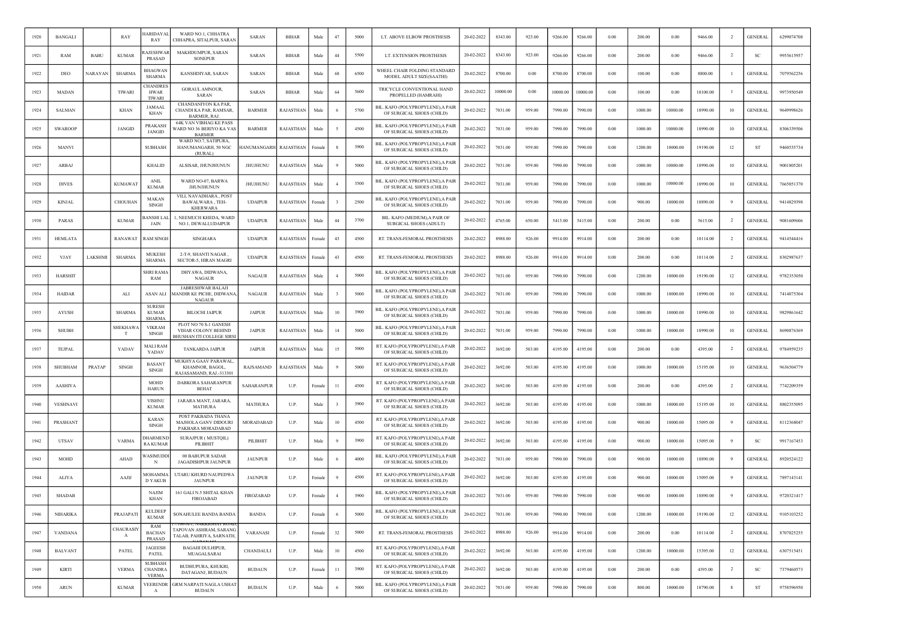| 1920 | BANGALI | | RAY | HARIDAYAL RAY | WARD NO.1, CHHATRA CHHAPRA, SITALPUR, SARAN | SARAN | BIHAR | Male | 47 | 5000 | LT. ABOVE ELBOW PROSTHESIS | 20-02-2022 | 8343.00 | 923.00 | 9266.00 | 9266.00 | 0.00 | 200.00 | 0.00 | 9466.00 | 2 | GENERAL | 6299074708 |
|---|---|---|---|---|---|---|---|---|---|---|---|---|---|---|---|---|---|---|---|---|---|---|---|
| 1921 | RAM | BABU | KUMAR | RAJESHWAR PRASAD | MAKHDUMPUR, SARAN SONEPUR | SARAN | BIHAR | Male | 44 | 5500 | LT. EXTENSION PROSTHESIS | 20-02-2022 | 8343.00 | 923.00 | 9266.00 | 9266.00 | 0.00 | 200.00 | 0.00 | 9466.00 | 2 | SC | 9955615957 |
| 1922 | DEO | NARAYAN | SHARMA | BHAGWAN SHARMA | KANSHDIYAR, SARAN | SARAN | BIHAR | Male | 68 | 6500 | WHEEL CHAIR FOLDING STANDARD MODEL ADULT SIZE(SAATHI) | 20-02-2022 | 8700.00 | 0.00 | 8700.00 | 8700.00 | 0.00 | 100.00 | 0.00 | 8800.00 | 1 | GENERAL | 7079562256 |
| 1923 | MADAN | | TIWARI | CHANDRESHWAR TIWARI | GORAUL AMNOUR, SARAN | SARAN | BIHAR | Male | 64 | 5600 | TRICYCLE CONVENTIONAL HAND PROPELLED (HAMRAHI) | 20-02-2022 | 10000.00 | 0.00 | 10000.00 | 10000.00 | 0.00 | 100.00 | 0.00 | 10100.00 | 1 | GENERAL | 9973950549 |
| 1924 | SALMAN | | KHAN | JAMAAL KHAN | CHANDANIYON KA PAR, CHANDI KA PAR, RAMSAR, BARMER, RAJ. | BARMER | RAJASTHAN | Male | 6 | 5700 | BIL. KAFO (POLYPROPYLENE),A PAIR OF SURGICAL SHOES (CHILD) | 20-02-2022 | 7031.00 | 959.00 | 7990.00 | 7990.00 | 0.00 | 1000.00 | 10000.00 | 18990.00 | 10 | GENERAL | 9649998626 |
| 1925 | SWAROOP | | JANGID | PRAKASH JANGID | 64K VAN VIBHAG KE PASS WARD NO 36 BERIYO KA VAS BARMER | BARMER | RAJASTHAN | Male | 5 | 4500 | BIL. KAFO (POLYPROPYLENE),A PAIR OF SURGICAL SHOES (CHILD) | 20-02-2022 | 7031.00 | 959.00 | 7990.00 | 7990.00 | 0.00 | 1000.00 | 10000.00 | 18990.00 | 10 | GENERAL | 8306339506 |
| 1926 | MANVI | | | SUBHASH | WARD NO.7, SATIPURA, HANUMANGARH, 58 NGC (RURAL) | HANUMANGARH | RAJASTHAN | Female | 8 | 3900 | BIL. KAFO (POLYPROPYLENE),A PAIR OF SURGICAL SHOES (CHILD) | 20-02-2022 | 7031.00 | 959.00 | 7990.00 | 7990.00 | 0.00 | 1200.00 | 10000.00 | 19190.00 | 12 | ST | 9460535734 |
| 1927 | ARBAJ | | | KHALID | ALSISAR, JHUNJHUNUN | JHUJHUNU | RAJASTHAN | Male | 9 | 5000 | BIL. KAFO (POLYPROPYLENE),A PAIR OF SURGICAL SHOES (CHILD) | 20-02-2022 | 7031.00 | 959.00 | 7990.00 | 7990.00 | 0.00 | 1000.00 | 10000.00 | 18990.00 | 10 | GENERAL | 9001805201 |
| 1928 | DIVES | | KUMAWAT | ANIL KUMAR | WARD NO-07, BARWA JHUNJHUNUN | JHUJHUNU | RAJASTHAN | Male | 4 | 3500 | BIL. KAFO (POLYPROPYLENE),A PAIR OF SURGICAL SHOES (CHILD) | 20-02-2022 | 7031.00 | 959.00 | 7990.00 | 7990.00 | 0.00 | 1000.00 | 10000.00 | 18990.00 | 10 | GENERAL | 7665051370 |
| 1929 | KINJAL | | CHOUHAN | MAKAN SINGH | VILL NAVADHARA , POST BAWALWARA , TEH- KHERWARA | UDAIPUR | RAJASTHAN | Female | 3 | 2500 | BIL. KAFO (POLYPROPYLENE),A PAIR OF SURGICAL SHOES (CHILD) | 20-02-2022 | 7031.00 | 959.00 | 7990.00 | 7990.00 | 0.00 | 900.00 | 10000.00 | 18890.00 | 9 | GENERAL | 9414829398 |
| 1930 | PARAS | | KUMAR | BANSHI LAL JAIN | 1, NEEMUCH KHEDA, WARD NO.1, DEWALI,UDAIPUR | UDAIPUR | RAJASTHAN | Male | 44 | 3700 | BIL. KAFO (MEDIUM),A PAIR OF SURGICAL SHOES (ADULT) | 20-02-2022 | 4765.00 | 650.00 | 5415.00 | 5415.00 | 0.00 | 200.00 | 0.00 | 5615.00 | 2 | GENERAL | 9081609606 |
| 1931 | HEMLATA | | RANAWAT | RAM SINGH | SINGHARA | UDAIPUR | RAJASTHAN | Female | 43 | 4500 | RT. TRANS-FEMORAL PROSTHESIS | 20-02-2022 | 8988.00 | 926.00 | 9914.00 | 9914.00 | 0.00 | 200.00 | 0.00 | 10114.00 | 2 | GENERAL | 9414544416 |
| 1932 | VIJAY | LAKSHMI | SHARMA | MUKESH SHARMA | 2-T-9, SHANTI NAGAR , SECTOR-5, HIRAN MAGRI | UDAIPUR | RAJASTHAN | Female | 43 | 4500 | RT. TRANS-FEMORAL PROSTHESIS | 20-02-2022 | 8988.00 | 926.00 | 9914.00 | 9914.00 | 0.00 | 200.00 | 0.00 | 10114.00 | 2 | GENERAL | 8302987637 |
| 1933 | HARSHIT | | | SHRI RAMA RAM | DHYAWA, DIDWANA, NAGAUR | NAGAUR | RAJASTHAN | Male | 4 | 5000 | BIL. KAFO (POLYPROPYLENE),A PAIR OF SURGICAL SHOES (CHILD) | 20-02-2022 | 7031.00 | 959.00 | 7990.00 | 7990.00 | 0.00 | 1200.00 | 10000.00 | 19190.00 | 12 | GENERAL | 9782353050 |
| 1934 | HAIDAR | | ALI | ASAN ALI | JABRESHWAR BALAJI MANDIR KE PICHE, DIDWANA, NAGAUR | NAGAUR | RAJASTHAN | Male | 3 | 5000 | BIL. KAFO (POLYPROPYLENE),A PAIR OF SURGICAL SHOES (CHILD) | 20-02-2022 | 7031.00 | 959.00 | 7990.00 | 7990.00 | 0.00 | 1000.00 | 10000.00 | 18990.00 | 10 | GENERAL | 7414075304 |
| 1935 | AYUSH | | SHARMA | SURESH KUMAR SHARMA | BILOCHI JAIPUR | JAIPUR | RAJASTHAN | Male | 10 | 3900 | BIL. KAFO (POLYPROPYLENE),A PAIR OF SURGICAL SHOES (CHILD) | 20-02-2022 | 7031.00 | 959.00 | 7990.00 | 7990.00 | 0.00 | 1000.00 | 10000.00 | 18990.00 | 10 | GENERAL | 9829861642 |
| 1936 | SHUBH | | SHEKHAWAT | VIKRAM SINGH | PLOT NO 70 S-1 GANESH VIHAR COLONY BEHIND BHUSHAN ITI COLLEGE SIRSI | JAIPUR | RAJASTHAN | Male | 14 | 5000 | BIL. KAFO (POLYPROPYLENE),A PAIR OF SURGICAL SHOES (CHILD) | 20-02-2022 | 7031.00 | 959.00 | 7990.00 | 7990.00 | 0.00 | 1000.00 | 10000.00 | 18990.00 | 10 | GENERAL | 8690876369 |
| 1937 | TEJPAL | | YADAV | MALI RAM YADAV | TANKARDA JAIPUR | JAIPUR | RAJASTHAN | Male | 15 | 5000 | RT. KAFO (POLYPROPYLENE),A PAIR OF SURGICAL SHOES (CHILD) | 20-02-2022 | 3692.00 | 503.00 | 4195.00 | 4195.00 | 0.00 | 200.00 | 0.00 | 4395.00 | 2 | GENERAL | 9784959235 |
| 1938 | SHUBHAM | PRATAP | SINGH | BASANT SINGH | MUKHYA GAAV PARAWAL, KHAMNOR, BAGOL, RAJSAMAND, RAJ.-313301 | RAJSAMAND | RAJASTHAN | Male | 9 | 5000 | RT. KAFO (POLYPROPYLENE),A PAIR OF SURGICAL SHOES (CHILD) | 20-02-2022 | 3692.00 | 503.00 | 4195.00 | 4195.00 | 0.00 | 1000.00 | 10000.00 | 15195.00 | 10 | GENERAL | 9636504779 |
| 1939 | AASHIYA | | | MOHD HARUN | DABKORA SAHARANPUR BEHAT | SAHARANPUR | U.P. | Female | 11 | 4500 | RT. KAFO (POLYPROPYLENE),A PAIR OF SURGICAL SHOES (CHILD) | 20-02-2022 | 3692.00 | 503.00 | 4195.00 | 4195.00 | 0.00 | 200.00 | 0.00 | 4395.00 | 2 | GENERAL | 7742209359 |
| 1940 | VESHNAVI | | | VISHNU KUMAR | JARARA MANT, JARARA, MATHURA | MATHURA | U.P. | Male | 3 | 3900 | RT. KAFO (POLYPROPYLENE),A PAIR OF SURGICAL SHOES (CHILD) | 20-02-2022 | 3692.00 | 503.00 | 4195.00 | 4195.00 | 0.00 | 1000.00 | 10000.00 | 15195.00 | 10 | GENERAL | 8802355095 |
| 1941 | PRASHANT | | | KARAN SINGH | POST PAKBADA THANA MAJHOLA GANV DIDOURI PAKBARA MORADABAD | MORADABAD | U.P. | Male | 10 | 4500 | RT. KAFO (POLYPROPYLENE),A PAIR OF SURGICAL SHOES (CHILD) | 20-02-2022 | 3692.00 | 503.00 | 4195.00 | 4195.00 | 0.00 | 900.00 | 10000.00 | 15095.00 | 9 | GENERAL | 8112368047 |
| 1942 | UTSAV | | VARMA | DHARMENDRA KUMAR | SURAJPUR ( MUSTQIL) PILIBHIT | PILIBHIT | U.P. | Male | 9 | 3900 | RT. KAFO (POLYPROPYLENE),A PAIR OF SURGICAL SHOES (CHILD) | 20-02-2022 | 3692.00 | 503.00 | 4195.00 | 4195.00 | 0.00 | 900.00 | 10000.00 | 15095.00 | 9 | SC | 9917167453 |
| 1943 | MOHD | | AHAD | WASIMUDDIN | 00 BABUPUR SADAR JAGADISHPUR JAUNPUR | JAUNPUR | U.P. | Male | 6 | 4000 | BIL. KAFO (POLYPROPYLENE),A PAIR OF SURGICAL SHOES (CHILD) | 20-02-2022 | 7031.00 | 959.00 | 7990.00 | 7990.00 | 0.00 | 900.00 | 10000.00 | 18890.00 | 9 | GENERAL | 8920524122 |
| 1944 | ALIYA | | AAJIJ | MOHAMMAD YAKUB | UTARU KHURD NAUPEDWA JAUNPUR | JAUNPUR | U.P. | Female | 9 | 4500 | RT. KAFO (POLYPROPYLENE),A PAIR OF SURGICAL SHOES (CHILD) | 20-02-2022 | 3692.00 | 503.00 | 4195.00 | 4195.00 | 0.00 | 900.00 | 10000.00 | 15095.00 | 9 | GENERAL | 7897143141 |
| 1945 | SHADAB | | | NAJIM KHAN | 161 GALI N.5 SHITAL KHAN FIROJABAD | FIROZABAD | U.P. | Female | 4 | 3900 | BIL. KAFO (POLYPROPYLENE),A PAIR OF SURGICAL SHOES (CHILD) | 20-02-2022 | 7031.00 | 959.00 | 7990.00 | 7990.00 | 0.00 | 900.00 | 10000.00 | 18890.00 | 9 | GENERAL | 9720321417 |
| 1946 | NIHARIKA | | PRAJAPATI | KULDEEP KUMAR | SONAHULEE BANDA BANDA | BANDA | U.P. | Female | 6 | 5000 | BIL. KAFO (POLYPROPYLENE),A PAIR OF SURGICAL SHOES (CHILD) | 20-02-2022 | 7031.00 | 959.00 | 7990.00 | 7990.00 | 0.00 | 1200.00 | 10000.00 | 19190.00 | 12 | GENERAL | 9105103252 |
| 1947 | VANDANA | | CHAURASIYA | RAM BACHAN PRASAD | 17/388-A-1, NAKKHHAT ROAD, TAPOVAN ASHRAM, SARANG TALAB, PAHRIYA, SARNATH, VARANASI | VARANASI | U.P. | Female | 32 | 5000 | RT. TRANS-FEMORAL PROSTHESIS | 20-02-2022 | 8988.00 | 926.00 | 9914.00 | 9914.00 | 0.00 | 200.00 | 0.00 | 10114.00 | 2 | GENERAL | 8707025255 |
| 1948 | BALVANT | | PATEL | JAGEESH PATEL | BAGAHI DULHIPUR, MUAGALSARAI | CHANDAULI | U.P. | Male | 10 | 4500 | RT. KAFO (POLYPROPYLENE),A PAIR OF SURGICAL SHOES (CHILD) | 20-02-2022 | 3692.00 | 503.00 | 4195.00 | 4195.00 | 0.00 | 1200.00 | 10000.00 | 15395.00 | 12 | GENERAL | 6307515451 |
| 1949 | KIRTI | | VERMA | SUBHASH CHANDRA VERMA | BUDHUPURA, KHUKRI, DATAGANJ, BUDAUN | BUDAUN | U.P. | Female | 11 | 3900 | RT. KAFO (POLYPROPYLENE),A PAIR OF SURGICAL SHOES (CHILD) | 20-02-2022 | 3692.00 | 503.00 | 4195.00 | 4195.00 | 0.00 | 200.00 | 0.00 | 4395.00 | 2 | SC | 7379460573 |
| 1950 | ARUN | | KUMAR | VEERENDRA | GRM NARPATI NAGLA USHAT BUDAUN | BUDAUN | U.P. | Male | 6 | 5000 | BIL. KAFO (POLYPROPYLENE),A PAIR OF SURGICAL SHOES (CHILD) | 20-02-2022 | 7031.00 | 959.00 | 7990.00 | 7990.00 | 0.00 | 800.00 | 10000.00 | 18790.00 | 8 | ST | 9758596950 |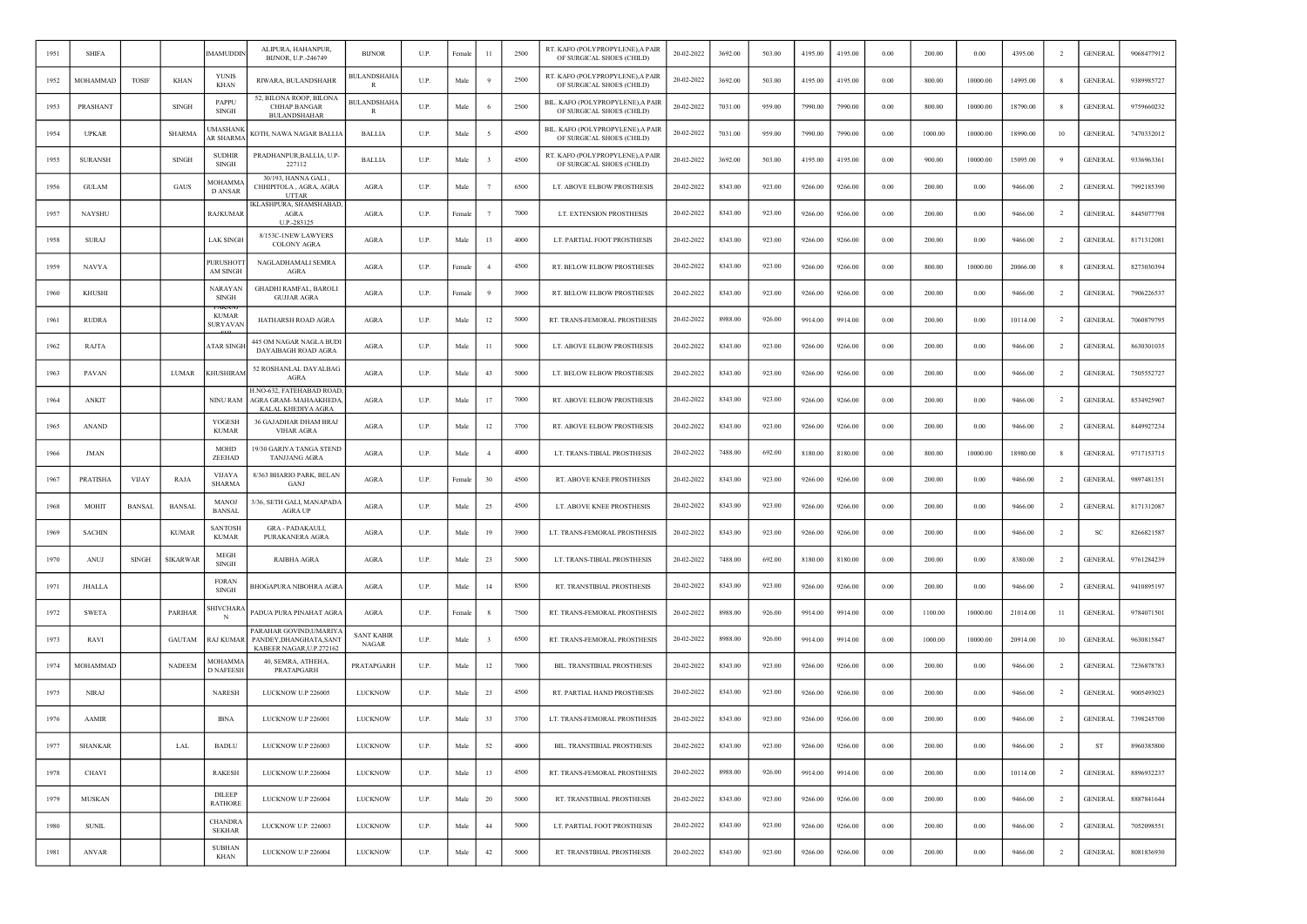| 1951 | SHIFA | | | IMAMUDDIN | ALIPURA, HAHANPUR, BIJNOR, U.P.-246749 | BIJNOR | U.P. | Female | 11 | 2500 | RT. KAFO (POLYPROPYLENE),A PAIR OF SURGICAL SHOES (CHILD) | 20-02-2022 | 3692.00 | 503.00 | 4195.00 | 4195.00 | 0.00 | 200.00 | 0.00 | 4395.00 | 2 | GENERAL | 9068477912 |
|---|---|---|---|---|---|---|---|---|---|---|---|---|---|---|---|---|---|---|---|---|---|---|---|
| 1952 | MOHAMMAD | TOSIF | KHAN | YUNIS KHAN | RIWARA, BULANDSHAHR | BULANDSHAHAR | U.P. | Male | 9 | 2500 | RT. KAFO (POLYPROPYLENE),A PAIR OF SURGICAL SHOES (CHILD) | 20-02-2022 | 3692.00 | 503.00 | 4195.00 | 4195.00 | 0.00 | 800.00 | 10000.00 | 14995.00 | 8 | GENERAL | 9389985727 |
| 1953 | PRASHANT | | SINGH | PAPPU SINGH | 52, BILONA ROOP, BILONA CHHAP BANGAR BULANDSHAHAR | BULANDSHAHAR | U.P. | Male | 6 | 2500 | BIL. KAFO (POLYPROPYLENE),A PAIR OF SURGICAL SHOES (CHILD) | 20-02-2022 | 7031.00 | 959.00 | 7990.00 | 7990.00 | 0.00 | 800.00 | 10000.00 | 18790.00 | 8 | GENERAL | 9759660232 |
| 1954 | UPKAR | | SHARMA | UMASHANKAR SHARMA | KOTH, NAWA NAGAR BALLIA | BALLIA | U.P. | Male | 5 | 4500 | BIL. KAFO (POLYPROPYLENE),A PAIR OF SURGICAL SHOES (CHILD) | 20-02-2022 | 7031.00 | 959.00 | 7990.00 | 7990.00 | 0.00 | 1000.00 | 10000.00 | 18990.00 | 10 | GENERAL | 7470332012 |
| 1955 | SURANSH | | SINGH | SUDHIR SINGH | PRADHANPUR,BALLIA, U.P-227112 | BALLIA | U.P. | Male | 3 | 4500 | RT. KAFO (POLYPROPYLENE),A PAIR OF SURGICAL SHOES (CHILD) | 20-02-2022 | 3692.00 | 503.00 | 4195.00 | 4195.00 | 0.00 | 900.00 | 10000.00 | 15095.00 | 9 | GENERAL | 9336963361 |
| 1956 | GULAM | | GAUS | MOHAMMAD ANSAR | 30/193, HANNA GALI , CHHIPITOLA , AGRA, AGRA UTTAR | AGRA | U.P. | Male | 7 | 6500 | LT. ABOVE ELBOW PROSTHESIS | 20-02-2022 | 8343.00 | 923.00 | 9266.00 | 9266.00 | 0.00 | 200.00 | 0.00 | 9466.00 | 2 | GENERAL | 7992185390 |
| 1957 | NAYSHU | | | RAJKUMAR | IKLASHPURA, SHAMSHABAD, AGRA U.P.-283125 | AGRA | U.P. | Female | 7 | 7000 | LT. EXTENSION PROSTHESIS | 20-02-2022 | 8343.00 | 923.00 | 9266.00 | 9266.00 | 0.00 | 200.00 | 0.00 | 9466.00 | 2 | GENERAL | 8445077798 |
| 1958 | SURAJ | | | LAK SINGH | 8/153C-1NEW LAWYERS COLONY AGRA | AGRA | U.P. | Male | 13 | 4000 | LT. PARTIAL FOOT PROSTHESIS | 20-02-2022 | 8343.00 | 923.00 | 9266.00 | 9266.00 | 0.00 | 200.00 | 0.00 | 9466.00 | 2 | GENERAL | 8171312081 |
| 1959 | NAVYA | | | PURUSHOTTAM SINGH | NAGLADHAMALI SEMRA AGRA | AGRA | U.P. | Female | 4 | 4500 | RT. BELOW ELBOW PROSTHESIS | 20-02-2022 | 8343.00 | 923.00 | 9266.00 | 9266.00 | 0.00 | 800.00 | 10000.00 | 20066.00 | 8 | GENERAL | 8273030394 |
| 1960 | KHUSHI | | | NARAYAN SINGH | GHADHI RAMFAL, BAROLI GUJJAR AGRA | AGRA | U.P. | Female | 9 | 3900 | RT. BELOW ELBOW PROSTHESIS | 20-02-2022 | 8343.00 | 923.00 | 9266.00 | 9266.00 | 0.00 | 200.00 | 0.00 | 9466.00 | 2 | GENERAL | 7906226537 |
| 1961 | RUDRA | | | PAWAN KUMAR SURYAVANSHI | HATHARSH ROAD AGRA | AGRA | U.P. | Male | 12 | 5000 | RT. TRANS-FEMORAL PROSTHESIS | 20-02-2022 | 8988.00 | 926.00 | 9914.00 | 9914.00 | 0.00 | 200.00 | 0.00 | 10114.00 | 2 | GENERAL | 7060879795 |
| 1962 | RAJTA | | | ATAR SINGH | 445 OM NAGAR NAGLA BUDI DAYAIBAGH ROAD AGRA | AGRA | U.P. | Male | 11 | 5000 | LT. ABOVE ELBOW PROSTHESIS | 20-02-2022 | 8343.00 | 923.00 | 9266.00 | 9266.00 | 0.00 | 200.00 | 0.00 | 9466.00 | 2 | GENERAL | 8630301035 |
| 1963 | PAVAN | | LUMAR | KHUSHIRAM | 52 ROSHANLAL DAYALBAG AGRA | AGRA | U.P. | Male | 43 | 5000 | LT. BELOW ELBOW PROSTHESIS | 20-02-2022 | 8343.00 | 923.00 | 9266.00 | 9266.00 | 0.00 | 200.00 | 0.00 | 9466.00 | 2 | GENERAL | 7505552727 |
| 1964 | ANKIT | | | NINU RAM | H.NO-632, FATEHABAD ROAD, AGRA GRAM- MAHAAKHEDA, KALAL KHEDIYA AGRA | AGRA | U.P. | Male | 17 | 7000 | RT. ABOVE ELBOW PROSTHESIS | 20-02-2022 | 8343.00 | 923.00 | 9266.00 | 9266.00 | 0.00 | 200.00 | 0.00 | 9466.00 | 2 | GENERAL | 8534925907 |
| 1965 | ANAND | | | YOGESH KUMAR | 36 GAJADHAR DHAM BRAJ VIHAR AGRA | AGRA | U.P. | Male | 12 | 3700 | RT. ABOVE ELBOW PROSTHESIS | 20-02-2022 | 8343.00 | 923.00 | 9266.00 | 9266.00 | 0.00 | 200.00 | 0.00 | 9466.00 | 2 | GENERAL | 8449927234 |
| 1966 | JMAN | | | MOHD ZEEHAD | 19/30 GARIYA TANGA STEND TANJJANG AGRA | AGRA | U.P. | Male | 4 | 4000 | LT. TRANS-TIBIAL PROSTHESIS | 20-02-2022 | 7488.00 | 692.00 | 8180.00 | 8180.00 | 0.00 | 800.00 | 10000.00 | 18980.00 | 8 | GENERAL | 9717153715 |
| 1967 | PRATISHA | VIJAY | RAJA | VIJAYA SHARMA | 8/363 BHARIO PARK, BELAN GANJ | AGRA | U.P. | Female | 30 | 4500 | RT. ABOVE KNEE PROSTHESIS | 20-02-2022 | 8343.00 | 923.00 | 9266.00 | 9266.00 | 0.00 | 200.00 | 0.00 | 9466.00 | 2 | GENERAL | 9897481351 |
| 1968 | MOHIT | BANSAL | BANSAL | MANOJ BANSAL | 3/36, SETH GALI, MANAPADA AGRA UP | AGRA | U.P. | Male | 25 | 4500 | LT. ABOVE KNEE PROSTHESIS | 20-02-2022 | 8343.00 | 923.00 | 9266.00 | 9266.00 | 0.00 | 200.00 | 0.00 | 9466.00 | 2 | GENERAL | 8171312087 |
| 1969 | SACHIN | | KUMAR | SANTOSH KUMAR | GRA - PADAKAULI, PURAKANERA AGRA | AGRA | U.P. | Male | 19 | 3900 | LT. TRANS-FEMORAL PROSTHESIS | 20-02-2022 | 8343.00 | 923.00 | 9266.00 | 9266.00 | 0.00 | 200.00 | 0.00 | 9466.00 | 2 | SC | 8266821587 |
| 1970 | ANUJ | SINGH | SIKARWAR | MEGH SINGH | RAIBHA AGRA | AGRA | U.P. | Male | 23 | 5000 | LT. TRANS-TIBIAL PROSTHESIS | 20-02-2022 | 7488.00 | 692.00 | 8180.00 | 8180.00 | 0.00 | 200.00 | 0.00 | 8380.00 | 2 | GENERAL | 9761284239 |
| 1971 | JHALLA | | | FORAN SINGH | BHOGAPURA NIBOHRA AGRA | AGRA | U.P. | Male | 14 | 8500 | RT. TRANSTIBIAL PROSTHESIS | 20-02-2022 | 8343.00 | 923.00 | 9266.00 | 9266.00 | 0.00 | 200.00 | 0.00 | 9466.00 | 2 | GENERAL | 9410895197 |
| 1972 | SWETA | | PARIHAR | SHIVCHARAN | PADUA PURA PINAHAT AGRA | AGRA | U.P. | Female | 8 | 7500 | RT. TRANS-FEMORAL PROSTHESIS | 20-02-2022 | 8988.00 | 926.00 | 9914.00 | 9914.00 | 0.00 | 1100.00 | 10000.00 | 21014.00 | 11 | GENERAL | 9784071501 |
| 1973 | RAVI | | GAUTAM | RAJ KUMAR | PARAHAR GOVIND,UMARIYA PANDEY,DHANGHATA,SANT KABEER NAGAR,U.P.272162 | SANT KABIR NAGAR | U.P. | Male | 3 | 6500 | RT. TRANS-FEMORAL PROSTHESIS | 20-02-2022 | 8988.00 | 926.00 | 9914.00 | 9914.00 | 0.00 | 1000.00 | 10000.00 | 20914.00 | 10 | GENERAL | 9630815847 |
| 1974 | MOHAMMAD | | NADEEM | MOHAMMAD NAFEESH | 40, SEMRA, ATHEHA, PRATAPGARH | PRATAPGARH | U.P. | Male | 12 | 7000 | BIL. TRANSTIBIAL PROSTHESIS | 20-02-2022 | 8343.00 | 923.00 | 9266.00 | 9266.00 | 0.00 | 200.00 | 0.00 | 9466.00 | 2 | GENERAL | 7236878783 |
| 1975 | NIRAJ | | | NARESH | LUCKNOW U.P 226005 | LUCKNOW | U.P. | Male | 23 | 4500 | RT. PARTIAL HAND PROSTHESIS | 20-02-2022 | 8343.00 | 923.00 | 9266.00 | 9266.00 | 0.00 | 200.00 | 0.00 | 9466.00 | 2 | GENERAL | 9005493023 |
| 1976 | AAMIR | | | IBNA | LUCKNOW U.P 226001 | LUCKNOW | U.P. | Male | 33 | 3700 | LT. TRANS-FEMORAL PROSTHESIS | 20-02-2022 | 8343.00 | 923.00 | 9266.00 | 9266.00 | 0.00 | 200.00 | 0.00 | 9466.00 | 2 | GENERAL | 7398245700 |
| 1977 | SHANKAR | | LAL | BADLU | LUCKNOW U.P 226003 | LUCKNOW | U.P. | Male | 52 | 4000 | BIL. TRANSTIBIAL PROSTHESIS | 20-02-2022 | 8343.00 | 923.00 | 9266.00 | 9266.00 | 0.00 | 200.00 | 0.00 | 9466.00 | 2 | ST | 8960385800 |
| 1978 | CHAVI | | | RAKESH | LUCKNOW U.P.226004 | LUCKNOW | U.P. | Male | 13 | 4500 | RT. TRANS-FEMORAL PROSTHESIS | 20-02-2022 | 8988.00 | 926.00 | 9914.00 | 9914.00 | 0.00 | 200.00 | 0.00 | 10114.00 | 2 | GENERAL | 8896932237 |
| 1979 | MUSKAN | | | DILEEP RATHORE | LUCKNOW U.P 226004 | LUCKNOW | U.P. | Male | 20 | 5000 | RT. TRANSTIBIAL PROSTHESIS | 20-02-2022 | 8343.00 | 923.00 | 9266.00 | 9266.00 | 0.00 | 200.00 | 0.00 | 9466.00 | 2 | GENERAL | 8887841644 |
| 1980 | SUNIL | | | CHANDRA SEKHAR | LUCKNOW U.P. 226003 | LUCKNOW | U.P. | Male | 44 | 5000 | LT. PARTIAL FOOT PROSTHESIS | 20-02-2022 | 8343.00 | 923.00 | 9266.00 | 9266.00 | 0.00 | 200.00 | 0.00 | 9466.00 | 2 | GENERAL | 7052098551 |
| 1981 | ANVAR | | | SUBHAN KHAN | LUCKNOW U.P 226004 | LUCKNOW | U.P. | Male | 42 | 5000 | RT. TRANSTIBIAL PROSTHESIS | 20-02-2022 | 8343.00 | 923.00 | 9266.00 | 9266.00 | 0.00 | 200.00 | 0.00 | 9466.00 | 2 | GENERAL | 8081836930 |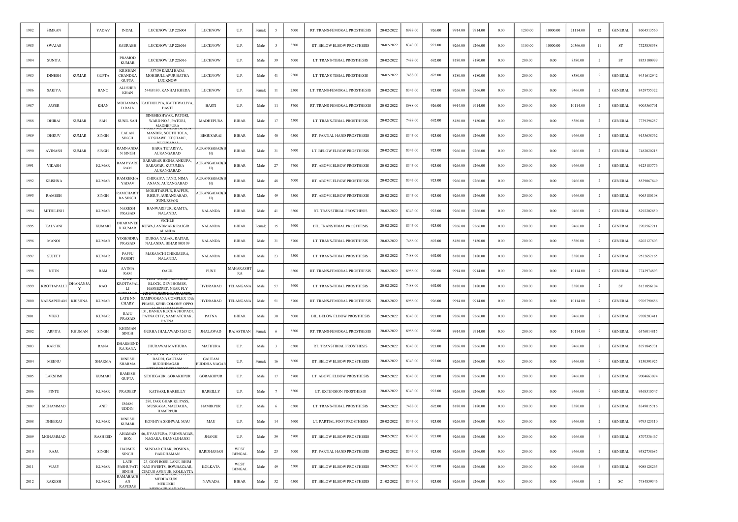| 1982 | SIMRAN | | YADAV | INDAL | LUCKNOW U.P 226004 | LUCKNOW | U.P. | Female | 5 | 5000 | RT. TRANS-FEMORAL PROSTHESIS | 20-02-2022 | 8988.00 | 926.00 | 9914.00 | 9914.00 | 0.00 | 1200.00 | 10000.00 | 21114.00 | 12 | GENERAL | 8604513560 |
|---|---|---|---|---|---|---|---|---|---|---|---|---|---|---|---|---|---|---|---|---|---|---|---|
| 1983 | SWAJAS | | | SAURABH | LUCKNOW U.P 226016 | LUCKNOW | U.P. | Male | 5 | 3500 | RT. BELOW ELBOW PROSTHESIS | 20-02-2022 | 8343.00 | 923.00 | 9266.00 | 9266.00 | 0.00 | 1100.00 | 10000.00 | 20366.00 | 11 | ST | 7523858338 |
| 1984 | SUNITA | | | PRAMOD KUMAR | LUCKNOW U.P 226016 | LUCKNOW | U.P. | Male | 39 | 5000 | LT. TRANS-TIBIAL PROSTHESIS | 20-02-2022 | 7488.00 | 692.00 | 8180.00 | 8180.00 | 0.00 | 200.00 | 0.00 | 8380.00 | 2 | ST | 8853100999 |
| 1985 | DINESH | KUMAR | GUPTA | KRISHAN CHANDRA GUPTA | 537/39 KASAI BADA MOHIBULLAPUR BATHA LUCKNOW | LUCKNOW | U.P. | Male | 41 | 2500 | LT. TRANS-TIBIAL PROSTHESIS | 20-02-2022 | 7488.00 | 692.00 | 8180.00 | 8180.00 | 0.00 | 200.00 | 0.00 | 8380.00 | 2 | GENERAL | 9451612942 |
| 1986 | SAKIYA | | BANO | ALI SHER KHAN | 544B/180, KANHAI KHEDA | LUCKNOW | U.P. | Female | 11 | 2500 | LT. TRANS-FEMORAL PROSTHESIS | 20-02-2022 | 8343.00 | 923.00 | 9266.00 | 9266.00 | 0.00 | 200.00 | 0.00 | 9466.00 | 2 | GENERAL | 8429755322 |
| 1987 | JAFER | | KHAN | MOHAMMAD RAJA | KAITHOLIYA, KAITHWALIYA, BASTI | BASTI | U.P. | Male | 11 | 3700 | RT. TRANS-FEMORAL PROSTHESIS | 20-02-2022 | 8988.00 | 926.00 | 9914.00 | 9914.00 | 0.00 | 200.00 | 0.00 | 10114.00 | 2 | GENERAL | 9005563701 |
| 1988 | DHIRAJ | KUMAR | SAH | SUNIL SAH | SINGHESHWAR, PATORI, WARD NO.3, PATORI, MADHEPURA | MADHEPURA | BIHAR | Male | 17 | 5500 | LT. TRANS-TIBIAL PROSTHESIS | 20-02-2022 | 7488.00 | 692.00 | 8180.00 | 8180.00 | 0.00 | 200.00 | 0.00 | 8380.00 | 2 | GENERAL | 7739396257 |
| 1989 | DHRUV | KUMAR | SINGH | LALAN SINGH | MANDIR, SOUTH TOLA, KESHAWE, KESHABE, | BEGUSARAI | BIHAR | Male | 40 | 6500 | RT. PARTIAL HAND PROSTHESIS | 20-02-2022 | 8343.00 | 923.00 | 9266.00 | 9266.00 | 0.00 | 200.00 | 0.00 | 9466.00 | 2 | GENERAL | 9155638562 |
| 1990 | AVINASH | KUMAR | SINGH | RAMNANDAN SINGH | BARA TETARIYA, AURANGABAD | AURANGABAD(BH) | BIHAR | Male | 31 | 5600 | LT. BELOW ELBOW PROSTHESIS | 20-02-2022 | 8343.00 | 923.00 | 9266.00 | 9266.00 | 0.00 | 200.00 | 0.00 | 9466.00 | 2 | GENERAL | 7482020215 |
| 1991 | VIKASH | | KUMAR | RAM PYARE RAM | SARAIBAR BIGHA,ANKUPA, SARAWAR, KUTUMBA AURANGABAD | AURANGABAD(BH) | BIHAR | Male | 27 | 5700 | RT. ABOVE ELBOW PROSTHESIS | 20-02-2022 | 8343.00 | 923.00 | 9266.00 | 9266.00 | 0.00 | 200.00 | 0.00 | 9466.00 | 2 | GENERAL | 9123185776 |
| 1992 | KRISHNA | | KUMAR | RAMREKHA YADAV | CHIRAIYA TAND, NIMA ANJAN, AURANGABAD | AURANGABAD(BH) | BIHAR | Male | 48 | 5000 | RT. ABOVE ELBOW PROSTHESIS | 20-02-2022 | 8343.00 | 923.00 | 9266.00 | 9266.00 | 0.00 | 200.00 | 0.00 | 9466.00 | 2 | GENERAL | 8539067649 |
| 1993 | RAMESH | | SINGH | RAMCHARITRA SINGH | MOKHTARPUR, RAJPUR, RISIUP, AURANGABAD, SUNURGANJ | AURANGABAD(BH) | BIHAR | Male | 49 | 5500 | RT. ABOVE ELBOW PROSTHESIS | 20-02-2022 | 8343.00 | 923.00 | 9266.00 | 9266.00 | 0.00 | 200.00 | 0.00 | 9466.00 | 2 | GENERAL | 9065180108 |
| 1994 | MITHILESH | | KUMAR | NARESH PRASAD | BANWARIPUR, KAMTA, NALANDA | NALANDA | BIHAR | Male | 41 | 6500 | RT. TRANSTIBIAL PROSTHESIS | 20-02-2022 | 8343.00 | 923.00 | 9266.00 | 9266.00 | 0.00 | 200.00 | 0.00 | 9466.00 | 2 | GENERAL | 8292202650 |
| 1995 | KALYANI | | KUMARI | DHARMVEER KUMAR | VICHLE KUWA,LANDMARK:RAJGIR ALANDA | NALANDA | BIHAR | Female | 15 | 5600 | BIL. TRANSTIBIAL PROSTHESIS | 20-02-2022 | 8343.00 | 923.00 | 9266.00 | 9266.00 | 0.00 | 200.00 | 0.00 | 9466.00 | 2 | GENERAL | 7903562211 |
| 1996 | MANOJ | | KUMAR | YOGENDRA PRASAD | DURGA NAGAR, RAITAR, NALANDA, BIHAR 803109 | NALANDA | BIHAR | Male | 31 | 5700 | LT. TRANS-TIBIAL PROSTHESIS | 20-02-2022 | 7488.00 | 692.00 | 8180.00 | 8180.00 | 0.00 | 200.00 | 0.00 | 8380.00 | 2 | GENERAL | 6202127603 |
| 1997 | SUJEET | | KUMAR | PAPPU PANDIT | MARANCHI CHIKSAURA, NALANDA | NALANDA | BIHAR | Male | 23 | 5500 | LT. TRANS-TIBIAL PROSTHESIS | 20-02-2022 | 7488.00 | 692.00 | 8180.00 | 8180.00 | 0.00 | 200.00 | 0.00 | 8380.00 | 2 | GENERAL | 9572652165 |
| 1998 | NITIN | | RAM | AATMA RAM | OAUR | PUNE | MAHARASHTRA | Male | | 6500 | RT. TRANS-FEMORAL PROSTHESIS | 20-02-2022 | 8988.00 | 926.00 | 9914.00 | 9914.00 | 0.00 | 200.00 | 0.00 | 10114.00 | 2 | GENERAL | 7743974893 |
| 1999 | KROTTAPALLI | DHANANJAY | RAO | LATE KROTTAPALLI | FLAT NO.301, SAPPHIRE BLOCK, DEVI HOMES, HAFEEZPET, NEAR FLY | HYDRABAD | TELANGANA | Male | 57 | 5600 | LT. TRANS-TIBIAL PROSTHESIS | 20-02-2022 | 7488.00 | 692.00 | 8180.00 | 8180.00 | 0.00 | 200.00 | 0.00 | 8380.00 | 2 | ST | 8121856104 |
| 2000 | NARSAPURAM | KRISHNA | KUMAR | LATE NN CHARY | SAMPOORANA COMPLEX 15th PHASE, KPHB COLONY OPPO | HYDRABAD | TELANGANA | Male | 51 | 5700 | RT. TRANS-FEMORAL PROSTHESIS | 20-02-2022 | 8988.00 | 926.00 | 9914.00 | 9914.00 | 0.00 | 200.00 | 0.00 | 10114.00 | 2 | GENERAL | 9705790686 |
| 2001 | VIKKI | | KUMAR | RAJU PRASAD | 131, DANKA KUCHA JHOPADI, PATNA CITY, SAMPATCHAK, PATNA | PATNA | BIHAR | Male | 30 | 5000 | BIL. BELOW ELBOW PROSTHESIS | 20-02-2022 | 8343.00 | 923.00 | 9266.00 | 9266.00 | 0.00 | 200.00 | 0.00 | 9466.00 | 2 | GENERAL | 9708203411 |
| 2002 | ARPITA | KHUMAN | SINGH | KHUMAN SINGH | GURHA JHALAWAD 326512 | JHALAWAD | RAJASTHAN | Female | 6 | 5500 | RT. TRANS-FEMORAL PROSTHESIS | 20-02-2022 | 8988.00 | 926.00 | 9914.00 | 9914.00 | 0.00 | 200.00 | 0.00 | 10114.00 | 2 | GENERAL | 6376014815 |
| 2003 | KARTIK | | RANA | DHARMENDRA RANA | JHURAWAI MATHURA | MATHURA | U.P. | Male | 3 | 6500 | RT. TRANSTIBIAL PROSTHESIS | 20-02-2022 | 8343.00 | 923.00 | 9266.00 | 9266.00 | 0.00 | 200.00 | 0.00 | 9466.00 | 2 | GENERAL | 8791845731 |
| 2004 | MEENU | | SHARMA | DINESH SHARMA | TULSI VIHAR COLONY, DADRI, GAUTAM BUDDHNAGAR | GAUTAM BUDDHA NAGAR | U.P. | Female | 16 | 5600 | RT. BELOW ELBOW PROSTHESIS | 20-02-2022 | 8343.00 | 923.00 | 9266.00 | 9266.00 | 0.00 | 200.00 | 0.00 | 9466.00 | 2 | GENERAL | 8130591925 |
| 2005 | LAKSHMI | | KUMARI | RAMESH GUPTA | SIDHEGAUR, GORAKHPUR | GORAKHPUR | U.P. | Male | 17 | 5700 | LT. ABOVE ELBOW PROSTHESIS | 20-02-2022 | 8343.00 | 923.00 | 9266.00 | 9266.00 | 0.00 | 200.00 | 0.00 | 9466.00 | 2 | GENERAL | 9004663074 |
| 2006 | PINTU | | KUMAR | PRADEEP | KATSARI, BAREILLY | BAREILLY | U.P. | Male | 7 | 5500 | LT. EXTENSION PROSTHESIS | 20-02-2022 | 8343.00 | 923.00 | 9266.00 | 9266.00 | 0.00 | 200.00 | 0.00 | 9466.00 | 2 | GENERAL | 9368510547 |
| 2007 | MUHAMMAD | | ANIF | IMAM UDDIN | 280, DAK GHAR KE PASS, MUSKARA, MAUDAHA, HAMIRPUR | HAMIRPUR | U.P. | Male | 6 | 6500 | LT. TRANS-TIBIAL PROSTHESIS | 20-02-2022 | 7488.00 | 692.00 | 8180.00 | 8180.00 | 0.00 | 200.00 | 0.00 | 8380.00 | 2 | GENERAL | 8349015716 |
| 2008 | DHEERAJ | | KUMAR | DINESH KUMAR | KONHIYA SIGHWAL MAU | MAU | U.P. | Male | 14 | 5600 | LT. PARTIAL FOOT PROSTHESIS | 20-02-2022 | 8343.00 | 923.00 | 9266.00 | 9266.00 | 0.00 | 200.00 | 0.00 | 9466.00 | 2 | GENERAL | 9795123110 |
| 2009 | MOHAMMAD | | RASHEED | AHAMAD BOX | 46, JIVANPURA, PREMNAGAR, NAGARA, JHANSI,JHANSI | JHANSI | U.P. | Male | 39 | 5700 | RT. BELOW ELBOW PROSTHESIS | 20-02-2022 | 8343.00 | 923.00 | 9266.00 | 9266.00 | 0.00 | 200.00 | 0.00 | 9466.00 | 2 | GENERAL | 8707336467 |
| 2010 | RAJA | | SINGH | HARMIK SINGH | SUNDAR CHAK, ROSHNA, BARDHAMAN | BARDHAMAN | WEST BENGAL | Male | 23 | 5000 | RT. PARTIAL HAND PROSTHESIS | 20-02-2022 | 8343.00 | 923.00 | 9266.00 | 9266.00 | 0.00 | 200.00 | 0.00 | 9466.00 | 2 | GENERAL | 9382758685 |
| 2011 | VIJAY | | KUMAR | LATE PASHUPATI SINGH | 23, GOPI BOSE LANE, BHIM NAG SWEETS, BOWBAZAAR, CIRCUS AVENUE, KOLKATTA | KOLKATA | WEST BENGAL | Male | 49 | 5500 | RT. BELOW ELBOW PROSTHESIS | 20-02-2022 | 8343.00 | 923.00 | 9266.00 | 9266.00 | 0.00 | 200.00 | 0.00 | 9466.00 | 2 | GENERAL | 9088128263 |
| 2012 | RAKESH | | KUMAR | RAMABACHAN RAVIDAS | MEDHAKURI MERUKRI MESKAUR NAWADA | NAWADA | BIHAR | Male | 32 | 6500 | RT. BELOW ELBOW PROSTHESIS | 21-02-2022 | 8343.00 | 923.00 | 9266.00 | 9266.00 | 0.00 | 200.00 | 0.00 | 9466.00 | 2 | SC | 7484859346 |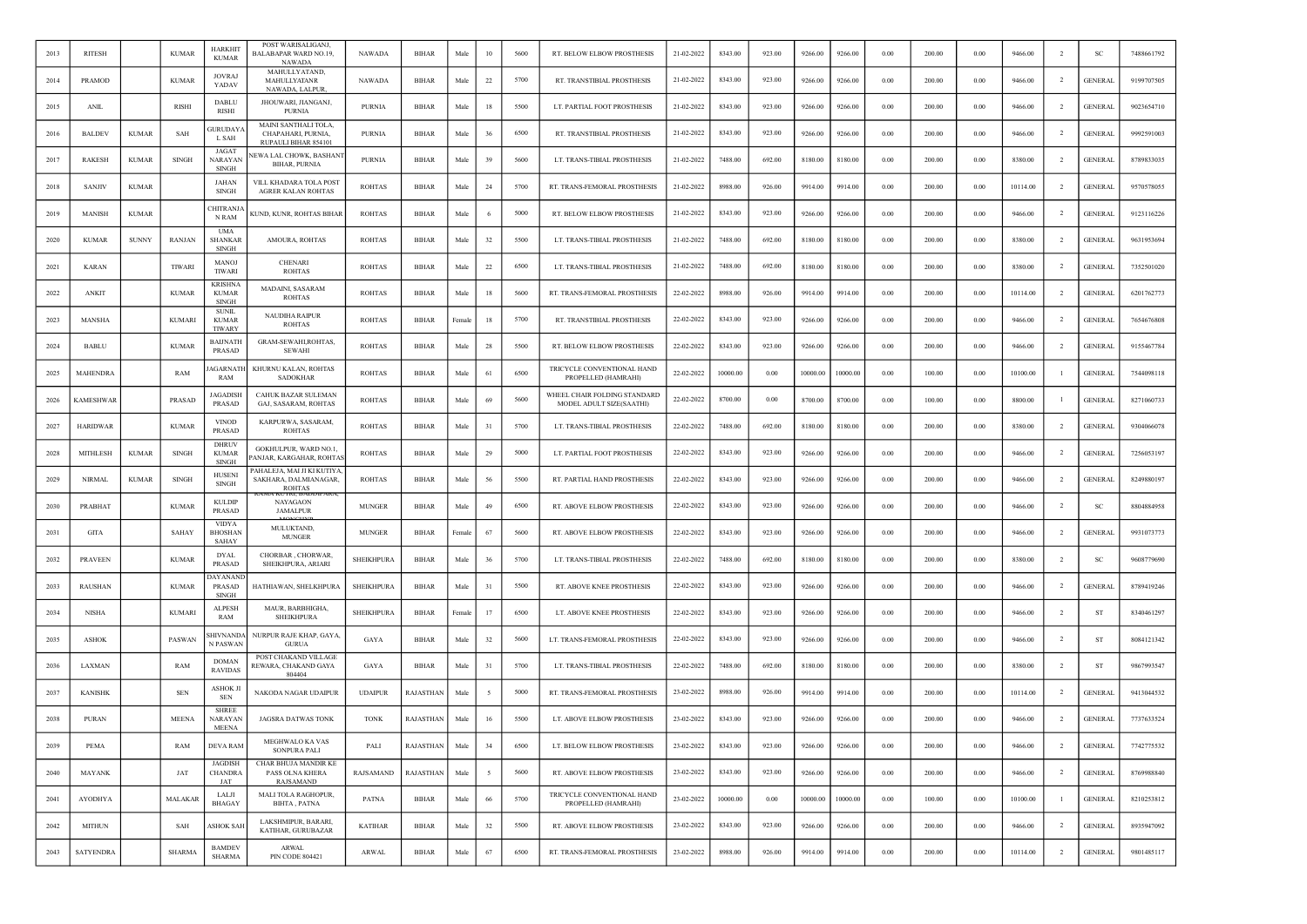| 2013 | RITESH | | KUMAR | HARKHIT KUMAR | POST WARISALIGANJ, BALABAPAR WARD NO.19, NAWADA | NAWADA | BIHAR | Male | 10 | 5600 | RT. BELOW ELBOW PROSTHESIS | 21-02-2022 | 8343.00 | 923.00 | 9266.00 | 9266.00 | 0.00 | 200.00 | 0.00 | 9466.00 | 2 | SC | 7488661792 |
|---|---|---|---|---|---|---|---|---|---|---|---|---|---|---|---|---|---|---|---|---|---|---|---|
| 2014 | PRAMOD | | KUMAR | JOVRAJ YADAV | MAHULLYATAND, MAHULLYATANR NAWADA, LALPUR, | NAWADA | BIHAR | Male | 22 | 5700 | RT. TRANSTIBIAL PROSTHESIS | 21-02-2022 | 8343.00 | 923.00 | 9266.00 | 9266.00 | 0.00 | 200.00 | 0.00 | 9466.00 | 2 | GENERAL | 9199707505 |
| 2015 | ANIL | | RISHI | DABLU RISHI | JHOUWARI, JIANGANJ, PURNIA | PURNIA | BIHAR | Male | 18 | 5500 | LT. PARTIAL FOOT PROSTHESIS | 21-02-2022 | 8343.00 | 923.00 | 9266.00 | 9266.00 | 0.00 | 200.00 | 0.00 | 9466.00 | 2 | GENERAL | 9023654710 |
| 2016 | BALDEV | KUMAR | SAH | GURUDAYAL SAH | MAINI SANTHALI TOLA, CHAPAHARI, PURNIA, RUPAULI BIHAR 854101 | PURNIA | BIHAR | Male | 36 | 6500 | RT. TRANSTIBIAL PROSTHESIS | 21-02-2022 | 8343.00 | 923.00 | 9266.00 | 9266.00 | 0.00 | 200.00 | 0.00 | 9466.00 | 2 | GENERAL | 9992591003 |
| 2017 | RAKESH | KUMAR | SINGH | JAGAT NARAYAN SINGH | NEWA LAL CHOWK, BASHANT BIHAR, PURNIA | PURNIA | BIHAR | Male | 39 | 5600 | LT. TRANS-TIBIAL PROSTHESIS | 21-02-2022 | 7488.00 | 692.00 | 8180.00 | 8180.00 | 0.00 | 200.00 | 0.00 | 8380.00 | 2 | GENERAL | 8789833035 |
| 2018 | SANJIV | KUMAR | | JAHAN SINGH | VILL KHADARA TOLA POST AGRER KALAN ROHTAS | ROHTAS | BIHAR | Male | 24 | 5700 | RT. TRANS-FEMORAL PROSTHESIS | 21-02-2022 | 8988.00 | 926.00 | 9914.00 | 9914.00 | 0.00 | 200.00 | 0.00 | 10114.00 | 2 | GENERAL | 9570578055 |
| 2019 | MANISH | KUMAR | | CHITRANJAN RAM | KUND, KUNR, ROHTAS BIHAR | ROHTAS | BIHAR | Male | 6 | 5000 | RT. BELOW ELBOW PROSTHESIS | 21-02-2022 | 8343.00 | 923.00 | 9266.00 | 9266.00 | 0.00 | 200.00 | 0.00 | 9466.00 | 2 | GENERAL | 9123116226 |
| 2020 | KUMAR | SUNNY | RANJAN | UMA SHANKAR SINGH | AMOURA, ROHTAS | ROHTAS | BIHAR | Male | 32 | 5500 | LT. TRANS-TIBIAL PROSTHESIS | 21-02-2022 | 7488.00 | 692.00 | 8180.00 | 8180.00 | 0.00 | 200.00 | 0.00 | 8380.00 | 2 | GENERAL | 9631953694 |
| 2021 | KARAN | | TIWARI | MANOJ TIWARI | CHENARI ROHTAS | ROHTAS | BIHAR | Male | 22 | 6500 | LT. TRANS-TIBIAL PROSTHESIS | 21-02-2022 | 7488.00 | 692.00 | 8180.00 | 8180.00 | 0.00 | 200.00 | 0.00 | 8380.00 | 2 | GENERAL | 7352501020 |
| 2022 | ANKIT | | KUMAR | KRISHNA KUMAR SINGH | MADAINI, SASARAM ROHTAS | ROHTAS | BIHAR | Male | 18 | 5600 | RT. TRANS-FEMORAL PROSTHESIS | 22-02-2022 | 8988.00 | 926.00 | 9914.00 | 9914.00 | 0.00 | 200.00 | 0.00 | 10114.00 | 2 | GENERAL | 6201762773 |
| 2023 | MANSHA | | KUMARI | SUNIL KUMAR TIWARY | NAUDIHA RAJPUR ROHTAS | ROHTAS | BIHAR | Female | 18 | 5700 | RT. TRANSTIBIAL PROSTHESIS | 22-02-2022 | 8343.00 | 923.00 | 9266.00 | 9266.00 | 0.00 | 200.00 | 0.00 | 9466.00 | 2 | GENERAL | 7654676808 |
| 2024 | BABLU | | KUMAR | BAIJNATH PRASAD | GRAM-SEWAHI,ROHTAS, SEWAHI | ROHTAS | BIHAR | Male | 28 | 5500 | RT. BELOW ELBOW PROSTHESIS | 22-02-2022 | 8343.00 | 923.00 | 9266.00 | 9266.00 | 0.00 | 200.00 | 0.00 | 9466.00 | 2 | GENERAL | 9155467784 |
| 2025 | MAHENDRA | | RAM | JAGARNATH RAM | KHURNU KALAN, ROHTAS SADOKHAR | ROHTAS | BIHAR | Male | 61 | 6500 | TRICYCLE CONVENTIONAL HAND PROPELLED (HAMRAHI) | 22-02-2022 | 10000.00 | 0.00 | 10000.00 | 10000.00 | 0.00 | 100.00 | 0.00 | 10100.00 | 1 | GENERAL | 7544098118 |
| 2026 | KAMESHWAR | | PRASAD | JAGADISH PRASAD | CAHUK BAZAR SULEMAN GAJ, SASARAM, ROHTAS | ROHTAS | BIHAR | Male | 69 | 5600 | WHEEL CHAIR FOLDING STANDARD MODEL ADULT SIZE(SAATHI) | 22-02-2022 | 8700.00 | 0.00 | 8700.00 | 8700.00 | 0.00 | 100.00 | 0.00 | 8800.00 | 1 | GENERAL | 8271060733 |
| 2027 | HARIDWAR | | KUMAR | VINOD PRASAD | KARPURWA, SASARAM, ROHTAS | ROHTAS | BIHAR | Male | 31 | 5700 | LT. TRANS-TIBIAL PROSTHESIS | 22-02-2022 | 7488.00 | 692.00 | 8180.00 | 8180.00 | 0.00 | 200.00 | 0.00 | 8380.00 | 2 | GENERAL | 9304066078 |
| 2028 | MITHLESH | KUMAR | SINGH | DHRUV KUMAR SINGH | GOKHULPUR, WARD NO.1, PANJAR, KARGAHAR, ROHTAS | ROHTAS | BIHAR | Male | 29 | 5000 | LT. PARTIAL FOOT PROSTHESIS | 22-02-2022 | 8343.00 | 923.00 | 9266.00 | 9266.00 | 0.00 | 200.00 | 0.00 | 9466.00 | 2 | GENERAL | 7256053197 |
| 2029 | NIRMAL | KUMAR | SINGH | HUSENI SINGH | PAHALEJA, MAI JI KI KUTIYA, SAKHARA, DALMIANAGAR, ROHTAS | ROHTAS | BIHAR | Male | 56 | 5500 | RT. PARTIAL HAND PROSTHESIS | 22-02-2022 | 8343.00 | 923.00 | 9266.00 | 9266.00 | 0.00 | 200.00 | 0.00 | 9466.00 | 2 | GENERAL | 8249880197 |
| 2030 | PRABHAT | | KUMAR | KULDIP PRASAD | NAYAGAON JAMALPUR | MUNGER | BIHAR | Male | 49 | 6500 | RT. ABOVE ELBOW PROSTHESIS | 22-02-2022 | 8343.00 | 923.00 | 9266.00 | 9266.00 | 0.00 | 200.00 | 0.00 | 9466.00 | 2 | SC | 8804884958 |
| 2031 | GITA | | SAHAY | VIDYA BHOSHAN SAHAY | MULUKTAND, MUNGER | MUNGER | BIHAR | Female | 67 | 5600 | RT. ABOVE ELBOW PROSTHESIS | 22-02-2022 | 8343.00 | 923.00 | 9266.00 | 9266.00 | 0.00 | 200.00 | 0.00 | 9466.00 | 2 | GENERAL | 9931073773 |
| 2032 | PRAVEEN | | KUMAR | DYAL PRASAD | CHORBAR , CHORWAR, SHEIKHPURA, ARIARI | SHEIKHPURA | BIHAR | Male | 36 | 5700 | LT. TRANS-TIBIAL PROSTHESIS | 22-02-2022 | 7488.00 | 692.00 | 8180.00 | 8180.00 | 0.00 | 200.00 | 0.00 | 8380.00 | 2 | SC | 9608779690 |
| 2033 | RAUSHAN | | KUMAR | DAYANAND PRASAD SINGH | HATHIAWAN, SHELKHPURA | SHEIKHPURA | BIHAR | Male | 31 | 5500 | RT. ABOVE KNEE PROSTHESIS | 22-02-2022 | 8343.00 | 923.00 | 9266.00 | 9266.00 | 0.00 | 200.00 | 0.00 | 9466.00 | 2 | GENERAL | 8789419246 |
| 2034 | NISHA | | KUMARI | ALPESH RAM | MAUR, BARBHIGHA, SHEIKHPURA | SHEIKHPURA | BIHAR | Female | 17 | 6500 | LT. ABOVE KNEE PROSTHESIS | 22-02-2022 | 8343.00 | 923.00 | 9266.00 | 9266.00 | 0.00 | 200.00 | 0.00 | 9466.00 | 2 | ST | 8340461297 |
| 2035 | ASHOK | | PASWAN | SHIVNANDAN PASWAN | NURPUR RAJE KHAP, GAYA, GURUA | GAYA | BIHAR | Male | 32 | 5600 | LT. TRANS-FEMORAL PROSTHESIS | 22-02-2022 | 8343.00 | 923.00 | 9266.00 | 9266.00 | 0.00 | 200.00 | 0.00 | 9466.00 | 2 | ST | 8084121342 |
| 2036 | LAXMAN | | RAM | DOMAN RAVIDAS | POST CHAKAND VILLAGE REWARA, CHAKAND GAYA 804404 | GAYA | BIHAR | Male | 31 | 5700 | LT. TRANS-TIBIAL PROSTHESIS | 22-02-2022 | 7488.00 | 692.00 | 8180.00 | 8180.00 | 0.00 | 200.00 | 0.00 | 8380.00 | 2 | ST | 9867993547 |
| 2037 | KANISHK | | SEN | ASHOK JI SEN | NAKODA NAGAR UDAIPUR | UDAIPUR | RAJASTHAN | Male | 5 | 5000 | RT. TRANS-FEMORAL PROSTHESIS | 23-02-2022 | 8988.00 | 926.00 | 9914.00 | 9914.00 | 0.00 | 200.00 | 0.00 | 10114.00 | 2 | GENERAL | 9413044532 |
| 2038 | PURAN | | MEENA | SHREE NARAYAN MEENA | JAGSRA DATWAS TONK | TONK | RAJASTHAN | Male | 16 | 5500 | LT. ABOVE ELBOW PROSTHESIS | 23-02-2022 | 8343.00 | 923.00 | 9266.00 | 9266.00 | 0.00 | 200.00 | 0.00 | 9466.00 | 2 | GENERAL | 7737633524 |
| 2039 | PEMA | | RAM | DEVA RAM | MEGHWALO KA VAS SONPURA PALI | PALI | RAJASTHAN | Male | 34 | 6500 | LT. BELOW ELBOW PROSTHESIS | 23-02-2022 | 8343.00 | 923.00 | 9266.00 | 9266.00 | 0.00 | 200.00 | 0.00 | 9466.00 | 2 | GENERAL | 7742775532 |
| 2040 | MAYANK | | JAT | JAGDISH CHANDRA JAT | CHAR BHUJA MANDIR KE PASS OLNA KHERA RAJSAMAND | RAJSAMAND | RAJASTHAN | Male | 5 | 5600 | RT. ABOVE ELBOW PROSTHESIS | 23-02-2022 | 8343.00 | 923.00 | 9266.00 | 9266.00 | 0.00 | 200.00 | 0.00 | 9466.00 | 2 | GENERAL | 8769988840 |
| 2041 | AYODHYA | | MALAKAR | LALJI BHAGAY | MALI TOLA RAGHOPUR, BIHTA , PATNA | PATNA | BIHAR | Male | 66 | 5700 | TRICYCLE CONVENTIONAL HAND PROPELLED (HAMRAHI) | 23-02-2022 | 10000.00 | 0.00 | 10000.00 | 10000.00 | 0.00 | 100.00 | 0.00 | 10100.00 | 1 | GENERAL | 8210253812 |
| 2042 | MITHUN | | SAH | ASHOK SAH | LAKSHMIPUR, BARARI, KATIHAR, GURUBAZAR | KATIHAR | BIHAR | Male | 32 | 5500 | RT. ABOVE ELBOW PROSTHESIS | 23-02-2022 | 8343.00 | 923.00 | 9266.00 | 9266.00 | 0.00 | 200.00 | 0.00 | 9466.00 | 2 | GENERAL | 8935947092 |
| 2043 | SATYENDRA | | SHARMA | BAMDEV SHARMA | ARWAL PIN CODE 804421 | ARWAL | BIHAR | Male | 67 | 6500 | RT. TRANS-FEMORAL PROSTHESIS | 23-02-2022 | 8988.00 | 926.00 | 9914.00 | 9914.00 | 0.00 | 200.00 | 0.00 | 10114.00 | 2 | GENERAL | 9801485117 |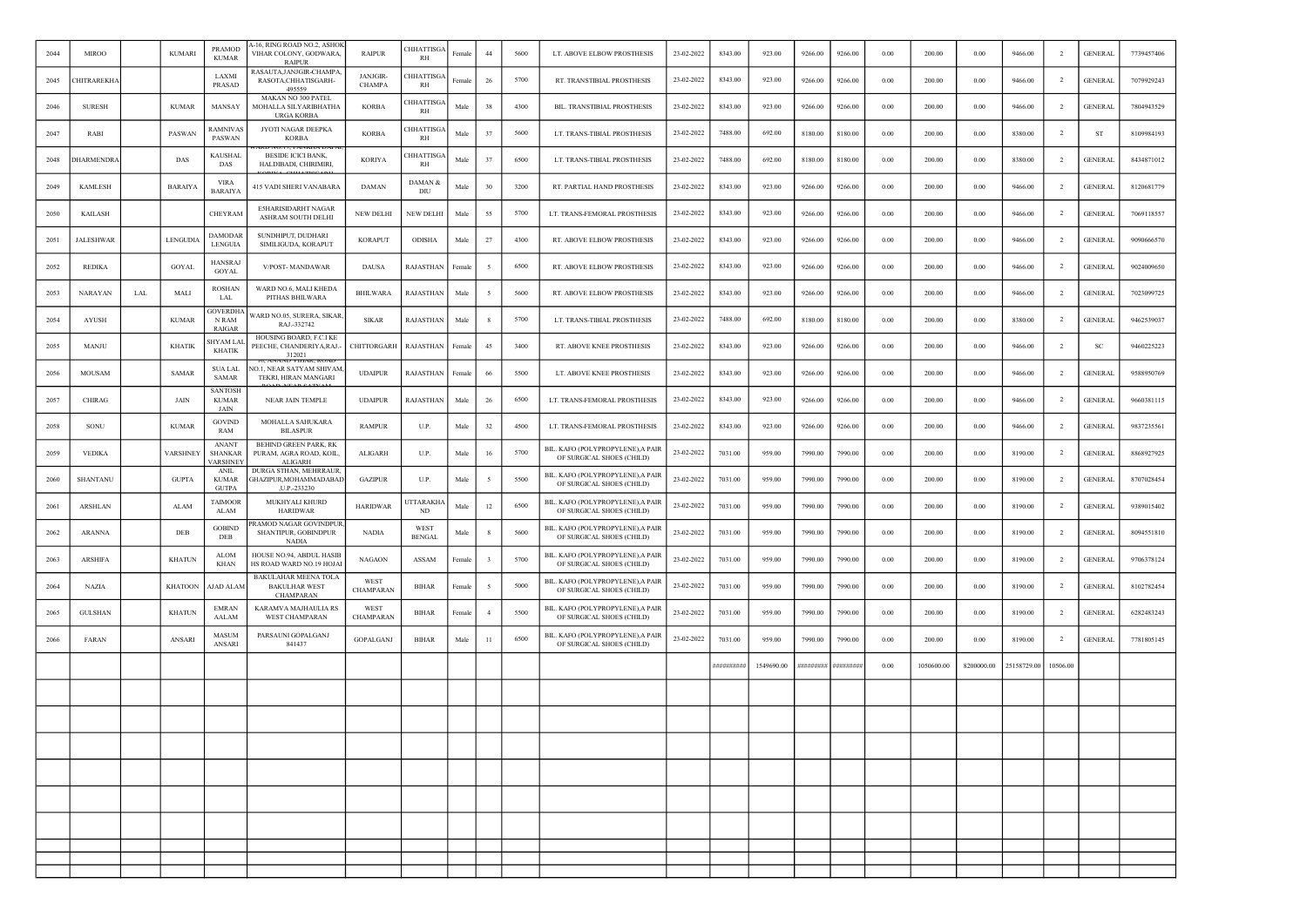| | | | | | | | | | | | | | | | | | | | | | | | | | |
|---|---|---|---|---|---|---|---|---|---|---|---|---|---|---|---|---|---|---|---|---|---|---|---|---|---|
| 2044 | MIROO | | KUMARI | PRAMOD KUMAR | A-16, RING ROAD NO.2, ASHOK VIHAR COLONY, GODWARA, RAIPUR | RAIPUR | CHHATTISGARH | Female | 44 | 5600 | LT. ABOVE ELBOW PROSTHESIS | 23-02-2022 | 8343.00 | 923.00 | 9266.00 | 9266.00 | 0.00 | 200.00 | 0.00 | 9466.00 | 2 | GENERAL | 7739457406 |
| 2045 | CHITRAREKHA | | | LAXMI PRASAD | RASAUTA,JANJGIR-CHAMPA, RASOTA,CHHATISGARH-495559 | JANJGIR-CHAMPA | CHHATTISGARH | Female | 26 | 5700 | RT. TRANSTIBIAL PROSTHESIS | 23-02-2022 | 8343.00 | 923.00 | 9266.00 | 9266.00 | 0.00 | 200.00 | 0.00 | 9466.00 | 2 | GENERAL | 7079929243 |
| 2046 | SURESH | | KUMAR | MANSAY | MAKAN NO 300 PATEL MOHALLA SILYARIBHATHA URGA KORBA | KORBA | CHHATTISGARH | Male | 38 | 4300 | BIL. TRANSTIBIAL PROSTHESIS | 23-02-2022 | 8343.00 | 923.00 | 9266.00 | 9266.00 | 0.00 | 200.00 | 0.00 | 9466.00 | 2 | GENERAL | 7804943529 |
| 2047 | RABI | | PASWAN | RAMNIVAS PASWAN | JYOTI NAGAR DEEPKA KORBA | KORBA | CHHATTISGARH | Male | 37 | 5600 | LT. TRANS-TIBIAL PROSTHESIS | 23-02-2022 | 7488.00 | 692.00 | 8180.00 | 8180.00 | 0.00 | 200.00 | 0.00 | 8380.00 | 2 | ST | 8109984193 |
| 2048 | DHARMENDRA | | DAS | KAUSHAL DAS | BESIDE ICICI BANK, HALDIBADI, CHIRIMIRI, | KORIYA | CHHATTISGARH | Male | 37 | 6500 | LT. TRANS-TIBIAL PROSTHESIS | 23-02-2022 | 7488.00 | 692.00 | 8180.00 | 8180.00 | 0.00 | 200.00 | 0.00 | 8380.00 | 2 | GENERAL | 8434871012 |
| 2049 | KAMLESH | | BARAIYA | VIRA BARAIYA | 415 VADI SHERI VANABARA | DAMAN | DAMAN & DIU | Male | 30 | 3200 | RT. PARTIAL HAND PROSTHESIS | 23-02-2022 | 8343.00 | 923.00 | 9266.00 | 9266.00 | 0.00 | 200.00 | 0.00 | 9466.00 | 2 | GENERAL | 8120681779 |
| 2050 | KAILASH | | | CHEYRAM | E5HARISIDARHT NAGAR ASHRAM SOUTH DELHI | NEW DELHI | NEW DELHI | Male | 55 | 5700 | LT. TRANS-FEMORAL PROSTHESIS | 23-02-2022 | 8343.00 | 923.00 | 9266.00 | 9266.00 | 0.00 | 200.00 | 0.00 | 9466.00 | 2 | GENERAL | 7069118557 |
| 2051 | JALESHWAR | | LENGUDIA | DAMODAR LENGUIA | SUNDHIPUT, DUDHARI SIMILIGUDA, KORAPUT | KORAPUT | ODISHA | Male | 27 | 4300 | RT. ABOVE ELBOW PROSTHESIS | 23-02-2022 | 8343.00 | 923.00 | 9266.00 | 9266.00 | 0.00 | 200.00 | 0.00 | 9466.00 | 2 | GENERAL | 9090666570 |
| 2052 | REDIKA | | GOYAL | HANSRAJ GOYAL | V/POST- MANDAWAR | DAUSA | RAJASTHAN | Female | 5 | 6500 | RT. ABOVE ELBOW PROSTHESIS | 23-02-2022 | 8343.00 | 923.00 | 9266.00 | 9266.00 | 0.00 | 200.00 | 0.00 | 9466.00 | 2 | GENERAL | 9024009650 |
| 2053 | NARAYAN | LAL | MALI | ROSHAN LAL | WARD NO.6, MALI KHEDA PITHAS BHILWARA | BHILWARA | RAJASTHAN | Male | 5 | 5600 | RT. ABOVE ELBOW PROSTHESIS | 23-02-2022 | 8343.00 | 923.00 | 9266.00 | 9266.00 | 0.00 | 200.00 | 0.00 | 9466.00 | 2 | GENERAL | 7023099725 |
| 2054 | AYUSH | | KUMAR | GOVERDHAN RAM RAIGAR | WARD NO.05, SURERA, SIKAR, RAJ.-332742 | SIKAR | RAJASTHAN | Male | 8 | 5700 | LT. TRANS-TIBIAL PROSTHESIS | 23-02-2022 | 7488.00 | 692.00 | 8180.00 | 8180.00 | 0.00 | 200.00 | 0.00 | 8380.00 | 2 | GENERAL | 9462539037 |
| 2055 | MANJU | | KHATIK | SHYAM LAL KHATIK | HOUSING BOARD, F.C.I KE PEECHE, CHANDERIYA,RAJ.-312021 | CHITTORGARH | RAJASTHAN | Female | 45 | 3400 | RT. ABOVE KNEE PROSTHESIS | 23-02-2022 | 8343.00 | 923.00 | 9266.00 | 9266.00 | 0.00 | 200.00 | 0.00 | 9466.00 | 2 | SC | 9460225223 |
| 2056 | MOUSAM | | SAMAR | SUA LAL SAMAR | NO.1, NEAR SATYAM SHIVAM, TEKRI, HIRAN MANGARI | UDAIPUR | RAJASTHAN | Female | 66 | 5500 | LT. ABOVE KNEE PROSTHESIS | 23-02-2022 | 8343.00 | 923.00 | 9266.00 | 9266.00 | 0.00 | 200.00 | 0.00 | 9466.00 | 2 | GENERAL | 9588950769 |
| 2057 | CHIRAG | | JAIN | SANTOSH KUMAR JAIN | NEAR JAIN TEMPLE | UDAIPUR | RAJASTHAN | Male | 26 | 6500 | LT. TRANS-FEMORAL PROSTHESIS | 23-02-2022 | 8343.00 | 923.00 | 9266.00 | 9266.00 | 0.00 | 200.00 | 0.00 | 9466.00 | 2 | GENERAL | 9660381115 |
| 2058 | SONU | | KUMAR | GOVIND RAM | MOHALLA SAHUKARA BILASPUR | RAMPUR | U.P. | Male | 32 | 4500 | LT. TRANS-FEMORAL PROSTHESIS | 23-02-2022 | 8343.00 | 923.00 | 9266.00 | 9266.00 | 0.00 | 200.00 | 0.00 | 9466.00 | 2 | GENERAL | 9837235561 |
| 2059 | VEDIKA | | VARSHNEY | ANANT SHANKAR VARSHNEY | BEHIND GREEN PARK, RK PURAM, AGRA ROAD, KOIL, ALIGARH | ALIGARH | U.P. | Male | 16 | 5700 | BIL. KAFO (POLYPROPYLENE),A PAIR OF SURGICAL SHOES (CHILD) | 23-02-2022 | 7031.00 | 959.00 | 7990.00 | 7990.00 | 0.00 | 200.00 | 0.00 | 8190.00 | 2 | GENERAL | 8868927925 |
| 2060 | SHANTANU | | GUPTA | ANIL KUMAR GUTPA | DURGA STHAN, MEHRRAUR, GHAZIPUR,MOHAMMADABAD ,U.P.-233230 | GAZIPUR | U.P. | Male | 5 | 5500 | BIL. KAFO (POLYPROPYLENE),A PAIR OF SURGICAL SHOES (CHILD) | 23-02-2022 | 7031.00 | 959.00 | 7990.00 | 7990.00 | 0.00 | 200.00 | 0.00 | 8190.00 | 2 | GENERAL | 8707028454 |
| 2061 | ARSHLAN | | ALAM | TAIMOOR ALAM | MUKHYALI KHURD HARIDWAR | HARIDWAR | UTTARAKHAND | Male | 12 | 6500 | BIL. KAFO (POLYPROPYLENE),A PAIR OF SURGICAL SHOES (CHILD) | 23-02-2022 | 7031.00 | 959.00 | 7990.00 | 7990.00 | 0.00 | 200.00 | 0.00 | 8190.00 | 2 | GENERAL | 9389015402 |
| 2062 | ARANNA | | DEB | GOBIND DEB | PRAMOD NAGAR GOVINDPUR, SHANTIPUR, GOBINDPUR NADIA | NADIA | WEST BENGAL | Male | 8 | 5600 | BIL. KAFO (POLYPROPYLENE),A PAIR OF SURGICAL SHOES (CHILD) | 23-02-2022 | 7031.00 | 959.00 | 7990.00 | 7990.00 | 0.00 | 200.00 | 0.00 | 8190.00 | 2 | GENERAL | 8094551810 |
| 2063 | ARSHIFA | | KHATUN | ALOM KHAN | HOUSE NO.94, ABDUL HASIB HS ROAD WARD NO.19 HOJAI | NAGAON | ASSAM | Female | 3 | 5700 | BIL. KAFO (POLYPROPYLENE),A PAIR OF SURGICAL SHOES (CHILD) | 23-02-2022 | 7031.00 | 959.00 | 7990.00 | 7990.00 | 0.00 | 200.00 | 0.00 | 8190.00 | 2 | GENERAL | 9706378124 |
| 2064 | NAZIA | | KHATOON | AJAD ALAM | BAKULAHAR MEENA TOLA BAKULHAR WEST CHAMPARAN | WEST CHAMPARAN | BIHAR | Female | 5 | 5000 | BIL. KAFO (POLYPROPYLENE),A PAIR OF SURGICAL SHOES (CHILD) | 23-02-2022 | 7031.00 | 959.00 | 7990.00 | 7990.00 | 0.00 | 200.00 | 0.00 | 8190.00 | 2 | GENERAL | 8102782454 |
| 2065 | GULSHAN | | KHATUN | EMRAN AALAM | KARAMVA MAJHAULIA RS WEST CHAMPARAN | WEST CHAMPARAN | BIHAR | Female | 4 | 5500 | BIL. KAFO (POLYPROPYLENE),A PAIR OF SURGICAL SHOES (CHILD) | 23-02-2022 | 7031.00 | 959.00 | 7990.00 | 7990.00 | 0.00 | 200.00 | 0.00 | 8190.00 | 2 | GENERAL | 6282483243 |
| 2066 | FARAN | | ANSARI | MASUM ANSARI | PARSAUNI GOPALGANJ 841437 | GOPALGANJ | BIHAR | Male | 11 | 6500 | BIL. KAFO (POLYPROPYLENE),A PAIR OF SURGICAL SHOES (CHILD) | 23-02-2022 | 7031.00 | 959.00 | 7990.00 | 7990.00 | 0.00 | 200.00 | 0.00 | 8190.00 | 2 | GENERAL | 7781805145 |
| | | | | | | | | | | | | | ########## | 1549690.00 | ######### | ######### | 0.00 | 1050600.00 | 8200000.00 | 25158729.00 | 10506.00 | | |